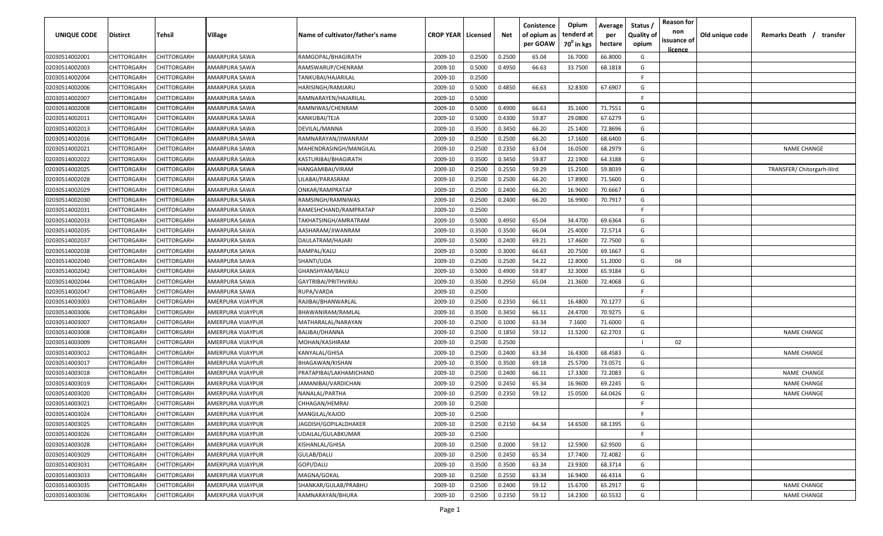| UNIQUE CODE | Distirct | Tehsil | Village | Name of cultivator/father's name | CROP YEAR | Licensed | Net | Conistence of opium as per GOAW | Opium tenderd at 70⁰ in kgs | Average per hectare | Status / Quality of opium | Reason for non issuance of licence | Old unique code | Remarks Death / transfer |
|---|---|---|---|---|---|---|---|---|---|---|---|---|---|---|
| 02030514002001 | CHITTORGARH | CHITTORGARH | AMARPURA SAWA | RAMGOPAL/BHAGIRATH | 2009-10 | 0.2500 | 0.2500 | 65.04 | 16.7000 | 66.8000 | G | | | |
| 02030514002003 | CHITTORGARH | CHITTORGARH | AMARPURA SAWA | RAMSWARUP/CHENRAM | 2009-10 | 0.5000 | 0.4950 | 66.63 | 33.7500 | 68.1818 | G | | | |
| 02030514002004 | CHITTORGARH | CHITTORGARH | AMARPURA SAWA | TANKUBAI/HAJARILAL | 2009-10 | 0.2500 | | | | | F | | | |
| 02030514002006 | CHITTORGARH | CHITTORGARH | AMARPURA SAWA | HARISINGH/RAMJARU | 2009-10 | 0.5000 | 0.4850 | 66.63 | 32.8300 | 67.6907 | G | | | |
| 02030514002007 | CHITTORGARH | CHITTORGARH | AMARPURA SAWA | RAMNARAYEN/HAJARILAL | 2009-10 | 0.5000 | | | | | F | | | |
| 02030514002008 | CHITTORGARH | CHITTORGARH | AMARPURA SAWA | RAMNIWAS/CHENRAM | 2009-10 | 0.5000 | 0.4900 | 66.63 | 35.1600 | 71.7551 | G | | | |
| 02030514002011 | CHITTORGARH | CHITTORGARH | AMARPURA SAWA | KANKUBAI/TEJA | 2009-10 | 0.5000 | 0.4300 | 59.87 | 29.0800 | 67.6279 | G | | | |
| 02030514002013 | CHITTORGARH | CHITTORGARH | AMARPURA SAWA | DEVILAL/MANNA | 2009-10 | 0.3500 | 0.3450 | 66.20 | 25.1400 | 72.8696 | G | | | |
| 02030514002016 | CHITTORGARH | CHITTORGARH | AMARPURA SAWA | RAMNARAYAN/JIWANRAM | 2009-10 | 0.2500 | 0.2500 | 66.20 | 17.1600 | 68.6400 | G | | | |
| 02030514002021 | CHITTORGARH | CHITTORGARH | AMARPURA SAWA | MAHENDRASINGH/MANGILAL | 2009-10 | 0.2500 | 0.2350 | 63.04 | 16.0500 | 68.2979 | G | | | NAME CHANGE |
| 02030514002022 | CHITTORGARH | CHITTORGARH | AMARPURA SAWA | KASTURIBAI/BHAGIRATH | 2009-10 | 0.3500 | 0.3450 | 59.87 | 22.1900 | 64.3188 | G | | | |
| 02030514002025 | CHITTORGARH | CHITTORGARH | AMARPURA SAWA | HANGAMIBAI/VIRAM | 2009-10 | 0.2500 | 0.2550 | 59.29 | 15.2500 | 59.8039 | G | | | TRANSFER/ Chitorgarh-IIIrd |
| 02030514002028 | CHITTORGARH | CHITTORGARH | AMARPURA SAWA | LILABAI/PARASRAM | 2009-10 | 0.2500 | 0.2500 | 66.20 | 17.8900 | 71.5600 | G | | | |
| 02030514002029 | CHITTORGARH | CHITTORGARH | AMARPURA SAWA | ONKAR/RAMPRATAP | 2009-10 | 0.2500 | 0.2400 | 66.20 | 16.9600 | 70.6667 | G | | | |
| 02030514002030 | CHITTORGARH | CHITTORGARH | AMARPURA SAWA | RAMSINGH/RAMNIWAS | 2009-10 | 0.2500 | 0.2400 | 66.20 | 16.9900 | 70.7917 | G | | | |
| 02030514002031 | CHITTORGARH | CHITTORGARH | AMARPURA SAWA | RAMESHCHAND/RAMPRATAP | 2009-10 | 0.2500 | | | | | F | | | |
| 02030514002033 | CHITTORGARH | CHITTORGARH | AMARPURA SAWA | TAKHATSINGH/AMRATRAM | 2009-10 | 0.5000 | 0.4950 | 65.04 | 34.4700 | 69.6364 | G | | | |
| 02030514002035 | CHITTORGARH | CHITTORGARH | AMARPURA SAWA | AASHARAM/JIWANRAM | 2009-10 | 0.3500 | 0.3500 | 66.04 | 25.4000 | 72.5714 | G | | | |
| 02030514002037 | CHITTORGARH | CHITTORGARH | AMARPURA SAWA | DAULATRAM/HAJARI | 2009-10 | 0.5000 | 0.2400 | 69.21 | 17.4600 | 72.7500 | G | | | |
| 02030514002038 | CHITTORGARH | CHITTORGARH | AMARPURA SAWA | RAMPAL/KALU | 2009-10 | 0.5000 | 0.3000 | 66.63 | 20.7500 | 69.1667 | G | | | |
| 02030514002040 | CHITTORGARH | CHITTORGARH | AMARPURA SAWA | SHANTI/UDA | 2009-10 | 0.2500 | 0.2500 | 54.22 | 12.8000 | 51.2000 | G | 04 | | |
| 02030514002042 | CHITTORGARH | CHITTORGARH | AMARPURA SAWA | GHANSHYAM/BALU | 2009-10 | 0.5000 | 0.4900 | 59.87 | 32.3000 | 65.9184 | G | | | |
| 02030514002044 | CHITTORGARH | CHITTORGARH | AMARPURA SAWA | GAYTRIBAI/PRITHVIRAJ | 2009-10 | 0.3500 | 0.2950 | 65.04 | 21.3600 | 72.4068 | G | | | |
| 02030514002047 | CHITTORGARH | CHITTORGARH | AMARPURA SAWA | RUPA/VARDA | 2009-10 | 0.2500 | | | | | F | | | |
| 02030514003003 | CHITTORGARH | CHITTORGARH | AMERPURA VIJAYPUR | RAJIBAI/BHANWARLAL | 2009-10 | 0.2500 | 0.2350 | 66.11 | 16.4800 | 70.1277 | G | | | |
| 02030514003006 | CHITTORGARH | CHITTORGARH | AMERPURA VIJAYPUR | BHAWANIRAM/RAMLAL | 2009-10 | 0.3500 | 0.3450 | 66.11 | 24.4700 | 70.9275 | G | | | |
| 02030514003007 | CHITTORGARH | CHITTORGARH | AMERPURA VIJAYPUR | MATHARALAL/NARAYAN | 2009-10 | 0.2500 | 0.1000 | 63.34 | 7.1600 | 71.6000 | G | | | |
| 02030514003008 | CHITTORGARH | CHITTORGARH | AMERPURA VIJAYPUR | BALIBAI/DHANNA | 2009-10 | 0.2500 | 0.1850 | 59.12 | 11.5200 | 62.2703 | G | | | NAME CHANGE |
| 02030514003009 | CHITTORGARH | CHITTORGARH | AMERPURA VIJAYPUR | MOHAN/KASHIRAM | 2009-10 | 0.2500 | 0.2500 | | | | I | 02 | | |
| 02030514003012 | CHITTORGARH | CHITTORGARH | AMERPURA VIJAYPUR | KANYALAL/GHISA | 2009-10 | 0.2500 | 0.2400 | 63.34 | 16.4300 | 68.4583 | G | | | NAME CHANGE |
| 02030514003017 | CHITTORGARH | CHITTORGARH | AMERPURA VIJAYPUR | BHAGAWAN/KISHAN | 2009-10 | 0.3500 | 0.3500 | 69.18 | 25.5700 | 73.0571 | G | | | |
| 02030514003018 | CHITTORGARH | CHITTORGARH | AMERPURA VIJAYPUR | PRATAPIBAI/LAKHAMICHAND | 2009-10 | 0.2500 | 0.2400 | 66.11 | 17.3300 | 72.2083 | G | | | NAME CHANGE |
| 02030514003019 | CHITTORGARH | CHITTORGARH | AMERPURA VIJAYPUR | JAMANIBAI/VARDICHAN | 2009-10 | 0.2500 | 0.2450 | 65.34 | 16.9600 | 69.2245 | G | | | NAME CHANGE |
| 02030514003020 | CHITTORGARH | CHITTORGARH | AMERPURA VIJAYPUR | NANALAL/PARTHA | 2009-10 | 0.2500 | 0.2350 | 59.12 | 15.0500 | 64.0426 | G | | | NAME CHANGE |
| 02030514003021 | CHITTORGARH | CHITTORGARH | AMERPURA VIJAYPUR | CHHAGAN/HEMRAJ | 2009-10 | 0.2500 | | | | | F | | | |
| 02030514003024 | CHITTORGARH | CHITTORGARH | AMERPURA VIJAYPUR | MANGILAL/KAJOD | 2009-10 | 0.2500 | | | | | F | | | |
| 02030514003025 | CHITTORGARH | CHITTORGARH | AMERPURA VIJAYPUR | JAGDISH/GOPILALDHAKER | 2009-10 | 0.2500 | 0.2150 | 64.34 | 14.6500 | 68.1395 | G | | | |
| 02030514003026 | CHITTORGARH | CHITTORGARH | AMERPURA VIJAYPUR | UDAILAL/GULABKUMAR | 2009-10 | 0.2500 | | | | | F | | | |
| 02030514003028 | CHITTORGARH | CHITTORGARH | AMERPURA VIJAYPUR | KISHANLAL/GHISA | 2009-10 | 0.2500 | 0.2000 | 59.12 | 12.5900 | 62.9500 | G | | | |
| 02030514003029 | CHITTORGARH | CHITTORGARH | AMERPURA VIJAYPUR | GULAB/DALU | 2009-10 | 0.2500 | 0.2450 | 65.34 | 17.7400 | 72.4082 | G | | | |
| 02030514003031 | CHITTORGARH | CHITTORGARH | AMERPURA VIJAYPUR | GOPI/DALU | 2009-10 | 0.3500 | 0.3500 | 63.34 | 23.9300 | 68.3714 | G | | | |
| 02030514003033 | CHITTORGARH | CHITTORGARH | AMERPURA VIJAYPUR | MAGNA/GOKAL | 2009-10 | 0.2500 | 0.2550 | 63.34 | 16.9400 | 66.4314 | G | | | |
| 02030514003035 | CHITTORGARH | CHITTORGARH | AMERPURA VIJAYPUR | SHANKAR/GULAB/PRABHU | 2009-10 | 0.2500 | 0.2400 | 59.12 | 15.6700 | 65.2917 | G | | | NAME CHANGE |
| 02030514003036 | CHITTORGARH | CHITTORGARH | AMERPURA VIJAYPUR | RAMNARAYAN/BHURA | 2009-10 | 0.2500 | 0.2350 | 59.12 | 14.2300 | 60.5532 | G | | | NAME CHANGE |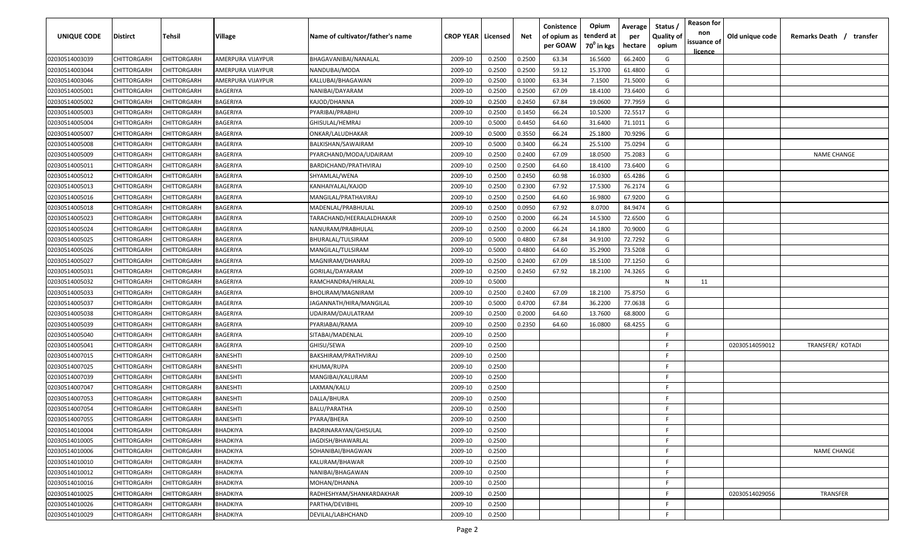| UNIQUE CODE | Distirct | Tehsil | Village | Name of cultivator/father's name | CROP YEAR | Licensed | Net | Conistence of opium as per GOAW | Opium tenderd at $70^0$ in kgs | Average per hectare | Status / Quality of opium | Reason for non issuance of licence | Old unique code | Remarks Death / transfer |
|---|---|---|---|---|---|---|---|---|---|---|---|---|---|---|
| 02030514003039 | CHITTORGARH | CHITTORGARH | AMERPURA VIJAYPUR | BHAGAVANIBAI/NANALAL | 2009-10 | 0.2500 | 0.2500 | 63.34 | 16.5600 | 66.2400 | G | | | |
| 02030514003044 | CHITTORGARH | CHITTORGARH | AMERPURA VIJAYPUR | NANDUBAI/MODA | 2009-10 | 0.2500 | 0.2500 | 59.12 | 15.3700 | 61.4800 | G | | | |
| 02030514003046 | CHITTORGARH | CHITTORGARH | AMERPURA VIJAYPUR | KALLUBAI/BHAGAWAN | 2009-10 | 0.2500 | 0.1000 | 63.34 | 7.1500 | 71.5000 | G | | | |
| 02030514005001 | CHITTORGARH | CHITTORGARH | BAGERIYA | NANIBAI/DAYARAM | 2009-10 | 0.2500 | 0.2500 | 67.09 | 18.4100 | 73.6400 | G | | | |
| 02030514005002 | CHITTORGARH | CHITTORGARH | BAGERIYA | KAJOD/DHANNA | 2009-10 | 0.2500 | 0.2450 | 67.84 | 19.0600 | 77.7959 | G | | | |
| 02030514005003 | CHITTORGARH | CHITTORGARH | BAGERIYA | PYARIBAI/PRABHU | 2009-10 | 0.2500 | 0.1450 | 66.24 | 10.5200 | 72.5517 | G | | | |
| 02030514005004 | CHITTORGARH | CHITTORGARH | BAGERIYA | GHISULAL/HEMRAJ | 2009-10 | 0.5000 | 0.4450 | 64.60 | 31.6400 | 71.1011 | G | | | |
| 02030514005007 | CHITTORGARH | CHITTORGARH | BAGERIYA | ONKAR/LALUDHAKAR | 2009-10 | 0.5000 | 0.3550 | 66.24 | 25.1800 | 70.9296 | G | | | |
| 02030514005008 | CHITTORGARH | CHITTORGARH | BAGERIYA | BALKISHAN/SAWAIRAM | 2009-10 | 0.5000 | 0.3400 | 66.24 | 25.5100 | 75.0294 | G | | | |
| 02030514005009 | CHITTORGARH | CHITTORGARH | BAGERIYA | PYARCHAND/MODA/UDAIRAM | 2009-10 | 0.2500 | 0.2400 | 67.09 | 18.0500 | 75.2083 | G | | | NAME CHANGE |
| 02030514005011 | CHITTORGARH | CHITTORGARH | BAGERIYA | BARDICHAND/PRATHVIRAJ | 2009-10 | 0.2500 | 0.2500 | 64.60 | 18.4100 | 73.6400 | G | | | |
| 02030514005012 | CHITTORGARH | CHITTORGARH | BAGERIYA | SHYAMLAL/WENA | 2009-10 | 0.2500 | 0.2450 | 60.98 | 16.0300 | 65.4286 | G | | | |
| 02030514005013 | CHITTORGARH | CHITTORGARH | BAGERIYA | KANHAIYALAL/KAJOD | 2009-10 | 0.2500 | 0.2300 | 67.92 | 17.5300 | 76.2174 | G | | | |
| 02030514005016 | CHITTORGARH | CHITTORGARH | BAGERIYA | MANGILAL/PRATHAVIRAJ | 2009-10 | 0.2500 | 0.2500 | 64.60 | 16.9800 | 67.9200 | G | | | |
| 02030514005018 | CHITTORGARH | CHITTORGARH | BAGERIYA | MADENLAL/PRABHULAL | 2009-10 | 0.2500 | 0.0950 | 67.92 | 8.0700 | 84.9474 | G | | | |
| 02030514005023 | CHITTORGARH | CHITTORGARH | BAGERIYA | TARACHAND/HEERALALDHAKAR | 2009-10 | 0.2500 | 0.2000 | 66.24 | 14.5300 | 72.6500 | G | | | |
| 02030514005024 | CHITTORGARH | CHITTORGARH | BAGERIYA | NANURAM/PRABHULAL | 2009-10 | 0.2500 | 0.2000 | 66.24 | 14.1800 | 70.9000 | G | | | |
| 02030514005025 | CHITTORGARH | CHITTORGARH | BAGERIYA | BHURALAL/TULSIRAM | 2009-10 | 0.5000 | 0.4800 | 67.84 | 34.9100 | 72.7292 | G | | | |
| 02030514005026 | CHITTORGARH | CHITTORGARH | BAGERIYA | MANGILAL/TULSIRAM | 2009-10 | 0.5000 | 0.4800 | 64.60 | 35.2900 | 73.5208 | G | | | |
| 02030514005027 | CHITTORGARH | CHITTORGARH | BAGERIYA | MAGNIRAM/DHANRAJ | 2009-10 | 0.2500 | 0.2400 | 67.09 | 18.5100 | 77.1250 | G | | | |
| 02030514005031 | CHITTORGARH | CHITTORGARH | BAGERIYA | GORILAL/DAYARAM | 2009-10 | 0.2500 | 0.2450 | 67.92 | 18.2100 | 74.3265 | G | | | |
| 02030514005032 | CHITTORGARH | CHITTORGARH | BAGERIYA | RAMCHANDRA/HIRALAL | 2009-10 | 0.5000 | | | | | N | 11 | | |
| 02030514005033 | CHITTORGARH | CHITTORGARH | BAGERIYA | BHOLIRAM/MAGNIRAM | 2009-10 | 0.2500 | 0.2400 | 67.09 | 18.2100 | 75.8750 | G | | | |
| 02030514005037 | CHITTORGARH | CHITTORGARH | BAGERIYA | JAGANNATH/HIRA/MANGILAL | 2009-10 | 0.5000 | 0.4700 | 67.84 | 36.2200 | 77.0638 | G | | | |
| 02030514005038 | CHITTORGARH | CHITTORGARH | BAGERIYA | UDAIRAM/DAULATRAM | 2009-10 | 0.2500 | 0.2000 | 64.60 | 13.7600 | 68.8000 | G | | | |
| 02030514005039 | CHITTORGARH | CHITTORGARH | BAGERIYA | PYARIABAI/RAMA | 2009-10 | 0.2500 | 0.2350 | 64.60 | 16.0800 | 68.4255 | G | | | |
| 02030514005040 | CHITTORGARH | CHITTORGARH | BAGERIYA | SITABAI/MADENLAL | 2009-10 | 0.2500 | | | | | F | | | |
| 02030514005041 | CHITTORGARH | CHITTORGARH | BAGERIYA | GHISU/SEWA | 2009-10 | 0.2500 | | | | | F | | 02030514059012 | TRANSFER/ KOTADI |
| 02030514007015 | CHITTORGARH | CHITTORGARH | BANESHTI | BAKSHIRAM/PRATHVIRAJ | 2009-10 | 0.2500 | | | | | F | | | |
| 02030514007025 | CHITTORGARH | CHITTORGARH | BANESHTI | KHUMA/RUPA | 2009-10 | 0.2500 | | | | | F | | | |
| 02030514007039 | CHITTORGARH | CHITTORGARH | BANESHTI | MANGIBAI/KALURAM | 2009-10 | 0.2500 | | | | | F | | | |
| 02030514007047 | CHITTORGARH | CHITTORGARH | BANESHTI | LAXMAN/KALU | 2009-10 | 0.2500 | | | | | F | | | |
| 02030514007053 | CHITTORGARH | CHITTORGARH | BANESHTI | DALLA/BHURA | 2009-10 | 0.2500 | | | | | F | | | |
| 02030514007054 | CHITTORGARH | CHITTORGARH | BANESHTI | BALU/PARATHA | 2009-10 | 0.2500 | | | | | F | | | |
| 02030514007055 | CHITTORGARH | CHITTORGARH | BANESHTI | PYARA/BHERA | 2009-10 | 0.2500 | | | | | F | | | |
| 02030514010004 | CHITTORGARH | CHITTORGARH | BHADKIYA | BADRINARAYAN/GHISULAL | 2009-10 | 0.2500 | | | | | F | | | |
| 02030514010005 | CHITTORGARH | CHITTORGARH | BHADKIYA | JAGDISH/BHAWARLAL | 2009-10 | 0.2500 | | | | | F | | | |
| 02030514010006 | CHITTORGARH | CHITTORGARH | BHADKIYA | SOHANIBAI/BHAGWAN | 2009-10 | 0.2500 | | | | | F | | | NAME CHANGE |
| 02030514010010 | CHITTORGARH | CHITTORGARH | BHADKIYA | KALURAM/BHAWAR | 2009-10 | 0.2500 | | | | | F | | | |
| 02030514010012 | CHITTORGARH | CHITTORGARH | BHADKIYA | NANIBAI/BHAGAWAN | 2009-10 | 0.2500 | | | | | F | | | |
| 02030514010016 | CHITTORGARH | CHITTORGARH | BHADKIYA | MOHAN/DHANNA | 2009-10 | 0.2500 | | | | | F | | | |
| 02030514010025 | CHITTORGARH | CHITTORGARH | BHADKIYA | RADHESHYAM/SHANKARDAKHAR | 2009-10 | 0.2500 | | | | | F | | 02030514029056 | TRANSFER |
| 02030514010026 | CHITTORGARH | CHITTORGARH | BHADKIYA | PARTHA/DEVIBHIL | 2009-10 | 0.2500 | | | | | F | | | |
| 02030514010029 | CHITTORGARH | CHITTORGARH | BHADKIYA | DEVILAL/LABHCHAND | 2009-10 | 0.2500 | | | | | F | | | |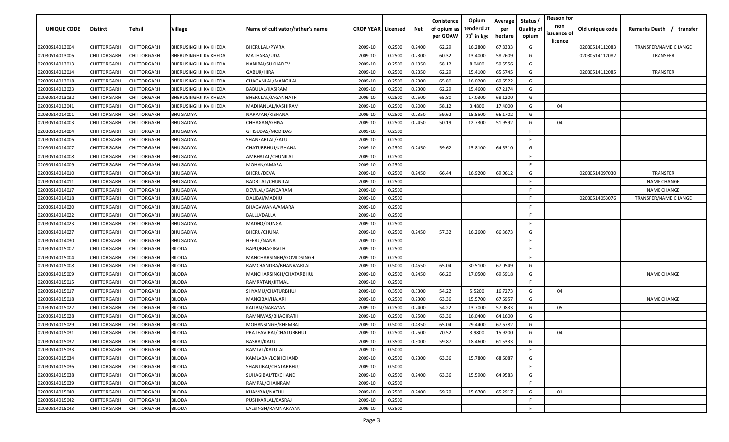| UNIQUE CODE | Distirct | Tehsil | Village | Name of cultivator/father's name | CROP YEAR | Licensed | Net | Conistence of opium as per GOAW | Opium tenderd at $70^0$ in kgs | Average per hectare | Status / Quality of opium | Reason for non issuance of licence | Old unique code | Remarks Death / transfer |
|---|---|---|---|---|---|---|---|---|---|---|---|---|---|---|
| 02030514013004 | CHITTORGARH | CHITTORGARH | BHERUSINGHJI KA KHEDA | BHERULAL/PYARA | 2009-10 | 0.2500 | 0.2400 | 62.29 | 16.2800 | 67.8333 | G | | 02030514112083 | TRANSFER/NAME CHANGE |
| 02030514013006 | CHITTORGARH | CHITTORGARH | BHERUSINGHJI KA KHEDA | MATHARA/UDA | 2009-10 | 0.2500 | 0.2300 | 60.32 | 13.4000 | 58.2609 | G | | 02030514112082 | TRANSFER |
| 02030514013013 | CHITTORGARH | CHITTORGARH | BHERUSINGHJI KA KHEDA | NANIBAI/SUKHADEV | 2009-10 | 0.2500 | 0.1350 | 58.12 | 8.0400 | 59.5556 | G | | | |
| 02030514013014 | CHITTORGARH | CHITTORGARH | BHERUSINGHJI KA KHEDA | GABUR/HIRA | 2009-10 | 0.2500 | 0.2350 | 62.29 | 15.4100 | 65.5745 | G | | 02030514112085 | TRANSFER |
| 02030514013018 | CHITTORGARH | CHITTORGARH | BHERUSINGHJI KA KHEDA | CHAGANLAL/MANGILAL | 2009-10 | 0.2500 | 0.2300 | 65.80 | 16.0200 | 69.6522 | G | | | |
| 02030514013023 | CHITTORGARH | CHITTORGARH | BHERUSINGHJI KA KHEDA | BABULAL/KASIRAM | 2009-10 | 0.2500 | 0.2300 | 62.29 | 15.4600 | 67.2174 | G | | | |
| 02030514013032 | CHITTORGARH | CHITTORGARH | BHERUSINGHJI KA KHEDA | BHERULAL/JAGANNATH | 2009-10 | 0.2500 | 0.2500 | 65.80 | 17.0300 | 68.1200 | G | | | |
| 02030514013041 | CHITTORGARH | CHITTORGARH | BHERUSINGHJI KA KHEDA | MADHANLAL/KASHIRAM | 2009-10 | 0.2500 | 0.2000 | 58.12 | 3.4800 | 17.4000 | G | 04 | | |
| 02030514014001 | CHITTORGARH | CHITTORGARH | BHUGADIYA | NARAYAN/KISHANA | 2009-10 | 0.2500 | 0.2350 | 59.62 | 15.5500 | 66.1702 | G | | | |
| 02030514014003 | CHITTORGARH | CHITTORGARH | BHUGADIYA | CHHAGAN/GHISA | 2009-10 | 0.2500 | 0.2450 | 50.19 | 12.7300 | 51.9592 | G | 04 | | |
| 02030514014004 | CHITTORGARH | CHITTORGARH | BHUGADIYA | GHISUDAS/MODIDAS | 2009-10 | 0.2500 | | | | | F | | | |
| 02030514014006 | CHITTORGARH | CHITTORGARH | BHUGADIYA | SHANKARLAL/KALU | 2009-10 | 0.2500 | | | | | F | | | |
| 02030514014007 | CHITTORGARH | CHITTORGARH | BHUGADIYA | CHATURBHUJ/KISHANA | 2009-10 | 0.2500 | 0.2450 | 59.62 | 15.8100 | 64.5310 | G | | | |
| 02030514014008 | CHITTORGARH | CHITTORGARH | BHUGADIYA | AMBHALAL/CHUNILAL | 2009-10 | 0.2500 | | | | | F | | | |
| 02030514014009 | CHITTORGARH | CHITTORGARH | BHUGADIYA | MOHAN/AMARA | 2009-10 | 0.2500 | | | | | F | | | |
| 02030514014010 | CHITTORGARH | CHITTORGARH | BHUGADIYA | BHERU/DEVA | 2009-10 | 0.2500 | 0.2450 | 66.44 | 16.9200 | 69.0612 | G | | 02030514097030 | TRANSFER |
| 02030514014011 | CHITTORGARH | CHITTORGARH | BHUGADIYA | BADRILAL/CHUNILAL | 2009-10 | 0.2500 | | | | | F | | | NAME CHANGE |
| 02030514014017 | CHITTORGARH | CHITTORGARH | BHUGADIYA | DEVILAL/GANGARAM | 2009-10 | 0.2500 | | | | | F | | | NAME CHANGE |
| 02030514014018 | CHITTORGARH | CHITTORGARH | BHUGADIYA | DALIBAI/MADHU | 2009-10 | 0.2500 | | | | | F | | 02030514053076 | TRANSFER/NAME CHANGE |
| 02030514014020 | CHITTORGARH | CHITTORGARH | BHUGADIYA | BHAGAWANA/AMARA | 2009-10 | 0.2500 | | | | | F | | | |
| 02030514014022 | CHITTORGARH | CHITTORGARH | BHUGADIYA | BALLU/DALLA | 2009-10 | 0.2500 | | | | | F | | | |
| 02030514014023 | CHITTORGARH | CHITTORGARH | BHUGADIYA | MADHO/DUNGA | 2009-10 | 0.2500 | | | | | F | | | |
| 02030514014027 | CHITTORGARH | CHITTORGARH | BHUGADIYA | BHERU/CHUNA | 2009-10 | 0.2500 | 0.2450 | 57.32 | 16.2600 | 66.3673 | G | | | |
| 02030514014030 | CHITTORGARH | CHITTORGARH | BHUGADIYA | HEERU/NANA | 2009-10 | 0.2500 | | | | | F | | | |
| 02030514015002 | CHITTORGARH | CHITTORGARH | BILODA | BAPU/BHAGIRATH | 2009-10 | 0.2500 | | | | | F | | | |
| 02030514015004 | CHITTORGARH | CHITTORGARH | BILODA | MANOHARSINGH/GOVIIDSINGH | 2009-10 | 0.2500 | | | | | F | | | |
| 02030514015008 | CHITTORGARH | CHITTORGARH | BILODA | RAMCHANDRA/BHANWARLAL | 2009-10 | 0.5000 | 0.4550 | 65.04 | 30.5100 | 67.0549 | G | | | |
| 02030514015009 | CHITTORGARH | CHITTORGARH | BILODA | MANOHARSINGH/CHATARBHUJ | 2009-10 | 0.2500 | 0.2450 | 66.20 | 17.0500 | 69.5918 | G | | | NAME CHANGE |
| 02030514015015 | CHITTORGARH | CHITTORGARH | BILODA | RAMRATAN/JITMAL | 2009-10 | 0.2500 | | | | | F | | | |
| 02030514015017 | CHITTORGARH | CHITTORGARH | BILODA | SHYAMU/CHATURBHUJ | 2009-10 | 0.3500 | 0.3300 | 54.22 | 5.5200 | 16.7273 | G | 04 | | |
| 02030514015018 | CHITTORGARH | CHITTORGARH | BILODA | MANGIBAI/HAJARI | 2009-10 | 0.2500 | 0.2300 | 63.36 | 15.5700 | 67.6957 | G | | | NAME CHANGE |
| 02030514015022 | CHITTORGARH | CHITTORGARH | BILODA | KALIBAI/NARAYAN | 2009-10 | 0.2500 | 0.2400 | 54.22 | 13.7000 | 57.0833 | G | 05 | | |
| 02030514015028 | CHITTORGARH | CHITTORGARH | BILODA | RAMNIWAS/BHAGIRATH | 2009-10 | 0.2500 | 0.2500 | 63.36 | 16.0400 | 64.1600 | G | | | |
| 02030514015029 | CHITTORGARH | CHITTORGARH | BILODA | MOHANSINGH/KHEMRAJ | 2009-10 | 0.5000 | 0.4350 | 65.04 | 29.4400 | 67.6782 | G | | | |
| 02030514015031 | CHITTORGARH | CHITTORGARH | BILODA | PRATHAVIRAJ/CHATURBHUJ | 2009-10 | 0.2500 | 0.2500 | 70.52 | 3.9800 | 15.9200 | G | 04 | | |
| 02030514015032 | CHITTORGARH | CHITTORGARH | BILODA | BASRAJ/KALU | 2009-10 | 0.3500 | 0.3000 | 59.87 | 18.4600 | 61.5333 | G | | | |
| 02030514015033 | CHITTORGARH | CHITTORGARH | BILODA | RAMLAL/KALULAL | 2009-10 | 0.5000 | | | | | F | | | |
| 02030514015034 | CHITTORGARH | CHITTORGARH | BILODA | KAMLABAI/LOBHCHAND | 2009-10 | 0.2500 | 0.2300 | 63.36 | 15.7800 | 68.6087 | G | | | |
| 02030514015036 | CHITTORGARH | CHITTORGARH | BILODA | SHANTIBAI/CHATARBHUJ | 2009-10 | 0.5000 | | | | | F | | | |
| 02030514015038 | CHITTORGARH | CHITTORGARH | BILODA | SUHAGIBAI/TEKCHAND | 2009-10 | 0.2500 | 0.2400 | 63.36 | 15.5900 | 64.9583 | G | | | |
| 02030514015039 | CHITTORGARH | CHITTORGARH | BILODA | RAMPAL/CHAINRAM | 2009-10 | 0.2500 | | | | | F | | | |
| 02030514015040 | CHITTORGARH | CHITTORGARH | BILODA | KHAMRAJ/NATHU | 2009-10 | 0.2500 | 0.2400 | 59.29 | 15.6700 | 65.2917 | G | 01 | | |
| 02030514015042 | CHITTORGARH | CHITTORGARH | BILODA | PUSHKARLAL/BASRAJ | 2009-10 | 0.2500 | | | | | F | | | |
| 02030514015043 | CHITTORGARH | CHITTORGARH | BILODA | LALSINGH/RAMNARAYAN | 2009-10 | 0.3500 | | | | | F | | | |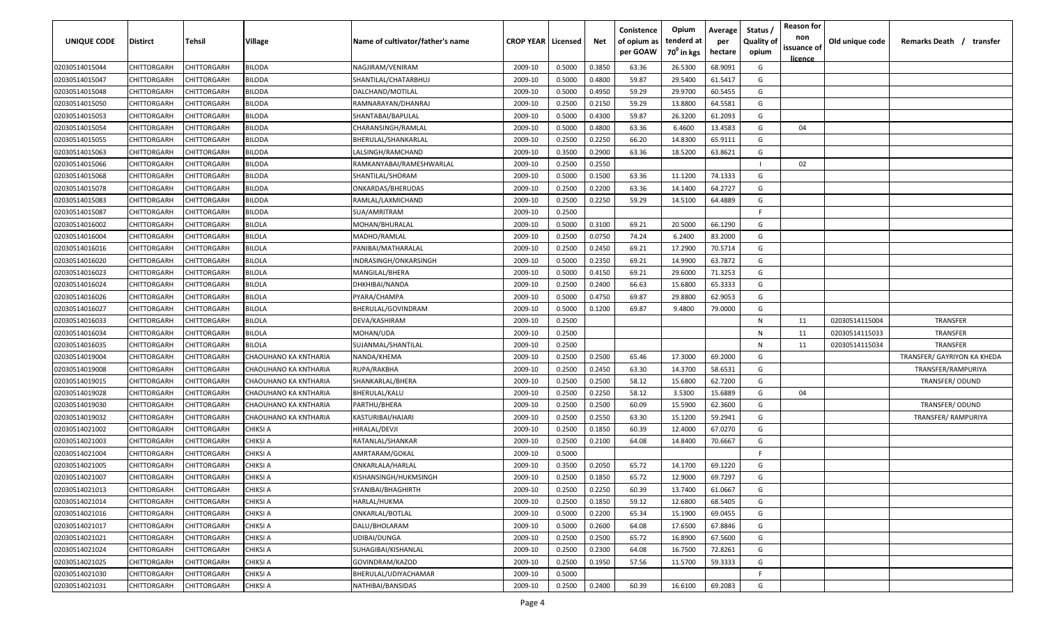| UNIQUE CODE | Distirct | Tehsil | Village | Name of cultivator/father's name | CROP YEAR | Licensed | Net | Conistence of opium as per GOAW | Opium tenderd at 70$^0$ in kgs | Average per hectare | Status / Quality of opium | Reason for non issuance of licence | Old unique code | Remarks Death / transfer |
|---|---|---|---|---|---|---|---|---|---|---|---|---|---|---|
| 02030514015044 | CHITTORGARH | CHITTORGARH | BILODA | NAGJIRAM/VENIRAM | 2009-10 | 0.5000 | 0.3850 | 63.36 | 26.5300 | 68.9091 | G | | | |
| 02030514015047 | CHITTORGARH | CHITTORGARH | BILODA | SHANTILAL/CHATARBHUJ | 2009-10 | 0.5000 | 0.4800 | 59.87 | 29.5400 | 61.5417 | G | | | |
| 02030514015048 | CHITTORGARH | CHITTORGARH | BILODA | DALCHAND/MOTILAL | 2009-10 | 0.5000 | 0.4950 | 59.29 | 29.9700 | 60.5455 | G | | | |
| 02030514015050 | CHITTORGARH | CHITTORGARH | BILODA | RAMNARAYAN/DHANRAJ | 2009-10 | 0.2500 | 0.2150 | 59.29 | 13.8800 | 64.5581 | G | | | |
| 02030514015053 | CHITTORGARH | CHITTORGARH | BILODA | SHANTABAI/BAPULAL | 2009-10 | 0.5000 | 0.4300 | 59.87 | 26.3200 | 61.2093 | G | | | |
| 02030514015054 | CHITTORGARH | CHITTORGARH | BILODA | CHARANSINGH/RAMLAL | 2009-10 | 0.5000 | 0.4800 | 63.36 | 6.4600 | 13.4583 | G | 04 | | |
| 02030514015055 | CHITTORGARH | CHITTORGARH | BILODA | BHERULAL/SHANKARLAL | 2009-10 | 0.2500 | 0.2250 | 66.20 | 14.8300 | 65.9111 | G | | | |
| 02030514015063 | CHITTORGARH | CHITTORGARH | BILODA | LALSINGH/RAMCHAND | 2009-10 | 0.3500 | 0.2900 | 63.36 | 18.5200 | 63.8621 | G | | | |
| 02030514015066 | CHITTORGARH | CHITTORGARH | BILODA | RAMKANYABAI/RAMESHWARLAL | 2009-10 | 0.2500 | 0.2550 | | | | I | 02 | | |
| 02030514015068 | CHITTORGARH | CHITTORGARH | BILODA | SHANTILAL/SHORAM | 2009-10 | 0.5000 | 0.1500 | 63.36 | 11.1200 | 74.1333 | G | | | |
| 02030514015078 | CHITTORGARH | CHITTORGARH | BILODA | ONKARDAS/BHERUDAS | 2009-10 | 0.2500 | 0.2200 | 63.36 | 14.1400 | 64.2727 | G | | | |
| 02030514015083 | CHITTORGARH | CHITTORGARH | BILODA | RAMLAL/LAXMICHAND | 2009-10 | 0.2500 | 0.2250 | 59.29 | 14.5100 | 64.4889 | G | | | |
| 02030514015087 | CHITTORGARH | CHITTORGARH | BILODA | SUA/AMRITRAM | 2009-10 | 0.2500 | | | | | F | | | |
| 02030514016002 | CHITTORGARH | CHITTORGARH | BILOLA | MOHAN/BHURALAL | 2009-10 | 0.5000 | 0.3100 | 69.21 | 20.5000 | 66.1290 | G | | | |
| 02030514016004 | CHITTORGARH | CHITTORGARH | BILOLA | MADHO/RAMLAL | 2009-10 | 0.2500 | 0.0750 | 74.24 | 6.2400 | 83.2000 | G | | | |
| 02030514016016 | CHITTORGARH | CHITTORGARH | BILOLA | PANIBAI/MATHARALAL | 2009-10 | 0.2500 | 0.2450 | 69.21 | 17.2900 | 70.5714 | G | | | |
| 02030514016020 | CHITTORGARH | CHITTORGARH | BILOLA | INDRASINGH/ONKARSINGH | 2009-10 | 0.5000 | 0.2350 | 69.21 | 14.9900 | 63.7872 | G | | | |
| 02030514016023 | CHITTORGARH | CHITTORGARH | BILOLA | MANGILAL/BHERA | 2009-10 | 0.5000 | 0.4150 | 69.21 | 29.6000 | 71.3253 | G | | | |
| 02030514016024 | CHITTORGARH | CHITTORGARH | BILOLA | DHKHIBAI/NANDA | 2009-10 | 0.2500 | 0.2400 | 66.63 | 15.6800 | 65.3333 | G | | | |
| 02030514016026 | CHITTORGARH | CHITTORGARH | BILOLA | PYARA/CHAMPA | 2009-10 | 0.5000 | 0.4750 | 69.87 | 29.8800 | 62.9053 | G | | | |
| 02030514016027 | CHITTORGARH | CHITTORGARH | BILOLA | BHERULAL/GOVINDRAM | 2009-10 | 0.5000 | 0.1200 | 69.87 | 9.4800 | 79.0000 | G | | | |
| 02030514016033 | CHITTORGARH | CHITTORGARH | BILOLA | DEVA/KASHIRAM | 2009-10 | 0.2500 | | | | | N | 11 | 02030514115004 | TRANSFER |
| 02030514016034 | CHITTORGARH | CHITTORGARH | BILOLA | MOHAN/UDA | 2009-10 | 0.2500 | | | | | N | 11 | 02030514115033 | TRANSFER |
| 02030514016035 | CHITTORGARH | CHITTORGARH | BILOLA | SUJANMAL/SHANTILAL | 2009-10 | 0.2500 | | | | | N | 11 | 02030514115034 | TRANSFER |
| 02030514019004 | CHITTORGARH | CHITTORGARH | CHAOUHANO KA KNTHARIA | NANDA/KHEMA | 2009-10 | 0.2500 | 0.2500 | 65.46 | 17.3000 | 69.2000 | G | | | TRANSFER/ GAYRIYON KA KHEDA |
| 02030514019008 | CHITTORGARH | CHITTORGARH | CHAOUHANO KA KNTHARIA | RUPA/RAKBHA | 2009-10 | 0.2500 | 0.2450 | 63.30 | 14.3700 | 58.6531 | G | | | TRANSFER/RAMPURIYA |
| 02030514019015 | CHITTORGARH | CHITTORGARH | CHAOUHANO KA KNTHARIA | SHANKARLAL/BHERA | 2009-10 | 0.2500 | 0.2500 | 58.12 | 15.6800 | 62.7200 | G | | | TRANSFER/ ODUND |
| 02030514019028 | CHITTORGARH | CHITTORGARH | CHAOUHANO KA KNTHARIA | BHERULAL/KALU | 2009-10 | 0.2500 | 0.2250 | 58.12 | 3.5300 | 15.6889 | G | 04 | | |
| 02030514019030 | CHITTORGARH | CHITTORGARH | CHAOUHANO KA KNTHARIA | PARTHU/BHERA | 2009-10 | 0.2500 | 0.2500 | 60.09 | 15.5900 | 62.3600 | G | | | TRANSFER/ ODUND |
| 02030514019032 | CHITTORGARH | CHITTORGARH | CHAOUHANO KA KNTHARIA | KASTURIBAI/HAJARI | 2009-10 | 0.2500 | 0.2550 | 63.30 | 15.1200 | 59.2941 | G | | | TRANSFER/ RAMPURIYA |
| 02030514021002 | CHITTORGARH | CHITTORGARH | CHIKSI A | HIRALAL/DEVJI | 2009-10 | 0.2500 | 0.1850 | 60.39 | 12.4000 | 67.0270 | G | | | |
| 02030514021003 | CHITTORGARH | CHITTORGARH | CHIKSI A | RATANLAL/SHANKAR | 2009-10 | 0.2500 | 0.2100 | 64.08 | 14.8400 | 70.6667 | G | | | |
| 02030514021004 | CHITTORGARH | CHITTORGARH | CHIKSI A | AMRTARAM/GOKAL | 2009-10 | 0.5000 | | | | | F | | | |
| 02030514021005 | CHITTORGARH | CHITTORGARH | CHIKSI A | ONKARLALA/HARLAL | 2009-10 | 0.3500 | 0.2050 | 65.72 | 14.1700 | 69.1220 | G | | | |
| 02030514021007 | CHITTORGARH | CHITTORGARH | CHIKSI A | KISHANSINGH/HUKMSINGH | 2009-10 | 0.2500 | 0.1850 | 65.72 | 12.9000 | 69.7297 | G | | | |
| 02030514021013 | CHITTORGARH | CHITTORGARH | CHIKSI A | SYANIBAI/BHAGHIRTH | 2009-10 | 0.2500 | 0.2250 | 60.39 | 13.7400 | 61.0667 | G | | | |
| 02030514021014 | CHITTORGARH | CHITTORGARH | CHIKSI A | HARLAL/HUKMA | 2009-10 | 0.2500 | 0.1850 | 59.12 | 12.6800 | 68.5405 | G | | | |
| 02030514021016 | CHITTORGARH | CHITTORGARH | CHIKSI A | ONKARLAL/BOTLAL | 2009-10 | 0.5000 | 0.2200 | 65.34 | 15.1900 | 69.0455 | G | | | |
| 02030514021017 | CHITTORGARH | CHITTORGARH | CHIKSI A | DALU/BHOLARAM | 2009-10 | 0.5000 | 0.2600 | 64.08 | 17.6500 | 67.8846 | G | | | |
| 02030514021021 | CHITTORGARH | CHITTORGARH | CHIKSI A | UDIBAI/DUNGA | 2009-10 | 0.2500 | 0.2500 | 65.72 | 16.8900 | 67.5600 | G | | | |
| 02030514021024 | CHITTORGARH | CHITTORGARH | CHIKSI A | SUHAGIBAI/KISHANLAL | 2009-10 | 0.2500 | 0.2300 | 64.08 | 16.7500 | 72.8261 | G | | | |
| 02030514021025 | CHITTORGARH | CHITTORGARH | CHIKSI A | GOVINDRAM/KAZOD | 2009-10 | 0.2500 | 0.1950 | 57.56 | 11.5700 | 59.3333 | G | | | |
| 02030514021030 | CHITTORGARH | CHITTORGARH | CHIKSI A | BHERULAL/UDIYACHAMAR | 2009-10 | 0.5000 | | | | | F | | | |
| 02030514021031 | CHITTORGARH | CHITTORGARH | CHIKSI A | NATHIBAI/BANSIDAS | 2009-10 | 0.2500 | 0.2400 | 60.39 | 16.6100 | 69.2083 | G | | | |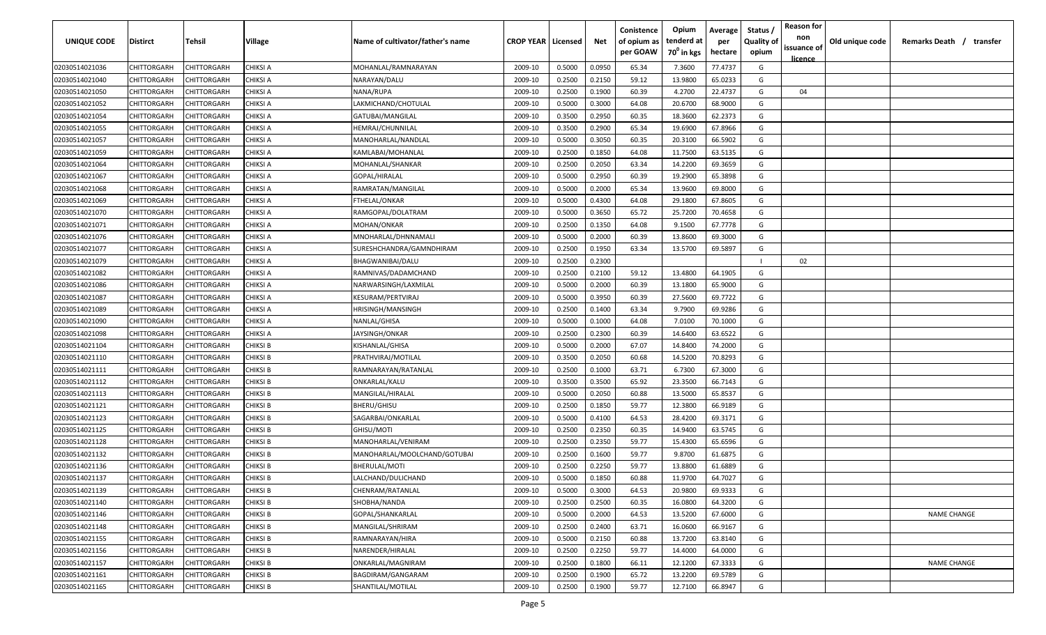| UNIQUE CODE | Distirct | Tehsil | Village | Name of cultivator/father's name | CROP YEAR | Licensed | Net | Conistence of opium as per GOAW | Opium tenderd at 70⁰ in kgs | Average per hectare | Status / Quality of opium | Reason for non issuance of licence | Old unique code | Remarks Death / transfer |
|---|---|---|---|---|---|---|---|---|---|---|---|---|---|---|
| 02030514021036 | CHITTORGARH | CHITTORGARH | CHIKSI A | MOHANLAL/RAMNARAYAN | 2009-10 | 0.5000 | 0.0950 | 65.34 | 7.3600 | 77.4737 | G | | | |
| 02030514021040 | CHITTORGARH | CHITTORGARH | CHIKSI A | NARAYAN/DALU | 2009-10 | 0.2500 | 0.2150 | 59.12 | 13.9800 | 65.0233 | G | | | |
| 02030514021050 | CHITTORGARH | CHITTORGARH | CHIKSI A | NANA/RUPA | 2009-10 | 0.2500 | 0.1900 | 60.39 | 4.2700 | 22.4737 | G | 04 | | |
| 02030514021052 | CHITTORGARH | CHITTORGARH | CHIKSI A | LAKMICHAND/CHOTULAL | 2009-10 | 0.5000 | 0.3000 | 64.08 | 20.6700 | 68.9000 | G | | | |
| 02030514021054 | CHITTORGARH | CHITTORGARH | CHIKSI A | GATUBAI/MANGILAL | 2009-10 | 0.3500 | 0.2950 | 60.35 | 18.3600 | 62.2373 | G | | | |
| 02030514021055 | CHITTORGARH | CHITTORGARH | CHIKSI A | HEMRAJ/CHUNNILAL | 2009-10 | 0.3500 | 0.2900 | 65.34 | 19.6900 | 67.8966 | G | | | |
| 02030514021057 | CHITTORGARH | CHITTORGARH | CHIKSI A | MANOHARLAL/NANDLAL | 2009-10 | 0.5000 | 0.3050 | 60.35 | 20.3100 | 66.5902 | G | | | |
| 02030514021059 | CHITTORGARH | CHITTORGARH | CHIKSI A | KAMLABAI/MOHANLAL | 2009-10 | 0.2500 | 0.1850 | 64.08 | 11.7500 | 63.5135 | G | | | |
| 02030514021064 | CHITTORGARH | CHITTORGARH | CHIKSI A | MOHANLAL/SHANKAR | 2009-10 | 0.2500 | 0.2050 | 63.34 | 14.2200 | 69.3659 | G | | | |
| 02030514021067 | CHITTORGARH | CHITTORGARH | CHIKSI A | GOPAL/HIRALAL | 2009-10 | 0.5000 | 0.2950 | 60.39 | 19.2900 | 65.3898 | G | | | |
| 02030514021068 | CHITTORGARH | CHITTORGARH | CHIKSI A | RAMRATAN/MANGILAL | 2009-10 | 0.5000 | 0.2000 | 65.34 | 13.9600 | 69.8000 | G | | | |
| 02030514021069 | CHITTORGARH | CHITTORGARH | CHIKSI A | FTHELAL/ONKAR | 2009-10 | 0.5000 | 0.4300 | 64.08 | 29.1800 | 67.8605 | G | | | |
| 02030514021070 | CHITTORGARH | CHITTORGARH | CHIKSI A | RAMGOPAL/DOLATRAM | 2009-10 | 0.5000 | 0.3650 | 65.72 | 25.7200 | 70.4658 | G | | | |
| 02030514021071 | CHITTORGARH | CHITTORGARH | CHIKSI A | MOHAN/ONKAR | 2009-10 | 0.2500 | 0.1350 | 64.08 | 9.1500 | 67.7778 | G | | | |
| 02030514021076 | CHITTORGARH | CHITTORGARH | CHIKSI A | MNOHARLAL/DHNNAMALI | 2009-10 | 0.5000 | 0.2000 | 60.39 | 13.8600 | 69.3000 | G | | | |
| 02030514021077 | CHITTORGARH | CHITTORGARH | CHIKSI A | SURESHCHANDRA/GAMNDHIRAM | 2009-10 | 0.2500 | 0.1950 | 63.34 | 13.5700 | 69.5897 | G | | | |
| 02030514021079 | CHITTORGARH | CHITTORGARH | CHIKSI A | BHAGWANIBAI/DALU | 2009-10 | 0.2500 | 0.2300 | | | | I | 02 | | |
| 02030514021082 | CHITTORGARH | CHITTORGARH | CHIKSI A | RAMNIVAS/DADAMCHAND | 2009-10 | 0.2500 | 0.2100 | 59.12 | 13.4800 | 64.1905 | G | | | |
| 02030514021086 | CHITTORGARH | CHITTORGARH | CHIKSI A | NARWARSINGH/LAXMILAL | 2009-10 | 0.5000 | 0.2000 | 60.39 | 13.1800 | 65.9000 | G | | | |
| 02030514021087 | CHITTORGARH | CHITTORGARH | CHIKSI A | KESURAM/PERTVIRAJ | 2009-10 | 0.5000 | 0.3950 | 60.39 | 27.5600 | 69.7722 | G | | | |
| 02030514021089 | CHITTORGARH | CHITTORGARH | CHIKSI A | HRISINGH/MANSINGH | 2009-10 | 0.2500 | 0.1400 | 63.34 | 9.7900 | 69.9286 | G | | | |
| 02030514021090 | CHITTORGARH | CHITTORGARH | CHIKSI A | NANLAL/GHISA | 2009-10 | 0.5000 | 0.1000 | 64.08 | 7.0100 | 70.1000 | G | | | |
| 02030514021098 | CHITTORGARH | CHITTORGARH | CHIKSI A | JAYSINGH/ONKAR | 2009-10 | 0.2500 | 0.2300 | 60.39 | 14.6400 | 63.6522 | G | | | |
| 02030514021104 | CHITTORGARH | CHITTORGARH | CHIKSI B | KISHANLAL/GHISA | 2009-10 | 0.5000 | 0.2000 | 67.07 | 14.8400 | 74.2000 | G | | | |
| 02030514021110 | CHITTORGARH | CHITTORGARH | CHIKSI B | PRATHVIRAJ/MOTILAL | 2009-10 | 0.3500 | 0.2050 | 60.68 | 14.5200 | 70.8293 | G | | | |
| 02030514021111 | CHITTORGARH | CHITTORGARH | CHIKSI B | RAMNARAYAN/RATANLAL | 2009-10 | 0.2500 | 0.1000 | 63.71 | 6.7300 | 67.3000 | G | | | |
| 02030514021112 | CHITTORGARH | CHITTORGARH | CHIKSI B | ONKARLAL/KALU | 2009-10 | 0.3500 | 0.3500 | 65.92 | 23.3500 | 66.7143 | G | | | |
| 02030514021113 | CHITTORGARH | CHITTORGARH | CHIKSI B | MANGILAL/HIRALAL | 2009-10 | 0.5000 | 0.2050 | 60.88 | 13.5000 | 65.8537 | G | | | |
| 02030514021121 | CHITTORGARH | CHITTORGARH | CHIKSI B | BHERU/GHISU | 2009-10 | 0.2500 | 0.1850 | 59.77 | 12.3800 | 66.9189 | G | | | |
| 02030514021123 | CHITTORGARH | CHITTORGARH | CHIKSI B | SAGARBAI/ONKARLAL | 2009-10 | 0.5000 | 0.4100 | 64.53 | 28.4200 | 69.3171 | G | | | |
| 02030514021125 | CHITTORGARH | CHITTORGARH | CHIKSI B | GHISU/MOTI | 2009-10 | 0.2500 | 0.2350 | 60.35 | 14.9400 | 63.5745 | G | | | |
| 02030514021128 | CHITTORGARH | CHITTORGARH | CHIKSI B | MANOHARLAL/VENIRAM | 2009-10 | 0.2500 | 0.2350 | 59.77 | 15.4300 | 65.6596 | G | | | |
| 02030514021132 | CHITTORGARH | CHITTORGARH | CHIKSI B | MANOHARLAL/MOOLCHAND/GOTUBAI | 2009-10 | 0.2500 | 0.1600 | 59.77 | 9.8700 | 61.6875 | G | | | |
| 02030514021136 | CHITTORGARH | CHITTORGARH | CHIKSI B | BHERULAL/MOTI | 2009-10 | 0.2500 | 0.2250 | 59.77 | 13.8800 | 61.6889 | G | | | |
| 02030514021137 | CHITTORGARH | CHITTORGARH | CHIKSI B | LALCHAND/DULICHAND | 2009-10 | 0.5000 | 0.1850 | 60.88 | 11.9700 | 64.7027 | G | | | |
| 02030514021139 | CHITTORGARH | CHITTORGARH | CHIKSI B | CHENRAM/RATANLAL | 2009-10 | 0.5000 | 0.3000 | 64.53 | 20.9800 | 69.9333 | G | | | |
| 02030514021140 | CHITTORGARH | CHITTORGARH | CHIKSI B | SHOBHA/NANDA | 2009-10 | 0.2500 | 0.2500 | 60.35 | 16.0800 | 64.3200 | G | | | |
| 02030514021146 | CHITTORGARH | CHITTORGARH | CHIKSI B | GOPAL/SHANKARLAL | 2009-10 | 0.5000 | 0.2000 | 64.53 | 13.5200 | 67.6000 | G | | | NAME CHANGE |
| 02030514021148 | CHITTORGARH | CHITTORGARH | CHIKSI B | MANGILAL/SHRIRAM | 2009-10 | 0.2500 | 0.2400 | 63.71 | 16.0600 | 66.9167 | G | | | |
| 02030514021155 | CHITTORGARH | CHITTORGARH | CHIKSI B | RAMNARAYAN/HIRA | 2009-10 | 0.5000 | 0.2150 | 60.88 | 13.7200 | 63.8140 | G | | | |
| 02030514021156 | CHITTORGARH | CHITTORGARH | CHIKSI B | NARENDER/HIRALAL | 2009-10 | 0.2500 | 0.2250 | 59.77 | 14.4000 | 64.0000 | G | | | |
| 02030514021157 | CHITTORGARH | CHITTORGARH | CHIKSI B | ONKARLAL/MAGNIRAM | 2009-10 | 0.2500 | 0.1800 | 66.11 | 12.1200 | 67.3333 | G | | | NAME CHANGE |
| 02030514021161 | CHITTORGARH | CHITTORGARH | CHIKSI B | BAGDIRAM/GANGARAM | 2009-10 | 0.2500 | 0.1900 | 65.72 | 13.2200 | 69.5789 | G | | | |
| 02030514021165 | CHITTORGARH | CHITTORGARH | CHIKSI B | SHANTILAL/MOTILAL | 2009-10 | 0.2500 | 0.1900 | 59.77 | 12.7100 | 66.8947 | G | | | |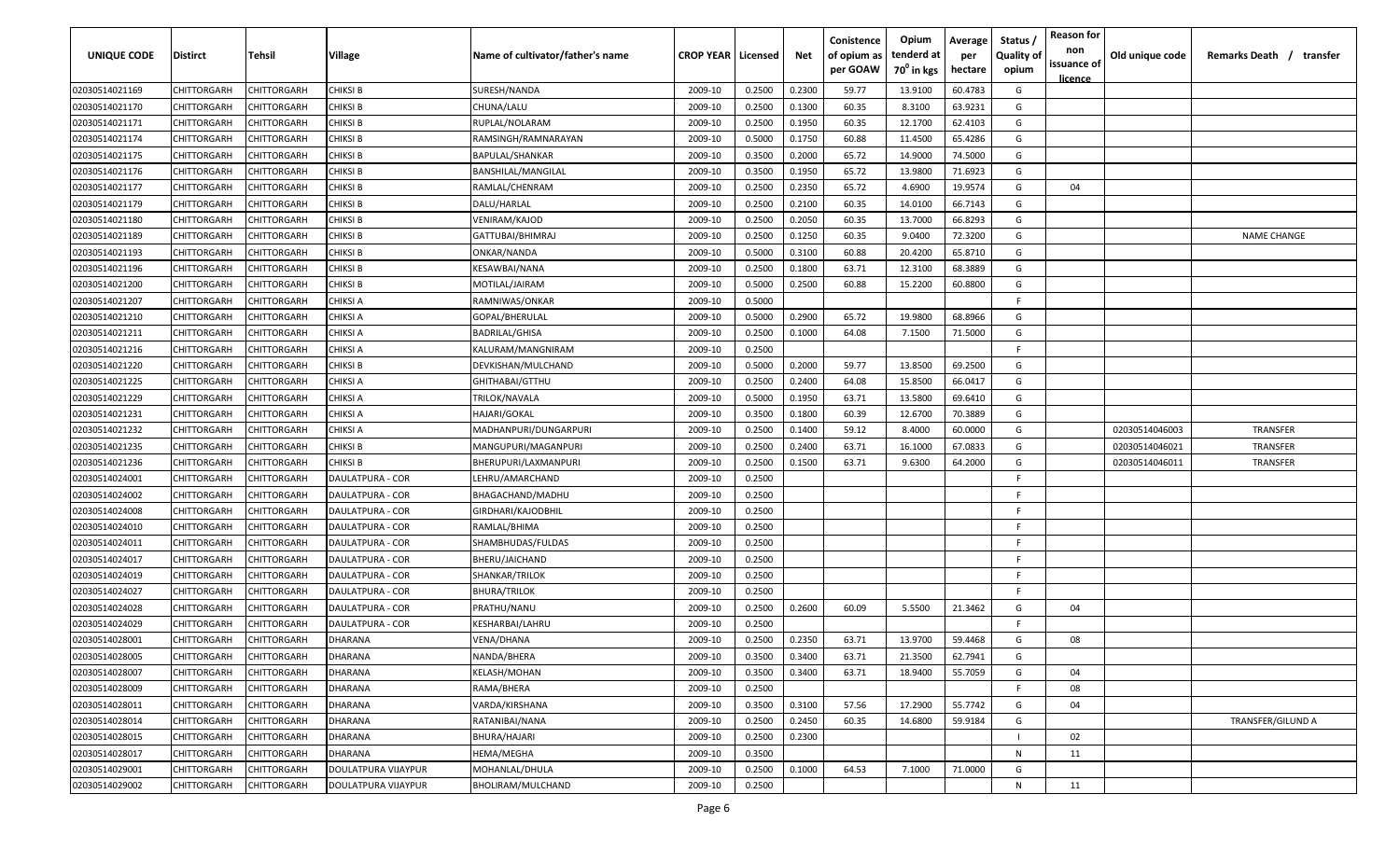| UNIQUE CODE | Distirct | Tehsil | Village | Name of cultivator/father's name | CROP YEAR | Licensed | Net | Conistence of opium as per GOAW | Opium tenderd at $70^0$ in kgs | Average per hectare | Status / Quality of opium | Reason for non issuance of licence | Old unique code | Remarks Death / transfer |
|---|---|---|---|---|---|---|---|---|---|---|---|---|---|---|
| 02030514021169 | CHITTORGARH | CHITTORGARH | CHIKSI B | SURESH/NANDA | 2009-10 | 0.2500 | 0.2300 | 59.77 | 13.9100 | 60.4783 | G | | | |
| 02030514021170 | CHITTORGARH | CHITTORGARH | CHIKSI B | CHUNA/LALU | 2009-10 | 0.2500 | 0.1300 | 60.35 | 8.3100 | 63.9231 | G | | | |
| 02030514021171 | CHITTORGARH | CHITTORGARH | CHIKSI B | RUPLAL/NOLARAM | 2009-10 | 0.2500 | 0.1950 | 60.35 | 12.1700 | 62.4103 | G | | | |
| 02030514021174 | CHITTORGARH | CHITTORGARH | CHIKSI B | RAMSINGH/RAMNARAYAN | 2009-10 | 0.5000 | 0.1750 | 60.88 | 11.4500 | 65.4286 | G | | | |
| 02030514021175 | CHITTORGARH | CHITTORGARH | CHIKSI B | BAPULAL/SHANKAR | 2009-10 | 0.3500 | 0.2000 | 65.72 | 14.9000 | 74.5000 | G | | | |
| 02030514021176 | CHITTORGARH | CHITTORGARH | CHIKSI B | BANSHILAL/MANGILAL | 2009-10 | 0.3500 | 0.1950 | 65.72 | 13.9800 | 71.6923 | G | | | |
| 02030514021177 | CHITTORGARH | CHITTORGARH | CHIKSI B | RAMLAL/CHENRAM | 2009-10 | 0.2500 | 0.2350 | 65.72 | 4.6900 | 19.9574 | G | 04 | | |
| 02030514021179 | CHITTORGARH | CHITTORGARH | CHIKSI B | DALU/HARLAL | 2009-10 | 0.2500 | 0.2100 | 60.35 | 14.0100 | 66.7143 | G | | | |
| 02030514021180 | CHITTORGARH | CHITTORGARH | CHIKSI B | VENIRAM/KAJOD | 2009-10 | 0.2500 | 0.2050 | 60.35 | 13.7000 | 66.8293 | G | | | |
| 02030514021189 | CHITTORGARH | CHITTORGARH | CHIKSI B | GATTUBAI/BHIMRAJ | 2009-10 | 0.2500 | 0.1250 | 60.35 | 9.0400 | 72.3200 | G | | | NAME CHANGE |
| 02030514021193 | CHITTORGARH | CHITTORGARH | CHIKSI B | ONKAR/NANDA | 2009-10 | 0.5000 | 0.3100 | 60.88 | 20.4200 | 65.8710 | G | | | |
| 02030514021196 | CHITTORGARH | CHITTORGARH | CHIKSI B | KESAWBAI/NANA | 2009-10 | 0.2500 | 0.1800 | 63.71 | 12.3100 | 68.3889 | G | | | |
| 02030514021200 | CHITTORGARH | CHITTORGARH | CHIKSI B | MOTILAL/JAIRAM | 2009-10 | 0.5000 | 0.2500 | 60.88 | 15.2200 | 60.8800 | G | | | |
| 02030514021207 | CHITTORGARH | CHITTORGARH | CHIKSI A | RAMNIWAS/ONKAR | 2009-10 | 0.5000 | | | | | F | | | |
| 02030514021210 | CHITTORGARH | CHITTORGARH | CHIKSI A | GOPAL/BHERULAL | 2009-10 | 0.5000 | 0.2900 | 65.72 | 19.9800 | 68.8966 | G | | | |
| 02030514021211 | CHITTORGARH | CHITTORGARH | CHIKSI A | BADRILAL/GHISA | 2009-10 | 0.2500 | 0.1000 | 64.08 | 7.1500 | 71.5000 | G | | | |
| 02030514021216 | CHITTORGARH | CHITTORGARH | CHIKSI A | KALURAM/MANGNIRAM | 2009-10 | 0.2500 | | | | | F | | | |
| 02030514021220 | CHITTORGARH | CHITTORGARH | CHIKSI B | DEVKISHAN/MULCHAND | 2009-10 | 0.5000 | 0.2000 | 59.77 | 13.8500 | 69.2500 | G | | | |
| 02030514021225 | CHITTORGARH | CHITTORGARH | CHIKSI A | GHITHABAI/GTTHU | 2009-10 | 0.2500 | 0.2400 | 64.08 | 15.8500 | 66.0417 | G | | | |
| 02030514021229 | CHITTORGARH | CHITTORGARH | CHIKSI A | TRILOK/NAVALA | 2009-10 | 0.5000 | 0.1950 | 63.71 | 13.5800 | 69.6410 | G | | | |
| 02030514021231 | CHITTORGARH | CHITTORGARH | CHIKSI A | HAJARI/GOKAL | 2009-10 | 0.3500 | 0.1800 | 60.39 | 12.6700 | 70.3889 | G | | | |
| 02030514021232 | CHITTORGARH | CHITTORGARH | CHIKSI A | MADHANPURI/DUNGARPURI | 2009-10 | 0.2500 | 0.1400 | 59.12 | 8.4000 | 60.0000 | G | | 02030514046003 | TRANSFER |
| 02030514021235 | CHITTORGARH | CHITTORGARH | CHIKSI B | MANGUPURI/MAGANPURI | 2009-10 | 0.2500 | 0.2400 | 63.71 | 16.1000 | 67.0833 | G | | 02030514046021 | TRANSFER |
| 02030514021236 | CHITTORGARH | CHITTORGARH | CHIKSI B | BHERUPURI/LAXMANPURI | 2009-10 | 0.2500 | 0.1500 | 63.71 | 9.6300 | 64.2000 | G | | 02030514046011 | TRANSFER |
| 02030514024001 | CHITTORGARH | CHITTORGARH | DAULATPURA - COR | LEHRU/AMARCHAND | 2009-10 | 0.2500 | | | | | F | | | |
| 02030514024002 | CHITTORGARH | CHITTORGARH | DAULATPURA - COR | BHAGACHAND/MADHU | 2009-10 | 0.2500 | | | | | F | | | |
| 02030514024008 | CHITTORGARH | CHITTORGARH | DAULATPURA - COR | GIRDHARI/KAJODBHIL | 2009-10 | 0.2500 | | | | | F | | | |
| 02030514024010 | CHITTORGARH | CHITTORGARH | DAULATPURA - COR | RAMLAL/BHIMA | 2009-10 | 0.2500 | | | | | F | | | |
| 02030514024011 | CHITTORGARH | CHITTORGARH | DAULATPURA - COR | SHAMBHUDAS/FULDAS | 2009-10 | 0.2500 | | | | | F | | | |
| 02030514024017 | CHITTORGARH | CHITTORGARH | DAULATPURA - COR | BHERU/JAICHAND | 2009-10 | 0.2500 | | | | | F | | | |
| 02030514024019 | CHITTORGARH | CHITTORGARH | DAULATPURA - COR | SHANKAR/TRILOK | 2009-10 | 0.2500 | | | | | F | | | |
| 02030514024027 | CHITTORGARH | CHITTORGARH | DAULATPURA - COR | BHURA/TRILOK | 2009-10 | 0.2500 | | | | | F | | | |
| 02030514024028 | CHITTORGARH | CHITTORGARH | DAULATPURA - COR | PRATHU/NANU | 2009-10 | 0.2500 | 0.2600 | 60.09 | 5.5500 | 21.3462 | G | 04 | | |
| 02030514024029 | CHITTORGARH | CHITTORGARH | DAULATPURA - COR | KESHARBAI/LAHRU | 2009-10 | 0.2500 | | | | | F | | | |
| 02030514028001 | CHITTORGARH | CHITTORGARH | DHARANA | VENA/DHANA | 2009-10 | 0.2500 | 0.2350 | 63.71 | 13.9700 | 59.4468 | G | 08 | | |
| 02030514028005 | CHITTORGARH | CHITTORGARH | DHARANA | NANDA/BHERA | 2009-10 | 0.3500 | 0.3400 | 63.71 | 21.3500 | 62.7941 | G | | | |
| 02030514028007 | CHITTORGARH | CHITTORGARH | DHARANA | KELASH/MOHAN | 2009-10 | 0.3500 | 0.3400 | 63.71 | 18.9400 | 55.7059 | G | 04 | | |
| 02030514028009 | CHITTORGARH | CHITTORGARH | DHARANA | RAMA/BHERA | 2009-10 | 0.2500 | | | | | F | 08 | | |
| 02030514028011 | CHITTORGARH | CHITTORGARH | DHARANA | VARDA/KIRSHANA | 2009-10 | 0.3500 | 0.3100 | 57.56 | 17.2900 | 55.7742 | G | 04 | | |
| 02030514028014 | CHITTORGARH | CHITTORGARH | DHARANA | RATANIBAI/NANA | 2009-10 | 0.2500 | 0.2450 | 60.35 | 14.6800 | 59.9184 | G | | | TRANSFER/GILUND A |
| 02030514028015 | CHITTORGARH | CHITTORGARH | DHARANA | BHURA/HAJARI | 2009-10 | 0.2500 | 0.2300 | | | | I | 02 | | |
| 02030514028017 | CHITTORGARH | CHITTORGARH | DHARANA | HEMA/MEGHA | 2009-10 | 0.3500 | | | | | N | 11 | | |
| 02030514029001 | CHITTORGARH | CHITTORGARH | DOULATPURA VIJAYPUR | MOHANLAL/DHULA | 2009-10 | 0.2500 | 0.1000 | 64.53 | 7.1000 | 71.0000 | G | | | |
| 02030514029002 | CHITTORGARH | CHITTORGARH | DOULATPURA VIJAYPUR | BHOLIRAM/MULCHAND | 2009-10 | 0.2500 | | | | | N | 11 | | |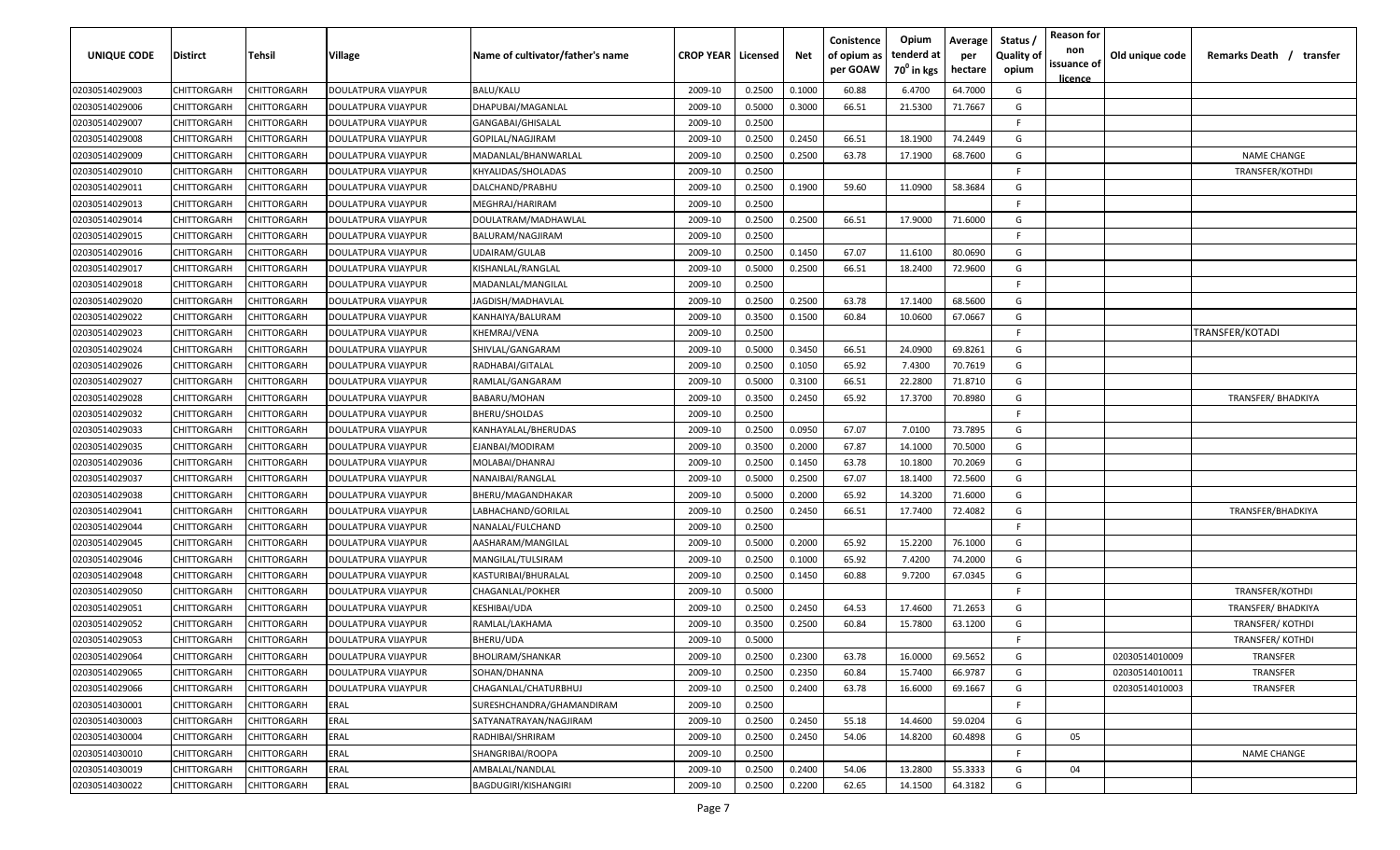| UNIQUE CODE | Distirct | Tehsil | Village | Name of cultivator/father's name | CROP YEAR | Licensed | Net | Conistence of opium as per GOAW | Opium tenderd at 70⁰ in kgs | Average per hectare | Status / Quality of opium | Reason for non issuance of licence | Old unique code | Remarks Death / transfer |
|---|---|---|---|---|---|---|---|---|---|---|---|---|---|---|
| 02030514029003 | CHITTORGARH | CHITTORGARH | DOULATPURA VIJAYPUR | BALU/KALU | 2009-10 | 0.2500 | 0.1000 | 60.88 | 6.4700 | 64.7000 | G | | | |
| 02030514029006 | CHITTORGARH | CHITTORGARH | DOULATPURA VIJAYPUR | DHAPUBAI/MAGANLAL | 2009-10 | 0.5000 | 0.3000 | 66.51 | 21.5300 | 71.7667 | G | | | |
| 02030514029007 | CHITTORGARH | CHITTORGARH | DOULATPURA VIJAYPUR | GANGABAI/GHISALAL | 2009-10 | 0.2500 | | | | | F | | | |
| 02030514029008 | CHITTORGARH | CHITTORGARH | DOULATPURA VIJAYPUR | GOPILAL/NAGJIRAM | 2009-10 | 0.2500 | 0.2450 | 66.51 | 18.1900 | 74.2449 | G | | | |
| 02030514029009 | CHITTORGARH | CHITTORGARH | DOULATPURA VIJAYPUR | MADANLAL/BHANWARLAL | 2009-10 | 0.2500 | 0.2500 | 63.78 | 17.1900 | 68.7600 | G | | | NAME CHANGE |
| 02030514029010 | CHITTORGARH | CHITTORGARH | DOULATPURA VIJAYPUR | KHYALIDAS/SHOLADAS | 2009-10 | 0.2500 | | | | | F | | | TRANSFER/KOTHDI |
| 02030514029011 | CHITTORGARH | CHITTORGARH | DOULATPURA VIJAYPUR | DALCHAND/PRABHU | 2009-10 | 0.2500 | 0.1900 | 59.60 | 11.0900 | 58.3684 | G | | | |
| 02030514029013 | CHITTORGARH | CHITTORGARH | DOULATPURA VIJAYPUR | MEGHRAJ/HARIRAM | 2009-10 | 0.2500 | | | | | F | | | |
| 02030514029014 | CHITTORGARH | CHITTORGARH | DOULATPURA VIJAYPUR | DOULATRAM/MADHAWLAL | 2009-10 | 0.2500 | 0.2500 | 66.51 | 17.9000 | 71.6000 | G | | | |
| 02030514029015 | CHITTORGARH | CHITTORGARH | DOULATPURA VIJAYPUR | BALURAM/NAGJIRAM | 2009-10 | 0.2500 | | | | | F | | | |
| 02030514029016 | CHITTORGARH | CHITTORGARH | DOULATPURA VIJAYPUR | UDAIRAM/GULAB | 2009-10 | 0.2500 | 0.1450 | 67.07 | 11.6100 | 80.0690 | G | | | |
| 02030514029017 | CHITTORGARH | CHITTORGARH | DOULATPURA VIJAYPUR | KISHANLAL/RANGLAL | 2009-10 | 0.5000 | 0.2500 | 66.51 | 18.2400 | 72.9600 | G | | | |
| 02030514029018 | CHITTORGARH | CHITTORGARH | DOULATPURA VIJAYPUR | MADANLAL/MANGILAL | 2009-10 | 0.2500 | | | | | F | | | |
| 02030514029020 | CHITTORGARH | CHITTORGARH | DOULATPURA VIJAYPUR | JAGDISH/MADHAVLAL | 2009-10 | 0.2500 | 0.2500 | 63.78 | 17.1400 | 68.5600 | G | | | |
| 02030514029022 | CHITTORGARH | CHITTORGARH | DOULATPURA VIJAYPUR | KANHAIYA/BALURAM | 2009-10 | 0.3500 | 0.1500 | 60.84 | 10.0600 | 67.0667 | G | | | |
| 02030514029023 | CHITTORGARH | CHITTORGARH | DOULATPURA VIJAYPUR | KHEMRAJ/VENA | 2009-10 | 0.2500 | | | | | F | | | TRANSFER/KOTADI |
| 02030514029024 | CHITTORGARH | CHITTORGARH | DOULATPURA VIJAYPUR | SHIVLAL/GANGARAM | 2009-10 | 0.5000 | 0.3450 | 66.51 | 24.0900 | 69.8261 | G | | | |
| 02030514029026 | CHITTORGARH | CHITTORGARH | DOULATPURA VIJAYPUR | RADHABAI/GITALAL | 2009-10 | 0.2500 | 0.1050 | 65.92 | 7.4300 | 70.7619 | G | | | |
| 02030514029027 | CHITTORGARH | CHITTORGARH | DOULATPURA VIJAYPUR | RAMLAL/GANGARAM | 2009-10 | 0.5000 | 0.3100 | 66.51 | 22.2800 | 71.8710 | G | | | |
| 02030514029028 | CHITTORGARH | CHITTORGARH | DOULATPURA VIJAYPUR | BABARU/MOHAN | 2009-10 | 0.3500 | 0.2450 | 65.92 | 17.3700 | 70.8980 | G | | | TRANSFER/ BHADKIYA |
| 02030514029032 | CHITTORGARH | CHITTORGARH | DOULATPURA VIJAYPUR | BHERU/SHOLDAS | 2009-10 | 0.2500 | | | | | F | | | |
| 02030514029033 | CHITTORGARH | CHITTORGARH | DOULATPURA VIJAYPUR | KANHAYALAL/BHERUDAS | 2009-10 | 0.2500 | 0.0950 | 67.07 | 7.0100 | 73.7895 | G | | | |
| 02030514029035 | CHITTORGARH | CHITTORGARH | DOULATPURA VIJAYPUR | EJANBAI/MODIRAM | 2009-10 | 0.3500 | 0.2000 | 67.87 | 14.1000 | 70.5000 | G | | | |
| 02030514029036 | CHITTORGARH | CHITTORGARH | DOULATPURA VIJAYPUR | MOLABAI/DHANRAJ | 2009-10 | 0.2500 | 0.1450 | 63.78 | 10.1800 | 70.2069 | G | | | |
| 02030514029037 | CHITTORGARH | CHITTORGARH | DOULATPURA VIJAYPUR | NANAIBAI/RANGLAL | 2009-10 | 0.5000 | 0.2500 | 67.07 | 18.1400 | 72.5600 | G | | | |
| 02030514029038 | CHITTORGARH | CHITTORGARH | DOULATPURA VIJAYPUR | BHERU/MAGANDHAKAR | 2009-10 | 0.5000 | 0.2000 | 65.92 | 14.3200 | 71.6000 | G | | | |
| 02030514029041 | CHITTORGARH | CHITTORGARH | DOULATPURA VIJAYPUR | LABHACHAND/GORILAL | 2009-10 | 0.2500 | 0.2450 | 66.51 | 17.7400 | 72.4082 | G | | | TRANSFER/BHADKIYA |
| 02030514029044 | CHITTORGARH | CHITTORGARH | DOULATPURA VIJAYPUR | NANALAL/FULCHAND | 2009-10 | 0.2500 | | | | | F | | | |
| 02030514029045 | CHITTORGARH | CHITTORGARH | DOULATPURA VIJAYPUR | AASHARAM/MANGILAL | 2009-10 | 0.5000 | 0.2000 | 65.92 | 15.2200 | 76.1000 | G | | | |
| 02030514029046 | CHITTORGARH | CHITTORGARH | DOULATPURA VIJAYPUR | MANGILAL/TULSIRAM | 2009-10 | 0.2500 | 0.1000 | 65.92 | 7.4200 | 74.2000 | G | | | |
| 02030514029048 | CHITTORGARH | CHITTORGARH | DOULATPURA VIJAYPUR | KASTURIBAI/BHURALAL | 2009-10 | 0.2500 | 0.1450 | 60.88 | 9.7200 | 67.0345 | G | | | |
| 02030514029050 | CHITTORGARH | CHITTORGARH | DOULATPURA VIJAYPUR | CHAGANLAL/POKHER | 2009-10 | 0.5000 | | | | | F | | | TRANSFER/KOTHDI |
| 02030514029051 | CHITTORGARH | CHITTORGARH | DOULATPURA VIJAYPUR | KESHIBAI/UDA | 2009-10 | 0.2500 | 0.2450 | 64.53 | 17.4600 | 71.2653 | G | | | TRANSFER/ BHADKIYA |
| 02030514029052 | CHITTORGARH | CHITTORGARH | DOULATPURA VIJAYPUR | RAMLAL/LAKHAMA | 2009-10 | 0.3500 | 0.2500 | 60.84 | 15.7800 | 63.1200 | G | | | TRANSFER/ KOTHDI |
| 02030514029053 | CHITTORGARH | CHITTORGARH | DOULATPURA VIJAYPUR | BHERU/UDA | 2009-10 | 0.5000 | | | | | F | | | TRANSFER/ KOTHDI |
| 02030514029064 | CHITTORGARH | CHITTORGARH | DOULATPURA VIJAYPUR | BHOLIRAM/SHANKAR | 2009-10 | 0.2500 | 0.2300 | 63.78 | 16.0000 | 69.5652 | G | | 02030514010009 | TRANSFER |
| 02030514029065 | CHITTORGARH | CHITTORGARH | DOULATPURA VIJAYPUR | SOHAN/DHANNA | 2009-10 | 0.2500 | 0.2350 | 60.84 | 15.7400 | 66.9787 | G | | 02030514010011 | TRANSFER |
| 02030514029066 | CHITTORGARH | CHITTORGARH | DOULATPURA VIJAYPUR | CHAGANLAL/CHATURBHUJ | 2009-10 | 0.2500 | 0.2400 | 63.78 | 16.6000 | 69.1667 | G | | 02030514010003 | TRANSFER |
| 02030514030001 | CHITTORGARH | CHITTORGARH | ERAL | SURESHCHANDRA/GHAMANDIRAM | 2009-10 | 0.2500 | | | | | F | | | |
| 02030514030003 | CHITTORGARH | CHITTORGARH | ERAL | SATYANATRAYAN/NAGJIRAM | 2009-10 | 0.2500 | 0.2450 | 55.18 | 14.4600 | 59.0204 | G | | | |
| 02030514030004 | CHITTORGARH | CHITTORGARH | ERAL | RADHIBAI/SHRIRAM | 2009-10 | 0.2500 | 0.2450 | 54.06 | 14.8200 | 60.4898 | G | 05 | | |
| 02030514030010 | CHITTORGARH | CHITTORGARH | ERAL | SHANGRIBAI/ROOPA | 2009-10 | 0.2500 | | | | | F | | | NAME CHANGE |
| 02030514030019 | CHITTORGARH | CHITTORGARH | ERAL | AMBALAL/NANDLAL | 2009-10 | 0.2500 | 0.2400 | 54.06 | 13.2800 | 55.3333 | G | 04 | | |
| 02030514030022 | CHITTORGARH | CHITTORGARH | ERAL | BAGDUGIRI/KISHANGIRI | 2009-10 | 0.2500 | 0.2200 | 62.65 | 14.1500 | 64.3182 | G | | | |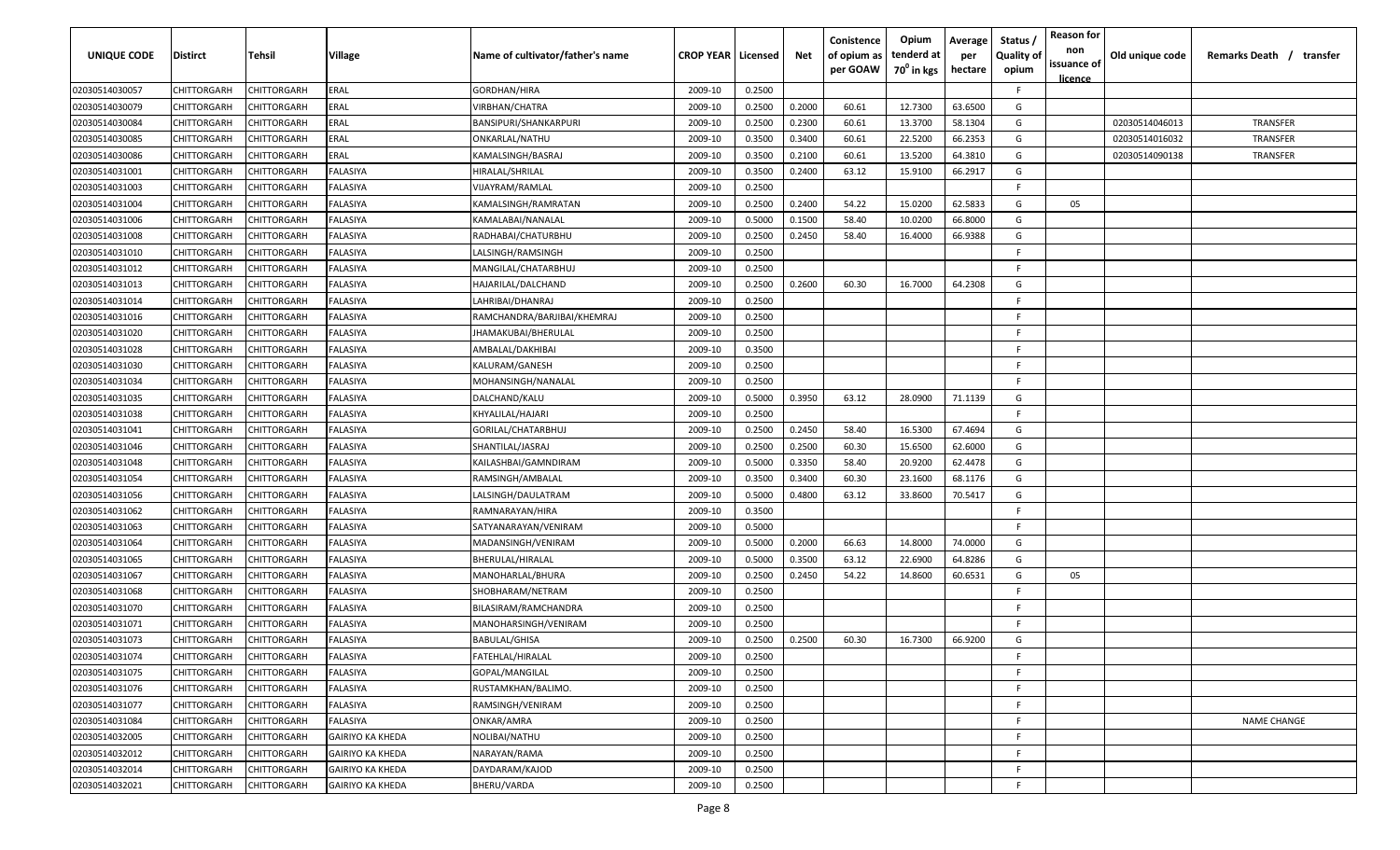| UNIQUE CODE | Distirct | Tehsil | Village | Name of cultivator/father's name | CROP YEAR | Licensed | Net | Conistence of opium as per GOAW | Opium tenderd at 70⁰ in kgs | Average per hectare | Status / Quality of opium | Reason for non issuance of licence | Old unique code | Remarks Death / transfer |
|---|---|---|---|---|---|---|---|---|---|---|---|---|---|---|
| 02030514030057 | CHITTORGARH | CHITTORGARH | ERAL | GORDHAN/HIRA | 2009-10 | 0.2500 | | | | | F | | | |
| 02030514030079 | CHITTORGARH | CHITTORGARH | ERAL | VIRBHAN/CHATRA | 2009-10 | 0.2500 | 0.2000 | 60.61 | 12.7300 | 63.6500 | G | | | |
| 02030514030084 | CHITTORGARH | CHITTORGARH | ERAL | BANSIPURI/SHANKARPURI | 2009-10 | 0.2500 | 0.2300 | 60.61 | 13.3700 | 58.1304 | G | | 02030514046013 | TRANSFER |
| 02030514030085 | CHITTORGARH | CHITTORGARH | ERAL | ONKARLAL/NATHU | 2009-10 | 0.3500 | 0.3400 | 60.61 | 22.5200 | 66.2353 | G | | 02030514016032 | TRANSFER |
| 02030514030086 | CHITTORGARH | CHITTORGARH | ERAL | KAMALSINGH/BASRAJ | 2009-10 | 0.3500 | 0.2100 | 60.61 | 13.5200 | 64.3810 | G | | 02030514090138 | TRANSFER |
| 02030514031001 | CHITTORGARH | CHITTORGARH | FALASIYA | HIRALAL/SHRILAL | 2009-10 | 0.3500 | 0.2400 | 63.12 | 15.9100 | 66.2917 | G | | | |
| 02030514031003 | CHITTORGARH | CHITTORGARH | FALASIYA | VIJAYRAM/RAMLAL | 2009-10 | 0.2500 | | | | | F | | | |
| 02030514031004 | CHITTORGARH | CHITTORGARH | FALASIYA | KAMALSINGH/RAMRATAN | 2009-10 | 0.2500 | 0.2400 | 54.22 | 15.0200 | 62.5833 | G | 05 | | |
| 02030514031006 | CHITTORGARH | CHITTORGARH | FALASIYA | KAMALABAI/NANALAL | 2009-10 | 0.5000 | 0.1500 | 58.40 | 10.0200 | 66.8000 | G | | | |
| 02030514031008 | CHITTORGARH | CHITTORGARH | FALASIYA | RADHABAI/CHATURBHU | 2009-10 | 0.2500 | 0.2450 | 58.40 | 16.4000 | 66.9388 | G | | | |
| 02030514031010 | CHITTORGARH | CHITTORGARH | FALASIYA | LALSINGH/RAMSINGH | 2009-10 | 0.2500 | | | | | F | | | |
| 02030514031012 | CHITTORGARH | CHITTORGARH | FALASIYA | MANGILAL/CHATARBHUJ | 2009-10 | 0.2500 | | | | | F | | | |
| 02030514031013 | CHITTORGARH | CHITTORGARH | FALASIYA | HAJARILAL/DALCHAND | 2009-10 | 0.2500 | 0.2600 | 60.30 | 16.7000 | 64.2308 | G | | | |
| 02030514031014 | CHITTORGARH | CHITTORGARH | FALASIYA | LAHRIBAI/DHANRAJ | 2009-10 | 0.2500 | | | | | F | | | |
| 02030514031016 | CHITTORGARH | CHITTORGARH | FALASIYA | RAMCHANDRA/BARJIBAI/KHEMRAJ | 2009-10 | 0.2500 | | | | | F | | | |
| 02030514031020 | CHITTORGARH | CHITTORGARH | FALASIYA | JHAMAKUBAI/BHERULAL | 2009-10 | 0.2500 | | | | | F | | | |
| 02030514031028 | CHITTORGARH | CHITTORGARH | FALASIYA | AMBALAL/DAKHIBAI | 2009-10 | 0.3500 | | | | | F | | | |
| 02030514031030 | CHITTORGARH | CHITTORGARH | FALASIYA | KALURAM/GANESH | 2009-10 | 0.2500 | | | | | F | | | |
| 02030514031034 | CHITTORGARH | CHITTORGARH | FALASIYA | MOHANSINGH/NANALAL | 2009-10 | 0.2500 | | | | | F | | | |
| 02030514031035 | CHITTORGARH | CHITTORGARH | FALASIYA | DALCHAND/KALU | 2009-10 | 0.5000 | 0.3950 | 63.12 | 28.0900 | 71.1139 | G | | | |
| 02030514031038 | CHITTORGARH | CHITTORGARH | FALASIYA | KHYALILAL/HAJARI | 2009-10 | 0.2500 | | | | | F | | | |
| 02030514031041 | CHITTORGARH | CHITTORGARH | FALASIYA | GORILAL/CHATARBHUJ | 2009-10 | 0.2500 | 0.2450 | 58.40 | 16.5300 | 67.4694 | G | | | |
| 02030514031046 | CHITTORGARH | CHITTORGARH | FALASIYA | SHANTILAL/JASRAJ | 2009-10 | 0.2500 | 0.2500 | 60.30 | 15.6500 | 62.6000 | G | | | |
| 02030514031048 | CHITTORGARH | CHITTORGARH | FALASIYA | KAILASHBAI/GAMNDIRAM | 2009-10 | 0.5000 | 0.3350 | 58.40 | 20.9200 | 62.4478 | G | | | |
| 02030514031054 | CHITTORGARH | CHITTORGARH | FALASIYA | RAMSINGH/AMBALAL | 2009-10 | 0.3500 | 0.3400 | 60.30 | 23.1600 | 68.1176 | G | | | |
| 02030514031056 | CHITTORGARH | CHITTORGARH | FALASIYA | LALSINGH/DAULATRAM | 2009-10 | 0.5000 | 0.4800 | 63.12 | 33.8600 | 70.5417 | G | | | |
| 02030514031062 | CHITTORGARH | CHITTORGARH | FALASIYA | RAMNARAYAN/HIRA | 2009-10 | 0.3500 | | | | | F | | | |
| 02030514031063 | CHITTORGARH | CHITTORGARH | FALASIYA | SATYANARAYAN/VENIRAM | 2009-10 | 0.5000 | | | | | F | | | |
| 02030514031064 | CHITTORGARH | CHITTORGARH | FALASIYA | MADANSINGH/VENIRAM | 2009-10 | 0.5000 | 0.2000 | 66.63 | 14.8000 | 74.0000 | G | | | |
| 02030514031065 | CHITTORGARH | CHITTORGARH | FALASIYA | BHERULAL/HIRALAL | 2009-10 | 0.5000 | 0.3500 | 63.12 | 22.6900 | 64.8286 | G | | | |
| 02030514031067 | CHITTORGARH | CHITTORGARH | FALASIYA | MANOHARLAL/BHURA | 2009-10 | 0.2500 | 0.2450 | 54.22 | 14.8600 | 60.6531 | G | 05 | | |
| 02030514031068 | CHITTORGARH | CHITTORGARH | FALASIYA | SHOBHARAM/NETRAM | 2009-10 | 0.2500 | | | | | F | | | |
| 02030514031070 | CHITTORGARH | CHITTORGARH | FALASIYA | BILASIRAM/RAMCHANDRA | 2009-10 | 0.2500 | | | | | F | | | |
| 02030514031071 | CHITTORGARH | CHITTORGARH | FALASIYA | MANOHARSINGH/VENIRAM | 2009-10 | 0.2500 | | | | | F | | | |
| 02030514031073 | CHITTORGARH | CHITTORGARH | FALASIYA | BABULAL/GHISA | 2009-10 | 0.2500 | 0.2500 | 60.30 | 16.7300 | 66.9200 | G | | | |
| 02030514031074 | CHITTORGARH | CHITTORGARH | FALASIYA | FATEHLAL/HIRALAL | 2009-10 | 0.2500 | | | | | F | | | |
| 02030514031075 | CHITTORGARH | CHITTORGARH | FALASIYA | GOPAL/MANGILAL | 2009-10 | 0.2500 | | | | | F | | | |
| 02030514031076 | CHITTORGARH | CHITTORGARH | FALASIYA | RUSTAMKHAN/BALIMO. | 2009-10 | 0.2500 | | | | | F | | | |
| 02030514031077 | CHITTORGARH | CHITTORGARH | FALASIYA | RAMSINGH/VENIRAM | 2009-10 | 0.2500 | | | | | F | | | |
| 02030514031084 | CHITTORGARH | CHITTORGARH | FALASIYA | ONKAR/AMRA | 2009-10 | 0.2500 | | | | | F | | | NAME CHANGE |
| 02030514032005 | CHITTORGARH | CHITTORGARH | GAIRIYO KA KHEDA | NOLIBAI/NATHU | 2009-10 | 0.2500 | | | | | F | | | |
| 02030514032012 | CHITTORGARH | CHITTORGARH | GAIRIYO KA KHEDA | NARAYAN/RAMA | 2009-10 | 0.2500 | | | | | F | | | |
| 02030514032014 | CHITTORGARH | CHITTORGARH | GAIRIYO KA KHEDA | DAYDARAM/KAJOD | 2009-10 | 0.2500 | | | | | F | | | |
| 02030514032021 | CHITTORGARH | CHITTORGARH | GAIRIYO KA KHEDA | BHERU/VARDA | 2009-10 | 0.2500 | | | | | F | | | |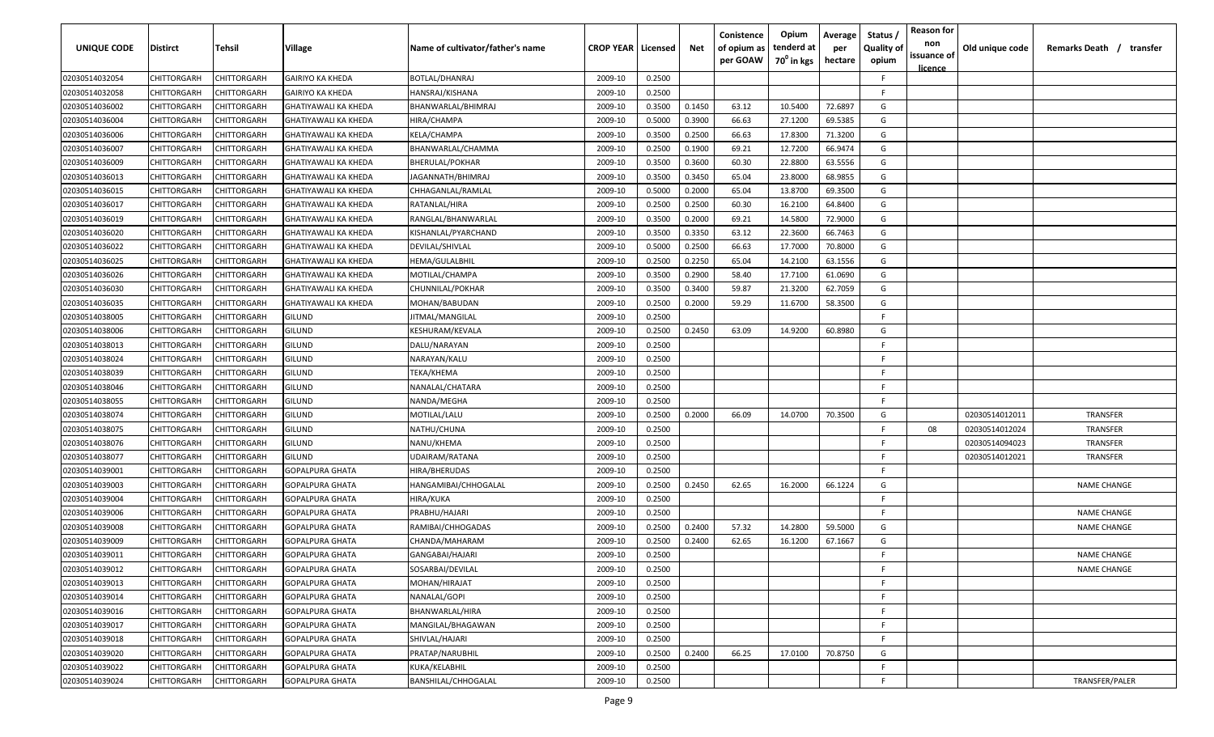| UNIQUE CODE | Distirct | Tehsil | Village | Name of cultivator/father's name | CROP YEAR | Licensed | Net | Conistence of opium as per GOAW | Opium tenderd at 70° in kgs | Average per hectare | Status / Quality of opium | Reason for non issuance of licence | Old unique code | Remarks Death / transfer |
|---|---|---|---|---|---|---|---|---|---|---|---|---|---|---|
| 02030514032054 | CHITTORGARH | CHITTORGARH | GAIRIYO KA KHEDA | BOTLAL/DHANRAJ | 2009-10 | 0.2500 | | | | | F | | | |
| 02030514032058 | CHITTORGARH | CHITTORGARH | GAIRIYO KA KHEDA | HANSRAJ/KISHANA | 2009-10 | 0.2500 | | | | | F | | | |
| 02030514036002 | CHITTORGARH | CHITTORGARH | GHATIYAWALI KA KHEDA | BHANWARLAL/BHIMRAJ | 2009-10 | 0.3500 | 0.1450 | 63.12 | 10.5400 | 72.6897 | G | | | |
| 02030514036004 | CHITTORGARH | CHITTORGARH | GHATIYAWALI KA KHEDA | HIRA/CHAMPA | 2009-10 | 0.5000 | 0.3900 | 66.63 | 27.1200 | 69.5385 | G | | | |
| 02030514036006 | CHITTORGARH | CHITTORGARH | GHATIYAWALI KA KHEDA | KELA/CHAMPA | 2009-10 | 0.3500 | 0.2500 | 66.63 | 17.8300 | 71.3200 | G | | | |
| 02030514036007 | CHITTORGARH | CHITTORGARH | GHATIYAWALI KA KHEDA | BHANWARLAL/CHAMMA | 2009-10 | 0.2500 | 0.1900 | 69.21 | 12.7200 | 66.9474 | G | | | |
| 02030514036009 | CHITTORGARH | CHITTORGARH | GHATIYAWALI KA KHEDA | BHERULAL/POKHAR | 2009-10 | 0.3500 | 0.3600 | 60.30 | 22.8800 | 63.5556 | G | | | |
| 02030514036013 | CHITTORGARH | CHITTORGARH | GHATIYAWALI KA KHEDA | JAGANNATH/BHIMRAJ | 2009-10 | 0.3500 | 0.3450 | 65.04 | 23.8000 | 68.9855 | G | | | |
| 02030514036015 | CHITTORGARH | CHITTORGARH | GHATIYAWALI KA KHEDA | CHHAGANLAL/RAMLAL | 2009-10 | 0.5000 | 0.2000 | 65.04 | 13.8700 | 69.3500 | G | | | |
| 02030514036017 | CHITTORGARH | CHITTORGARH | GHATIYAWALI KA KHEDA | RATANLAL/HIRA | 2009-10 | 0.2500 | 0.2500 | 60.30 | 16.2100 | 64.8400 | G | | | |
| 02030514036019 | CHITTORGARH | CHITTORGARH | GHATIYAWALI KA KHEDA | RANGLAL/BHANWARLAL | 2009-10 | 0.3500 | 0.2000 | 69.21 | 14.5800 | 72.9000 | G | | | |
| 02030514036020 | CHITTORGARH | CHITTORGARH | GHATIYAWALI KA KHEDA | KISHANLAL/PYARCHAND | 2009-10 | 0.3500 | 0.3350 | 63.12 | 22.3600 | 66.7463 | G | | | |
| 02030514036022 | CHITTORGARH | CHITTORGARH | GHATIYAWALI KA KHEDA | DEVILAL/SHIVLAL | 2009-10 | 0.5000 | 0.2500 | 66.63 | 17.7000 | 70.8000 | G | | | |
| 02030514036025 | CHITTORGARH | CHITTORGARH | GHATIYAWALI KA KHEDA | HEMA/GULALBHIL | 2009-10 | 0.2500 | 0.2250 | 65.04 | 14.2100 | 63.1556 | G | | | |
| 02030514036026 | CHITTORGARH | CHITTORGARH | GHATIYAWALI KA KHEDA | MOTILAL/CHAMPA | 2009-10 | 0.3500 | 0.2900 | 58.40 | 17.7100 | 61.0690 | G | | | |
| 02030514036030 | CHITTORGARH | CHITTORGARH | GHATIYAWALI KA KHEDA | CHUNNILAL/POKHAR | 2009-10 | 0.3500 | 0.3400 | 59.87 | 21.3200 | 62.7059 | G | | | |
| 02030514036035 | CHITTORGARH | CHITTORGARH | GHATIYAWALI KA KHEDA | MOHAN/BABUDAN | 2009-10 | 0.2500 | 0.2000 | 59.29 | 11.6700 | 58.3500 | G | | | |
| 02030514038005 | CHITTORGARH | CHITTORGARH | GILUND | JITMAL/MANGILAL | 2009-10 | 0.2500 | | | | | F | | | |
| 02030514038006 | CHITTORGARH | CHITTORGARH | GILUND | KESHURAM/KEVALA | 2009-10 | 0.2500 | 0.2450 | 63.09 | 14.9200 | 60.8980 | G | | | |
| 02030514038013 | CHITTORGARH | CHITTORGARH | GILUND | DALU/NARAYAN | 2009-10 | 0.2500 | | | | | F | | | |
| 02030514038024 | CHITTORGARH | CHITTORGARH | GILUND | NARAYAN/KALU | 2009-10 | 0.2500 | | | | | F | | | |
| 02030514038039 | CHITTORGARH | CHITTORGARH | GILUND | TEKA/KHEMA | 2009-10 | 0.2500 | | | | | F | | | |
| 02030514038046 | CHITTORGARH | CHITTORGARH | GILUND | NANALAL/CHATARA | 2009-10 | 0.2500 | | | | | F | | | |
| 02030514038055 | CHITTORGARH | CHITTORGARH | GILUND | NANDA/MEGHA | 2009-10 | 0.2500 | | | | | F | | | |
| 02030514038074 | CHITTORGARH | CHITTORGARH | GILUND | MOTILAL/LALU | 2009-10 | 0.2500 | 0.2000 | 66.09 | 14.0700 | 70.3500 | G | | 02030514012011 | TRANSFER |
| 02030514038075 | CHITTORGARH | CHITTORGARH | GILUND | NATHU/CHUNA | 2009-10 | 0.2500 | | | | | F | 08 | 02030514012024 | TRANSFER |
| 02030514038076 | CHITTORGARH | CHITTORGARH | GILUND | NANU/KHEMA | 2009-10 | 0.2500 | | | | | F | | 02030514094023 | TRANSFER |
| 02030514038077 | CHITTORGARH | CHITTORGARH | GILUND | UDAIRAM/RATANA | 2009-10 | 0.2500 | | | | | F | | 02030514012021 | TRANSFER |
| 02030514039001 | CHITTORGARH | CHITTORGARH | GOPALPURA GHATA | HIRA/BHERUDAS | 2009-10 | 0.2500 | | | | | F | | | |
| 02030514039003 | CHITTORGARH | CHITTORGARH | GOPALPURA GHATA | HANGAMIBAI/CHHOGALAL | 2009-10 | 0.2500 | 0.2450 | 62.65 | 16.2000 | 66.1224 | G | | | NAME CHANGE |
| 02030514039004 | CHITTORGARH | CHITTORGARH | GOPALPURA GHATA | HIRA/KUKA | 2009-10 | 0.2500 | | | | | F | | | |
| 02030514039006 | CHITTORGARH | CHITTORGARH | GOPALPURA GHATA | PRABHU/HAJARI | 2009-10 | 0.2500 | | | | | F | | | NAME CHANGE |
| 02030514039008 | CHITTORGARH | CHITTORGARH | GOPALPURA GHATA | RAMIBAI/CHHOGADAS | 2009-10 | 0.2500 | 0.2400 | 57.32 | 14.2800 | 59.5000 | G | | | NAME CHANGE |
| 02030514039009 | CHITTORGARH | CHITTORGARH | GOPALPURA GHATA | CHANDA/MAHARAM | 2009-10 | 0.2500 | 0.2400 | 62.65 | 16.1200 | 67.1667 | G | | | |
| 02030514039011 | CHITTORGARH | CHITTORGARH | GOPALPURA GHATA | GANGABAI/HAJARI | 2009-10 | 0.2500 | | | | | F | | | NAME CHANGE |
| 02030514039012 | CHITTORGARH | CHITTORGARH | GOPALPURA GHATA | SOSARBAI/DEVILAL | 2009-10 | 0.2500 | | | | | F | | | NAME CHANGE |
| 02030514039013 | CHITTORGARH | CHITTORGARH | GOPALPURA GHATA | MOHAN/HIRAJAT | 2009-10 | 0.2500 | | | | | F | | | |
| 02030514039014 | CHITTORGARH | CHITTORGARH | GOPALPURA GHATA | NANALAL/GOPI | 2009-10 | 0.2500 | | | | | F | | | |
| 02030514039016 | CHITTORGARH | CHITTORGARH | GOPALPURA GHATA | BHANWARLAL/HIRA | 2009-10 | 0.2500 | | | | | F | | | |
| 02030514039017 | CHITTORGARH | CHITTORGARH | GOPALPURA GHATA | MANGILAL/BHAGAWAN | 2009-10 | 0.2500 | | | | | F | | | |
| 02030514039018 | CHITTORGARH | CHITTORGARH | GOPALPURA GHATA | SHIVLAL/HAJARI | 2009-10 | 0.2500 | | | | | F | | | |
| 02030514039020 | CHITTORGARH | CHITTORGARH | GOPALPURA GHATA | PRATAP/NARUBHIL | 2009-10 | 0.2500 | 0.2400 | 66.25 | 17.0100 | 70.8750 | G | | | |
| 02030514039022 | CHITTORGARH | CHITTORGARH | GOPALPURA GHATA | KUKA/KELABHIL | 2009-10 | 0.2500 | | | | | F | | | |
| 02030514039024 | CHITTORGARH | CHITTORGARH | GOPALPURA GHATA | BANSHILAL/CHHOGALAL | 2009-10 | 0.2500 | | | | | F | | | TRANSFER/PALER |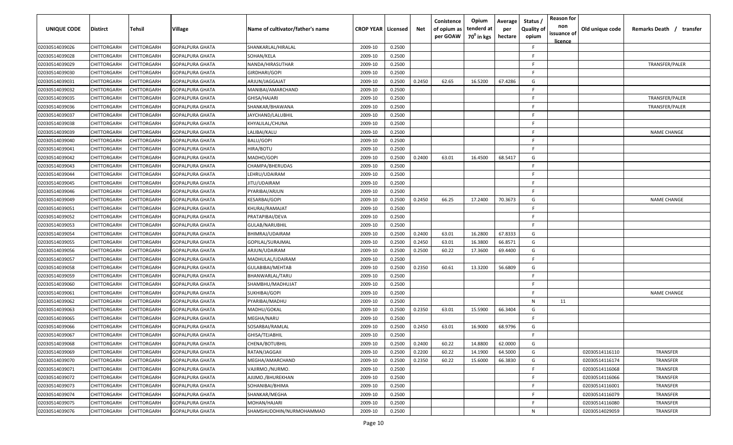| UNIQUE CODE | Distirct | Tehsil | Village | Name of cultivator/father's name | CROP YEAR | Licensed | Net | Conistence of opium as per GOAW | Opium tenderd at 70⁰ in kgs | Average per hectare | Status / Quality of opium | Reason for non issuance of licence | Old unique code | Remarks Death / transfer |
|---|---|---|---|---|---|---|---|---|---|---|---|---|---|---|
| 02030514039026 | CHITTORGARH | CHITTORGARH | GOPALPURA GHATA | SHANKARLAL/HIRALAL | 2009-10 | 0.2500 | | | | | F | | | |
| 02030514039028 | CHITTORGARH | CHITTORGARH | GOPALPURA GHATA | SOHAN/KELA | 2009-10 | 0.2500 | | | | | F | | | |
| 02030514039029 | CHITTORGARH | CHITTORGARH | GOPALPURA GHATA | NANDA/HIRASUTHAR | 2009-10 | 0.2500 | | | | | F | | | TRANSFER/PALER |
| 02030514039030 | CHITTORGARH | CHITTORGARH | GOPALPURA GHATA | GIRDHARI/GOPI | 2009-10 | 0.2500 | | | | | F | | | |
| 02030514039031 | CHITTORGARH | CHITTORGARH | GOPALPURA GHATA | ARJUN/JAGGAJAT | 2009-10 | 0.2500 | 0.2450 | 62.65 | 16.5200 | 67.4286 | G | | | |
| 02030514039032 | CHITTORGARH | CHITTORGARH | GOPALPURA GHATA | MANIBAI/AMARCHAND | 2009-10 | 0.2500 | | | | | F | | | |
| 02030514039035 | CHITTORGARH | CHITTORGARH | GOPALPURA GHATA | GHISA/HAJARI | 2009-10 | 0.2500 | | | | | F | | | TRANSFER/PALER |
| 02030514039036 | CHITTORGARH | CHITTORGARH | GOPALPURA GHATA | SHANKAR/BHAWANA | 2009-10 | 0.2500 | | | | | F | | | TRANSFER/PALER |
| 02030514039037 | CHITTORGARH | CHITTORGARH | GOPALPURA GHATA | JAYCHAND/LALUBHIL | 2009-10 | 0.2500 | | | | | F | | | |
| 02030514039038 | CHITTORGARH | CHITTORGARH | GOPALPURA GHATA | KHYALILAL/CHUNA | 2009-10 | 0.2500 | | | | | F | | | |
| 02030514039039 | CHITTORGARH | CHITTORGARH | GOPALPURA GHATA | LALIBAI/KALU | 2009-10 | 0.2500 | | | | | F | | | NAME CHANGE |
| 02030514039040 | CHITTORGARH | CHITTORGARH | GOPALPURA GHATA | BALU/GOPI | 2009-10 | 0.2500 | | | | | F | | | |
| 02030514039041 | CHITTORGARH | CHITTORGARH | GOPALPURA GHATA | HIRA/BOTU | 2009-10 | 0.2500 | | | | | F | | | |
| 02030514039042 | CHITTORGARH | CHITTORGARH | GOPALPURA GHATA | MADHO/GOPI | 2009-10 | 0.2500 | 0.2400 | 63.01 | 16.4500 | 68.5417 | G | | | |
| 02030514039043 | CHITTORGARH | CHITTORGARH | GOPALPURA GHATA | CHAMPA/BHERUDAS | 2009-10 | 0.2500 | | | | | F | | | |
| 02030514039044 | CHITTORGARH | CHITTORGARH | GOPALPURA GHATA | LEHRU/UDAIRAM | 2009-10 | 0.2500 | | | | | F | | | |
| 02030514039045 | CHITTORGARH | CHITTORGARH | GOPALPURA GHATA | JITU/UDAIRAM | 2009-10 | 0.2500 | | | | | F | | | |
| 02030514039046 | CHITTORGARH | CHITTORGARH | GOPALPURA GHATA | PYARIBAI/ARJUN | 2009-10 | 0.2500 | | | | | F | | | |
| 02030514039049 | CHITTORGARH | CHITTORGARH | GOPALPURA GHATA | KESARBAI/GOPI | 2009-10 | 0.2500 | 0.2450 | 66.25 | 17.2400 | 70.3673 | G | | | NAME CHANGE |
| 02030514039051 | CHITTORGARH | CHITTORGARH | GOPALPURA GHATA | KHURAJ/RAMAJAT | 2009-10 | 0.2500 | | | | | F | | | |
| 02030514039052 | CHITTORGARH | CHITTORGARH | GOPALPURA GHATA | PRATAPIBAI/DEVA | 2009-10 | 0.2500 | | | | | F | | | |
| 02030514039053 | CHITTORGARH | CHITTORGARH | GOPALPURA GHATA | GULAB/NARUBHIL | 2009-10 | 0.2500 | | | | | F | | | |
| 02030514039054 | CHITTORGARH | CHITTORGARH | GOPALPURA GHATA | BHIMRAJ/UDAIRAM | 2009-10 | 0.2500 | 0.2400 | 63.01 | 16.2800 | 67.8333 | G | | | |
| 02030514039055 | CHITTORGARH | CHITTORGARH | GOPALPURA GHATA | GOPILAL/SURAJMAL | 2009-10 | 0.2500 | 0.2450 | 63.01 | 16.3800 | 66.8571 | G | | | |
| 02030514039056 | CHITTORGARH | CHITTORGARH | GOPALPURA GHATA | ARJUN/UDAIRAM | 2009-10 | 0.2500 | 0.2500 | 60.22 | 17.3600 | 69.4400 | G | | | |
| 02030514039057 | CHITTORGARH | CHITTORGARH | GOPALPURA GHATA | MADHULAL/UDAIRAM | 2009-10 | 0.2500 | | | | | F | | | |
| 02030514039058 | CHITTORGARH | CHITTORGARH | GOPALPURA GHATA | GULABIBAI/MEHTAB | 2009-10 | 0.2500 | 0.2350 | 60.61 | 13.3200 | 56.6809 | G | | | |
| 02030514039059 | CHITTORGARH | CHITTORGARH | GOPALPURA GHATA | BHANWARLAL/TARU | 2009-10 | 0.2500 | | | | | F | | | |
| 02030514039060 | CHITTORGARH | CHITTORGARH | GOPALPURA GHATA | SHAMBHU/MADHUJAT | 2009-10 | 0.2500 | | | | | F | | | |
| 02030514039061 | CHITTORGARH | CHITTORGARH | GOPALPURA GHATA | SUKHIBAI/GOPI | 2009-10 | 0.2500 | | | | | F | | | NAME CHANGE |
| 02030514039062 | CHITTORGARH | CHITTORGARH | GOPALPURA GHATA | PYARIBAI/MADHU | 2009-10 | 0.2500 | | | | | N | 11 | | |
| 02030514039063 | CHITTORGARH | CHITTORGARH | GOPALPURA GHATA | MADHU/GOKAL | 2009-10 | 0.2500 | 0.2350 | 63.01 | 15.5900 | 66.3404 | G | | | |
| 02030514039065 | CHITTORGARH | CHITTORGARH | GOPALPURA GHATA | MEGHA/NARU | 2009-10 | 0.2500 | | | | | F | | | |
| 02030514039066 | CHITTORGARH | CHITTORGARH | GOPALPURA GHATA | SOSARBAI/RAMLAL | 2009-10 | 0.2500 | 0.2450 | 63.01 | 16.9000 | 68.9796 | G | | | |
| 02030514039067 | CHITTORGARH | CHITTORGARH | GOPALPURA GHATA | GHISA/TEJABHIL | 2009-10 | 0.2500 | | | | | F | | | |
| 02030514039068 | CHITTORGARH | CHITTORGARH | GOPALPURA GHATA | CHENA/BOTUBHIL | 2009-10 | 0.2500 | 0.2400 | 60.22 | 14.8800 | 62.0000 | G | | | |
| 02030514039069 | CHITTORGARH | CHITTORGARH | GOPALPURA GHATA | RATAN/JAGGAII | 2009-10 | 0.2500 | 0.2200 | 60.22 | 14.1900 | 64.5000 | G | | 02030514116110 | TRANSFER |
| 02030514039070 | CHITTORGARH | CHITTORGARH | GOPALPURA GHATA | MEGHA/AMARCHAND | 2009-10 | 0.2500 | 0.2350 | 60.22 | 15.6000 | 66.3830 | G | | 02030514116174 | TRANSFER |
| 02030514039071 | CHITTORGARH | CHITTORGARH | GOPALPURA GHATA | VAJIRMO./NURMO. | 2009-10 | 0.2500 | | | | | F | | 02030514116068 | TRANSFER |
| 02030514039072 | CHITTORGARH | CHITTORGARH | GOPALPURA GHATA | AJIJMO./BHUREKHAN | 2009-10 | 0.2500 | | | | | F | | 02030514116066 | TRANSFER |
| 02030514039073 | CHITTORGARH | CHITTORGARH | GOPALPURA GHATA | SOHANIBAI/BHIMA | 2009-10 | 0.2500 | | | | | F | | 02030514116001 | TRANSFER |
| 02030514039074 | CHITTORGARH | CHITTORGARH | GOPALPURA GHATA | SHANKAR/MEGHA | 2009-10 | 0.2500 | | | | | F | | 02030514116079 | TRANSFER |
| 02030514039075 | CHITTORGARH | CHITTORGARH | GOPALPURA GHATA | MOHAN/HAJARI | 2009-10 | 0.2500 | | | | | F | | 02030514116080 | TRANSFER |
| 02030514039076 | CHITTORGARH | CHITTORGARH | GOPALPURA GHATA | SHAMSHUDDHIN/NURMOHAMMAD | 2009-10 | 0.2500 | | | | | N | | 02030514029059 | TRANSFER |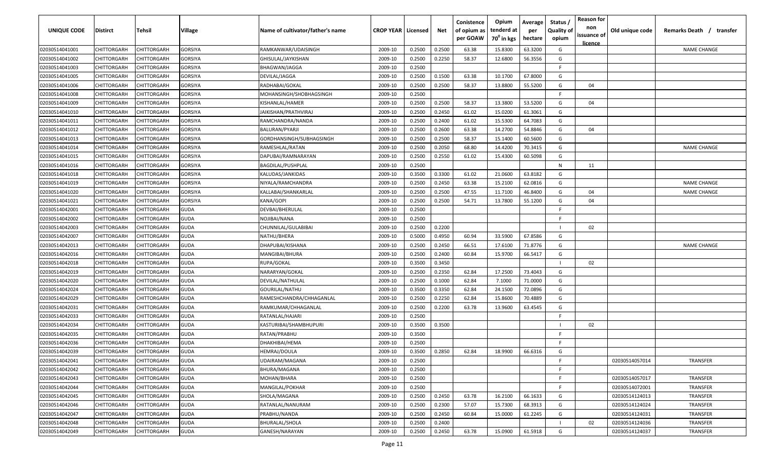| UNIQUE CODE | Distirct | Tehsil | Village | Name of cultivator/father's name | CROP YEAR | Licensed | Net | Conistence of opium as per GOAW | Opium tenderd at 70° in kgs | Average per hectare | Status / Quality of opium | Reason for non issuance of licence | Old unique code | Remarks Death / transfer |
|---|---|---|---|---|---|---|---|---|---|---|---|---|---|---|
| 02030514041001 | CHITTORGARH | CHITTORGARH | GORSIYA | RAMKANWAR/UDAISINGH | 2009-10 | 0.2500 | 0.2500 | 63.38 | 15.8300 | 63.3200 | G | | | NAME CHANGE |
| 02030514041002 | CHITTORGARH | CHITTORGARH | GORSIYA | GHISULAL/JAYKISHAN | 2009-10 | 0.2500 | 0.2250 | 58.37 | 12.6800 | 56.3556 | G | | | |
| 02030514041003 | CHITTORGARH | CHITTORGARH | GORSIYA | BHAGWAN/JAGGA | 2009-10 | 0.2500 | | | | | F | | | |
| 02030514041005 | CHITTORGARH | CHITTORGARH | GORSIYA | DEVILAL/JAGGA | 2009-10 | 0.2500 | 0.1500 | 63.38 | 10.1700 | 67.8000 | G | | | |
| 02030514041006 | CHITTORGARH | CHITTORGARH | GORSIYA | RADHABAI/GOKAL | 2009-10 | 0.2500 | 0.2500 | 58.37 | 13.8800 | 55.5200 | G | 04 | | |
| 02030514041008 | CHITTORGARH | CHITTORGARH | GORSIYA | MOHANSINGH/SHOBHAGSINGH | 2009-10 | 0.2500 | | | | | F | | | |
| 02030514041009 | CHITTORGARH | CHITTORGARH | GORSIYA | KISHANLAL/HAMER | 2009-10 | 0.2500 | 0.2500 | 58.37 | 13.3800 | 53.5200 | G | 04 | | |
| 02030514041010 | CHITTORGARH | CHITTORGARH | GORSIYA | JAIKISHAN/PRATHVIRAJ | 2009-10 | 0.2500 | 0.2450 | 61.02 | 15.0200 | 61.3061 | G | | | |
| 02030514041011 | CHITTORGARH | CHITTORGARH | GORSIYA | RAMCHANDRA/NANDA | 2009-10 | 0.2500 | 0.2400 | 61.02 | 15.5300 | 64.7083 | G | | | |
| 02030514041012 | CHITTORGARH | CHITTORGARH | GORSIYA | BALURAN/PYARJI | 2009-10 | 0.2500 | 0.2600 | 63.38 | 14.2700 | 54.8846 | G | 04 | | |
| 02030514041013 | CHITTORGARH | CHITTORGARH | GORSIYA | GORDHANSINGH/SUBHAGSINGH | 2009-10 | 0.2500 | 0.2500 | 58.37 | 15.1400 | 60.5600 | G | | | |
| 02030514041014 | CHITTORGARH | CHITTORGARH | GORSIYA | RAMESHLAL/RATAN | 2009-10 | 0.2500 | 0.2050 | 68.80 | 14.4200 | 70.3415 | G | | | NAME CHANGE |
| 02030514041015 | CHITTORGARH | CHITTORGARH | GORSIYA | DAPUBAI/RAMNARAYAN | 2009-10 | 0.2500 | 0.2550 | 61.02 | 15.4300 | 60.5098 | G | | | |
| 02030514041016 | CHITTORGARH | CHITTORGARH | GORSIYA | BAGDILAL/PUSHPLAL | 2009-10 | 0.2500 | | | | | N | 11 | | |
| 02030514041018 | CHITTORGARH | CHITTORGARH | GORSIYA | KALUDAS/JANKIDAS | 2009-10 | 0.3500 | 0.3300 | 61.02 | 21.0600 | 63.8182 | G | | | |
| 02030514041019 | CHITTORGARH | CHITTORGARH | GORSIYA | NIYALA/RAMCHANDRA | 2009-10 | 0.2500 | 0.2450 | 63.38 | 15.2100 | 62.0816 | G | | | NAME CHANGE |
| 02030514041020 | CHITTORGARH | CHITTORGARH | GORSIYA | KALLABAI/SHANKARLAL | 2009-10 | 0.2500 | 0.2500 | 47.55 | 11.7100 | 46.8400 | G | 04 | | NAME CHANGE |
| 02030514041021 | CHITTORGARH | CHITTORGARH | GORSIYA | KANA/GOPI | 2009-10 | 0.2500 | 0.2500 | 54.71 | 13.7800 | 55.1200 | G | 04 | | |
| 02030514042001 | CHITTORGARH | CHITTORGARH | GUDA | DEVBAI/BHERULAL | 2009-10 | 0.2500 | | | | | F | | | |
| 02030514042002 | CHITTORGARH | CHITTORGARH | GUDA | NOJIBAI/NANA | 2009-10 | 0.2500 | | | | | F | | | |
| 02030514042003 | CHITTORGARH | CHITTORGARH | GUDA | CHUNNILAL/GULABIBAI | 2009-10 | 0.2500 | 0.2200 | | | | I | 02 | | |
| 02030514042007 | CHITTORGARH | CHITTORGARH | GUDA | NATHU/BHERA | 2009-10 | 0.5000 | 0.4950 | 60.94 | 33.5900 | 67.8586 | G | | | |
| 02030514042013 | CHITTORGARH | CHITTORGARH | GUDA | DHAPUBAI/KISHANA | 2009-10 | 0.2500 | 0.2450 | 66.51 | 17.6100 | 71.8776 | G | | | NAME CHANGE |
| 02030514042016 | CHITTORGARH | CHITTORGARH | GUDA | MANGIBAI/BHURA | 2009-10 | 0.2500 | 0.2400 | 60.84 | 15.9700 | 66.5417 | G | | | |
| 02030514042018 | CHITTORGARH | CHITTORGARH | GUDA | RUPA/GOKAL | 2009-10 | 0.3500 | 0.3450 | | | | I | 02 | | |
| 02030514042019 | CHITTORGARH | CHITTORGARH | GUDA | NARARYAN/GOKAL | 2009-10 | 0.2500 | 0.2350 | 62.84 | 17.2500 | 73.4043 | G | | | |
| 02030514042020 | CHITTORGARH | CHITTORGARH | GUDA | DEVILAL/NATHULAL | 2009-10 | 0.2500 | 0.1000 | 62.84 | 7.1000 | 71.0000 | G | | | |
| 02030514042024 | CHITTORGARH | CHITTORGARH | GUDA | GOURILAL/NATHU | 2009-10 | 0.3500 | 0.3350 | 62.84 | 24.1500 | 72.0896 | G | | | |
| 02030514042029 | CHITTORGARH | CHITTORGARH | GUDA | RAMESHCHANDRA/CHHAGANLAL | 2009-10 | 0.2500 | 0.2250 | 62.84 | 15.8600 | 70.4889 | G | | | |
| 02030514042031 | CHITTORGARH | CHITTORGARH | GUDA | RAMKUMAR/CHHAGANLAL | 2009-10 | 0.2500 | 0.2200 | 63.78 | 13.9600 | 63.4545 | G | | | |
| 02030514042033 | CHITTORGARH | CHITTORGARH | GUDA | RATANLAL/HAJARI | 2009-10 | 0.2500 | | | | | F | | | |
| 02030514042034 | CHITTORGARH | CHITTORGARH | GUDA | KASTURIBAI/SHAMBHUPURI | 2009-10 | 0.3500 | 0.3500 | | | | I | 02 | | |
| 02030514042035 | CHITTORGARH | CHITTORGARH | GUDA | RATAN/PRABHU | 2009-10 | 0.3500 | | | | | F | | | |
| 02030514042036 | CHITTORGARH | CHITTORGARH | GUDA | DHAKHIBAI/HEMA | 2009-10 | 0.2500 | | | | | F | | | |
| 02030514042039 | CHITTORGARH | CHITTORGARH | GUDA | HEMRAJ/DOULA | 2009-10 | 0.3500 | 0.2850 | 62.84 | 18.9900 | 66.6316 | G | | | |
| 02030514042041 | CHITTORGARH | CHITTORGARH | GUDA | UDAIRAM/MAGANA | 2009-10 | 0.2500 | | | | | F | | 02030514057014 | TRANSFER |
| 02030514042042 | CHITTORGARH | CHITTORGARH | GUDA | BHURA/MAGANA | 2009-10 | 0.2500 | | | | | F | | | |
| 02030514042043 | CHITTORGARH | CHITTORGARH | GUDA | MOHAN/BHARA | 2009-10 | 0.2500 | | | | | F | | 02030514057017 | TRANSFER |
| 02030514042044 | CHITTORGARH | CHITTORGARH | GUDA | MANGILAL/POKHAR | 2009-10 | 0.2500 | | | | | F | | 02030514072001 | TRANSFER |
| 02030514042045 | CHITTORGARH | CHITTORGARH | GUDA | SHOLA/MAGANA | 2009-10 | 0.2500 | 0.2450 | 63.78 | 16.2100 | 66.1633 | G | | 02030514124013 | TRANSFER |
| 02030514042046 | CHITTORGARH | CHITTORGARH | GUDA | RATANLAL/NANURAM | 2009-10 | 0.2500 | 0.2300 | 57.07 | 15.7300 | 68.3913 | G | | 02030514124024 | TRANSFER |
| 02030514042047 | CHITTORGARH | CHITTORGARH | GUDA | PRABHU/NANDA | 2009-10 | 0.2500 | 0.2450 | 60.84 | 15.0000 | 61.2245 | G | | 02030514124031 | TRANSFER |
| 02030514042048 | CHITTORGARH | CHITTORGARH | GUDA | BHURALAL/SHOLA | 2009-10 | 0.2500 | 0.2400 | | | | I | 02 | 02030514124036 | TRANSFER |
| 02030514042049 | CHITTORGARH | CHITTORGARH | GUDA | GANESH/NARAYAN | 2009-10 | 0.2500 | 0.2450 | 63.78 | 15.0900 | 61.5918 | G | | 02030514124037 | TRANSFER |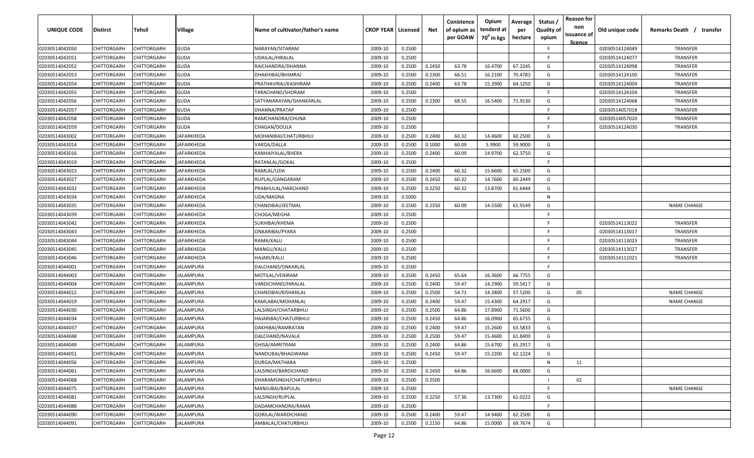| UNIQUE CODE | Distirct | Tehsil | Village | Name of cultivator/father's name | CROP YEAR | Licensed | Net | Conistence of opium as per GOAW | Opium tenderd at $70^0$ in kgs | Average per hectare | Status / Quality of opium | Reason for non issuance of licence | Old unique code | Remarks Death / transfer |
|---|---|---|---|---|---|---|---|---|---|---|---|---|---|---|
| 02030514042050 | CHITTORGARH | CHITTORGARH | GUDA | NARAYAN/SITARAM | 2009-10 | 0.2500 | | | | | F | | 02030514124049 | TRANSFER |
| 02030514042051 | CHITTORGARH | CHITTORGARH | GUDA | UDAILAL/HIRALAL | 2009-10 | 0.2500 | | | | | F | | 02030514124077 | TRANSFER |
| 02030514042052 | CHITTORGARH | CHITTORGARH | GUDA | RAICHANDRA/DHANNA | 2009-10 | 0.2500 | 0.2450 | 63.78 | 16.4700 | 67.2245 | G | | 02030514124098 | TRANSFER |
| 02030514042053 | CHITTORGARH | CHITTORGARH | GUDA | DHAKHIBAI/BHIMRAJ | 2009-10 | 0.2500 | 0.2300 | 66.51 | 16.2100 | 70.4783 | G | | 02030514124100 | TRANSFER |
| 02030514042054 | CHITTORGARH | CHITTORGARH | GUDA | PRATHAVIRAJ/KASHIRAM | 2009-10 | 0.2500 | 0.2400 | 63.78 | 15.3900 | 64.1250 | G | | 02030514124004 | TRANSFER |
| 02030514042055 | CHITTORGARH | CHITTORGARH | GUDA | TARACHAND/SHORAM | 2009-10 | 0.2500 | | | | | F | | 02030514124104 | TRANSFER |
| 02030514042056 | CHITTORGARH | CHITTORGARH | GUDA | SATYANARAYAN/SHANKARLAL | 2009-10 | 0.2500 | 0.2300 | 68.55 | 16.5400 | 71.9130 | G | | 02030514124068 | TRANSFER |
| 02030514042057 | CHITTORGARH | CHITTORGARH | GUDA | DHANNA/PRATAP | 2009-10 | 0.2500 | | | | | F | | 02030514057018 | TRANSFER |
| 02030514042058 | CHITTORGARH | CHITTORGARH | GUDA | RAMCHANDRA/CHUNA | 2009-10 | 0.2500 | | | | | F | | 02030514057020 | TRANSFER |
| 02030514042059 | CHITTORGARH | CHITTORGARH | GUDA | CHAGAN/DOULA | 2009-10 | 0.2500 | | | | | F | | 02030514124030 | TRANSFER |
| 02030514043002 | CHITTORGARH | CHITTORGARH | JAFARKHEDA | MOHANIBAI/CHATURBHUJ | 2009-10 | 0.2500 | 0.2400 | 60.32 | 14.4600 | 60.2500 | G | | | |
| 02030514043014 | CHITTORGARH | CHITTORGARH | JAFARKHEDA | VARDA/DALLA | 2009-10 | 0.2500 | 0.1000 | 60.09 | 5.9900 | 59.9000 | G | | | |
| 02030514043016 | CHITTORGARH | CHITTORGARH | JAFARKHEDA | KANHAIYALAL/BHERA | 2009-10 | 0.2500 | 0.2400 | 60.09 | 14.9700 | 62.3750 | G | | | |
| 02030514043019 | CHITTORGARH | CHITTORGARH | JAFARKHEDA | RATANLAL/GOKAL | 2009-10 | 0.2500 | | | | | F | | | |
| 02030514043023 | CHITTORGARH | CHITTORGARH | JAFARKHEDA | RAMLAL/UDA | 2009-10 | 0.2500 | 0.2400 | 60.32 | 15.6600 | 65.2500 | G | | | |
| 02030514043027 | CHITTORGARH | CHITTORGARH | JAFARKHEDA | RUPLAL/GANGARAM | 2009-10 | 0.2500 | 0.2450 | 60.32 | 14.7600 | 60.2449 | G | | | |
| 02030514043032 | CHITTORGARH | CHITTORGARH | JAFARKHEDA | PRABHULAL/HARCHAND | 2009-10 | 0.2500 | 0.2250 | 60.32 | 13.8700 | 61.6444 | G | | | |
| 02030514043034 | CHITTORGARH | CHITTORGARH | JAFARKHEDA | UDA/MAGNA | 2009-10 | 0.5000 | | | | | N | | | |
| 02030514043035 | CHITTORGARH | CHITTORGARH | JAFARKHEDA | CHANDIBAI/JEETMAL | 2009-10 | 0.2500 | 0.2350 | 60.09 | 14.5500 | 61.9149 | G | | | NAME CHANGE |
| 02030514043039 | CHITTORGARH | CHITTORGARH | JAFARKHEDA | CHOGA/MEGHA | 2009-10 | 0.2500 | | | | | F | | | |
| 02030514043042 | CHITTORGARH | CHITTORGARH | JAFARKHEDA | SUKHIBAI/KHEMA | 2009-10 | 0.2500 | | | | | F | | 02030514113022 | TRANSFER |
| 02030514043043 | CHITTORGARH | CHITTORGARH | JAFARKHEDA | ONKARIBAI/PYARA | 2009-10 | 0.2500 | | | | | F | | 02030514113017 | TRANSFER |
| 02030514043044 | CHITTORGARH | CHITTORGARH | JAFARKHEDA | RAMA/KALU | 2009-10 | 0.2500 | | | | | F | | 02030514113023 | TRANSFER |
| 02030514043045 | CHITTORGARH | CHITTORGARH | JAFARKHEDA | MANGU/KALU | 2009-10 | 0.2500 | | | | | F | | 02030514113027 | TRANSFER |
| 02030514043046 | CHITTORGARH | CHITTORGARH | JAFARKHEDA | HAJARI/KALU | 2009-10 | 0.2500 | | | | | F | | 02030514111021 | TRANSFER |
| 02030514044001 | CHITTORGARH | CHITTORGARH | JALAMPURA | DALCHAND/ONKARLAL | 2009-10 | 0.2500 | | | | | F | | | |
| 02030514044003 | CHITTORGARH | CHITTORGARH | JALAMPURA | MOTILAL/VENIRAM | 2009-10 | 0.2500 | 0.2450 | 65.64 | 16.3600 | 66.7755 | G | | | |
| 02030514044004 | CHITTORGARH | CHITTORGARH | JALAMPURA | VARDICHAND/HIRALAL | 2009-10 | 0.2500 | 0.2400 | 59.47 | 14.2900 | 59.5417 | G | | | |
| 02030514044012 | CHITTORGARH | CHITTORGARH | JALAMPURA | CHANDIBAI/KISHANLAL | 2009-10 | 0.2500 | 0.2500 | 54.71 | 14.3800 | 57.5200 | G | 05 | | NAME CHANGE |
| 02030514044019 | CHITTORGARH | CHITTORGARH | JALAMPURA | KAMLABAI/MOHANLAL | 2009-10 | 0.2500 | 0.2400 | 59.47 | 15.4300 | 64.2917 | G | | | NAME CHANGE |
| 02030514044030 | CHITTORGARH | CHITTORGARH | JALAMPURA | LALSINGH/CHATARBHUJ | 2009-10 | 0.2500 | 0.2500 | 64.86 | 17.8900 | 71.5600 | G | | | |
| 02030514044034 | CHITTORGARH | CHITTORGARH | JALAMPURA | HAJARIBAI/CHATURBHUJ | 2009-10 | 0.2500 | 0.2450 | 64.86 | 16.0900 | 65.6735 | G | | | |
| 02030514044037 | CHITTORGARH | CHITTORGARH | JALAMPURA | DAKHIBAI/RAMRATAN | 2009-10 | 0.2500 | 0.2400 | 59.47 | 15.2600 | 63.5833 | G | | | |
| 02030514044048 | CHITTORGARH | CHITTORGARH | JALAMPURA | DALCHAND/NAVALA | 2009-10 | 0.2500 | 0.2500 | 59.47 | 15.4600 | 61.8400 | G | | | |
| 02030514044049 | CHITTORGARH | CHITTORGARH | JALAMPURA | GHISA/AMRITRAM | 2009-10 | 0.2500 | 0.2400 | 64.86 | 15.6700 | 65.2917 | G | | | |
| 02030514044051 | CHITTORGARH | CHITTORGARH | JALAMPURA | NANDUBAI/BHAGWANA | 2009-10 | 0.2500 | 0.2450 | 59.47 | 15.2200 | 62.1224 | G | | | |
| 02030514044056 | CHITTORGARH | CHITTORGARH | JALAMPURA | DURGA/MATHARA | 2009-10 | 0.2500 | | | | | N | 11 | | |
| 02030514044061 | CHITTORGARH | CHITTORGARH | JALAMPURA | LALSINGH/BARDICHAND | 2009-10 | 0.2500 | 0.2450 | 64.86 | 16.6600 | 68.0000 | G | | | |
| 02030514044068 | CHITTORGARH | CHITTORGARH | JALAMPURA | DHARAMSINGH/CHATURBHUJ | 2009-10 | 0.2500 | 0.2500 | | | | I | 02 | | |
| 02030514044075 | CHITTORGARH | CHITTORGARH | JALAMPURA | MANJUBAI/BAPULAL | 2009-10 | 0.2500 | | | | | F | | | NAME CHANGE |
| 02030514044081 | CHITTORGARH | CHITTORGARH | JALAMPURA | LALSINGH/RUPLAL | 2009-10 | 0.2500 | 0.2250 | 57.36 | 13.7300 | 61.0222 | G | | | |
| 02030514044088 | CHITTORGARH | CHITTORGARH | JALAMPURA | DADAMCHANDRA/RAMA | 2009-10 | 0.2500 | | | | | F | | | |
| 02030514044090 | CHITTORGARH | CHITTORGARH | JALAMPURA | GORILAL/WARDICHAND | 2009-10 | 0.2500 | 0.2400 | 59.47 | 14.9400 | 62.2500 | G | | | |
| 02030514044091 | CHITTORGARH | CHITTORGARH | JALAMPURA | AMBALAL/CHATURBHUJ | 2009-10 | 0.2500 | 0.2150 | 64.86 | 15.0000 | 69.7674 | G | | | |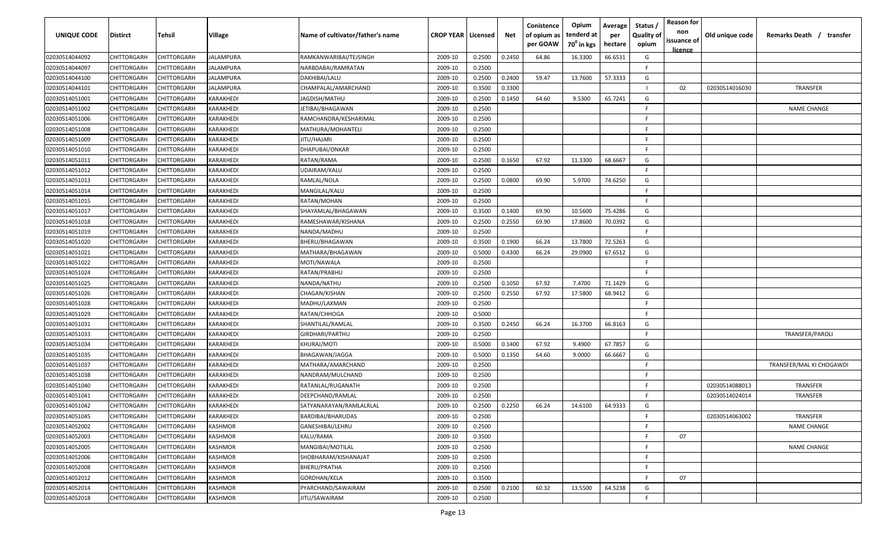| UNIQUE CODE | Distirct | Tehsil | Village | Name of cultivator/father's name | CROP YEAR | Licensed | Net | Conistence of opium as per GOAW | Opium tenderd at $70^0$ in kgs | Average per hectare | Status / Quality of opium | Reason for non issuance of licence | Old unique code | Remarks Death / transfer |
|---|---|---|---|---|---|---|---|---|---|---|---|---|---|---|
| 02030514044092 | CHITTORGARH | CHITTORGARH | JALAMPURA | RAMKANWARIBAI/TEJSINGH | 2009-10 | 0.2500 | 0.2450 | 64.86 | 16.3300 | 66.6531 | G | | | |
| 02030514044097 | CHITTORGARH | CHITTORGARH | JALAMPURA | NARBDABAI/RAMRATAN | 2009-10 | 0.2500 | | | | | F | | | |
| 02030514044100 | CHITTORGARH | CHITTORGARH | JALAMPURA | DAKHIBAI/LALU | 2009-10 | 0.2500 | 0.2400 | 59.47 | 13.7600 | 57.3333 | G | | | |
| 02030514044101 | CHITTORGARH | CHITTORGARH | JALAMPURA | CHAMPALAL/AMARCHAND | 2009-10 | 0.3500 | 0.3300 | | | | I | 02 | 02030514016030 | TRANSFER |
| 02030514051001 | CHITTORGARH | CHITTORGARH | KARAKHEDI | JAGDISH/MATHU | 2009-10 | 0.2500 | 0.1450 | 64.60 | 9.5300 | 65.7241 | G | | | |
| 02030514051002 | CHITTORGARH | CHITTORGARH | KARAKHEDI | JETIBAI/BHAGAWAN | 2009-10 | 0.2500 | | | | | F | | | NAME CHANGE |
| 02030514051006 | CHITTORGARH | CHITTORGARH | KARAKHEDI | RAMCHANDRA/KESHARIMAL | 2009-10 | 0.2500 | | | | | F | | | |
| 02030514051008 | CHITTORGARH | CHITTORGARH | KARAKHEDI | MATHURA/MOHANTELI | 2009-10 | 0.2500 | | | | | F | | | |
| 02030514051009 | CHITTORGARH | CHITTORGARH | KARAKHEDI | JITU/HAJARI | 2009-10 | 0.2500 | | | | | F | | | |
| 02030514051010 | CHITTORGARH | CHITTORGARH | KARAKHEDI | DHAPUBAI/ONKAR | 2009-10 | 0.2500 | | | | | F | | | |
| 02030514051011 | CHITTORGARH | CHITTORGARH | KARAKHEDI | RATAN/RAMA | 2009-10 | 0.2500 | 0.1650 | 67.92 | 11.3300 | 68.6667 | G | | | |
| 02030514051012 | CHITTORGARH | CHITTORGARH | KARAKHEDI | UDAIRAM/KALU | 2009-10 | 0.2500 | | | | | F | | | |
| 02030514051013 | CHITTORGARH | CHITTORGARH | KARAKHEDI | RAMLAL/NOLA | 2009-10 | 0.2500 | 0.0800 | 69.90 | 5.9700 | 74.6250 | G | | | |
| 02030514051014 | CHITTORGARH | CHITTORGARH | KARAKHEDI | MANGILAL/KALU | 2009-10 | 0.2500 | | | | | F | | | |
| 02030514051015 | CHITTORGARH | CHITTORGARH | KARAKHEDI | RATAN/MOHAN | 2009-10 | 0.2500 | | | | | F | | | |
| 02030514051017 | CHITTORGARH | CHITTORGARH | KARAKHEDI | SHAYAMLAL/BHAGAWAN | 2009-10 | 0.3500 | 0.1400 | 69.90 | 10.5600 | 75.4286 | G | | | |
| 02030514051018 | CHITTORGARH | CHITTORGARH | KARAKHEDI | RAMESHAWAR/KISHANA | 2009-10 | 0.2500 | 0.2550 | 69.90 | 17.8600 | 70.0392 | G | | | |
| 02030514051019 | CHITTORGARH | CHITTORGARH | KARAKHEDI | NANDA/MADHU | 2009-10 | 0.2500 | | | | | F | | | |
| 02030514051020 | CHITTORGARH | CHITTORGARH | KARAKHEDI | BHERU/BHAGAWAN | 2009-10 | 0.3500 | 0.1900 | 66.24 | 13.7800 | 72.5263 | G | | | |
| 02030514051021 | CHITTORGARH | CHITTORGARH | KARAKHEDI | MATHARA/BHAGAWAN | 2009-10 | 0.5000 | 0.4300 | 66.24 | 29.0900 | 67.6512 | G | | | |
| 02030514051022 | CHITTORGARH | CHITTORGARH | KARAKHEDI | MOTI/NAWALA | 2009-10 | 0.2500 | | | | | F | | | |
| 02030514051024 | CHITTORGARH | CHITTORGARH | KARAKHEDI | RATAN/PRABHU | 2009-10 | 0.2500 | | | | | F | | | |
| 02030514051025 | CHITTORGARH | CHITTORGARH | KARAKHEDI | NANDA/NATHU | 2009-10 | 0.2500 | 0.1050 | 67.92 | 7.4700 | 71.1429 | G | | | |
| 02030514051026 | CHITTORGARH | CHITTORGARH | KARAKHEDI | CHAGAN/KISHAN | 2009-10 | 0.2500 | 0.2550 | 67.92 | 17.5800 | 68.9412 | G | | | |
| 02030514051028 | CHITTORGARH | CHITTORGARH | KARAKHEDI | MADHU/LAXMAN | 2009-10 | 0.2500 | | | | | F | | | |
| 02030514051029 | CHITTORGARH | CHITTORGARH | KARAKHEDI | RATAN/CHHOGA | 2009-10 | 0.5000 | | | | | F | | | |
| 02030514051031 | CHITTORGARH | CHITTORGARH | KARAKHEDI | SHANTILAL/RAMLAL | 2009-10 | 0.3500 | 0.2450 | 66.24 | 16.3700 | 66.8163 | G | | | |
| 02030514051033 | CHITTORGARH | CHITTORGARH | KARAKHEDI | GIRDHARI/PARTHU | 2009-10 | 0.2500 | | | | | F | | | TRANSFER/PAROLI |
| 02030514051034 | CHITTORGARH | CHITTORGARH | KARAKHEDI | KHURAJ/MOTI | 2009-10 | 0.5000 | 0.1400 | 67.92 | 9.4900 | 67.7857 | G | | | |
| 02030514051035 | CHITTORGARH | CHITTORGARH | KARAKHEDI | BHAGAWAN/JAGGA | 2009-10 | 0.5000 | 0.1350 | 64.60 | 9.0000 | 66.6667 | G | | | |
| 02030514051037 | CHITTORGARH | CHITTORGARH | KARAKHEDI | MATHARA/AMARCHAND | 2009-10 | 0.2500 | | | | | F | | | TRANSFER/MAL KI CHOGAWDI |
| 02030514051038 | CHITTORGARH | CHITTORGARH | KARAKHEDI | NANDRAM/MULCHAND | 2009-10 | 0.2500 | | | | | F | | | |
| 02030514051040 | CHITTORGARH | CHITTORGARH | KARAKHEDI | RATANLAL/RUGANATH | 2009-10 | 0.2500 | | | | | F | | 02030514088013 | TRANSFER |
| 02030514051041 | CHITTORGARH | CHITTORGARH | KARAKHEDI | DEEPCHAND/RAMLAL | 2009-10 | 0.2500 | | | | | F | | 02030514024014 | TRANSFER |
| 02030514051042 | CHITTORGARH | CHITTORGARH | KARAKHEDI | SATYANARAYAN/RAMLALRLAL | 2009-10 | 0.2500 | 0.2250 | 66.24 | 14.6100 | 64.9333 | G | | | |
| 02030514051045 | CHITTORGARH | CHITTORGARH | KARAKHEDI | BARDIBAI/BHARUDAS | 2009-10 | 0.2500 | | | | | F | | 02030514063002 | TRANSFER |
| 02030514052002 | CHITTORGARH | CHITTORGARH | KASHMOR | GANESHIBAI/LEHRU | 2009-10 | 0.2500 | | | | | F | | | NAME CHANGE |
| 02030514052003 | CHITTORGARH | CHITTORGARH | KASHMOR | KALU/RAMA | 2009-10 | 0.3500 | | | | | F | 07 | | |
| 02030514052005 | CHITTORGARH | CHITTORGARH | KASHMOR | MANGIBAI/MOTILAL | 2009-10 | 0.2500 | | | | | F | | | NAME CHANGE |
| 02030514052006 | CHITTORGARH | CHITTORGARH | KASHMOR | SHOBHARAM/KISHANAJAT | 2009-10 | 0.2500 | | | | | F | | | |
| 02030514052008 | CHITTORGARH | CHITTORGARH | KASHMOR | BHERU/PRATHA | 2009-10 | 0.2500 | | | | | F | | | |
| 02030514052012 | CHITTORGARH | CHITTORGARH | KASHMOR | GORDHAN/KELA | 2009-10 | 0.3500 | | | | | F | 07 | | |
| 02030514052014 | CHITTORGARH | CHITTORGARH | KASHMOR | PYARCHAND/SAWAIRAM | 2009-10 | 0.2500 | 0.2100 | 60.32 | 13.5500 | 64.5238 | G | | | |
| 02030514052018 | CHITTORGARH | CHITTORGARH | KASHMOR | JITU/SAWAIRAM | 2009-10 | 0.2500 | | | | | F | | | |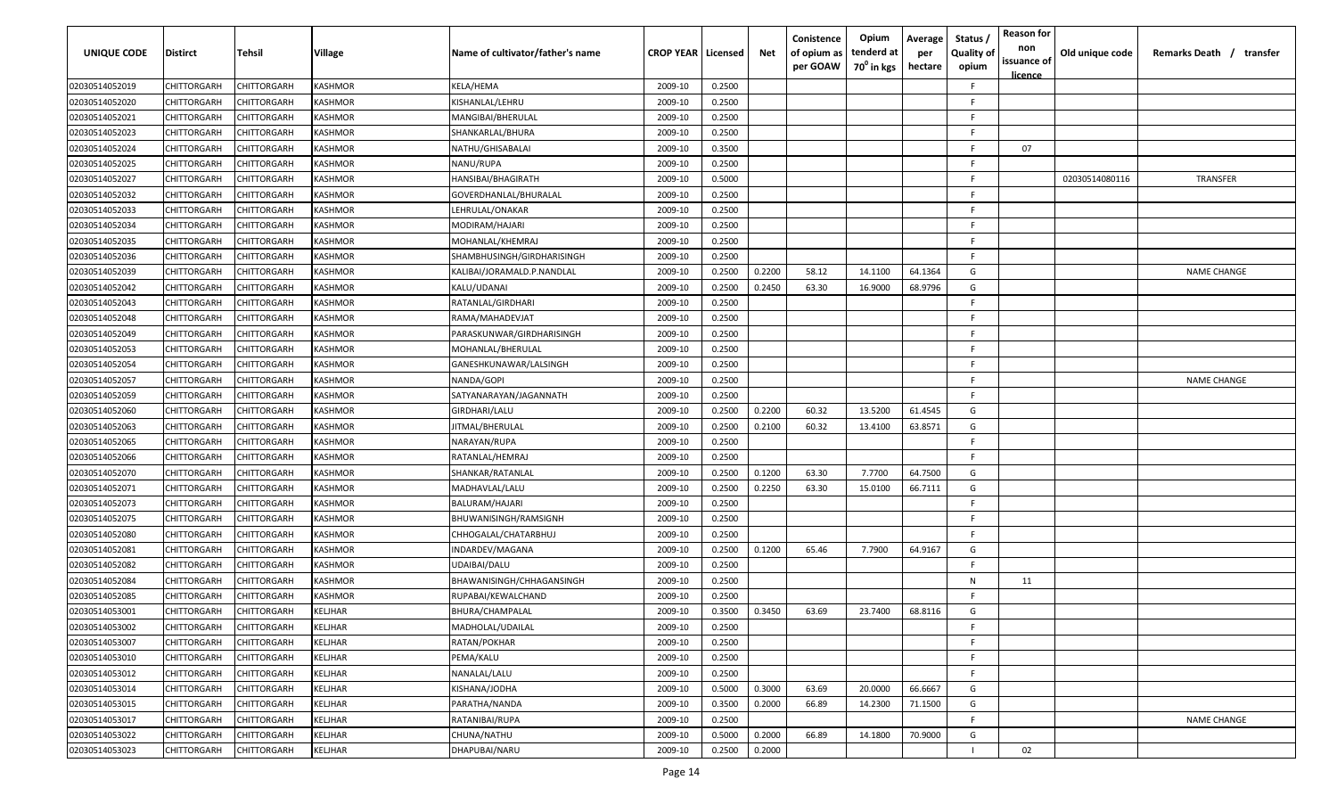| UNIQUE CODE | Distirct | Tehsil | Village | Name of cultivator/father's name | CROP YEAR | Licensed | Net | Conistence of opium as per GOAW | Opium tenderd at 70° in kgs | Average per hectare | Status / Quality of opium | Reason for non issuance of licence | Old unique code | Remarks Death / transfer |
|---|---|---|---|---|---|---|---|---|---|---|---|---|---|---|
| 02030514052019 | CHITTORGARH | CHITTORGARH | KASHMOR | KELA/HEMA | 2009-10 | 0.2500 | | | | | F | | | |
| 02030514052020 | CHITTORGARH | CHITTORGARH | KASHMOR | KISHANLAL/LEHRU | 2009-10 | 0.2500 | | | | | F | | | |
| 02030514052021 | CHITTORGARH | CHITTORGARH | KASHMOR | MANGIBAI/BHERULAL | 2009-10 | 0.2500 | | | | | F | | | |
| 02030514052023 | CHITTORGARH | CHITTORGARH | KASHMOR | SHANKARLAL/BHURA | 2009-10 | 0.2500 | | | | | F | | | |
| 02030514052024 | CHITTORGARH | CHITTORGARH | KASHMOR | NATHU/GHISABALAI | 2009-10 | 0.3500 | | | | | F | 07 | | |
| 02030514052025 | CHITTORGARH | CHITTORGARH | KASHMOR | NANU/RUPA | 2009-10 | 0.2500 | | | | | F | | | |
| 02030514052027 | CHITTORGARH | CHITTORGARH | KASHMOR | HANSIBAI/BHAGIRATH | 2009-10 | 0.5000 | | | | | F | | 02030514080116 | TRANSFER |
| 02030514052032 | CHITTORGARH | CHITTORGARH | KASHMOR | GOVERDHANLAL/BHURALAL | 2009-10 | 0.2500 | | | | | F | | | |
| 02030514052033 | CHITTORGARH | CHITTORGARH | KASHMOR | LEHRULAL/ONAKAR | 2009-10 | 0.2500 | | | | | F | | | |
| 02030514052034 | CHITTORGARH | CHITTORGARH | KASHMOR | MODIRAM/HAJARI | 2009-10 | 0.2500 | | | | | F | | | |
| 02030514052035 | CHITTORGARH | CHITTORGARH | KASHMOR | MOHANLAL/KHEMRAJ | 2009-10 | 0.2500 | | | | | F | | | |
| 02030514052036 | CHITTORGARH | CHITTORGARH | KASHMOR | SHAMBHUSINGH/GIRDHARISINGH | 2009-10 | 0.2500 | | | | | F | | | |
| 02030514052039 | CHITTORGARH | CHITTORGARH | KASHMOR | KALIBAI/JORAMALD.P.NANDLAL | 2009-10 | 0.2500 | 0.2200 | 58.12 | 14.1100 | 64.1364 | G | | | NAME CHANGE |
| 02030514052042 | CHITTORGARH | CHITTORGARH | KASHMOR | KALU/UDANAI | 2009-10 | 0.2500 | 0.2450 | 63.30 | 16.9000 | 68.9796 | G | | | |
| 02030514052043 | CHITTORGARH | CHITTORGARH | KASHMOR | RATANLAL/GIRDHARI | 2009-10 | 0.2500 | | | | | F | | | |
| 02030514052048 | CHITTORGARH | CHITTORGARH | KASHMOR | RAMA/MAHADEVJAT | 2009-10 | 0.2500 | | | | | F | | | |
| 02030514052049 | CHITTORGARH | CHITTORGARH | KASHMOR | PARASKUNWAR/GIRDHARISINGH | 2009-10 | 0.2500 | | | | | F | | | |
| 02030514052053 | CHITTORGARH | CHITTORGARH | KASHMOR | MOHANLAL/BHERULAL | 2009-10 | 0.2500 | | | | | F | | | |
| 02030514052054 | CHITTORGARH | CHITTORGARH | KASHMOR | GANESHKUNAWAR/LALSINGH | 2009-10 | 0.2500 | | | | | F | | | |
| 02030514052057 | CHITTORGARH | CHITTORGARH | KASHMOR | NANDA/GOPI | 2009-10 | 0.2500 | | | | | F | | | NAME CHANGE |
| 02030514052059 | CHITTORGARH | CHITTORGARH | KASHMOR | SATYANARAYAN/JAGANNATH | 2009-10 | 0.2500 | | | | | F | | | |
| 02030514052060 | CHITTORGARH | CHITTORGARH | KASHMOR | GIRDHARI/LALU | 2009-10 | 0.2500 | 0.2200 | 60.32 | 13.5200 | 61.4545 | G | | | |
| 02030514052063 | CHITTORGARH | CHITTORGARH | KASHMOR | JITMAL/BHERULAL | 2009-10 | 0.2500 | 0.2100 | 60.32 | 13.4100 | 63.8571 | G | | | |
| 02030514052065 | CHITTORGARH | CHITTORGARH | KASHMOR | NARAYAN/RUPA | 2009-10 | 0.2500 | | | | | F | | | |
| 02030514052066 | CHITTORGARH | CHITTORGARH | KASHMOR | RATANLAL/HEMRAJ | 2009-10 | 0.2500 | | | | | F | | | |
| 02030514052070 | CHITTORGARH | CHITTORGARH | KASHMOR | SHANKAR/RATANLAL | 2009-10 | 0.2500 | 0.1200 | 63.30 | 7.7700 | 64.7500 | G | | | |
| 02030514052071 | CHITTORGARH | CHITTORGARH | KASHMOR | MADHAVLAL/LALU | 2009-10 | 0.2500 | 0.2250 | 63.30 | 15.0100 | 66.7111 | G | | | |
| 02030514052073 | CHITTORGARH | CHITTORGARH | KASHMOR | BALURAM/HAJARI | 2009-10 | 0.2500 | | | | | F | | | |
| 02030514052075 | CHITTORGARH | CHITTORGARH | KASHMOR | BHUWANISINGH/RAMSIGNH | 2009-10 | 0.2500 | | | | | F | | | |
| 02030514052080 | CHITTORGARH | CHITTORGARH | KASHMOR | CHHOGALAL/CHATARBHUJ | 2009-10 | 0.2500 | | | | | F | | | |
| 02030514052081 | CHITTORGARH | CHITTORGARH | KASHMOR | INDARDEV/MAGANA | 2009-10 | 0.2500 | 0.1200 | 65.46 | 7.7900 | 64.9167 | G | | | |
| 02030514052082 | CHITTORGARH | CHITTORGARH | KASHMOR | UDAIBAI/DALU | 2009-10 | 0.2500 | | | | | F | | | |
| 02030514052084 | CHITTORGARH | CHITTORGARH | KASHMOR | BHAWANISINGH/CHHAGANSINGH | 2009-10 | 0.2500 | | | | | N | 11 | | |
| 02030514052085 | CHITTORGARH | CHITTORGARH | KASHMOR | RUPABAI/KEWALCHAND | 2009-10 | 0.2500 | | | | | F | | | |
| 02030514053001 | CHITTORGARH | CHITTORGARH | KELJHAR | BHURA/CHAMPALAL | 2009-10 | 0.3500 | 0.3450 | 63.69 | 23.7400 | 68.8116 | G | | | |
| 02030514053002 | CHITTORGARH | CHITTORGARH | KELJHAR | MADHOLAL/UDAILAL | 2009-10 | 0.2500 | | | | | F | | | |
| 02030514053007 | CHITTORGARH | CHITTORGARH | KELJHAR | RATAN/POKHAR | 2009-10 | 0.2500 | | | | | F | | | |
| 02030514053010 | CHITTORGARH | CHITTORGARH | KELJHAR | PEMA/KALU | 2009-10 | 0.2500 | | | | | F | | | |
| 02030514053012 | CHITTORGARH | CHITTORGARH | KELJHAR | NANALAL/LALU | 2009-10 | 0.2500 | | | | | F | | | |
| 02030514053014 | CHITTORGARH | CHITTORGARH | KELJHAR | KISHANA/JODHA | 2009-10 | 0.5000 | 0.3000 | 63.69 | 20.0000 | 66.6667 | G | | | |
| 02030514053015 | CHITTORGARH | CHITTORGARH | KELJHAR | PARATHA/NANDA | 2009-10 | 0.3500 | 0.2000 | 66.89 | 14.2300 | 71.1500 | G | | | |
| 02030514053017 | CHITTORGARH | CHITTORGARH | KELJHAR | RATANIBAI/RUPA | 2009-10 | 0.2500 | | | | | F | | | NAME CHANGE |
| 02030514053022 | CHITTORGARH | CHITTORGARH | KELJHAR | CHUNA/NATHU | 2009-10 | 0.5000 | 0.2000 | 66.89 | 14.1800 | 70.9000 | G | | | |
| 02030514053023 | CHITTORGARH | CHITTORGARH | KELJHAR | DHAPUBAI/NARU | 2009-10 | 0.2500 | 0.2000 | | | | I | 02 | | |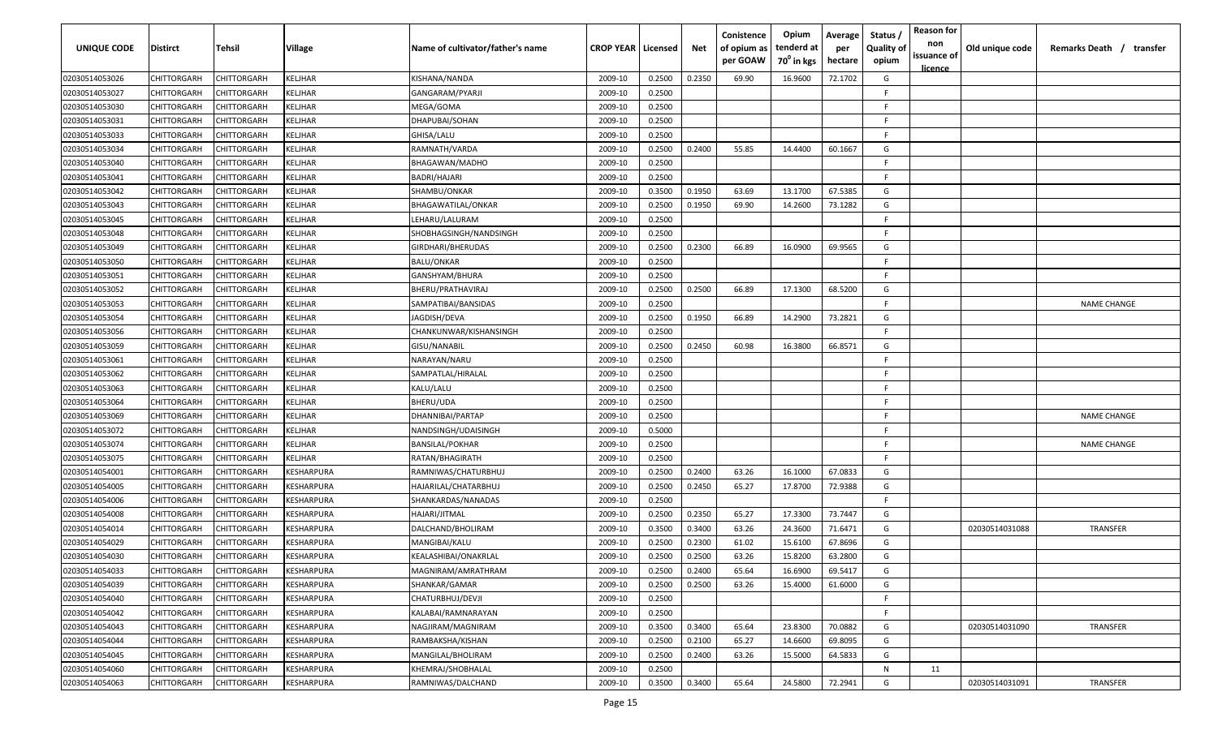| UNIQUE CODE | Distirct | Tehsil | Village | Name of cultivator/father's name | CROP YEAR | Licensed | Net | Conistence of opium as per GOAW | Opium tenderd at $70^0$ in kgs | Average per hectare | Status / Quality of opium | Reason for non issuance of licence | Old unique code | Remarks Death / transfer |
|---|---|---|---|---|---|---|---|---|---|---|---|---|---|---|
| 02030514053026 | CHITTORGARH | CHITTORGARH | KELJHAR | KISHANA/NANDA | 2009-10 | 0.2500 | 0.2350 | 69.90 | 16.9600 | 72.1702 | G | | | |
| 02030514053027 | CHITTORGARH | CHITTORGARH | KELJHAR | GANGARAM/PYARJI | 2009-10 | 0.2500 | | | | | F | | | |
| 02030514053030 | CHITTORGARH | CHITTORGARH | KELJHAR | MEGA/GOMA | 2009-10 | 0.2500 | | | | | F | | | |
| 02030514053031 | CHITTORGARH | CHITTORGARH | KELJHAR | DHAPUBAI/SOHAN | 2009-10 | 0.2500 | | | | | F | | | |
| 02030514053033 | CHITTORGARH | CHITTORGARH | KELJHAR | GHISA/LALU | 2009-10 | 0.2500 | | | | | F | | | |
| 02030514053034 | CHITTORGARH | CHITTORGARH | KELJHAR | RAMNATH/VARDA | 2009-10 | 0.2500 | 0.2400 | 55.85 | 14.4400 | 60.1667 | G | | | |
| 02030514053040 | CHITTORGARH | CHITTORGARH | KELJHAR | BHAGAWAN/MADHO | 2009-10 | 0.2500 | | | | | F | | | |
| 02030514053041 | CHITTORGARH | CHITTORGARH | KELJHAR | BADRI/HAJARI | 2009-10 | 0.2500 | | | | | F | | | |
| 02030514053042 | CHITTORGARH | CHITTORGARH | KELJHAR | SHAMBU/ONKAR | 2009-10 | 0.3500 | 0.1950 | 63.69 | 13.1700 | 67.5385 | G | | | |
| 02030514053043 | CHITTORGARH | CHITTORGARH | KELJHAR | BHAGAWATILAL/ONKAR | 2009-10 | 0.2500 | 0.1950 | 69.90 | 14.2600 | 73.1282 | G | | | |
| 02030514053045 | CHITTORGARH | CHITTORGARH | KELJHAR | LEHARU/LALURAM | 2009-10 | 0.2500 | | | | | F | | | |
| 02030514053048 | CHITTORGARH | CHITTORGARH | KELJHAR | SHOBHAGSINGH/NANDSINGH | 2009-10 | 0.2500 | | | | | F | | | |
| 02030514053049 | CHITTORGARH | CHITTORGARH | KELJHAR | GIRDHARI/BHERUDAS | 2009-10 | 0.2500 | 0.2300 | 66.89 | 16.0900 | 69.9565 | G | | | |
| 02030514053050 | CHITTORGARH | CHITTORGARH | KELJHAR | BALU/ONKAR | 2009-10 | 0.2500 | | | | | F | | | |
| 02030514053051 | CHITTORGARH | CHITTORGARH | KELJHAR | GANSHYAM/BHURA | 2009-10 | 0.2500 | | | | | F | | | |
| 02030514053052 | CHITTORGARH | CHITTORGARH | KELJHAR | BHERU/PRATHAVIRAJ | 2009-10 | 0.2500 | 0.2500 | 66.89 | 17.1300 | 68.5200 | G | | | |
| 02030514053053 | CHITTORGARH | CHITTORGARH | KELJHAR | SAMPATIBAI/BANSIDAS | 2009-10 | 0.2500 | | | | | F | | | NAME CHANGE |
| 02030514053054 | CHITTORGARH | CHITTORGARH | KELJHAR | JAGDISH/DEVA | 2009-10 | 0.2500 | 0.1950 | 66.89 | 14.2900 | 73.2821 | G | | | |
| 02030514053056 | CHITTORGARH | CHITTORGARH | KELJHAR | CHANKUNWAR/KISHANSINGH | 2009-10 | 0.2500 | | | | | F | | | |
| 02030514053059 | CHITTORGARH | CHITTORGARH | KELJHAR | GISU/NANABIL | 2009-10 | 0.2500 | 0.2450 | 60.98 | 16.3800 | 66.8571 | G | | | |
| 02030514053061 | CHITTORGARH | CHITTORGARH | KELJHAR | NARAYAN/NARU | 2009-10 | 0.2500 | | | | | F | | | |
| 02030514053062 | CHITTORGARH | CHITTORGARH | KELJHAR | SAMPATLAL/HIRALAL | 2009-10 | 0.2500 | | | | | F | | | |
| 02030514053063 | CHITTORGARH | CHITTORGARH | KELJHAR | KALU/LALU | 2009-10 | 0.2500 | | | | | F | | | |
| 02030514053064 | CHITTORGARH | CHITTORGARH | KELJHAR | BHERU/UDA | 2009-10 | 0.2500 | | | | | F | | | |
| 02030514053069 | CHITTORGARH | CHITTORGARH | KELJHAR | DHANNIBAI/PARTAP | 2009-10 | 0.2500 | | | | | F | | | NAME CHANGE |
| 02030514053072 | CHITTORGARH | CHITTORGARH | KELJHAR | NANDSINGH/UDAISINGH | 2009-10 | 0.5000 | | | | | F | | | |
| 02030514053074 | CHITTORGARH | CHITTORGARH | KELJHAR | BANSILAL/POKHAR | 2009-10 | 0.2500 | | | | | F | | | NAME CHANGE |
| 02030514053075 | CHITTORGARH | CHITTORGARH | KELJHAR | RATAN/BHAGIRATH | 2009-10 | 0.2500 | | | | | F | | | |
| 02030514054001 | CHITTORGARH | CHITTORGARH | KESHARPURA | RAMNIWAS/CHATURBHUJ | 2009-10 | 0.2500 | 0.2400 | 63.26 | 16.1000 | 67.0833 | G | | | |
| 02030514054005 | CHITTORGARH | CHITTORGARH | KESHARPURA | HAJARILAL/CHATARBHUJ | 2009-10 | 0.2500 | 0.2450 | 65.27 | 17.8700 | 72.9388 | G | | | |
| 02030514054006 | CHITTORGARH | CHITTORGARH | KESHARPURA | SHANKARDAS/NANADAS | 2009-10 | 0.2500 | | | | | F | | | |
| 02030514054008 | CHITTORGARH | CHITTORGARH | KESHARPURA | HAJARI/JITMAL | 2009-10 | 0.2500 | 0.2350 | 65.27 | 17.3300 | 73.7447 | G | | | |
| 02030514054014 | CHITTORGARH | CHITTORGARH | KESHARPURA | DALCHAND/BHOLIRAM | 2009-10 | 0.3500 | 0.3400 | 63.26 | 24.3600 | 71.6471 | G | | 02030514031088 | TRANSFER |
| 02030514054029 | CHITTORGARH | CHITTORGARH | KESHARPURA | MANGIBAI/KALU | 2009-10 | 0.2500 | 0.2300 | 61.02 | 15.6100 | 67.8696 | G | | | |
| 02030514054030 | CHITTORGARH | CHITTORGARH | KESHARPURA | KEALASHIBAI/ONAKRLAL | 2009-10 | 0.2500 | 0.2500 | 63.26 | 15.8200 | 63.2800 | G | | | |
| 02030514054033 | CHITTORGARH | CHITTORGARH | KESHARPURA | MAGNIRAM/AMRATHRAM | 2009-10 | 0.2500 | 0.2400 | 65.64 | 16.6900 | 69.5417 | G | | | |
| 02030514054039 | CHITTORGARH | CHITTORGARH | KESHARPURA | SHANKAR/GAMAR | 2009-10 | 0.2500 | 0.2500 | 63.26 | 15.4000 | 61.6000 | G | | | |
| 02030514054040 | CHITTORGARH | CHITTORGARH | KESHARPURA | CHATURBHUJ/DEVJI | 2009-10 | 0.2500 | | | | | F | | | |
| 02030514054042 | CHITTORGARH | CHITTORGARH | KESHARPURA | KALABAI/RAMNARAYAN | 2009-10 | 0.2500 | | | | | F | | | |
| 02030514054043 | CHITTORGARH | CHITTORGARH | KESHARPURA | NAGJIRAM/MAGNIRAM | 2009-10 | 0.3500 | 0.3400 | 65.64 | 23.8300 | 70.0882 | G | | 02030514031090 | TRANSFER |
| 02030514054044 | CHITTORGARH | CHITTORGARH | KESHARPURA | RAMBAKSHA/KISHAN | 2009-10 | 0.2500 | 0.2100 | 65.27 | 14.6600 | 69.8095 | G | | | |
| 02030514054045 | CHITTORGARH | CHITTORGARH | KESHARPURA | MANGILAL/BHOLIRAM | 2009-10 | 0.2500 | 0.2400 | 63.26 | 15.5000 | 64.5833 | G | | | |
| 02030514054060 | CHITTORGARH | CHITTORGARH | KESHARPURA | KHEMRAJ/SHOBHALAL | 2009-10 | 0.2500 | | | | | N | 11 | | |
| 02030514054063 | CHITTORGARH | CHITTORGARH | KESHARPURA | RAMNIWAS/DALCHAND | 2009-10 | 0.3500 | 0.3400 | 65.64 | 24.5800 | 72.2941 | G | | 02030514031091 | TRANSFER |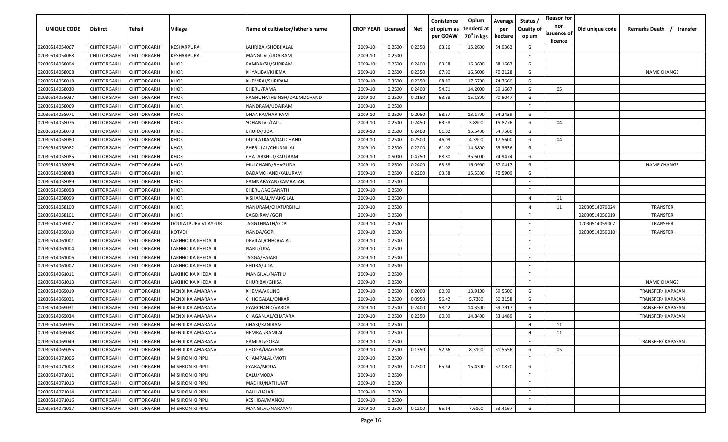| UNIQUE CODE | Distirct | Tehsil | Village | Name of cultivator/father's name | CROP YEAR | Licensed | Net | Conistence of opium as per GOAW | Opium tenderd at 70⁰ in kgs | Average per hectare | Status / Quality of opium | Reason for non issuance of licence | Old unique code | Remarks Death / transfer |
|---|---|---|---|---|---|---|---|---|---|---|---|---|---|---|
| 02030514054067 | CHITTORGARH | CHITTORGARH | KESHARPURA | LAHRIBAI/SHOBHALAL | 2009-10 | 0.2500 | 0.2350 | 63.26 | 15.2600 | 64.9362 | G | | | |
| 02030514054068 | CHITTORGARH | CHITTORGARH | KESHARPURA | MANGILAL/UDAIRAM | 2009-10 | 0.2500 | | | | | F | | | |
| 02030514058004 | CHITTORGARH | CHITTORGARH | KHOR | RAMBAKSH/SHRIRAM | 2009-10 | 0.2500 | 0.2400 | 63.38 | 16.3600 | 68.1667 | G | | | |
| 02030514058008 | CHITTORGARH | CHITTORGARH | KHOR | KHYALIBAI/KHEMA | 2009-10 | 0.2500 | 0.2350 | 67.90 | 16.5000 | 70.2128 | G | | | NAME CHANGE |
| 02030514058018 | CHITTORGARH | CHITTORGARH | KHOR | KHEMRAJ/SHRIRAM | 2009-10 | 0.3500 | 0.2350 | 68.80 | 17.5700 | 74.7660 | G | | | |
| 02030514058030 | CHITTORGARH | CHITTORGARH | KHOR | BHERU/RAMA | 2009-10 | 0.2500 | 0.2400 | 54.71 | 14.2000 | 59.1667 | G | 05 | | |
| 02030514058037 | CHITTORGARH | CHITTORGARH | KHOR | RAGHUNATHSINGH/DADMDCHAND | 2009-10 | 0.2500 | 0.2150 | 63.38 | 15.1800 | 70.6047 | G | | | |
| 02030514058069 | CHITTORGARH | CHITTORGARH | KHOR | NANDRAM/UDAIRAM | 2009-10 | 0.2500 | | | | | F | | | |
| 02030514058071 | CHITTORGARH | CHITTORGARH | KHOR | DHANRAJ/HARIRAM | 2009-10 | 0.2500 | 0.2050 | 58.37 | 13.1700 | 64.2439 | G | | | |
| 02030514058076 | CHITTORGARH | CHITTORGARH | KHOR | SOHANLAL/LALU | 2009-10 | 0.2500 | 0.2450 | 63.38 | 3.8900 | 15.8776 | G | 04 | | |
| 02030514058078 | CHITTORGARH | CHITTORGARH | KHOR | BHURA/UDA | 2009-10 | 0.2500 | 0.2400 | 61.02 | 15.5400 | 64.7500 | G | | | |
| 02030514058080 | CHITTORGARH | CHITTORGARH | KHOR | DUOLATRAM/DALICHAND | 2009-10 | 0.2500 | 0.2500 | 46.09 | 4.3900 | 17.5600 | G | 04 | | |
| 02030514058082 | CHITTORGARH | CHITTORGARH | KHOR | BHERULAL/CHUNNILAL | 2009-10 | 0.2500 | 0.2200 | 61.02 | 14.3800 | 65.3636 | G | | | |
| 02030514058085 | CHITTORGARH | CHITTORGARH | KHOR | CHATARBHUJ/KALURAM | 2009-10 | 0.5000 | 0.4750 | 68.80 | 35.6000 | 74.9474 | G | | | |
| 02030514058086 | CHITTORGARH | CHITTORGARH | KHOR | MULCHAND/BHAGUDA | 2009-10 | 0.2500 | 0.2400 | 63.38 | 16.0900 | 67.0417 | G | | | NAME CHANGE |
| 02030514058088 | CHITTORGARH | CHITTORGARH | KHOR | DADAMCHAND/KALURAM | 2009-10 | 0.2500 | 0.2200 | 63.38 | 15.5300 | 70.5909 | G | | | |
| 02030514058089 | CHITTORGARH | CHITTORGARH | KHOR | RAMNARAYAN/RAMRATAN | 2009-10 | 0.2500 | | | | | F | | | |
| 02030514058098 | CHITTORGARH | CHITTORGARH | KHOR | BHERU/JAGGANATH | 2009-10 | 0.2500 | | | | | F | | | |
| 02030514058099 | CHITTORGARH | CHITTORGARH | KHOR | KISHANLAL/MANGILAL | 2009-10 | 0.2500 | | | | | N | 11 | | |
| 02030514058100 | CHITTORGARH | CHITTORGARH | KHOR | NANURAM/CHATURBHUJ | 2009-10 | 0.2500 | | | | | N | 11 | 02030514079024 | TRANSFER |
| 02030514058101 | CHITTORGARH | CHITTORGARH | KHOR | BAGDIRAM/GOPI | 2009-10 | 0.2500 | | | | | F | | 02030514056019 | TRANSFER |
| 02030514059007 | CHITTORGARH | CHITTORGARH | DOULATPURA VIJAYPUR | JAGGTHNATH/GOPI | 2009-10 | 0.2500 | | | | | F | | 02030514059007 | TRANSFER |
| 02030514059010 | CHITTORGARH | CHITTORGARH | KOTADI | NANDA/GOPI | 2009-10 | 0.2500 | | | | | F | | 02030514059010 | TRANSFER |
| 02030514061001 | CHITTORGARH | CHITTORGARH | LAKHHO KA KHEDA II | DEVILAL/CHHOGAJAT | 2009-10 | 0.2500 | | | | | F | | | |
| 02030514061004 | CHITTORGARH | CHITTORGARH | LAKHHO KA KHEDA II | NARU/UDA | 2009-10 | 0.2500 | | | | | F | | | |
| 02030514061006 | CHITTORGARH | CHITTORGARH | LAKHHO KA KHEDA II | JAGGA/HAJARI | 2009-10 | 0.2500 | | | | | F | | | |
| 02030514061007 | CHITTORGARH | CHITTORGARH | LAKHHO KA KHEDA II | BHURA/UDA | 2009-10 | 0.2500 | | | | | F | | | |
| 02030514061011 | CHITTORGARH | CHITTORGARH | LAKHHO KA KHEDA II | MANGILAL/NATHU | 2009-10 | 0.2500 | | | | | F | | | |
| 02030514061013 | CHITTORGARH | CHITTORGARH | LAKHHO KA KHEDA II | BHURIBAI/GHISA | 2009-10 | 0.2500 | | | | | F | | | NAME CHANGE |
| 02030514069019 | CHITTORGARH | CHITTORGARH | MENDI KA AMARANA | KHEMA/AKLING | 2009-10 | 0.2500 | 0.2000 | 60.09 | 13.9100 | 69.5500 | G | | | TRANSFER/ KAPASAN |
| 02030514069021 | CHITTORGARH | CHITTORGARH | MENDI KA AMARANA | CHHOGALAL/ONKAR | 2009-10 | 0.2500 | 0.0950 | 56.42 | 5.7300 | 60.3158 | G | | | TRANSFER/ KAPASAN |
| 02030514069031 | CHITTORGARH | CHITTORGARH | MENDI KA AMARANA | PYARCHAND/VARDA | 2009-10 | 0.2500 | 0.2400 | 58.12 | 14.3500 | 59.7917 | G | | | TRANSFER/ KAPASAN |
| 02030514069034 | CHITTORGARH | CHITTORGARH | MENDI KA AMARANA | CHAGANLAL/CHATARA | 2009-10 | 0.2500 | 0.2350 | 60.09 | 14.8400 | 63.1489 | G | | | TRANSFER/ KAPASAN |
| 02030514069036 | CHITTORGARH | CHITTORGARH | MENDI KA AMARANA | GHASI/KANIRAM | 2009-10 | 0.2500 | | | | | N | 11 | | |
| 02030514069048 | CHITTORGARH | CHITTORGARH | MENDI KA AMARANA | HEMRAJ/RAMLAL | 2009-10 | 0.2500 | | | | | N | 11 | | |
| 02030514069049 | CHITTORGARH | CHITTORGARH | MENDI KA AMARANA | RAMLAL/GOKAL | 2009-10 | 0.2500 | | | | | F | | | TRANSFER/ KAPASAN |
| 02030514069055 | CHITTORGARH | CHITTORGARH | MENDI KA AMARANA | CHOGA/MAGANA | 2009-10 | 0.2500 | 0.1350 | 52.66 | 8.3100 | 61.5556 | G | 05 | | |
| 02030514071006 | CHITTORGARH | CHITTORGARH | MISHRON KI PIPLI | CHAMPALAL/MOTI | 2009-10 | 0.2500 | | | | | F | | | |
| 02030514071008 | CHITTORGARH | CHITTORGARH | MISHRON KI PIPLI | PYARA/MODA | 2009-10 | 0.2500 | 0.2300 | 65.64 | 15.4300 | 67.0870 | G | | | |
| 02030514071011 | CHITTORGARH | CHITTORGARH | MISHRON KI PIPLI | BALU/MODA | 2009-10 | 0.2500 | | | | | F | | | |
| 02030514071013 | CHITTORGARH | CHITTORGARH | MISHRON KI PIPLI | MADHU/NATHUJAT | 2009-10 | 0.2500 | | | | | F | | | |
| 02030514071014 | CHITTORGARH | CHITTORGARH | MISHRON KI PIPLI | DALU/HAJARI | 2009-10 | 0.2500 | | | | | F | | | |
| 02030514071016 | CHITTORGARH | CHITTORGARH | MISHRON KI PIPLI | KESHIBAI/MANGU | 2009-10 | 0.2500 | | | | | F | | | |
| 02030514071017 | CHITTORGARH | CHITTORGARH | MISHRON KI PIPLI | MANGILAL/NARAYAN | 2009-10 | 0.2500 | 0.1200 | 65.64 | 7.6100 | 63.4167 | G | | | |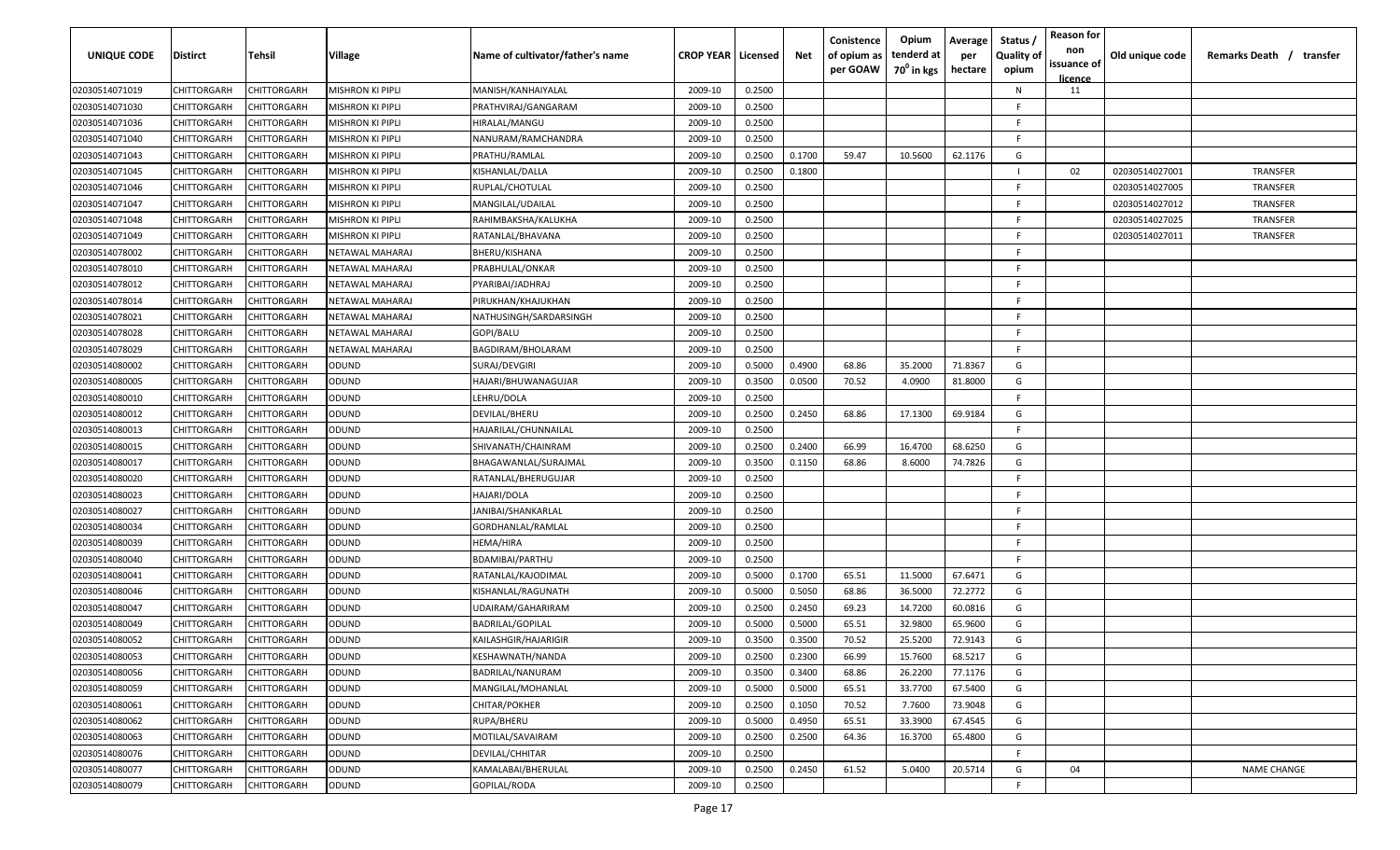| UNIQUE CODE | Distirct | Tehsil | Village | Name of cultivator/father's name | CROP YEAR | Licensed | Net | Conistence of opium as per GOAW | Opium tenderd at $70^0$ in kgs | Average per hectare | Status / Quality of opium | Reason for non issuance of licence | Old unique code | Remarks Death / transfer |
|---|---|---|---|---|---|---|---|---|---|---|---|---|---|---|
| 02030514071019 | CHITTORGARH | CHITTORGARH | MISHRON KI PIPLI | MANISH/KANHAIYALAL | 2009-10 | 0.2500 | | | | | N | 11 | | |
| 02030514071030 | CHITTORGARH | CHITTORGARH | MISHRON KI PIPLI | PRATHVIRAJ/GANGARAM | 2009-10 | 0.2500 | | | | | F | | | |
| 02030514071036 | CHITTORGARH | CHITTORGARH | MISHRON KI PIPLI | HIRALAL/MANGU | 2009-10 | 0.2500 | | | | | F | | | |
| 02030514071040 | CHITTORGARH | CHITTORGARH | MISHRON KI PIPLI | NANURAM/RAMCHANDRA | 2009-10 | 0.2500 | | | | | F | | | |
| 02030514071043 | CHITTORGARH | CHITTORGARH | MISHRON KI PIPLI | PRATHU/RAMLAL | 2009-10 | 0.2500 | 0.1700 | 59.47 | 10.5600 | 62.1176 | G | | | |
| 02030514071045 | CHITTORGARH | CHITTORGARH | MISHRON KI PIPLI | KISHANLAL/DALLA | 2009-10 | 0.2500 | 0.1800 | | | | I | 02 | 02030514027001 | TRANSFER |
| 02030514071046 | CHITTORGARH | CHITTORGARH | MISHRON KI PIPLI | RUPLAL/CHOTULAL | 2009-10 | 0.2500 | | | | | F | | 02030514027005 | TRANSFER |
| 02030514071047 | CHITTORGARH | CHITTORGARH | MISHRON KI PIPLI | MANGILAL/UDAILAL | 2009-10 | 0.2500 | | | | | F | | 02030514027012 | TRANSFER |
| 02030514071048 | CHITTORGARH | CHITTORGARH | MISHRON KI PIPLI | RAHIMBAKSHA/KALUKHA | 2009-10 | 0.2500 | | | | | F | | 02030514027025 | TRANSFER |
| 02030514071049 | CHITTORGARH | CHITTORGARH | MISHRON KI PIPLI | RATANLAL/BHAVANA | 2009-10 | 0.2500 | | | | | F | | 02030514027011 | TRANSFER |
| 02030514078002 | CHITTORGARH | CHITTORGARH | NETAWAL MAHARAJ | BHERU/KISHANA | 2009-10 | 0.2500 | | | | | F | | | |
| 02030514078010 | CHITTORGARH | CHITTORGARH | NETAWAL MAHARAJ | PRABHULAL/ONKAR | 2009-10 | 0.2500 | | | | | F | | | |
| 02030514078012 | CHITTORGARH | CHITTORGARH | NETAWAL MAHARAJ | PYARIBAI/JADHRAJ | 2009-10 | 0.2500 | | | | | F | | | |
| 02030514078014 | CHITTORGARH | CHITTORGARH | NETAWAL MAHARAJ | PIRUKHAN/KHAJUKHAN | 2009-10 | 0.2500 | | | | | F | | | |
| 02030514078021 | CHITTORGARH | CHITTORGARH | NETAWAL MAHARAJ | NATHUSINGH/SARDARSINGH | 2009-10 | 0.2500 | | | | | F | | | |
| 02030514078028 | CHITTORGARH | CHITTORGARH | NETAWAL MAHARAJ | GOPI/BALU | 2009-10 | 0.2500 | | | | | F | | | |
| 02030514078029 | CHITTORGARH | CHITTORGARH | NETAWAL MAHARAJ | BAGDIRAM/BHOLARAM | 2009-10 | 0.2500 | | | | | F | | | |
| 02030514080002 | CHITTORGARH | CHITTORGARH | ODUND | SURAJ/DEVGIRI | 2009-10 | 0.5000 | 0.4900 | 68.86 | 35.2000 | 71.8367 | G | | | |
| 02030514080005 | CHITTORGARH | CHITTORGARH | ODUND | HAJARI/BHUWANAGUJAR | 2009-10 | 0.3500 | 0.0500 | 70.52 | 4.0900 | 81.8000 | G | | | |
| 02030514080010 | CHITTORGARH | CHITTORGARH | ODUND | LEHRU/DOLA | 2009-10 | 0.2500 | | | | | F | | | |
| 02030514080012 | CHITTORGARH | CHITTORGARH | ODUND | DEVILAL/BHERU | 2009-10 | 0.2500 | 0.2450 | 68.86 | 17.1300 | 69.9184 | G | | | |
| 02030514080013 | CHITTORGARH | CHITTORGARH | ODUND | HAJARILAL/CHUNNAILAL | 2009-10 | 0.2500 | | | | | F | | | |
| 02030514080015 | CHITTORGARH | CHITTORGARH | ODUND | SHIVANATH/CHAINRAM | 2009-10 | 0.2500 | 0.2400 | 66.99 | 16.4700 | 68.6250 | G | | | |
| 02030514080017 | CHITTORGARH | CHITTORGARH | ODUND | BHAGAWANLAL/SURAJMAL | 2009-10 | 0.3500 | 0.1150 | 68.86 | 8.6000 | 74.7826 | G | | | |
| 02030514080020 | CHITTORGARH | CHITTORGARH | ODUND | RATANLAL/BHERUGUJAR | 2009-10 | 0.2500 | | | | | F | | | |
| 02030514080023 | CHITTORGARH | CHITTORGARH | ODUND | HAJARI/DOLA | 2009-10 | 0.2500 | | | | | F | | | |
| 02030514080027 | CHITTORGARH | CHITTORGARH | ODUND | JANIBAI/SHANKARLAL | 2009-10 | 0.2500 | | | | | F | | | |
| 02030514080034 | CHITTORGARH | CHITTORGARH | ODUND | GORDHANLAL/RAMLAL | 2009-10 | 0.2500 | | | | | F | | | |
| 02030514080039 | CHITTORGARH | CHITTORGARH | ODUND | HEMA/HIRA | 2009-10 | 0.2500 | | | | | F | | | |
| 02030514080040 | CHITTORGARH | CHITTORGARH | ODUND | BDAMIBAI/PARTHU | 2009-10 | 0.2500 | | | | | F | | | |
| 02030514080041 | CHITTORGARH | CHITTORGARH | ODUND | RATANLAL/KAJODIMAL | 2009-10 | 0.5000 | 0.1700 | 65.51 | 11.5000 | 67.6471 | G | | | |
| 02030514080046 | CHITTORGARH | CHITTORGARH | ODUND | KISHANLAL/RAGUNATH | 2009-10 | 0.5000 | 0.5050 | 68.86 | 36.5000 | 72.2772 | G | | | |
| 02030514080047 | CHITTORGARH | CHITTORGARH | ODUND | UDAIRAM/GAHARIRAM | 2009-10 | 0.2500 | 0.2450 | 69.23 | 14.7200 | 60.0816 | G | | | |
| 02030514080049 | CHITTORGARH | CHITTORGARH | ODUND | BADRILAL/GOPILAL | 2009-10 | 0.5000 | 0.5000 | 65.51 | 32.9800 | 65.9600 | G | | | |
| 02030514080052 | CHITTORGARH | CHITTORGARH | ODUND | KAILASHGIR/HAJARIGIR | 2009-10 | 0.3500 | 0.3500 | 70.52 | 25.5200 | 72.9143 | G | | | |
| 02030514080053 | CHITTORGARH | CHITTORGARH | ODUND | KESHAWNATH/NANDA | 2009-10 | 0.2500 | 0.2300 | 66.99 | 15.7600 | 68.5217 | G | | | |
| 02030514080056 | CHITTORGARH | CHITTORGARH | ODUND | BADRILAL/NANURAM | 2009-10 | 0.3500 | 0.3400 | 68.86 | 26.2200 | 77.1176 | G | | | |
| 02030514080059 | CHITTORGARH | CHITTORGARH | ODUND | MANGILAL/MOHANLAL | 2009-10 | 0.5000 | 0.5000 | 65.51 | 33.7700 | 67.5400 | G | | | |
| 02030514080061 | CHITTORGARH | CHITTORGARH | ODUND | CHITAR/POKHER | 2009-10 | 0.2500 | 0.1050 | 70.52 | 7.7600 | 73.9048 | G | | | |
| 02030514080062 | CHITTORGARH | CHITTORGARH | ODUND | RUPA/BHERU | 2009-10 | 0.5000 | 0.4950 | 65.51 | 33.3900 | 67.4545 | G | | | |
| 02030514080063 | CHITTORGARH | CHITTORGARH | ODUND | MOTILAL/SAVAIRAM | 2009-10 | 0.2500 | 0.2500 | 64.36 | 16.3700 | 65.4800 | G | | | |
| 02030514080076 | CHITTORGARH | CHITTORGARH | ODUND | DEVILAL/CHHITAR | 2009-10 | 0.2500 | | | | | F | | | |
| 02030514080077 | CHITTORGARH | CHITTORGARH | ODUND | KAMALABAI/BHERULAL | 2009-10 | 0.2500 | 0.2450 | 61.52 | 5.0400 | 20.5714 | G | 04 | | NAME CHANGE |
| 02030514080079 | CHITTORGARH | CHITTORGARH | ODUND | GOPILAL/RODA | 2009-10 | 0.2500 | | | | | F | | | |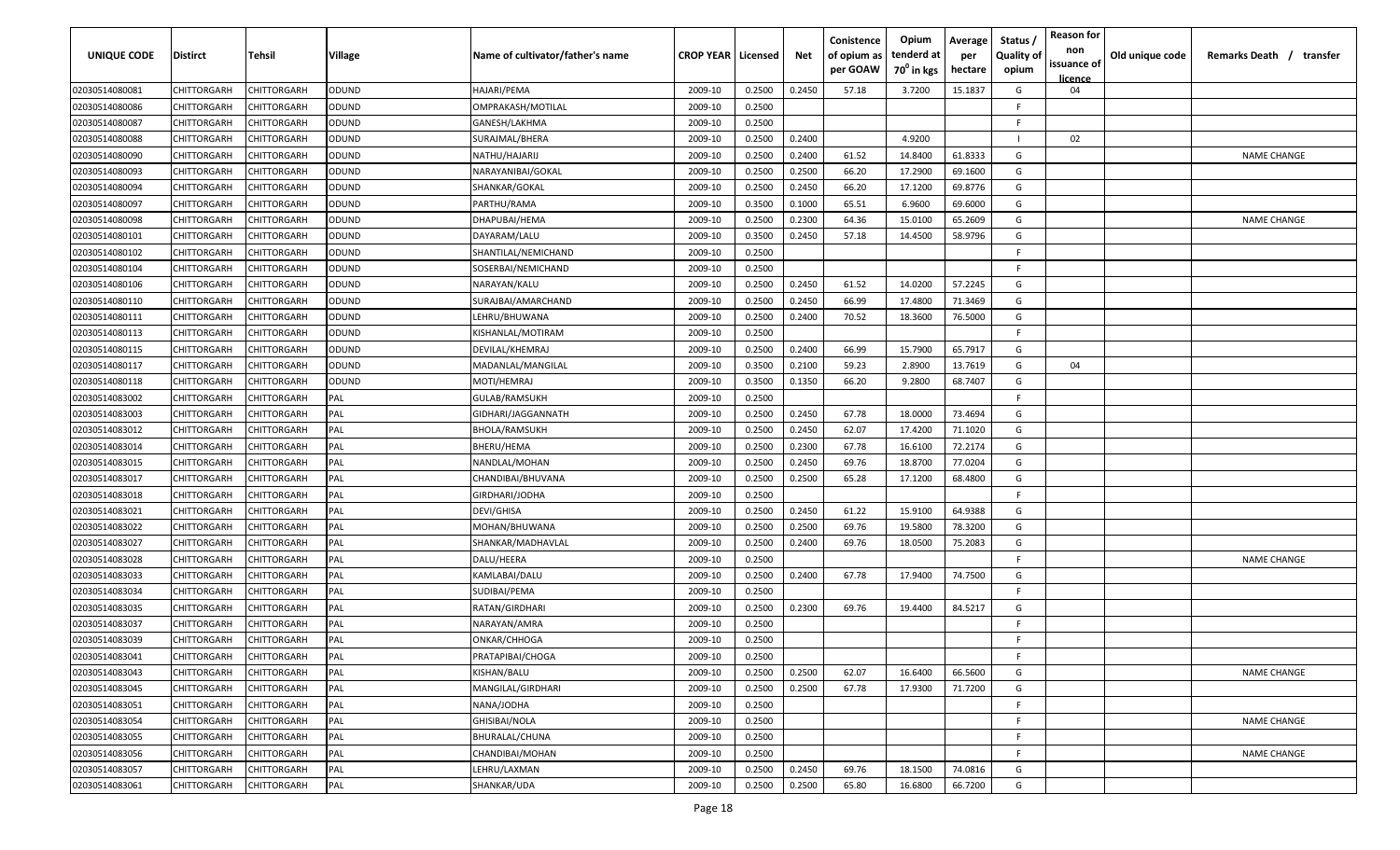| UNIQUE CODE | Distirct | Tehsil | Village | Name of cultivator/father's name | CROP YEAR | Licensed | Net | Conistence of opium as per GOAW | Opium tenderd at 70° in kgs | Average per hectare | Status / Quality of opium | Reason for non issuance of licence | Old unique code | Remarks Death / transfer |
|---|---|---|---|---|---|---|---|---|---|---|---|---|---|---|
| 02030514080081 | CHITTORGARH | CHITTORGARH | ODUND | HAJARI/PEMA | 2009-10 | 0.2500 | 0.2450 | 57.18 | 3.7200 | 15.1837 | G | 04 | | |
| 02030514080086 | CHITTORGARH | CHITTORGARH | ODUND | OMPRAKASH/MOTILAL | 2009-10 | 0.2500 | | | | | F | | | |
| 02030514080087 | CHITTORGARH | CHITTORGARH | ODUND | GANESH/LAKHMA | 2009-10 | 0.2500 | | | | | F | | | |
| 02030514080088 | CHITTORGARH | CHITTORGARH | ODUND | SURAJMAL/BHERA | 2009-10 | 0.2500 | 0.2400 | | 4.9200 | | I | 02 | | |
| 02030514080090 | CHITTORGARH | CHITTORGARH | ODUND | NATHU/HAJARIJ | 2009-10 | 0.2500 | 0.2400 | 61.52 | 14.8400 | 61.8333 | G | | | NAME CHANGE |
| 02030514080093 | CHITTORGARH | CHITTORGARH | ODUND | NARAYANIBAI/GOKAL | 2009-10 | 0.2500 | 0.2500 | 66.20 | 17.2900 | 69.1600 | G | | | |
| 02030514080094 | CHITTORGARH | CHITTORGARH | ODUND | SHANKAR/GOKAL | 2009-10 | 0.2500 | 0.2450 | 66.20 | 17.1200 | 69.8776 | G | | | |
| 02030514080097 | CHITTORGARH | CHITTORGARH | ODUND | PARTHU/RAMA | 2009-10 | 0.3500 | 0.1000 | 65.51 | 6.9600 | 69.6000 | G | | | |
| 02030514080098 | CHITTORGARH | CHITTORGARH | ODUND | DHAPUBAI/HEMA | 2009-10 | 0.2500 | 0.2300 | 64.36 | 15.0100 | 65.2609 | G | | | NAME CHANGE |
| 02030514080101 | CHITTORGARH | CHITTORGARH | ODUND | DAYARAM/LALU | 2009-10 | 0.3500 | 0.2450 | 57.18 | 14.4500 | 58.9796 | G | | | |
| 02030514080102 | CHITTORGARH | CHITTORGARH | ODUND | SHANTILAL/NEMICHAND | 2009-10 | 0.2500 | | | | | F | | | |
| 02030514080104 | CHITTORGARH | CHITTORGARH | ODUND | SOSERBAI/NEMICHAND | 2009-10 | 0.2500 | | | | | F | | | |
| 02030514080106 | CHITTORGARH | CHITTORGARH | ODUND | NARAYAN/KALU | 2009-10 | 0.2500 | 0.2450 | 61.52 | 14.0200 | 57.2245 | G | | | |
| 02030514080110 | CHITTORGARH | CHITTORGARH | ODUND | SURAJBAI/AMARCHAND | 2009-10 | 0.2500 | 0.2450 | 66.99 | 17.4800 | 71.3469 | G | | | |
| 02030514080111 | CHITTORGARH | CHITTORGARH | ODUND | LEHRU/BHUWANA | 2009-10 | 0.2500 | 0.2400 | 70.52 | 18.3600 | 76.5000 | G | | | |
| 02030514080113 | CHITTORGARH | CHITTORGARH | ODUND | KISHANLAL/MOTIRAM | 2009-10 | 0.2500 | | | | | F | | | |
| 02030514080115 | CHITTORGARH | CHITTORGARH | ODUND | DEVILAL/KHEMRAJ | 2009-10 | 0.2500 | 0.2400 | 66.99 | 15.7900 | 65.7917 | G | | | |
| 02030514080117 | CHITTORGARH | CHITTORGARH | ODUND | MADANLAL/MANGILAL | 2009-10 | 0.3500 | 0.2100 | 59.23 | 2.8900 | 13.7619 | G | 04 | | |
| 02030514080118 | CHITTORGARH | CHITTORGARH | ODUND | MOTI/HEMRAJ | 2009-10 | 0.3500 | 0.1350 | 66.20 | 9.2800 | 68.7407 | G | | | |
| 02030514083002 | CHITTORGARH | CHITTORGARH | PAL | GULAB/RAMSUKH | 2009-10 | 0.2500 | | | | | F | | | |
| 02030514083003 | CHITTORGARH | CHITTORGARH | PAL | GIDHARI/JAGGANNATH | 2009-10 | 0.2500 | 0.2450 | 67.78 | 18.0000 | 73.4694 | G | | | |
| 02030514083012 | CHITTORGARH | CHITTORGARH | PAL | BHOLA/RAMSUKH | 2009-10 | 0.2500 | 0.2450 | 62.07 | 17.4200 | 71.1020 | G | | | |
| 02030514083014 | CHITTORGARH | CHITTORGARH | PAL | BHERU/HEMA | 2009-10 | 0.2500 | 0.2300 | 67.78 | 16.6100 | 72.2174 | G | | | |
| 02030514083015 | CHITTORGARH | CHITTORGARH | PAL | NANDLAL/MOHAN | 2009-10 | 0.2500 | 0.2450 | 69.76 | 18.8700 | 77.0204 | G | | | |
| 02030514083017 | CHITTORGARH | CHITTORGARH | PAL | CHANDIBAI/BHUVANA | 2009-10 | 0.2500 | 0.2500 | 65.28 | 17.1200 | 68.4800 | G | | | |
| 02030514083018 | CHITTORGARH | CHITTORGARH | PAL | GIRDHARI/JODHA | 2009-10 | 0.2500 | | | | | F | | | |
| 02030514083021 | CHITTORGARH | CHITTORGARH | PAL | DEVI/GHISA | 2009-10 | 0.2500 | 0.2450 | 61.22 | 15.9100 | 64.9388 | G | | | |
| 02030514083022 | CHITTORGARH | CHITTORGARH | PAL | MOHAN/BHUWANA | 2009-10 | 0.2500 | 0.2500 | 69.76 | 19.5800 | 78.3200 | G | | | |
| 02030514083027 | CHITTORGARH | CHITTORGARH | PAL | SHANKAR/MADHAVLAL | 2009-10 | 0.2500 | 0.2400 | 69.76 | 18.0500 | 75.2083 | G | | | |
| 02030514083028 | CHITTORGARH | CHITTORGARH | PAL | DALU/HEERA | 2009-10 | 0.2500 | | | | | F | | | NAME CHANGE |
| 02030514083033 | CHITTORGARH | CHITTORGARH | PAL | KAMLABAI/DALU | 2009-10 | 0.2500 | 0.2400 | 67.78 | 17.9400 | 74.7500 | G | | | |
| 02030514083034 | CHITTORGARH | CHITTORGARH | PAL | SUDIBAI/PEMA | 2009-10 | 0.2500 | | | | | F | | | |
| 02030514083035 | CHITTORGARH | CHITTORGARH | PAL | RATAN/GIRDHARI | 2009-10 | 0.2500 | 0.2300 | 69.76 | 19.4400 | 84.5217 | G | | | |
| 02030514083037 | CHITTORGARH | CHITTORGARH | PAL | NARAYAN/AMRA | 2009-10 | 0.2500 | | | | | F | | | |
| 02030514083039 | CHITTORGARH | CHITTORGARH | PAL | ONKAR/CHHOGA | 2009-10 | 0.2500 | | | | | F | | | |
| 02030514083041 | CHITTORGARH | CHITTORGARH | PAL | PRATAPIBAI/CHOGA | 2009-10 | 0.2500 | | | | | F | | | |
| 02030514083043 | CHITTORGARH | CHITTORGARH | PAL | KISHAN/BALU | 2009-10 | 0.2500 | 0.2500 | 62.07 | 16.6400 | 66.5600 | G | | | NAME CHANGE |
| 02030514083045 | CHITTORGARH | CHITTORGARH | PAL | MANGILAL/GIRDHARI | 2009-10 | 0.2500 | 0.2500 | 67.78 | 17.9300 | 71.7200 | G | | | |
| 02030514083051 | CHITTORGARH | CHITTORGARH | PAL | NANA/JODHA | 2009-10 | 0.2500 | | | | | F | | | |
| 02030514083054 | CHITTORGARH | CHITTORGARH | PAL | GHISIBAI/NOLA | 2009-10 | 0.2500 | | | | | F | | | NAME CHANGE |
| 02030514083055 | CHITTORGARH | CHITTORGARH | PAL | BHURALAL/CHUNA | 2009-10 | 0.2500 | | | | | F | | | |
| 02030514083056 | CHITTORGARH | CHITTORGARH | PAL | CHANDIBAI/MOHAN | 2009-10 | 0.2500 | | | | | F | | | NAME CHANGE |
| 02030514083057 | CHITTORGARH | CHITTORGARH | PAL | LEHRU/LAXMAN | 2009-10 | 0.2500 | 0.2450 | 69.76 | 18.1500 | 74.0816 | G | | | |
| 02030514083061 | CHITTORGARH | CHITTORGARH | PAL | SHANKAR/UDA | 2009-10 | 0.2500 | 0.2500 | 65.80 | 16.6800 | 66.7200 | G | | | |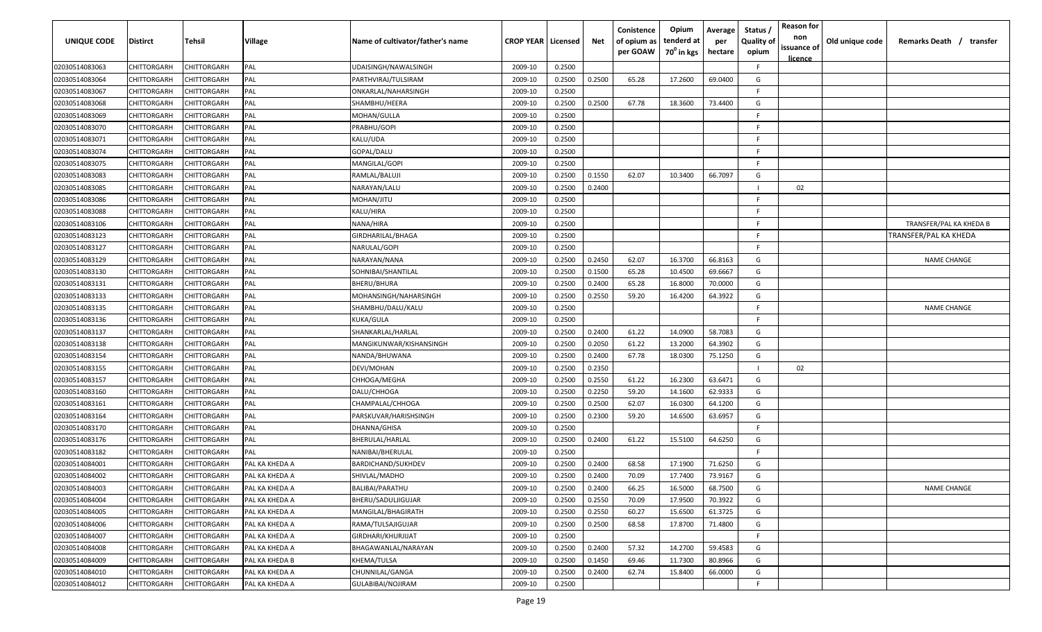| UNIQUE CODE | Distirct | Tehsil | Village | Name of cultivator/father's name | CROP YEAR | Licensed | Net | Conistence of opium as per GOAW | Opium tenderd at 70° in kgs | Average per hectare | Status / Quality of opium | Reason for non issuance of licence | Old unique code | Remarks Death / transfer |
|---|---|---|---|---|---|---|---|---|---|---|---|---|---|---|
| 02030514083063 | CHITTORGARH | CHITTORGARH | PAL | UDAISINGH/NAWALSINGH | 2009-10 | 0.2500 | | | | | F | | | |
| 02030514083064 | CHITTORGARH | CHITTORGARH | PAL | PARTHVIRAJ/TULSIRAM | 2009-10 | 0.2500 | 0.2500 | 65.28 | 17.2600 | 69.0400 | G | | | |
| 02030514083067 | CHITTORGARH | CHITTORGARH | PAL | ONKARLAL/NAHARSINGH | 2009-10 | 0.2500 | | | | | F | | | |
| 02030514083068 | CHITTORGARH | CHITTORGARH | PAL | SHAMBHU/HEERA | 2009-10 | 0.2500 | 0.2500 | 67.78 | 18.3600 | 73.4400 | G | | | |
| 02030514083069 | CHITTORGARH | CHITTORGARH | PAL | MOHAN/GULLA | 2009-10 | 0.2500 | | | | | F | | | |
| 02030514083070 | CHITTORGARH | CHITTORGARH | PAL | PRABHU/GOPI | 2009-10 | 0.2500 | | | | | F | | | |
| 02030514083071 | CHITTORGARH | CHITTORGARH | PAL | KALU/UDA | 2009-10 | 0.2500 | | | | | F | | | |
| 02030514083074 | CHITTORGARH | CHITTORGARH | PAL | GOPAL/DALU | 2009-10 | 0.2500 | | | | | F | | | |
| 02030514083075 | CHITTORGARH | CHITTORGARH | PAL | MANGILAL/GOPI | 2009-10 | 0.2500 | | | | | F | | | |
| 02030514083083 | CHITTORGARH | CHITTORGARH | PAL | RAMLAL/BALUJI | 2009-10 | 0.2500 | 0.1550 | 62.07 | 10.3400 | 66.7097 | G | | | |
| 02030514083085 | CHITTORGARH | CHITTORGARH | PAL | NARAYAN/LALU | 2009-10 | 0.2500 | 0.2400 | | | | I | 02 | | |
| 02030514083086 | CHITTORGARH | CHITTORGARH | PAL | MOHAN/JITU | 2009-10 | 0.2500 | | | | | F | | | |
| 02030514083088 | CHITTORGARH | CHITTORGARH | PAL | KALU/HIRA | 2009-10 | 0.2500 | | | | | F | | | |
| 02030514083106 | CHITTORGARH | CHITTORGARH | PAL | NANA/HIRA | 2009-10 | 0.2500 | | | | | F | | | TRANSFER/PAL KA KHEDA B |
| 02030514083123 | CHITTORGARH | CHITTORGARH | PAL | GIRDHARILAL/BHAGA | 2009-10 | 0.2500 | | | | | F | | | TRANSFER/PAL KA KHEDA |
| 02030514083127 | CHITTORGARH | CHITTORGARH | PAL | NARULAL/GOPI | 2009-10 | 0.2500 | | | | | F | | | |
| 02030514083129 | CHITTORGARH | CHITTORGARH | PAL | NARAYAN/NANA | 2009-10 | 0.2500 | 0.2450 | 62.07 | 16.3700 | 66.8163 | G | | | NAME CHANGE |
| 02030514083130 | CHITTORGARH | CHITTORGARH | PAL | SOHNIBAI/SHANTILAL | 2009-10 | 0.2500 | 0.1500 | 65.28 | 10.4500 | 69.6667 | G | | | |
| 02030514083131 | CHITTORGARH | CHITTORGARH | PAL | BHERU/BHURA | 2009-10 | 0.2500 | 0.2400 | 65.28 | 16.8000 | 70.0000 | G | | | |
| 02030514083133 | CHITTORGARH | CHITTORGARH | PAL | MOHANSINGH/NAHARSINGH | 2009-10 | 0.2500 | 0.2550 | 59.20 | 16.4200 | 64.3922 | G | | | |
| 02030514083135 | CHITTORGARH | CHITTORGARH | PAL | SHAMBHU/DALU/KALU | 2009-10 | 0.2500 | | | | | F | | | NAME CHANGE |
| 02030514083136 | CHITTORGARH | CHITTORGARH | PAL | KUKA/GULA | 2009-10 | 0.2500 | | | | | F | | | |
| 02030514083137 | CHITTORGARH | CHITTORGARH | PAL | SHANKARLAL/HARLAL | 2009-10 | 0.2500 | 0.2400 | 61.22 | 14.0900 | 58.7083 | G | | | |
| 02030514083138 | CHITTORGARH | CHITTORGARH | PAL | MANGIKUNWAR/KISHANSINGH | 2009-10 | 0.2500 | 0.2050 | 61.22 | 13.2000 | 64.3902 | G | | | |
| 02030514083154 | CHITTORGARH | CHITTORGARH | PAL | NANDA/BHUWANA | 2009-10 | 0.2500 | 0.2400 | 67.78 | 18.0300 | 75.1250 | G | | | |
| 02030514083155 | CHITTORGARH | CHITTORGARH | PAL | DEVI/MOHAN | 2009-10 | 0.2500 | 0.2350 | | | | I | 02 | | |
| 02030514083157 | CHITTORGARH | CHITTORGARH | PAL | CHHOGA/MEGHA | 2009-10 | 0.2500 | 0.2550 | 61.22 | 16.2300 | 63.6471 | G | | | |
| 02030514083160 | CHITTORGARH | CHITTORGARH | PAL | DALU/CHHOGA | 2009-10 | 0.2500 | 0.2250 | 59.20 | 14.1600 | 62.9333 | G | | | |
| 02030514083161 | CHITTORGARH | CHITTORGARH | PAL | CHAMPALAL/CHHOGA | 2009-10 | 0.2500 | 0.2500 | 62.07 | 16.0300 | 64.1200 | G | | | |
| 02030514083164 | CHITTORGARH | CHITTORGARH | PAL | PARSKUVAR/HARISHSINGH | 2009-10 | 0.2500 | 0.2300 | 59.20 | 14.6500 | 63.6957 | G | | | |
| 02030514083170 | CHITTORGARH | CHITTORGARH | PAL | DHANNA/GHISA | 2009-10 | 0.2500 | | | | | F | | | |
| 02030514083176 | CHITTORGARH | CHITTORGARH | PAL | BHERULAL/HARLAL | 2009-10 | 0.2500 | 0.2400 | 61.22 | 15.5100 | 64.6250 | G | | | |
| 02030514083182 | CHITTORGARH | CHITTORGARH | PAL | NANIBAI/BHERULAL | 2009-10 | 0.2500 | | | | | F | | | |
| 02030514084001 | CHITTORGARH | CHITTORGARH | PAL KA KHEDA A | BARDICHAND/SUKHDEV | 2009-10 | 0.2500 | 0.2400 | 68.58 | 17.1900 | 71.6250 | G | | | |
| 02030514084002 | CHITTORGARH | CHITTORGARH | PAL KA KHEDA A | SHIVLAL/MADHO | 2009-10 | 0.2500 | 0.2400 | 70.09 | 17.7400 | 73.9167 | G | | | |
| 02030514084003 | CHITTORGARH | CHITTORGARH | PAL KA KHEDA A | BALIBAI/PARATHU | 2009-10 | 0.2500 | 0.2400 | 66.25 | 16.5000 | 68.7500 | G | | | NAME CHANGE |
| 02030514084004 | CHITTORGARH | CHITTORGARH | PAL KA KHEDA A | BHERU/SADULJIGUJAR | 2009-10 | 0.2500 | 0.2550 | 70.09 | 17.9500 | 70.3922 | G | | | |
| 02030514084005 | CHITTORGARH | CHITTORGARH | PAL KA KHEDA A | MANGILAL/BHAGIRATH | 2009-10 | 0.2500 | 0.2550 | 60.27 | 15.6500 | 61.3725 | G | | | |
| 02030514084006 | CHITTORGARH | CHITTORGARH | PAL KA KHEDA A | RAMA/TULSAJIGUJAR | 2009-10 | 0.2500 | 0.2500 | 68.58 | 17.8700 | 71.4800 | G | | | |
| 02030514084007 | CHITTORGARH | CHITTORGARH | PAL KA KHEDA A | GIRDHARI/KHURJIJAT | 2009-10 | 0.2500 | | | | | F | | | |
| 02030514084008 | CHITTORGARH | CHITTORGARH | PAL KA KHEDA A | BHAGAWANLAL/NARAYAN | 2009-10 | 0.2500 | 0.2400 | 57.32 | 14.2700 | 59.4583 | G | | | |
| 02030514084009 | CHITTORGARH | CHITTORGARH | PAL KA KHEDA B | KHEMA/TULSA | 2009-10 | 0.2500 | 0.1450 | 69.46 | 11.7300 | 80.8966 | G | | | |
| 02030514084010 | CHITTORGARH | CHITTORGARH | PAL KA KHEDA A | CHUNNILAL/GANGA | 2009-10 | 0.2500 | 0.2400 | 62.74 | 15.8400 | 66.0000 | G | | | |
| 02030514084012 | CHITTORGARH | CHITTORGARH | PAL KA KHEDA A | GULABIBAI/NOJIRAM | 2009-10 | 0.2500 | | | | | F | | | |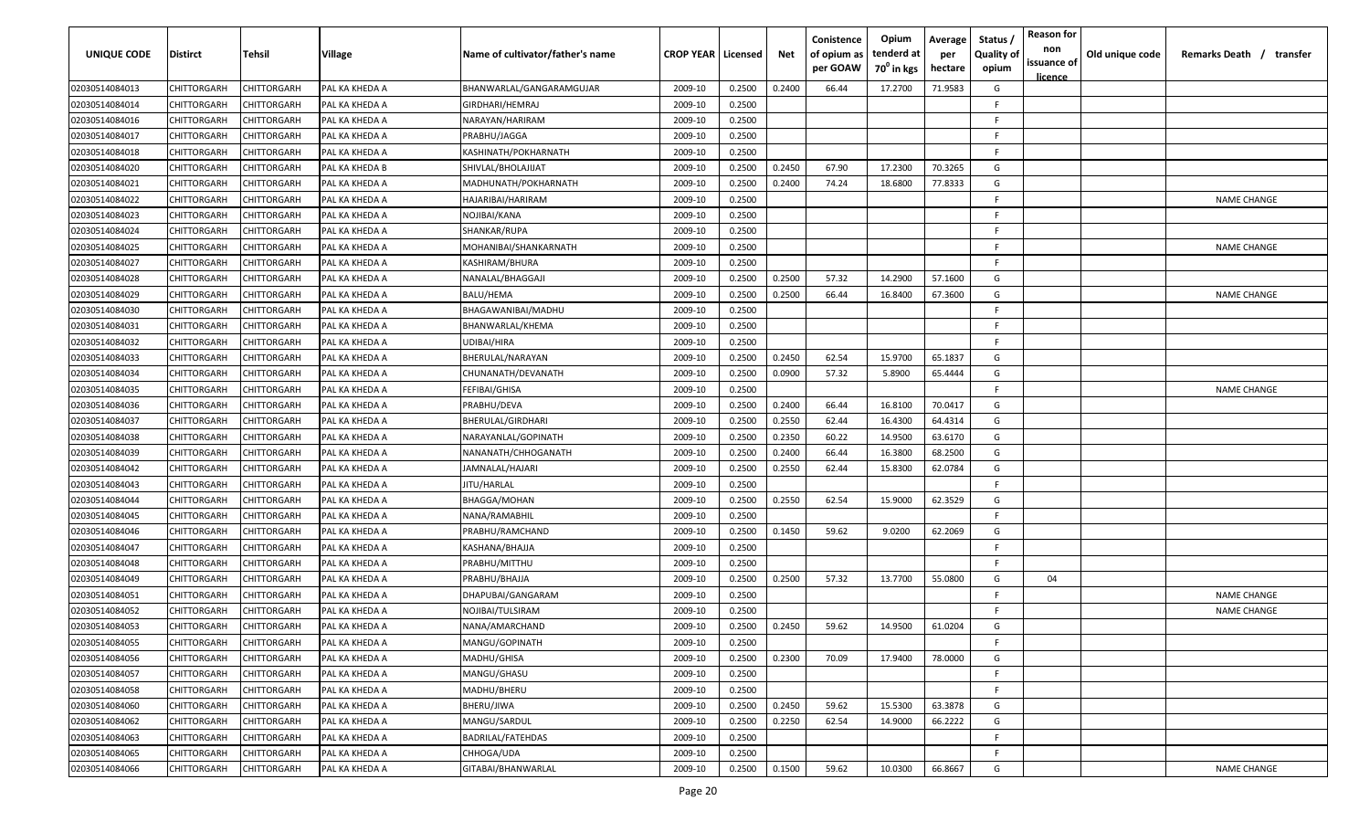| UNIQUE CODE | Distirct | Tehsil | Village | Name of cultivator/father's name | CROP YEAR | Licensed | Net | Conistence of opium as per GOAW | Opium tenderd at $70^0$ in kgs | Average per hectare | Status / Quality of opium | Reason for non issuance of licence | Old unique code | Remarks Death / transfer |
|---|---|---|---|---|---|---|---|---|---|---|---|---|---|---|
| 02030514084013 | CHITTORGARH | CHITTORGARH | PAL KA KHEDA A | BHANWARLAL/GANGARAMGUJAR | 2009-10 | 0.2500 | 0.2400 | 66.44 | 17.2700 | 71.9583 | G | | | |
| 02030514084014 | CHITTORGARH | CHITTORGARH | PAL KA KHEDA A | GIRDHARI/HEMRAJ | 2009-10 | 0.2500 | | | | | F | | | |
| 02030514084016 | CHITTORGARH | CHITTORGARH | PAL KA KHEDA A | NARAYAN/HARIRAM | 2009-10 | 0.2500 | | | | | F | | | |
| 02030514084017 | CHITTORGARH | CHITTORGARH | PAL KA KHEDA A | PRABHU/JAGGA | 2009-10 | 0.2500 | | | | | F | | | |
| 02030514084018 | CHITTORGARH | CHITTORGARH | PAL KA KHEDA A | KASHINATH/POKHARNATH | 2009-10 | 0.2500 | | | | | F | | | |
| 02030514084020 | CHITTORGARH | CHITTORGARH | PAL KA KHEDA B | SHIVLAL/BHOLAJIJAT | 2009-10 | 0.2500 | 0.2450 | 67.90 | 17.2300 | 70.3265 | G | | | |
| 02030514084021 | CHITTORGARH | CHITTORGARH | PAL KA KHEDA A | MADHUNATH/POKHARNATH | 2009-10 | 0.2500 | 0.2400 | 74.24 | 18.6800 | 77.8333 | G | | | |
| 02030514084022 | CHITTORGARH | CHITTORGARH | PAL KA KHEDA A | HAJARIBAI/HARIRAM | 2009-10 | 0.2500 | | | | | F | | | NAME CHANGE |
| 02030514084023 | CHITTORGARH | CHITTORGARH | PAL KA KHEDA A | NOJIBAI/KANA | 2009-10 | 0.2500 | | | | | F | | | |
| 02030514084024 | CHITTORGARH | CHITTORGARH | PAL KA KHEDA A | SHANKAR/RUPA | 2009-10 | 0.2500 | | | | | F | | | |
| 02030514084025 | CHITTORGARH | CHITTORGARH | PAL KA KHEDA A | MOHANIBAI/SHANKARNATH | 2009-10 | 0.2500 | | | | | F | | | NAME CHANGE |
| 02030514084027 | CHITTORGARH | CHITTORGARH | PAL KA KHEDA A | KASHIRAM/BHURA | 2009-10 | 0.2500 | | | | | F | | | |
| 02030514084028 | CHITTORGARH | CHITTORGARH | PAL KA KHEDA A | NANALAL/BHAGGAJI | 2009-10 | 0.2500 | 0.2500 | 57.32 | 14.2900 | 57.1600 | G | | | |
| 02030514084029 | CHITTORGARH | CHITTORGARH | PAL KA KHEDA A | BALU/HEMA | 2009-10 | 0.2500 | 0.2500 | 66.44 | 16.8400 | 67.3600 | G | | | NAME CHANGE |
| 02030514084030 | CHITTORGARH | CHITTORGARH | PAL KA KHEDA A | BHAGAWANIBAI/MADHU | 2009-10 | 0.2500 | | | | | F | | | |
| 02030514084031 | CHITTORGARH | CHITTORGARH | PAL KA KHEDA A | BHANWARLAL/KHEMA | 2009-10 | 0.2500 | | | | | F | | | |
| 02030514084032 | CHITTORGARH | CHITTORGARH | PAL KA KHEDA A | UDIBAI/HIRA | 2009-10 | 0.2500 | | | | | F | | | |
| 02030514084033 | CHITTORGARH | CHITTORGARH | PAL KA KHEDA A | BHERULAL/NARAYAN | 2009-10 | 0.2500 | 0.2450 | 62.54 | 15.9700 | 65.1837 | G | | | |
| 02030514084034 | CHITTORGARH | CHITTORGARH | PAL KA KHEDA A | CHUNANATH/DEVANATH | 2009-10 | 0.2500 | 0.0900 | 57.32 | 5.8900 | 65.4444 | G | | | |
| 02030514084035 | CHITTORGARH | CHITTORGARH | PAL KA KHEDA A | FEFIBAI/GHISA | 2009-10 | 0.2500 | | | | | F | | | NAME CHANGE |
| 02030514084036 | CHITTORGARH | CHITTORGARH | PAL KA KHEDA A | PRABHU/DEVA | 2009-10 | 0.2500 | 0.2400 | 66.44 | 16.8100 | 70.0417 | G | | | |
| 02030514084037 | CHITTORGARH | CHITTORGARH | PAL KA KHEDA A | BHERULAL/GIRDHARI | 2009-10 | 0.2500 | 0.2550 | 62.44 | 16.4300 | 64.4314 | G | | | |
| 02030514084038 | CHITTORGARH | CHITTORGARH | PAL KA KHEDA A | NARAYANLAL/GOPINATH | 2009-10 | 0.2500 | 0.2350 | 60.22 | 14.9500 | 63.6170 | G | | | |
| 02030514084039 | CHITTORGARH | CHITTORGARH | PAL KA KHEDA A | NANANATH/CHHOGANATH | 2009-10 | 0.2500 | 0.2400 | 66.44 | 16.3800 | 68.2500 | G | | | |
| 02030514084042 | CHITTORGARH | CHITTORGARH | PAL KA KHEDA A | JAMNALAL/HAJARI | 2009-10 | 0.2500 | 0.2550 | 62.44 | 15.8300 | 62.0784 | G | | | |
| 02030514084043 | CHITTORGARH | CHITTORGARH | PAL KA KHEDA A | JITU/HARLAL | 2009-10 | 0.2500 | | | | | F | | | |
| 02030514084044 | CHITTORGARH | CHITTORGARH | PAL KA KHEDA A | BHAGGA/MOHAN | 2009-10 | 0.2500 | 0.2550 | 62.54 | 15.9000 | 62.3529 | G | | | |
| 02030514084045 | CHITTORGARH | CHITTORGARH | PAL KA KHEDA A | NANA/RAMABHIL | 2009-10 | 0.2500 | | | | | F | | | |
| 02030514084046 | CHITTORGARH | CHITTORGARH | PAL KA KHEDA A | PRABHU/RAMCHAND | 2009-10 | 0.2500 | 0.1450 | 59.62 | 9.0200 | 62.2069 | G | | | |
| 02030514084047 | CHITTORGARH | CHITTORGARH | PAL KA KHEDA A | KASHANA/BHAJJA | 2009-10 | 0.2500 | | | | | F | | | |
| 02030514084048 | CHITTORGARH | CHITTORGARH | PAL KA KHEDA A | PRABHU/MITTHU | 2009-10 | 0.2500 | | | | | F | | | |
| 02030514084049 | CHITTORGARH | CHITTORGARH | PAL KA KHEDA A | PRABHU/BHAJJA | 2009-10 | 0.2500 | 0.2500 | 57.32 | 13.7700 | 55.0800 | G | 04 | | |
| 02030514084051 | CHITTORGARH | CHITTORGARH | PAL KA KHEDA A | DHAPUBAI/GANGARAM | 2009-10 | 0.2500 | | | | | F | | | NAME CHANGE |
| 02030514084052 | CHITTORGARH | CHITTORGARH | PAL KA KHEDA A | NOJIBAI/TULSIRAM | 2009-10 | 0.2500 | | | | | F | | | NAME CHANGE |
| 02030514084053 | CHITTORGARH | CHITTORGARH | PAL KA KHEDA A | NANA/AMARCHAND | 2009-10 | 0.2500 | 0.2450 | 59.62 | 14.9500 | 61.0204 | G | | | |
| 02030514084055 | CHITTORGARH | CHITTORGARH | PAL KA KHEDA A | MANGU/GOPINATH | 2009-10 | 0.2500 | | | | | F | | | |
| 02030514084056 | CHITTORGARH | CHITTORGARH | PAL KA KHEDA A | MADHU/GHISA | 2009-10 | 0.2500 | 0.2300 | 70.09 | 17.9400 | 78.0000 | G | | | |
| 02030514084057 | CHITTORGARH | CHITTORGARH | PAL KA KHEDA A | MANGU/GHASU | 2009-10 | 0.2500 | | | | | F | | | |
| 02030514084058 | CHITTORGARH | CHITTORGARH | PAL KA KHEDA A | MADHU/BHERU | 2009-10 | 0.2500 | | | | | F | | | |
| 02030514084060 | CHITTORGARH | CHITTORGARH | PAL KA KHEDA A | BHERU/JIWA | 2009-10 | 0.2500 | 0.2450 | 59.62 | 15.5300 | 63.3878 | G | | | |
| 02030514084062 | CHITTORGARH | CHITTORGARH | PAL KA KHEDA A | MANGU/SARDUL | 2009-10 | 0.2500 | 0.2250 | 62.54 | 14.9000 | 66.2222 | G | | | |
| 02030514084063 | CHITTORGARH | CHITTORGARH | PAL KA KHEDA A | BADRILAL/FATEHDAS | 2009-10 | 0.2500 | | | | | F | | | |
| 02030514084065 | CHITTORGARH | CHITTORGARH | PAL KA KHEDA A | CHHOGA/UDA | 2009-10 | 0.2500 | | | | | F | | | |
| 02030514084066 | CHITTORGARH | CHITTORGARH | PAL KA KHEDA A | GITABAI/BHANWARLAL | 2009-10 | 0.2500 | 0.1500 | 59.62 | 10.0300 | 66.8667 | G | | | NAME CHANGE |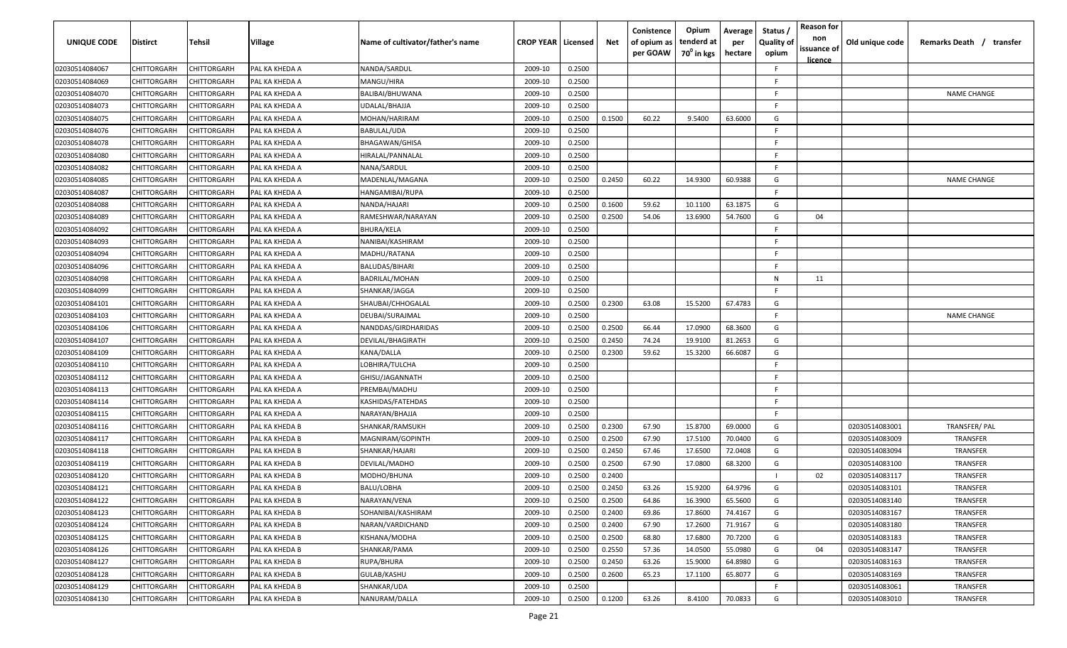| UNIQUE CODE | Distirct | Tehsil | Village | Name of cultivator/father's name | CROP YEAR | Licensed | Net | Conistence of opium as per GOAW | Opium tenderd at 70° in kgs | Average per hectare | Status / Quality of opium | Reason for non issuance of licence | Old unique code | Remarks Death / transfer |
|---|---|---|---|---|---|---|---|---|---|---|---|---|---|---|
| 02030514084067 | CHITTORGARH | CHITTORGARH | PAL KA KHEDA A | NANDA/SARDUL | 2009-10 | 0.2500 | | | | | F | | | |
| 02030514084069 | CHITTORGARH | CHITTORGARH | PAL KA KHEDA A | MANGU/HIRA | 2009-10 | 0.2500 | | | | | F | | | |
| 02030514084070 | CHITTORGARH | CHITTORGARH | PAL KA KHEDA A | BALIBAI/BHUWANA | 2009-10 | 0.2500 | | | | | F | | | NAME CHANGE |
| 02030514084073 | CHITTORGARH | CHITTORGARH | PAL KA KHEDA A | UDALAL/BHAJJA | 2009-10 | 0.2500 | | | | | F | | | |
| 02030514084075 | CHITTORGARH | CHITTORGARH | PAL KA KHEDA A | MOHAN/HARIRAM | 2009-10 | 0.2500 | 0.1500 | 60.22 | 9.5400 | 63.6000 | G | | | |
| 02030514084076 | CHITTORGARH | CHITTORGARH | PAL KA KHEDA A | BABULAL/UDA | 2009-10 | 0.2500 | | | | | F | | | |
| 02030514084078 | CHITTORGARH | CHITTORGARH | PAL KA KHEDA A | BHAGAWAN/GHISA | 2009-10 | 0.2500 | | | | | F | | | |
| 02030514084080 | CHITTORGARH | CHITTORGARH | PAL KA KHEDA A | HIRALAL/PANNALAL | 2009-10 | 0.2500 | | | | | F | | | |
| 02030514084082 | CHITTORGARH | CHITTORGARH | PAL KA KHEDA A | NANA/SARDUL | 2009-10 | 0.2500 | | | | | F | | | |
| 02030514084085 | CHITTORGARH | CHITTORGARH | PAL KA KHEDA A | MADENLAL/MAGANA | 2009-10 | 0.2500 | 0.2450 | 60.22 | 14.9300 | 60.9388 | G | | | NAME CHANGE |
| 02030514084087 | CHITTORGARH | CHITTORGARH | PAL KA KHEDA A | HANGAMIBAI/RUPA | 2009-10 | 0.2500 | | | | | F | | | |
| 02030514084088 | CHITTORGARH | CHITTORGARH | PAL KA KHEDA A | NANDA/HAJARI | 2009-10 | 0.2500 | 0.1600 | 59.62 | 10.1100 | 63.1875 | G | | | |
| 02030514084089 | CHITTORGARH | CHITTORGARH | PAL KA KHEDA A | RAMESHWAR/NARAYAN | 2009-10 | 0.2500 | 0.2500 | 54.06 | 13.6900 | 54.7600 | G | 04 | | |
| 02030514084092 | CHITTORGARH | CHITTORGARH | PAL KA KHEDA A | BHURA/KELA | 2009-10 | 0.2500 | | | | | F | | | |
| 02030514084093 | CHITTORGARH | CHITTORGARH | PAL KA KHEDA A | NANIBAI/KASHIRAM | 2009-10 | 0.2500 | | | | | F | | | |
| 02030514084094 | CHITTORGARH | CHITTORGARH | PAL KA KHEDA A | MADHU/RATANA | 2009-10 | 0.2500 | | | | | F | | | |
| 02030514084096 | CHITTORGARH | CHITTORGARH | PAL KA KHEDA A | BALUDAS/BIHARI | 2009-10 | 0.2500 | | | | | F | | | |
| 02030514084098 | CHITTORGARH | CHITTORGARH | PAL KA KHEDA A | BADRILAL/MOHAN | 2009-10 | 0.2500 | | | | | N | 11 | | |
| 02030514084099 | CHITTORGARH | CHITTORGARH | PAL KA KHEDA A | SHANKAR/JAGGA | 2009-10 | 0.2500 | | | | | F | | | |
| 02030514084101 | CHITTORGARH | CHITTORGARH | PAL KA KHEDA A | SHAUBAI/CHHOGALAL | 2009-10 | 0.2500 | 0.2300 | 63.08 | 15.5200 | 67.4783 | G | | | |
| 02030514084103 | CHITTORGARH | CHITTORGARH | PAL KA KHEDA A | DEUBAI/SURAJMAL | 2009-10 | 0.2500 | | | | | F | | | NAME CHANGE |
| 02030514084106 | CHITTORGARH | CHITTORGARH | PAL KA KHEDA A | NANDDAS/GIRDHARIDAS | 2009-10 | 0.2500 | 0.2500 | 66.44 | 17.0900 | 68.3600 | G | | | |
| 02030514084107 | CHITTORGARH | CHITTORGARH | PAL KA KHEDA A | DEVILAL/BHAGIRATH | 2009-10 | 0.2500 | 0.2450 | 74.24 | 19.9100 | 81.2653 | G | | | |
| 02030514084109 | CHITTORGARH | CHITTORGARH | PAL KA KHEDA A | KANA/DALLA | 2009-10 | 0.2500 | 0.2300 | 59.62 | 15.3200 | 66.6087 | G | | | |
| 02030514084110 | CHITTORGARH | CHITTORGARH | PAL KA KHEDA A | LOBHIRA/TULCHA | 2009-10 | 0.2500 | | | | | F | | | |
| 02030514084112 | CHITTORGARH | CHITTORGARH | PAL KA KHEDA A | GHISU/JAGANNATH | 2009-10 | 0.2500 | | | | | F | | | |
| 02030514084113 | CHITTORGARH | CHITTORGARH | PAL KA KHEDA A | PREMBAI/MADHU | 2009-10 | 0.2500 | | | | | F | | | |
| 02030514084114 | CHITTORGARH | CHITTORGARH | PAL KA KHEDA A | KASHIDAS/FATEHDAS | 2009-10 | 0.2500 | | | | | F | | | |
| 02030514084115 | CHITTORGARH | CHITTORGARH | PAL KA KHEDA A | NARAYAN/BHAJJA | 2009-10 | 0.2500 | | | | | F | | | |
| 02030514084116 | CHITTORGARH | CHITTORGARH | PAL KA KHEDA B | SHANKAR/RAMSUKH | 2009-10 | 0.2500 | 0.2300 | 67.90 | 15.8700 | 69.0000 | G | | 02030514083001 | TRANSFER/ PAL |
| 02030514084117 | CHITTORGARH | CHITTORGARH | PAL KA KHEDA B | MAGNIRAM/GOPINTH | 2009-10 | 0.2500 | 0.2500 | 67.90 | 17.5100 | 70.0400 | G | | 02030514083009 | TRANSFER |
| 02030514084118 | CHITTORGARH | CHITTORGARH | PAL KA KHEDA B | SHANKAR/HAJARI | 2009-10 | 0.2500 | 0.2450 | 67.46 | 17.6500 | 72.0408 | G | | 02030514083094 | TRANSFER |
| 02030514084119 | CHITTORGARH | CHITTORGARH | PAL KA KHEDA B | DEVILAL/MADHO | 2009-10 | 0.2500 | 0.2500 | 67.90 | 17.0800 | 68.3200 | G | | 02030514083100 | TRANSFER |
| 02030514084120 | CHITTORGARH | CHITTORGARH | PAL KA KHEDA B | MODHO/BHUNA | 2009-10 | 0.2500 | 0.2400 | | | | I | 02 | 02030514083117 | TRANSFER |
| 02030514084121 | CHITTORGARH | CHITTORGARH | PAL KA KHEDA B | BALU/LOBHA | 2009-10 | 0.2500 | 0.2450 | 63.26 | 15.9200 | 64.9796 | G | | 02030514083101 | TRANSFER |
| 02030514084122 | CHITTORGARH | CHITTORGARH | PAL KA KHEDA B | NARAYAN/VENA | 2009-10 | 0.2500 | 0.2500 | 64.86 | 16.3900 | 65.5600 | G | | 02030514083140 | TRANSFER |
| 02030514084123 | CHITTORGARH | CHITTORGARH | PAL KA KHEDA B | SOHANIBAI/KASHIRAM | 2009-10 | 0.2500 | 0.2400 | 69.86 | 17.8600 | 74.4167 | G | | 02030514083167 | TRANSFER |
| 02030514084124 | CHITTORGARH | CHITTORGARH | PAL KA KHEDA B | NARAN/VARDICHAND | 2009-10 | 0.2500 | 0.2400 | 67.90 | 17.2600 | 71.9167 | G | | 02030514083180 | TRANSFER |
| 02030514084125 | CHITTORGARH | CHITTORGARH | PAL KA KHEDA B | KISHANA/MODHA | 2009-10 | 0.2500 | 0.2500 | 68.80 | 17.6800 | 70.7200 | G | | 02030514083183 | TRANSFER |
| 02030514084126 | CHITTORGARH | CHITTORGARH | PAL KA KHEDA B | SHANKAR/PAMA | 2009-10 | 0.2500 | 0.2550 | 57.36 | 14.0500 | 55.0980 | G | 04 | 02030514083147 | TRANSFER |
| 02030514084127 | CHITTORGARH | CHITTORGARH | PAL KA KHEDA B | RUPA/BHURA | 2009-10 | 0.2500 | 0.2450 | 63.26 | 15.9000 | 64.8980 | G | | 02030514083163 | TRANSFER |
| 02030514084128 | CHITTORGARH | CHITTORGARH | PAL KA KHEDA B | GULAB/KASHU | 2009-10 | 0.2500 | 0.2600 | 65.23 | 17.1100 | 65.8077 | G | | 02030514083169 | TRANSFER |
| 02030514084129 | CHITTORGARH | CHITTORGARH | PAL KA KHEDA B | SHANKAR/UDA | 2009-10 | 0.2500 | | | | | F | | 02030514083061 | TRANSFER |
| 02030514084130 | CHITTORGARH | CHITTORGARH | PAL KA KHEDA B | NANURAM/DALLA | 2009-10 | 0.2500 | 0.1200 | 63.26 | 8.4100 | 70.0833 | G | | 02030514083010 | TRANSFER |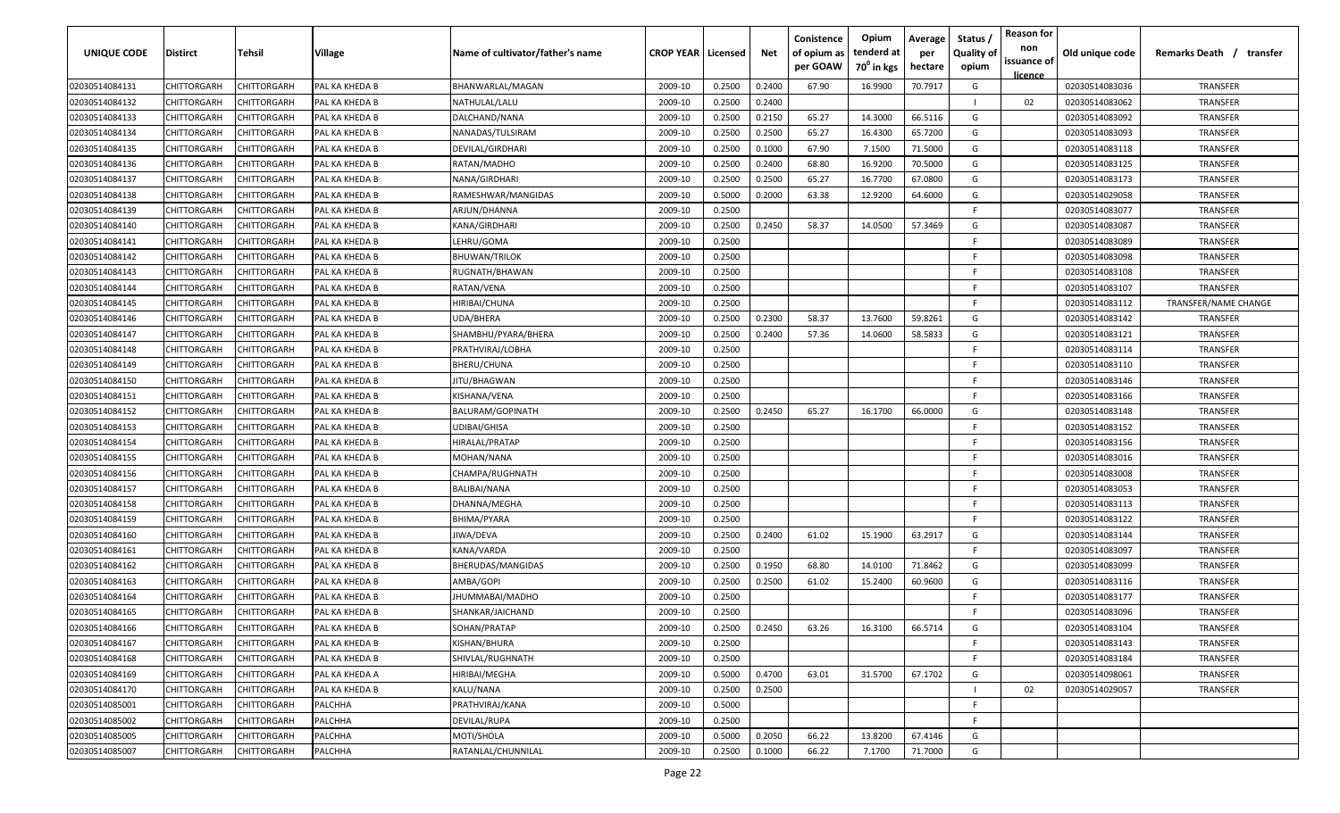| UNIQUE CODE | Distirct | Tehsil | Village | Name of cultivator/father's name | CROP YEAR | Licensed | Net | Conistence of opium as per GOAW | Opium tenderd at 70⁰ in kgs | Average per hectare | Status / Quality of opium | Reason for non issuance of licence | Old unique code | Remarks Death / transfer |
|---|---|---|---|---|---|---|---|---|---|---|---|---|---|---|
| 02030514084131 | CHITTORGARH | CHITTORGARH | PAL KA KHEDA B | BHANWARLAL/MAGAN | 2009-10 | 0.2500 | 0.2400 | 67.90 | 16.9900 | 70.7917 | G | | 02030514083036 | TRANSFER |
| 02030514084132 | CHITTORGARH | CHITTORGARH | PAL KA KHEDA B | NATHULAL/LALU | 2009-10 | 0.2500 | 0.2400 | | | | I | 02 | 02030514083062 | TRANSFER |
| 02030514084133 | CHITTORGARH | CHITTORGARH | PAL KA KHEDA B | DALCHAND/NANA | 2009-10 | 0.2500 | 0.2150 | 65.27 | 14.3000 | 66.5116 | G | | 02030514083092 | TRANSFER |
| 02030514084134 | CHITTORGARH | CHITTORGARH | PAL KA KHEDA B | NANADAS/TULSIRAM | 2009-10 | 0.2500 | 0.2500 | 65.27 | 16.4300 | 65.7200 | G | | 02030514083093 | TRANSFER |
| 02030514084135 | CHITTORGARH | CHITTORGARH | PAL KA KHEDA B | DEVILAL/GIRDHARI | 2009-10 | 0.2500 | 0.1000 | 67.90 | 7.1500 | 71.5000 | G | | 02030514083118 | TRANSFER |
| 02030514084136 | CHITTORGARH | CHITTORGARH | PAL KA KHEDA B | RATAN/MADHO | 2009-10 | 0.2500 | 0.2400 | 68.80 | 16.9200 | 70.5000 | G | | 02030514083125 | TRANSFER |
| 02030514084137 | CHITTORGARH | CHITTORGARH | PAL KA KHEDA B | NANA/GIRDHARI | 2009-10 | 0.2500 | 0.2500 | 65.27 | 16.7700 | 67.0800 | G | | 02030514083173 | TRANSFER |
| 02030514084138 | CHITTORGARH | CHITTORGARH | PAL KA KHEDA B | RAMESHWAR/MANGIDAS | 2009-10 | 0.5000 | 0.2000 | 63.38 | 12.9200 | 64.6000 | G | | 02030514029058 | TRANSFER |
| 02030514084139 | CHITTORGARH | CHITTORGARH | PAL KA KHEDA B | ARJUN/DHANNA | 2009-10 | 0.2500 | | | | | F | | 02030514083077 | TRANSFER |
| 02030514084140 | CHITTORGARH | CHITTORGARH | PAL KA KHEDA B | KANA/GIRDHARI | 2009-10 | 0.2500 | 0.2450 | 58.37 | 14.0500 | 57.3469 | G | | 02030514083087 | TRANSFER |
| 02030514084141 | CHITTORGARH | CHITTORGARH | PAL KA KHEDA B | LEHRU/GOMA | 2009-10 | 0.2500 | | | | | F | | 02030514083089 | TRANSFER |
| 02030514084142 | CHITTORGARH | CHITTORGARH | PAL KA KHEDA B | BHUWAN/TRILOK | 2009-10 | 0.2500 | | | | | F | | 02030514083098 | TRANSFER |
| 02030514084143 | CHITTORGARH | CHITTORGARH | PAL KA KHEDA B | RUGNATH/BHAWAN | 2009-10 | 0.2500 | | | | | F | | 02030514083108 | TRANSFER |
| 02030514084144 | CHITTORGARH | CHITTORGARH | PAL KA KHEDA B | RATAN/VENA | 2009-10 | 0.2500 | | | | | F | | 02030514083107 | TRANSFER |
| 02030514084145 | CHITTORGARH | CHITTORGARH | PAL KA KHEDA B | HIRIBAI/CHUNA | 2009-10 | 0.2500 | | | | | F | | 02030514083112 | TRANSFER/NAME CHANGE |
| 02030514084146 | CHITTORGARH | CHITTORGARH | PAL KA KHEDA B | UDA/BHERA | 2009-10 | 0.2500 | 0.2300 | 58.37 | 13.7600 | 59.8261 | G | | 02030514083142 | TRANSFER |
| 02030514084147 | CHITTORGARH | CHITTORGARH | PAL KA KHEDA B | SHAMBHU/PYARA/BHERA | 2009-10 | 0.2500 | 0.2400 | 57.36 | 14.0600 | 58.5833 | G | | 02030514083121 | TRANSFER |
| 02030514084148 | CHITTORGARH | CHITTORGARH | PAL KA KHEDA B | PRATHVIRAJ/LOBHA | 2009-10 | 0.2500 | | | | | F | | 02030514083114 | TRANSFER |
| 02030514084149 | CHITTORGARH | CHITTORGARH | PAL KA KHEDA B | BHERU/CHUNA | 2009-10 | 0.2500 | | | | | F | | 02030514083110 | TRANSFER |
| 02030514084150 | CHITTORGARH | CHITTORGARH | PAL KA KHEDA B | JITU/BHAGWAN | 2009-10 | 0.2500 | | | | | F | | 02030514083146 | TRANSFER |
| 02030514084151 | CHITTORGARH | CHITTORGARH | PAL KA KHEDA B | KISHANA/VENA | 2009-10 | 0.2500 | | | | | F | | 02030514083166 | TRANSFER |
| 02030514084152 | CHITTORGARH | CHITTORGARH | PAL KA KHEDA B | BALURAM/GOPINATH | 2009-10 | 0.2500 | 0.2450 | 65.27 | 16.1700 | 66.0000 | G | | 02030514083148 | TRANSFER |
| 02030514084153 | CHITTORGARH | CHITTORGARH | PAL KA KHEDA B | UDIBAI/GHISA | 2009-10 | 0.2500 | | | | | F | | 02030514083152 | TRANSFER |
| 02030514084154 | CHITTORGARH | CHITTORGARH | PAL KA KHEDA B | HIRALAL/PRATAP | 2009-10 | 0.2500 | | | | | F | | 02030514083156 | TRANSFER |
| 02030514084155 | CHITTORGARH | CHITTORGARH | PAL KA KHEDA B | MOHAN/NANA | 2009-10 | 0.2500 | | | | | F | | 02030514083016 | TRANSFER |
| 02030514084156 | CHITTORGARH | CHITTORGARH | PAL KA KHEDA B | CHAMPA/RUGHNATH | 2009-10 | 0.2500 | | | | | F | | 02030514083008 | TRANSFER |
| 02030514084157 | CHITTORGARH | CHITTORGARH | PAL KA KHEDA B | BALIBAI/NANA | 2009-10 | 0.2500 | | | | | F | | 02030514083053 | TRANSFER |
| 02030514084158 | CHITTORGARH | CHITTORGARH | PAL KA KHEDA B | DHANNA/MEGHA | 2009-10 | 0.2500 | | | | | F | | 02030514083113 | TRANSFER |
| 02030514084159 | CHITTORGARH | CHITTORGARH | PAL KA KHEDA B | BHIMA/PYARA | 2009-10 | 0.2500 | | | | | F | | 02030514083122 | TRANSFER |
| 02030514084160 | CHITTORGARH | CHITTORGARH | PAL KA KHEDA B | JIWA/DEVA | 2009-10 | 0.2500 | 0.2400 | 61.02 | 15.1900 | 63.2917 | G | | 02030514083144 | TRANSFER |
| 02030514084161 | CHITTORGARH | CHITTORGARH | PAL KA KHEDA B | KANA/VARDA | 2009-10 | 0.2500 | | | | | F | | 02030514083097 | TRANSFER |
| 02030514084162 | CHITTORGARH | CHITTORGARH | PAL KA KHEDA B | BHERUDAS/MANGIDAS | 2009-10 | 0.2500 | 0.1950 | 68.80 | 14.0100 | 71.8462 | G | | 02030514083099 | TRANSFER |
| 02030514084163 | CHITTORGARH | CHITTORGARH | PAL KA KHEDA B | AMBA/GOPI | 2009-10 | 0.2500 | 0.2500 | 61.02 | 15.2400 | 60.9600 | G | | 02030514083116 | TRANSFER |
| 02030514084164 | CHITTORGARH | CHITTORGARH | PAL KA KHEDA B | JHUMMABAI/MADHO | 2009-10 | 0.2500 | | | | | F | | 02030514083177 | TRANSFER |
| 02030514084165 | CHITTORGARH | CHITTORGARH | PAL KA KHEDA B | SHANKAR/JAICHAND | 2009-10 | 0.2500 | | | | | F | | 02030514083096 | TRANSFER |
| 02030514084166 | CHITTORGARH | CHITTORGARH | PAL KA KHEDA B | SOHAN/PRATAP | 2009-10 | 0.2500 | 0.2450 | 63.26 | 16.3100 | 66.5714 | G | | 02030514083104 | TRANSFER |
| 02030514084167 | CHITTORGARH | CHITTORGARH | PAL KA KHEDA B | KISHAN/BHURA | 2009-10 | 0.2500 | | | | | F | | 02030514083143 | TRANSFER |
| 02030514084168 | CHITTORGARH | CHITTORGARH | PAL KA KHEDA B | SHIVLAL/RUGHNATH | 2009-10 | 0.2500 | | | | | F | | 02030514083184 | TRANSFER |
| 02030514084169 | CHITTORGARH | CHITTORGARH | PAL KA KHEDA A | HIRIBAI/MEGHA | 2009-10 | 0.5000 | 0.4700 | 63.01 | 31.5700 | 67.1702 | G | | 02030514098061 | TRANSFER |
| 02030514084170 | CHITTORGARH | CHITTORGARH | PAL KA KHEDA B | KALU/NANA | 2009-10 | 0.2500 | 0.2500 | | | | I | 02 | 02030514029057 | TRANSFER |
| 02030514085001 | CHITTORGARH | CHITTORGARH | PALCHHA | PRATHVIRAJ/KANA | 2009-10 | 0.5000 | | | | | F | | | |
| 02030514085002 | CHITTORGARH | CHITTORGARH | PALCHHA | DEVILAL/RUPA | 2009-10 | 0.2500 | | | | | F | | | |
| 02030514085005 | CHITTORGARH | CHITTORGARH | PALCHHA | MOTI/SHOLA | 2009-10 | 0.5000 | 0.2050 | 66.22 | 13.8200 | 67.4146 | G | | | |
| 02030514085007 | CHITTORGARH | CHITTORGARH | PALCHHA | RATANLAL/CHUNNILAL | 2009-10 | 0.2500 | 0.1000 | 66.22 | 7.1700 | 71.7000 | G | | | |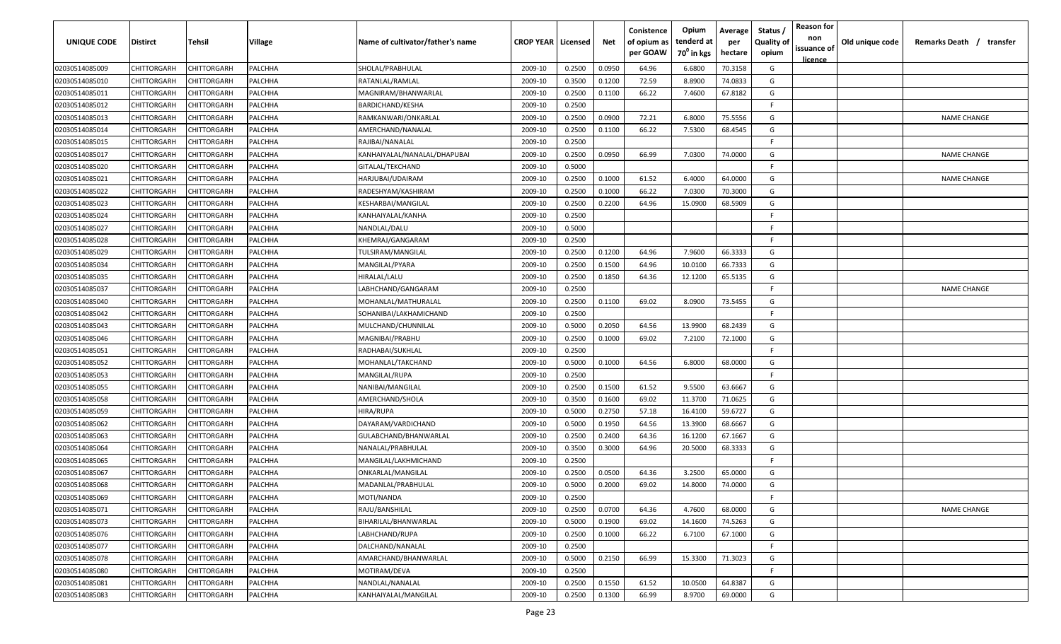| UNIQUE CODE | Distirct | Tehsil | Village | Name of cultivator/father's name | CROP YEAR | Licensed | Net | Conistence of opium as per GOAW | Opium tenderd at 70° in kgs | Average per hectare | Status / Quality of opium | Reason for non issuance of licence | Old unique code | Remarks Death / transfer |
|---|---|---|---|---|---|---|---|---|---|---|---|---|---|---|
| 02030514085009 | CHITTORGARH | CHITTORGARH | PALCHHA | SHOLAL/PRABHULAL | 2009-10 | 0.2500 | 0.0950 | 64.96 | 6.6800 | 70.3158 | G | | | |
| 02030514085010 | CHITTORGARH | CHITTORGARH | PALCHHA | RATANLAL/RAMLAL | 2009-10 | 0.3500 | 0.1200 | 72.59 | 8.8900 | 74.0833 | G | | | |
| 02030514085011 | CHITTORGARH | CHITTORGARH | PALCHHA | MAGNIRAM/BHANWARLAL | 2009-10 | 0.2500 | 0.1100 | 66.22 | 7.4600 | 67.8182 | G | | | |
| 02030514085012 | CHITTORGARH | CHITTORGARH | PALCHHA | BARDICHAND/KESHA | 2009-10 | 0.2500 | | | | | F | | | |
| 02030514085013 | CHITTORGARH | CHITTORGARH | PALCHHA | RAMKANWARI/ONKARLAL | 2009-10 | 0.2500 | 0.0900 | 72.21 | 6.8000 | 75.5556 | G | | | NAME CHANGE |
| 02030514085014 | CHITTORGARH | CHITTORGARH | PALCHHA | AMERCHAND/NANALAL | 2009-10 | 0.2500 | 0.1100 | 66.22 | 7.5300 | 68.4545 | G | | | |
| 02030514085015 | CHITTORGARH | CHITTORGARH | PALCHHA | RAJIBAI/NANALAL | 2009-10 | 0.2500 | | | | | F | | | |
| 02030514085017 | CHITTORGARH | CHITTORGARH | PALCHHA | KANHAIYALAL/NANALAL/DHAPUBAI | 2009-10 | 0.2500 | 0.0950 | 66.99 | 7.0300 | 74.0000 | G | | | NAME CHANGE |
| 02030514085020 | CHITTORGARH | CHITTORGARH | PALCHHA | GITALAL/TEKCHAND | 2009-10 | 0.5000 | | | | | F | | | |
| 02030514085021 | CHITTORGARH | CHITTORGARH | PALCHHA | HARJUBAI/UDAIRAM | 2009-10 | 0.2500 | 0.1000 | 61.52 | 6.4000 | 64.0000 | G | | | NAME CHANGE |
| 02030514085022 | CHITTORGARH | CHITTORGARH | PALCHHA | RADESHYAM/KASHIRAM | 2009-10 | 0.2500 | 0.1000 | 66.22 | 7.0300 | 70.3000 | G | | | |
| 02030514085023 | CHITTORGARH | CHITTORGARH | PALCHHA | KESHARBAI/MANGILAL | 2009-10 | 0.2500 | 0.2200 | 64.96 | 15.0900 | 68.5909 | G | | | |
| 02030514085024 | CHITTORGARH | CHITTORGARH | PALCHHA | KANHAIYALAL/KANHA | 2009-10 | 0.2500 | | | | | F | | | |
| 02030514085027 | CHITTORGARH | CHITTORGARH | PALCHHA | NANDLAL/DALU | 2009-10 | 0.5000 | | | | | F | | | |
| 02030514085028 | CHITTORGARH | CHITTORGARH | PALCHHA | KHEMRAJ/GANGARAM | 2009-10 | 0.2500 | | | | | F | | | |
| 02030514085029 | CHITTORGARH | CHITTORGARH | PALCHHA | TULSIRAM/MANGILAL | 2009-10 | 0.2500 | 0.1200 | 64.96 | 7.9600 | 66.3333 | G | | | |
| 02030514085034 | CHITTORGARH | CHITTORGARH | PALCHHA | MANGILAL/PYARA | 2009-10 | 0.2500 | 0.1500 | 64.96 | 10.0100 | 66.7333 | G | | | |
| 02030514085035 | CHITTORGARH | CHITTORGARH | PALCHHA | HIRALAL/LALU | 2009-10 | 0.2500 | 0.1850 | 64.36 | 12.1200 | 65.5135 | G | | | |
| 02030514085037 | CHITTORGARH | CHITTORGARH | PALCHHA | LABHCHAND/GANGARAM | 2009-10 | 0.2500 | | | | | F | | | NAME CHANGE |
| 02030514085040 | CHITTORGARH | CHITTORGARH | PALCHHA | MOHANLAL/MATHURALAL | 2009-10 | 0.2500 | 0.1100 | 69.02 | 8.0900 | 73.5455 | G | | | |
| 02030514085042 | CHITTORGARH | CHITTORGARH | PALCHHA | SOHANIBAI/LAKHAMICHAND | 2009-10 | 0.2500 | | | | | F | | | |
| 02030514085043 | CHITTORGARH | CHITTORGARH | PALCHHA | MULCHAND/CHUNNILAL | 2009-10 | 0.5000 | 0.2050 | 64.56 | 13.9900 | 68.2439 | G | | | |
| 02030514085046 | CHITTORGARH | CHITTORGARH | PALCHHA | MAGNIBAI/PRABHU | 2009-10 | 0.2500 | 0.1000 | 69.02 | 7.2100 | 72.1000 | G | | | |
| 02030514085051 | CHITTORGARH | CHITTORGARH | PALCHHA | RADHABAI/SUKHLAL | 2009-10 | 0.2500 | | | | | F | | | |
| 02030514085052 | CHITTORGARH | CHITTORGARH | PALCHHA | MOHANLAL/TAKCHAND | 2009-10 | 0.5000 | 0.1000 | 64.56 | 6.8000 | 68.0000 | G | | | |
| 02030514085053 | CHITTORGARH | CHITTORGARH | PALCHHA | MANGILAL/RUPA | 2009-10 | 0.2500 | | | | | F | | | |
| 02030514085055 | CHITTORGARH | CHITTORGARH | PALCHHA | NANIBAI/MANGILAL | 2009-10 | 0.2500 | 0.1500 | 61.52 | 9.5500 | 63.6667 | G | | | |
| 02030514085058 | CHITTORGARH | CHITTORGARH | PALCHHA | AMERCHAND/SHOLA | 2009-10 | 0.3500 | 0.1600 | 69.02 | 11.3700 | 71.0625 | G | | | |
| 02030514085059 | CHITTORGARH | CHITTORGARH | PALCHHA | HIRA/RUPA | 2009-10 | 0.5000 | 0.2750 | 57.18 | 16.4100 | 59.6727 | G | | | |
| 02030514085062 | CHITTORGARH | CHITTORGARH | PALCHHA | DAYARAM/VARDICHAND | 2009-10 | 0.5000 | 0.1950 | 64.56 | 13.3900 | 68.6667 | G | | | |
| 02030514085063 | CHITTORGARH | CHITTORGARH | PALCHHA | GULABCHAND/BHANWARLAL | 2009-10 | 0.2500 | 0.2400 | 64.36 | 16.1200 | 67.1667 | G | | | |
| 02030514085064 | CHITTORGARH | CHITTORGARH | PALCHHA | NANALAL/PRABHULAL | 2009-10 | 0.3500 | 0.3000 | 64.96 | 20.5000 | 68.3333 | G | | | |
| 02030514085065 | CHITTORGARH | CHITTORGARH | PALCHHA | MANGILAL/LAKHMICHAND | 2009-10 | 0.2500 | | | | | F | | | |
| 02030514085067 | CHITTORGARH | CHITTORGARH | PALCHHA | ONKARLAL/MANGILAL | 2009-10 | 0.2500 | 0.0500 | 64.36 | 3.2500 | 65.0000 | G | | | |
| 02030514085068 | CHITTORGARH | CHITTORGARH | PALCHHA | MADANLAL/PRABHULAL | 2009-10 | 0.5000 | 0.2000 | 69.02 | 14.8000 | 74.0000 | G | | | |
| 02030514085069 | CHITTORGARH | CHITTORGARH | PALCHHA | MOTI/NANDA | 2009-10 | 0.2500 | | | | | F | | | |
| 02030514085071 | CHITTORGARH | CHITTORGARH | PALCHHA | RAJU/BANSHILAL | 2009-10 | 0.2500 | 0.0700 | 64.36 | 4.7600 | 68.0000 | G | | | NAME CHANGE |
| 02030514085073 | CHITTORGARH | CHITTORGARH | PALCHHA | BIHARILAL/BHANWARLAL | 2009-10 | 0.5000 | 0.1900 | 69.02 | 14.1600 | 74.5263 | G | | | |
| 02030514085076 | CHITTORGARH | CHITTORGARH | PALCHHA | LABHCHAND/RUPA | 2009-10 | 0.2500 | 0.1000 | 66.22 | 6.7100 | 67.1000 | G | | | |
| 02030514085077 | CHITTORGARH | CHITTORGARH | PALCHHA | DALCHAND/NANALAL | 2009-10 | 0.2500 | | | | | F | | | |
| 02030514085078 | CHITTORGARH | CHITTORGARH | PALCHHA | AMARCHAND/BHANWARLAL | 2009-10 | 0.5000 | 0.2150 | 66.99 | 15.3300 | 71.3023 | G | | | |
| 02030514085080 | CHITTORGARH | CHITTORGARH | PALCHHA | MOTIRAM/DEVA | 2009-10 | 0.2500 | | | | | F | | | |
| 02030514085081 | CHITTORGARH | CHITTORGARH | PALCHHA | NANDLAL/NANALAL | 2009-10 | 0.2500 | 0.1550 | 61.52 | 10.0500 | 64.8387 | G | | | |
| 02030514085083 | CHITTORGARH | CHITTORGARH | PALCHHA | KANHAIYALAL/MANGILAL | 2009-10 | 0.2500 | 0.1300 | 66.99 | 8.9700 | 69.0000 | G | | | |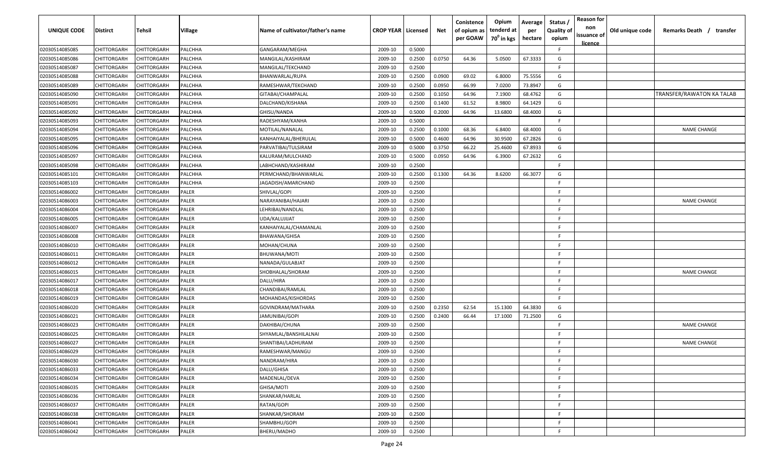| UNIQUE CODE | Distirct | Tehsil | Village | Name of cultivator/father's name | CROP YEAR | Licensed | Net | Conistence of opium as per GOAW | Opium tenderd at $70^0$ in kgs | Average per hectare | Status / Quality of opium | Reason for non issuance of licence | Old unique code | Remarks Death / transfer |
|---|---|---|---|---|---|---|---|---|---|---|---|---|---|---|
| 02030514085085 | CHITTORGARH | CHITTORGARH | PALCHHA | GANGARAM/MEGHA | 2009-10 | 0.5000 | | | | | F | | | |
| 02030514085086 | CHITTORGARH | CHITTORGARH | PALCHHA | MANGILAL/KASHIRAM | 2009-10 | 0.2500 | 0.0750 | 64.36 | 5.0500 | 67.3333 | G | | | |
| 02030514085087 | CHITTORGARH | CHITTORGARH | PALCHHA | MANGILAL/TEKCHAND | 2009-10 | 0.2500 | | | | | F | | | |
| 02030514085088 | CHITTORGARH | CHITTORGARH | PALCHHA | BHANWARLAL/RUPA | 2009-10 | 0.2500 | 0.0900 | 69.02 | 6.8000 | 75.5556 | G | | | |
| 02030514085089 | CHITTORGARH | CHITTORGARH | PALCHHA | RAMESHWAR/TEKCHAND | 2009-10 | 0.2500 | 0.0950 | 66.99 | 7.0200 | 73.8947 | G | | | |
| 02030514085090 | CHITTORGARH | CHITTORGARH | PALCHHA | GITABAI/CHAMPALAL | 2009-10 | 0.2500 | 0.1050 | 64.96 | 7.1900 | 68.4762 | G | | | TRANSFER/RAWATON KA TALAB |
| 02030514085091 | CHITTORGARH | CHITTORGARH | PALCHHA | DALCHAND/KISHANA | 2009-10 | 0.2500 | 0.1400 | 61.52 | 8.9800 | 64.1429 | G | | | |
| 02030514085092 | CHITTORGARH | CHITTORGARH | PALCHHA | GHISU/NANDA | 2009-10 | 0.5000 | 0.2000 | 64.96 | 13.6800 | 68.4000 | G | | | |
| 02030514085093 | CHITTORGARH | CHITTORGARH | PALCHHA | RADESHYAM/KANHA | 2009-10 | 0.5000 | | | | | F | | | |
| 02030514085094 | CHITTORGARH | CHITTORGARH | PALCHHA | MOTILAL/NANALAL | 2009-10 | 0.2500 | 0.1000 | 68.36 | 6.8400 | 68.4000 | G | | | NAME CHANGE |
| 02030514085095 | CHITTORGARH | CHITTORGARH | PALCHHA | KANHAIYALAL/BHERULAL | 2009-10 | 0.5000 | 0.4600 | 64.96 | 30.9500 | 67.2826 | G | | | |
| 02030514085096 | CHITTORGARH | CHITTORGARH | PALCHHA | PARVATIBAI/TULSIRAM | 2009-10 | 0.5000 | 0.3750 | 66.22 | 25.4600 | 67.8933 | G | | | |
| 02030514085097 | CHITTORGARH | CHITTORGARH | PALCHHA | KALURAM/MULCHAND | 2009-10 | 0.5000 | 0.0950 | 64.96 | 6.3900 | 67.2632 | G | | | |
| 02030514085098 | CHITTORGARH | CHITTORGARH | PALCHHA | LABHCHAND/KASHIRAM | 2009-10 | 0.2500 | | | | | F | | | |
| 02030514085101 | CHITTORGARH | CHITTORGARH | PALCHHA | PERMCHAND/BHANWARLAL | 2009-10 | 0.2500 | 0.1300 | 64.36 | 8.6200 | 66.3077 | G | | | |
| 02030514085103 | CHITTORGARH | CHITTORGARH | PALCHHA | JAGADISH/AMARCHAND | 2009-10 | 0.2500 | | | | | F | | | |
| 02030514086002 | CHITTORGARH | CHITTORGARH | PALER | SHIVLAL/GOPI | 2009-10 | 0.2500 | | | | | F | | | |
| 02030514086003 | CHITTORGARH | CHITTORGARH | PALER | NARAYANIBAI/HAJARI | 2009-10 | 0.2500 | | | | | F | | | NAME CHANGE |
| 02030514086004 | CHITTORGARH | CHITTORGARH | PALER | LEHRIBAI/NANDLAL | 2009-10 | 0.2500 | | | | | F | | | |
| 02030514086005 | CHITTORGARH | CHITTORGARH | PALER | UDA/KALUJIJAT | 2009-10 | 0.2500 | | | | | F | | | |
| 02030514086007 | CHITTORGARH | CHITTORGARH | PALER | KANHAIYALAL/CHAMANLAL | 2009-10 | 0.2500 | | | | | F | | | |
| 02030514086008 | CHITTORGARH | CHITTORGARH | PALER | BHAWANA/GHISA | 2009-10 | 0.2500 | | | | | F | | | |
| 02030514086010 | CHITTORGARH | CHITTORGARH | PALER | MOHAN/CHUNA | 2009-10 | 0.2500 | | | | | F | | | |
| 02030514086011 | CHITTORGARH | CHITTORGARH | PALER | BHUWANA/MOTI | 2009-10 | 0.2500 | | | | | F | | | |
| 02030514086012 | CHITTORGARH | CHITTORGARH | PALER | NANADA/GULABJAT | 2009-10 | 0.2500 | | | | | F | | | |
| 02030514086015 | CHITTORGARH | CHITTORGARH | PALER | SHOBHALAL/SHORAM | 2009-10 | 0.2500 | | | | | F | | | NAME CHANGE |
| 02030514086017 | CHITTORGARH | CHITTORGARH | PALER | DALU/HIRA | 2009-10 | 0.2500 | | | | | F | | | |
| 02030514086018 | CHITTORGARH | CHITTORGARH | PALER | CHANDIBAI/RAMLAL | 2009-10 | 0.2500 | | | | | F | | | |
| 02030514086019 | CHITTORGARH | CHITTORGARH | PALER | MOHANDAS/KISHORDAS | 2009-10 | 0.2500 | | | | | F | | | |
| 02030514086020 | CHITTORGARH | CHITTORGARH | PALER | GOVINDRAM/MATHARA | 2009-10 | 0.2500 | 0.2350 | 62.54 | 15.1300 | 64.3830 | G | | | |
| 02030514086021 | CHITTORGARH | CHITTORGARH | PALER | JAMUNIBAI/GOPI | 2009-10 | 0.2500 | 0.2400 | 66.44 | 17.1000 | 71.2500 | G | | | |
| 02030514086023 | CHITTORGARH | CHITTORGARH | PALER | DAKHIBAI/CHUNA | 2009-10 | 0.2500 | | | | | F | | | NAME CHANGE |
| 02030514086025 | CHITTORGARH | CHITTORGARH | PALER | SHYAMLAL/BANSHILALNAI | 2009-10 | 0.2500 | | | | | F | | | |
| 02030514086027 | CHITTORGARH | CHITTORGARH | PALER | SHANTIBAI/LADHURAM | 2009-10 | 0.2500 | | | | | F | | | NAME CHANGE |
| 02030514086029 | CHITTORGARH | CHITTORGARH | PALER | RAMESHWAR/MANGU | 2009-10 | 0.2500 | | | | | F | | | |
| 02030514086030 | CHITTORGARH | CHITTORGARH | PALER | NANDRAM/HIRA | 2009-10 | 0.2500 | | | | | F | | | |
| 02030514086033 | CHITTORGARH | CHITTORGARH | PALER | DALU/GHISA | 2009-10 | 0.2500 | | | | | F | | | |
| 02030514086034 | CHITTORGARH | CHITTORGARH | PALER | MADENLAL/DEVA | 2009-10 | 0.2500 | | | | | F | | | |
| 02030514086035 | CHITTORGARH | CHITTORGARH | PALER | GHISA/MOTI | 2009-10 | 0.2500 | | | | | F | | | |
| 02030514086036 | CHITTORGARH | CHITTORGARH | PALER | SHANKAR/HARLAL | 2009-10 | 0.2500 | | | | | F | | | |
| 02030514086037 | CHITTORGARH | CHITTORGARH | PALER | RATAN/GOPI | 2009-10 | 0.2500 | | | | | F | | | |
| 02030514086038 | CHITTORGARH | CHITTORGARH | PALER | SHANKAR/SHORAM | 2009-10 | 0.2500 | | | | | F | | | |
| 02030514086041 | CHITTORGARH | CHITTORGARH | PALER | SHAMBHU/GOPI | 2009-10 | 0.2500 | | | | | F | | | |
| 02030514086042 | CHITTORGARH | CHITTORGARH | PALER | BHERU/MADHO | 2009-10 | 0.2500 | | | | | F | | | |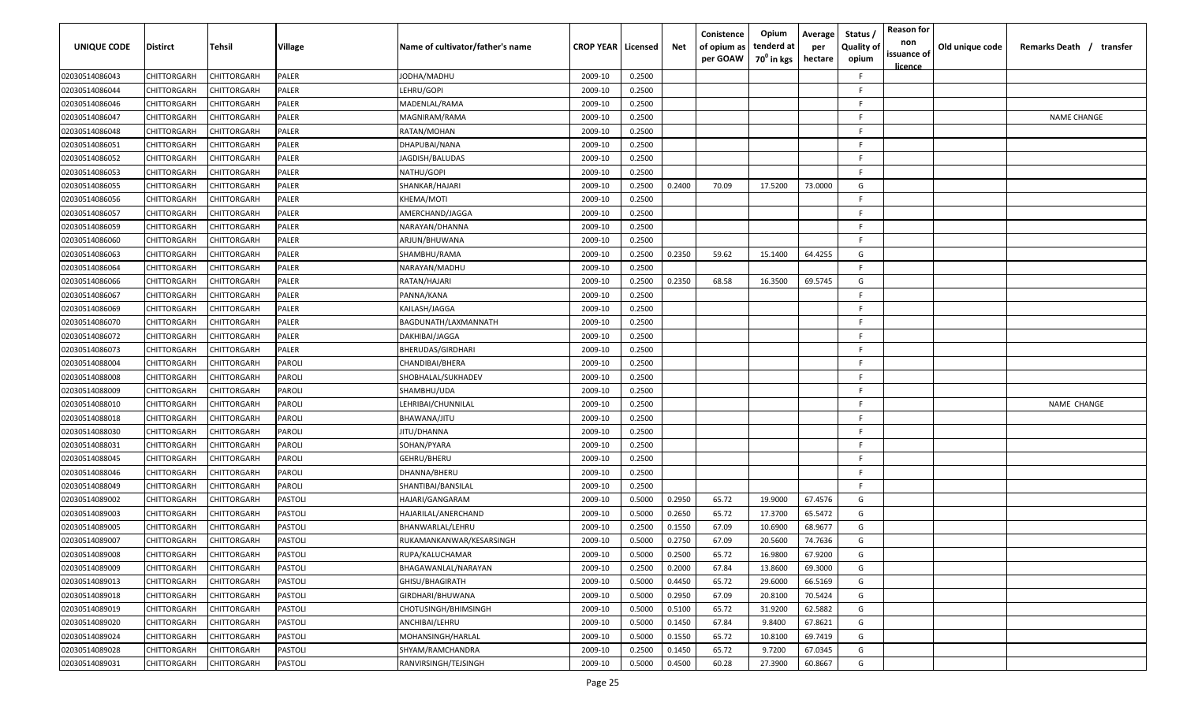| UNIQUE CODE | Distirct | Tehsil | Village | Name of cultivator/father's name | CROP YEAR | Licensed | Net | Conistence of opium as per GOAW | Opium tenderd at 70° in kgs | Average per hectare | Status / Quality of opium | Reason for non issuance of licence | Old unique code | Remarks Death / transfer |
|---|---|---|---|---|---|---|---|---|---|---|---|---|---|---|
| 02030514086043 | CHITTORGARH | CHITTORGARH | PALER | JODHA/MADHU | 2009-10 | 0.2500 | | | | | F | | | |
| 02030514086044 | CHITTORGARH | CHITTORGARH | PALER | LEHRU/GOPI | 2009-10 | 0.2500 | | | | | F | | | |
| 02030514086046 | CHITTORGARH | CHITTORGARH | PALER | MADENLAL/RAMA | 2009-10 | 0.2500 | | | | | F | | | |
| 02030514086047 | CHITTORGARH | CHITTORGARH | PALER | MAGNIRAM/RAMA | 2009-10 | 0.2500 | | | | | F | | | NAME CHANGE |
| 02030514086048 | CHITTORGARH | CHITTORGARH | PALER | RATAN/MOHAN | 2009-10 | 0.2500 | | | | | F | | | |
| 02030514086051 | CHITTORGARH | CHITTORGARH | PALER | DHAPUBAI/NANA | 2009-10 | 0.2500 | | | | | F | | | |
| 02030514086052 | CHITTORGARH | CHITTORGARH | PALER | JAGDISH/BALUDAS | 2009-10 | 0.2500 | | | | | F | | | |
| 02030514086053 | CHITTORGARH | CHITTORGARH | PALER | NATHU/GOPI | 2009-10 | 0.2500 | | | | | F | | | |
| 02030514086055 | CHITTORGARH | CHITTORGARH | PALER | SHANKAR/HAJARI | 2009-10 | 0.2500 | 0.2400 | 70.09 | 17.5200 | 73.0000 | G | | | |
| 02030514086056 | CHITTORGARH | CHITTORGARH | PALER | KHEMA/MOTI | 2009-10 | 0.2500 | | | | | F | | | |
| 02030514086057 | CHITTORGARH | CHITTORGARH | PALER | AMERCHAND/JAGGA | 2009-10 | 0.2500 | | | | | F | | | |
| 02030514086059 | CHITTORGARH | CHITTORGARH | PALER | NARAYAN/DHANNA | 2009-10 | 0.2500 | | | | | F | | | |
| 02030514086060 | CHITTORGARH | CHITTORGARH | PALER | ARJUN/BHUWANA | 2009-10 | 0.2500 | | | | | F | | | |
| 02030514086063 | CHITTORGARH | CHITTORGARH | PALER | SHAMBHU/RAMA | 2009-10 | 0.2500 | 0.2350 | 59.62 | 15.1400 | 64.4255 | G | | | |
| 02030514086064 | CHITTORGARH | CHITTORGARH | PALER | NARAYAN/MADHU | 2009-10 | 0.2500 | | | | | F | | | |
| 02030514086066 | CHITTORGARH | CHITTORGARH | PALER | RATAN/HAJARI | 2009-10 | 0.2500 | 0.2350 | 68.58 | 16.3500 | 69.5745 | G | | | |
| 02030514086067 | CHITTORGARH | CHITTORGARH | PALER | PANNA/KANA | 2009-10 | 0.2500 | | | | | F | | | |
| 02030514086069 | CHITTORGARH | CHITTORGARH | PALER | KAILASH/JAGGA | 2009-10 | 0.2500 | | | | | F | | | |
| 02030514086070 | CHITTORGARH | CHITTORGARH | PALER | BAGDUNATH/LAXMANNATH | 2009-10 | 0.2500 | | | | | F | | | |
| 02030514086072 | CHITTORGARH | CHITTORGARH | PALER | DAKHIBAI/JAGGA | 2009-10 | 0.2500 | | | | | F | | | |
| 02030514086073 | CHITTORGARH | CHITTORGARH | PALER | BHERUDAS/GIRDHARI | 2009-10 | 0.2500 | | | | | F | | | |
| 02030514088004 | CHITTORGARH | CHITTORGARH | PAROLI | CHANDIBAI/BHERA | 2009-10 | 0.2500 | | | | | F | | | |
| 02030514088008 | CHITTORGARH | CHITTORGARH | PAROLI | SHOBHALAL/SUKHADEV | 2009-10 | 0.2500 | | | | | F | | | |
| 02030514088009 | CHITTORGARH | CHITTORGARH | PAROLI | SHAMBHU/UDA | 2009-10 | 0.2500 | | | | | F | | | |
| 02030514088010 | CHITTORGARH | CHITTORGARH | PAROLI | LEHRIBAI/CHUNNILAL | 2009-10 | 0.2500 | | | | | F | | | NAME CHANGE |
| 02030514088018 | CHITTORGARH | CHITTORGARH | PAROLI | BHAWANA/JITU | 2009-10 | 0.2500 | | | | | F | | | |
| 02030514088030 | CHITTORGARH | CHITTORGARH | PAROLI | JITU/DHANNA | 2009-10 | 0.2500 | | | | | F | | | |
| 02030514088031 | CHITTORGARH | CHITTORGARH | PAROLI | SOHAN/PYARA | 2009-10 | 0.2500 | | | | | F | | | |
| 02030514088045 | CHITTORGARH | CHITTORGARH | PAROLI | GEHRU/BHERU | 2009-10 | 0.2500 | | | | | F | | | |
| 02030514088046 | CHITTORGARH | CHITTORGARH | PAROLI | DHANNA/BHERU | 2009-10 | 0.2500 | | | | | F | | | |
| 02030514088049 | CHITTORGARH | CHITTORGARH | PAROLI | SHANTIBAI/BANSILAL | 2009-10 | 0.2500 | | | | | F | | | |
| 02030514089002 | CHITTORGARH | CHITTORGARH | PASTOLI | HAJARI/GANGARAM | 2009-10 | 0.5000 | 0.2950 | 65.72 | 19.9000 | 67.4576 | G | | | |
| 02030514089003 | CHITTORGARH | CHITTORGARH | PASTOLI | HAJARILAL/ANERCHAND | 2009-10 | 0.5000 | 0.2650 | 65.72 | 17.3700 | 65.5472 | G | | | |
| 02030514089005 | CHITTORGARH | CHITTORGARH | PASTOLI | BHANWARLAL/LEHRU | 2009-10 | 0.2500 | 0.1550 | 67.09 | 10.6900 | 68.9677 | G | | | |
| 02030514089007 | CHITTORGARH | CHITTORGARH | PASTOLI | RUKAMANKANWAR/KESARSINGH | 2009-10 | 0.5000 | 0.2750 | 67.09 | 20.5600 | 74.7636 | G | | | |
| 02030514089008 | CHITTORGARH | CHITTORGARH | PASTOLI | RUPA/KALUCHAMAR | 2009-10 | 0.5000 | 0.2500 | 65.72 | 16.9800 | 67.9200 | G | | | |
| 02030514089009 | CHITTORGARH | CHITTORGARH | PASTOLI | BHAGAWANLAL/NARAYAN | 2009-10 | 0.2500 | 0.2000 | 67.84 | 13.8600 | 69.3000 | G | | | |
| 02030514089013 | CHITTORGARH | CHITTORGARH | PASTOLI | GHISU/BHAGIRATH | 2009-10 | 0.5000 | 0.4450 | 65.72 | 29.6000 | 66.5169 | G | | | |
| 02030514089018 | CHITTORGARH | CHITTORGARH | PASTOLI | GIRDHARI/BHUWANA | 2009-10 | 0.5000 | 0.2950 | 67.09 | 20.8100 | 70.5424 | G | | | |
| 02030514089019 | CHITTORGARH | CHITTORGARH | PASTOLI | CHOTUSINGH/BHIMSINGH | 2009-10 | 0.5000 | 0.5100 | 65.72 | 31.9200 | 62.5882 | G | | | |
| 02030514089020 | CHITTORGARH | CHITTORGARH | PASTOLI | ANCHIBAI/LEHRU | 2009-10 | 0.5000 | 0.1450 | 67.84 | 9.8400 | 67.8621 | G | | | |
| 02030514089024 | CHITTORGARH | CHITTORGARH | PASTOLI | MOHANSINGH/HARLAL | 2009-10 | 0.5000 | 0.1550 | 65.72 | 10.8100 | 69.7419 | G | | | |
| 02030514089028 | CHITTORGARH | CHITTORGARH | PASTOLI | SHYAM/RAMCHANDRA | 2009-10 | 0.2500 | 0.1450 | 65.72 | 9.7200 | 67.0345 | G | | | |
| 02030514089031 | CHITTORGARH | CHITTORGARH | PASTOLI | RANVIRSINGH/TEJSINGH | 2009-10 | 0.5000 | 0.4500 | 60.28 | 27.3900 | 60.8667 | G | | | |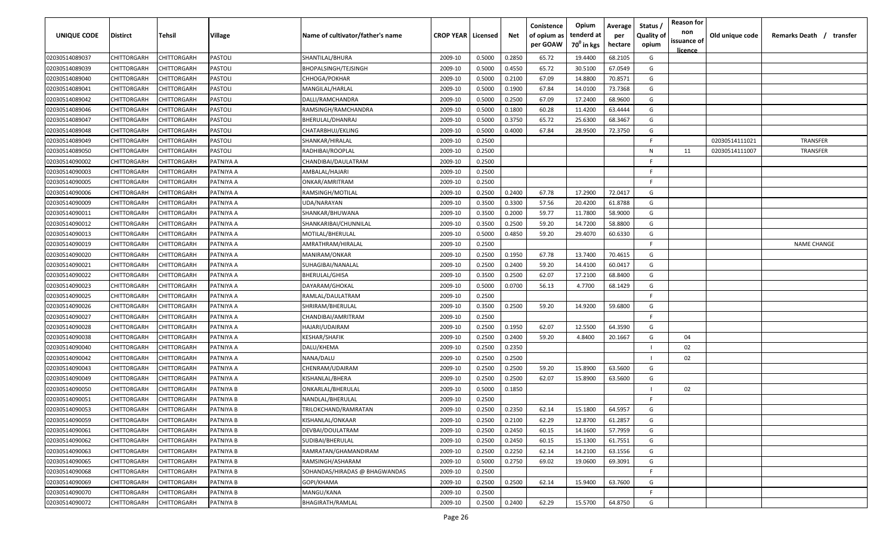| UNIQUE CODE | Distirct | Tehsil | Village | Name of cultivator/father's name | CROP YEAR | Licensed | Net | Conistence of opium as per GOAW | Opium tenderd at 70° in kgs | Average per hectare | Status / Quality of opium | Reason for non issuance of licence | Old unique code | Remarks Death / transfer |
|---|---|---|---|---|---|---|---|---|---|---|---|---|---|---|
| 02030514089037 | CHITTORGARH | CHITTORGARH | PASTOLI | SHANTILAL/BHURA | 2009-10 | 0.5000 | 0.2850 | 65.72 | 19.4400 | 68.2105 | G | | | |
| 02030514089039 | CHITTORGARH | CHITTORGARH | PASTOLI | BHOPALSINGH/TEJSINGH | 2009-10 | 0.5000 | 0.4550 | 65.72 | 30.5100 | 67.0549 | G | | | |
| 02030514089040 | CHITTORGARH | CHITTORGARH | PASTOLI | CHHOGA/POKHAR | 2009-10 | 0.5000 | 0.2100 | 67.09 | 14.8800 | 70.8571 | G | | | |
| 02030514089041 | CHITTORGARH | CHITTORGARH | PASTOLI | MANGILAL/HARLAL | 2009-10 | 0.5000 | 0.1900 | 67.84 | 14.0100 | 73.7368 | G | | | |
| 02030514089042 | CHITTORGARH | CHITTORGARH | PASTOLI | DALLI/RAMCHANDRA | 2009-10 | 0.5000 | 0.2500 | 67.09 | 17.2400 | 68.9600 | G | | | |
| 02030514089046 | CHITTORGARH | CHITTORGARH | PASTOLI | RAMSINGH/RAMCHANDRA | 2009-10 | 0.5000 | 0.1800 | 60.28 | 11.4200 | 63.4444 | G | | | |
| 02030514089047 | CHITTORGARH | CHITTORGARH | PASTOLI | BHERULAL/DHANRAJ | 2009-10 | 0.5000 | 0.3750 | 65.72 | 25.6300 | 68.3467 | G | | | |
| 02030514089048 | CHITTORGARH | CHITTORGARH | PASTOLI | CHATARBHUJ/EKLING | 2009-10 | 0.5000 | 0.4000 | 67.84 | 28.9500 | 72.3750 | G | | | |
| 02030514089049 | CHITTORGARH | CHITTORGARH | PASTOLI | SHANKAR/HIRALAL | 2009-10 | 0.2500 | | | | | F | | 02030514111021 | TRANSFER |
| 02030514089050 | CHITTORGARH | CHITTORGARH | PASTOLI | RADHIBAI/ROOPLAL | 2009-10 | 0.2500 | | | | | N | 11 | 02030514111007 | TRANSFER |
| 02030514090002 | CHITTORGARH | CHITTORGARH | PATNIYA A | CHANDIBAI/DAULATRAM | 2009-10 | 0.2500 | | | | | F | | | |
| 02030514090003 | CHITTORGARH | CHITTORGARH | PATNIYA A | AMBALAL/HAJARI | 2009-10 | 0.2500 | | | | | F | | | |
| 02030514090005 | CHITTORGARH | CHITTORGARH | PATNIYA A | ONKAR/AMRITRAM | 2009-10 | 0.2500 | | | | | F | | | |
| 02030514090006 | CHITTORGARH | CHITTORGARH | PATNIYA A | RAMSINGH/MOTILAL | 2009-10 | 0.2500 | 0.2400 | 67.78 | 17.2900 | 72.0417 | G | | | |
| 02030514090009 | CHITTORGARH | CHITTORGARH | PATNIYA A | UDA/NARAYAN | 2009-10 | 0.3500 | 0.3300 | 57.56 | 20.4200 | 61.8788 | G | | | |
| 02030514090011 | CHITTORGARH | CHITTORGARH | PATNIYA A | SHANKAR/BHUWANA | 2009-10 | 0.3500 | 0.2000 | 59.77 | 11.7800 | 58.9000 | G | | | |
| 02030514090012 | CHITTORGARH | CHITTORGARH | PATNIYA A | SHANKARIBAI/CHUNNILAL | 2009-10 | 0.3500 | 0.2500 | 59.20 | 14.7200 | 58.8800 | G | | | |
| 02030514090013 | CHITTORGARH | CHITTORGARH | PATNIYA A | MOTILAL/BHERULAL | 2009-10 | 0.5000 | 0.4850 | 59.20 | 29.4070 | 60.6330 | G | | | |
| 02030514090019 | CHITTORGARH | CHITTORGARH | PATNIYA A | AMRATHRAM/HIRALAL | 2009-10 | 0.2500 | | | | | F | | | NAME CHANGE |
| 02030514090020 | CHITTORGARH | CHITTORGARH | PATNIYA A | MANIRAM/ONKAR | 2009-10 | 0.2500 | 0.1950 | 67.78 | 13.7400 | 70.4615 | G | | | |
| 02030514090021 | CHITTORGARH | CHITTORGARH | PATNIYA A | SUHAGIBAI/NANALAL | 2009-10 | 0.2500 | 0.2400 | 59.20 | 14.4100 | 60.0417 | G | | | |
| 02030514090022 | CHITTORGARH | CHITTORGARH | PATNIYA A | BHERULAL/GHISA | 2009-10 | 0.3500 | 0.2500 | 62.07 | 17.2100 | 68.8400 | G | | | |
| 02030514090023 | CHITTORGARH | CHITTORGARH | PATNIYA A | DAYARAM/GHOKAL | 2009-10 | 0.5000 | 0.0700 | 56.13 | 4.7700 | 68.1429 | G | | | |
| 02030514090025 | CHITTORGARH | CHITTORGARH | PATNIYA A | RAMLAL/DAULATRAM | 2009-10 | 0.2500 | | | | | F | | | |
| 02030514090026 | CHITTORGARH | CHITTORGARH | PATNIYA A | SHRIRAM/BHERULAL | 2009-10 | 0.3500 | 0.2500 | 59.20 | 14.9200 | 59.6800 | G | | | |
| 02030514090027 | CHITTORGARH | CHITTORGARH | PATNIYA A | CHANDIBAI/AMRITRAM | 2009-10 | 0.2500 | | | | | F | | | |
| 02030514090028 | CHITTORGARH | CHITTORGARH | PATNIYA A | HAJARI/UDAIRAM | 2009-10 | 0.2500 | 0.1950 | 62.07 | 12.5500 | 64.3590 | G | | | |
| 02030514090038 | CHITTORGARH | CHITTORGARH | PATNIYA A | KESHAR/SHAFIK | 2009-10 | 0.2500 | 0.2400 | 59.20 | 4.8400 | 20.1667 | G | 04 | | |
| 02030514090040 | CHITTORGARH | CHITTORGARH | PATNIYA A | DALU/KHEMA | 2009-10 | 0.2500 | 0.2350 | | | | I | 02 | | |
| 02030514090042 | CHITTORGARH | CHITTORGARH | PATNIYA A | NANA/DALU | 2009-10 | 0.2500 | 0.2500 | | | | I | 02 | | |
| 02030514090043 | CHITTORGARH | CHITTORGARH | PATNIYA A | CHENRAM/UDAIRAM | 2009-10 | 0.2500 | 0.2500 | 59.20 | 15.8900 | 63.5600 | G | | | |
| 02030514090049 | CHITTORGARH | CHITTORGARH | PATNIYA A | KISHANLAL/BHERA | 2009-10 | 0.2500 | 0.2500 | 62.07 | 15.8900 | 63.5600 | G | | | |
| 02030514090050 | CHITTORGARH | CHITTORGARH | PATNIYA B | ONKARLAL/BHERULAL | 2009-10 | 0.5000 | 0.1850 | | | | I | 02 | | |
| 02030514090051 | CHITTORGARH | CHITTORGARH | PATNIYA B | NANDLAL/BHERULAL | 2009-10 | 0.2500 | | | | | F | | | |
| 02030514090053 | CHITTORGARH | CHITTORGARH | PATNIYA B | TRILOKCHAND/RAMRATAN | 2009-10 | 0.2500 | 0.2350 | 62.14 | 15.1800 | 64.5957 | G | | | |
| 02030514090059 | CHITTORGARH | CHITTORGARH | PATNIYA B | KISHANLAL/ONKAAR | 2009-10 | 0.2500 | 0.2100 | 62.29 | 12.8700 | 61.2857 | G | | | |
| 02030514090061 | CHITTORGARH | CHITTORGARH | PATNIYA B | DEVBAI/DOULATRAM | 2009-10 | 0.2500 | 0.2450 | 60.15 | 14.1600 | 57.7959 | G | | | |
| 02030514090062 | CHITTORGARH | CHITTORGARH | PATNIYA B | SUDIBAI/BHERULAL | 2009-10 | 0.2500 | 0.2450 | 60.15 | 15.1300 | 61.7551 | G | | | |
| 02030514090063 | CHITTORGARH | CHITTORGARH | PATNIYA B | RAMRATAN/GHAMANDIRAM | 2009-10 | 0.2500 | 0.2250 | 62.14 | 14.2100 | 63.1556 | G | | | |
| 02030514090065 | CHITTORGARH | CHITTORGARH | PATNIYA B | RAMSINGH/ASHARAM | 2009-10 | 0.5000 | 0.2750 | 69.02 | 19.0600 | 69.3091 | G | | | |
| 02030514090068 | CHITTORGARH | CHITTORGARH | PATNIYA B | SOHANDAS/HIRADAS @ BHAGWANDAS | 2009-10 | 0.2500 | | | | | F | | | |
| 02030514090069 | CHITTORGARH | CHITTORGARH | PATNIYA B | GOPI/KHAMA | 2009-10 | 0.2500 | 0.2500 | 62.14 | 15.9400 | 63.7600 | G | | | |
| 02030514090070 | CHITTORGARH | CHITTORGARH | PATNIYA B | MANGU/KANA | 2009-10 | 0.2500 | | | | | F | | | |
| 02030514090072 | CHITTORGARH | CHITTORGARH | PATNIYA B | BHAGIRATH/RAMLAL | 2009-10 | 0.2500 | 0.2400 | 62.29 | 15.5700 | 64.8750 | G | | | |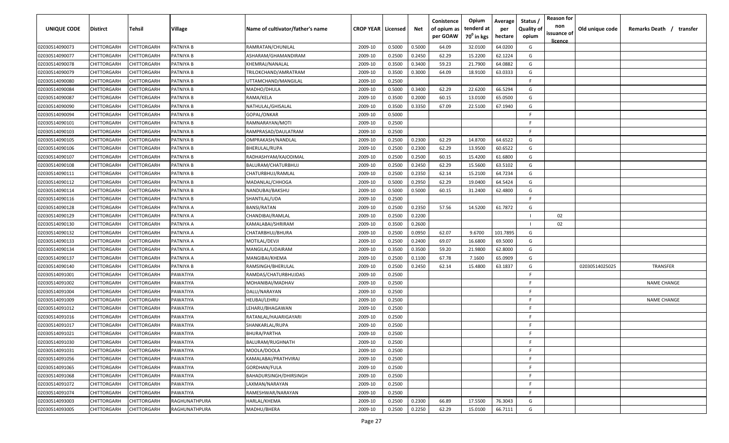| UNIQUE CODE | Distirct | Tehsil | Village | Name of cultivator/father's name | CROP YEAR | Licensed | Net | Conistence of opium as per GOAW | Opium tenderd at 70⁰ in kgs | Average per hectare | Status / Quality of opium | Reason for non issuance of licence | Old unique code | Remarks Death / transfer |
|---|---|---|---|---|---|---|---|---|---|---|---|---|---|---|
| 02030514090073 | CHITTORGARH | CHITTORGARH | PATNIYA B | RAMRATAN/CHUNILAL | 2009-10 | 0.5000 | 0.5000 | 64.09 | 32.0100 | 64.0200 | G | | | |
| 02030514090077 | CHITTORGARH | CHITTORGARH | PATNIYA B | ASHARAM/GHAMANDIRAM | 2009-10 | 0.2500 | 0.2450 | 62.29 | 15.2200 | 62.1224 | G | | | |
| 02030514090078 | CHITTORGARH | CHITTORGARH | PATNIYA B | KHEMRAJ/NANALAL | 2009-10 | 0.3500 | 0.3400 | 59.23 | 21.7900 | 64.0882 | G | | | |
| 02030514090079 | CHITTORGARH | CHITTORGARH | PATNIYA B | TRILOKCHAND/AMRATRAM | 2009-10 | 0.3500 | 0.3000 | 64.09 | 18.9100 | 63.0333 | G | | | |
| 02030514090080 | CHITTORGARH | CHITTORGARH | PATNIYA B | UTTAMCHAND/MANGILAL | 2009-10 | 0.2500 | | | | | F | | | |
| 02030514090084 | CHITTORGARH | CHITTORGARH | PATNIYA B | MADHO/DHULA | 2009-10 | 0.5000 | 0.3400 | 62.29 | 22.6200 | 66.5294 | G | | | |
| 02030514090087 | CHITTORGARH | CHITTORGARH | PATNIYA B | RAMA/KELA | 2009-10 | 0.3500 | 0.2000 | 60.15 | 13.0100 | 65.0500 | G | | | |
| 02030514090090 | CHITTORGARH | CHITTORGARH | PATNIYA B | NATHULAL/GHISALAL | 2009-10 | 0.3500 | 0.3350 | 67.09 | 22.5100 | 67.1940 | G | | | |
| 02030514090094 | CHITTORGARH | CHITTORGARH | PATNIYA B | GOPAL/ONKAR | 2009-10 | 0.5000 | | | | | F | | | |
| 02030514090101 | CHITTORGARH | CHITTORGARH | PATNIYA B | RAMNARAYAN/MOTI | 2009-10 | 0.2500 | | | | | F | | | |
| 02030514090103 | CHITTORGARH | CHITTORGARH | PATNIYA B | RAMPRASAD/DAULATRAM | 2009-10 | 0.2500 | | | | | F | | | |
| 02030514090105 | CHITTORGARH | CHITTORGARH | PATNIYA B | OMPRAKASH/NANDLAL | 2009-10 | 0.2500 | 0.2300 | 62.29 | 14.8700 | 64.6522 | G | | | |
| 02030514090106 | CHITTORGARH | CHITTORGARH | PATNIYA B | BHERULAL/RUPA | 2009-10 | 0.2500 | 0.2300 | 62.29 | 13.9500 | 60.6522 | G | | | |
| 02030514090107 | CHITTORGARH | CHITTORGARH | PATNIYA B | RADHASHYAM/KAJODIMAL | 2009-10 | 0.2500 | 0.2500 | 60.15 | 15.4200 | 61.6800 | G | | | |
| 02030514090108 | CHITTORGARH | CHITTORGARH | PATNIYA B | BALURAM/CHATURBHUJ | 2009-10 | 0.2500 | 0.2450 | 62.29 | 15.5600 | 63.5102 | G | | | |
| 02030514090111 | CHITTORGARH | CHITTORGARH | PATNIYA B | CHATURBHUJ/RAMLAL | 2009-10 | 0.2500 | 0.2350 | 62.14 | 15.2100 | 64.7234 | G | | | |
| 02030514090112 | CHITTORGARH | CHITTORGARH | PATNIYA B | MADANLAL/CHHOGA | 2009-10 | 0.5000 | 0.2950 | 62.29 | 19.0400 | 64.5424 | G | | | |
| 02030514090114 | CHITTORGARH | CHITTORGARH | PATNIYA B | NANDUBAI/BAKSHU | 2009-10 | 0.5000 | 0.5000 | 60.15 | 31.2400 | 62.4800 | G | | | |
| 02030514090116 | CHITTORGARH | CHITTORGARH | PATNIYA B | SHANTILAL/UDA | 2009-10 | 0.2500 | | | | | F | | | |
| 02030514090128 | CHITTORGARH | CHITTORGARH | PATNIYA A | BANSI/RATAN | 2009-10 | 0.2500 | 0.2350 | 57.56 | 14.5200 | 61.7872 | G | | | |
| 02030514090129 | CHITTORGARH | CHITTORGARH | PATNIYA A | CHANDIBAI/RAMLAL | 2009-10 | 0.2500 | 0.2200 | | | | I | 02 | | |
| 02030514090130 | CHITTORGARH | CHITTORGARH | PATNIYA A | KAMALABAI/SHRIRAM | 2009-10 | 0.3500 | 0.2600 | | | | I | 02 | | |
| 02030514090132 | CHITTORGARH | CHITTORGARH | PATNIYA A | CHATARBHUJ/BHURA | 2009-10 | 0.2500 | 0.0950 | 62.07 | 9.6700 | 101.7895 | G | | | |
| 02030514090133 | CHITTORGARH | CHITTORGARH | PATNIYA A | MOTILAL/DEVJI | 2009-10 | 0.2500 | 0.2400 | 69.07 | 16.6800 | 69.5000 | G | | | |
| 02030514090134 | CHITTORGARH | CHITTORGARH | PATNIYA A | MANGILAL/UDAIRAM | 2009-10 | 0.3500 | 0.3500 | 59.20 | 21.9800 | 62.8000 | G | | | |
| 02030514090137 | CHITTORGARH | CHITTORGARH | PATNIYA A | MANGIBAI/KHEMA | 2009-10 | 0.2500 | 0.1100 | 67.78 | 7.1600 | 65.0909 | G | | | |
| 02030514090140 | CHITTORGARH | CHITTORGARH | PATNIYA B | RAMSINGH/BHERULAL | 2009-10 | 0.2500 | 0.2450 | 62.14 | 15.4800 | 63.1837 | G | | 02030514025025 | TRANSFER |
| 02030514091001 | CHITTORGARH | CHITTORGARH | PAWATIYA | RAMDAS/CHATURBHUJDAS | 2009-10 | 0.2500 | | | | | F | | | |
| 02030514091002 | CHITTORGARH | CHITTORGARH | PAWATIYA | MOHANIBAI/MADHAV | 2009-10 | 0.2500 | | | | | F | | | NAME CHANGE |
| 02030514091004 | CHITTORGARH | CHITTORGARH | PAWATIYA | DALU/NARAYAN | 2009-10 | 0.2500 | | | | | F | | | |
| 02030514091009 | CHITTORGARH | CHITTORGARH | PAWATIYA | HEUBAI/LEHRU | 2009-10 | 0.2500 | | | | | F | | | NAME CHANGE |
| 02030514091012 | CHITTORGARH | CHITTORGARH | PAWATIYA | LEHARU/BHAGAWAN | 2009-10 | 0.2500 | | | | | F | | | |
| 02030514091016 | CHITTORGARH | CHITTORGARH | PAWATIYA | RATANLAL/HAJARIGAYARI | 2009-10 | 0.2500 | | | | | F | | | |
| 02030514091017 | CHITTORGARH | CHITTORGARH | PAWATIYA | SHANKARLAL/RUPA | 2009-10 | 0.2500 | | | | | F | | | |
| 02030514091021 | CHITTORGARH | CHITTORGARH | PAWATIYA | BHURA/PARTHA | 2009-10 | 0.2500 | | | | | F | | | |
| 02030514091030 | CHITTORGARH | CHITTORGARH | PAWATIYA | BALURAM/RUGHNATH | 2009-10 | 0.2500 | | | | | F | | | |
| 02030514091031 | CHITTORGARH | CHITTORGARH | PAWATIYA | MOOLA/DOOLA | 2009-10 | 0.2500 | | | | | F | | | |
| 02030514091056 | CHITTORGARH | CHITTORGARH | PAWATIYA | KAMALABAI/PRATHVIRAJ | 2009-10 | 0.2500 | | | | | F | | | |
| 02030514091065 | CHITTORGARH | CHITTORGARH | PAWATIYA | GORDHAN/FULA | 2009-10 | 0.2500 | | | | | F | | | |
| 02030514091068 | CHITTORGARH | CHITTORGARH | PAWATIYA | BAHADURSINGH/DHIRSINGH | 2009-10 | 0.2500 | | | | | F | | | |
| 02030514091072 | CHITTORGARH | CHITTORGARH | PAWATIYA | LAXMAN/NARAYAN | 2009-10 | 0.2500 | | | | | F | | | |
| 02030514091074 | CHITTORGARH | CHITTORGARH | PAWATIYA | RAMESHWAR/NARAYAN | 2009-10 | 0.2500 | | | | | F | | | |
| 02030514093003 | CHITTORGARH | CHITTORGARH | RAGHUNATHPURA | HARLAL/KHEMA | 2009-10 | 0.2500 | 0.2300 | 66.89 | 17.5500 | 76.3043 | G | | | |
| 02030514093005 | CHITTORGARH | CHITTORGARH | RAGHUNATHPURA | MADHU/BHERA | 2009-10 | 0.2500 | 0.2250 | 62.29 | 15.0100 | 66.7111 | G | | | |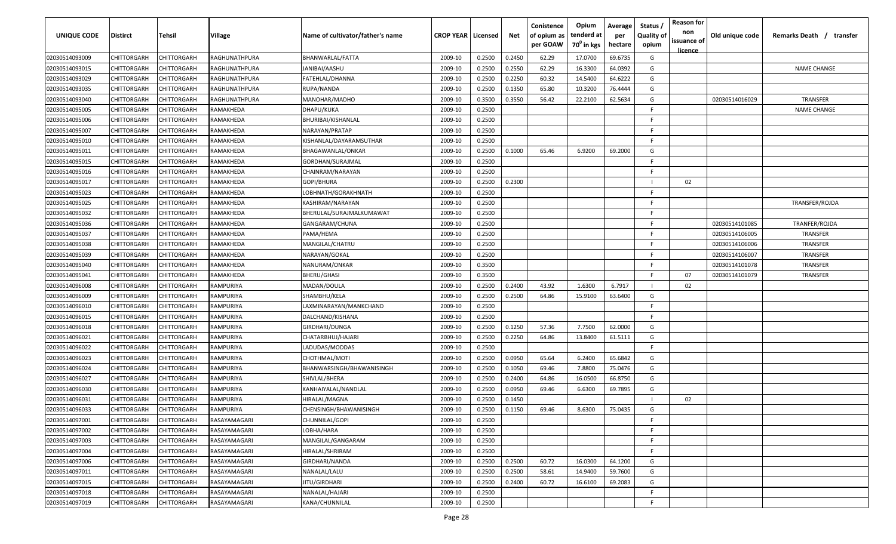| UNIQUE CODE | Distirct | Tehsil | Village | Name of cultivator/father's name | CROP YEAR | Licensed | Net | Conistence of opium as per GOAW | Opium tenderd at 70⁰ in kgs | Average per hectare | Status / Quality of opium | Reason for non issuance of licence | Old unique code | Remarks Death / transfer |
|---|---|---|---|---|---|---|---|---|---|---|---|---|---|---|
| 02030514093009 | CHITTORGARH | CHITTORGARH | RAGHUNATHPURA | BHANWARLAL/FATTA | 2009-10 | 0.2500 | 0.2450 | 62.29 | 17.0700 | 69.6735 | G | | | |
| 02030514093015 | CHITTORGARH | CHITTORGARH | RAGHUNATHPURA | JANIBAI/AASHU | 2009-10 | 0.2500 | 0.2550 | 62.29 | 16.3300 | 64.0392 | G | | | NAME CHANGE |
| 02030514093029 | CHITTORGARH | CHITTORGARH | RAGHUNATHPURA | FATEHLAL/DHANNA | 2009-10 | 0.2500 | 0.2250 | 60.32 | 14.5400 | 64.6222 | G | | | |
| 02030514093035 | CHITTORGARH | CHITTORGARH | RAGHUNATHPURA | RUPA/NANDA | 2009-10 | 0.2500 | 0.1350 | 65.80 | 10.3200 | 76.4444 | G | | | |
| 02030514093040 | CHITTORGARH | CHITTORGARH | RAGHUNATHPURA | MANOHAR/MADHO | 2009-10 | 0.3500 | 0.3550 | 56.42 | 22.2100 | 62.5634 | G | | 02030514016029 | TRANSFER |
| 02030514095005 | CHITTORGARH | CHITTORGARH | RAMAKHEDA | DHAPU/KUKA | 2009-10 | 0.2500 | | | | | F | | | NAME CHANGE |
| 02030514095006 | CHITTORGARH | CHITTORGARH | RAMAKHEDA | BHURIBAI/KISHANLAL | 2009-10 | 0.2500 | | | | | F | | | |
| 02030514095007 | CHITTORGARH | CHITTORGARH | RAMAKHEDA | NARAYAN/PRATAP | 2009-10 | 0.2500 | | | | | F | | | |
| 02030514095010 | CHITTORGARH | CHITTORGARH | RAMAKHEDA | KISHANLAL/DAYARAMSUTHAR | 2009-10 | 0.2500 | | | | | F | | | |
| 02030514095011 | CHITTORGARH | CHITTORGARH | RAMAKHEDA | BHAGAWANLAL/ONKAR | 2009-10 | 0.2500 | 0.1000 | 65.46 | 6.9200 | 69.2000 | G | | | |
| 02030514095015 | CHITTORGARH | CHITTORGARH | RAMAKHEDA | GORDHAN/SURAJMAL | 2009-10 | 0.2500 | | | | | F | | | |
| 02030514095016 | CHITTORGARH | CHITTORGARH | RAMAKHEDA | CHAINRAM/NARAYAN | 2009-10 | 0.2500 | | | | | F | | | |
| 02030514095017 | CHITTORGARH | CHITTORGARH | RAMAKHEDA | GOPI/BHURA | 2009-10 | 0.2500 | 0.2300 | | | | I | 02 | | |
| 02030514095023 | CHITTORGARH | CHITTORGARH | RAMAKHEDA | LOBHNATH/GORAKHNATH | 2009-10 | 0.2500 | | | | | F | | | |
| 02030514095025 | CHITTORGARH | CHITTORGARH | RAMAKHEDA | KASHIRAM/NARAYAN | 2009-10 | 0.2500 | | | | | F | | | TRANSFER/ROJDA |
| 02030514095032 | CHITTORGARH | CHITTORGARH | RAMAKHEDA | BHERULAL/SURAJMALKUMAWAT | 2009-10 | 0.2500 | | | | | F | | | |
| 02030514095036 | CHITTORGARH | CHITTORGARH | RAMAKHEDA | GANGARAM/CHUNA | 2009-10 | 0.2500 | | | | | F | | 02030514101085 | TRANFER/ROJDA |
| 02030514095037 | CHITTORGARH | CHITTORGARH | RAMAKHEDA | PAMA/HEMA | 2009-10 | 0.2500 | | | | | F | | 02030514106005 | TRANSFER |
| 02030514095038 | CHITTORGARH | CHITTORGARH | RAMAKHEDA | MANGILAL/CHATRU | 2009-10 | 0.2500 | | | | | F | | 02030514106006 | TRANSFER |
| 02030514095039 | CHITTORGARH | CHITTORGARH | RAMAKHEDA | NARAYAN/GOKAL | 2009-10 | 0.2500 | | | | | F | | 02030514106007 | TRANSFER |
| 02030514095040 | CHITTORGARH | CHITTORGARH | RAMAKHEDA | NANURAM/ONKAR | 2009-10 | 0.3500 | | | | | F | | 02030514101078 | TRANSFER |
| 02030514095041 | CHITTORGARH | CHITTORGARH | RAMAKHEDA | BHERU/GHASI | 2009-10 | 0.3500 | | | | | F | 07 | 02030514101079 | TRANSFER |
| 02030514096008 | CHITTORGARH | CHITTORGARH | RAMPURIYA | MADAN/DOULA | 2009-10 | 0.2500 | 0.2400 | 43.92 | 1.6300 | 6.7917 | I | 02 | | |
| 02030514096009 | CHITTORGARH | CHITTORGARH | RAMPURIYA | SHAMBHU/KELA | 2009-10 | 0.2500 | 0.2500 | 64.86 | 15.9100 | 63.6400 | G | | | |
| 02030514096010 | CHITTORGARH | CHITTORGARH | RAMPURIYA | LAXMINARAYAN/MANKCHAND | 2009-10 | 0.2500 | | | | | F | | | |
| 02030514096015 | CHITTORGARH | CHITTORGARH | RAMPURIYA | DALCHAND/KISHANA | 2009-10 | 0.2500 | | | | | F | | | |
| 02030514096018 | CHITTORGARH | CHITTORGARH | RAMPURIYA | GIRDHARI/DUNGA | 2009-10 | 0.2500 | 0.1250 | 57.36 | 7.7500 | 62.0000 | G | | | |
| 02030514096021 | CHITTORGARH | CHITTORGARH | RAMPURIYA | CHATARBHUJ/HAJARI | 2009-10 | 0.2500 | 0.2250 | 64.86 | 13.8400 | 61.5111 | G | | | |
| 02030514096022 | CHITTORGARH | CHITTORGARH | RAMPURIYA | LADUDAS/MODDAS | 2009-10 | 0.2500 | | | | | F | | | |
| 02030514096023 | CHITTORGARH | CHITTORGARH | RAMPURIYA | CHOTHMAL/MOTI | 2009-10 | 0.2500 | 0.0950 | 65.64 | 6.2400 | 65.6842 | G | | | |
| 02030514096024 | CHITTORGARH | CHITTORGARH | RAMPURIYA | BHANWARSINGH/BHAWANISINGH | 2009-10 | 0.2500 | 0.1050 | 69.46 | 7.8800 | 75.0476 | G | | | |
| 02030514096027 | CHITTORGARH | CHITTORGARH | RAMPURIYA | SHIVLAL/BHERA | 2009-10 | 0.2500 | 0.2400 | 64.86 | 16.0500 | 66.8750 | G | | | |
| 02030514096030 | CHITTORGARH | CHITTORGARH | RAMPURIYA | KANHAIYALAL/NANDLAL | 2009-10 | 0.2500 | 0.0950 | 69.46 | 6.6300 | 69.7895 | G | | | |
| 02030514096031 | CHITTORGARH | CHITTORGARH | RAMPURIYA | HIRALAL/MAGNA | 2009-10 | 0.2500 | 0.1450 | | | | I | 02 | | |
| 02030514096033 | CHITTORGARH | CHITTORGARH | RAMPURIYA | CHENSINGH/BHAWANISINGH | 2009-10 | 0.2500 | 0.1150 | 69.46 | 8.6300 | 75.0435 | G | | | |
| 02030514097001 | CHITTORGARH | CHITTORGARH | RASAYAMAGARI | CHUNNILAL/GOPI | 2009-10 | 0.2500 | | | | | F | | | |
| 02030514097002 | CHITTORGARH | CHITTORGARH | RASAYAMAGARI | LOBHA/HARA | 2009-10 | 0.2500 | | | | | F | | | |
| 02030514097003 | CHITTORGARH | CHITTORGARH | RASAYAMAGARI | MANGILAL/GANGARAM | 2009-10 | 0.2500 | | | | | F | | | |
| 02030514097004 | CHITTORGARH | CHITTORGARH | RASAYAMAGARI | HIRALAL/SHRIRAM | 2009-10 | 0.2500 | | | | | F | | | |
| 02030514097006 | CHITTORGARH | CHITTORGARH | RASAYAMAGARI | GIRDHARI/NANDA | 2009-10 | 0.2500 | 0.2500 | 60.72 | 16.0300 | 64.1200 | G | | | |
| 02030514097011 | CHITTORGARH | CHITTORGARH | RASAYAMAGARI | NANALAL/LALU | 2009-10 | 0.2500 | 0.2500 | 58.61 | 14.9400 | 59.7600 | G | | | |
| 02030514097015 | CHITTORGARH | CHITTORGARH | RASAYAMAGARI | JITU/GIRDHARI | 2009-10 | 0.2500 | 0.2400 | 60.72 | 16.6100 | 69.2083 | G | | | |
| 02030514097018 | CHITTORGARH | CHITTORGARH | RASAYAMAGARI | NANALAL/HAJARI | 2009-10 | 0.2500 | | | | | F | | | |
| 02030514097019 | CHITTORGARH | CHITTORGARH | RASAYAMAGARI | KANA/CHUNNILAL | 2009-10 | 0.2500 | | | | | F | | | |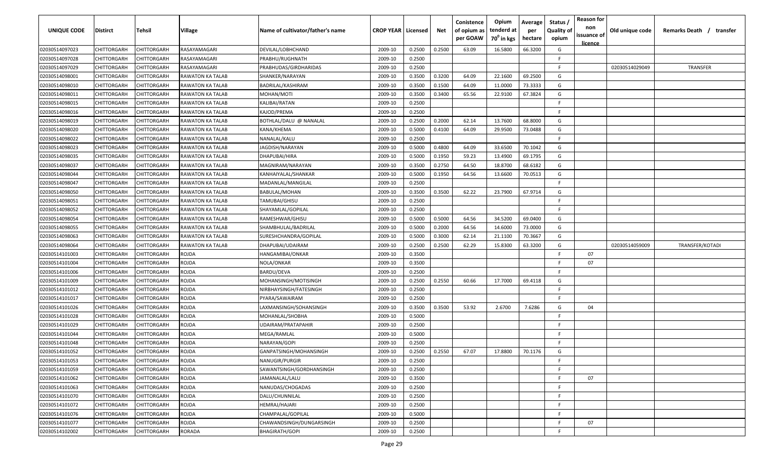| UNIQUE CODE | Distirct | Tehsil | Village | Name of cultivator/father's name | CROP YEAR | Licensed | Net | Conistence of opium as per GOAW | Opium tenderd at 70° in kgs | Average per hectare | Status / Quality of opium | Reason for non issuance of licence | Old unique code | Remarks Death / transfer |
|---|---|---|---|---|---|---|---|---|---|---|---|---|---|---|
| 02030514097023 | CHITTORGARH | CHITTORGARH | RASAYAMAGARI | DEVILAL/LOBHCHAND | 2009-10 | 0.2500 | 0.2500 | 63.09 | 16.5800 | 66.3200 | G | | | |
| 02030514097028 | CHITTORGARH | CHITTORGARH | RASAYAMAGARI | PRABHU/RUGHNATH | 2009-10 | 0.2500 | | | | | F | | | |
| 02030514097029 | CHITTORGARH | CHITTORGARH | RASAYAMAGARI | PRABHUDAS/GIRDHARIDAS | 2009-10 | 0.2500 | | | | | F | | 02030514029049 | TRANSFER |
| 02030514098001 | CHITTORGARH | CHITTORGARH | RAWATON KA TALAB | SHANKER/NARAYAN | 2009-10 | 0.3500 | 0.3200 | 64.09 | 22.1600 | 69.2500 | G | | | |
| 02030514098010 | CHITTORGARH | CHITTORGARH | RAWATON KA TALAB | BADRILAL/KASHIRAM | 2009-10 | 0.3500 | 0.1500 | 64.09 | 11.0000 | 73.3333 | G | | | |
| 02030514098011 | CHITTORGARH | CHITTORGARH | RAWATON KA TALAB | MOHAN/MOTI | 2009-10 | 0.3500 | 0.3400 | 65.56 | 22.9100 | 67.3824 | G | | | |
| 02030514098015 | CHITTORGARH | CHITTORGARH | RAWATON KA TALAB | KALIBAI/RATAN | 2009-10 | 0.2500 | | | | | F | | | |
| 02030514098016 | CHITTORGARH | CHITTORGARH | RAWATON KA TALAB | KAJOD/PREMA | 2009-10 | 0.2500 | | | | | F | | | |
| 02030514098019 | CHITTORGARH | CHITTORGARH | RAWATON KA TALAB | BOTHLAL/DALU @ NANALAL | 2009-10 | 0.2500 | 0.2000 | 62.14 | 13.7600 | 68.8000 | G | | | |
| 02030514098020 | CHITTORGARH | CHITTORGARH | RAWATON KA TALAB | KANA/KHEMA | 2009-10 | 0.5000 | 0.4100 | 64.09 | 29.9500 | 73.0488 | G | | | |
| 02030514098022 | CHITTORGARH | CHITTORGARH | RAWATON KA TALAB | NANALAL/KALU | 2009-10 | 0.2500 | | | | | F | | | |
| 02030514098023 | CHITTORGARH | CHITTORGARH | RAWATON KA TALAB | JAGDISH/NARAYAN | 2009-10 | 0.5000 | 0.4800 | 64.09 | 33.6500 | 70.1042 | G | | | |
| 02030514098035 | CHITTORGARH | CHITTORGARH | RAWATON KA TALAB | DHAPUBAI/HIRA | 2009-10 | 0.5000 | 0.1950 | 59.23 | 13.4900 | 69.1795 | G | | | |
| 02030514098037 | CHITTORGARH | CHITTORGARH | RAWATON KA TALAB | MAGNIRAM/NARAYAN | 2009-10 | 0.3500 | 0.2750 | 64.50 | 18.8700 | 68.6182 | G | | | |
| 02030514098044 | CHITTORGARH | CHITTORGARH | RAWATON KA TALAB | KANHAIYALAL/SHANKAR | 2009-10 | 0.5000 | 0.1950 | 64.56 | 13.6600 | 70.0513 | G | | | |
| 02030514098047 | CHITTORGARH | CHITTORGARH | RAWATON KA TALAB | MADANLAL/MANGILAL | 2009-10 | 0.2500 | | | | | F | | | |
| 02030514098050 | CHITTORGARH | CHITTORGARH | RAWATON KA TALAB | BABULAL/MOHAN | 2009-10 | 0.3500 | 0.3500 | 62.22 | 23.7900 | 67.9714 | G | | | |
| 02030514098051 | CHITTORGARH | CHITTORGARH | RAWATON KA TALAB | TAMUBAI/GHISU | 2009-10 | 0.2500 | | | | | F | | | |
| 02030514098052 | CHITTORGARH | CHITTORGARH | RAWATON KA TALAB | SHAYAMLAL/GOPILAL | 2009-10 | 0.2500 | | | | | F | | | |
| 02030514098054 | CHITTORGARH | CHITTORGARH | RAWATON KA TALAB | RAMESHWAR/GHISU | 2009-10 | 0.5000 | 0.5000 | 64.56 | 34.5200 | 69.0400 | G | | | |
| 02030514098055 | CHITTORGARH | CHITTORGARH | RAWATON KA TALAB | SHAMBHULAL/BADRILAL | 2009-10 | 0.5000 | 0.2000 | 64.56 | 14.6000 | 73.0000 | G | | | |
| 02030514098063 | CHITTORGARH | CHITTORGARH | RAWATON KA TALAB | SURESHCHANDRA/GOPILAL | 2009-10 | 0.5000 | 0.3000 | 62.14 | 21.1100 | 70.3667 | G | | | |
| 02030514098064 | CHITTORGARH | CHITTORGARH | RAWATON KA TALAB | DHAPUBAI/UDAIRAM | 2009-10 | 0.2500 | 0.2500 | 62.29 | 15.8300 | 63.3200 | G | | 02030514059009 | TRANSFER/KOTADI |
| 02030514101003 | CHITTORGARH | CHITTORGARH | ROJDA | HANGAMIBAI/ONKAR | 2009-10 | 0.3500 | | | | | F | 07 | | |
| 02030514101004 | CHITTORGARH | CHITTORGARH | ROJDA | NOLA/ONKAR | 2009-10 | 0.3500 | | | | | F | 07 | | |
| 02030514101006 | CHITTORGARH | CHITTORGARH | ROJDA | BARDU/DEVA | 2009-10 | 0.2500 | | | | | F | | | |
| 02030514101009 | CHITTORGARH | CHITTORGARH | ROJDA | MOHANSINGH/MOTISINGH | 2009-10 | 0.2500 | 0.2550 | 60.66 | 17.7000 | 69.4118 | G | | | |
| 02030514101012 | CHITTORGARH | CHITTORGARH | ROJDA | NIRBHAYSINGH/FATESINGH | 2009-10 | 0.2500 | | | | | F | | | |
| 02030514101017 | CHITTORGARH | CHITTORGARH | ROJDA | PYARA/SAWAIRAM | 2009-10 | 0.2500 | | | | | F | | | |
| 02030514101026 | CHITTORGARH | CHITTORGARH | ROJDA | LAXMANSINGH/SOHANSINGH | 2009-10 | 0.3500 | 0.3500 | 53.92 | 2.6700 | 7.6286 | G | 04 | | |
| 02030514101028 | CHITTORGARH | CHITTORGARH | ROJDA | MOHANLAL/SHOBHA | 2009-10 | 0.5000 | | | | | F | | | |
| 02030514101029 | CHITTORGARH | CHITTORGARH | ROJDA | UDAIRAM/PRATAPAHIR | 2009-10 | 0.2500 | | | | | F | | | |
| 02030514101044 | CHITTORGARH | CHITTORGARH | ROJDA | MEGA/RAMLAL | 2009-10 | 0.5000 | | | | | F | | | |
| 02030514101048 | CHITTORGARH | CHITTORGARH | ROJDA | NARAYAN/GOPI | 2009-10 | 0.2500 | | | | | F | | | |
| 02030514101052 | CHITTORGARH | CHITTORGARH | ROJDA | GANPATSINGH/MOHANSINGH | 2009-10 | 0.2500 | 0.2550 | 67.07 | 17.8800 | 70.1176 | G | | | |
| 02030514101053 | CHITTORGARH | CHITTORGARH | ROJDA | NANUGIR/PURGIR | 2009-10 | 0.2500 | | | | | F | | | |
| 02030514101059 | CHITTORGARH | CHITTORGARH | ROJDA | SAWANTSINGH/GORDHANSINGH | 2009-10 | 0.2500 | | | | | F | | | |
| 02030514101062 | CHITTORGARH | CHITTORGARH | ROJDA | JAMANALAL/LALU | 2009-10 | 0.3500 | | | | | F | 07 | | |
| 02030514101063 | CHITTORGARH | CHITTORGARH | ROJDA | NANUDAS/CHOGADAS | 2009-10 | 0.2500 | | | | | F | | | |
| 02030514101070 | CHITTORGARH | CHITTORGARH | ROJDA | DALU/CHUNNILAL | 2009-10 | 0.2500 | | | | | F | | | |
| 02030514101072 | CHITTORGARH | CHITTORGARH | ROJDA | HEMRAJ/HAJARI | 2009-10 | 0.2500 | | | | | F | | | |
| 02030514101076 | CHITTORGARH | CHITTORGARH | ROJDA | CHAMPALAL/GOPILAL | 2009-10 | 0.5000 | | | | | F | | | |
| 02030514101077 | CHITTORGARH | CHITTORGARH | ROJDA | CHAWANDSINGH/DUNGARSINGH | 2009-10 | 0.2500 | | | | | F | 07 | | |
| 02030514102002 | CHITTORGARH | CHITTORGARH | RORADA | BHAGIRATH/GOPI | 2009-10 | 0.2500 | | | | | F | | | |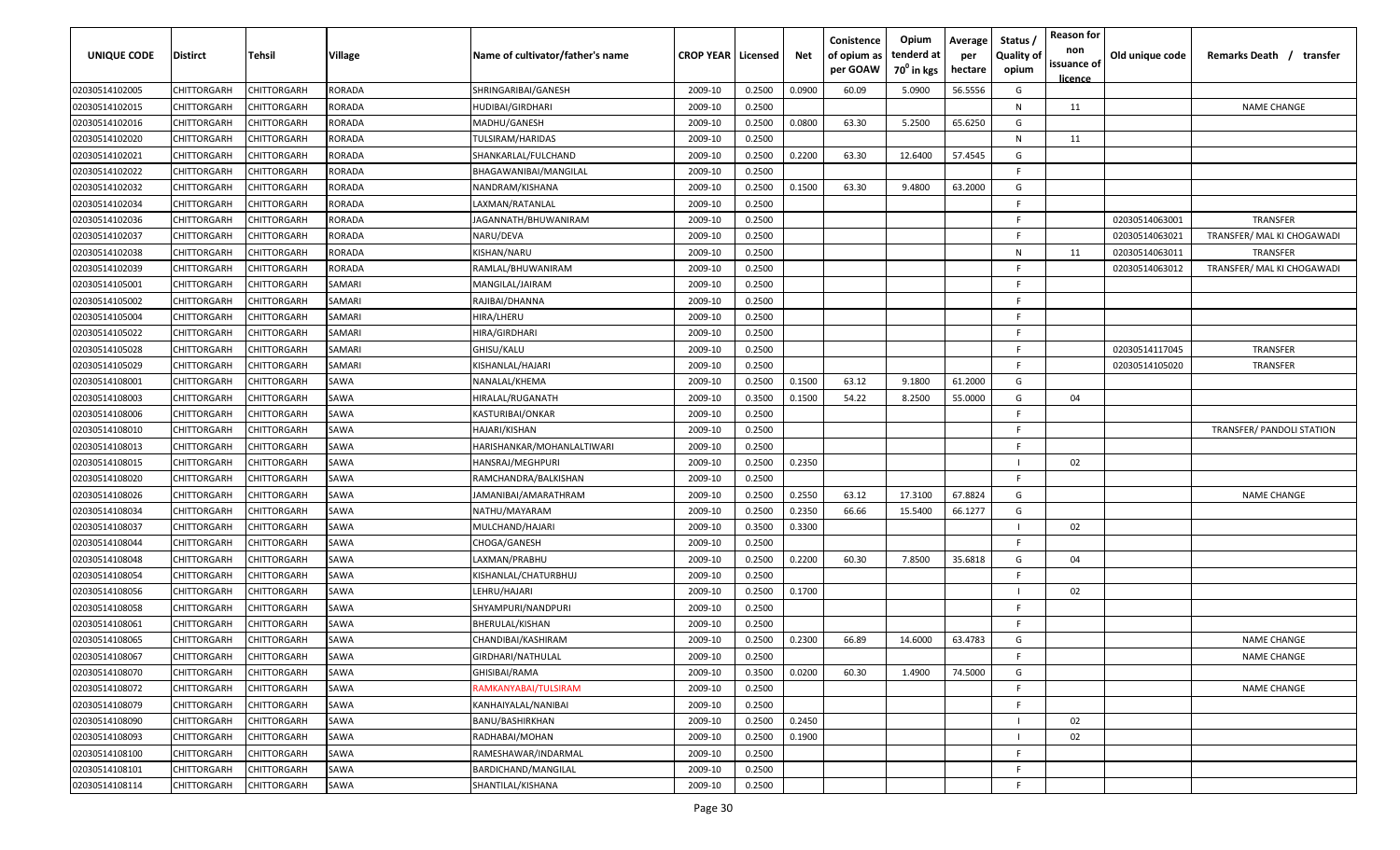| UNIQUE CODE | Distirct | Tehsil | Village | Name of cultivator/father's name | CROP YEAR | Licensed | Net | Conistence of opium as per GOAW | Opium tenderd at 70° in kgs | Average per hectare | Status / Quality of opium | Reason for non issuance of licence | Old unique code | Remarks Death / transfer |
|---|---|---|---|---|---|---|---|---|---|---|---|---|---|---|
| 02030514102005 | CHITTORGARH | CHITTORGARH | RORADA | SHRINGARIBAI/GANESH | 2009-10 | 0.2500 | 0.0900 | 60.09 | 5.0900 | 56.5556 | G | | | |
| 02030514102015 | CHITTORGARH | CHITTORGARH | RORADA | HUDIBAI/GIRDHARI | 2009-10 | 0.2500 | | | | | N | 11 | | NAME CHANGE |
| 02030514102016 | CHITTORGARH | CHITTORGARH | RORADA | MADHU/GANESH | 2009-10 | 0.2500 | 0.0800 | 63.30 | 5.2500 | 65.6250 | G | | | |
| 02030514102020 | CHITTORGARH | CHITTORGARH | RORADA | TULSIRAM/HARIDAS | 2009-10 | 0.2500 | | | | | N | 11 | | |
| 02030514102021 | CHITTORGARH | CHITTORGARH | RORADA | SHANKARLAL/FULCHAND | 2009-10 | 0.2500 | 0.2200 | 63.30 | 12.6400 | 57.4545 | G | | | |
| 02030514102022 | CHITTORGARH | CHITTORGARH | RORADA | BHAGAWANIBAI/MANGILAL | 2009-10 | 0.2500 | | | | | F | | | |
| 02030514102032 | CHITTORGARH | CHITTORGARH | RORADA | NANDRAM/KISHANA | 2009-10 | 0.2500 | 0.1500 | 63.30 | 9.4800 | 63.2000 | G | | | |
| 02030514102034 | CHITTORGARH | CHITTORGARH | RORADA | LAXMAN/RATANLAL | 2009-10 | 0.2500 | | | | | F | | | |
| 02030514102036 | CHITTORGARH | CHITTORGARH | RORADA | JAGANNATH/BHUWANIRAM | 2009-10 | 0.2500 | | | | | F | | 02030514063001 | TRANSFER |
| 02030514102037 | CHITTORGARH | CHITTORGARH | RORADA | NARU/DEVA | 2009-10 | 0.2500 | | | | | F | | 02030514063021 | TRANSFER/ MAL KI CHOGAWADI |
| 02030514102038 | CHITTORGARH | CHITTORGARH | RORADA | KISHAN/NARU | 2009-10 | 0.2500 | | | | | N | 11 | 02030514063011 | TRANSFER |
| 02030514102039 | CHITTORGARH | CHITTORGARH | RORADA | RAMLAL/BHUWANIRAM | 2009-10 | 0.2500 | | | | | F | | 02030514063012 | TRANSFER/ MAL KI CHOGAWADI |
| 02030514105001 | CHITTORGARH | CHITTORGARH | SAMARI | MANGILAL/JAIRAM | 2009-10 | 0.2500 | | | | | F | | | |
| 02030514105002 | CHITTORGARH | CHITTORGARH | SAMARI | RAJIBAI/DHANNA | 2009-10 | 0.2500 | | | | | F | | | |
| 02030514105004 | CHITTORGARH | CHITTORGARH | SAMARI | HIRA/LHERU | 2009-10 | 0.2500 | | | | | F | | | |
| 02030514105022 | CHITTORGARH | CHITTORGARH | SAMARI | HIRA/GIRDHARI | 2009-10 | 0.2500 | | | | | F | | | |
| 02030514105028 | CHITTORGARH | CHITTORGARH | SAMARI | GHISU/KALU | 2009-10 | 0.2500 | | | | | F | | 02030514117045 | TRANSFER |
| 02030514105029 | CHITTORGARH | CHITTORGARH | SAMARI | KISHANLAL/HAJARI | 2009-10 | 0.2500 | | | | | F | | 02030514105020 | TRANSFER |
| 02030514108001 | CHITTORGARH | CHITTORGARH | SAWA | NANALAL/KHEMA | 2009-10 | 0.2500 | 0.1500 | 63.12 | 9.1800 | 61.2000 | G | | | |
| 02030514108003 | CHITTORGARH | CHITTORGARH | SAWA | HIRALAL/RUGANATH | 2009-10 | 0.3500 | 0.1500 | 54.22 | 8.2500 | 55.0000 | G | 04 | | |
| 02030514108006 | CHITTORGARH | CHITTORGARH | SAWA | KASTURIBAI/ONKAR | 2009-10 | 0.2500 | | | | | F | | | |
| 02030514108010 | CHITTORGARH | CHITTORGARH | SAWA | HAJARI/KISHAN | 2009-10 | 0.2500 | | | | | F | | | TRANSFER/ PANDOLI STATION |
| 02030514108013 | CHITTORGARH | CHITTORGARH | SAWA | HARISHANKAR/MOHANLALTIWARI | 2009-10 | 0.2500 | | | | | F | | | |
| 02030514108015 | CHITTORGARH | CHITTORGARH | SAWA | HANSRAJ/MEGHPURI | 2009-10 | 0.2500 | 0.2350 | | | | I | 02 | | |
| 02030514108020 | CHITTORGARH | CHITTORGARH | SAWA | RAMCHANDRA/BALKISHAN | 2009-10 | 0.2500 | | | | | F | | | |
| 02030514108026 | CHITTORGARH | CHITTORGARH | SAWA | JAMANIBAI/AMARATHRAM | 2009-10 | 0.2500 | 0.2550 | 63.12 | 17.3100 | 67.8824 | G | | | NAME CHANGE |
| 02030514108034 | CHITTORGARH | CHITTORGARH | SAWA | NATHU/MAYARAM | 2009-10 | 0.2500 | 0.2350 | 66.66 | 15.5400 | 66.1277 | G | | | |
| 02030514108037 | CHITTORGARH | CHITTORGARH | SAWA | MULCHAND/HAJARI | 2009-10 | 0.3500 | 0.3300 | | | | I | 02 | | |
| 02030514108044 | CHITTORGARH | CHITTORGARH | SAWA | CHOGA/GANESH | 2009-10 | 0.2500 | | | | | F | | | |
| 02030514108048 | CHITTORGARH | CHITTORGARH | SAWA | LAXMAN/PRABHU | 2009-10 | 0.2500 | 0.2200 | 60.30 | 7.8500 | 35.6818 | G | 04 | | |
| 02030514108054 | CHITTORGARH | CHITTORGARH | SAWA | KISHANLAL/CHATURBHUJ | 2009-10 | 0.2500 | | | | | F | | | |
| 02030514108056 | CHITTORGARH | CHITTORGARH | SAWA | LEHRU/HAJARI | 2009-10 | 0.2500 | 0.1700 | | | | I | 02 | | |
| 02030514108058 | CHITTORGARH | CHITTORGARH | SAWA | SHYAMPURI/NANDPURI | 2009-10 | 0.2500 | | | | | F | | | |
| 02030514108061 | CHITTORGARH | CHITTORGARH | SAWA | BHERULAL/KISHAN | 2009-10 | 0.2500 | | | | | F | | | |
| 02030514108065 | CHITTORGARH | CHITTORGARH | SAWA | CHANDIBAI/KASHIRAM | 2009-10 | 0.2500 | 0.2300 | 66.89 | 14.6000 | 63.4783 | G | | | NAME CHANGE |
| 02030514108067 | CHITTORGARH | CHITTORGARH | SAWA | GIRDHARI/NATHULAL | 2009-10 | 0.2500 | | | | | F | | | NAME CHANGE |
| 02030514108070 | CHITTORGARH | CHITTORGARH | SAWA | GHISIBAI/RAMA | 2009-10 | 0.3500 | 0.0200 | 60.30 | 1.4900 | 74.5000 | G | | | |
| 02030514108072 | CHITTORGARH | CHITTORGARH | SAWA | RAMKANYABAI/TULSIRAM | 2009-10 | 0.2500 | | | | | F | | | NAME CHANGE |
| 02030514108079 | CHITTORGARH | CHITTORGARH | SAWA | KANHAIYALAL/NANIBAI | 2009-10 | 0.2500 | | | | | F | | | |
| 02030514108090 | CHITTORGARH | CHITTORGARH | SAWA | BANU/BASHIRKHAN | 2009-10 | 0.2500 | 0.2450 | | | | I | 02 | | |
| 02030514108093 | CHITTORGARH | CHITTORGARH | SAWA | RADHABAI/MOHAN | 2009-10 | 0.2500 | 0.1900 | | | | I | 02 | | |
| 02030514108100 | CHITTORGARH | CHITTORGARH | SAWA | RAMESHAWAR/INDARMAL | 2009-10 | 0.2500 | | | | | F | | | |
| 02030514108101 | CHITTORGARH | CHITTORGARH | SAWA | BARDICHAND/MANGILAL | 2009-10 | 0.2500 | | | | | F | | | |
| 02030514108114 | CHITTORGARH | CHITTORGARH | SAWA | SHANTILAL/KISHANA | 2009-10 | 0.2500 | | | | | F | | | |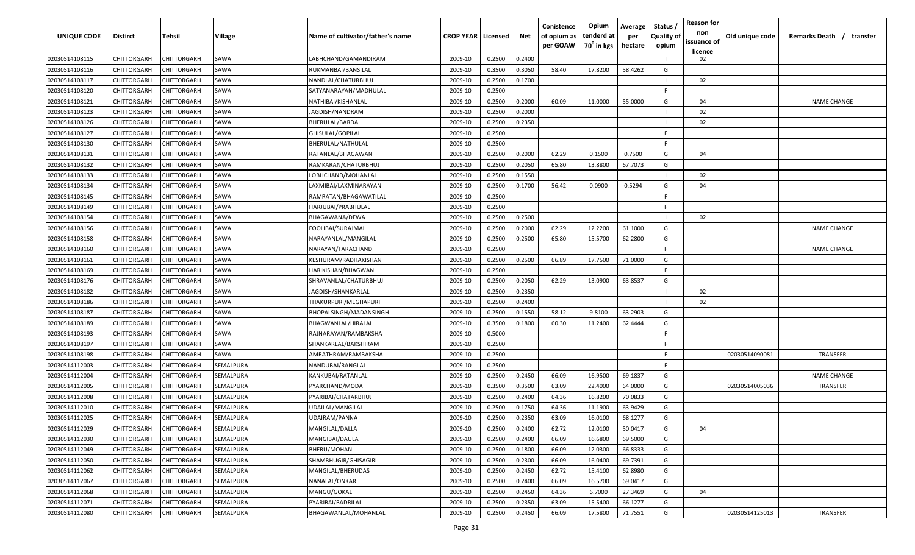| UNIQUE CODE | Distirct | Tehsil | Village | Name of cultivator/father's name | CROP YEAR | Licensed | Net | Conistence of opium as per GOAW | Opium tenderd at 70⁰ in kgs | Average per hectare | Status / Quality of opium | Reason for non issuance of licence | Old unique code | Remarks Death / transfer |
|---|---|---|---|---|---|---|---|---|---|---|---|---|---|---|
| 02030514108115 | CHITTORGARH | CHITTORGARH | SAWA | LABHCHAND/GAMANDIRAM | 2009-10 | 0.2500 | 0.2400 | | | | I | 02 | | |
| 02030514108116 | CHITTORGARH | CHITTORGARH | SAWA | RUKMANBAI/BANSILAL | 2009-10 | 0.3500 | 0.3050 | 58.40 | 17.8200 | 58.4262 | G | | | |
| 02030514108117 | CHITTORGARH | CHITTORGARH | SAWA | NANDLAL/CHATURBHUJ | 2009-10 | 0.2500 | 0.1700 | | | | I | 02 | | |
| 02030514108120 | CHITTORGARH | CHITTORGARH | SAWA | SATYANARAYAN/MADHULAL | 2009-10 | 0.2500 | | | | | F | | | |
| 02030514108121 | CHITTORGARH | CHITTORGARH | SAWA | NATHIBAI/KISHANLAL | 2009-10 | 0.2500 | 0.2000 | 60.09 | 11.0000 | 55.0000 | G | 04 | | NAME CHANGE |
| 02030514108123 | CHITTORGARH | CHITTORGARH | SAWA | JAGDISH/NANDRAM | 2009-10 | 0.2500 | 0.2000 | | | | I | 02 | | |
| 02030514108126 | CHITTORGARH | CHITTORGARH | SAWA | BHERULAL/BARDA | 2009-10 | 0.2500 | 0.2350 | | | | I | 02 | | |
| 02030514108127 | CHITTORGARH | CHITTORGARH | SAWA | GHISULAL/GOPILAL | 2009-10 | 0.2500 | | | | | F | | | |
| 02030514108130 | CHITTORGARH | CHITTORGARH | SAWA | BHERULAL/NATHULAL | 2009-10 | 0.2500 | | | | | F | | | |
| 02030514108131 | CHITTORGARH | CHITTORGARH | SAWA | RATANLAL/BHAGAWAN | 2009-10 | 0.2500 | 0.2000 | 62.29 | 0.1500 | 0.7500 | G | 04 | | |
| 02030514108132 | CHITTORGARH | CHITTORGARH | SAWA | RAMKARAN/CHATURBHUJ | 2009-10 | 0.2500 | 0.2050 | 65.80 | 13.8800 | 67.7073 | G | | | |
| 02030514108133 | CHITTORGARH | CHITTORGARH | SAWA | LOBHCHAND/MOHANLAL | 2009-10 | 0.2500 | 0.1550 | | | | I | 02 | | |
| 02030514108134 | CHITTORGARH | CHITTORGARH | SAWA | LAXMIBAI/LAXMINARAYAN | 2009-10 | 0.2500 | 0.1700 | 56.42 | 0.0900 | 0.5294 | G | 04 | | |
| 02030514108145 | CHITTORGARH | CHITTORGARH | SAWA | RAMRATAN/BHAGAWATILAL | 2009-10 | 0.2500 | | | | | F | | | |
| 02030514108149 | CHITTORGARH | CHITTORGARH | SAWA | HARJUBAI/PRABHULAL | 2009-10 | 0.2500 | | | | | F | | | |
| 02030514108154 | CHITTORGARH | CHITTORGARH | SAWA | BHAGAWANA/DEWA | 2009-10 | 0.2500 | 0.2500 | | | | I | 02 | | |
| 02030514108156 | CHITTORGARH | CHITTORGARH | SAWA | FOOLIBAI/SURAJMAL | 2009-10 | 0.2500 | 0.2000 | 62.29 | 12.2200 | 61.1000 | G | | | NAME CHANGE |
| 02030514108158 | CHITTORGARH | CHITTORGARH | SAWA | NARAYANLAL/MANGILAL | 2009-10 | 0.2500 | 0.2500 | 65.80 | 15.5700 | 62.2800 | G | | | |
| 02030514108160 | CHITTORGARH | CHITTORGARH | SAWA | NARAYAN/TARACHAND | 2009-10 | 0.2500 | | | | | F | | | NAME CHANGE |
| 02030514108161 | CHITTORGARH | CHITTORGARH | SAWA | KESHURAM/RADHAKISHAN | 2009-10 | 0.2500 | 0.2500 | 66.89 | 17.7500 | 71.0000 | G | | | |
| 02030514108169 | CHITTORGARH | CHITTORGARH | SAWA | HARIKISHAN/BHAGWAN | 2009-10 | 0.2500 | | | | | F | | | |
| 02030514108176 | CHITTORGARH | CHITTORGARH | SAWA | SHRAVANLAL/CHATURBHUJ | 2009-10 | 0.2500 | 0.2050 | 62.29 | 13.0900 | 63.8537 | G | | | |
| 02030514108182 | CHITTORGARH | CHITTORGARH | SAWA | JAGDISH/SHANKARLAL | 2009-10 | 0.2500 | 0.2350 | | | | I | 02 | | |
| 02030514108186 | CHITTORGARH | CHITTORGARH | SAWA | THAKURPURI/MEGHAPURI | 2009-10 | 0.2500 | 0.2400 | | | | I | 02 | | |
| 02030514108187 | CHITTORGARH | CHITTORGARH | SAWA | BHOPALSINGH/MADANSINGH | 2009-10 | 0.2500 | 0.1550 | 58.12 | 9.8100 | 63.2903 | G | | | |
| 02030514108189 | CHITTORGARH | CHITTORGARH | SAWA | BHAGWANLAL/HIRALAL | 2009-10 | 0.3500 | 0.1800 | 60.30 | 11.2400 | 62.4444 | G | | | |
| 02030514108193 | CHITTORGARH | CHITTORGARH | SAWA | RAJNARAYAN/RAMBAKSHA | 2009-10 | 0.5000 | | | | | F | | | |
| 02030514108197 | CHITTORGARH | CHITTORGARH | SAWA | SHANKARLAL/BAKSHIRAM | 2009-10 | 0.2500 | | | | | F | | | |
| 02030514108198 | CHITTORGARH | CHITTORGARH | SAWA | AMRATHRAM/RAMBAKSHA | 2009-10 | 0.2500 | | | | | F | | 02030514090081 | TRANSFER |
| 02030514112003 | CHITTORGARH | CHITTORGARH | SEMALPURA | NANDUBAI/RANGLAL | 2009-10 | 0.2500 | | | | | F | | | |
| 02030514112004 | CHITTORGARH | CHITTORGARH | SEMALPURA | KANKUBAI/RATANLAL | 2009-10 | 0.2500 | 0.2450 | 66.09 | 16.9500 | 69.1837 | G | | | NAME CHANGE |
| 02030514112005 | CHITTORGARH | CHITTORGARH | SEMALPURA | PYARCHAND/MODA | 2009-10 | 0.3500 | 0.3500 | 63.09 | 22.4000 | 64.0000 | G | | 02030514005036 | TRANSFER |
| 02030514112008 | CHITTORGARH | CHITTORGARH | SEMALPURA | PYARIBAI/CHATARBHUJ | 2009-10 | 0.2500 | 0.2400 | 64.36 | 16.8200 | 70.0833 | G | | | |
| 02030514112010 | CHITTORGARH | CHITTORGARH | SEMALPURA | UDAILAL/MANGILAL | 2009-10 | 0.2500 | 0.1750 | 64.36 | 11.1900 | 63.9429 | G | | | |
| 02030514112025 | CHITTORGARH | CHITTORGARH | SEMALPURA | UDAIRAM/PANNA | 2009-10 | 0.2500 | 0.2350 | 63.09 | 16.0100 | 68.1277 | G | | | |
| 02030514112029 | CHITTORGARH | CHITTORGARH | SEMALPURA | MANGILAL/DALLA | 2009-10 | 0.2500 | 0.2400 | 62.72 | 12.0100 | 50.0417 | G | 04 | | |
| 02030514112030 | CHITTORGARH | CHITTORGARH | SEMALPURA | MANGIBAI/DAULA | 2009-10 | 0.2500 | 0.2400 | 66.09 | 16.6800 | 69.5000 | G | | | |
| 02030514112049 | CHITTORGARH | CHITTORGARH | SEMALPURA | BHERU/MOHAN | 2009-10 | 0.2500 | 0.1800 | 66.09 | 12.0300 | 66.8333 | G | | | |
| 02030514112050 | CHITTORGARH | CHITTORGARH | SEMALPURA | SHAMBHUGIR/GHISAGIRI | 2009-10 | 0.2500 | 0.2300 | 66.09 | 16.0400 | 69.7391 | G | | | |
| 02030514112062 | CHITTORGARH | CHITTORGARH | SEMALPURA | MANGILAL/BHERUDAS | 2009-10 | 0.2500 | 0.2450 | 62.72 | 15.4100 | 62.8980 | G | | | |
| 02030514112067 | CHITTORGARH | CHITTORGARH | SEMALPURA | NANALAL/ONKAR | 2009-10 | 0.2500 | 0.2400 | 66.09 | 16.5700 | 69.0417 | G | | | |
| 02030514112068 | CHITTORGARH | CHITTORGARH | SEMALPURA | MANGU/GOKAL | 2009-10 | 0.2500 | 0.2450 | 64.36 | 6.7000 | 27.3469 | G | 04 | | |
| 02030514112071 | CHITTORGARH | CHITTORGARH | SEMALPURA | PYARIBAI/BADRILAL | 2009-10 | 0.2500 | 0.2350 | 63.09 | 15.5400 | 66.1277 | G | | | |
| 02030514112080 | CHITTORGARH | CHITTORGARH | SEMALPURA | BHAGAWANLAL/MOHANLAL | 2009-10 | 0.2500 | 0.2450 | 66.09 | 17.5800 | 71.7551 | G | | 02030514125013 | TRANSFER |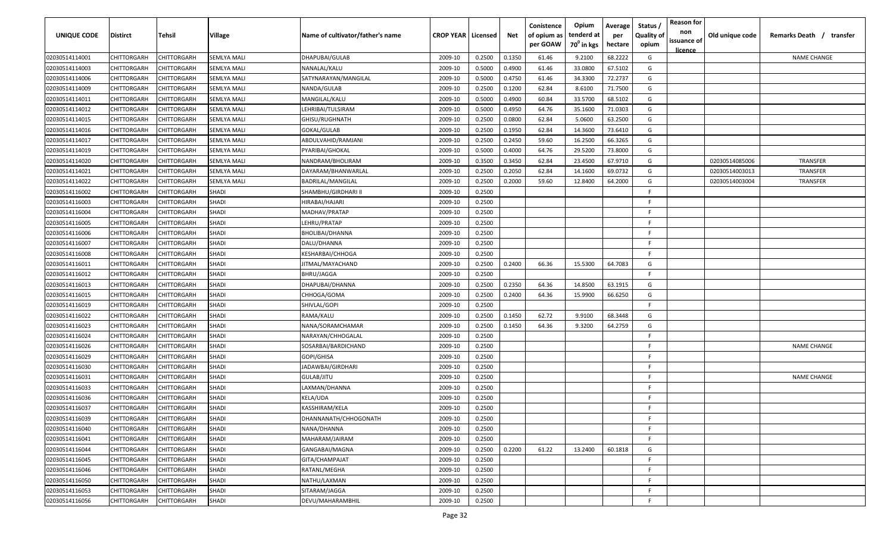| UNIQUE CODE | Distirct | Tehsil | Village | Name of cultivator/father's name | CROP YEAR | Licensed | Net | Conistence of opium as per GOAW | Opium tenderd at $70^0$ in kgs | Average per hectare | Status / Quality of opium | Reason for non issuance of licence | Old unique code | Remarks Death / transfer |
|---|---|---|---|---|---|---|---|---|---|---|---|---|---|---|
| 02030514114001 | CHITTORGARH | CHITTORGARH | SEMLYA MALI | DHAPUBAI/GULAB | 2009-10 | 0.2500 | 0.1350 | 61.46 | 9.2100 | 68.2222 | G | | | NAME CHANGE |
| 02030514114003 | CHITTORGARH | CHITTORGARH | SEMLYA MALI | NANALAL/KALU | 2009-10 | 0.5000 | 0.4900 | 61.46 | 33.0800 | 67.5102 | G | | | |
| 02030514114006 | CHITTORGARH | CHITTORGARH | SEMLYA MALI | SATYNARAYAN/MANGILAL | 2009-10 | 0.5000 | 0.4750 | 61.46 | 34.3300 | 72.2737 | G | | | |
| 02030514114009 | CHITTORGARH | CHITTORGARH | SEMLYA MALI | NANDA/GULAB | 2009-10 | 0.2500 | 0.1200 | 62.84 | 8.6100 | 71.7500 | G | | | |
| 02030514114011 | CHITTORGARH | CHITTORGARH | SEMLYA MALI | MANGILAL/KALU | 2009-10 | 0.5000 | 0.4900 | 60.84 | 33.5700 | 68.5102 | G | | | |
| 02030514114012 | CHITTORGARH | CHITTORGARH | SEMLYA MALI | LEHRIBAI/TULSIRAM | 2009-10 | 0.5000 | 0.4950 | 64.76 | 35.1600 | 71.0303 | G | | | |
| 02030514114015 | CHITTORGARH | CHITTORGARH | SEMLYA MALI | GHISU/RUGHNATH | 2009-10 | 0.2500 | 0.0800 | 62.84 | 5.0600 | 63.2500 | G | | | |
| 02030514114016 | CHITTORGARH | CHITTORGARH | SEMLYA MALI | GOKAL/GULAB | 2009-10 | 0.2500 | 0.1950 | 62.84 | 14.3600 | 73.6410 | G | | | |
| 02030514114017 | CHITTORGARH | CHITTORGARH | SEMLYA MALI | ABDULVAHID/RAMJANI | 2009-10 | 0.2500 | 0.2450 | 59.60 | 16.2500 | 66.3265 | G | | | |
| 02030514114019 | CHITTORGARH | CHITTORGARH | SEMLYA MALI | PYARIBAI/GHOKAL | 2009-10 | 0.5000 | 0.4000 | 64.76 | 29.5200 | 73.8000 | G | | | |
| 02030514114020 | CHITTORGARH | CHITTORGARH | SEMLYA MALI | NANDRAM/BHOLIRAM | 2009-10 | 0.3500 | 0.3450 | 62.84 | 23.4500 | 67.9710 | G | | 02030514085006 | TRANSFER |
| 02030514114021 | CHITTORGARH | CHITTORGARH | SEMLYA MALI | DAYARAM/BHANWARLAL | 2009-10 | 0.2500 | 0.2050 | 62.84 | 14.1600 | 69.0732 | G | | 02030514003013 | TRANSFER |
| 02030514114022 | CHITTORGARH | CHITTORGARH | SEMLYA MALI | BADRILAL/MANGILAL | 2009-10 | 0.2500 | 0.2000 | 59.60 | 12.8400 | 64.2000 | G | | 02030514003004 | TRANSFER |
| 02030514116002 | CHITTORGARH | CHITTORGARH | SHADI | SHAMBHU/GIRDHARI II | 2009-10 | 0.2500 | | | | | F | | | |
| 02030514116003 | CHITTORGARH | CHITTORGARH | SHADI | HIRABAI/HAJARI | 2009-10 | 0.2500 | | | | | F | | | |
| 02030514116004 | CHITTORGARH | CHITTORGARH | SHADI | MADHAV/PRATAP | 2009-10 | 0.2500 | | | | | F | | | |
| 02030514116005 | CHITTORGARH | CHITTORGARH | SHADI | LEHRU/PRATAP | 2009-10 | 0.2500 | | | | | F | | | |
| 02030514116006 | CHITTORGARH | CHITTORGARH | SHADI | BHOLIBAI/DHANNA | 2009-10 | 0.2500 | | | | | F | | | |
| 02030514116007 | CHITTORGARH | CHITTORGARH | SHADI | DALU/DHANNA | 2009-10 | 0.2500 | | | | | F | | | |
| 02030514116008 | CHITTORGARH | CHITTORGARH | SHADI | KESHARBAI/CHHOGA | 2009-10 | 0.2500 | | | | | F | | | |
| 02030514116011 | CHITTORGARH | CHITTORGARH | SHADI | JITMAL/MAYACHAND | 2009-10 | 0.2500 | 0.2400 | 66.36 | 15.5300 | 64.7083 | G | | | |
| 02030514116012 | CHITTORGARH | CHITTORGARH | SHADI | BHRU/JAGGA | 2009-10 | 0.2500 | | | | | F | | | |
| 02030514116013 | CHITTORGARH | CHITTORGARH | SHADI | DHAPUBAI/DHANNA | 2009-10 | 0.2500 | 0.2350 | 64.36 | 14.8500 | 63.1915 | G | | | |
| 02030514116015 | CHITTORGARH | CHITTORGARH | SHADI | CHHOGA/GOMA | 2009-10 | 0.2500 | 0.2400 | 64.36 | 15.9900 | 66.6250 | G | | | |
| 02030514116019 | CHITTORGARH | CHITTORGARH | SHADI | SHIVLAL/GOPI | 2009-10 | 0.2500 | | | | | F | | | |
| 02030514116022 | CHITTORGARH | CHITTORGARH | SHADI | RAMA/KALU | 2009-10 | 0.2500 | 0.1450 | 62.72 | 9.9100 | 68.3448 | G | | | |
| 02030514116023 | CHITTORGARH | CHITTORGARH | SHADI | NANA/SORAMCHAMAR | 2009-10 | 0.2500 | 0.1450 | 64.36 | 9.3200 | 64.2759 | G | | | |
| 02030514116024 | CHITTORGARH | CHITTORGARH | SHADI | NARAYAN/CHHOGALAL | 2009-10 | 0.2500 | | | | | F | | | |
| 02030514116026 | CHITTORGARH | CHITTORGARH | SHADI | SOSARBAI/BARDICHAND | 2009-10 | 0.2500 | | | | | F | | | NAME CHANGE |
| 02030514116029 | CHITTORGARH | CHITTORGARH | SHADI | GOPI/GHISA | 2009-10 | 0.2500 | | | | | F | | | |
| 02030514116030 | CHITTORGARH | CHITTORGARH | SHADI | JADAWBAI/GIRDHARI | 2009-10 | 0.2500 | | | | | F | | | |
| 02030514116031 | CHITTORGARH | CHITTORGARH | SHADI | GULAB/JITU | 2009-10 | 0.2500 | | | | | F | | | NAME CHANGE |
| 02030514116033 | CHITTORGARH | CHITTORGARH | SHADI | LAXMAN/DHANNA | 2009-10 | 0.2500 | | | | | F | | | |
| 02030514116036 | CHITTORGARH | CHITTORGARH | SHADI | KELA/UDA | 2009-10 | 0.2500 | | | | | F | | | |
| 02030514116037 | CHITTORGARH | CHITTORGARH | SHADI | KASSHIRAM/KELA | 2009-10 | 0.2500 | | | | | F | | | |
| 02030514116039 | CHITTORGARH | CHITTORGARH | SHADI | DHANNANATH/CHHOGONATH | 2009-10 | 0.2500 | | | | | F | | | |
| 02030514116040 | CHITTORGARH | CHITTORGARH | SHADI | NANA/DHANNA | 2009-10 | 0.2500 | | | | | F | | | |
| 02030514116041 | CHITTORGARH | CHITTORGARH | SHADI | MAHARAM/JAIRAM | 2009-10 | 0.2500 | | | | | F | | | |
| 02030514116044 | CHITTORGARH | CHITTORGARH | SHADI | GANGABAI/MAGNA | 2009-10 | 0.2500 | 0.2200 | 61.22 | 13.2400 | 60.1818 | G | | | |
| 02030514116045 | CHITTORGARH | CHITTORGARH | SHADI | GITA/CHAMPAJAT | 2009-10 | 0.2500 | | | | | F | | | |
| 02030514116046 | CHITTORGARH | CHITTORGARH | SHADI | RATANL/MEGHA | 2009-10 | 0.2500 | | | | | F | | | |
| 02030514116050 | CHITTORGARH | CHITTORGARH | SHADI | NATHU/LAXMAN | 2009-10 | 0.2500 | | | | | F | | | |
| 02030514116053 | CHITTORGARH | CHITTORGARH | SHADI | SITARAM/JAGGA | 2009-10 | 0.2500 | | | | | F | | | |
| 02030514116056 | CHITTORGARH | CHITTORGARH | SHADI | DEVU/MAHARAMBHIL | 2009-10 | 0.2500 | | | | | F | | | |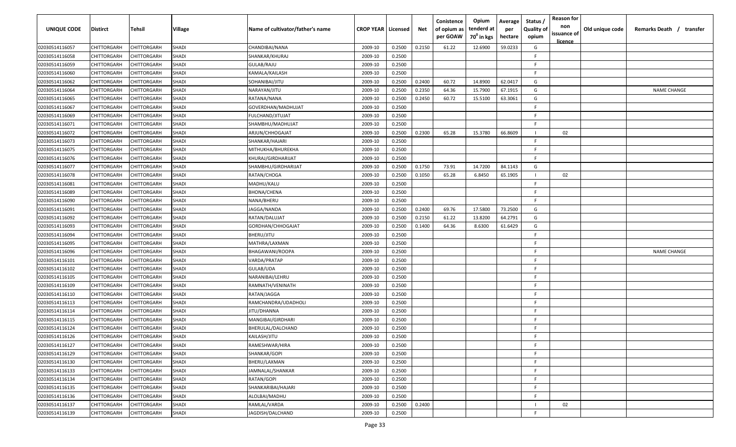| UNIQUE CODE | Distirct | Tehsil | Village | Name of cultivator/father's name | CROP YEAR | Licensed | Net | Conistence of opium as per GOAW | Opium tenderd at $70^0$ in kgs | Average per hectare | Status / Quality of opium | Reason for non issuance of licence | Old unique code | Remarks Death / transfer |
|---|---|---|---|---|---|---|---|---|---|---|---|---|---|---|
| 02030514116057 | CHITTORGARH | CHITTORGARH | SHADI | CHANDIBAI/NANA | 2009-10 | 0.2500 | 0.2150 | 61.22 | 12.6900 | 59.0233 | G | | | |
| 02030514116058 | CHITTORGARH | CHITTORGARH | SHADI | SHANKAR/KHURAJ | 2009-10 | 0.2500 | | | | | F | | | |
| 02030514116059 | CHITTORGARH | CHITTORGARH | SHADI | GULAB/RAJU | 2009-10 | 0.2500 | | | | | F | | | |
| 02030514116060 | CHITTORGARH | CHITTORGARH | SHADI | KAMALA/KAILASH | 2009-10 | 0.2500 | | | | | F | | | |
| 02030514116062 | CHITTORGARH | CHITTORGARH | SHADI | SOHANIBAI/JITU | 2009-10 | 0.2500 | 0.2400 | 60.72 | 14.8900 | 62.0417 | G | | | |
| 02030514116064 | CHITTORGARH | CHITTORGARH | SHADI | NARAYAN/JITU | 2009-10 | 0.2500 | 0.2350 | 64.36 | 15.7900 | 67.1915 | G | | | NAME CHANGE |
| 02030514116065 | CHITTORGARH | CHITTORGARH | SHADI | RATANA/NANA | 2009-10 | 0.2500 | 0.2450 | 60.72 | 15.5100 | 63.3061 | G | | | |
| 02030514116067 | CHITTORGARH | CHITTORGARH | SHADI | GOVERDHAN/MADHUJAT | 2009-10 | 0.2500 | | | | | F | | | |
| 02030514116069 | CHITTORGARH | CHITTORGARH | SHADI | FULCHAND/JITUJAT | 2009-10 | 0.2500 | | | | | F | | | |
| 02030514116071 | CHITTORGARH | CHITTORGARH | SHADI | SHAMBHU/MADHUJAT | 2009-10 | 0.2500 | | | | | F | | | |
| 02030514116072 | CHITTORGARH | CHITTORGARH | SHADI | ARJUN/CHHOGAJAT | 2009-10 | 0.2500 | 0.2300 | 65.28 | 15.3780 | 66.8609 | I | 02 | | |
| 02030514116073 | CHITTORGARH | CHITTORGARH | SHADI | SHANKAR/HAJARI | 2009-10 | 0.2500 | | | | | F | | | |
| 02030514116075 | CHITTORGARH | CHITTORGARH | SHADI | MITHUKHA/BHUREKHA | 2009-10 | 0.2500 | | | | | F | | | |
| 02030514116076 | CHITTORGARH | CHITTORGARH | SHADI | KHURAJ/GIRDHARIJAT | 2009-10 | 0.2500 | | | | | F | | | |
| 02030514116077 | CHITTORGARH | CHITTORGARH | SHADI | SHAMBHU/GIRDHARIJAT | 2009-10 | 0.2500 | 0.1750 | 73.91 | 14.7200 | 84.1143 | G | | | |
| 02030514116078 | CHITTORGARH | CHITTORGARH | SHADI | RATAN/CHOGA | 2009-10 | 0.2500 | 0.1050 | 65.28 | 6.8450 | 65.1905 | I | 02 | | |
| 02030514116081 | CHITTORGARH | CHITTORGARH | SHADI | MADHU/KALU | 2009-10 | 0.2500 | | | | | F | | | |
| 02030514116089 | CHITTORGARH | CHITTORGARH | SHADI | BHONA/CHENA | 2009-10 | 0.2500 | | | | | F | | | |
| 02030514116090 | CHITTORGARH | CHITTORGARH | SHADI | NANA/BHERU | 2009-10 | 0.2500 | | | | | F | | | |
| 02030514116091 | CHITTORGARH | CHITTORGARH | SHADI | JAGGA/NANDA | 2009-10 | 0.2500 | 0.2400 | 69.76 | 17.5800 | 73.2500 | G | | | |
| 02030514116092 | CHITTORGARH | CHITTORGARH | SHADI | RATAN/DALUJAT | 2009-10 | 0.2500 | 0.2150 | 61.22 | 13.8200 | 64.2791 | G | | | |
| 02030514116093 | CHITTORGARH | CHITTORGARH | SHADI | GORDHAN/CHHOGAJAT | 2009-10 | 0.2500 | 0.1400 | 64.36 | 8.6300 | 61.6429 | G | | | |
| 02030514116094 | CHITTORGARH | CHITTORGARH | SHADI | BHERU/JITU | 2009-10 | 0.2500 | | | | | F | | | |
| 02030514116095 | CHITTORGARH | CHITTORGARH | SHADI | MATHRA/LAXMAN | 2009-10 | 0.2500 | | | | | F | | | |
| 02030514116096 | CHITTORGARH | CHITTORGARH | SHADI | BHAGAWANI/ROOPA | 2009-10 | 0.2500 | | | | | F | | | NAME CHANGE |
| 02030514116101 | CHITTORGARH | CHITTORGARH | SHADI | VARDA/PRATAP | 2009-10 | 0.2500 | | | | | F | | | |
| 02030514116102 | CHITTORGARH | CHITTORGARH | SHADI | GULAB/UDA | 2009-10 | 0.2500 | | | | | F | | | |
| 02030514116105 | CHITTORGARH | CHITTORGARH | SHADI | NARANIBAI/LEHRU | 2009-10 | 0.2500 | | | | | F | | | |
| 02030514116109 | CHITTORGARH | CHITTORGARH | SHADI | RAMNATH/VENINATH | 2009-10 | 0.2500 | | | | | F | | | |
| 02030514116110 | CHITTORGARH | CHITTORGARH | SHADI | RATAN/JAGGA | 2009-10 | 0.2500 | | | | | F | | | |
| 02030514116113 | CHITTORGARH | CHITTORGARH | SHADI | RAMCHANDRA/UDADHOLI | 2009-10 | 0.2500 | | | | | F | | | |
| 02030514116114 | CHITTORGARH | CHITTORGARH | SHADI | JITU/DHANNA | 2009-10 | 0.2500 | | | | | F | | | |
| 02030514116115 | CHITTORGARH | CHITTORGARH | SHADI | MANGIBAI/GIRDHARI | 2009-10 | 0.2500 | | | | | F | | | |
| 02030514116124 | CHITTORGARH | CHITTORGARH | SHADI | BHERULAL/DALCHAND | 2009-10 | 0.2500 | | | | | F | | | |
| 02030514116126 | CHITTORGARH | CHITTORGARH | SHADI | KAILASH/JITU | 2009-10 | 0.2500 | | | | | F | | | |
| 02030514116127 | CHITTORGARH | CHITTORGARH | SHADI | RAMESHWAR/HIRA | 2009-10 | 0.2500 | | | | | F | | | |
| 02030514116129 | CHITTORGARH | CHITTORGARH | SHADI | SHANKAR/GOPI | 2009-10 | 0.2500 | | | | | F | | | |
| 02030514116130 | CHITTORGARH | CHITTORGARH | SHADI | BHERU/LAXMAN | 2009-10 | 0.2500 | | | | | F | | | |
| 02030514116133 | CHITTORGARH | CHITTORGARH | SHADI | JAMNALAL/SHANKAR | 2009-10 | 0.2500 | | | | | F | | | |
| 02030514116134 | CHITTORGARH | CHITTORGARH | SHADI | RATAN/GOPI | 2009-10 | 0.2500 | | | | | F | | | |
| 02030514116135 | CHITTORGARH | CHITTORGARH | SHADI | SHANKARIBAI/HAJARI | 2009-10 | 0.2500 | | | | | F | | | |
| 02030514116136 | CHITTORGARH | CHITTORGARH | SHADI | ALOLBAI/MADHU | 2009-10 | 0.2500 | | | | | F | | | |
| 02030514116137 | CHITTORGARH | CHITTORGARH | SHADI | RAMLAL/VARDA | 2009-10 | 0.2500 | 0.2400 | | | | I | 02 | | |
| 02030514116139 | CHITTORGARH | CHITTORGARH | SHADI | JAGDISH/DALCHAND | 2009-10 | 0.2500 | | | | | F | | | |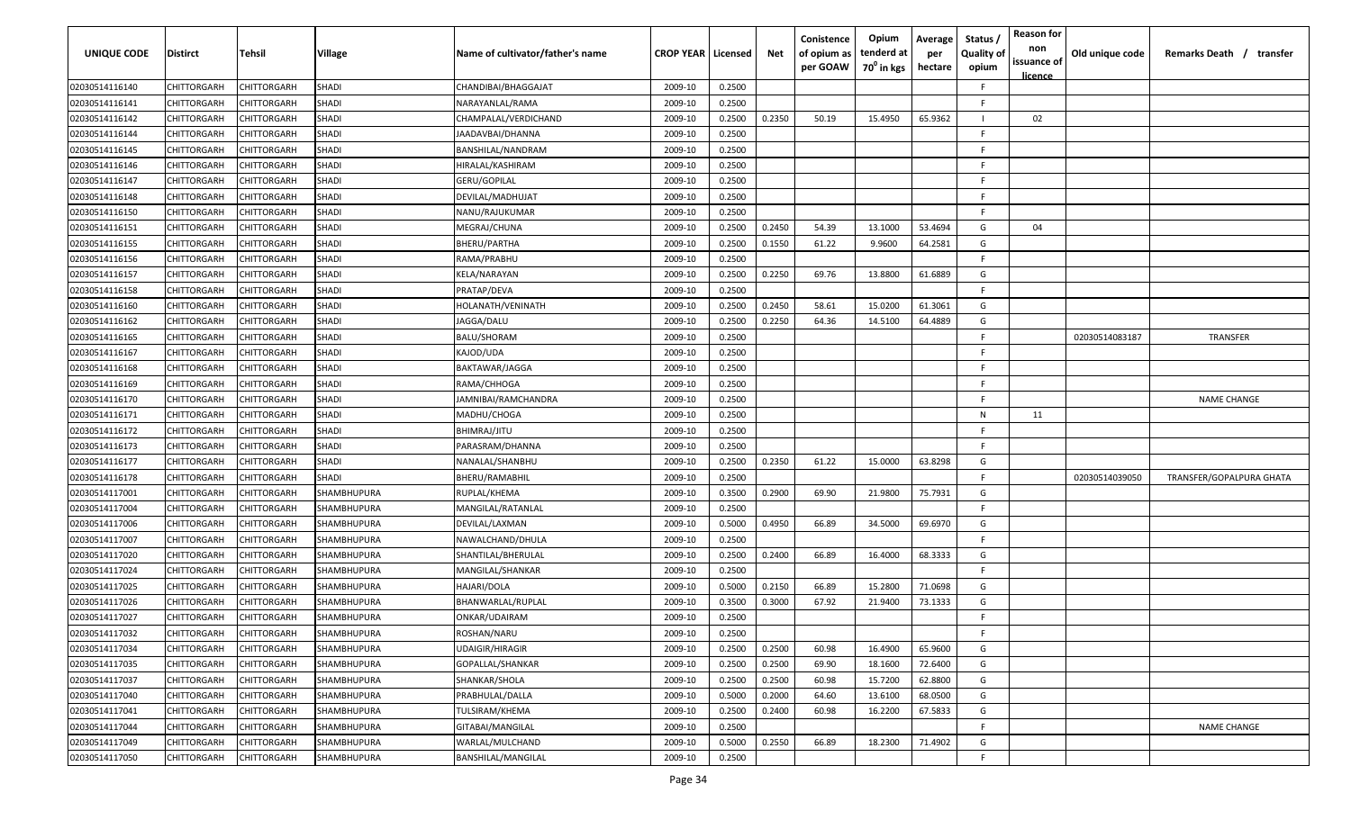| UNIQUE CODE | Distirct | Tehsil | Village | Name of cultivator/father's name | CROP YEAR | Licensed | Net | Conistence of opium as per GOAW | Opium tenderd at $70^0$ in kgs | Average per hectare | Status / Quality of opium | Reason for non issuance of licence | Old unique code | Remarks Death / transfer |
|---|---|---|---|---|---|---|---|---|---|---|---|---|---|---|
| 02030514116140 | CHITTORGARH | CHITTORGARH | SHADI | CHANDIBAI/BHAGGAJAT | 2009-10 | 0.2500 | | | | | F | | | |
| 02030514116141 | CHITTORGARH | CHITTORGARH | SHADI | NARAYANLAL/RAMA | 2009-10 | 0.2500 | | | | | F | | | |
| 02030514116142 | CHITTORGARH | CHITTORGARH | SHADI | CHAMPALAL/VERDICHAND | 2009-10 | 0.2500 | 0.2350 | 50.19 | 15.4950 | 65.9362 | I | 02 | | |
| 02030514116144 | CHITTORGARH | CHITTORGARH | SHADI | JAADAVBAI/DHANNA | 2009-10 | 0.2500 | | | | | F | | | |
| 02030514116145 | CHITTORGARH | CHITTORGARH | SHADI | BANSHILAL/NANDRAM | 2009-10 | 0.2500 | | | | | F | | | |
| 02030514116146 | CHITTORGARH | CHITTORGARH | SHADI | HIRALAL/KASHIRAM | 2009-10 | 0.2500 | | | | | F | | | |
| 02030514116147 | CHITTORGARH | CHITTORGARH | SHADI | GERU/GOPILAL | 2009-10 | 0.2500 | | | | | F | | | |
| 02030514116148 | CHITTORGARH | CHITTORGARH | SHADI | DEVILAL/MADHUJAT | 2009-10 | 0.2500 | | | | | F | | | |
| 02030514116150 | CHITTORGARH | CHITTORGARH | SHADI | NANU/RAJUKUMAR | 2009-10 | 0.2500 | | | | | F | | | |
| 02030514116151 | CHITTORGARH | CHITTORGARH | SHADI | MEGRAJ/CHUNA | 2009-10 | 0.2500 | 0.2450 | 54.39 | 13.1000 | 53.4694 | G | 04 | | |
| 02030514116155 | CHITTORGARH | CHITTORGARH | SHADI | BHERU/PARTHA | 2009-10 | 0.2500 | 0.1550 | 61.22 | 9.9600 | 64.2581 | G | | | |
| 02030514116156 | CHITTORGARH | CHITTORGARH | SHADI | RAMA/PRABHU | 2009-10 | 0.2500 | | | | | F | | | |
| 02030514116157 | CHITTORGARH | CHITTORGARH | SHADI | KELA/NARAYAN | 2009-10 | 0.2500 | 0.2250 | 69.76 | 13.8800 | 61.6889 | G | | | |
| 02030514116158 | CHITTORGARH | CHITTORGARH | SHADI | PRATAP/DEVA | 2009-10 | 0.2500 | | | | | F | | | |
| 02030514116160 | CHITTORGARH | CHITTORGARH | SHADI | HOLANATH/VENINATH | 2009-10 | 0.2500 | 0.2450 | 58.61 | 15.0200 | 61.3061 | G | | | |
| 02030514116162 | CHITTORGARH | CHITTORGARH | SHADI | JAGGA/DALU | 2009-10 | 0.2500 | 0.2250 | 64.36 | 14.5100 | 64.4889 | G | | | |
| 02030514116165 | CHITTORGARH | CHITTORGARH | SHADI | BALU/SHORAM | 2009-10 | 0.2500 | | | | | F | | 02030514083187 | TRANSFER |
| 02030514116167 | CHITTORGARH | CHITTORGARH | SHADI | KAJOD/UDA | 2009-10 | 0.2500 | | | | | F | | | |
| 02030514116168 | CHITTORGARH | CHITTORGARH | SHADI | BAKTAWAR/JAGGA | 2009-10 | 0.2500 | | | | | F | | | |
| 02030514116169 | CHITTORGARH | CHITTORGARH | SHADI | RAMA/CHHOGA | 2009-10 | 0.2500 | | | | | F | | | |
| 02030514116170 | CHITTORGARH | CHITTORGARH | SHADI | JAMNIBAI/RAMCHANDRA | 2009-10 | 0.2500 | | | | | F | | | NAME CHANGE |
| 02030514116171 | CHITTORGARH | CHITTORGARH | SHADI | MADHU/CHOGA | 2009-10 | 0.2500 | | | | | N | 11 | | |
| 02030514116172 | CHITTORGARH | CHITTORGARH | SHADI | BHIMRAJ/JITU | 2009-10 | 0.2500 | | | | | F | | | |
| 02030514116173 | CHITTORGARH | CHITTORGARH | SHADI | PARASRAM/DHANNA | 2009-10 | 0.2500 | | | | | F | | | |
| 02030514116177 | CHITTORGARH | CHITTORGARH | SHADI | NANALAL/SHANBHU | 2009-10 | 0.2500 | 0.2350 | 61.22 | 15.0000 | 63.8298 | G | | | |
| 02030514116178 | CHITTORGARH | CHITTORGARH | SHADI | BHERU/RAMABHIL | 2009-10 | 0.2500 | | | | | F | | 02030514039050 | TRANSFER/GOPALPURA GHATA |
| 02030514117001 | CHITTORGARH | CHITTORGARH | SHAMBHUPURA | RUPLAL/KHEMA | 2009-10 | 0.3500 | 0.2900 | 69.90 | 21.9800 | 75.7931 | G | | | |
| 02030514117004 | CHITTORGARH | CHITTORGARH | SHAMBHUPURA | MANGILAL/RATANLAL | 2009-10 | 0.2500 | | | | | F | | | |
| 02030514117006 | CHITTORGARH | CHITTORGARH | SHAMBHUPURA | DEVILAL/LAXMAN | 2009-10 | 0.5000 | 0.4950 | 66.89 | 34.5000 | 69.6970 | G | | | |
| 02030514117007 | CHITTORGARH | CHITTORGARH | SHAMBHUPURA | NAWALCHAND/DHULA | 2009-10 | 0.2500 | | | | | F | | | |
| 02030514117020 | CHITTORGARH | CHITTORGARH | SHAMBHUPURA | SHANTILAL/BHERULAL | 2009-10 | 0.2500 | 0.2400 | 66.89 | 16.4000 | 68.3333 | G | | | |
| 02030514117024 | CHITTORGARH | CHITTORGARH | SHAMBHUPURA | MANGILAL/SHANKAR | 2009-10 | 0.2500 | | | | | F | | | |
| 02030514117025 | CHITTORGARH | CHITTORGARH | SHAMBHUPURA | HAJARI/DOLA | 2009-10 | 0.5000 | 0.2150 | 66.89 | 15.2800 | 71.0698 | G | | | |
| 02030514117026 | CHITTORGARH | CHITTORGARH | SHAMBHUPURA | BHANWARLAL/RUPLAL | 2009-10 | 0.3500 | 0.3000 | 67.92 | 21.9400 | 73.1333 | G | | | |
| 02030514117027 | CHITTORGARH | CHITTORGARH | SHAMBHUPURA | ONKAR/UDAIRAM | 2009-10 | 0.2500 | | | | | F | | | |
| 02030514117032 | CHITTORGARH | CHITTORGARH | SHAMBHUPURA | ROSHAN/NARU | 2009-10 | 0.2500 | | | | | F | | | |
| 02030514117034 | CHITTORGARH | CHITTORGARH | SHAMBHUPURA | UDAIGIR/HIRAGIR | 2009-10 | 0.2500 | 0.2500 | 60.98 | 16.4900 | 65.9600 | G | | | |
| 02030514117035 | CHITTORGARH | CHITTORGARH | SHAMBHUPURA | GOPALLAL/SHANKAR | 2009-10 | 0.2500 | 0.2500 | 69.90 | 18.1600 | 72.6400 | G | | | |
| 02030514117037 | CHITTORGARH | CHITTORGARH | SHAMBHUPURA | SHANKAR/SHOLA | 2009-10 | 0.2500 | 0.2500 | 60.98 | 15.7200 | 62.8800 | G | | | |
| 02030514117040 | CHITTORGARH | CHITTORGARH | SHAMBHUPURA | PRABHULAL/DALLA | 2009-10 | 0.5000 | 0.2000 | 64.60 | 13.6100 | 68.0500 | G | | | |
| 02030514117041 | CHITTORGARH | CHITTORGARH | SHAMBHUPURA | TULSIRAM/KHEMA | 2009-10 | 0.2500 | 0.2400 | 60.98 | 16.2200 | 67.5833 | G | | | |
| 02030514117044 | CHITTORGARH | CHITTORGARH | SHAMBHUPURA | GITABAI/MANGILAL | 2009-10 | 0.2500 | | | | | F | | | NAME CHANGE |
| 02030514117049 | CHITTORGARH | CHITTORGARH | SHAMBHUPURA | WARLAL/MULCHAND | 2009-10 | 0.5000 | 0.2550 | 66.89 | 18.2300 | 71.4902 | G | | | |
| 02030514117050 | CHITTORGARH | CHITTORGARH | SHAMBHUPURA | BANSHILAL/MANGILAL | 2009-10 | 0.2500 | | | | | F | | | |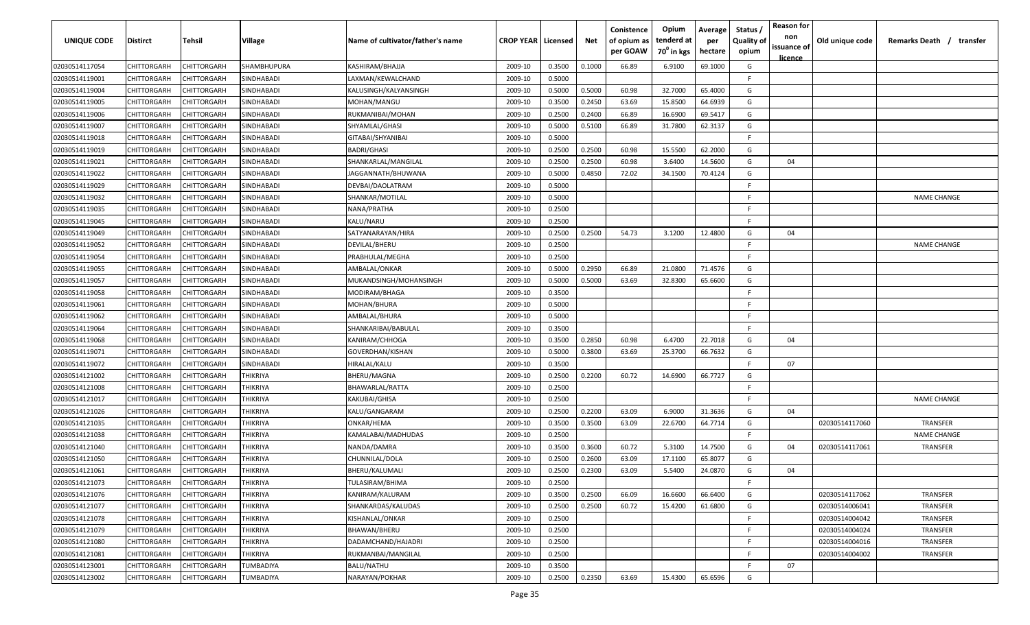| UNIQUE CODE | Distirct | Tehsil | Village | Name of cultivator/father's name | CROP YEAR | Licensed | Net | Conistence of opium as per GOAW | Opium tenderd at $70^0$ in kgs | Average per hectare | Status / Quality of opium | Reason for non issuance of licence | Old unique code | Remarks Death / transfer |
|---|---|---|---|---|---|---|---|---|---|---|---|---|---|---|
| 02030514117054 | CHITTORGARH | CHITTORGARH | SHAMBHUPURA | KASHIRAM/BHAJJA | 2009-10 | 0.3500 | 0.1000 | 66.89 | 6.9100 | 69.1000 | G | | | |
| 02030514119001 | CHITTORGARH | CHITTORGARH | SINDHABADI | LAXMAN/KEWALCHAND | 2009-10 | 0.5000 | | | | | F | | | |
| 02030514119004 | CHITTORGARH | CHITTORGARH | SINDHABADI | KALUSINGH/KALYANSINGH | 2009-10 | 0.5000 | 0.5000 | 60.98 | 32.7000 | 65.4000 | G | | | |
| 02030514119005 | CHITTORGARH | CHITTORGARH | SINDHABADI | MOHAN/MANGU | 2009-10 | 0.3500 | 0.2450 | 63.69 | 15.8500 | 64.6939 | G | | | |
| 02030514119006 | CHITTORGARH | CHITTORGARH | SINDHABADI | RUKMANIBAI/MOHAN | 2009-10 | 0.2500 | 0.2400 | 66.89 | 16.6900 | 69.5417 | G | | | |
| 02030514119007 | CHITTORGARH | CHITTORGARH | SINDHABADI | SHYAMLAL/GHASI | 2009-10 | 0.5000 | 0.5100 | 66.89 | 31.7800 | 62.3137 | G | | | |
| 02030514119018 | CHITTORGARH | CHITTORGARH | SINDHABADI | GITABAI/SHYANIBAI | 2009-10 | 0.5000 | | | | | F | | | |
| 02030514119019 | CHITTORGARH | CHITTORGARH | SINDHABADI | BADRI/GHASI | 2009-10 | 0.2500 | 0.2500 | 60.98 | 15.5500 | 62.2000 | G | | | |
| 02030514119021 | CHITTORGARH | CHITTORGARH | SINDHABADI | SHANKARLAL/MANGILAL | 2009-10 | 0.2500 | 0.2500 | 60.98 | 3.6400 | 14.5600 | G | 04 | | |
| 02030514119022 | CHITTORGARH | CHITTORGARH | SINDHABADI | JAGGANNATH/BHUWANA | 2009-10 | 0.5000 | 0.4850 | 72.02 | 34.1500 | 70.4124 | G | | | |
| 02030514119029 | CHITTORGARH | CHITTORGARH | SINDHABADI | DEVBAI/DAOLATRAM | 2009-10 | 0.5000 | | | | | F | | | |
| 02030514119032 | CHITTORGARH | CHITTORGARH | SINDHABADI | SHANKAR/MOTILAL | 2009-10 | 0.5000 | | | | | F | | | NAME CHANGE |
| 02030514119035 | CHITTORGARH | CHITTORGARH | SINDHABADI | NANA/PRATHA | 2009-10 | 0.2500 | | | | | F | | | |
| 02030514119045 | CHITTORGARH | CHITTORGARH | SINDHABADI | KALU/NARU | 2009-10 | 0.2500 | | | | | F | | | |
| 02030514119049 | CHITTORGARH | CHITTORGARH | SINDHABADI | SATYANARAYAN/HIRA | 2009-10 | 0.2500 | 0.2500 | 54.73 | 3.1200 | 12.4800 | G | 04 | | |
| 02030514119052 | CHITTORGARH | CHITTORGARH | SINDHABADI | DEVILAL/BHERU | 2009-10 | 0.2500 | | | | | F | | | NAME CHANGE |
| 02030514119054 | CHITTORGARH | CHITTORGARH | SINDHABADI | PRABHULAL/MEGHA | 2009-10 | 0.2500 | | | | | F | | | |
| 02030514119055 | CHITTORGARH | CHITTORGARH | SINDHABADI | AMBALAL/ONKAR | 2009-10 | 0.5000 | 0.2950 | 66.89 | 21.0800 | 71.4576 | G | | | |
| 02030514119057 | CHITTORGARH | CHITTORGARH | SINDHABADI | MUKANDSINGH/MOHANSINGH | 2009-10 | 0.5000 | 0.5000 | 63.69 | 32.8300 | 65.6600 | G | | | |
| 02030514119058 | CHITTORGARH | CHITTORGARH | SINDHABADI | MODIRAM/BHAGA | 2009-10 | 0.3500 | | | | | F | | | |
| 02030514119061 | CHITTORGARH | CHITTORGARH | SINDHABADI | MOHAN/BHURA | 2009-10 | 0.5000 | | | | | F | | | |
| 02030514119062 | CHITTORGARH | CHITTORGARH | SINDHABADI | AMBALAL/BHURA | 2009-10 | 0.5000 | | | | | F | | | |
| 02030514119064 | CHITTORGARH | CHITTORGARH | SINDHABADI | SHANKARIBAI/BABULAL | 2009-10 | 0.3500 | | | | | F | | | |
| 02030514119068 | CHITTORGARH | CHITTORGARH | SINDHABADI | KANIRAM/CHHOGA | 2009-10 | 0.3500 | 0.2850 | 60.98 | 6.4700 | 22.7018 | G | 04 | | |
| 02030514119071 | CHITTORGARH | CHITTORGARH | SINDHABADI | GOVERDHAN/KISHAN | 2009-10 | 0.5000 | 0.3800 | 63.69 | 25.3700 | 66.7632 | G | | | |
| 02030514119072 | CHITTORGARH | CHITTORGARH | SINDHABADI | HIRALAL/KALU | 2009-10 | 0.3500 | | | | | F | 07 | | |
| 02030514121002 | CHITTORGARH | CHITTORGARH | THIKRIYA | BHERU/MAGNA | 2009-10 | 0.2500 | 0.2200 | 60.72 | 14.6900 | 66.7727 | G | | | |
| 02030514121008 | CHITTORGARH | CHITTORGARH | THIKRIYA | BHAWARLAL/RATTA | 2009-10 | 0.2500 | | | | | F | | | |
| 02030514121017 | CHITTORGARH | CHITTORGARH | THIKRIYA | KAKUBAI/GHISA | 2009-10 | 0.2500 | | | | | F | | | NAME CHANGE |
| 02030514121026 | CHITTORGARH | CHITTORGARH | THIKRIYA | KALU/GANGARAM | 2009-10 | 0.2500 | 0.2200 | 63.09 | 6.9000 | 31.3636 | G | 04 | | |
| 02030514121035 | CHITTORGARH | CHITTORGARH | THIKRIYA | ONKAR/HEMA | 2009-10 | 0.3500 | 0.3500 | 63.09 | 22.6700 | 64.7714 | G | | 02030514117060 | TRANSFER |
| 02030514121038 | CHITTORGARH | CHITTORGARH | THIKRIYA | KAMALABAI/MADHUDAS | 2009-10 | 0.2500 | | | | | F | | | NAME CHANGE |
| 02030514121040 | CHITTORGARH | CHITTORGARH | THIKRIYA | NANDA/DAMRA | 2009-10 | 0.3500 | 0.3600 | 60.72 | 5.3100 | 14.7500 | G | 04 | 02030514117061 | TRANSFER |
| 02030514121050 | CHITTORGARH | CHITTORGARH | THIKRIYA | CHUNNILAL/DOLA | 2009-10 | 0.2500 | 0.2600 | 63.09 | 17.1100 | 65.8077 | G | | | |
| 02030514121061 | CHITTORGARH | CHITTORGARH | THIKRIYA | BHERU/KALUMALI | 2009-10 | 0.2500 | 0.2300 | 63.09 | 5.5400 | 24.0870 | G | 04 | | |
| 02030514121073 | CHITTORGARH | CHITTORGARH | THIKRIYA | TULASIRAM/BHIMA | 2009-10 | 0.2500 | | | | | F | | | |
| 02030514121076 | CHITTORGARH | CHITTORGARH | THIKRIYA | KANIRAM/KALURAM | 2009-10 | 0.3500 | 0.2500 | 66.09 | 16.6600 | 66.6400 | G | | 02030514117062 | TRANSFER |
| 02030514121077 | CHITTORGARH | CHITTORGARH | THIKRIYA | SHANKARDAS/KALUDAS | 2009-10 | 0.2500 | 0.2500 | 60.72 | 15.4200 | 61.6800 | G | | 02030514006041 | TRANSFER |
| 02030514121078 | CHITTORGARH | CHITTORGARH | THIKRIYA | KISHANLAL/ONKAR | 2009-10 | 0.2500 | | | | | F | | 02030514004042 | TRANSFER |
| 02030514121079 | CHITTORGARH | CHITTORGARH | THIKRIYA | BHAWAN/BHERU | 2009-10 | 0.2500 | | | | | F | | 02030514004024 | TRANSFER |
| 02030514121080 | CHITTORGARH | CHITTORGARH | THIKRIYA | DADAMCHAND/HAJADRI | 2009-10 | 0.2500 | | | | | F | | 02030514004016 | TRANSFER |
| 02030514121081 | CHITTORGARH | CHITTORGARH | THIKRIYA | RUKMANBAI/MANGILAL | 2009-10 | 0.2500 | | | | | F | | 02030514004002 | TRANSFER |
| 02030514123001 | CHITTORGARH | CHITTORGARH | TUMBADIYA | BALU/NATHU | 2009-10 | 0.3500 | | | | | F | 07 | | |
| 02030514123002 | CHITTORGARH | CHITTORGARH | TUMBADIYA | NARAYAN/POKHAR | 2009-10 | 0.2500 | 0.2350 | 63.69 | 15.4300 | 65.6596 | G | | | |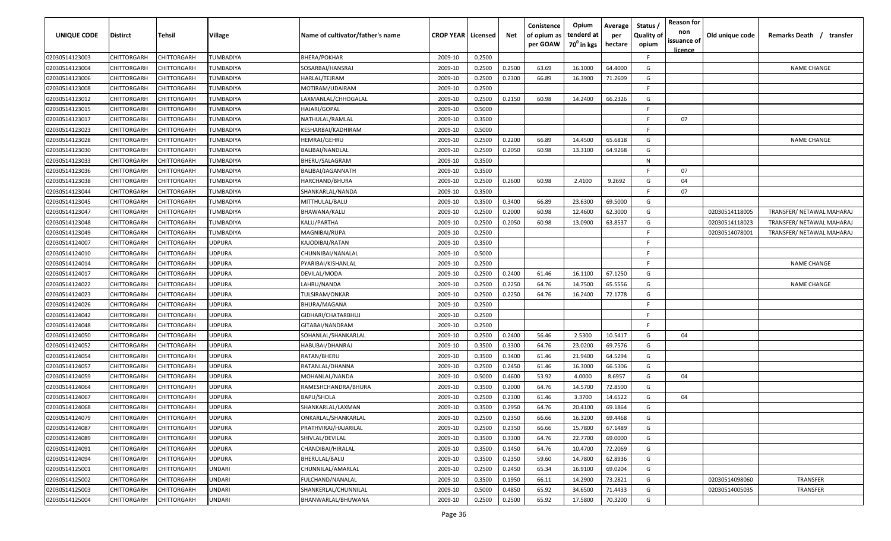| UNIQUE CODE | Distirct | Tehsil | Village | Name of cultivator/father's name | CROP YEAR | Licensed | Net | Conistence of opium as per GOAW | Opium tenderd at 70° in kgs | Average per hectare | Status / Quality of opium | Reason for non issuance of licence | Old unique code | Remarks Death / transfer |
|---|---|---|---|---|---|---|---|---|---|---|---|---|---|---|
| 02030514123003 | CHITTORGARH | CHITTORGARH | TUMBADIYA | BHERA/POKHAR | 2009-10 | 0.2500 | | | | | F | | | |
| 02030514123004 | CHITTORGARH | CHITTORGARH | TUMBADIYA | SOSARBAI/HANSRAJ | 2009-10 | 0.2500 | 0.2500 | 63.69 | 16.1000 | 64.4000 | G | | | NAME CHANGE |
| 02030514123006 | CHITTORGARH | CHITTORGARH | TUMBADIYA | HARLAL/TEJRAM | 2009-10 | 0.2500 | 0.2300 | 66.89 | 16.3900 | 71.2609 | G | | | |
| 02030514123008 | CHITTORGARH | CHITTORGARH | TUMBADIYA | MOTIRAM/UDAIRAM | 2009-10 | 0.2500 | | | | | F | | | |
| 02030514123012 | CHITTORGARH | CHITTORGARH | TUMBADIYA | LAXMANLAL/CHHOGALAL | 2009-10 | 0.2500 | 0.2150 | 60.98 | 14.2400 | 66.2326 | G | | | |
| 02030514123015 | CHITTORGARH | CHITTORGARH | TUMBADIYA | HAJARI/GOPAL | 2009-10 | 0.5000 | | | | | F | | | |
| 02030514123017 | CHITTORGARH | CHITTORGARH | TUMBADIYA | NATHULAL/RAMLAL | 2009-10 | 0.3500 | | | | | F | 07 | | |
| 02030514123023 | CHITTORGARH | CHITTORGARH | TUMBADIYA | KESHARBAI/KADHIRAM | 2009-10 | 0.5000 | | | | | F | | | |
| 02030514123028 | CHITTORGARH | CHITTORGARH | TUMBADIYA | HEMRAJ/GEHRU | 2009-10 | 0.2500 | 0.2200 | 66.89 | 14.4500 | 65.6818 | G | | | NAME CHANGE |
| 02030514123030 | CHITTORGARH | CHITTORGARH | TUMBADIYA | BALIBAI/NANDLAL | 2009-10 | 0.2500 | 0.2050 | 60.98 | 13.3100 | 64.9268 | G | | | |
| 02030514123033 | CHITTORGARH | CHITTORGARH | TUMBADIYA | BHERU/SALAGRAM | 2009-10 | 0.3500 | | | | | N | | | |
| 02030514123036 | CHITTORGARH | CHITTORGARH | TUMBADIYA | BALIBAI/JAGANNATH | 2009-10 | 0.3500 | | | | | F | 07 | | |
| 02030514123038 | CHITTORGARH | CHITTORGARH | TUMBADIYA | HARCHAND/BHURA | 2009-10 | 0.2500 | 0.2600 | 60.98 | 2.4100 | 9.2692 | G | 04 | | |
| 02030514123044 | CHITTORGARH | CHITTORGARH | TUMBADIYA | SHANKARLAL/NANDA | 2009-10 | 0.3500 | | | | | F | 07 | | |
| 02030514123045 | CHITTORGARH | CHITTORGARH | TUMBADIYA | MITTHULAL/BALU | 2009-10 | 0.3500 | 0.3400 | 66.89 | 23.6300 | 69.5000 | G | | | |
| 02030514123047 | CHITTORGARH | CHITTORGARH | TUMBADIYA | BHAWANA/KALU | 2009-10 | 0.2500 | 0.2000 | 60.98 | 12.4600 | 62.3000 | G | | 02030514118005 | TRANSFER/ NETAWAL MAHARAJ |
| 02030514123048 | CHITTORGARH | CHITTORGARH | TUMBADIYA | KALU/PARTHA | 2009-10 | 0.2500 | 0.2050 | 60.98 | 13.0900 | 63.8537 | G | | 02030514118023 | TRANSFER/ NETAWAL MAHARAJ |
| 02030514123049 | CHITTORGARH | CHITTORGARH | TUMBADIYA | MAGNIBAI/RUPA | 2009-10 | 0.2500 | | | | | F | | 02030514078001 | TRANSFER/ NETAWAL MAHARAJ |
| 02030514124007 | CHITTORGARH | CHITTORGARH | UDPURA | KAJODIBAI/RATAN | 2009-10 | 0.3500 | | | | | F | | | |
| 02030514124010 | CHITTORGARH | CHITTORGARH | UDPURA | CHUNNIBAI/NANALAL | 2009-10 | 0.5000 | | | | | F | | | |
| 02030514124014 | CHITTORGARH | CHITTORGARH | UDPURA | PYARIBAI/KISHANLAL | 2009-10 | 0.2500 | | | | | F | | | NAME CHANGE |
| 02030514124017 | CHITTORGARH | CHITTORGARH | UDPURA | DEVILAL/MODA | 2009-10 | 0.2500 | 0.2400 | 61.46 | 16.1100 | 67.1250 | G | | | |
| 02030514124022 | CHITTORGARH | CHITTORGARH | UDPURA | LAHRU/NANDA | 2009-10 | 0.2500 | 0.2250 | 64.76 | 14.7500 | 65.5556 | G | | | NAME CHANGE |
| 02030514124023 | CHITTORGARH | CHITTORGARH | UDPURA | TULSIRAM/ONKAR | 2009-10 | 0.2500 | 0.2250 | 64.76 | 16.2400 | 72.1778 | G | | | |
| 02030514124026 | CHITTORGARH | CHITTORGARH | UDPURA | BHURA/MAGANA | 2009-10 | 0.2500 | | | | | F | | | |
| 02030514124042 | CHITTORGARH | CHITTORGARH | UDPURA | GIDHARI/CHATARBHUJ | 2009-10 | 0.2500 | | | | | F | | | |
| 02030514124048 | CHITTORGARH | CHITTORGARH | UDPURA | GITABAI/NANDRAM | 2009-10 | 0.2500 | | | | | F | | | |
| 02030514124050 | CHITTORGARH | CHITTORGARH | UDPURA | SOHANLAL/SHANKARLAL | 2009-10 | 0.2500 | 0.2400 | 56.46 | 2.5300 | 10.5417 | G | 04 | | |
| 02030514124052 | CHITTORGARH | CHITTORGARH | UDPURA | HABUBAI/DHANRAJ | 2009-10 | 0.3500 | 0.3300 | 64.76 | 23.0200 | 69.7576 | G | | | |
| 02030514124054 | CHITTORGARH | CHITTORGARH | UDPURA | RATAN/BHERU | 2009-10 | 0.3500 | 0.3400 | 61.46 | 21.9400 | 64.5294 | G | | | |
| 02030514124057 | CHITTORGARH | CHITTORGARH | UDPURA | RATANLAL/DHANNA | 2009-10 | 0.2500 | 0.2450 | 61.46 | 16.3000 | 66.5306 | G | | | |
| 02030514124059 | CHITTORGARH | CHITTORGARH | UDPURA | MOHANLAL/NANDA | 2009-10 | 0.5000 | 0.4600 | 53.92 | 4.0000 | 8.6957 | G | 04 | | |
| 02030514124064 | CHITTORGARH | CHITTORGARH | UDPURA | RAMESHCHANDRA/BHURA | 2009-10 | 0.3500 | 0.2000 | 64.76 | 14.5700 | 72.8500 | G | | | |
| 02030514124067 | CHITTORGARH | CHITTORGARH | UDPURA | BAPU/SHOLA | 2009-10 | 0.2500 | 0.2300 | 61.46 | 3.3700 | 14.6522 | G | 04 | | |
| 02030514124068 | CHITTORGARH | CHITTORGARH | UDPURA | SHANKARLAL/LAXMAN | 2009-10 | 0.3500 | 0.2950 | 64.76 | 20.4100 | 69.1864 | G | | | |
| 02030514124079 | CHITTORGARH | CHITTORGARH | UDPURA | ONKARLAL/SHANKARLAL | 2009-10 | 0.2500 | 0.2350 | 66.66 | 16.3200 | 69.4468 | G | | | |
| 02030514124087 | CHITTORGARH | CHITTORGARH | UDPURA | PRATHVIRAJ/HAJARILAL | 2009-10 | 0.2500 | 0.2350 | 66.66 | 15.7800 | 67.1489 | G | | | |
| 02030514124089 | CHITTORGARH | CHITTORGARH | UDPURA | SHIVLAL/DEVILAL | 2009-10 | 0.3500 | 0.3300 | 64.76 | 22.7700 | 69.0000 | G | | | |
| 02030514124091 | CHITTORGARH | CHITTORGARH | UDPURA | CHANDIBAI/HIRALAL | 2009-10 | 0.3500 | 0.1450 | 64.76 | 10.4700 | 72.2069 | G | | | |
| 02030514124094 | CHITTORGARH | CHITTORGARH | UDPURA | BHERULAL/BALU | 2009-10 | 0.3500 | 0.2350 | 59.60 | 14.7800 | 62.8936 | G | | | |
| 02030514125001 | CHITTORGARH | CHITTORGARH | UNDARI | CHUNNILAL/AMARLAL | 2009-10 | 0.2500 | 0.2450 | 65.34 | 16.9100 | 69.0204 | G | | | |
| 02030514125002 | CHITTORGARH | CHITTORGARH | UNDARI | FULCHAND/NANALAL | 2009-10 | 0.3500 | 0.1950 | 66.11 | 14.2900 | 73.2821 | G | | 02030514098060 | TRANSFER |
| 02030514125003 | CHITTORGARH | CHITTORGARH | UNDARI | SHANKERLAL/CHUNNILAL | 2009-10 | 0.5000 | 0.4850 | 65.92 | 34.6500 | 71.4433 | G | | 02030514005035 | TRANSFER |
| 02030514125004 | CHITTORGARH | CHITTORGARH | UNDARI | BHANWARLAL/BHUWANA | 2009-10 | 0.2500 | 0.2500 | 65.92 | 17.5800 | 70.3200 | G | | | |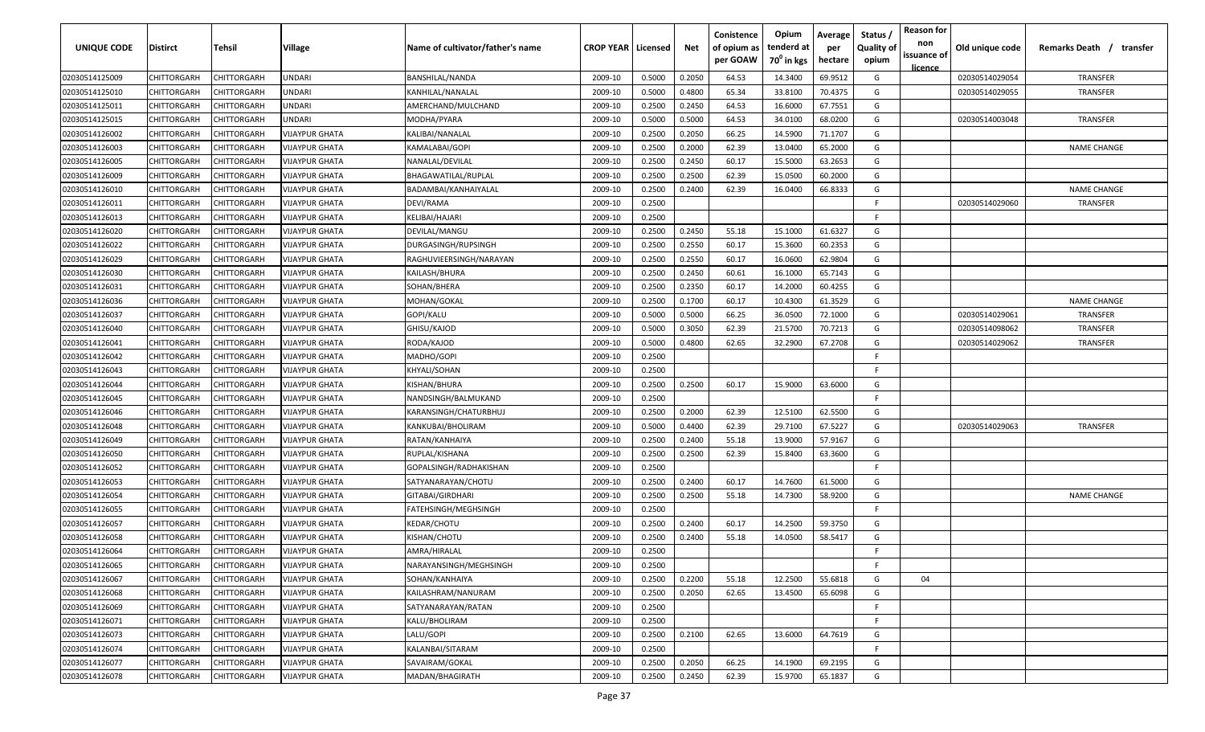| UNIQUE CODE | Distirct | Tehsil | Village | Name of cultivator/father's name | CROP YEAR | Licensed | Net | Conistence of opium as per GOAW | Opium tenderd at $70^0$ in kgs | Average per hectare | Status / Quality of opium | Reason for non issuance of licence | Old unique code | Remarks Death / transfer |
|---|---|---|---|---|---|---|---|---|---|---|---|---|---|---|
| 02030514125009 | CHITTORGARH | CHITTORGARH | UNDARI | BANSHILAL/NANDA | 2009-10 | 0.5000 | 0.2050 | 64.53 | 14.3400 | 69.9512 | G | | 02030514029054 | TRANSFER |
| 02030514125010 | CHITTORGARH | CHITTORGARH | UNDARI | KANHILAL/NANALAL | 2009-10 | 0.5000 | 0.4800 | 65.34 | 33.8100 | 70.4375 | G | | 02030514029055 | TRANSFER |
| 02030514125011 | CHITTORGARH | CHITTORGARH | UNDARI | AMERCHAND/MULCHAND | 2009-10 | 0.2500 | 0.2450 | 64.53 | 16.6000 | 67.7551 | G | | | |
| 02030514125015 | CHITTORGARH | CHITTORGARH | UNDARI | MODHA/PYARA | 2009-10 | 0.5000 | 0.5000 | 64.53 | 34.0100 | 68.0200 | G | | 02030514003048 | TRANSFER |
| 02030514126002 | CHITTORGARH | CHITTORGARH | VIJAYPUR GHATA | KALIBAI/NANALAL | 2009-10 | 0.2500 | 0.2050 | 66.25 | 14.5900 | 71.1707 | G | | | |
| 02030514126003 | CHITTORGARH | CHITTORGARH | VIJAYPUR GHATA | KAMALABAI/GOPI | 2009-10 | 0.2500 | 0.2000 | 62.39 | 13.0400 | 65.2000 | G | | | NAME CHANGE |
| 02030514126005 | CHITTORGARH | CHITTORGARH | VIJAYPUR GHATA | NANALAL/DEVILAL | 2009-10 | 0.2500 | 0.2450 | 60.17 | 15.5000 | 63.2653 | G | | | |
| 02030514126009 | CHITTORGARH | CHITTORGARH | VIJAYPUR GHATA | BHAGAWATILAL/RUPLAL | 2009-10 | 0.2500 | 0.2500 | 62.39 | 15.0500 | 60.2000 | G | | | |
| 02030514126010 | CHITTORGARH | CHITTORGARH | VIJAYPUR GHATA | BADAMBAI/KANHAIYALAL | 2009-10 | 0.2500 | 0.2400 | 62.39 | 16.0400 | 66.8333 | G | | | NAME CHANGE |
| 02030514126011 | CHITTORGARH | CHITTORGARH | VIJAYPUR GHATA | DEVI/RAMA | 2009-10 | 0.2500 | | | | | F | | 02030514029060 | TRANSFER |
| 02030514126013 | CHITTORGARH | CHITTORGARH | VIJAYPUR GHATA | KELIBAI/HAJARI | 2009-10 | 0.2500 | | | | | F | | | |
| 02030514126020 | CHITTORGARH | CHITTORGARH | VIJAYPUR GHATA | DEVILAL/MANGU | 2009-10 | 0.2500 | 0.2450 | 55.18 | 15.1000 | 61.6327 | G | | | |
| 02030514126022 | CHITTORGARH | CHITTORGARH | VIJAYPUR GHATA | DURGASINGH/RUPSINGH | 2009-10 | 0.2500 | 0.2550 | 60.17 | 15.3600 | 60.2353 | G | | | |
| 02030514126029 | CHITTORGARH | CHITTORGARH | VIJAYPUR GHATA | RAGHUVIEERSINGH/NARAYAN | 2009-10 | 0.2500 | 0.2550 | 60.17 | 16.0600 | 62.9804 | G | | | |
| 02030514126030 | CHITTORGARH | CHITTORGARH | VIJAYPUR GHATA | KAILASH/BHURA | 2009-10 | 0.2500 | 0.2450 | 60.61 | 16.1000 | 65.7143 | G | | | |
| 02030514126031 | CHITTORGARH | CHITTORGARH | VIJAYPUR GHATA | SOHAN/BHERA | 2009-10 | 0.2500 | 0.2350 | 60.17 | 14.2000 | 60.4255 | G | | | |
| 02030514126036 | CHITTORGARH | CHITTORGARH | VIJAYPUR GHATA | MOHAN/GOKAL | 2009-10 | 0.2500 | 0.1700 | 60.17 | 10.4300 | 61.3529 | G | | | NAME CHANGE |
| 02030514126037 | CHITTORGARH | CHITTORGARH | VIJAYPUR GHATA | GOPI/KALU | 2009-10 | 0.5000 | 0.5000 | 66.25 | 36.0500 | 72.1000 | G | | 02030514029061 | TRANSFER |
| 02030514126040 | CHITTORGARH | CHITTORGARH | VIJAYPUR GHATA | GHISU/KAJOD | 2009-10 | 0.5000 | 0.3050 | 62.39 | 21.5700 | 70.7213 | G | | 02030514098062 | TRANSFER |
| 02030514126041 | CHITTORGARH | CHITTORGARH | VIJAYPUR GHATA | RODA/KAJOD | 2009-10 | 0.5000 | 0.4800 | 62.65 | 32.2900 | 67.2708 | G | | 02030514029062 | TRANSFER |
| 02030514126042 | CHITTORGARH | CHITTORGARH | VIJAYPUR GHATA | MADHO/GOPI | 2009-10 | 0.2500 | | | | | F | | | |
| 02030514126043 | CHITTORGARH | CHITTORGARH | VIJAYPUR GHATA | KHYALI/SOHAN | 2009-10 | 0.2500 | | | | | F | | | |
| 02030514126044 | CHITTORGARH | CHITTORGARH | VIJAYPUR GHATA | KISHAN/BHURA | 2009-10 | 0.2500 | 0.2500 | 60.17 | 15.9000 | 63.6000 | G | | | |
| 02030514126045 | CHITTORGARH | CHITTORGARH | VIJAYPUR GHATA | NANDSINGH/BALMUKAND | 2009-10 | 0.2500 | | | | | F | | | |
| 02030514126046 | CHITTORGARH | CHITTORGARH | VIJAYPUR GHATA | KARANSINGH/CHATURBHUJ | 2009-10 | 0.2500 | 0.2000 | 62.39 | 12.5100 | 62.5500 | G | | | |
| 02030514126048 | CHITTORGARH | CHITTORGARH | VIJAYPUR GHATA | KANKUBAI/BHOLIRAM | 2009-10 | 0.5000 | 0.4400 | 62.39 | 29.7100 | 67.5227 | G | | 02030514029063 | TRANSFER |
| 02030514126049 | CHITTORGARH | CHITTORGARH | VIJAYPUR GHATA | RATAN/KANHAIYA | 2009-10 | 0.2500 | 0.2400 | 55.18 | 13.9000 | 57.9167 | G | | | |
| 02030514126050 | CHITTORGARH | CHITTORGARH | VIJAYPUR GHATA | RUPLAL/KISHANA | 2009-10 | 0.2500 | 0.2500 | 62.39 | 15.8400 | 63.3600 | G | | | |
| 02030514126052 | CHITTORGARH | CHITTORGARH | VIJAYPUR GHATA | GOPALSINGH/RADHAKISHAN | 2009-10 | 0.2500 | | | | | F | | | |
| 02030514126053 | CHITTORGARH | CHITTORGARH | VIJAYPUR GHATA | SATYANARAYAN/CHOTU | 2009-10 | 0.2500 | 0.2400 | 60.17 | 14.7600 | 61.5000 | G | | | |
| 02030514126054 | CHITTORGARH | CHITTORGARH | VIJAYPUR GHATA | GITABAI/GIRDHARI | 2009-10 | 0.2500 | 0.2500 | 55.18 | 14.7300 | 58.9200 | G | | | NAME CHANGE |
| 02030514126055 | CHITTORGARH | CHITTORGARH | VIJAYPUR GHATA | FATEHSINGH/MEGHSINGH | 2009-10 | 0.2500 | | | | | F | | | |
| 02030514126057 | CHITTORGARH | CHITTORGARH | VIJAYPUR GHATA | KEDAR/CHOTU | 2009-10 | 0.2500 | 0.2400 | 60.17 | 14.2500 | 59.3750 | G | | | |
| 02030514126058 | CHITTORGARH | CHITTORGARH | VIJAYPUR GHATA | KISHAN/CHOTU | 2009-10 | 0.2500 | 0.2400 | 55.18 | 14.0500 | 58.5417 | G | | | |
| 02030514126064 | CHITTORGARH | CHITTORGARH | VIJAYPUR GHATA | AMRA/HIRALAL | 2009-10 | 0.2500 | | | | | F | | | |
| 02030514126065 | CHITTORGARH | CHITTORGARH | VIJAYPUR GHATA | NARAYANSINGH/MEGHSINGH | 2009-10 | 0.2500 | | | | | F | | | |
| 02030514126067 | CHITTORGARH | CHITTORGARH | VIJAYPUR GHATA | SOHAN/KANHAIYA | 2009-10 | 0.2500 | 0.2200 | 55.18 | 12.2500 | 55.6818 | G | 04 | | |
| 02030514126068 | CHITTORGARH | CHITTORGARH | VIJAYPUR GHATA | KAILASHRAM/NANURAM | 2009-10 | 0.2500 | 0.2050 | 62.65 | 13.4500 | 65.6098 | G | | | |
| 02030514126069 | CHITTORGARH | CHITTORGARH | VIJAYPUR GHATA | SATYANARAYAN/RATAN | 2009-10 | 0.2500 | | | | | F | | | |
| 02030514126071 | CHITTORGARH | CHITTORGARH | VIJAYPUR GHATA | KALU/BHOLIRAM | 2009-10 | 0.2500 | | | | | F | | | |
| 02030514126073 | CHITTORGARH | CHITTORGARH | VIJAYPUR GHATA | LALU/GOPI | 2009-10 | 0.2500 | 0.2100 | 62.65 | 13.6000 | 64.7619 | G | | | |
| 02030514126074 | CHITTORGARH | CHITTORGARH | VIJAYPUR GHATA | KALANBAI/SITARAM | 2009-10 | 0.2500 | | | | | F | | | |
| 02030514126077 | CHITTORGARH | CHITTORGARH | VIJAYPUR GHATA | SAVAIRAM/GOKAL | 2009-10 | 0.2500 | 0.2050 | 66.25 | 14.1900 | 69.2195 | G | | | |
| 02030514126078 | CHITTORGARH | CHITTORGARH | VIJAYPUR GHATA | MADAN/BHAGIRATH | 2009-10 | 0.2500 | 0.2450 | 62.39 | 15.9700 | 65.1837 | G | | | |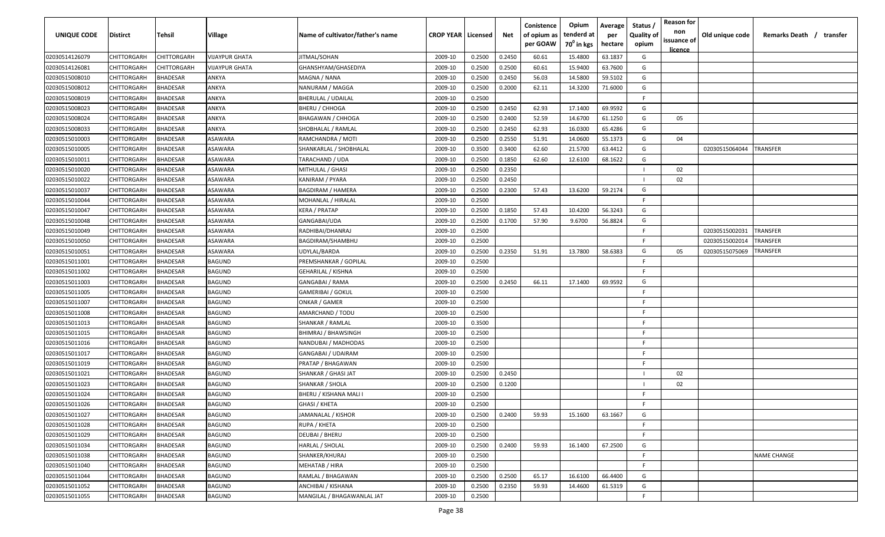| UNIQUE CODE | Distirct | Tehsil | Village | Name of cultivator/father's name | CROP YEAR | Licensed | Net | Conistence of opium as per GOAW | Opium tenderd at 70° in kgs | Average per hectare | Status / Quality of opium | Reason for non issuance of licence | Old unique code | Remarks Death / transfer |
|---|---|---|---|---|---|---|---|---|---|---|---|---|---|---|
| 02030514126079 | CHITTORGARH | CHITTORGARH | VIJAYPUR GHATA | JITMAL/SOHAN | 2009-10 | 0.2500 | 0.2450 | 60.61 | 15.4800 | 63.1837 | G | | | |
| 02030514126081 | CHITTORGARH | CHITTORGARH | VIJAYPUR GHATA | GHANSHYAM/GHASEDIYA | 2009-10 | 0.2500 | 0.2500 | 60.61 | 15.9400 | 63.7600 | G | | | |
| 02030515008010 | CHITTORGARH | BHADESAR | ANKYA | MAGNA / NANA | 2009-10 | 0.2500 | 0.2450 | 56.03 | 14.5800 | 59.5102 | G | | | |
| 02030515008012 | CHITTORGARH | BHADESAR | ANKYA | NANURAM / MAGGA | 2009-10 | 0.2500 | 0.2000 | 62.11 | 14.3200 | 71.6000 | G | | | |
| 02030515008019 | CHITTORGARH | BHADESAR | ANKYA | BHERULAL / UDAILAL | 2009-10 | 0.2500 | | | | | F | | | |
| 02030515008023 | CHITTORGARH | BHADESAR | ANKYA | BHERU / CHHOGA | 2009-10 | 0.2500 | 0.2450 | 62.93 | 17.1400 | 69.9592 | G | | | |
| 02030515008024 | CHITTORGARH | BHADESAR | ANKYA | BHAGAWAN / CHHOGA | 2009-10 | 0.2500 | 0.2400 | 52.59 | 14.6700 | 61.1250 | G | 05 | | |
| 02030515008033 | CHITTORGARH | BHADESAR | ANKYA | SHOBHALAL / RAMLAL | 2009-10 | 0.2500 | 0.2450 | 62.93 | 16.0300 | 65.4286 | G | | | |
| 02030515010003 | CHITTORGARH | BHADESAR | ASAWARA | RAMCHANDRA / MOTI | 2009-10 | 0.2500 | 0.2550 | 51.91 | 14.0600 | 55.1373 | G | 04 | | |
| 02030515010005 | CHITTORGARH | BHADESAR | ASAWARA | SHANKARLAL / SHOBHALAL | 2009-10 | 0.3500 | 0.3400 | 62.60 | 21.5700 | 63.4412 | G | | 02030515064044 | TRANSFER |
| 02030515010011 | CHITTORGARH | BHADESAR | ASAWARA | TARACHAND / UDA | 2009-10 | 0.2500 | 0.1850 | 62.60 | 12.6100 | 68.1622 | G | | | |
| 02030515010020 | CHITTORGARH | BHADESAR | ASAWARA | MITHULAL / GHASI | 2009-10 | 0.2500 | 0.2350 | | | | I | 02 | | |
| 02030515010022 | CHITTORGARH | BHADESAR | ASAWARA | KANIRAM / PYARA | 2009-10 | 0.2500 | 0.2450 | | | | I | 02 | | |
| 02030515010037 | CHITTORGARH | BHADESAR | ASAWARA | BAGDIRAM / HAMERA | 2009-10 | 0.2500 | 0.2300 | 57.43 | 13.6200 | 59.2174 | G | | | |
| 02030515010044 | CHITTORGARH | BHADESAR | ASAWARA | MOHANLAL / HIRALAL | 2009-10 | 0.2500 | | | | | F | | | |
| 02030515010047 | CHITTORGARH | BHADESAR | ASAWARA | KERA / PRATAP | 2009-10 | 0.2500 | 0.1850 | 57.43 | 10.4200 | 56.3243 | G | | | |
| 02030515010048 | CHITTORGARH | BHADESAR | ASAWARA | GANGABAI/UDA | 2009-10 | 0.2500 | 0.1700 | 57.90 | 9.6700 | 56.8824 | G | | | |
| 02030515010049 | CHITTORGARH | BHADESAR | ASAWARA | RADHIBAI/DHANRAJ | 2009-10 | 0.2500 | | | | | F | | 02030515002031 | TRANSFER |
| 02030515010050 | CHITTORGARH | BHADESAR | ASAWARA | BAGDIRAM/SHAMBHU | 2009-10 | 0.2500 | | | | | F | | 02030515002014 | TRANSFER |
| 02030515010051 | CHITTORGARH | BHADESAR | ASAWARA | UDYLAL/BARDA | 2009-10 | 0.2500 | 0.2350 | 51.91 | 13.7800 | 58.6383 | G | 05 | 02030515075069 | TRANSFER |
| 02030515011001 | CHITTORGARH | BHADESAR | BAGUND | PREMSHANKAR / GOPILAL | 2009-10 | 0.2500 | | | | | F | | | |
| 02030515011002 | CHITTORGARH | BHADESAR | BAGUND | GEHARILAL / KISHNA | 2009-10 | 0.2500 | | | | | F | | | |
| 02030515011003 | CHITTORGARH | BHADESAR | BAGUND | GANGABAI / RAMA | 2009-10 | 0.2500 | 0.2450 | 66.11 | 17.1400 | 69.9592 | G | | | |
| 02030515011005 | CHITTORGARH | BHADESAR | BAGUND | GAMERIBAI / GOKUL | 2009-10 | 0.2500 | | | | | F | | | |
| 02030515011007 | CHITTORGARH | BHADESAR | BAGUND | ONKAR / GAMER | 2009-10 | 0.2500 | | | | | F | | | |
| 02030515011008 | CHITTORGARH | BHADESAR | BAGUND | AMARCHAND / TODU | 2009-10 | 0.2500 | | | | | F | | | |
| 02030515011013 | CHITTORGARH | BHADESAR | BAGUND | SHANKAR / RAMLAL | 2009-10 | 0.3500 | | | | | F | | | |
| 02030515011015 | CHITTORGARH | BHADESAR | BAGUND | BHIMRAJ / BHAWSINGH | 2009-10 | 0.2500 | | | | | F | | | |
| 02030515011016 | CHITTORGARH | BHADESAR | BAGUND | NANDUBAI / MADHODAS | 2009-10 | 0.2500 | | | | | F | | | |
| 02030515011017 | CHITTORGARH | BHADESAR | BAGUND | GANGABAI / UDAIRAM | 2009-10 | 0.2500 | | | | | F | | | |
| 02030515011019 | CHITTORGARH | BHADESAR | BAGUND | PRATAP / BHAGAWAN | 2009-10 | 0.2500 | | | | | F | | | |
| 02030515011021 | CHITTORGARH | BHADESAR | BAGUND | SHANKAR / GHASI JAT | 2009-10 | 0.2500 | 0.2450 | | | | I | 02 | | |
| 02030515011023 | CHITTORGARH | BHADESAR | BAGUND | SHANKAR / SHOLA | 2009-10 | 0.2500 | 0.1200 | | | | I | 02 | | |
| 02030515011024 | CHITTORGARH | BHADESAR | BAGUND | BHERU / KISHANA MALI I | 2009-10 | 0.2500 | | | | | F | | | |
| 02030515011026 | CHITTORGARH | BHADESAR | BAGUND | GHASI / KHETA | 2009-10 | 0.2500 | | | | | F | | | |
| 02030515011027 | CHITTORGARH | BHADESAR | BAGUND | JAMANALAL / KISHOR | 2009-10 | 0.2500 | 0.2400 | 59.93 | 15.1600 | 63.1667 | G | | | |
| 02030515011028 | CHITTORGARH | BHADESAR | BAGUND | RUPA / KHETA | 2009-10 | 0.2500 | | | | | F | | | |
| 02030515011029 | CHITTORGARH | BHADESAR | BAGUND | DEUBAI / BHERU | 2009-10 | 0.2500 | | | | | F | | | |
| 02030515011034 | CHITTORGARH | BHADESAR | BAGUND | HARLAL / SHOLAL | 2009-10 | 0.2500 | 0.2400 | 59.93 | 16.1400 | 67.2500 | G | | | |
| 02030515011038 | CHITTORGARH | BHADESAR | BAGUND | SHANKER/KHURAJ | 2009-10 | 0.2500 | | | | | F | | | NAME CHANGE |
| 02030515011040 | CHITTORGARH | BHADESAR | BAGUND | MEHATAB / HIRA | 2009-10 | 0.2500 | | | | | F | | | |
| 02030515011044 | CHITTORGARH | BHADESAR | BAGUND | RAMLAL / BHAGAWAN | 2009-10 | 0.2500 | 0.2500 | 65.17 | 16.6100 | 66.4400 | G | | | |
| 02030515011052 | CHITTORGARH | BHADESAR | BAGUND | ANCHIBAI / KISHANA | 2009-10 | 0.2500 | 0.2350 | 59.93 | 14.4600 | 61.5319 | G | | | |
| 02030515011055 | CHITTORGARH | BHADESAR | BAGUND | MANGILAL / BHAGAWANLAL JAT | 2009-10 | 0.2500 | | | | | F | | | |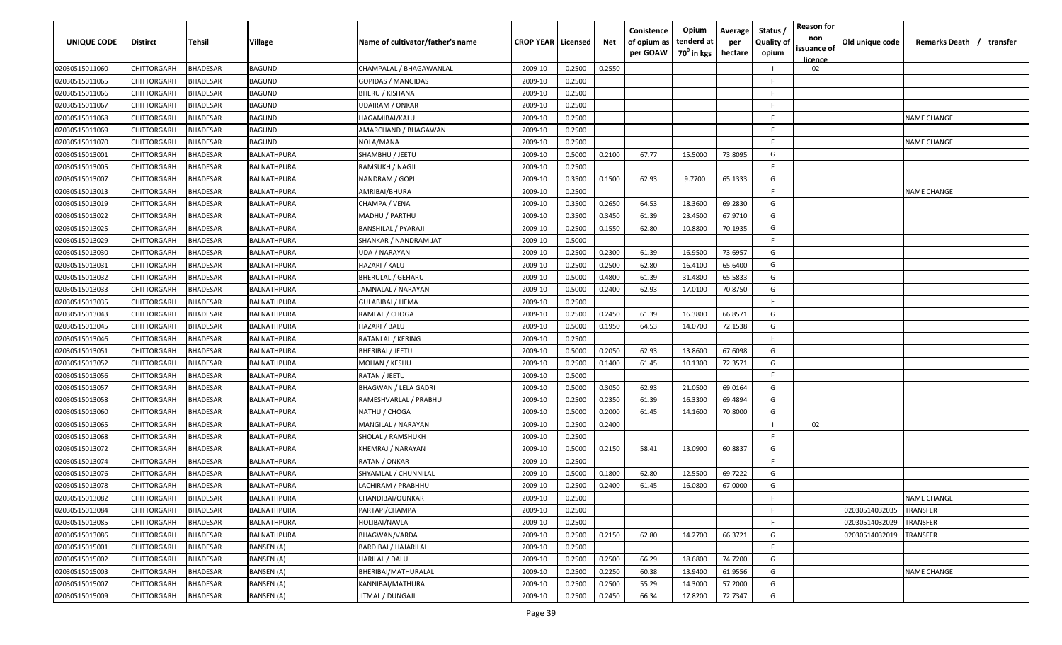| UNIQUE CODE | Distirct | Tehsil | Village | Name of cultivator/father's name | CROP YEAR | Licensed | Net | Conistence of opium as per GOAW | Opium tenderd at 70⁰ in kgs | Average per hectare | Status / Quality of opium | Reason for non issuance of licence | Old unique code | Remarks Death / transfer |
|---|---|---|---|---|---|---|---|---|---|---|---|---|---|---|
| 02030515011060 | CHITTORGARH | BHADESAR | BAGUND | CHAMPALAL / BHAGAWANLAL | 2009-10 | 0.2500 | 0.2550 | | | | I | 02 | | |
| 02030515011065 | CHITTORGARH | BHADESAR | BAGUND | GOPIDAS / MANGIDAS | 2009-10 | 0.2500 | | | | | F | | | |
| 02030515011066 | CHITTORGARH | BHADESAR | BAGUND | BHERU / KISHANA | 2009-10 | 0.2500 | | | | | F | | | |
| 02030515011067 | CHITTORGARH | BHADESAR | BAGUND | UDAIRAM / ONKAR | 2009-10 | 0.2500 | | | | | F | | | |
| 02030515011068 | CHITTORGARH | BHADESAR | BAGUND | HAGAMIBAI/KALU | 2009-10 | 0.2500 | | | | | F | | | NAME CHANGE |
| 02030515011069 | CHITTORGARH | BHADESAR | BAGUND | AMARCHAND / BHAGAWAN | 2009-10 | 0.2500 | | | | | F | | | |
| 02030515011070 | CHITTORGARH | BHADESAR | BAGUND | NOLA/MANA | 2009-10 | 0.2500 | | | | | F | | | NAME CHANGE |
| 02030515013001 | CHITTORGARH | BHADESAR | BALNATHPURA | SHAMBHU / JEETU | 2009-10 | 0.5000 | 0.2100 | 67.77 | 15.5000 | 73.8095 | G | | | |
| 02030515013005 | CHITTORGARH | BHADESAR | BALNATHPURA | RAMSUKH / NAGJI | 2009-10 | 0.2500 | | | | | F | | | |
| 02030515013007 | CHITTORGARH | BHADESAR | BALNATHPURA | NANDRAM / GOPI | 2009-10 | 0.3500 | 0.1500 | 62.93 | 9.7700 | 65.1333 | G | | | |
| 02030515013013 | CHITTORGARH | BHADESAR | BALNATHPURA | AMRIBAI/BHURA | 2009-10 | 0.2500 | | | | | F | | | NAME CHANGE |
| 02030515013019 | CHITTORGARH | BHADESAR | BALNATHPURA | CHAMPA / VENA | 2009-10 | 0.3500 | 0.2650 | 64.53 | 18.3600 | 69.2830 | G | | | |
| 02030515013022 | CHITTORGARH | BHADESAR | BALNATHPURA | MADHU / PARTHU | 2009-10 | 0.3500 | 0.3450 | 61.39 | 23.4500 | 67.9710 | G | | | |
| 02030515013025 | CHITTORGARH | BHADESAR | BALNATHPURA | BANSHILAL / PYARAJI | 2009-10 | 0.2500 | 0.1550 | 62.80 | 10.8800 | 70.1935 | G | | | |
| 02030515013029 | CHITTORGARH | BHADESAR | BALNATHPURA | SHANKAR / NANDRAM JAT | 2009-10 | 0.5000 | | | | | F | | | |
| 02030515013030 | CHITTORGARH | BHADESAR | BALNATHPURA | UDA / NARAYAN | 2009-10 | 0.2500 | 0.2300 | 61.39 | 16.9500 | 73.6957 | G | | | |
| 02030515013031 | CHITTORGARH | BHADESAR | BALNATHPURA | HAZARI / KALU | 2009-10 | 0.2500 | 0.2500 | 62.80 | 16.4100 | 65.6400 | G | | | |
| 02030515013032 | CHITTORGARH | BHADESAR | BALNATHPURA | BHERULAL / GEHARU | 2009-10 | 0.5000 | 0.4800 | 61.39 | 31.4800 | 65.5833 | G | | | |
| 02030515013033 | CHITTORGARH | BHADESAR | BALNATHPURA | JAMNALAL / NARAYAN | 2009-10 | 0.5000 | 0.2400 | 62.93 | 17.0100 | 70.8750 | G | | | |
| 02030515013035 | CHITTORGARH | BHADESAR | BALNATHPURA | GULABIBAI / HEMA | 2009-10 | 0.2500 | | | | | F | | | |
| 02030515013043 | CHITTORGARH | BHADESAR | BALNATHPURA | RAMLAL / CHOGA | 2009-10 | 0.2500 | 0.2450 | 61.39 | 16.3800 | 66.8571 | G | | | |
| 02030515013045 | CHITTORGARH | BHADESAR | BALNATHPURA | HAZARI / BALU | 2009-10 | 0.5000 | 0.1950 | 64.53 | 14.0700 | 72.1538 | G | | | |
| 02030515013046 | CHITTORGARH | BHADESAR | BALNATHPURA | RATANLAL / KERING | 2009-10 | 0.2500 | | | | | F | | | |
| 02030515013051 | CHITTORGARH | BHADESAR | BALNATHPURA | BHERIBAI / JEETU | 2009-10 | 0.5000 | 0.2050 | 62.93 | 13.8600 | 67.6098 | G | | | |
| 02030515013052 | CHITTORGARH | BHADESAR | BALNATHPURA | MOHAN / KESHU | 2009-10 | 0.2500 | 0.1400 | 61.45 | 10.1300 | 72.3571 | G | | | |
| 02030515013056 | CHITTORGARH | BHADESAR | BALNATHPURA | RATAN / JEETU | 2009-10 | 0.5000 | | | | | F | | | |
| 02030515013057 | CHITTORGARH | BHADESAR | BALNATHPURA | BHAGWAN / LELA GADRI | 2009-10 | 0.5000 | 0.3050 | 62.93 | 21.0500 | 69.0164 | G | | | |
| 02030515013058 | CHITTORGARH | BHADESAR | BALNATHPURA | RAMESHVARLAL / PRABHU | 2009-10 | 0.2500 | 0.2350 | 61.39 | 16.3300 | 69.4894 | G | | | |
| 02030515013060 | CHITTORGARH | BHADESAR | BALNATHPURA | NATHU / CHOGA | 2009-10 | 0.5000 | 0.2000 | 61.45 | 14.1600 | 70.8000 | G | | | |
| 02030515013065 | CHITTORGARH | BHADESAR | BALNATHPURA | MANGILAL / NARAYAN | 2009-10 | 0.2500 | 0.2400 | | | | I | 02 | | |
| 02030515013068 | CHITTORGARH | BHADESAR | BALNATHPURA | SHOLAL / RAMSHUKH | 2009-10 | 0.2500 | | | | | F | | | |
| 02030515013072 | CHITTORGARH | BHADESAR | BALNATHPURA | KHEMRAJ / NARAYAN | 2009-10 | 0.5000 | 0.2150 | 58.41 | 13.0900 | 60.8837 | G | | | |
| 02030515013074 | CHITTORGARH | BHADESAR | BALNATHPURA | RATAN / ONKAR | 2009-10 | 0.2500 | | | | | F | | | |
| 02030515013076 | CHITTORGARH | BHADESAR | BALNATHPURA | SHYAMLAL / CHUNNILAL | 2009-10 | 0.5000 | 0.1800 | 62.80 | 12.5500 | 69.7222 | G | | | |
| 02030515013078 | CHITTORGARH | BHADESAR | BALNATHPURA | LACHIRAM / PRABHHU | 2009-10 | 0.2500 | 0.2400 | 61.45 | 16.0800 | 67.0000 | G | | | |
| 02030515013082 | CHITTORGARH | BHADESAR | BALNATHPURA | CHANDIBAI/OUNKAR | 2009-10 | 0.2500 | | | | | F | | | NAME CHANGE |
| 02030515013084 | CHITTORGARH | BHADESAR | BALNATHPURA | PARTAPI/CHAMPA | 2009-10 | 0.2500 | | | | | F | | 02030514032035 | TRANSFER |
| 02030515013085 | CHITTORGARH | BHADESAR | BALNATHPURA | HOLIBAI/NAVLA | 2009-10 | 0.2500 | | | | | F | | 02030514032029 | TRANSFER |
| 02030515013086 | CHITTORGARH | BHADESAR | BALNATHPURA | BHAGWAN/VARDA | 2009-10 | 0.2500 | 0.2150 | 62.80 | 14.2700 | 66.3721 | G | | 02030514032019 | TRANSFER |
| 02030515015001 | CHITTORGARH | BHADESAR | BANSEN (A) | BARDIBAI / HAJARILAL | 2009-10 | 0.2500 | | | | | F | | | |
| 02030515015002 | CHITTORGARH | BHADESAR | BANSEN (A) | HARILAL / DALU | 2009-10 | 0.2500 | 0.2500 | 66.29 | 18.6800 | 74.7200 | G | | | |
| 02030515015003 | CHITTORGARH | BHADESAR | BANSEN (A) | BHERIBAI/MATHURALAL | 2009-10 | 0.2500 | 0.2250 | 60.38 | 13.9400 | 61.9556 | G | | | NAME CHANGE |
| 02030515015007 | CHITTORGARH | BHADESAR | BANSEN (A) | KANNIBAI/MATHURA | 2009-10 | 0.2500 | 0.2500 | 55.29 | 14.3000 | 57.2000 | G | | | |
| 02030515015009 | CHITTORGARH | BHADESAR | BANSEN (A) | JITMAL / DUNGAJI | 2009-10 | 0.2500 | 0.2450 | 66.34 | 17.8200 | 72.7347 | G | | | |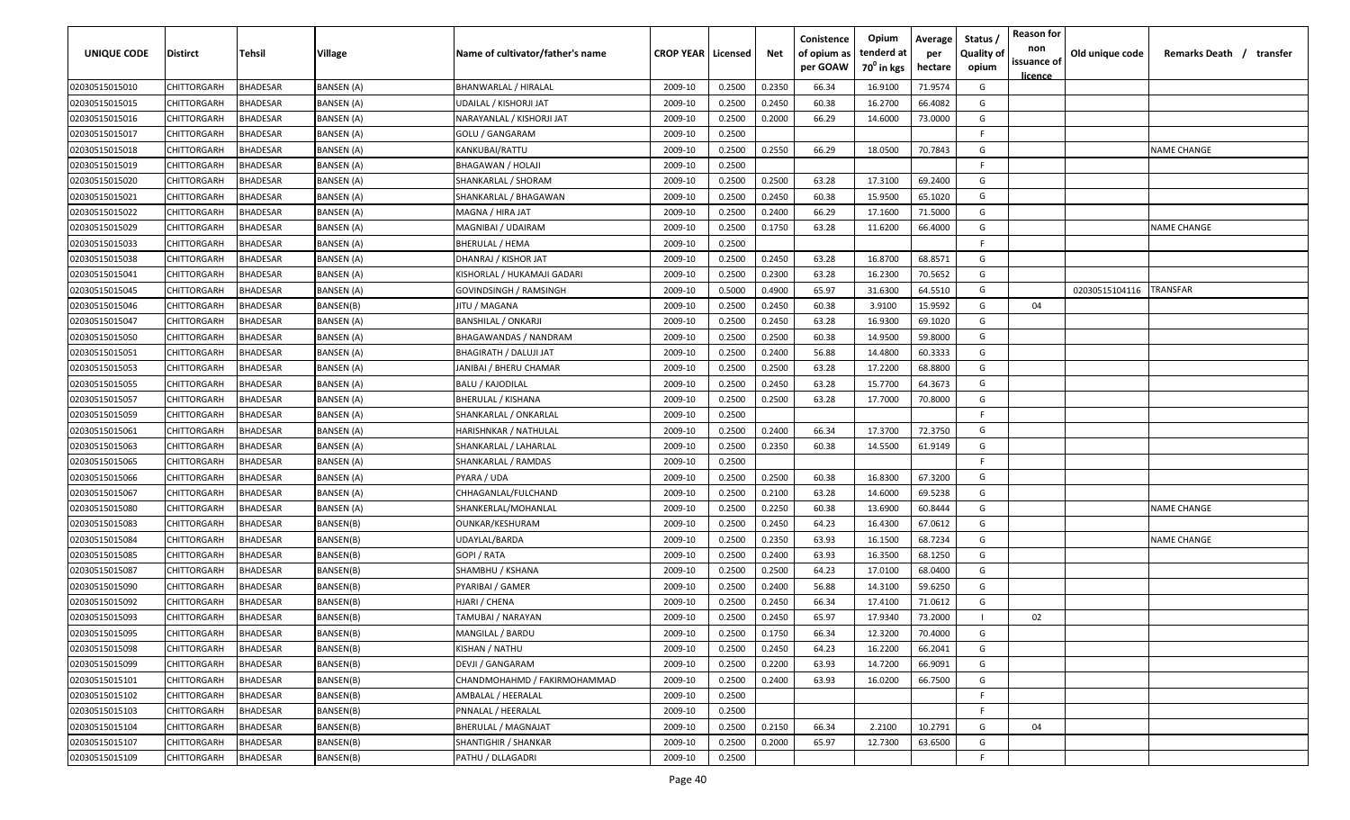| UNIQUE CODE | Distirct | Tehsil | Village | Name of cultivator/father's name | CROP YEAR | Licensed | Net | Conistence of opium as per GOAW | Opium tenderd at 70⁰ in kgs | Average per hectare | Status / Quality of opium | Reason for non issuance of licence | Old unique code | Remarks Death / transfer |
|---|---|---|---|---|---|---|---|---|---|---|---|---|---|---|
| 02030515015010 | CHITTORGARH | BHADESAR | BANSEN (A) | BHANWARLAL / HIRALAL | 2009-10 | 0.2500 | 0.2350 | 66.34 | 16.9100 | 71.9574 | G | | | |
| 02030515015015 | CHITTORGARH | BHADESAR | BANSEN (A) | UDAILAL / KISHORJI JAT | 2009-10 | 0.2500 | 0.2450 | 60.38 | 16.2700 | 66.4082 | G | | | |
| 02030515015016 | CHITTORGARH | BHADESAR | BANSEN (A) | NARAYANLAL / KISHORJI JAT | 2009-10 | 0.2500 | 0.2000 | 66.29 | 14.6000 | 73.0000 | G | | | |
| 02030515015017 | CHITTORGARH | BHADESAR | BANSEN (A) | GOLU / GANGARAM | 2009-10 | 0.2500 | | | | | F | | | |
| 02030515015018 | CHITTORGARH | BHADESAR | BANSEN (A) | KANKUBAI/RATTU | 2009-10 | 0.2500 | 0.2550 | 66.29 | 18.0500 | 70.7843 | G | | | NAME CHANGE |
| 02030515015019 | CHITTORGARH | BHADESAR | BANSEN (A) | BHAGAWAN / HOLAJI | 2009-10 | 0.2500 | | | | | F | | | |
| 02030515015020 | CHITTORGARH | BHADESAR | BANSEN (A) | SHANKARLAL / SHORAM | 2009-10 | 0.2500 | 0.2500 | 63.28 | 17.3100 | 69.2400 | G | | | |
| 02030515015021 | CHITTORGARH | BHADESAR | BANSEN (A) | SHANKARLAL / BHAGAWAN | 2009-10 | 0.2500 | 0.2450 | 60.38 | 15.9500 | 65.1020 | G | | | |
| 02030515015022 | CHITTORGARH | BHADESAR | BANSEN (A) | MAGNA / HIRA JAT | 2009-10 | 0.2500 | 0.2400 | 66.29 | 17.1600 | 71.5000 | G | | | |
| 02030515015029 | CHITTORGARH | BHADESAR | BANSEN (A) | MAGNIBAI / UDAIRAM | 2009-10 | 0.2500 | 0.1750 | 63.28 | 11.6200 | 66.4000 | G | | | NAME CHANGE |
| 02030515015033 | CHITTORGARH | BHADESAR | BANSEN (A) | BHERULAL / HEMA | 2009-10 | 0.2500 | | | | | F | | | |
| 02030515015038 | CHITTORGARH | BHADESAR | BANSEN (A) | DHANRAJ / KISHOR JAT | 2009-10 | 0.2500 | 0.2450 | 63.28 | 16.8700 | 68.8571 | G | | | |
| 02030515015041 | CHITTORGARH | BHADESAR | BANSEN (A) | KISHORLAL / HUKAMAJI GADARI | 2009-10 | 0.2500 | 0.2300 | 63.28 | 16.2300 | 70.5652 | G | | | |
| 02030515015045 | CHITTORGARH | BHADESAR | BANSEN (A) | GOVINDSINGH / RAMSINGH | 2009-10 | 0.5000 | 0.4900 | 65.97 | 31.6300 | 64.5510 | G | | 02030515104116 | TRANSFAR |
| 02030515015046 | CHITTORGARH | BHADESAR | BANSEN(B) | JITU / MAGANA | 2009-10 | 0.2500 | 0.2450 | 60.38 | 3.9100 | 15.9592 | G | 04 | | |
| 02030515015047 | CHITTORGARH | BHADESAR | BANSEN (A) | BANSHILAL / ONKARJI | 2009-10 | 0.2500 | 0.2450 | 63.28 | 16.9300 | 69.1020 | G | | | |
| 02030515015050 | CHITTORGARH | BHADESAR | BANSEN (A) | BHAGAWANDAS / NANDRAM | 2009-10 | 0.2500 | 0.2500 | 60.38 | 14.9500 | 59.8000 | G | | | |
| 02030515015051 | CHITTORGARH | BHADESAR | BANSEN (A) | BHAGIRATH / DALUJI JAT | 2009-10 | 0.2500 | 0.2400 | 56.88 | 14.4800 | 60.3333 | G | | | |
| 02030515015053 | CHITTORGARH | BHADESAR | BANSEN (A) | JANIBAI / BHERU CHAMAR | 2009-10 | 0.2500 | 0.2500 | 63.28 | 17.2200 | 68.8800 | G | | | |
| 02030515015055 | CHITTORGARH | BHADESAR | BANSEN (A) | BALU / KAJODILAL | 2009-10 | 0.2500 | 0.2450 | 63.28 | 15.7700 | 64.3673 | G | | | |
| 02030515015057 | CHITTORGARH | BHADESAR | BANSEN (A) | BHERULAL / KISHANA | 2009-10 | 0.2500 | 0.2500 | 63.28 | 17.7000 | 70.8000 | G | | | |
| 02030515015059 | CHITTORGARH | BHADESAR | BANSEN (A) | SHANKARLAL / ONKARLAL | 2009-10 | 0.2500 | | | | | F | | | |
| 02030515015061 | CHITTORGARH | BHADESAR | BANSEN (A) | HARISHNKAR / NATHULAL | 2009-10 | 0.2500 | 0.2400 | 66.34 | 17.3700 | 72.3750 | G | | | |
| 02030515015063 | CHITTORGARH | BHADESAR | BANSEN (A) | SHANKARLAL / LAHARLAL | 2009-10 | 0.2500 | 0.2350 | 60.38 | 14.5500 | 61.9149 | G | | | |
| 02030515015065 | CHITTORGARH | BHADESAR | BANSEN (A) | SHANKARLAL / RAMDAS | 2009-10 | 0.2500 | | | | | F | | | |
| 02030515015066 | CHITTORGARH | BHADESAR | BANSEN (A) | PYARA / UDA | 2009-10 | 0.2500 | 0.2500 | 60.38 | 16.8300 | 67.3200 | G | | | |
| 02030515015067 | CHITTORGARH | BHADESAR | BANSEN (A) | CHHAGANLAL/FULCHAND | 2009-10 | 0.2500 | 0.2100 | 63.28 | 14.6000 | 69.5238 | G | | | |
| 02030515015080 | CHITTORGARH | BHADESAR | BANSEN (A) | SHANKERLAL/MOHANLAL | 2009-10 | 0.2500 | 0.2250 | 60.38 | 13.6900 | 60.8444 | G | | | NAME CHANGE |
| 02030515015083 | CHITTORGARH | BHADESAR | BANSEN(B) | OUNKAR/KESHURAM | 2009-10 | 0.2500 | 0.2450 | 64.23 | 16.4300 | 67.0612 | G | | | |
| 02030515015084 | CHITTORGARH | BHADESAR | BANSEN(B) | UDAYLAL/BARDA | 2009-10 | 0.2500 | 0.2350 | 63.93 | 16.1500 | 68.7234 | G | | | NAME CHANGE |
| 02030515015085 | CHITTORGARH | BHADESAR | BANSEN(B) | GOPI / RATA | 2009-10 | 0.2500 | 0.2400 | 63.93 | 16.3500 | 68.1250 | G | | | |
| 02030515015087 | CHITTORGARH | BHADESAR | BANSEN(B) | SHAMBHU / KSHANA | 2009-10 | 0.2500 | 0.2500 | 64.23 | 17.0100 | 68.0400 | G | | | |
| 02030515015090 | CHITTORGARH | BHADESAR | BANSEN(B) | PYARIBAI / GAMER | 2009-10 | 0.2500 | 0.2400 | 56.88 | 14.3100 | 59.6250 | G | | | |
| 02030515015092 | CHITTORGARH | BHADESAR | BANSEN(B) | HJARI / CHENA | 2009-10 | 0.2500 | 0.2450 | 66.34 | 17.4100 | 71.0612 | G | | | |
| 02030515015093 | CHITTORGARH | BHADESAR | BANSEN(B) | TAMUBAI / NARAYAN | 2009-10 | 0.2500 | 0.2450 | 65.97 | 17.9340 | 73.2000 | I | 02 | | |
| 02030515015095 | CHITTORGARH | BHADESAR | BANSEN(B) | MANGILAL / BARDU | 2009-10 | 0.2500 | 0.1750 | 66.34 | 12.3200 | 70.4000 | G | | | |
| 02030515015098 | CHITTORGARH | BHADESAR | BANSEN(B) | KISHAN / NATHU | 2009-10 | 0.2500 | 0.2450 | 64.23 | 16.2200 | 66.2041 | G | | | |
| 02030515015099 | CHITTORGARH | BHADESAR | BANSEN(B) | DEVJI / GANGARAM | 2009-10 | 0.2500 | 0.2200 | 63.93 | 14.7200 | 66.9091 | G | | | |
| 02030515015101 | CHITTORGARH | BHADESAR | BANSEN(B) | CHANDMOHAHMD / FAKIRMOHAMMAD | 2009-10 | 0.2500 | 0.2400 | 63.93 | 16.0200 | 66.7500 | G | | | |
| 02030515015102 | CHITTORGARH | BHADESAR | BANSEN(B) | AMBALAL / HEERALAL | 2009-10 | 0.2500 | | | | | F | | | |
| 02030515015103 | CHITTORGARH | BHADESAR | BANSEN(B) | PNNALAL / HEERALAL | 2009-10 | 0.2500 | | | | | F | | | |
| 02030515015104 | CHITTORGARH | BHADESAR | BANSEN(B) | BHERULAL / MAGNAJAT | 2009-10 | 0.2500 | 0.2150 | 66.34 | 2.2100 | 10.2791 | G | 04 | | |
| 02030515015107 | CHITTORGARH | BHADESAR | BANSEN(B) | SHANTIGHIR / SHANKAR | 2009-10 | 0.2500 | 0.2000 | 65.97 | 12.7300 | 63.6500 | G | | | |
| 02030515015109 | CHITTORGARH | BHADESAR | BANSEN(B) | PATHU / DLLAGADRI | 2009-10 | 0.2500 | | | | | F | | | |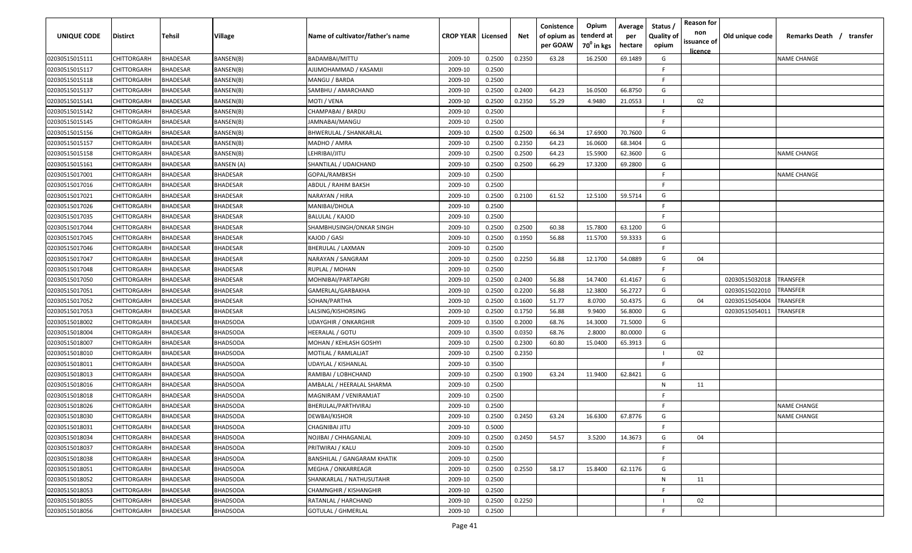| UNIQUE CODE | Distirct | Tehsil | Village | Name of cultivator/father's name | CROP YEAR | Licensed | Net | Conistence of opium as per GOAW | Opium tenderd at 70° in kgs | Average per hectare | Status / Quality of opium | Reason for non issuance of licence | Old unique code | Remarks Death / transfer |
|---|---|---|---|---|---|---|---|---|---|---|---|---|---|---|
| 02030515015111 | CHITTORGARH | BHADESAR | BANSEN(B) | BADAMBAI/MITTU | 2009-10 | 0.2500 | 0.2350 | 63.28 | 16.2500 | 69.1489 | G | | | NAME CHANGE |
| 02030515015117 | CHITTORGARH | BHADESAR | BANSEN(B) | AJIJMOHAMMAD / KASAMJI | 2009-10 | 0.2500 | | | | | F | | | |
| 02030515015118 | CHITTORGARH | BHADESAR | BANSEN(B) | MANGU / BARDA | 2009-10 | 0.2500 | | | | | F | | | |
| 02030515015137 | CHITTORGARH | BHADESAR | BANSEN(B) | SAMBHU / AMARCHAND | 2009-10 | 0.2500 | 0.2400 | 64.23 | 16.0500 | 66.8750 | G | | | |
| 02030515015141 | CHITTORGARH | BHADESAR | BANSEN(B) | MOTI / VENA | 2009-10 | 0.2500 | 0.2350 | 55.29 | 4.9480 | 21.0553 | I | 02 | | |
| 02030515015142 | CHITTORGARH | BHADESAR | BANSEN(B) | CHAMPABAI / BARDU | 2009-10 | 0.2500 | | | | | F | | | |
| 02030515015145 | CHITTORGARH | BHADESAR | BANSEN(B) | JAMNABAI/MANGU | 2009-10 | 0.2500 | | | | | F | | | |
| 02030515015156 | CHITTORGARH | BHADESAR | BANSEN(B) | BHWERULAL / SHANKARLAL | 2009-10 | 0.2500 | 0.2500 | 66.34 | 17.6900 | 70.7600 | G | | | |
| 02030515015157 | CHITTORGARH | BHADESAR | BANSEN(B) | MADHO / AMRA | 2009-10 | 0.2500 | 0.2350 | 64.23 | 16.0600 | 68.3404 | G | | | |
| 02030515015158 | CHITTORGARH | BHADESAR | BANSEN(B) | LEHRIBAI/JITU | 2009-10 | 0.2500 | 0.2500 | 64.23 | 15.5900 | 62.3600 | G | | | NAME CHANGE |
| 02030515015161 | CHITTORGARH | BHADESAR | BANSEN (A) | SHANTILAL / UDAICHAND | 2009-10 | 0.2500 | 0.2500 | 66.29 | 17.3200 | 69.2800 | G | | | |
| 02030515017001 | CHITTORGARH | BHADESAR | BHADESAR | GOPAL/RAMBKSH | 2009-10 | 0.2500 | | | | | F | | | NAME CHANGE |
| 02030515017016 | CHITTORGARH | BHADESAR | BHADESAR | ABDUL / RAHIM BAKSH | 2009-10 | 0.2500 | | | | | F | | | |
| 02030515017021 | CHITTORGARH | BHADESAR | BHADESAR | NARAYAN / HIRA | 2009-10 | 0.2500 | 0.2100 | 61.52 | 12.5100 | 59.5714 | G | | | |
| 02030515017026 | CHITTORGARH | BHADESAR | BHADESAR | MANIBAI/DHOLA | 2009-10 | 0.2500 | | | | | F | | | |
| 02030515017035 | CHITTORGARH | BHADESAR | BHADESAR | BALULAL / KAJOD | 2009-10 | 0.2500 | | | | | F | | | |
| 02030515017044 | CHITTORGARH | BHADESAR | BHADESAR | SHAMBHUSINGH/ONKAR SINGH | 2009-10 | 0.2500 | 0.2500 | 60.38 | 15.7800 | 63.1200 | G | | | |
| 02030515017045 | CHITTORGARH | BHADESAR | BHADESAR | KAJOD / GASI | 2009-10 | 0.2500 | 0.1950 | 56.88 | 11.5700 | 59.3333 | G | | | |
| 02030515017046 | CHITTORGARH | BHADESAR | BHADESAR | BHERULAL / LAXMAN | 2009-10 | 0.2500 | | | | | F | | | |
| 02030515017047 | CHITTORGARH | BHADESAR | BHADESAR | NARAYAN / SANGRAM | 2009-10 | 0.2500 | 0.2250 | 56.88 | 12.1700 | 54.0889 | G | 04 | | |
| 02030515017048 | CHITTORGARH | BHADESAR | BHADESAR | RUPLAL / MOHAN | 2009-10 | 0.2500 | | | | | F | | | |
| 02030515017050 | CHITTORGARH | BHADESAR | BHADESAR | MOHNIBAI/PARTAPGRI | 2009-10 | 0.2500 | 0.2400 | 56.88 | 14.7400 | 61.4167 | G | | 02030515032018 | TRANSFER |
| 02030515017051 | CHITTORGARH | BHADESAR | BHADESAR | GAMERLAL/GARBAKHA | 2009-10 | 0.2500 | 0.2200 | 56.88 | 12.3800 | 56.2727 | G | | 02030515022010 | TRANSFER |
| 02030515017052 | CHITTORGARH | BHADESAR | BHADESAR | SOHAN/PARTHA | 2009-10 | 0.2500 | 0.1600 | 51.77 | 8.0700 | 50.4375 | G | 04 | 02030515054004 | TRANSFER |
| 02030515017053 | CHITTORGARH | BHADESAR | BHADESAR | LALSING/KISHORSING | 2009-10 | 0.2500 | 0.1750 | 56.88 | 9.9400 | 56.8000 | G | | 02030515054011 | TRANSFER |
| 02030515018002 | CHITTORGARH | BHADESAR | BHADSODA | UDAYGHIR / ONKARGHIR | 2009-10 | 0.3500 | 0.2000 | 68.76 | 14.3000 | 71.5000 | G | | | |
| 02030515018004 | CHITTORGARH | BHADESAR | BHADSODA | HEERALAL / GOTU | 2009-10 | 0.3500 | 0.0350 | 68.76 | 2.8000 | 80.0000 | G | | | |
| 02030515018007 | CHITTORGARH | BHADESAR | BHADSODA | MOHAN / KEHLASH GOSHYI | 2009-10 | 0.2500 | 0.2300 | 60.80 | 15.0400 | 65.3913 | G | | | |
| 02030515018010 | CHITTORGARH | BHADESAR | BHADSODA | MOTILAL / RAMLALJAT | 2009-10 | 0.2500 | 0.2350 | | | | I | 02 | | |
| 02030515018011 | CHITTORGARH | BHADESAR | BHADSODA | UDAYLAL / KISHANLAL | 2009-10 | 0.3500 | | | | | F | | | |
| 02030515018013 | CHITTORGARH | BHADESAR | BHADSODA | RAMIBAI / LOBHCHAND | 2009-10 | 0.2500 | 0.1900 | 63.24 | 11.9400 | 62.8421 | G | | | |
| 02030515018016 | CHITTORGARH | BHADESAR | BHADSODA | AMBALAL / HEERALAL SHARMA | 2009-10 | 0.2500 | | | | | N | 11 | | |
| 02030515018018 | CHITTORGARH | BHADESAR | BHADSODA | MAGNIRAM / VENIRAMJAT | 2009-10 | 0.2500 | | | | | F | | | |
| 02030515018026 | CHITTORGARH | BHADESAR | BHADSODA | BHERULAL/PARTHVIRAJ | 2009-10 | 0.2500 | | | | | F | | | NAME CHANGE |
| 02030515018030 | CHITTORGARH | BHADESAR | BHADSODA | DEWBAI/KISHOR | 2009-10 | 0.2500 | 0.2450 | 63.24 | 16.6300 | 67.8776 | G | | | NAME CHANGE |
| 02030515018031 | CHITTORGARH | BHADESAR | BHADSODA | CHAGNIBAI JITU | 2009-10 | 0.5000 | | | | | F | | | |
| 02030515018034 | CHITTORGARH | BHADESAR | BHADSODA | NOJIBAI / CHHAGANLAL | 2009-10 | 0.2500 | 0.2450 | 54.57 | 3.5200 | 14.3673 | G | 04 | | |
| 02030515018037 | CHITTORGARH | BHADESAR | BHADSODA | PRITWIRAJ / KALU | 2009-10 | 0.2500 | | | | | F | | | |
| 02030515018038 | CHITTORGARH | BHADESAR | BHADSODA | BANSHILAL / GANGARAM KHATIK | 2009-10 | 0.2500 | | | | | F | | | |
| 02030515018051 | CHITTORGARH | BHADESAR | BHADSODA | MEGHA / ONKARREAGR | 2009-10 | 0.2500 | 0.2550 | 58.17 | 15.8400 | 62.1176 | G | | | |
| 02030515018052 | CHITTORGARH | BHADESAR | BHADSODA | SHANKARLAL / NATHUSUTAHR | 2009-10 | 0.2500 | | | | | N | 11 | | |
| 02030515018053 | CHITTORGARH | BHADESAR | BHADSODA | CHAMNGHIR / KISHANGHIR | 2009-10 | 0.2500 | | | | | F | | | |
| 02030515018055 | CHITTORGARH | BHADESAR | BHADSODA | RATANLAL / HARCHAND | 2009-10 | 0.2500 | 0.2250 | | | | I | 02 | | |
| 02030515018056 | CHITTORGARH | BHADESAR | BHADSODA | GOTULAL / GHMERLAL | 2009-10 | 0.2500 | | | | | F | | | |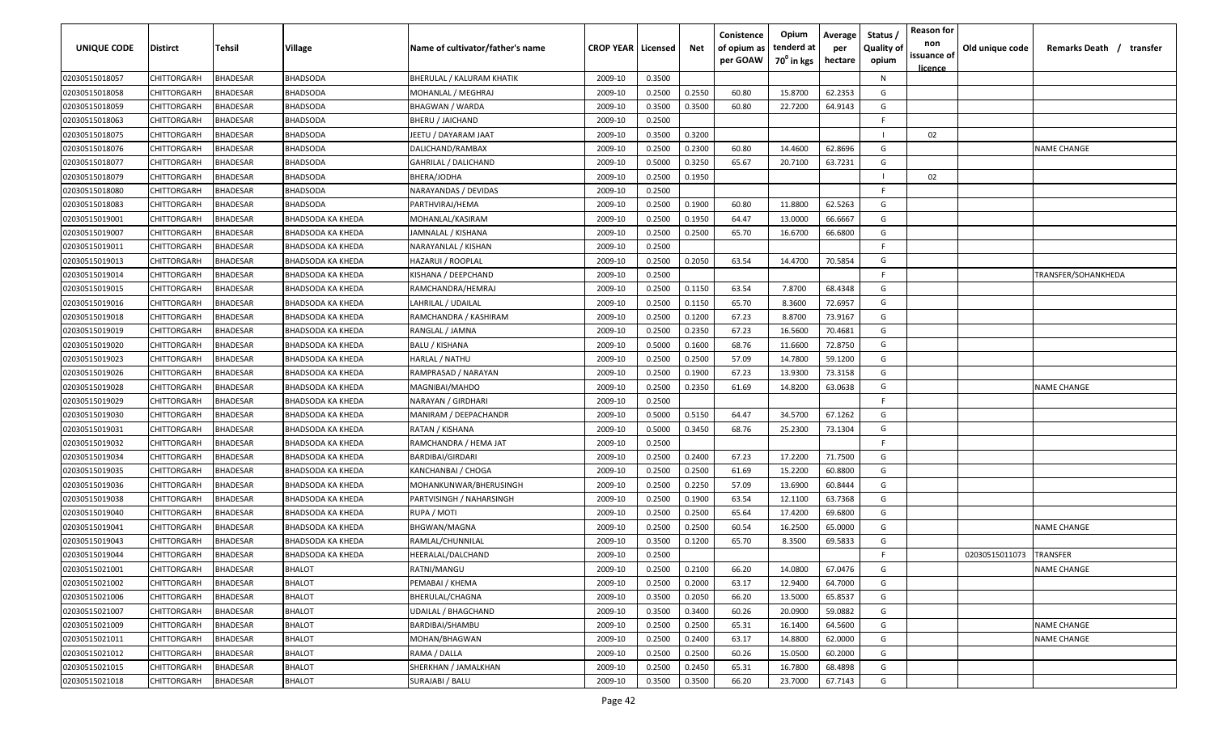| UNIQUE CODE | Distirct | Tehsil | Village | Name of cultivator/father's name | CROP YEAR | Licensed | Net | Conistence of opium as per GOAW | Opium tenderd at 70° in kgs | Average per hectare | Status / Quality of opium | Reason for non issuance of licence | Old unique code | Remarks Death / transfer |
|---|---|---|---|---|---|---|---|---|---|---|---|---|---|---|
| 02030515018057 | CHITTORGARH | BHADESAR | BHADSODA | BHERULAL / KALURAM KHATIK | 2009-10 | 0.3500 | | | | | N | | | |
| 02030515018058 | CHITTORGARH | BHADESAR | BHADSODA | MOHANLAL / MEGHRAJ | 2009-10 | 0.2500 | 0.2550 | 60.80 | 15.8700 | 62.2353 | G | | | |
| 02030515018059 | CHITTORGARH | BHADESAR | BHADSODA | BHAGWAN / WARDA | 2009-10 | 0.3500 | 0.3500 | 60.80 | 22.7200 | 64.9143 | G | | | |
| 02030515018063 | CHITTORGARH | BHADESAR | BHADSODA | BHERU / JAICHAND | 2009-10 | 0.2500 | | | | | F | | | |
| 02030515018075 | CHITTORGARH | BHADESAR | BHADSODA | JEETU / DAYARAM JAAT | 2009-10 | 0.3500 | 0.3200 | | | | I | 02 | | |
| 02030515018076 | CHITTORGARH | BHADESAR | BHADSODA | DALICHAND/RAMBAX | 2009-10 | 0.2500 | 0.2300 | 60.80 | 14.4600 | 62.8696 | G | | | NAME CHANGE |
| 02030515018077 | CHITTORGARH | BHADESAR | BHADSODA | GAHRILAL / DALICHAND | 2009-10 | 0.5000 | 0.3250 | 65.67 | 20.7100 | 63.7231 | G | | | |
| 02030515018079 | CHITTORGARH | BHADESAR | BHADSODA | BHERA/JODHA | 2009-10 | 0.2500 | 0.1950 | | | | I | 02 | | |
| 02030515018080 | CHITTORGARH | BHADESAR | BHADSODA | NARAYANDAS / DEVIDAS | 2009-10 | 0.2500 | | | | | F | | | |
| 02030515018083 | CHITTORGARH | BHADESAR | BHADSODA | PARTHVIRAJ/HEMA | 2009-10 | 0.2500 | 0.1900 | 60.80 | 11.8800 | 62.5263 | G | | | |
| 02030515019001 | CHITTORGARH | BHADESAR | BHADSODA KA KHEDA | MOHANLAL/KASIRAM | 2009-10 | 0.2500 | 0.1950 | 64.47 | 13.0000 | 66.6667 | G | | | |
| 02030515019007 | CHITTORGARH | BHADESAR | BHADSODA KA KHEDA | JAMNALAL / KISHANA | 2009-10 | 0.2500 | 0.2500 | 65.70 | 16.6700 | 66.6800 | G | | | |
| 02030515019011 | CHITTORGARH | BHADESAR | BHADSODA KA KHEDA | NARAYANLAL / KISHAN | 2009-10 | 0.2500 | | | | | F | | | |
| 02030515019013 | CHITTORGARH | BHADESAR | BHADSODA KA KHEDA | HAZARUI / ROOPLAL | 2009-10 | 0.2500 | 0.2050 | 63.54 | 14.4700 | 70.5854 | G | | | |
| 02030515019014 | CHITTORGARH | BHADESAR | BHADSODA KA KHEDA | KISHANA / DEEPCHAND | 2009-10 | 0.2500 | | | | | F | | | TRANSFER/SOHANKHEDA |
| 02030515019015 | CHITTORGARH | BHADESAR | BHADSODA KA KHEDA | RAMCHANDRA/HEMRAJ | 2009-10 | 0.2500 | 0.1150 | 63.54 | 7.8700 | 68.4348 | G | | | |
| 02030515019016 | CHITTORGARH | BHADESAR | BHADSODA KA KHEDA | LAHRILAL / UDAILAL | 2009-10 | 0.2500 | 0.1150 | 65.70 | 8.3600 | 72.6957 | G | | | |
| 02030515019018 | CHITTORGARH | BHADESAR | BHADSODA KA KHEDA | RAMCHANDRA / KASHIRAM | 2009-10 | 0.2500 | 0.1200 | 67.23 | 8.8700 | 73.9167 | G | | | |
| 02030515019019 | CHITTORGARH | BHADESAR | BHADSODA KA KHEDA | RANGLAL / JAMNA | 2009-10 | 0.2500 | 0.2350 | 67.23 | 16.5600 | 70.4681 | G | | | |
| 02030515019020 | CHITTORGARH | BHADESAR | BHADSODA KA KHEDA | BALU / KISHANA | 2009-10 | 0.5000 | 0.1600 | 68.76 | 11.6600 | 72.8750 | G | | | |
| 02030515019023 | CHITTORGARH | BHADESAR | BHADSODA KA KHEDA | HARLAL / NATHU | 2009-10 | 0.2500 | 0.2500 | 57.09 | 14.7800 | 59.1200 | G | | | |
| 02030515019026 | CHITTORGARH | BHADESAR | BHADSODA KA KHEDA | RAMPRASAD / NARAYAN | 2009-10 | 0.2500 | 0.1900 | 67.23 | 13.9300 | 73.3158 | G | | | |
| 02030515019028 | CHITTORGARH | BHADESAR | BHADSODA KA KHEDA | MAGNIBAI/MAHDO | 2009-10 | 0.2500 | 0.2350 | 61.69 | 14.8200 | 63.0638 | G | | | NAME CHANGE |
| 02030515019029 | CHITTORGARH | BHADESAR | BHADSODA KA KHEDA | NARAYAN / GIRDHARI | 2009-10 | 0.2500 | | | | | F | | | |
| 02030515019030 | CHITTORGARH | BHADESAR | BHADSODA KA KHEDA | MANIRAM / DEEPACHANDR | 2009-10 | 0.5000 | 0.5150 | 64.47 | 34.5700 | 67.1262 | G | | | |
| 02030515019031 | CHITTORGARH | BHADESAR | BHADSODA KA KHEDA | RATAN / KISHANA | 2009-10 | 0.5000 | 0.3450 | 68.76 | 25.2300 | 73.1304 | G | | | |
| 02030515019032 | CHITTORGARH | BHADESAR | BHADSODA KA KHEDA | RAMCHANDRA / HEMA JAT | 2009-10 | 0.2500 | | | | | F | | | |
| 02030515019034 | CHITTORGARH | BHADESAR | BHADSODA KA KHEDA | BARDIBAI/GIRDARI | 2009-10 | 0.2500 | 0.2400 | 67.23 | 17.2200 | 71.7500 | G | | | |
| 02030515019035 | CHITTORGARH | BHADESAR | BHADSODA KA KHEDA | KANCHANBAI / CHOGA | 2009-10 | 0.2500 | 0.2500 | 61.69 | 15.2200 | 60.8800 | G | | | |
| 02030515019036 | CHITTORGARH | BHADESAR | BHADSODA KA KHEDA | MOHANKUNWAR/BHERUSINGH | 2009-10 | 0.2500 | 0.2250 | 57.09 | 13.6900 | 60.8444 | G | | | |
| 02030515019038 | CHITTORGARH | BHADESAR | BHADSODA KA KHEDA | PARTVISINGH / NAHARSINGH | 2009-10 | 0.2500 | 0.1900 | 63.54 | 12.1100 | 63.7368 | G | | | |
| 02030515019040 | CHITTORGARH | BHADESAR | BHADSODA KA KHEDA | RUPA / MOTI | 2009-10 | 0.2500 | 0.2500 | 65.64 | 17.4200 | 69.6800 | G | | | |
| 02030515019041 | CHITTORGARH | BHADESAR | BHADSODA KA KHEDA | BHGWAN/MAGNA | 2009-10 | 0.2500 | 0.2500 | 60.54 | 16.2500 | 65.0000 | G | | | NAME CHANGE |
| 02030515019043 | CHITTORGARH | BHADESAR | BHADSODA KA KHEDA | RAMLAL/CHUNNILAL | 2009-10 | 0.3500 | 0.1200 | 65.70 | 8.3500 | 69.5833 | G | | | |
| 02030515019044 | CHITTORGARH | BHADESAR | BHADSODA KA KHEDA | HEERALAL/DALCHAND | 2009-10 | 0.2500 | | | | | F | | 02030515011073 | TRANSFER |
| 02030515021001 | CHITTORGARH | BHADESAR | BHALOT | RATNI/MANGU | 2009-10 | 0.2500 | 0.2100 | 66.20 | 14.0800 | 67.0476 | G | | | NAME CHANGE |
| 02030515021002 | CHITTORGARH | BHADESAR | BHALOT | PEMABAI / KHEMA | 2009-10 | 0.2500 | 0.2000 | 63.17 | 12.9400 | 64.7000 | G | | | |
| 02030515021006 | CHITTORGARH | BHADESAR | BHALOT | BHERULAL/CHAGNA | 2009-10 | 0.3500 | 0.2050 | 66.20 | 13.5000 | 65.8537 | G | | | |
| 02030515021007 | CHITTORGARH | BHADESAR | BHALOT | UDAILAL / BHAGCHAND | 2009-10 | 0.3500 | 0.3400 | 60.26 | 20.0900 | 59.0882 | G | | | |
| 02030515021009 | CHITTORGARH | BHADESAR | BHALOT | BARDIBAI/SHAMBU | 2009-10 | 0.2500 | 0.2500 | 65.31 | 16.1400 | 64.5600 | G | | | NAME CHANGE |
| 02030515021011 | CHITTORGARH | BHADESAR | BHALOT | MOHAN/BHAGWAN | 2009-10 | 0.2500 | 0.2400 | 63.17 | 14.8800 | 62.0000 | G | | | NAME CHANGE |
| 02030515021012 | CHITTORGARH | BHADESAR | BHALOT | RAMA / DALLA | 2009-10 | 0.2500 | 0.2500 | 60.26 | 15.0500 | 60.2000 | G | | | |
| 02030515021015 | CHITTORGARH | BHADESAR | BHALOT | SHERKHAN / JAMALKHAN | 2009-10 | 0.2500 | 0.2450 | 65.31 | 16.7800 | 68.4898 | G | | | |
| 02030515021018 | CHITTORGARH | BHADESAR | BHALOT | SURAJABI / BALU | 2009-10 | 0.3500 | 0.3500 | 66.20 | 23.7000 | 67.7143 | G | | | |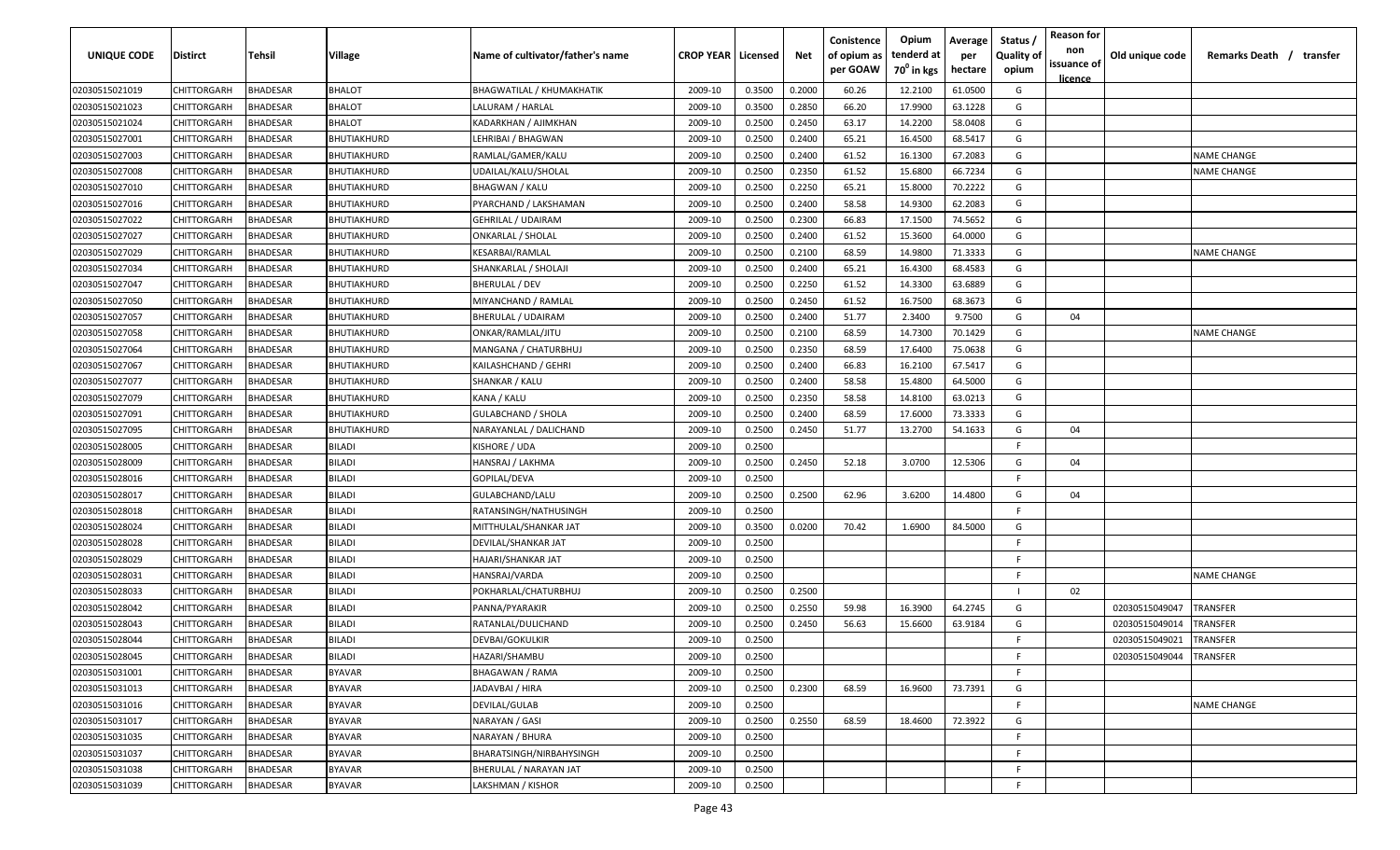| UNIQUE CODE | Distirct | Tehsil | Village | Name of cultivator/father's name | CROP YEAR | Licensed | Net | Conistence of opium as per GOAW | Opium tenderd at 70° in kgs | Average per hectare | Status / Quality of opium | Reason for non issuance of licence | Old unique code | Remarks Death / transfer |
|---|---|---|---|---|---|---|---|---|---|---|---|---|---|---|
| 02030515021019 | CHITTORGARH | BHADESAR | BHALOT | BHAGWATILAL / KHUMAKHATIK | 2009-10 | 0.3500 | 0.2000 | 60.26 | 12.2100 | 61.0500 | G | | | |
| 02030515021023 | CHITTORGARH | BHADESAR | BHALOT | LALURAM / HARLAL | 2009-10 | 0.3500 | 0.2850 | 66.20 | 17.9900 | 63.1228 | G | | | |
| 02030515021024 | CHITTORGARH | BHADESAR | BHALOT | KADARKHAN / AJIMKHAN | 2009-10 | 0.2500 | 0.2450 | 63.17 | 14.2200 | 58.0408 | G | | | |
| 02030515027001 | CHITTORGARH | BHADESAR | BHUTIAKHURD | LEHRIBAI / BHAGWAN | 2009-10 | 0.2500 | 0.2400 | 65.21 | 16.4500 | 68.5417 | G | | | |
| 02030515027003 | CHITTORGARH | BHADESAR | BHUTIAKHURD | RAMLAL/GAMER/KALU | 2009-10 | 0.2500 | 0.2400 | 61.52 | 16.1300 | 67.2083 | G | | | NAME CHANGE |
| 02030515027008 | CHITTORGARH | BHADESAR | BHUTIAKHURD | UDAILAL/KALU/SHOLAL | 2009-10 | 0.2500 | 0.2350 | 61.52 | 15.6800 | 66.7234 | G | | | NAME CHANGE |
| 02030515027010 | CHITTORGARH | BHADESAR | BHUTIAKHURD | BHAGWAN / KALU | 2009-10 | 0.2500 | 0.2250 | 65.21 | 15.8000 | 70.2222 | G | | | |
| 02030515027016 | CHITTORGARH | BHADESAR | BHUTIAKHURD | PYARCHAND / LAKSHAMAN | 2009-10 | 0.2500 | 0.2400 | 58.58 | 14.9300 | 62.2083 | G | | | |
| 02030515027022 | CHITTORGARH | BHADESAR | BHUTIAKHURD | GEHRILAL / UDAIRAM | 2009-10 | 0.2500 | 0.2300 | 66.83 | 17.1500 | 74.5652 | G | | | |
| 02030515027027 | CHITTORGARH | BHADESAR | BHUTIAKHURD | ONKARLAL / SHOLAL | 2009-10 | 0.2500 | 0.2400 | 61.52 | 15.3600 | 64.0000 | G | | | |
| 02030515027029 | CHITTORGARH | BHADESAR | BHUTIAKHURD | KESARBAI/RAMLAL | 2009-10 | 0.2500 | 0.2100 | 68.59 | 14.9800 | 71.3333 | G | | | NAME CHANGE |
| 02030515027034 | CHITTORGARH | BHADESAR | BHUTIAKHURD | SHANKARLAL / SHOLAJI | 2009-10 | 0.2500 | 0.2400 | 65.21 | 16.4300 | 68.4583 | G | | | |
| 02030515027047 | CHITTORGARH | BHADESAR | BHUTIAKHURD | BHERULAL / DEV | 2009-10 | 0.2500 | 0.2250 | 61.52 | 14.3300 | 63.6889 | G | | | |
| 02030515027050 | CHITTORGARH | BHADESAR | BHUTIAKHURD | MIYANCHAND / RAMLAL | 2009-10 | 0.2500 | 0.2450 | 61.52 | 16.7500 | 68.3673 | G | | | |
| 02030515027057 | CHITTORGARH | BHADESAR | BHUTIAKHURD | BHERULAL / UDAIRAM | 2009-10 | 0.2500 | 0.2400 | 51.77 | 2.3400 | 9.7500 | G | 04 | | |
| 02030515027058 | CHITTORGARH | BHADESAR | BHUTIAKHURD | ONKAR/RAMLAL/JITU | 2009-10 | 0.2500 | 0.2100 | 68.59 | 14.7300 | 70.1429 | G | | | NAME CHANGE |
| 02030515027064 | CHITTORGARH | BHADESAR | BHUTIAKHURD | MANGANA / CHATURBHUJ | 2009-10 | 0.2500 | 0.2350 | 68.59 | 17.6400 | 75.0638 | G | | | |
| 02030515027067 | CHITTORGARH | BHADESAR | BHUTIAKHURD | KAILASHCHAND / GEHRI | 2009-10 | 0.2500 | 0.2400 | 66.83 | 16.2100 | 67.5417 | G | | | |
| 02030515027077 | CHITTORGARH | BHADESAR | BHUTIAKHURD | SHANKAR / KALU | 2009-10 | 0.2500 | 0.2400 | 58.58 | 15.4800 | 64.5000 | G | | | |
| 02030515027079 | CHITTORGARH | BHADESAR | BHUTIAKHURD | KANA / KALU | 2009-10 | 0.2500 | 0.2350 | 58.58 | 14.8100 | 63.0213 | G | | | |
| 02030515027091 | CHITTORGARH | BHADESAR | BHUTIAKHURD | GULABCHAND / SHOLA | 2009-10 | 0.2500 | 0.2400 | 68.59 | 17.6000 | 73.3333 | G | | | |
| 02030515027095 | CHITTORGARH | BHADESAR | BHUTIAKHURD | NARAYANLAL / DALICHAND | 2009-10 | 0.2500 | 0.2450 | 51.77 | 13.2700 | 54.1633 | G | 04 | | |
| 02030515028005 | CHITTORGARH | BHADESAR | BILADI | KISHORE / UDA | 2009-10 | 0.2500 | | | | | F | | | |
| 02030515028009 | CHITTORGARH | BHADESAR | BILADI | HANSRAJ / LAKHMA | 2009-10 | 0.2500 | 0.2450 | 52.18 | 3.0700 | 12.5306 | G | 04 | | |
| 02030515028016 | CHITTORGARH | BHADESAR | BILADI | GOPILAL/DEVA | 2009-10 | 0.2500 | | | | | F | | | |
| 02030515028017 | CHITTORGARH | BHADESAR | BILADI | GULABCHAND/LALU | 2009-10 | 0.2500 | 0.2500 | 62.96 | 3.6200 | 14.4800 | G | 04 | | |
| 02030515028018 | CHITTORGARH | BHADESAR | BILADI | RATANSINGH/NATHUSINGH | 2009-10 | 0.2500 | | | | | F | | | |
| 02030515028024 | CHITTORGARH | BHADESAR | BILADI | MITTHULAL/SHANKAR JAT | 2009-10 | 0.3500 | 0.0200 | 70.42 | 1.6900 | 84.5000 | G | | | |
| 02030515028028 | CHITTORGARH | BHADESAR | BILADI | DEVILAL/SHANKAR JAT | 2009-10 | 0.2500 | | | | | F | | | |
| 02030515028029 | CHITTORGARH | BHADESAR | BILADI | HAJARI/SHANKAR JAT | 2009-10 | 0.2500 | | | | | F | | | |
| 02030515028031 | CHITTORGARH | BHADESAR | BILADI | HANSRAJ/VARDA | 2009-10 | 0.2500 | | | | | F | | | NAME CHANGE |
| 02030515028033 | CHITTORGARH | BHADESAR | BILADI | POKHARLAL/CHATURBHUJ | 2009-10 | 0.2500 | 0.2500 | | | | I | 02 | | |
| 02030515028042 | CHITTORGARH | BHADESAR | BILADI | PANNA/PYARAKIR | 2009-10 | 0.2500 | 0.2550 | 59.98 | 16.3900 | 64.2745 | G | | 02030515049047 | TRANSFER |
| 02030515028043 | CHITTORGARH | BHADESAR | BILADI | RATANLAL/DULICHAND | 2009-10 | 0.2500 | 0.2450 | 56.63 | 15.6600 | 63.9184 | G | | 02030515049014 | TRANSFER |
| 02030515028044 | CHITTORGARH | BHADESAR | BILADI | DEVBAI/GOKULKIR | 2009-10 | 0.2500 | | | | | F | | 02030515049021 | TRANSFER |
| 02030515028045 | CHITTORGARH | BHADESAR | BILADI | HAZARI/SHAMBU | 2009-10 | 0.2500 | | | | | F | | 02030515049044 | TRANSFER |
| 02030515031001 | CHITTORGARH | BHADESAR | BYAVAR | BHAGAWAN / RAMA | 2009-10 | 0.2500 | | | | | F | | | |
| 02030515031013 | CHITTORGARH | BHADESAR | BYAVAR | JADAVBAI / HIRA | 2009-10 | 0.2500 | 0.2300 | 68.59 | 16.9600 | 73.7391 | G | | | |
| 02030515031016 | CHITTORGARH | BHADESAR | BYAVAR | DEVILAL/GULAB | 2009-10 | 0.2500 | | | | | F | | | NAME CHANGE |
| 02030515031017 | CHITTORGARH | BHADESAR | BYAVAR | NARAYAN / GASI | 2009-10 | 0.2500 | 0.2550 | 68.59 | 18.4600 | 72.3922 | G | | | |
| 02030515031035 | CHITTORGARH | BHADESAR | BYAVAR | NARAYAN / BHURA | 2009-10 | 0.2500 | | | | | F | | | |
| 02030515031037 | CHITTORGARH | BHADESAR | BYAVAR | BHARATSINGH/NIRBAHYSINGH | 2009-10 | 0.2500 | | | | | F | | | |
| 02030515031038 | CHITTORGARH | BHADESAR | BYAVAR | BHERULAL / NARAYAN JAT | 2009-10 | 0.2500 | | | | | F | | | |
| 02030515031039 | CHITTORGARH | BHADESAR | BYAVAR | LAKSHMAN / KISHOR | 2009-10 | 0.2500 | | | | | F | | | |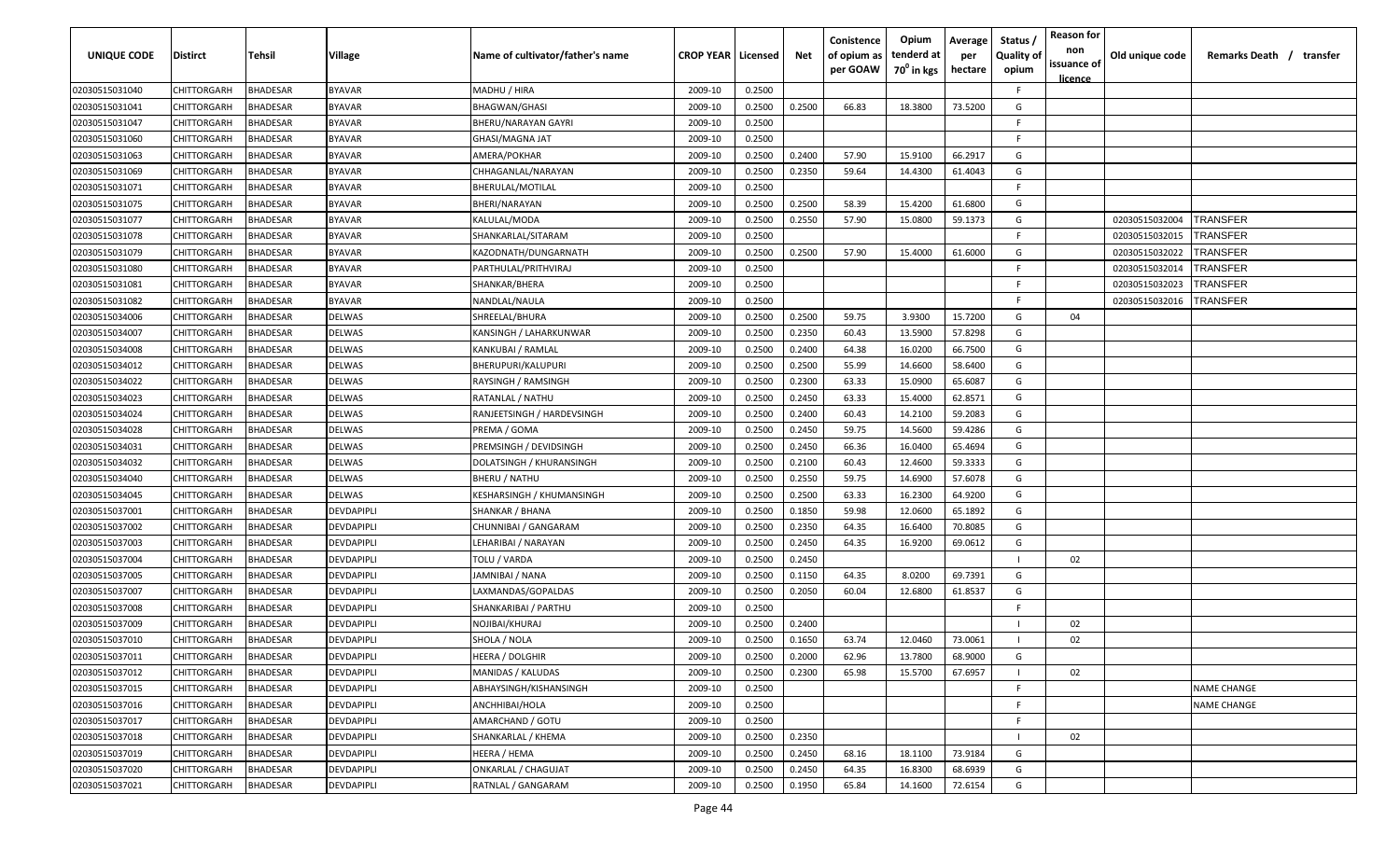| UNIQUE CODE | Distirct | Tehsil | Village | Name of cultivator/father's name | CROP YEAR | Licensed | Net | Conistence of opium as per GOAW | Opium tenderd at 70° in kgs | Average per hectare | Status / Quality of opium | Reason for non issuance of licence | Old unique code | Remarks Death / transfer |
|---|---|---|---|---|---|---|---|---|---|---|---|---|---|---|
| 02030515031040 | CHITTORGARH | BHADESAR | BYAVAR | MADHU / HIRA | 2009-10 | 0.2500 | | | | | F | | | |
| 02030515031041 | CHITTORGARH | BHADESAR | BYAVAR | BHAGWAN/GHASI | 2009-10 | 0.2500 | 0.2500 | 66.83 | 18.3800 | 73.5200 | G | | | |
| 02030515031047 | CHITTORGARH | BHADESAR | BYAVAR | BHERU/NARAYAN GAYRI | 2009-10 | 0.2500 | | | | | F | | | |
| 02030515031060 | CHITTORGARH | BHADESAR | BYAVAR | GHASI/MAGNA JAT | 2009-10 | 0.2500 | | | | | F | | | |
| 02030515031063 | CHITTORGARH | BHADESAR | BYAVAR | AMERA/POKHAR | 2009-10 | 0.2500 | 0.2400 | 57.90 | 15.9100 | 66.2917 | G | | | |
| 02030515031069 | CHITTORGARH | BHADESAR | BYAVAR | CHHAGANLAL/NARAYAN | 2009-10 | 0.2500 | 0.2350 | 59.64 | 14.4300 | 61.4043 | G | | | |
| 02030515031071 | CHITTORGARH | BHADESAR | BYAVAR | BHERULAL/MOTILAL | 2009-10 | 0.2500 | | | | | F | | | |
| 02030515031075 | CHITTORGARH | BHADESAR | BYAVAR | BHERI/NARAYAN | 2009-10 | 0.2500 | 0.2500 | 58.39 | 15.4200 | 61.6800 | G | | | |
| 02030515031077 | CHITTORGARH | BHADESAR | BYAVAR | KALULAL/MODA | 2009-10 | 0.2500 | 0.2550 | 57.90 | 15.0800 | 59.1373 | G | | 02030515032004 | TRANSFER |
| 02030515031078 | CHITTORGARH | BHADESAR | BYAVAR | SHANKARLAL/SITARAM | 2009-10 | 0.2500 | | | | | F | | 02030515032015 | TRANSFER |
| 02030515031079 | CHITTORGARH | BHADESAR | BYAVAR | KAZODNATH/DUNGARNATH | 2009-10 | 0.2500 | 0.2500 | 57.90 | 15.4000 | 61.6000 | G | | 02030515032022 | TRANSFER |
| 02030515031080 | CHITTORGARH | BHADESAR | BYAVAR | PARTHULAL/PRITHVIRAJ | 2009-10 | 0.2500 | | | | | F | | 02030515032014 | TRANSFER |
| 02030515031081 | CHITTORGARH | BHADESAR | BYAVAR | SHANKAR/BHERA | 2009-10 | 0.2500 | | | | | F | | 02030515032023 | TRANSFER |
| 02030515031082 | CHITTORGARH | BHADESAR | BYAVAR | NANDLAL/NAULA | 2009-10 | 0.2500 | | | | | F | | 02030515032016 | TRANSFER |
| 02030515034006 | CHITTORGARH | BHADESAR | DELWAS | SHREELAL/BHURA | 2009-10 | 0.2500 | 0.2500 | 59.75 | 3.9300 | 15.7200 | G | 04 | | |
| 02030515034007 | CHITTORGARH | BHADESAR | DELWAS | KANSINGH / LAHARKUNWAR | 2009-10 | 0.2500 | 0.2350 | 60.43 | 13.5900 | 57.8298 | G | | | |
| 02030515034008 | CHITTORGARH | BHADESAR | DELWAS | KANKUBAI / RAMLAL | 2009-10 | 0.2500 | 0.2400 | 64.38 | 16.0200 | 66.7500 | G | | | |
| 02030515034012 | CHITTORGARH | BHADESAR | DELWAS | BHERUPURI/KALUPURI | 2009-10 | 0.2500 | 0.2500 | 55.99 | 14.6600 | 58.6400 | G | | | |
| 02030515034022 | CHITTORGARH | BHADESAR | DELWAS | RAYSINGH / RAMSINGH | 2009-10 | 0.2500 | 0.2300 | 63.33 | 15.0900 | 65.6087 | G | | | |
| 02030515034023 | CHITTORGARH | BHADESAR | DELWAS | RATANLAL / NATHU | 2009-10 | 0.2500 | 0.2450 | 63.33 | 15.4000 | 62.8571 | G | | | |
| 02030515034024 | CHITTORGARH | BHADESAR | DELWAS | RANJEETSINGH / HARDEVSINGH | 2009-10 | 0.2500 | 0.2400 | 60.43 | 14.2100 | 59.2083 | G | | | |
| 02030515034028 | CHITTORGARH | BHADESAR | DELWAS | PREMA / GOMA | 2009-10 | 0.2500 | 0.2450 | 59.75 | 14.5600 | 59.4286 | G | | | |
| 02030515034031 | CHITTORGARH | BHADESAR | DELWAS | PREMSINGH / DEVIDSINGH | 2009-10 | 0.2500 | 0.2450 | 66.36 | 16.0400 | 65.4694 | G | | | |
| 02030515034032 | CHITTORGARH | BHADESAR | DELWAS | DOLATSINGH / KHURANSINGH | 2009-10 | 0.2500 | 0.2100 | 60.43 | 12.4600 | 59.3333 | G | | | |
| 02030515034040 | CHITTORGARH | BHADESAR | DELWAS | BHERU / NATHU | 2009-10 | 0.2500 | 0.2550 | 59.75 | 14.6900 | 57.6078 | G | | | |
| 02030515034045 | CHITTORGARH | BHADESAR | DELWAS | KESHARSINGH / KHUMANSINGH | 2009-10 | 0.2500 | 0.2500 | 63.33 | 16.2300 | 64.9200 | G | | | |
| 02030515037001 | CHITTORGARH | BHADESAR | DEVDAPIPLI | SHANKAR / BHANA | 2009-10 | 0.2500 | 0.1850 | 59.98 | 12.0600 | 65.1892 | G | | | |
| 02030515037002 | CHITTORGARH | BHADESAR | DEVDAPIPLI | CHUNNIBAI / GANGARAM | 2009-10 | 0.2500 | 0.2350 | 64.35 | 16.6400 | 70.8085 | G | | | |
| 02030515037003 | CHITTORGARH | BHADESAR | DEVDAPIPLI | LEHARIBAI / NARAYAN | 2009-10 | 0.2500 | 0.2450 | 64.35 | 16.9200 | 69.0612 | G | | | |
| 02030515037004 | CHITTORGARH | BHADESAR | DEVDAPIPLI | TOLU / VARDA | 2009-10 | 0.2500 | 0.2450 | | | | I | 02 | | |
| 02030515037005 | CHITTORGARH | BHADESAR | DEVDAPIPLI | JAMNIBAI / NANA | 2009-10 | 0.2500 | 0.1150 | 64.35 | 8.0200 | 69.7391 | G | | | |
| 02030515037007 | CHITTORGARH | BHADESAR | DEVDAPIPLI | LAXMANDAS/GOPALDAS | 2009-10 | 0.2500 | 0.2050 | 60.04 | 12.6800 | 61.8537 | G | | | |
| 02030515037008 | CHITTORGARH | BHADESAR | DEVDAPIPLI | SHANKARIBAI / PARTHU | 2009-10 | 0.2500 | | | | | F | | | |
| 02030515037009 | CHITTORGARH | BHADESAR | DEVDAPIPLI | NOJIBAI/KHURAJ | 2009-10 | 0.2500 | 0.2400 | | | | I | 02 | | |
| 02030515037010 | CHITTORGARH | BHADESAR | DEVDAPIPLI | SHOLA / NOLA | 2009-10 | 0.2500 | 0.1650 | 63.74 | 12.0460 | 73.0061 | I | 02 | | |
| 02030515037011 | CHITTORGARH | BHADESAR | DEVDAPIPLI | HEERA / DOLGHIR | 2009-10 | 0.2500 | 0.2000 | 62.96 | 13.7800 | 68.9000 | G | | | |
| 02030515037012 | CHITTORGARH | BHADESAR | DEVDAPIPLI | MANIDAS / KALUDAS | 2009-10 | 0.2500 | 0.2300 | 65.98 | 15.5700 | 67.6957 | I | 02 | | |
| 02030515037015 | CHITTORGARH | BHADESAR | DEVDAPIPLI | ABHAYSINGH/KISHANSINGH | 2009-10 | 0.2500 | | | | | F | | | NAME CHANGE |
| 02030515037016 | CHITTORGARH | BHADESAR | DEVDAPIPLI | ANCHHIBAI/HOLA | 2009-10 | 0.2500 | | | | | F | | | NAME CHANGE |
| 02030515037017 | CHITTORGARH | BHADESAR | DEVDAPIPLI | AMARCHAND / GOTU | 2009-10 | 0.2500 | | | | | F | | | |
| 02030515037018 | CHITTORGARH | BHADESAR | DEVDAPIPLI | SHANKARLAL / KHEMA | 2009-10 | 0.2500 | 0.2350 | | | | I | 02 | | |
| 02030515037019 | CHITTORGARH | BHADESAR | DEVDAPIPLI | HEERA / HEMA | 2009-10 | 0.2500 | 0.2450 | 68.16 | 18.1100 | 73.9184 | G | | | |
| 02030515037020 | CHITTORGARH | BHADESAR | DEVDAPIPLI | ONKARLAL / CHAGUJAT | 2009-10 | 0.2500 | 0.2450 | 64.35 | 16.8300 | 68.6939 | G | | | |
| 02030515037021 | CHITTORGARH | BHADESAR | DEVDAPIPLI | RATNLAL / GANGARAM | 2009-10 | 0.2500 | 0.1950 | 65.84 | 14.1600 | 72.6154 | G | | | |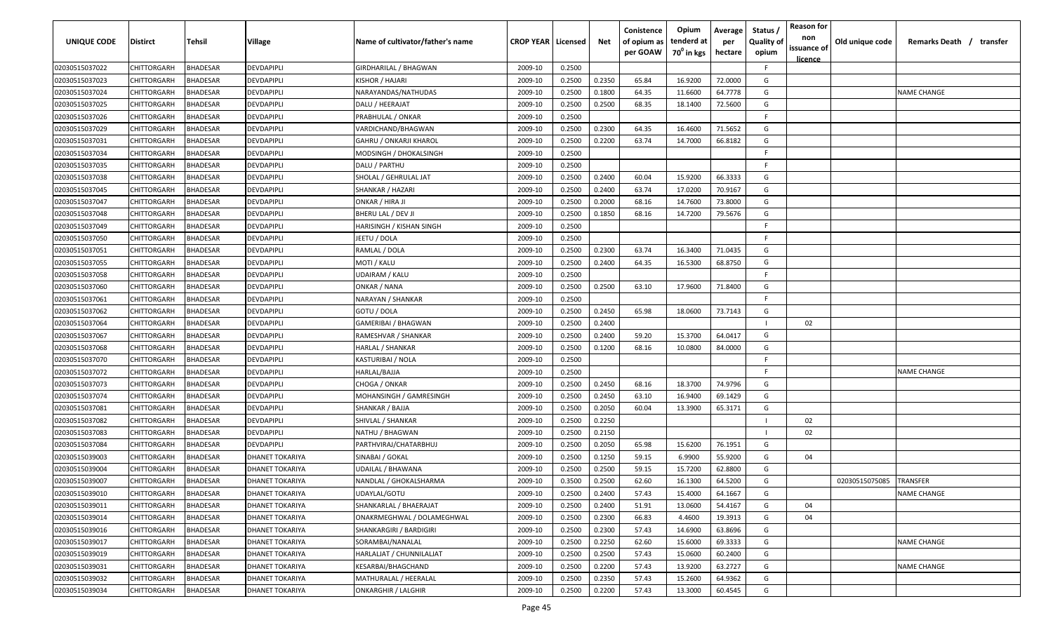| UNIQUE CODE | Distirct | Tehsil | Village | Name of cultivator/father's name | CROP YEAR | Licensed | Net | Conistence of opium as per GOAW | Opium tenderd at 70° in kgs | Average per hectare | Status / Quality of opium | Reason for non issuance of licence | Old unique code | Remarks Death / transfer |
|---|---|---|---|---|---|---|---|---|---|---|---|---|---|---|
| 02030515037022 | CHITTORGARH | BHADESAR | DEVDAPIPLI | GIRDHARILAL / BHAGWAN | 2009-10 | 0.2500 | | | | | F | | | |
| 02030515037023 | CHITTORGARH | BHADESAR | DEVDAPIPLI | KISHOR / HAJARI | 2009-10 | 0.2500 | 0.2350 | 65.84 | 16.9200 | 72.0000 | G | | | |
| 02030515037024 | CHITTORGARH | BHADESAR | DEVDAPIPLI | NARAYANDAS/NATHUDAS | 2009-10 | 0.2500 | 0.1800 | 64.35 | 11.6600 | 64.7778 | G | | | NAME CHANGE |
| 02030515037025 | CHITTORGARH | BHADESAR | DEVDAPIPLI | DALU / HEERAJAT | 2009-10 | 0.2500 | 0.2500 | 68.35 | 18.1400 | 72.5600 | G | | | |
| 02030515037026 | CHITTORGARH | BHADESAR | DEVDAPIPLI | PRABHULAL / ONKAR | 2009-10 | 0.2500 | | | | | F | | | |
| 02030515037029 | CHITTORGARH | BHADESAR | DEVDAPIPLI | VARDICHAND/BHAGWAN | 2009-10 | 0.2500 | 0.2300 | 64.35 | 16.4600 | 71.5652 | G | | | |
| 02030515037031 | CHITTORGARH | BHADESAR | DEVDAPIPLI | GAHRU / ONKARJI KHAROL | 2009-10 | 0.2500 | 0.2200 | 63.74 | 14.7000 | 66.8182 | G | | | |
| 02030515037034 | CHITTORGARH | BHADESAR | DEVDAPIPLI | MODSINGH / DHOKALSINGH | 2009-10 | 0.2500 | | | | | F | | | |
| 02030515037035 | CHITTORGARH | BHADESAR | DEVDAPIPLI | DALU / PARTHU | 2009-10 | 0.2500 | | | | | F | | | |
| 02030515037038 | CHITTORGARH | BHADESAR | DEVDAPIPLI | SHOLAL / GEHRULAL JAT | 2009-10 | 0.2500 | 0.2400 | 60.04 | 15.9200 | 66.3333 | G | | | |
| 02030515037045 | CHITTORGARH | BHADESAR | DEVDAPIPLI | SHANKAR / HAZARI | 2009-10 | 0.2500 | 0.2400 | 63.74 | 17.0200 | 70.9167 | G | | | |
| 02030515037047 | CHITTORGARH | BHADESAR | DEVDAPIPLI | ONKAR / HIRA JI | 2009-10 | 0.2500 | 0.2000 | 68.16 | 14.7600 | 73.8000 | G | | | |
| 02030515037048 | CHITTORGARH | BHADESAR | DEVDAPIPLI | BHERU LAL / DEV JI | 2009-10 | 0.2500 | 0.1850 | 68.16 | 14.7200 | 79.5676 | G | | | |
| 02030515037049 | CHITTORGARH | BHADESAR | DEVDAPIPLI | HARISINGH / KISHAN SINGH | 2009-10 | 0.2500 | | | | | F | | | |
| 02030515037050 | CHITTORGARH | BHADESAR | DEVDAPIPLI | JEETU / DOLA | 2009-10 | 0.2500 | | | | | F | | | |
| 02030515037051 | CHITTORGARH | BHADESAR | DEVDAPIPLI | RAMLAL / DOLA | 2009-10 | 0.2500 | 0.2300 | 63.74 | 16.3400 | 71.0435 | G | | | |
| 02030515037055 | CHITTORGARH | BHADESAR | DEVDAPIPLI | MOTI / KALU | 2009-10 | 0.2500 | 0.2400 | 64.35 | 16.5300 | 68.8750 | G | | | |
| 02030515037058 | CHITTORGARH | BHADESAR | DEVDAPIPLI | UDAIRAM / KALU | 2009-10 | 0.2500 | | | | | F | | | |
| 02030515037060 | CHITTORGARH | BHADESAR | DEVDAPIPLI | ONKAR / NANA | 2009-10 | 0.2500 | 0.2500 | 63.10 | 17.9600 | 71.8400 | G | | | |
| 02030515037061 | CHITTORGARH | BHADESAR | DEVDAPIPLI | NARAYAN / SHANKAR | 2009-10 | 0.2500 | | | | | F | | | |
| 02030515037062 | CHITTORGARH | BHADESAR | DEVDAPIPLI | GOTU / DOLA | 2009-10 | 0.2500 | 0.2450 | 65.98 | 18.0600 | 73.7143 | G | | | |
| 02030515037064 | CHITTORGARH | BHADESAR | DEVDAPIPLI | GAMERIBAI / BHAGWAN | 2009-10 | 0.2500 | 0.2400 | | | | I | 02 | | |
| 02030515037067 | CHITTORGARH | BHADESAR | DEVDAPIPLI | RAMESHVAR / SHANKAR | 2009-10 | 0.2500 | 0.2400 | 59.20 | 15.3700 | 64.0417 | G | | | |
| 02030515037068 | CHITTORGARH | BHADESAR | DEVDAPIPLI | HARLAL / SHANKAR | 2009-10 | 0.2500 | 0.1200 | 68.16 | 10.0800 | 84.0000 | G | | | |
| 02030515037070 | CHITTORGARH | BHADESAR | DEVDAPIPLI | KASTURIBAI / NOLA | 2009-10 | 0.2500 | | | | | F | | | |
| 02030515037072 | CHITTORGARH | BHADESAR | DEVDAPIPLI | HARLAL/BAJJA | 2009-10 | 0.2500 | | | | | F | | | NAME CHANGE |
| 02030515037073 | CHITTORGARH | BHADESAR | DEVDAPIPLI | CHOGA / ONKAR | 2009-10 | 0.2500 | 0.2450 | 68.16 | 18.3700 | 74.9796 | G | | | |
| 02030515037074 | CHITTORGARH | BHADESAR | DEVDAPIPLI | MOHANSINGH / GAMRESINGH | 2009-10 | 0.2500 | 0.2450 | 63.10 | 16.9400 | 69.1429 | G | | | |
| 02030515037081 | CHITTORGARH | BHADESAR | DEVDAPIPLI | SHANKAR / BAJJA | 2009-10 | 0.2500 | 0.2050 | 60.04 | 13.3900 | 65.3171 | G | | | |
| 02030515037082 | CHITTORGARH | BHADESAR | DEVDAPIPLI | SHIVLAL / SHANKAR | 2009-10 | 0.2500 | 0.2250 | | | | I | 02 | | |
| 02030515037083 | CHITTORGARH | BHADESAR | DEVDAPIPLI | NATHU / BHAGWAN | 2009-10 | 0.2500 | 0.2150 | | | | I | 02 | | |
| 02030515037084 | CHITTORGARH | BHADESAR | DEVDAPIPLI | PARTHVIRAJ/CHATARBHUJ | 2009-10 | 0.2500 | 0.2050 | 65.98 | 15.6200 | 76.1951 | G | | | |
| 02030515039003 | CHITTORGARH | BHADESAR | DHANET TOKARIYA | SINABAI / GOKAL | 2009-10 | 0.2500 | 0.1250 | 59.15 | 6.9900 | 55.9200 | G | 04 | | |
| 02030515039004 | CHITTORGARH | BHADESAR | DHANET TOKARIYA | UDAILAL / BHAWANA | 2009-10 | 0.2500 | 0.2500 | 59.15 | 15.7200 | 62.8800 | G | | | |
| 02030515039007 | CHITTORGARH | BHADESAR | DHANET TOKARIYA | NANDLAL / GHOKALSHARMA | 2009-10 | 0.3500 | 0.2500 | 62.60 | 16.1300 | 64.5200 | G | | 02030515075085 | TRANSFER |
| 02030515039010 | CHITTORGARH | BHADESAR | DHANET TOKARIYA | UDAYLAL/GOTU | 2009-10 | 0.2500 | 0.2400 | 57.43 | 15.4000 | 64.1667 | G | | | NAME CHANGE |
| 02030515039011 | CHITTORGARH | BHADESAR | DHANET TOKARIYA | SHANKARLAL / BHAERAJAT | 2009-10 | 0.2500 | 0.2400 | 51.91 | 13.0600 | 54.4167 | G | 04 | | |
| 02030515039014 | CHITTORGARH | BHADESAR | DHANET TOKARIYA | ONAKRMEGHWAL / DOLAMEGHWAL | 2009-10 | 0.2500 | 0.2300 | 66.83 | 4.4600 | 19.3913 | G | 04 | | |
| 02030515039016 | CHITTORGARH | BHADESAR | DHANET TOKARIYA | SHANKARGIRI / BARDIGIRI | 2009-10 | 0.2500 | 0.2300 | 57.43 | 14.6900 | 63.8696 | G | | | |
| 02030515039017 | CHITTORGARH | BHADESAR | DHANET TOKARIYA | SORAMBAI/NANALAL | 2009-10 | 0.2500 | 0.2250 | 62.60 | 15.6000 | 69.3333 | G | | | NAME CHANGE |
| 02030515039019 | CHITTORGARH | BHADESAR | DHANET TOKARIYA | HARLALJAT / CHUNNILALJAT | 2009-10 | 0.2500 | 0.2500 | 57.43 | 15.0600 | 60.2400 | G | | | |
| 02030515039031 | CHITTORGARH | BHADESAR | DHANET TOKARIYA | KESARBAI/BHAGCHAND | 2009-10 | 0.2500 | 0.2200 | 57.43 | 13.9200 | 63.2727 | G | | | NAME CHANGE |
| 02030515039032 | CHITTORGARH | BHADESAR | DHANET TOKARIYA | MATHURALAL / HEERALAL | 2009-10 | 0.2500 | 0.2350 | 57.43 | 15.2600 | 64.9362 | G | | | |
| 02030515039034 | CHITTORGARH | BHADESAR | DHANET TOKARIYA | ONKARGHIR / LALGHIR | 2009-10 | 0.2500 | 0.2200 | 57.43 | 13.3000 | 60.4545 | G | | | |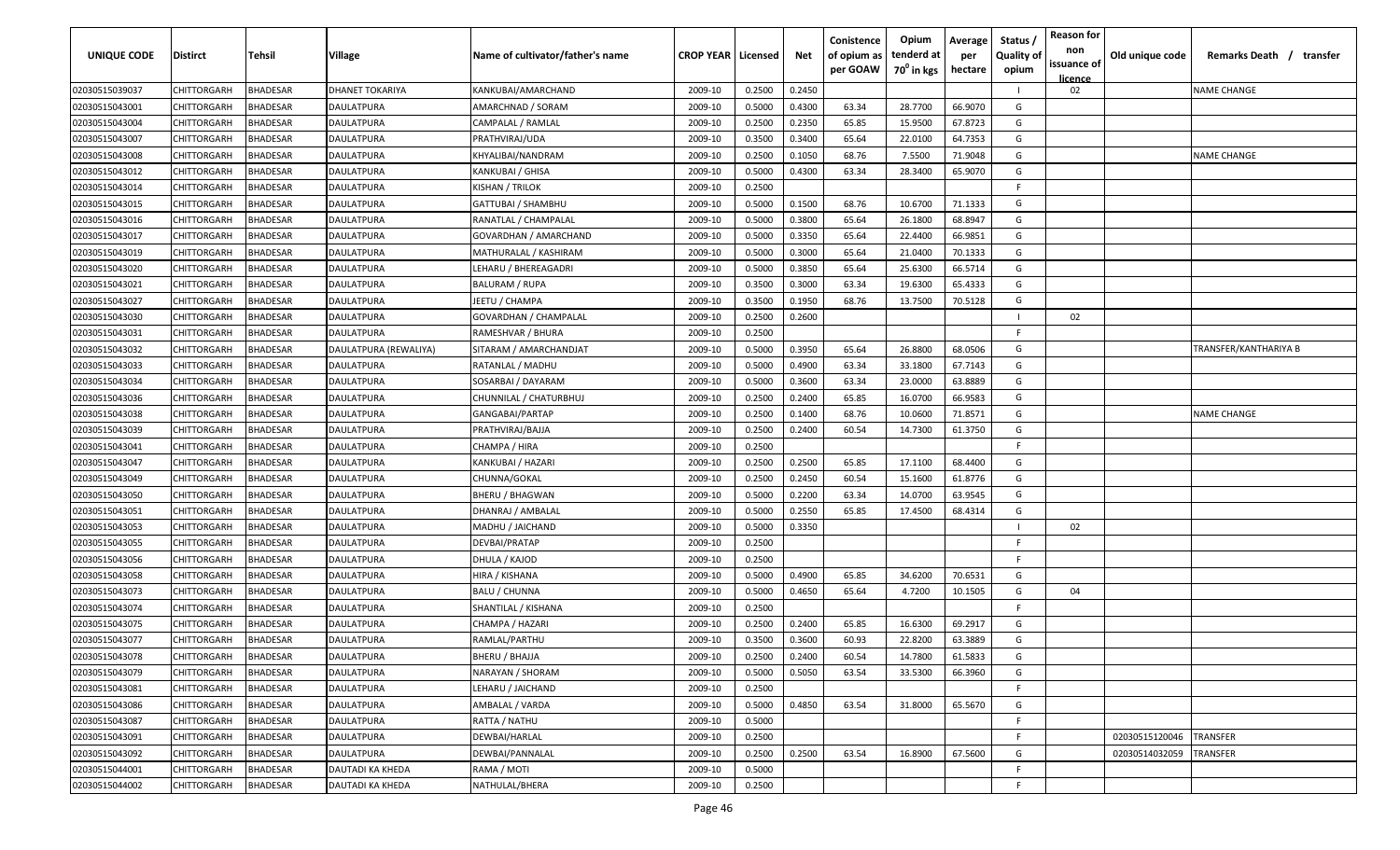| UNIQUE CODE | Distirct | Tehsil | Village | Name of cultivator/father's name | CROP YEAR | Licensed | Net | Conistence of opium as per GOAW | Opium tenderd at 70⁰ in kgs | Average per hectare | Status / Quality of opium | Reason for non issuance of licence | Old unique code | Remarks Death / transfer |
|---|---|---|---|---|---|---|---|---|---|---|---|---|---|---|
| 02030515039037 | CHITTORGARH | BHADESAR | DHANET TOKARIYA | KANKUBAI/AMARCHAND | 2009-10 | 0.2500 | 0.2450 | | | | I | 02 | | NAME CHANGE |
| 02030515043001 | CHITTORGARH | BHADESAR | DAULATPURA | AMARCHNAD / SORAM | 2009-10 | 0.5000 | 0.4300 | 63.34 | 28.7700 | 66.9070 | G | | | |
| 02030515043004 | CHITTORGARH | BHADESAR | DAULATPURA | CAMPALAL / RAMLAL | 2009-10 | 0.2500 | 0.2350 | 65.85 | 15.9500 | 67.8723 | G | | | |
| 02030515043007 | CHITTORGARH | BHADESAR | DAULATPURA | PRATHVIRAJ/UDA | 2009-10 | 0.3500 | 0.3400 | 65.64 | 22.0100 | 64.7353 | G | | | |
| 02030515043008 | CHITTORGARH | BHADESAR | DAULATPURA | KHYALIBAI/NANDRAM | 2009-10 | 0.2500 | 0.1050 | 68.76 | 7.5500 | 71.9048 | G | | | NAME CHANGE |
| 02030515043012 | CHITTORGARH | BHADESAR | DAULATPURA | KANKUBAI / GHISA | 2009-10 | 0.5000 | 0.4300 | 63.34 | 28.3400 | 65.9070 | G | | | |
| 02030515043014 | CHITTORGARH | BHADESAR | DAULATPURA | KISHAN / TRILOK | 2009-10 | 0.2500 | | | | | F | | | |
| 02030515043015 | CHITTORGARH | BHADESAR | DAULATPURA | GATTUBAI / SHAMBHU | 2009-10 | 0.5000 | 0.1500 | 68.76 | 10.6700 | 71.1333 | G | | | |
| 02030515043016 | CHITTORGARH | BHADESAR | DAULATPURA | RANATLAL / CHAMPALAL | 2009-10 | 0.5000 | 0.3800 | 65.64 | 26.1800 | 68.8947 | G | | | |
| 02030515043017 | CHITTORGARH | BHADESAR | DAULATPURA | GOVARDHAN / AMARCHAND | 2009-10 | 0.5000 | 0.3350 | 65.64 | 22.4400 | 66.9851 | G | | | |
| 02030515043019 | CHITTORGARH | BHADESAR | DAULATPURA | MATHURALAL / KASHIRAM | 2009-10 | 0.5000 | 0.3000 | 65.64 | 21.0400 | 70.1333 | G | | | |
| 02030515043020 | CHITTORGARH | BHADESAR | DAULATPURA | LEHARU / BHEREAGADRI | 2009-10 | 0.5000 | 0.3850 | 65.64 | 25.6300 | 66.5714 | G | | | |
| 02030515043021 | CHITTORGARH | BHADESAR | DAULATPURA | BALURAM / RUPA | 2009-10 | 0.3500 | 0.3000 | 63.34 | 19.6300 | 65.4333 | G | | | |
| 02030515043027 | CHITTORGARH | BHADESAR | DAULATPURA | JEETU / CHAMPA | 2009-10 | 0.3500 | 0.1950 | 68.76 | 13.7500 | 70.5128 | G | | | |
| 02030515043030 | CHITTORGARH | BHADESAR | DAULATPURA | GOVARDHAN / CHAMPALAL | 2009-10 | 0.2500 | 0.2600 | | | | I | 02 | | |
| 02030515043031 | CHITTORGARH | BHADESAR | DAULATPURA | RAMESHVAR / BHURA | 2009-10 | 0.2500 | | | | | F | | | |
| 02030515043032 | CHITTORGARH | BHADESAR | DAULATPURA (REWALIYA) | SITARAM / AMARCHANDJAT | 2009-10 | 0.5000 | 0.3950 | 65.64 | 26.8800 | 68.0506 | G | | | TRANSFER/KANTHARIYA B |
| 02030515043033 | CHITTORGARH | BHADESAR | DAULATPURA | RATANLAL / MADHU | 2009-10 | 0.5000 | 0.4900 | 63.34 | 33.1800 | 67.7143 | G | | | |
| 02030515043034 | CHITTORGARH | BHADESAR | DAULATPURA | SOSARBAI / DAYARAM | 2009-10 | 0.5000 | 0.3600 | 63.34 | 23.0000 | 63.8889 | G | | | |
| 02030515043036 | CHITTORGARH | BHADESAR | DAULATPURA | CHUNNILAL / CHATURBHUJ | 2009-10 | 0.2500 | 0.2400 | 65.85 | 16.0700 | 66.9583 | G | | | |
| 02030515043038 | CHITTORGARH | BHADESAR | DAULATPURA | GANGABAI/PARTAP | 2009-10 | 0.2500 | 0.1400 | 68.76 | 10.0600 | 71.8571 | G | | | NAME CHANGE |
| 02030515043039 | CHITTORGARH | BHADESAR | DAULATPURA | PRATHVIRAJ/BAJJA | 2009-10 | 0.2500 | 0.2400 | 60.54 | 14.7300 | 61.3750 | G | | | |
| 02030515043041 | CHITTORGARH | BHADESAR | DAULATPURA | CHAMPA / HIRA | 2009-10 | 0.2500 | | | | | F | | | |
| 02030515043047 | CHITTORGARH | BHADESAR | DAULATPURA | KANKUBAI / HAZARI | 2009-10 | 0.2500 | 0.2500 | 65.85 | 17.1100 | 68.4400 | G | | | |
| 02030515043049 | CHITTORGARH | BHADESAR | DAULATPURA | CHUNNA/GOKAL | 2009-10 | 0.2500 | 0.2450 | 60.54 | 15.1600 | 61.8776 | G | | | |
| 02030515043050 | CHITTORGARH | BHADESAR | DAULATPURA | BHERU / BHAGWAN | 2009-10 | 0.5000 | 0.2200 | 63.34 | 14.0700 | 63.9545 | G | | | |
| 02030515043051 | CHITTORGARH | BHADESAR | DAULATPURA | DHANRAJ / AMBALAL | 2009-10 | 0.5000 | 0.2550 | 65.85 | 17.4500 | 68.4314 | G | | | |
| 02030515043053 | CHITTORGARH | BHADESAR | DAULATPURA | MADHU / JAICHAND | 2009-10 | 0.5000 | 0.3350 | | | | I | 02 | | |
| 02030515043055 | CHITTORGARH | BHADESAR | DAULATPURA | DEVBAI/PRATAP | 2009-10 | 0.2500 | | | | | F | | | |
| 02030515043056 | CHITTORGARH | BHADESAR | DAULATPURA | DHULA / KAJOD | 2009-10 | 0.2500 | | | | | F | | | |
| 02030515043058 | CHITTORGARH | BHADESAR | DAULATPURA | HIRA / KISHANA | 2009-10 | 0.5000 | 0.4900 | 65.85 | 34.6200 | 70.6531 | G | | | |
| 02030515043073 | CHITTORGARH | BHADESAR | DAULATPURA | BALU / CHUNNA | 2009-10 | 0.5000 | 0.4650 | 65.64 | 4.7200 | 10.1505 | G | 04 | | |
| 02030515043074 | CHITTORGARH | BHADESAR | DAULATPURA | SHANTILAL / KISHANA | 2009-10 | 0.2500 | | | | | F | | | |
| 02030515043075 | CHITTORGARH | BHADESAR | DAULATPURA | CHAMPA / HAZARI | 2009-10 | 0.2500 | 0.2400 | 65.85 | 16.6300 | 69.2917 | G | | | |
| 02030515043077 | CHITTORGARH | BHADESAR | DAULATPURA | RAMLAL/PARTHU | 2009-10 | 0.3500 | 0.3600 | 60.93 | 22.8200 | 63.3889 | G | | | |
| 02030515043078 | CHITTORGARH | BHADESAR | DAULATPURA | BHERU / BHAJJA | 2009-10 | 0.2500 | 0.2400 | 60.54 | 14.7800 | 61.5833 | G | | | |
| 02030515043079 | CHITTORGARH | BHADESAR | DAULATPURA | NARAYAN / SHORAM | 2009-10 | 0.5000 | 0.5050 | 63.54 | 33.5300 | 66.3960 | G | | | |
| 02030515043081 | CHITTORGARH | BHADESAR | DAULATPURA | LEHARU / JAICHAND | 2009-10 | 0.2500 | | | | | F | | | |
| 02030515043086 | CHITTORGARH | BHADESAR | DAULATPURA | AMBALAL / VARDA | 2009-10 | 0.5000 | 0.4850 | 63.54 | 31.8000 | 65.5670 | G | | | |
| 02030515043087 | CHITTORGARH | BHADESAR | DAULATPURA | RATTA / NATHU | 2009-10 | 0.5000 | | | | | F | | | |
| 02030515043091 | CHITTORGARH | BHADESAR | DAULATPURA | DEWBAI/HARLAL | 2009-10 | 0.2500 | | | | | F | | 02030515120046 | TRANSFER |
| 02030515043092 | CHITTORGARH | BHADESAR | DAULATPURA | DEWBAI/PANNALAL | 2009-10 | 0.2500 | 0.2500 | 63.54 | 16.8900 | 67.5600 | G | | 02030514032059 | TRANSFER |
| 02030515044001 | CHITTORGARH | BHADESAR | DAUTADI KA KHEDA | RAMA / MOTI | 2009-10 | 0.5000 | | | | | F | | | |
| 02030515044002 | CHITTORGARH | BHADESAR | DAUTADI KA KHEDA | NATHULAL/BHERA | 2009-10 | 0.2500 | | | | | F | | | |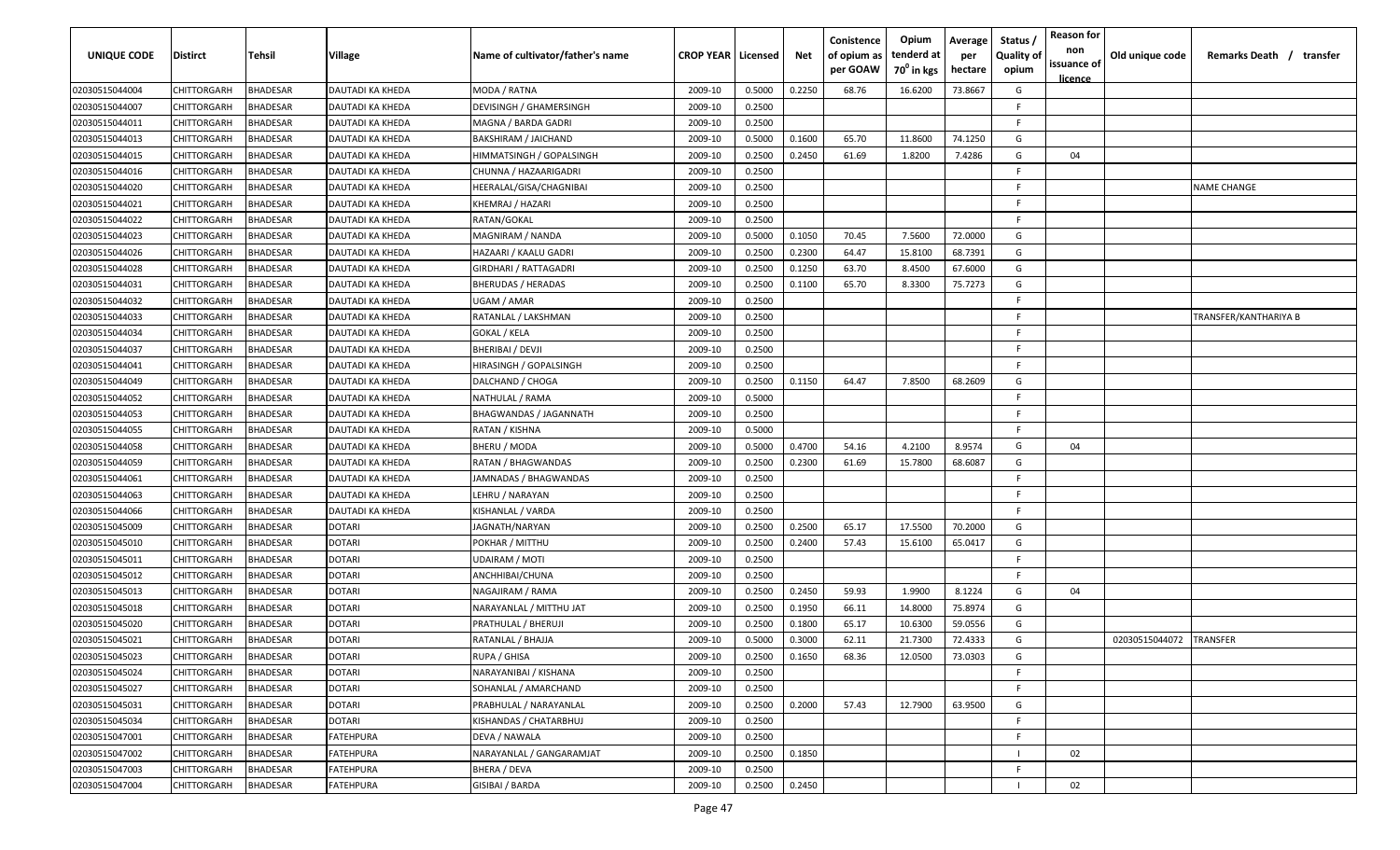| UNIQUE CODE | Distirct | Tehsil | Village | Name of cultivator/father's name | CROP YEAR | Licensed | Net | Conistence of opium as per GOAW | Opium tenderd at $70^0$ in kgs | Average per hectare | Status / Quality of opium | Reason for non issuance of licence | Old unique code | Remarks Death / transfer |
|---|---|---|---|---|---|---|---|---|---|---|---|---|---|---|
| 02030515044004 | CHITTORGARH | BHADESAR | DAUTADI KA KHEDA | MODA / RATNA | 2009-10 | 0.5000 | 0.2250 | 68.76 | 16.6200 | 73.8667 | G | | | |
| 02030515044007 | CHITTORGARH | BHADESAR | DAUTADI KA KHEDA | DEVISINGH / GHAMERSINGH | 2009-10 | 0.2500 | | | | | F | | | |
| 02030515044011 | CHITTORGARH | BHADESAR | DAUTADI KA KHEDA | MAGNA / BARDA GADRI | 2009-10 | 0.2500 | | | | | F | | | |
| 02030515044013 | CHITTORGARH | BHADESAR | DAUTADI KA KHEDA | BAKSHIRAM / JAICHAND | 2009-10 | 0.5000 | 0.1600 | 65.70 | 11.8600 | 74.1250 | G | | | |
| 02030515044015 | CHITTORGARH | BHADESAR | DAUTADI KA KHEDA | HIMMATSINGH / GOPALSINGH | 2009-10 | 0.2500 | 0.2450 | 61.69 | 1.8200 | 7.4286 | G | 04 | | |
| 02030515044016 | CHITTORGARH | BHADESAR | DAUTADI KA KHEDA | CHUNNA / HAZAARIGADRI | 2009-10 | 0.2500 | | | | | F | | | |
| 02030515044020 | CHITTORGARH | BHADESAR | DAUTADI KA KHEDA | HEERALAL/GISA/CHAGNIBAI | 2009-10 | 0.2500 | | | | | F | | | NAME CHANGE |
| 02030515044021 | CHITTORGARH | BHADESAR | DAUTADI KA KHEDA | KHEMRAJ / HAZARI | 2009-10 | 0.2500 | | | | | F | | | |
| 02030515044022 | CHITTORGARH | BHADESAR | DAUTADI KA KHEDA | RATAN/GOKAL | 2009-10 | 0.2500 | | | | | F | | | |
| 02030515044023 | CHITTORGARH | BHADESAR | DAUTADI KA KHEDA | MAGNIRAM / NANDA | 2009-10 | 0.5000 | 0.1050 | 70.45 | 7.5600 | 72.0000 | G | | | |
| 02030515044026 | CHITTORGARH | BHADESAR | DAUTADI KA KHEDA | HAZAARI / KAALU GADRI | 2009-10 | 0.2500 | 0.2300 | 64.47 | 15.8100 | 68.7391 | G | | | |
| 02030515044028 | CHITTORGARH | BHADESAR | DAUTADI KA KHEDA | GIRDHARI / RATTAGADRI | 2009-10 | 0.2500 | 0.1250 | 63.70 | 8.4500 | 67.6000 | G | | | |
| 02030515044031 | CHITTORGARH | BHADESAR | DAUTADI KA KHEDA | BHERUDAS / HERADAS | 2009-10 | 0.2500 | 0.1100 | 65.70 | 8.3300 | 75.7273 | G | | | |
| 02030515044032 | CHITTORGARH | BHADESAR | DAUTADI KA KHEDA | UGAM / AMAR | 2009-10 | 0.2500 | | | | | F | | | |
| 02030515044033 | CHITTORGARH | BHADESAR | DAUTADI KA KHEDA | RATANLAL / LAKSHMAN | 2009-10 | 0.2500 | | | | | F | | | TRANSFER/KANTHARIYA B |
| 02030515044034 | CHITTORGARH | BHADESAR | DAUTADI KA KHEDA | GOKAL / KELA | 2009-10 | 0.2500 | | | | | F | | | |
| 02030515044037 | CHITTORGARH | BHADESAR | DAUTADI KA KHEDA | BHERIBAI / DEVJI | 2009-10 | 0.2500 | | | | | F | | | |
| 02030515044041 | CHITTORGARH | BHADESAR | DAUTADI KA KHEDA | HIRASINGH / GOPALSINGH | 2009-10 | 0.2500 | | | | | F | | | |
| 02030515044049 | CHITTORGARH | BHADESAR | DAUTADI KA KHEDA | DALCHAND / CHOGA | 2009-10 | 0.2500 | 0.1150 | 64.47 | 7.8500 | 68.2609 | G | | | |
| 02030515044052 | CHITTORGARH | BHADESAR | DAUTADI KA KHEDA | NATHULAL / RAMA | 2009-10 | 0.5000 | | | | | F | | | |
| 02030515044053 | CHITTORGARH | BHADESAR | DAUTADI KA KHEDA | BHAGWANDAS / JAGANNATH | 2009-10 | 0.2500 | | | | | F | | | |
| 02030515044055 | CHITTORGARH | BHADESAR | DAUTADI KA KHEDA | RATAN / KISHNA | 2009-10 | 0.5000 | | | | | F | | | |
| 02030515044058 | CHITTORGARH | BHADESAR | DAUTADI KA KHEDA | BHERU / MODA | 2009-10 | 0.5000 | 0.4700 | 54.16 | 4.2100 | 8.9574 | G | 04 | | |
| 02030515044059 | CHITTORGARH | BHADESAR | DAUTADI KA KHEDA | RATAN / BHAGWANDAS | 2009-10 | 0.2500 | 0.2300 | 61.69 | 15.7800 | 68.6087 | G | | | |
| 02030515044061 | CHITTORGARH | BHADESAR | DAUTADI KA KHEDA | JAMNADAS / BHAGWANDAS | 2009-10 | 0.2500 | | | | | F | | | |
| 02030515044063 | CHITTORGARH | BHADESAR | DAUTADI KA KHEDA | LEHRU / NARAYAN | 2009-10 | 0.2500 | | | | | F | | | |
| 02030515044066 | CHITTORGARH | BHADESAR | DAUTADI KA KHEDA | KISHANLAL / VARDA | 2009-10 | 0.2500 | | | | | F | | | |
| 02030515045009 | CHITTORGARH | BHADESAR | DOTARI | JAGNATH/NARYAN | 2009-10 | 0.2500 | 0.2500 | 65.17 | 17.5500 | 70.2000 | G | | | |
| 02030515045010 | CHITTORGARH | BHADESAR | DOTARI | POKHAR / MITTHU | 2009-10 | 0.2500 | 0.2400 | 57.43 | 15.6100 | 65.0417 | G | | | |
| 02030515045011 | CHITTORGARH | BHADESAR | DOTARI | UDAIRAM / MOTI | 2009-10 | 0.2500 | | | | | F | | | |
| 02030515045012 | CHITTORGARH | BHADESAR | DOTARI | ANCHHIBAI/CHUNA | 2009-10 | 0.2500 | | | | | F | | | |
| 02030515045013 | CHITTORGARH | BHADESAR | DOTARI | NAGAJIRAM / RAMA | 2009-10 | 0.2500 | 0.2450 | 59.93 | 1.9900 | 8.1224 | G | 04 | | |
| 02030515045018 | CHITTORGARH | BHADESAR | DOTARI | NARAYANLAL / MITTHU JAT | 2009-10 | 0.2500 | 0.1950 | 66.11 | 14.8000 | 75.8974 | G | | | |
| 02030515045020 | CHITTORGARH | BHADESAR | DOTARI | PRATHULAL / BHERUJI | 2009-10 | 0.2500 | 0.1800 | 65.17 | 10.6300 | 59.0556 | G | | | |
| 02030515045021 | CHITTORGARH | BHADESAR | DOTARI | RATANLAL / BHAJJA | 2009-10 | 0.5000 | 0.3000 | 62.11 | 21.7300 | 72.4333 | G | | 02030515044072 | TRANSFER |
| 02030515045023 | CHITTORGARH | BHADESAR | DOTARI | RUPA / GHISA | 2009-10 | 0.2500 | 0.1650 | 68.36 | 12.0500 | 73.0303 | G | | | |
| 02030515045024 | CHITTORGARH | BHADESAR | DOTARI | NARAYANIBAI / KISHANA | 2009-10 | 0.2500 | | | | | F | | | |
| 02030515045027 | CHITTORGARH | BHADESAR | DOTARI | SOHANLAL / AMARCHAND | 2009-10 | 0.2500 | | | | | F | | | |
| 02030515045031 | CHITTORGARH | BHADESAR | DOTARI | PRABHULAL / NARAYANLAL | 2009-10 | 0.2500 | 0.2000 | 57.43 | 12.7900 | 63.9500 | G | | | |
| 02030515045034 | CHITTORGARH | BHADESAR | DOTARI | KISHANDAS / CHATARBHUJ | 2009-10 | 0.2500 | | | | | F | | | |
| 02030515047001 | CHITTORGARH | BHADESAR | FATEHPURA | DEVA / NAWALA | 2009-10 | 0.2500 | | | | | F | | | |
| 02030515047002 | CHITTORGARH | BHADESAR | FATEHPURA | NARAYANLAL / GANGARAMJAT | 2009-10 | 0.2500 | 0.1850 | | | | I | 02 | | |
| 02030515047003 | CHITTORGARH | BHADESAR | FATEHPURA | BHERA / DEVA | 2009-10 | 0.2500 | | | | | F | | | |
| 02030515047004 | CHITTORGARH | BHADESAR | FATEHPURA | GISIBAI / BARDA | 2009-10 | 0.2500 | 0.2450 | | | | I | 02 | | |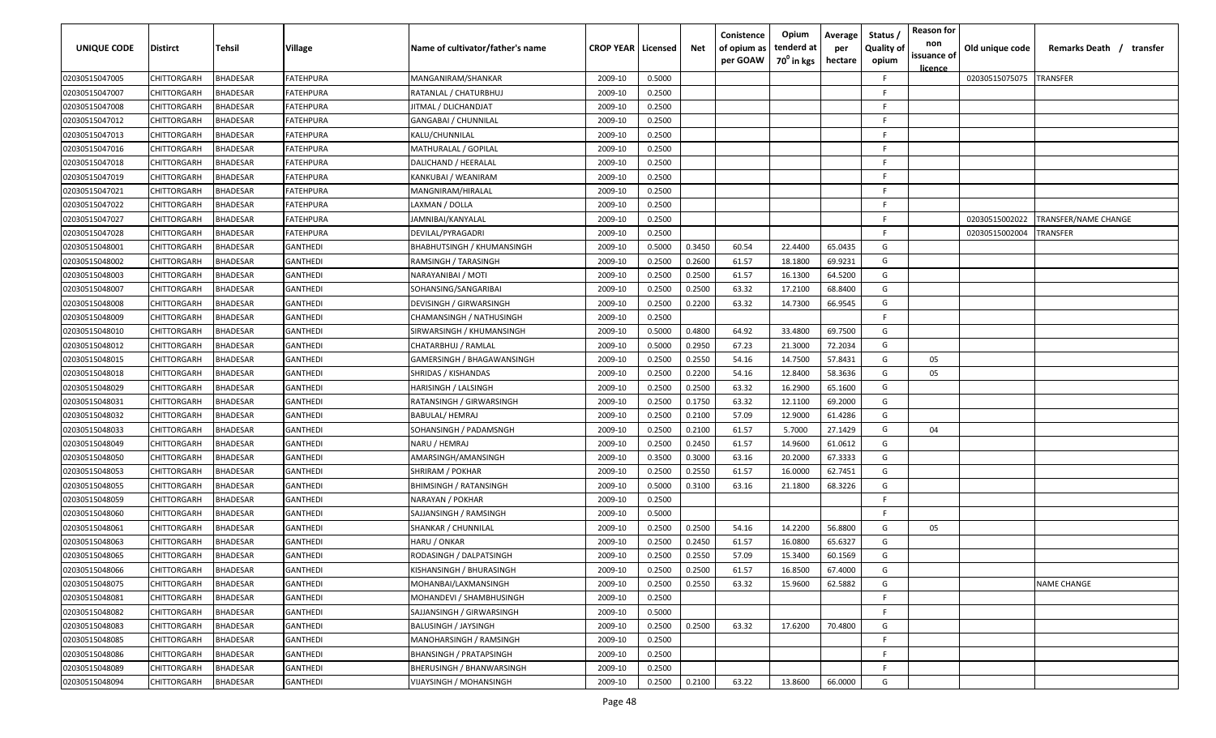| UNIQUE CODE | Distirct | Tehsil | Village | Name of cultivator/father's name | CROP YEAR | Licensed | Net | Conistence of opium as per GOAW | Opium tendered at 70° in kgs | Average per hectare | Status / Quality of opium | Reason for non issuance of licence | Old unique code | Remarks Death / transfer |
|---|---|---|---|---|---|---|---|---|---|---|---|---|---|---|
| 02030515047005 | CHITTORGARH | BHADESAR | FATEHPURA | MANGANIRAM/SHANKAR | 2009-10 | 0.5000 | | | | | F | | 02030515075075 | TRANSFER |
| 02030515047007 | CHITTORGARH | BHADESAR | FATEHPURA | RATANLAL / CHATURBHUJ | 2009-10 | 0.2500 | | | | | F | | | |
| 02030515047008 | CHITTORGARH | BHADESAR | FATEHPURA | JITMAL / DLICHANDJAT | 2009-10 | 0.2500 | | | | | F | | | |
| 02030515047012 | CHITTORGARH | BHADESAR | FATEHPURA | GANGABAI / CHUNNILAL | 2009-10 | 0.2500 | | | | | F | | | |
| 02030515047013 | CHITTORGARH | BHADESAR | FATEHPURA | KALU/CHUNNILAL | 2009-10 | 0.2500 | | | | | F | | | |
| 02030515047016 | CHITTORGARH | BHADESAR | FATEHPURA | MATHURALAL / GOPILAL | 2009-10 | 0.2500 | | | | | F | | | |
| 02030515047018 | CHITTORGARH | BHADESAR | FATEHPURA | DALICHAND / HEERALAL | 2009-10 | 0.2500 | | | | | F | | | |
| 02030515047019 | CHITTORGARH | BHADESAR | FATEHPURA | KANKUBAI / WEANIRAM | 2009-10 | 0.2500 | | | | | F | | | |
| 02030515047021 | CHITTORGARH | BHADESAR | FATEHPURA | MANGNIRAM/HIRALAL | 2009-10 | 0.2500 | | | | | F | | | |
| 02030515047022 | CHITTORGARH | BHADESAR | FATEHPURA | LAXMAN / DOLLA | 2009-10 | 0.2500 | | | | | F | | | |
| 02030515047027 | CHITTORGARH | BHADESAR | FATEHPURA | JAMNIBAI/KANYALAL | 2009-10 | 0.2500 | | | | | F | | 02030515002022 | TRANSFER/NAME CHANGE |
| 02030515047028 | CHITTORGARH | BHADESAR | FATEHPURA | DEVILAL/PYRAGADRI | 2009-10 | 0.2500 | | | | | F | | 02030515002004 | TRANSFER |
| 02030515048001 | CHITTORGARH | BHADESAR | GANTHEDI | BHABHUTSINGH / KHUMANSINGH | 2009-10 | 0.5000 | 0.3450 | 60.54 | 22.4400 | 65.0435 | G | | | |
| 02030515048002 | CHITTORGARH | BHADESAR | GANTHEDI | RAMSINGH / TARASINGH | 2009-10 | 0.2500 | 0.2600 | 61.57 | 18.1800 | 69.9231 | G | | | |
| 02030515048003 | CHITTORGARH | BHADESAR | GANTHEDI | NARAYANIBAI / MOTI | 2009-10 | 0.2500 | 0.2500 | 61.57 | 16.1300 | 64.5200 | G | | | |
| 02030515048007 | CHITTORGARH | BHADESAR | GANTHEDI | SOHANSING/SANGARIBAI | 2009-10 | 0.2500 | 0.2500 | 63.32 | 17.2100 | 68.8400 | G | | | |
| 02030515048008 | CHITTORGARH | BHADESAR | GANTHEDI | DEVISINGH / GIRWARSINGH | 2009-10 | 0.2500 | 0.2200 | 63.32 | 14.7300 | 66.9545 | G | | | |
| 02030515048009 | CHITTORGARH | BHADESAR | GANTHEDI | CHAMANSINGH / NATHUSINGH | 2009-10 | 0.2500 | | | | | F | | | |
| 02030515048010 | CHITTORGARH | BHADESAR | GANTHEDI | SIRWARSINGH / KHUMANSINGH | 2009-10 | 0.5000 | 0.4800 | 64.92 | 33.4800 | 69.7500 | G | | | |
| 02030515048012 | CHITTORGARH | BHADESAR | GANTHEDI | CHATARBHUJ / RAMLAL | 2009-10 | 0.5000 | 0.2950 | 67.23 | 21.3000 | 72.2034 | G | | | |
| 02030515048015 | CHITTORGARH | BHADESAR | GANTHEDI | GAMERSINGH / BHAGAWANSINGH | 2009-10 | 0.2500 | 0.2550 | 54.16 | 14.7500 | 57.8431 | G | 05 | | |
| 02030515048018 | CHITTORGARH | BHADESAR | GANTHEDI | SHRIDAS / KISHANDAS | 2009-10 | 0.2500 | 0.2200 | 54.16 | 12.8400 | 58.3636 | G | 05 | | |
| 02030515048029 | CHITTORGARH | BHADESAR | GANTHEDI | HARISINGH / LALSINGH | 2009-10 | 0.2500 | 0.2500 | 63.32 | 16.2900 | 65.1600 | G | | | |
| 02030515048031 | CHITTORGARH | BHADESAR | GANTHEDI | RATANSINGH / GIRWARSINGH | 2009-10 | 0.2500 | 0.1750 | 63.32 | 12.1100 | 69.2000 | G | | | |
| 02030515048032 | CHITTORGARH | BHADESAR | GANTHEDI | BABULAL/ HEMRAJ | 2009-10 | 0.2500 | 0.2100 | 57.09 | 12.9000 | 61.4286 | G | | | |
| 02030515048033 | CHITTORGARH | BHADESAR | GANTHEDI | SOHANSINGH / PADAMSNGH | 2009-10 | 0.2500 | 0.2100 | 61.57 | 5.7000 | 27.1429 | G | 04 | | |
| 02030515048049 | CHITTORGARH | BHADESAR | GANTHEDI | NARU / HEMRAJ | 2009-10 | 0.2500 | 0.2450 | 61.57 | 14.9600 | 61.0612 | G | | | |
| 02030515048050 | CHITTORGARH | BHADESAR | GANTHEDI | AMARSINGH/AMANSINGH | 2009-10 | 0.3500 | 0.3000 | 63.16 | 20.2000 | 67.3333 | G | | | |
| 02030515048053 | CHITTORGARH | BHADESAR | GANTHEDI | SHRIRAM / POKHAR | 2009-10 | 0.2500 | 0.2550 | 61.57 | 16.0000 | 62.7451 | G | | | |
| 02030515048055 | CHITTORGARH | BHADESAR | GANTHEDI | BHIMSINGH / RATANSINGH | 2009-10 | 0.5000 | 0.3100 | 63.16 | 21.1800 | 68.3226 | G | | | |
| 02030515048059 | CHITTORGARH | BHADESAR | GANTHEDI | NARAYAN / POKHAR | 2009-10 | 0.2500 | | | | | F | | | |
| 02030515048060 | CHITTORGARH | BHADESAR | GANTHEDI | SAJJANSINGH / RAMSINGH | 2009-10 | 0.5000 | | | | | F | | | |
| 02030515048061 | CHITTORGARH | BHADESAR | GANTHEDI | SHANKAR / CHUNNILAL | 2009-10 | 0.2500 | 0.2500 | 54.16 | 14.2200 | 56.8800 | G | 05 | | |
| 02030515048063 | CHITTORGARH | BHADESAR | GANTHEDI | HARU / ONKAR | 2009-10 | 0.2500 | 0.2450 | 61.57 | 16.0800 | 65.6327 | G | | | |
| 02030515048065 | CHITTORGARH | BHADESAR | GANTHEDI | RODASINGH / DALPATSINGH | 2009-10 | 0.2500 | 0.2550 | 57.09 | 15.3400 | 60.1569 | G | | | |
| 02030515048066 | CHITTORGARH | BHADESAR | GANTHEDI | KISHANSINGH / BHURASINGH | 2009-10 | 0.2500 | 0.2500 | 61.57 | 16.8500 | 67.4000 | G | | | |
| 02030515048075 | CHITTORGARH | BHADESAR | GANTHEDI | MOHANBAI/LAXMANSINGH | 2009-10 | 0.2500 | 0.2550 | 63.32 | 15.9600 | 62.5882 | G | | | NAME CHANGE |
| 02030515048081 | CHITTORGARH | BHADESAR | GANTHEDI | MOHANDEVI / SHAMBHUSINGH | 2009-10 | 0.2500 | | | | | F | | | |
| 02030515048082 | CHITTORGARH | BHADESAR | GANTHEDI | SAJJANSINGH / GIRWARSINGH | 2009-10 | 0.5000 | | | | | F | | | |
| 02030515048083 | CHITTORGARH | BHADESAR | GANTHEDI | BALUSINGH / JAYSINGH | 2009-10 | 0.2500 | 0.2500 | 63.32 | 17.6200 | 70.4800 | G | | | |
| 02030515048085 | CHITTORGARH | BHADESAR | GANTHEDI | MANOHARSINGH / RAMSINGH | 2009-10 | 0.2500 | | | | | F | | | |
| 02030515048086 | CHITTORGARH | BHADESAR | GANTHEDI | BHANSINGH / PRATAPSINGH | 2009-10 | 0.2500 | | | | | F | | | |
| 02030515048089 | CHITTORGARH | BHADESAR | GANTHEDI | BHERUSINGH / BHANWARSINGH | 2009-10 | 0.2500 | | | | | F | | | |
| 02030515048094 | CHITTORGARH | BHADESAR | GANTHEDI | VIJAYSINGH / MOHANSINGH | 2009-10 | 0.2500 | 0.2100 | 63.22 | 13.8600 | 66.0000 | G | | | |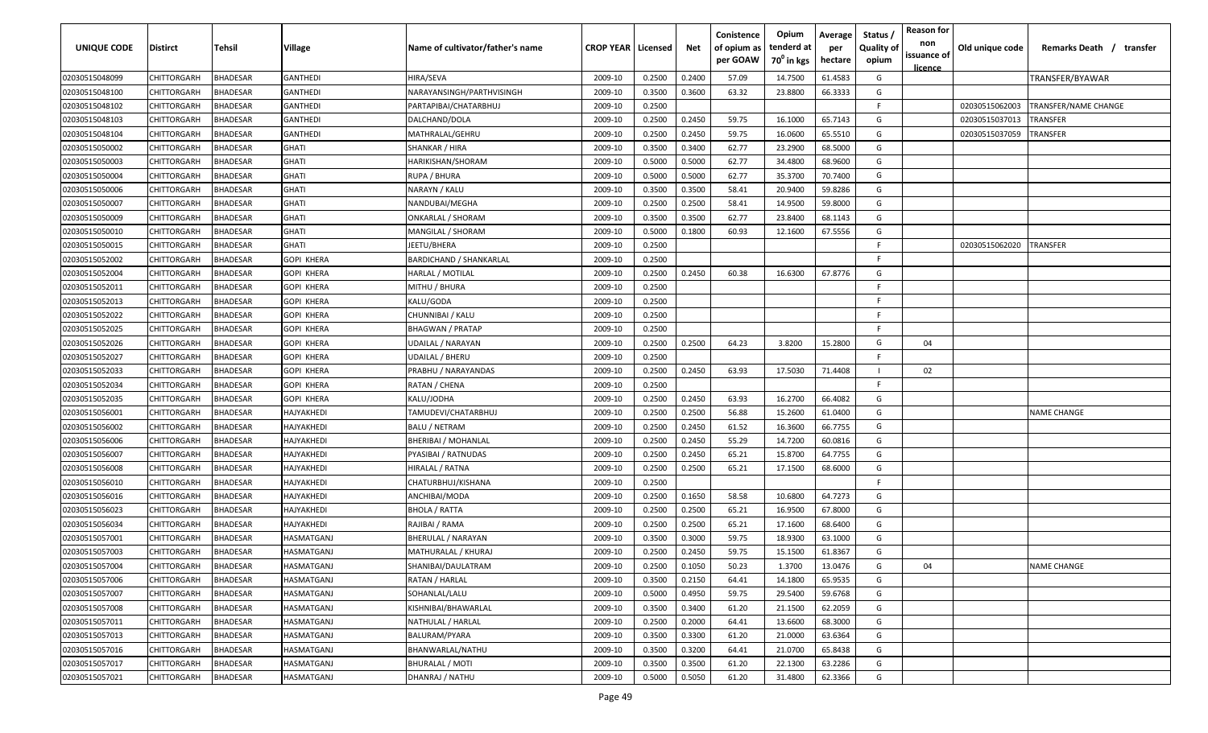| UNIQUE CODE | Distirct | Tehsil | Village | Name of cultivator/father's name | CROP YEAR | Licensed | Net | Conistence of opium as per GOAW | Opium tenderd at $70^0$ in kgs | Average per hectare | Status / Quality of opium | Reason for non issuance of licence | Old unique code | Remarks Death / transfer |
|---|---|---|---|---|---|---|---|---|---|---|---|---|---|---|
| 02030515048099 | CHITTORGARH | BHADESAR | GANTHEDI | HIRA/SEVA | 2009-10 | 0.2500 | 0.2400 | 57.09 | 14.7500 | 61.4583 | G | | | TRANSFER/BYAWAR |
| 02030515048100 | CHITTORGARH | BHADESAR | GANTHEDI | NARAYANSINGH/PARTHVISINGH | 2009-10 | 0.3500 | 0.3600 | 63.32 | 23.8800 | 66.3333 | G | | | |
| 02030515048102 | CHITTORGARH | BHADESAR | GANTHEDI | PARTAPIBAI/CHATARBHUJ | 2009-10 | 0.2500 | | | | | F | | 02030515062003 | TRANSFER/NAME CHANGE |
| 02030515048103 | CHITTORGARH | BHADESAR | GANTHEDI | DALCHAND/DOLA | 2009-10 | 0.2500 | 0.2450 | 59.75 | 16.1000 | 65.7143 | G | | 02030515037013 | TRANSFER |
| 02030515048104 | CHITTORGARH | BHADESAR | GANTHEDI | MATHRALAL/GEHRU | 2009-10 | 0.2500 | 0.2450 | 59.75 | 16.0600 | 65.5510 | G | | 02030515037059 | TRANSFER |
| 02030515050002 | CHITTORGARH | BHADESAR | GHATI | SHANKAR / HIRA | 2009-10 | 0.3500 | 0.3400 | 62.77 | 23.2900 | 68.5000 | G | | | |
| 02030515050003 | CHITTORGARH | BHADESAR | GHATI | HARIKISHAN/SHORAM | 2009-10 | 0.5000 | 0.5000 | 62.77 | 34.4800 | 68.9600 | G | | | |
| 02030515050004 | CHITTORGARH | BHADESAR | GHATI | RUPA / BHURA | 2009-10 | 0.5000 | 0.5000 | 62.77 | 35.3700 | 70.7400 | G | | | |
| 02030515050006 | CHITTORGARH | BHADESAR | GHATI | NARAYN / KALU | 2009-10 | 0.3500 | 0.3500 | 58.41 | 20.9400 | 59.8286 | G | | | |
| 02030515050007 | CHITTORGARH | BHADESAR | GHATI | NANDUBAI/MEGHA | 2009-10 | 0.2500 | 0.2500 | 58.41 | 14.9500 | 59.8000 | G | | | |
| 02030515050009 | CHITTORGARH | BHADESAR | GHATI | ONKARLAL / SHORAM | 2009-10 | 0.3500 | 0.3500 | 62.77 | 23.8400 | 68.1143 | G | | | |
| 02030515050010 | CHITTORGARH | BHADESAR | GHATI | MANGILAL / SHORAM | 2009-10 | 0.5000 | 0.1800 | 60.93 | 12.1600 | 67.5556 | G | | | |
| 02030515050015 | CHITTORGARH | BHADESAR | GHATI | JEETU/BHERA | 2009-10 | 0.2500 | | | | | F | | 02030515062020 | TRANSFER |
| 02030515052002 | CHITTORGARH | BHADESAR | GOPI KHERA | BARDICHAND / SHANKARLAL | 2009-10 | 0.2500 | | | | | F | | | |
| 02030515052004 | CHITTORGARH | BHADESAR | GOPI KHERA | HARLAL / MOTILAL | 2009-10 | 0.2500 | 0.2450 | 60.38 | 16.6300 | 67.8776 | G | | | |
| 02030515052011 | CHITTORGARH | BHADESAR | GOPI KHERA | MITHU / BHURA | 2009-10 | 0.2500 | | | | | F | | | |
| 02030515052013 | CHITTORGARH | BHADESAR | GOPI KHERA | KALU/GODA | 2009-10 | 0.2500 | | | | | F | | | |
| 02030515052022 | CHITTORGARH | BHADESAR | GOPI KHERA | CHUNNIBAI / KALU | 2009-10 | 0.2500 | | | | | F | | | |
| 02030515052025 | CHITTORGARH | BHADESAR | GOPI KHERA | BHAGWAN / PRATAP | 2009-10 | 0.2500 | | | | | F | | | |
| 02030515052026 | CHITTORGARH | BHADESAR | GOPI KHERA | UDAILAL / NARAYAN | 2009-10 | 0.2500 | 0.2500 | 64.23 | 3.8200 | 15.2800 | G | 04 | | |
| 02030515052027 | CHITTORGARH | BHADESAR | GOPI KHERA | UDAILAL / BHERU | 2009-10 | 0.2500 | | | | | F | | | |
| 02030515052033 | CHITTORGARH | BHADESAR | GOPI KHERA | PRABHU / NARAYANDAS | 2009-10 | 0.2500 | 0.2450 | 63.93 | 17.5030 | 71.4408 | I | 02 | | |
| 02030515052034 | CHITTORGARH | BHADESAR | GOPI KHERA | RATAN / CHENA | 2009-10 | 0.2500 | | | | | F | | | |
| 02030515052035 | CHITTORGARH | BHADESAR | GOPI KHERA | KALU/JODHA | 2009-10 | 0.2500 | 0.2450 | 63.93 | 16.2700 | 66.4082 | G | | | |
| 02030515056001 | CHITTORGARH | BHADESAR | HAJYAKHEDI | TAMUDEVI/CHATARBHUJ | 2009-10 | 0.2500 | 0.2500 | 56.88 | 15.2600 | 61.0400 | G | | | NAME CHANGE |
| 02030515056002 | CHITTORGARH | BHADESAR | HAJYAKHEDI | BALU / NETRAM | 2009-10 | 0.2500 | 0.2450 | 61.52 | 16.3600 | 66.7755 | G | | | |
| 02030515056006 | CHITTORGARH | BHADESAR | HAJYAKHEDI | BHERIBAI / MOHANLAL | 2009-10 | 0.2500 | 0.2450 | 55.29 | 14.7200 | 60.0816 | G | | | |
| 02030515056007 | CHITTORGARH | BHADESAR | HAJYAKHEDI | PYASIBAI / RATNUDAS | 2009-10 | 0.2500 | 0.2450 | 65.21 | 15.8700 | 64.7755 | G | | | |
| 02030515056008 | CHITTORGARH | BHADESAR | HAJYAKHEDI | HIRALAL / RATNA | 2009-10 | 0.2500 | 0.2500 | 65.21 | 17.1500 | 68.6000 | G | | | |
| 02030515056010 | CHITTORGARH | BHADESAR | HAJYAKHEDI | CHATURBHUJ/KISHANA | 2009-10 | 0.2500 | | | | | F | | | |
| 02030515056016 | CHITTORGARH | BHADESAR | HAJYAKHEDI | ANCHIBAI/MODA | 2009-10 | 0.2500 | 0.1650 | 58.58 | 10.6800 | 64.7273 | G | | | |
| 02030515056023 | CHITTORGARH | BHADESAR | HAJYAKHEDI | BHOLA / RATTA | 2009-10 | 0.2500 | 0.2500 | 65.21 | 16.9500 | 67.8000 | G | | | |
| 02030515056034 | CHITTORGARH | BHADESAR | HAJYAKHEDI | RAJIBAI / RAMA | 2009-10 | 0.2500 | 0.2500 | 65.21 | 17.1600 | 68.6400 | G | | | |
| 02030515057001 | CHITTORGARH | BHADESAR | HASMATGANJ | BHERULAL / NARAYAN | 2009-10 | 0.3500 | 0.3000 | 59.75 | 18.9300 | 63.1000 | G | | | |
| 02030515057003 | CHITTORGARH | BHADESAR | HASMATGANJ | MATHURALAL / KHURAJ | 2009-10 | 0.2500 | 0.2450 | 59.75 | 15.1500 | 61.8367 | G | | | |
| 02030515057004 | CHITTORGARH | BHADESAR | HASMATGANJ | SHANIBAI/DAULATRAM | 2009-10 | 0.2500 | 0.1050 | 50.23 | 1.3700 | 13.0476 | G | 04 | | NAME CHANGE |
| 02030515057006 | CHITTORGARH | BHADESAR | HASMATGANJ | RATAN / HARLAL | 2009-10 | 0.3500 | 0.2150 | 64.41 | 14.1800 | 65.9535 | G | | | |
| 02030515057007 | CHITTORGARH | BHADESAR | HASMATGANJ | SOHANLAL/LALU | 2009-10 | 0.5000 | 0.4950 | 59.75 | 29.5400 | 59.6768 | G | | | |
| 02030515057008 | CHITTORGARH | BHADESAR | HASMATGANJ | KISHNIBAI/BHAWARLAL | 2009-10 | 0.3500 | 0.3400 | 61.20 | 21.1500 | 62.2059 | G | | | |
| 02030515057011 | CHITTORGARH | BHADESAR | HASMATGANJ | NATHULAL / HARLAL | 2009-10 | 0.2500 | 0.2000 | 64.41 | 13.6600 | 68.3000 | G | | | |
| 02030515057013 | CHITTORGARH | BHADESAR | HASMATGANJ | BALURAM/PYARA | 2009-10 | 0.3500 | 0.3300 | 61.20 | 21.0000 | 63.6364 | G | | | |
| 02030515057016 | CHITTORGARH | BHADESAR | HASMATGANJ | BHANWARLAL/NATHU | 2009-10 | 0.3500 | 0.3200 | 64.41 | 21.0700 | 65.8438 | G | | | |
| 02030515057017 | CHITTORGARH | BHADESAR | HASMATGANJ | BHURALAL / MOTI | 2009-10 | 0.3500 | 0.3500 | 61.20 | 22.1300 | 63.2286 | G | | | |
| 02030515057021 | CHITTORGARH | BHADESAR | HASMATGANJ | DHANRAJ / NATHU | 2009-10 | 0.5000 | 0.5050 | 61.20 | 31.4800 | 62.3366 | G | | | |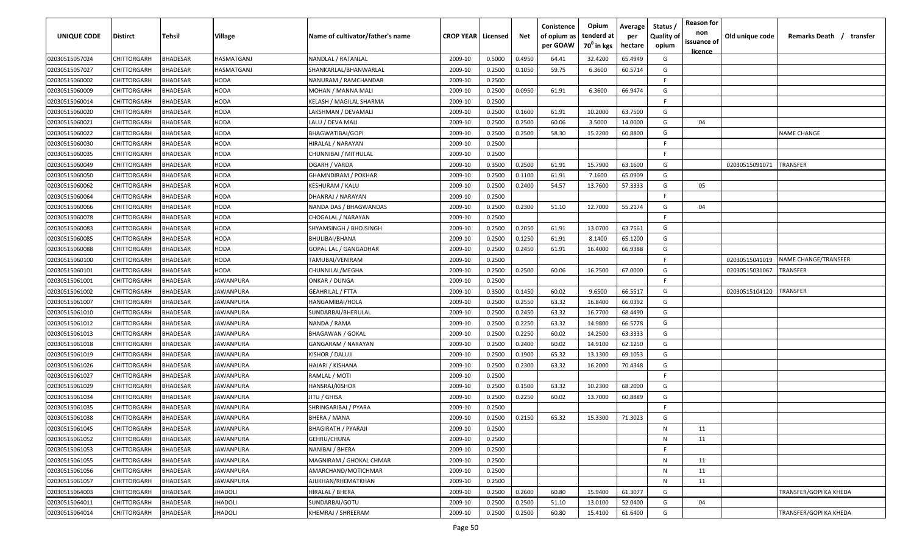| UNIQUE CODE | Distirct | Tehsil | Village | Name of cultivator/father's name | CROP YEAR | Licensed | Net | Conistence of opium as per GOAW | Opium tenderd at $70^0$ in kgs | Average per hectare | Status / Quality of opium | Reason for non issuance of licence | Old unique code | Remarks Death / transfer |
|---|---|---|---|---|---|---|---|---|---|---|---|---|---|---|
| 02030515057024 | CHITTORGARH | BHADESAR | HASMATGANJ | NANDLAL / RATANLAL | 2009-10 | 0.5000 | 0.4950 | 64.41 | 32.4200 | 65.4949 | G | | | |
| 02030515057027 | CHITTORGARH | BHADESAR | HASMATGANJ | SHANKARLAL/BHANWARLAL | 2009-10 | 0.2500 | 0.1050 | 59.75 | 6.3600 | 60.5714 | G | | | |
| 02030515060002 | CHITTORGARH | BHADESAR | HODA | NANURAM / RAMCHANDAR | 2009-10 | 0.2500 | | | | | F | | | |
| 02030515060009 | CHITTORGARH | BHADESAR | HODA | MOHAN / MANNA MALI | 2009-10 | 0.2500 | 0.0950 | 61.91 | 6.3600 | 66.9474 | G | | | |
| 02030515060014 | CHITTORGARH | BHADESAR | HODA | KELASH / MAGILAL SHARMA | 2009-10 | 0.2500 | | | | | F | | | |
| 02030515060020 | CHITTORGARH | BHADESAR | HODA | LAKSHMAN / DEVAMALI | 2009-10 | 0.2500 | 0.1600 | 61.91 | 10.2000 | 63.7500 | G | | | |
| 02030515060021 | CHITTORGARH | BHADESAR | HODA | LALU / DEVA MALI | 2009-10 | 0.2500 | 0.2500 | 60.06 | 3.5000 | 14.0000 | G | 04 | | |
| 02030515060022 | CHITTORGARH | BHADESAR | HODA | BHAGWATIBAI/GOPI | 2009-10 | 0.2500 | 0.2500 | 58.30 | 15.2200 | 60.8800 | G | | | NAME CHANGE |
| 02030515060030 | CHITTORGARH | BHADESAR | HODA | HIRALAL / NARAYAN | 2009-10 | 0.2500 | | | | | F | | | |
| 02030515060035 | CHITTORGARH | BHADESAR | HODA | CHUNNIBAI / MITHULAL | 2009-10 | 0.2500 | | | | | F | | | |
| 02030515060049 | CHITTORGARH | BHADESAR | HODA | OGARH / VARDA | 2009-10 | 0.3500 | 0.2500 | 61.91 | 15.7900 | 63.1600 | G | | 02030515091071 | TRANSFER |
| 02030515060050 | CHITTORGARH | BHADESAR | HODA | GHAMNDIRAM / POKHAR | 2009-10 | 0.2500 | 0.1100 | 61.91 | 7.1600 | 65.0909 | G | | | |
| 02030515060062 | CHITTORGARH | BHADESAR | HODA | KESHURAM / KALU | 2009-10 | 0.2500 | 0.2400 | 54.57 | 13.7600 | 57.3333 | G | 05 | | |
| 02030515060064 | CHITTORGARH | BHADESAR | HODA | DHANRAJ / NARAYAN | 2009-10 | 0.2500 | | | | | F | | | |
| 02030515060066 | CHITTORGARH | BHADESAR | HODA | NANDA DAS / BHAGWANDAS | 2009-10 | 0.2500 | 0.2300 | 51.10 | 12.7000 | 55.2174 | G | 04 | | |
| 02030515060078 | CHITTORGARH | BHADESAR | HODA | CHOGALAL / NARAYAN | 2009-10 | 0.2500 | | | | | F | | | |
| 02030515060083 | CHITTORGARH | BHADESAR | HODA | SHYAMSINGH / BHOJSINGH | 2009-10 | 0.2500 | 0.2050 | 61.91 | 13.0700 | 63.7561 | G | | | |
| 02030515060085 | CHITTORGARH | BHADESAR | HODA | BHULIBAI/BHANA | 2009-10 | 0.2500 | 0.1250 | 61.91 | 8.1400 | 65.1200 | G | | | |
| 02030515060088 | CHITTORGARH | BHADESAR | HODA | GOPAL LAL / GANGADHAR | 2009-10 | 0.2500 | 0.2450 | 61.91 | 16.4000 | 66.9388 | G | | | |
| 02030515060100 | CHITTORGARH | BHADESAR | HODA | TAMUBAI/VENIRAM | 2009-10 | 0.2500 | | | | | F | | 02030515041019 | NAME CHANGE/TRANSFER |
| 02030515060101 | CHITTORGARH | BHADESAR | HODA | CHUNNILAL/MEGHA | 2009-10 | 0.2500 | 0.2500 | 60.06 | 16.7500 | 67.0000 | G | | 02030515031067 | TRANSFER |
| 02030515061001 | CHITTORGARH | BHADESAR | JAWANPURA | ONKAR / DUNGA | 2009-10 | 0.2500 | | | | | F | | | |
| 02030515061002 | CHITTORGARH | BHADESAR | JAWANPURA | GEAHRILAL / FTTA | 2009-10 | 0.3500 | 0.1450 | 60.02 | 9.6500 | 66.5517 | G | | 02030515104120 | TRANSFER |
| 02030515061007 | CHITTORGARH | BHADESAR | JAWANPURA | HANGAMIBAI/HOLA | 2009-10 | 0.2500 | 0.2550 | 63.32 | 16.8400 | 66.0392 | G | | | |
| 02030515061010 | CHITTORGARH | BHADESAR | JAWANPURA | SUNDARBAI/BHERULAL | 2009-10 | 0.2500 | 0.2450 | 63.32 | 16.7700 | 68.4490 | G | | | |
| 02030515061012 | CHITTORGARH | BHADESAR | JAWANPURA | NANDA / RAMA | 2009-10 | 0.2500 | 0.2250 | 63.32 | 14.9800 | 66.5778 | G | | | |
| 02030515061013 | CHITTORGARH | BHADESAR | JAWANPURA | BHAGAWAN / GOKAL | 2009-10 | 0.2500 | 0.2250 | 60.02 | 14.2500 | 63.3333 | G | | | |
| 02030515061018 | CHITTORGARH | BHADESAR | JAWANPURA | GANGARAM / NARAYAN | 2009-10 | 0.2500 | 0.2400 | 60.02 | 14.9100 | 62.1250 | G | | | |
| 02030515061019 | CHITTORGARH | BHADESAR | JAWANPURA | KISHOR / DALUJI | 2009-10 | 0.2500 | 0.1900 | 65.32 | 13.1300 | 69.1053 | G | | | |
| 02030515061026 | CHITTORGARH | BHADESAR | JAWANPURA | HAJARI / KISHANA | 2009-10 | 0.2500 | 0.2300 | 63.32 | 16.2000 | 70.4348 | G | | | |
| 02030515061027 | CHITTORGARH | BHADESAR | JAWANPURA | RAMLAL / MOTI | 2009-10 | 0.2500 | | | | | F | | | |
| 02030515061029 | CHITTORGARH | BHADESAR | JAWANPURA | HANSRAJ/KISHOR | 2009-10 | 0.2500 | 0.1500 | 63.32 | 10.2300 | 68.2000 | G | | | |
| 02030515061034 | CHITTORGARH | BHADESAR | JAWANPURA | JITU / GHISA | 2009-10 | 0.2500 | 0.2250 | 60.02 | 13.7000 | 60.8889 | G | | | |
| 02030515061035 | CHITTORGARH | BHADESAR | JAWANPURA | SHRINGARIBAI / PYARA | 2009-10 | 0.2500 | | | | | F | | | |
| 02030515061038 | CHITTORGARH | BHADESAR | JAWANPURA | BHERA / MANA | 2009-10 | 0.2500 | 0.2150 | 65.32 | 15.3300 | 71.3023 | G | | | |
| 02030515061045 | CHITTORGARH | BHADESAR | JAWANPURA | BHAGIRATH / PYARAJI | 2009-10 | 0.2500 | | | | | N | 11 | | |
| 02030515061052 | CHITTORGARH | BHADESAR | JAWANPURA | GEHRU/CHUNA | 2009-10 | 0.2500 | | | | | N | 11 | | |
| 02030515061053 | CHITTORGARH | BHADESAR | JAWANPURA | NANIBAI / BHERA | 2009-10 | 0.2500 | | | | | F | | | |
| 02030515061055 | CHITTORGARH | BHADESAR | JAWANPURA | MAGNIRAM / GHOKAL CHMAR | 2009-10 | 0.2500 | | | | | N | 11 | | |
| 02030515061056 | CHITTORGARH | BHADESAR | JAWANPURA | AMARCHAND/MOTICHMAR | 2009-10 | 0.2500 | | | | | N | 11 | | |
| 02030515061057 | CHITTORGARH | BHADESAR | JAWANPURA | AJIJKHAN/RHEMATKHAN | 2009-10 | 0.2500 | | | | | N | 11 | | |
| 02030515064003 | CHITTORGARH | BHADESAR | JHADOLI | HIRALAL / BHERA | 2009-10 | 0.2500 | 0.2600 | 60.80 | 15.9400 | 61.3077 | G | | | TRANSFER/GOPI KA KHEDA |
| 02030515064011 | CHITTORGARH | BHADESAR | JHADOLI | SUNDARBAI/GOTU | 2009-10 | 0.2500 | 0.2500 | 51.10 | 13.0100 | 52.0400 | G | 04 | | |
| 02030515064014 | CHITTORGARH | BHADESAR | JHADOLI | KHEMRAJ / SHREERAM | 2009-10 | 0.2500 | 0.2500 | 60.80 | 15.4100 | 61.6400 | G | | | TRANSFER/GOPI KA KHEDA |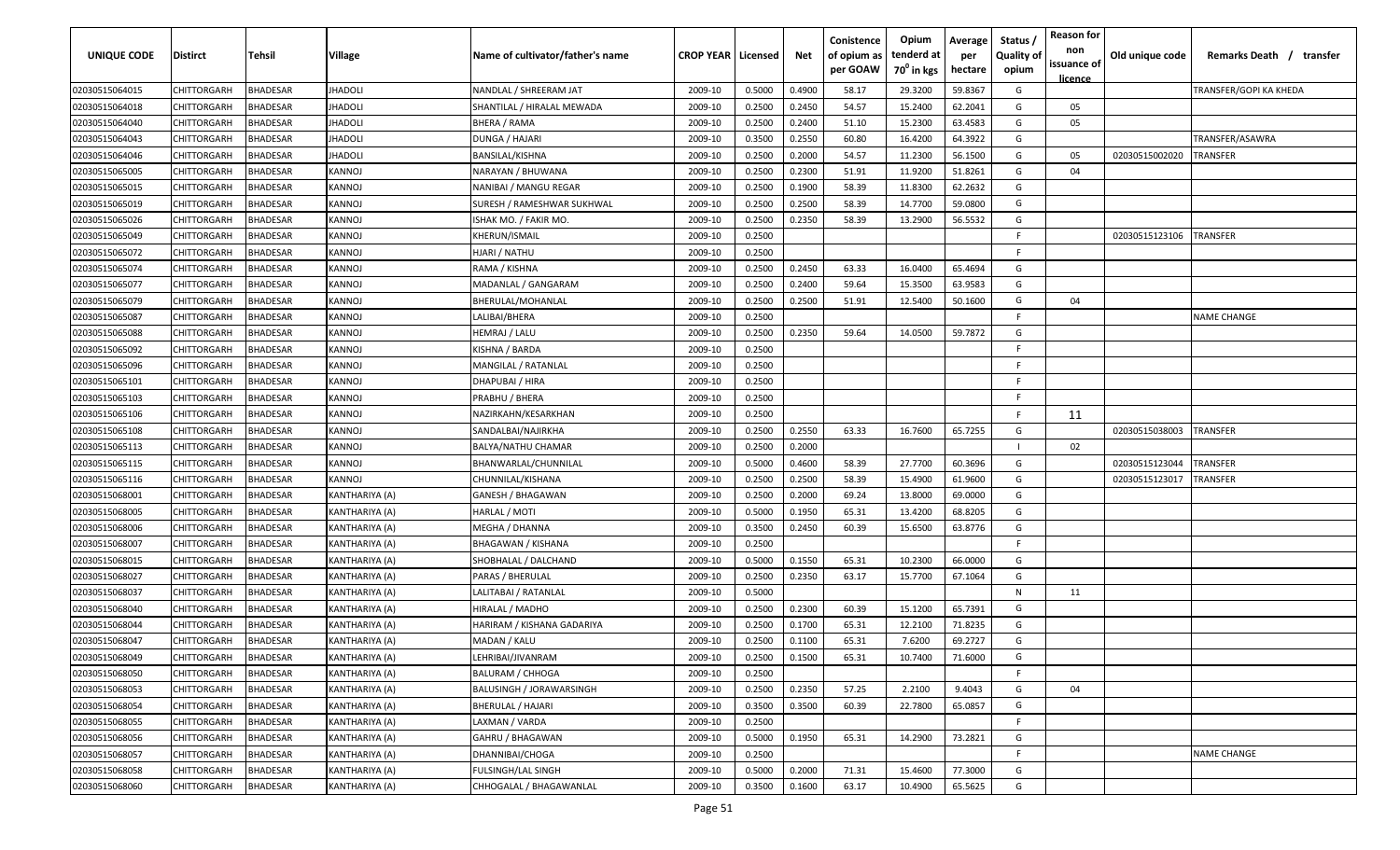| UNIQUE CODE | Distirct | Tehsil | Village | Name of cultivator/father's name | CROP YEAR | Licensed | Net | Conistence of opium as per GOAW | Opium tenderd at 70° in kgs | Average per hectare | Status / Quality of opium | Reason for non issuance of licence | Old unique code | Remarks Death / transfer |
|---|---|---|---|---|---|---|---|---|---|---|---|---|---|---|
| 02030515064015 | CHITTORGARH | BHADESAR | JHADOLI | NANDLAL / SHREERAM JAT | 2009-10 | 0.5000 | 0.4900 | 58.17 | 29.3200 | 59.8367 | G | | | TRANSFER/GOPI KA KHEDA |
| 02030515064018 | CHITTORGARH | BHADESAR | JHADOLI | SHANTILAL / HIRALAL MEWADA | 2009-10 | 0.2500 | 0.2450 | 54.57 | 15.2400 | 62.2041 | G | 05 | | |
| 02030515064040 | CHITTORGARH | BHADESAR | JHADOLI | BHERA / RAMA | 2009-10 | 0.2500 | 0.2400 | 51.10 | 15.2300 | 63.4583 | G | 05 | | |
| 02030515064043 | CHITTORGARH | BHADESAR | JHADOLI | DUNGA / HAJARI | 2009-10 | 0.3500 | 0.2550 | 60.80 | 16.4200 | 64.3922 | G | | | TRANSFER/ASAWRA |
| 02030515064046 | CHITTORGARH | BHADESAR | JHADOLI | BANSILAL/KISHNA | 2009-10 | 0.2500 | 0.2000 | 54.57 | 11.2300 | 56.1500 | G | 05 | 02030515002020 | TRANSFER |
| 02030515065005 | CHITTORGARH | BHADESAR | KANNOJ | NARAYAN / BHUWANA | 2009-10 | 0.2500 | 0.2300 | 51.91 | 11.9200 | 51.8261 | G | 04 | | |
| 02030515065015 | CHITTORGARH | BHADESAR | KANNOJ | NANIBAI / MANGU REGAR | 2009-10 | 0.2500 | 0.1900 | 58.39 | 11.8300 | 62.2632 | G | | | |
| 02030515065019 | CHITTORGARH | BHADESAR | KANNOJ | SURESH / RAMESHWAR SUKHWAL | 2009-10 | 0.2500 | 0.2500 | 58.39 | 14.7700 | 59.0800 | G | | | |
| 02030515065026 | CHITTORGARH | BHADESAR | KANNOJ | ISHAK MO. / FAKIR MO. | 2009-10 | 0.2500 | 0.2350 | 58.39 | 13.2900 | 56.5532 | G | | | |
| 02030515065049 | CHITTORGARH | BHADESAR | KANNOJ | KHERUN/ISMAIL | 2009-10 | 0.2500 | | | | | F | | 02030515123106 | TRANSFER |
| 02030515065072 | CHITTORGARH | BHADESAR | KANNOJ | HJARI / NATHU | 2009-10 | 0.2500 | | | | | F | | | |
| 02030515065074 | CHITTORGARH | BHADESAR | KANNOJ | RAMA / KISHNA | 2009-10 | 0.2500 | 0.2450 | 63.33 | 16.0400 | 65.4694 | G | | | |
| 02030515065077 | CHITTORGARH | BHADESAR | KANNOJ | MADANLAL / GANGARAM | 2009-10 | 0.2500 | 0.2400 | 59.64 | 15.3500 | 63.9583 | G | | | |
| 02030515065079 | CHITTORGARH | BHADESAR | KANNOJ | BHERULAL/MOHANLAL | 2009-10 | 0.2500 | 0.2500 | 51.91 | 12.5400 | 50.1600 | G | 04 | | |
| 02030515065087 | CHITTORGARH | BHADESAR | KANNOJ | LALIBAI/BHERA | 2009-10 | 0.2500 | | | | | F | | | NAME CHANGE |
| 02030515065088 | CHITTORGARH | BHADESAR | KANNOJ | HEMRAJ / LALU | 2009-10 | 0.2500 | 0.2350 | 59.64 | 14.0500 | 59.7872 | G | | | |
| 02030515065092 | CHITTORGARH | BHADESAR | KANNOJ | KISHNA / BARDA | 2009-10 | 0.2500 | | | | | F | | | |
| 02030515065096 | CHITTORGARH | BHADESAR | KANNOJ | MANGILAL / RATANLAL | 2009-10 | 0.2500 | | | | | F | | | |
| 02030515065101 | CHITTORGARH | BHADESAR | KANNOJ | DHAPUBAI / HIRA | 2009-10 | 0.2500 | | | | | F | | | |
| 02030515065103 | CHITTORGARH | BHADESAR | KANNOJ | PRABHU / BHERA | 2009-10 | 0.2500 | | | | | F | | | |
| 02030515065106 | CHITTORGARH | BHADESAR | KANNOJ | NAZIRKAHN/KESARKHAN | 2009-10 | 0.2500 | | | | | F | 11 | | |
| 02030515065108 | CHITTORGARH | BHADESAR | KANNOJ | SANDALBAI/NAJIRKHA | 2009-10 | 0.2500 | 0.2550 | 63.33 | 16.7600 | 65.7255 | G | | 02030515038003 | TRANSFER |
| 02030515065113 | CHITTORGARH | BHADESAR | KANNOJ | BALYA/NATHU CHAMAR | 2009-10 | 0.2500 | 0.2000 | | | | I | 02 | | |
| 02030515065115 | CHITTORGARH | BHADESAR | KANNOJ | BHANWARLAL/CHUNNILAL | 2009-10 | 0.5000 | 0.4600 | 58.39 | 27.7700 | 60.3696 | G | | 02030515123044 | TRANSFER |
| 02030515065116 | CHITTORGARH | BHADESAR | KANNOJ | CHUNNILAL/KISHANA | 2009-10 | 0.2500 | 0.2500 | 58.39 | 15.4900 | 61.9600 | G | | 02030515123017 | TRANSFER |
| 02030515068001 | CHITTORGARH | BHADESAR | KANTHARIYA (A) | GANESH / BHAGAWAN | 2009-10 | 0.2500 | 0.2000 | 69.24 | 13.8000 | 69.0000 | G | | | |
| 02030515068005 | CHITTORGARH | BHADESAR | KANTHARIYA (A) | HARLAL / MOTI | 2009-10 | 0.5000 | 0.1950 | 65.31 | 13.4200 | 68.8205 | G | | | |
| 02030515068006 | CHITTORGARH | BHADESAR | KANTHARIYA (A) | MEGHA / DHANNA | 2009-10 | 0.3500 | 0.2450 | 60.39 | 15.6500 | 63.8776 | G | | | |
| 02030515068007 | CHITTORGARH | BHADESAR | KANTHARIYA (A) | BHAGAWAN / KISHANA | 2009-10 | 0.2500 | | | | | F | | | |
| 02030515068015 | CHITTORGARH | BHADESAR | KANTHARIYA (A) | SHOBHALAL / DALCHAND | 2009-10 | 0.5000 | 0.1550 | 65.31 | 10.2300 | 66.0000 | G | | | |
| 02030515068027 | CHITTORGARH | BHADESAR | KANTHARIYA (A) | PARAS / BHERULAL | 2009-10 | 0.2500 | 0.2350 | 63.17 | 15.7700 | 67.1064 | G | | | |
| 02030515068037 | CHITTORGARH | BHADESAR | KANTHARIYA (A) | LALITABAI / RATANLAL | 2009-10 | 0.5000 | | | | | N | 11 | | |
| 02030515068040 | CHITTORGARH | BHADESAR | KANTHARIYA (A) | HIRALAL / MADHO | 2009-10 | 0.2500 | 0.2300 | 60.39 | 15.1200 | 65.7391 | G | | | |
| 02030515068044 | CHITTORGARH | BHADESAR | KANTHARIYA (A) | HARIRAM / KISHANA GADARIYA | 2009-10 | 0.2500 | 0.1700 | 65.31 | 12.2100 | 71.8235 | G | | | |
| 02030515068047 | CHITTORGARH | BHADESAR | KANTHARIYA (A) | MADAN / KALU | 2009-10 | 0.2500 | 0.1100 | 65.31 | 7.6200 | 69.2727 | G | | | |
| 02030515068049 | CHITTORGARH | BHADESAR | KANTHARIYA (A) | LEHRIBAI/JIVANRAM | 2009-10 | 0.2500 | 0.1500 | 65.31 | 10.7400 | 71.6000 | G | | | |
| 02030515068050 | CHITTORGARH | BHADESAR | KANTHARIYA (A) | BALURAM / CHHOGA | 2009-10 | 0.2500 | | | | | F | | | |
| 02030515068053 | CHITTORGARH | BHADESAR | KANTHARIYA (A) | BALUSINGH / JORAWARSINGH | 2009-10 | 0.2500 | 0.2350 | 57.25 | 2.2100 | 9.4043 | G | 04 | | |
| 02030515068054 | CHITTORGARH | BHADESAR | KANTHARIYA (A) | BHERULAL / HAJARI | 2009-10 | 0.3500 | 0.3500 | 60.39 | 22.7800 | 65.0857 | G | | | |
| 02030515068055 | CHITTORGARH | BHADESAR | KANTHARIYA (A) | LAXMAN / VARDA | 2009-10 | 0.2500 | | | | | F | | | |
| 02030515068056 | CHITTORGARH | BHADESAR | KANTHARIYA (A) | GAHRU / BHAGAWAN | 2009-10 | 0.5000 | 0.1950 | 65.31 | 14.2900 | 73.2821 | G | | | |
| 02030515068057 | CHITTORGARH | BHADESAR | KANTHARIYA (A) | DHANNIBAI/CHOGA | 2009-10 | 0.2500 | | | | | F | | | NAME CHANGE |
| 02030515068058 | CHITTORGARH | BHADESAR | KANTHARIYA (A) | FULSINGH/LAL SINGH | 2009-10 | 0.5000 | 0.2000 | 71.31 | 15.4600 | 77.3000 | G | | | |
| 02030515068060 | CHITTORGARH | BHADESAR | KANTHARIYA (A) | CHHOGALAL / BHAGAWANLAL | 2009-10 | 0.3500 | 0.1600 | 63.17 | 10.4900 | 65.5625 | G | | | |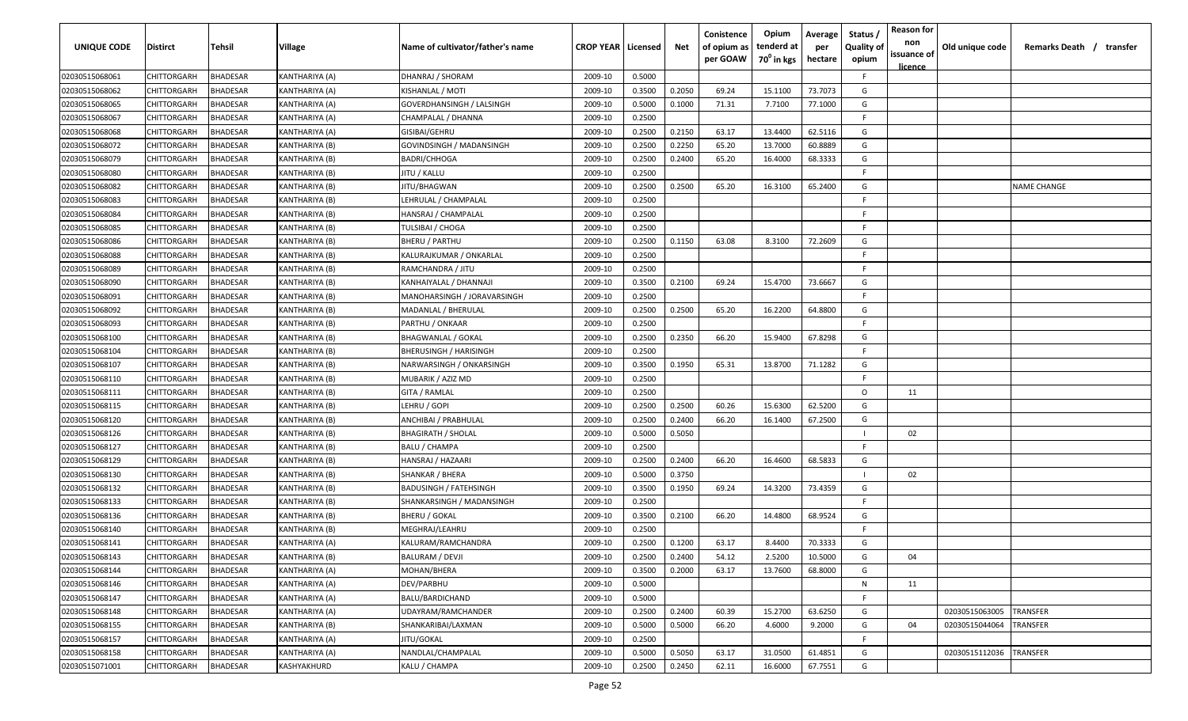| UNIQUE CODE | Distirct | Tehsil | Village | Name of cultivator/father's name | CROP YEAR | Licensed | Net | Conistence of opium as per GOAW | Opium tenderd at $70^0$ in kgs | Average per hectare | Status / Quality of opium | Reason for non issuance of licence | Old unique code | Remarks Death / transfer |
|---|---|---|---|---|---|---|---|---|---|---|---|---|---|---|
| 02030515068061 | CHITTORGARH | BHADESAR | KANTHARIYA (A) | DHANRAJ / SHORAM | 2009-10 | 0.5000 | | | | | F | | | |
| 02030515068062 | CHITTORGARH | BHADESAR | KANTHARIYA (A) | KISHANLAL / MOTI | 2009-10 | 0.3500 | 0.2050 | 69.24 | 15.1100 | 73.7073 | G | | | |
| 02030515068065 | CHITTORGARH | BHADESAR | KANTHARIYA (A) | GOVERDHANSINGH / LALSINGH | 2009-10 | 0.5000 | 0.1000 | 71.31 | 7.7100 | 77.1000 | G | | | |
| 02030515068067 | CHITTORGARH | BHADESAR | KANTHARIYA (A) | CHAMPALAL / DHANNA | 2009-10 | 0.2500 | | | | | F | | | |
| 02030515068068 | CHITTORGARH | BHADESAR | KANTHARIYA (A) | GISIBAI/GEHRU | 2009-10 | 0.2500 | 0.2150 | 63.17 | 13.4400 | 62.5116 | G | | | |
| 02030515068072 | CHITTORGARH | BHADESAR | KANTHARIYA (B) | GOVINDSINGH / MADANSINGH | 2009-10 | 0.2500 | 0.2250 | 65.20 | 13.7000 | 60.8889 | G | | | |
| 02030515068079 | CHITTORGARH | BHADESAR | KANTHARIYA (B) | BADRI/CHHOGA | 2009-10 | 0.2500 | 0.2400 | 65.20 | 16.4000 | 68.3333 | G | | | |
| 02030515068080 | CHITTORGARH | BHADESAR | KANTHARIYA (B) | JITU / KALLU | 2009-10 | 0.2500 | | | | | F | | | |
| 02030515068082 | CHITTORGARH | BHADESAR | KANTHARIYA (B) | JITU/BHAGWAN | 2009-10 | 0.2500 | 0.2500 | 65.20 | 16.3100 | 65.2400 | G | | | NAME CHANGE |
| 02030515068083 | CHITTORGARH | BHADESAR | KANTHARIYA (B) | LEHRULAL / CHAMPALAL | 2009-10 | 0.2500 | | | | | F | | | |
| 02030515068084 | CHITTORGARH | BHADESAR | KANTHARIYA (B) | HANSRAJ / CHAMPALAL | 2009-10 | 0.2500 | | | | | F | | | |
| 02030515068085 | CHITTORGARH | BHADESAR | KANTHARIYA (B) | TULSIBAI / CHOGA | 2009-10 | 0.2500 | | | | | F | | | |
| 02030515068086 | CHITTORGARH | BHADESAR | KANTHARIYA (B) | BHERU / PARTHU | 2009-10 | 0.2500 | 0.1150 | 63.08 | 8.3100 | 72.2609 | G | | | |
| 02030515068088 | CHITTORGARH | BHADESAR | KANTHARIYA (B) | KALURAJKUMAR / ONKARLAL | 2009-10 | 0.2500 | | | | | F | | | |
| 02030515068089 | CHITTORGARH | BHADESAR | KANTHARIYA (B) | RAMCHANDRA / JITU | 2009-10 | 0.2500 | | | | | F | | | |
| 02030515068090 | CHITTORGARH | BHADESAR | KANTHARIYA (B) | KANHAIYALAL / DHANNAJI | 2009-10 | 0.3500 | 0.2100 | 69.24 | 15.4700 | 73.6667 | G | | | |
| 02030515068091 | CHITTORGARH | BHADESAR | KANTHARIYA (B) | MANOHARSINGH / JORAVARSINGH | 2009-10 | 0.2500 | | | | | F | | | |
| 02030515068092 | CHITTORGARH | BHADESAR | KANTHARIYA (B) | MADANLAL / BHERULAL | 2009-10 | 0.2500 | 0.2500 | 65.20 | 16.2200 | 64.8800 | G | | | |
| 02030515068093 | CHITTORGARH | BHADESAR | KANTHARIYA (B) | PARTHU / ONKAAR | 2009-10 | 0.2500 | | | | | F | | | |
| 02030515068100 | CHITTORGARH | BHADESAR | KANTHARIYA (B) | BHAGWANLAL / GOKAL | 2009-10 | 0.2500 | 0.2350 | 66.20 | 15.9400 | 67.8298 | G | | | |
| 02030515068104 | CHITTORGARH | BHADESAR | KANTHARIYA (B) | BHERUSINGH / HARISINGH | 2009-10 | 0.2500 | | | | | F | | | |
| 02030515068107 | CHITTORGARH | BHADESAR | KANTHARIYA (B) | NARWARSINGH / ONKARSINGH | 2009-10 | 0.3500 | 0.1950 | 65.31 | 13.8700 | 71.1282 | G | | | |
| 02030515068110 | CHITTORGARH | BHADESAR | KANTHARIYA (B) | MUBARIK / AZIZ MD | 2009-10 | 0.2500 | | | | | F | | | |
| 02030515068111 | CHITTORGARH | BHADESAR | KANTHARIYA (B) | GITA / RAMLAL | 2009-10 | 0.2500 | | | | | O | 11 | | |
| 02030515068115 | CHITTORGARH | BHADESAR | KANTHARIYA (B) | LEHRU / GOPI | 2009-10 | 0.2500 | 0.2500 | 60.26 | 15.6300 | 62.5200 | G | | | |
| 02030515068120 | CHITTORGARH | BHADESAR | KANTHARIYA (B) | ANCHIBAI / PRABHULAL | 2009-10 | 0.2500 | 0.2400 | 66.20 | 16.1400 | 67.2500 | G | | | |
| 02030515068126 | CHITTORGARH | BHADESAR | KANTHARIYA (B) | BHAGIRATH / SHOLAL | 2009-10 | 0.5000 | 0.5050 | | | | I | 02 | | |
| 02030515068127 | CHITTORGARH | BHADESAR | KANTHARIYA (B) | BALU / CHAMPA | 2009-10 | 0.2500 | | | | | F | | | |
| 02030515068129 | CHITTORGARH | BHADESAR | KANTHARIYA (B) | HANSRAJ / HAZAARI | 2009-10 | 0.2500 | 0.2400 | 66.20 | 16.4600 | 68.5833 | G | | | |
| 02030515068130 | CHITTORGARH | BHADESAR | KANTHARIYA (B) | SHANKAR / BHERA | 2009-10 | 0.5000 | 0.3750 | | | | I | 02 | | |
| 02030515068132 | CHITTORGARH | BHADESAR | KANTHARIYA (B) | BADUSINGH / FATEHSINGH | 2009-10 | 0.3500 | 0.1950 | 69.24 | 14.3200 | 73.4359 | G | | | |
| 02030515068133 | CHITTORGARH | BHADESAR | KANTHARIYA (B) | SHANKARSINGH / MADANSINGH | 2009-10 | 0.2500 | | | | | F | | | |
| 02030515068136 | CHITTORGARH | BHADESAR | KANTHARIYA (B) | BHERU / GOKAL | 2009-10 | 0.3500 | 0.2100 | 66.20 | 14.4800 | 68.9524 | G | | | |
| 02030515068140 | CHITTORGARH | BHADESAR | KANTHARIYA (B) | MEGHRAJ/LEAHRU | 2009-10 | 0.2500 | | | | | F | | | |
| 02030515068141 | CHITTORGARH | BHADESAR | KANTHARIYA (A) | KALURAM/RAMCHANDRA | 2009-10 | 0.2500 | 0.1200 | 63.17 | 8.4400 | 70.3333 | G | | | |
| 02030515068143 | CHITTORGARH | BHADESAR | KANTHARIYA (B) | BALURAM / DEVJI | 2009-10 | 0.2500 | 0.2400 | 54.12 | 2.5200 | 10.5000 | G | 04 | | |
| 02030515068144 | CHITTORGARH | BHADESAR | KANTHARIYA (A) | MOHAN/BHERA | 2009-10 | 0.3500 | 0.2000 | 63.17 | 13.7600 | 68.8000 | G | | | |
| 02030515068146 | CHITTORGARH | BHADESAR | KANTHARIYA (A) | DEV/PARBHU | 2009-10 | 0.5000 | | | | | N | 11 | | |
| 02030515068147 | CHITTORGARH | BHADESAR | KANTHARIYA (A) | BALU/BARDICHAND | 2009-10 | 0.5000 | | | | | F | | | |
| 02030515068148 | CHITTORGARH | BHADESAR | KANTHARIYA (A) | UDAYRAM/RAMCHANDER | 2009-10 | 0.2500 | 0.2400 | 60.39 | 15.2700 | 63.6250 | G | | 02030515063005 | TRANSFER |
| 02030515068155 | CHITTORGARH | BHADESAR | KANTHARIYA (B) | SHANKARIBAI/LAXMAN | 2009-10 | 0.5000 | 0.5000 | 66.20 | 4.6000 | 9.2000 | G | 04 | 02030515044064 | TRANSFER |
| 02030515068157 | CHITTORGARH | BHADESAR | KANTHARIYA (A) | JITU/GOKAL | 2009-10 | 0.2500 | | | | | F | | | |
| 02030515068158 | CHITTORGARH | BHADESAR | KANTHARIYA (A) | NANDLAL/CHAMPALAL | 2009-10 | 0.5000 | 0.5050 | 63.17 | 31.0500 | 61.4851 | G | | 02030515112036 | TRANSFER |
| 02030515071001 | CHITTORGARH | BHADESAR | KASHYAKHURD | KALU / CHAMPA | 2009-10 | 0.2500 | 0.2450 | 62.11 | 16.6000 | 67.7551 | G | | | |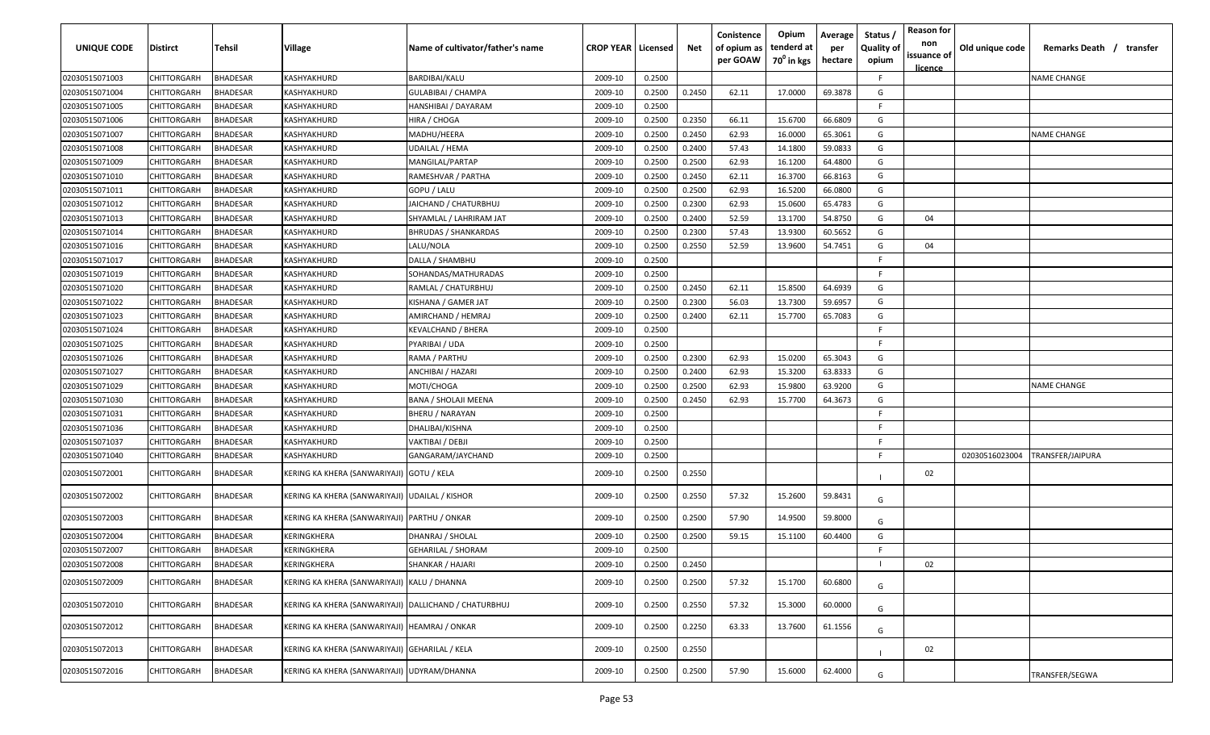| UNIQUE CODE | Distirct | Tehsil | Village | Name of cultivator/father's name | CROP YEAR | Licensed | Net | Conistence of opium as per GOAW | Opium tenderd at 70⁰ in kgs | Average per hectare | Status / Quality of opium | Reason for non issuance of licence | Old unique code | Remarks Death / transfer |
|---|---|---|---|---|---|---|---|---|---|---|---|---|---|---|
| 02030515071003 | CHITTORGARH | BHADESAR | KASHYAKHURD | BARDIBAI/KALU | 2009-10 | 0.2500 | | | | | F | | | NAME CHANGE |
| 02030515071004 | CHITTORGARH | BHADESAR | KASHYAKHURD | GULABIBAI / CHAMPA | 2009-10 | 0.2500 | 0.2450 | 62.11 | 17.0000 | 69.3878 | G | | | |
| 02030515071005 | CHITTORGARH | BHADESAR | KASHYAKHURD | HANSHIBAI / DAYARAM | 2009-10 | 0.2500 | | | | | F | | | |
| 02030515071006 | CHITTORGARH | BHADESAR | KASHYAKHURD | HIRA / CHOGA | 2009-10 | 0.2500 | 0.2350 | 66.11 | 15.6700 | 66.6809 | G | | | |
| 02030515071007 | CHITTORGARH | BHADESAR | KASHYAKHURD | MADHU/HEERA | 2009-10 | 0.2500 | 0.2450 | 62.93 | 16.0000 | 65.3061 | G | | | NAME CHANGE |
| 02030515071008 | CHITTORGARH | BHADESAR | KASHYAKHURD | UDAILAL / HEMA | 2009-10 | 0.2500 | 0.2400 | 57.43 | 14.1800 | 59.0833 | G | | | |
| 02030515071009 | CHITTORGARH | BHADESAR | KASHYAKHURD | MANGILAL/PARTAP | 2009-10 | 0.2500 | 0.2500 | 62.93 | 16.1200 | 64.4800 | G | | | |
| 02030515071010 | CHITTORGARH | BHADESAR | KASHYAKHURD | RAMESHVAR / PARTHA | 2009-10 | 0.2500 | 0.2450 | 62.11 | 16.3700 | 66.8163 | G | | | |
| 02030515071011 | CHITTORGARH | BHADESAR | KASHYAKHURD | GOPU / LALU | 2009-10 | 0.2500 | 0.2500 | 62.93 | 16.5200 | 66.0800 | G | | | |
| 02030515071012 | CHITTORGARH | BHADESAR | KASHYAKHURD | JAICHAND / CHATURBHUJ | 2009-10 | 0.2500 | 0.2300 | 62.93 | 15.0600 | 65.4783 | G | | | |
| 02030515071013 | CHITTORGARH | BHADESAR | KASHYAKHURD | SHYAMLAL / LAHRIRAM JAT | 2009-10 | 0.2500 | 0.2400 | 52.59 | 13.1700 | 54.8750 | G | 04 | | |
| 02030515071014 | CHITTORGARH | BHADESAR | KASHYAKHURD | BHRUDAS / SHANKARDAS | 2009-10 | 0.2500 | 0.2300 | 57.43 | 13.9300 | 60.5652 | G | | | |
| 02030515071016 | CHITTORGARH | BHADESAR | KASHYAKHURD | LALU/NOLA | 2009-10 | 0.2500 | 0.2550 | 52.59 | 13.9600 | 54.7451 | G | 04 | | |
| 02030515071017 | CHITTORGARH | BHADESAR | KASHYAKHURD | DALLA / SHAMBHU | 2009-10 | 0.2500 | | | | | F | | | |
| 02030515071019 | CHITTORGARH | BHADESAR | KASHYAKHURD | SOHANDAS/MATHURADAS | 2009-10 | 0.2500 | | | | | F | | | |
| 02030515071020 | CHITTORGARH | BHADESAR | KASHYAKHURD | RAMLAL / CHATURBHUJ | 2009-10 | 0.2500 | 0.2450 | 62.11 | 15.8500 | 64.6939 | G | | | |
| 02030515071022 | CHITTORGARH | BHADESAR | KASHYAKHURD | KISHANA / GAMER JAT | 2009-10 | 0.2500 | 0.2300 | 56.03 | 13.7300 | 59.6957 | G | | | |
| 02030515071023 | CHITTORGARH | BHADESAR | KASHYAKHURD | AMIRCHAND / HEMRAJ | 2009-10 | 0.2500 | 0.2400 | 62.11 | 15.7700 | 65.7083 | G | | | |
| 02030515071024 | CHITTORGARH | BHADESAR | KASHYAKHURD | KEVALCHAND / BHERA | 2009-10 | 0.2500 | | | | | F | | | |
| 02030515071025 | CHITTORGARH | BHADESAR | KASHYAKHURD | PYARIBAI / UDA | 2009-10 | 0.2500 | | | | | F | | | |
| 02030515071026 | CHITTORGARH | BHADESAR | KASHYAKHURD | RAMA / PARTHU | 2009-10 | 0.2500 | 0.2300 | 62.93 | 15.0200 | 65.3043 | G | | | |
| 02030515071027 | CHITTORGARH | BHADESAR | KASHYAKHURD | ANCHIBAI / HAZARI | 2009-10 | 0.2500 | 0.2400 | 62.93 | 15.3200 | 63.8333 | G | | | |
| 02030515071029 | CHITTORGARH | BHADESAR | KASHYAKHURD | MOTI/CHOGA | 2009-10 | 0.2500 | 0.2500 | 62.93 | 15.9800 | 63.9200 | G | | | NAME CHANGE |
| 02030515071030 | CHITTORGARH | BHADESAR | KASHYAKHURD | BANA / SHOLAJI MEENA | 2009-10 | 0.2500 | 0.2450 | 62.93 | 15.7700 | 64.3673 | G | | | |
| 02030515071031 | CHITTORGARH | BHADESAR | KASHYAKHURD | BHERU / NARAYAN | 2009-10 | 0.2500 | | | | | F | | | |
| 02030515071036 | CHITTORGARH | BHADESAR | KASHYAKHURD | DHALIBAI/KISHNA | 2009-10 | 0.2500 | | | | | F | | | |
| 02030515071037 | CHITTORGARH | BHADESAR | KASHYAKHURD | VAKTIBAI / DEBJI | 2009-10 | 0.2500 | | | | | F | | | |
| 02030515071040 | CHITTORGARH | BHADESAR | KASHYAKHURD | GANGARAM/JAYCHAND | 2009-10 | 0.2500 | | | | | F | | 02030516023004 | TRANSFER/JAIPURA |
| 02030515072001 | CHITTORGARH | BHADESAR | KERING KA KHERA (SANWARIYAJI) | GOTU / KELA | 2009-10 | 0.2500 | 0.2550 | | | | I | 02 | | |
| 02030515072002 | CHITTORGARH | BHADESAR | KERING KA KHERA (SANWARIYAJI) | UDAILAL / KISHOR | 2009-10 | 0.2500 | 0.2550 | 57.32 | 15.2600 | 59.8431 | G | | | |
| 02030515072003 | CHITTORGARH | BHADESAR | KERING KA KHERA (SANWARIYAJI) | PARTHU / ONKAR | 2009-10 | 0.2500 | 0.2500 | 57.90 | 14.9500 | 59.8000 | G | | | |
| 02030515072004 | CHITTORGARH | BHADESAR | KERINGKHERA | DHANRAJ / SHOLAL | 2009-10 | 0.2500 | 0.2500 | 59.15 | 15.1100 | 60.4400 | G | | | |
| 02030515072007 | CHITTORGARH | BHADESAR | KERINGKHERA | GEHARILAL / SHORAM | 2009-10 | 0.2500 | | | | | F | | | |
| 02030515072008 | CHITTORGARH | BHADESAR | KERINGKHERA | SHANKAR / HAJARI | 2009-10 | 0.2500 | 0.2450 | | | | I | 02 | | |
| 02030515072009 | CHITTORGARH | BHADESAR | KERING KA KHERA (SANWARIYAJI) | KALU / DHANNA | 2009-10 | 0.2500 | 0.2500 | 57.32 | 15.1700 | 60.6800 | G | | | |
| 02030515072010 | CHITTORGARH | BHADESAR | KERING KA KHERA (SANWARIYAJI) | DALLICHAND / CHATURBHUJ | 2009-10 | 0.2500 | 0.2550 | 57.32 | 15.3000 | 60.0000 | G | | | |
| 02030515072012 | CHITTORGARH | BHADESAR | KERING KA KHERA (SANWARIYAJI) | HEAMRAJ / ONKAR | 2009-10 | 0.2500 | 0.2250 | 63.33 | 13.7600 | 61.1556 | G | | | |
| 02030515072013 | CHITTORGARH | BHADESAR | KERING KA KHERA (SANWARIYAJI) | GEHARILAL / KELA | 2009-10 | 0.2500 | 0.2550 | | | | I | 02 | | |
| 02030515072016 | CHITTORGARH | BHADESAR | KERING KA KHERA (SANWARIYAJI) | UDYRAM/DHANNA | 2009-10 | 0.2500 | 0.2500 | 57.90 | 15.6000 | 62.4000 | G | | | TRANSFER/SEGWA |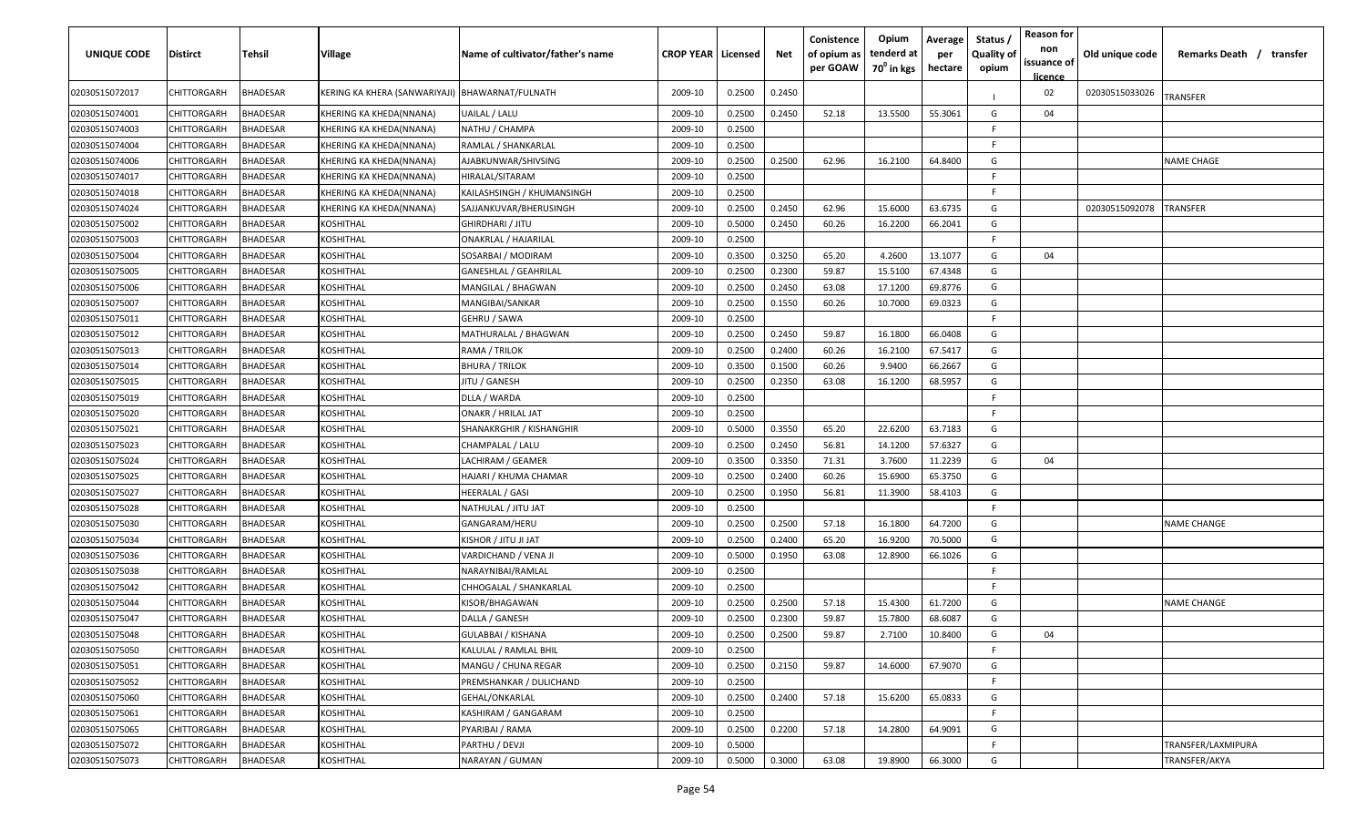| UNIQUE CODE | Distirct | Tehsil | Village | Name of cultivator/father's name | CROP YEAR | Licensed | Net | Conistence of opium as per GOAW | Opium tenderd at 70° in kgs | Average per hectare | Status / Quality of opium | Reason for non issuance of licence | Old unique code | Remarks Death / transfer |
|---|---|---|---|---|---|---|---|---|---|---|---|---|---|---|
| 02030515072017 | CHITTORGARH | BHADESAR | KERING KA KHERA (SANWARIYAJI) | BHAWARNAT/FULNATH | 2009-10 | 0.2500 | 0.2450 | | | | I | 02 | 02030515033026 | TRANSFER |
| 02030515074001 | CHITTORGARH | BHADESAR | KHERING KA KHEDA(NNANA) | UAILAL / LALU | 2009-10 | 0.2500 | 0.2450 | 52.18 | 13.5500 | 55.3061 | G | 04 | | |
| 02030515074003 | CHITTORGARH | BHADESAR | KHERING KA KHEDA(NNANA) | NATHU / CHAMPA | 2009-10 | 0.2500 | | | | | F | | | |
| 02030515074004 | CHITTORGARH | BHADESAR | KHERING KA KHEDA(NNANA) | RAMLAL / SHANKARLAL | 2009-10 | 0.2500 | | | | | F | | | |
| 02030515074006 | CHITTORGARH | BHADESAR | KHERING KA KHEDA(NNANA) | AJABKUNWAR/SHIVSING | 2009-10 | 0.2500 | 0.2500 | 62.96 | 16.2100 | 64.8400 | G | | | NAME CHAGE |
| 02030515074017 | CHITTORGARH | BHADESAR | KHERING KA KHEDA(NNANA) | HIRALAL/SITARAM | 2009-10 | 0.2500 | | | | | F | | | |
| 02030515074018 | CHITTORGARH | BHADESAR | KHERING KA KHEDA(NNANA) | KAILASHSINGH / KHUMANSINGH | 2009-10 | 0.2500 | | | | | F | | | |
| 02030515074024 | CHITTORGARH | BHADESAR | KHERING KA KHEDA(NNANA) | SAJJANKUVAR/BHERUSINGH | 2009-10 | 0.2500 | 0.2450 | 62.96 | 15.6000 | 63.6735 | G | | 02030515092078 | TRANSFER |
| 02030515075002 | CHITTORGARH | BHADESAR | KOSHITHAL | GHIRDHARI / JITU | 2009-10 | 0.5000 | 0.2450 | 60.26 | 16.2200 | 66.2041 | G | | | |
| 02030515075003 | CHITTORGARH | BHADESAR | KOSHITHAL | ONAKRLAL / HAJARILAL | 2009-10 | 0.2500 | | | | | F | | | |
| 02030515075004 | CHITTORGARH | BHADESAR | KOSHITHAL | SOSARBAI / MODIRAM | 2009-10 | 0.3500 | 0.3250 | 65.20 | 4.2600 | 13.1077 | G | 04 | | |
| 02030515075005 | CHITTORGARH | BHADESAR | KOSHITHAL | GANESHLAL / GEAHRILAL | 2009-10 | 0.2500 | 0.2300 | 59.87 | 15.5100 | 67.4348 | G | | | |
| 02030515075006 | CHITTORGARH | BHADESAR | KOSHITHAL | MANGILAL / BHAGWAN | 2009-10 | 0.2500 | 0.2450 | 63.08 | 17.1200 | 69.8776 | G | | | |
| 02030515075007 | CHITTORGARH | BHADESAR | KOSHITHAL | MANGIBAI/SANKAR | 2009-10 | 0.2500 | 0.1550 | 60.26 | 10.7000 | 69.0323 | G | | | |
| 02030515075011 | CHITTORGARH | BHADESAR | KOSHITHAL | GEHRU / SAWA | 2009-10 | 0.2500 | | | | | F | | | |
| 02030515075012 | CHITTORGARH | BHADESAR | KOSHITHAL | MATHURALAL / BHAGWAN | 2009-10 | 0.2500 | 0.2450 | 59.87 | 16.1800 | 66.0408 | G | | | |
| 02030515075013 | CHITTORGARH | BHADESAR | KOSHITHAL | RAMA / TRILOK | 2009-10 | 0.2500 | 0.2400 | 60.26 | 16.2100 | 67.5417 | G | | | |
| 02030515075014 | CHITTORGARH | BHADESAR | KOSHITHAL | BHURA / TRILOK | 2009-10 | 0.3500 | 0.1500 | 60.26 | 9.9400 | 66.2667 | G | | | |
| 02030515075015 | CHITTORGARH | BHADESAR | KOSHITHAL | JITU / GANESH | 2009-10 | 0.2500 | 0.2350 | 63.08 | 16.1200 | 68.5957 | G | | | |
| 02030515075019 | CHITTORGARH | BHADESAR | KOSHITHAL | DLLA / WARDA | 2009-10 | 0.2500 | | | | | F | | | |
| 02030515075020 | CHITTORGARH | BHADESAR | KOSHITHAL | ONAKR / HRILAL JAT | 2009-10 | 0.2500 | | | | | F | | | |
| 02030515075021 | CHITTORGARH | BHADESAR | KOSHITHAL | SHANAKRGHIR / KISHANGHIR | 2009-10 | 0.5000 | 0.3550 | 65.20 | 22.6200 | 63.7183 | G | | | |
| 02030515075023 | CHITTORGARH | BHADESAR | KOSHITHAL | CHAMPALAL / LALU | 2009-10 | 0.2500 | 0.2450 | 56.81 | 14.1200 | 57.6327 | G | | | |
| 02030515075024 | CHITTORGARH | BHADESAR | KOSHITHAL | LACHIRAM / GEAMER | 2009-10 | 0.3500 | 0.3350 | 71.31 | 3.7600 | 11.2239 | G | 04 | | |
| 02030515075025 | CHITTORGARH | BHADESAR | KOSHITHAL | HAJARI / KHUMA CHAMAR | 2009-10 | 0.2500 | 0.2400 | 60.26 | 15.6900 | 65.3750 | G | | | |
| 02030515075027 | CHITTORGARH | BHADESAR | KOSHITHAL | HEERALAL / GASI | 2009-10 | 0.2500 | 0.1950 | 56.81 | 11.3900 | 58.4103 | G | | | |
| 02030515075028 | CHITTORGARH | BHADESAR | KOSHITHAL | NATHULAL / JITU JAT | 2009-10 | 0.2500 | | | | | F | | | |
| 02030515075030 | CHITTORGARH | BHADESAR | KOSHITHAL | GANGARAM/HERU | 2009-10 | 0.2500 | 0.2500 | 57.18 | 16.1800 | 64.7200 | G | | | NAME CHANGE |
| 02030515075034 | CHITTORGARH | BHADESAR | KOSHITHAL | KISHOR / JITU JI JAT | 2009-10 | 0.2500 | 0.2400 | 65.20 | 16.9200 | 70.5000 | G | | | |
| 02030515075036 | CHITTORGARH | BHADESAR | KOSHITHAL | VARDICHAND / VENA JI | 2009-10 | 0.5000 | 0.1950 | 63.08 | 12.8900 | 66.1026 | G | | | |
| 02030515075038 | CHITTORGARH | BHADESAR | KOSHITHAL | NARAYNIBAI/RAMLAL | 2009-10 | 0.2500 | | | | | F | | | |
| 02030515075042 | CHITTORGARH | BHADESAR | KOSHITHAL | CHHOGALAL / SHANKARLAL | 2009-10 | 0.2500 | | | | | F | | | |
| 02030515075044 | CHITTORGARH | BHADESAR | KOSHITHAL | KISOR/BHAGAWAN | 2009-10 | 0.2500 | 0.2500 | 57.18 | 15.4300 | 61.7200 | G | | | NAME CHANGE |
| 02030515075047 | CHITTORGARH | BHADESAR | KOSHITHAL | DALLA / GANESH | 2009-10 | 0.2500 | 0.2300 | 59.87 | 15.7800 | 68.6087 | G | | | |
| 02030515075048 | CHITTORGARH | BHADESAR | KOSHITHAL | GULABBAI / KISHANA | 2009-10 | 0.2500 | 0.2500 | 59.87 | 2.7100 | 10.8400 | G | 04 | | |
| 02030515075050 | CHITTORGARH | BHADESAR | KOSHITHAL | KALULAL / RAMLAL BHIL | 2009-10 | 0.2500 | | | | | F | | | |
| 02030515075051 | CHITTORGARH | BHADESAR | KOSHITHAL | MANGU / CHUNA REGAR | 2009-10 | 0.2500 | 0.2150 | 59.87 | 14.6000 | 67.9070 | G | | | |
| 02030515075052 | CHITTORGARH | BHADESAR | KOSHITHAL | PREMSHANKAR / DULICHAND | 2009-10 | 0.2500 | | | | | F | | | |
| 02030515075060 | CHITTORGARH | BHADESAR | KOSHITHAL | GEHAL/ONKARLAL | 2009-10 | 0.2500 | 0.2400 | 57.18 | 15.6200 | 65.0833 | G | | | |
| 02030515075061 | CHITTORGARH | BHADESAR | KOSHITHAL | KASHIRAM / GANGARAM | 2009-10 | 0.2500 | | | | | F | | | |
| 02030515075065 | CHITTORGARH | BHADESAR | KOSHITHAL | PYARIBAI / RAMA | 2009-10 | 0.2500 | 0.2200 | 57.18 | 14.2800 | 64.9091 | G | | | |
| 02030515075072 | CHITTORGARH | BHADESAR | KOSHITHAL | PARTHU / DEVJI | 2009-10 | 0.5000 | | | | | F | | | TRANSFER/LAXMIPURA |
| 02030515075073 | CHITTORGARH | BHADESAR | KOSHITHAL | NARAYAN / GUMAN | 2009-10 | 0.5000 | 0.3000 | 63.08 | 19.8900 | 66.3000 | G | | | TRANSFER/AKYA |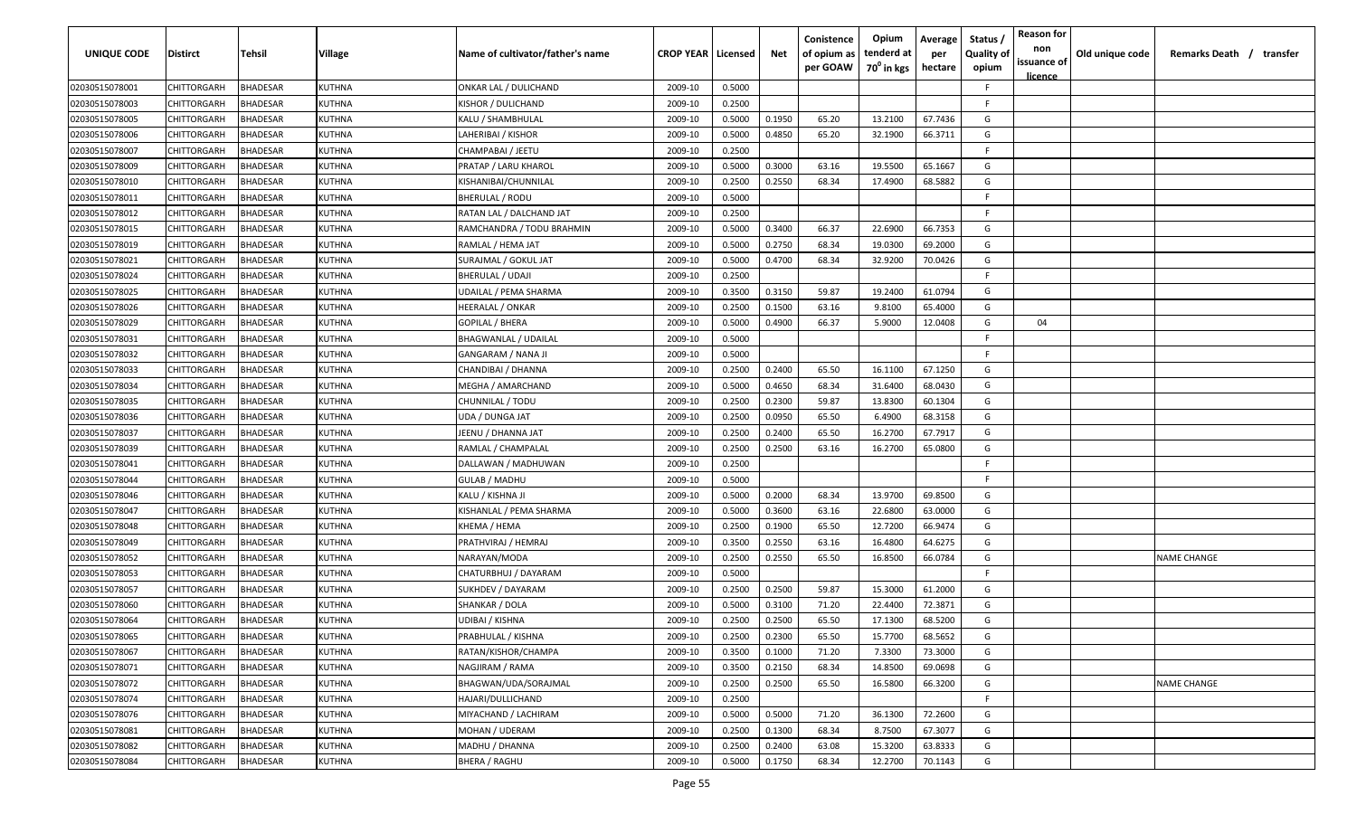| UNIQUE CODE | Distirct | Tehsil | Village | Name of cultivator/father's name | CROP YEAR | Licensed | Net | Conistence of opium as per GOAW | Opium tenderd at 70° in kgs | Average per hectare | Status / Quality of opium | Reason for non issuance of licence | Old unique code | Remarks Death / transfer |
|---|---|---|---|---|---|---|---|---|---|---|---|---|---|---|
| 02030515078001 | CHITTORGARH | BHADESAR | KUTHNA | ONKAR LAL / DULICHAND | 2009-10 | 0.5000 | | | | | F | | | |
| 02030515078003 | CHITTORGARH | BHADESAR | KUTHNA | KISHOR / DULICHAND | 2009-10 | 0.2500 | | | | | F | | | |
| 02030515078005 | CHITTORGARH | BHADESAR | KUTHNA | KALU / SHAMBHULAL | 2009-10 | 0.5000 | 0.1950 | 65.20 | 13.2100 | 67.7436 | G | | | |
| 02030515078006 | CHITTORGARH | BHADESAR | KUTHNA | LAHERIBAI / KISHOR | 2009-10 | 0.5000 | 0.4850 | 65.20 | 32.1900 | 66.3711 | G | | | |
| 02030515078007 | CHITTORGARH | BHADESAR | KUTHNA | CHAMPABAI / JEETU | 2009-10 | 0.2500 | | | | | F | | | |
| 02030515078009 | CHITTORGARH | BHADESAR | KUTHNA | PRATAP / LARU KHAROL | 2009-10 | 0.5000 | 0.3000 | 63.16 | 19.5500 | 65.1667 | G | | | |
| 02030515078010 | CHITTORGARH | BHADESAR | KUTHNA | KISHANIBAI/CHUNNILAL | 2009-10 | 0.2500 | 0.2550 | 68.34 | 17.4900 | 68.5882 | G | | | |
| 02030515078011 | CHITTORGARH | BHADESAR | KUTHNA | BHERULAL / RODU | 2009-10 | 0.5000 | | | | | F | | | |
| 02030515078012 | CHITTORGARH | BHADESAR | KUTHNA | RATAN LAL / DALCHAND JAT | 2009-10 | 0.2500 | | | | | F | | | |
| 02030515078015 | CHITTORGARH | BHADESAR | KUTHNA | RAMCHANDRA / TODU BRAHMIN | 2009-10 | 0.5000 | 0.3400 | 66.37 | 22.6900 | 66.7353 | G | | | |
| 02030515078019 | CHITTORGARH | BHADESAR | KUTHNA | RAMLAL / HEMA JAT | 2009-10 | 0.5000 | 0.2750 | 68.34 | 19.0300 | 69.2000 | G | | | |
| 02030515078021 | CHITTORGARH | BHADESAR | KUTHNA | SURAJMAL / GOKUL JAT | 2009-10 | 0.5000 | 0.4700 | 68.34 | 32.9200 | 70.0426 | G | | | |
| 02030515078024 | CHITTORGARH | BHADESAR | KUTHNA | BHERULAL / UDAJI | 2009-10 | 0.2500 | | | | | F | | | |
| 02030515078025 | CHITTORGARH | BHADESAR | KUTHNA | UDAILAL / PEMA SHARMA | 2009-10 | 0.3500 | 0.3150 | 59.87 | 19.2400 | 61.0794 | G | | | |
| 02030515078026 | CHITTORGARH | BHADESAR | KUTHNA | HEERALAL / ONKAR | 2009-10 | 0.2500 | 0.1500 | 63.16 | 9.8100 | 65.4000 | G | | | |
| 02030515078029 | CHITTORGARH | BHADESAR | KUTHNA | GOPILAL / BHERA | 2009-10 | 0.5000 | 0.4900 | 66.37 | 5.9000 | 12.0408 | G | 04 | | |
| 02030515078031 | CHITTORGARH | BHADESAR | KUTHNA | BHAGWANLAL / UDAILAL | 2009-10 | 0.5000 | | | | | F | | | |
| 02030515078032 | CHITTORGARH | BHADESAR | KUTHNA | GANGARAM / NANA JI | 2009-10 | 0.5000 | | | | | F | | | |
| 02030515078033 | CHITTORGARH | BHADESAR | KUTHNA | CHANDIBAI / DHANNA | 2009-10 | 0.2500 | 0.2400 | 65.50 | 16.1100 | 67.1250 | G | | | |
| 02030515078034 | CHITTORGARH | BHADESAR | KUTHNA | MEGHA / AMARCHAND | 2009-10 | 0.5000 | 0.4650 | 68.34 | 31.6400 | 68.0430 | G | | | |
| 02030515078035 | CHITTORGARH | BHADESAR | KUTHNA | CHUNNILAL / TODU | 2009-10 | 0.2500 | 0.2300 | 59.87 | 13.8300 | 60.1304 | G | | | |
| 02030515078036 | CHITTORGARH | BHADESAR | KUTHNA | UDA / DUNGA JAT | 2009-10 | 0.2500 | 0.0950 | 65.50 | 6.4900 | 68.3158 | G | | | |
| 02030515078037 | CHITTORGARH | BHADESAR | KUTHNA | JEENU / DHANNA JAT | 2009-10 | 0.2500 | 0.2400 | 65.50 | 16.2700 | 67.7917 | G | | | |
| 02030515078039 | CHITTORGARH | BHADESAR | KUTHNA | RAMLAL / CHAMPALAL | 2009-10 | 0.2500 | 0.2500 | 63.16 | 16.2700 | 65.0800 | G | | | |
| 02030515078041 | CHITTORGARH | BHADESAR | KUTHNA | DALLAWAN / MADHUWAN | 2009-10 | 0.2500 | | | | | F | | | |
| 02030515078044 | CHITTORGARH | BHADESAR | KUTHNA | GULAB / MADHU | 2009-10 | 0.5000 | | | | | F | | | |
| 02030515078046 | CHITTORGARH | BHADESAR | KUTHNA | KALU / KISHNA JI | 2009-10 | 0.5000 | 0.2000 | 68.34 | 13.9700 | 69.8500 | G | | | |
| 02030515078047 | CHITTORGARH | BHADESAR | KUTHNA | KISHANLAL / PEMA SHARMA | 2009-10 | 0.5000 | 0.3600 | 63.16 | 22.6800 | 63.0000 | G | | | |
| 02030515078048 | CHITTORGARH | BHADESAR | KUTHNA | KHEMA / HEMA | 2009-10 | 0.2500 | 0.1900 | 65.50 | 12.7200 | 66.9474 | G | | | |
| 02030515078049 | CHITTORGARH | BHADESAR | KUTHNA | PRATHVIRAJ / HEMRAJ | 2009-10 | 0.3500 | 0.2550 | 63.16 | 16.4800 | 64.6275 | G | | | |
| 02030515078052 | CHITTORGARH | BHADESAR | KUTHNA | NARAYAN/MODA | 2009-10 | 0.2500 | 0.2550 | 65.50 | 16.8500 | 66.0784 | G | | | NAME CHANGE |
| 02030515078053 | CHITTORGARH | BHADESAR | KUTHNA | CHATURBHUJ / DAYARAM | 2009-10 | 0.5000 | | | | | F | | | |
| 02030515078057 | CHITTORGARH | BHADESAR | KUTHNA | SUKHDEV / DAYARAM | 2009-10 | 0.2500 | 0.2500 | 59.87 | 15.3000 | 61.2000 | G | | | |
| 02030515078060 | CHITTORGARH | BHADESAR | KUTHNA | SHANKAR / DOLA | 2009-10 | 0.5000 | 0.3100 | 71.20 | 22.4400 | 72.3871 | G | | | |
| 02030515078064 | CHITTORGARH | BHADESAR | KUTHNA | UDIBAI / KISHNA | 2009-10 | 0.2500 | 0.2500 | 65.50 | 17.1300 | 68.5200 | G | | | |
| 02030515078065 | CHITTORGARH | BHADESAR | KUTHNA | PRABHULAL / KISHNA | 2009-10 | 0.2500 | 0.2300 | 65.50 | 15.7700 | 68.5652 | G | | | |
| 02030515078067 | CHITTORGARH | BHADESAR | KUTHNA | RATAN/KISHOR/CHAMPA | 2009-10 | 0.3500 | 0.1000 | 71.20 | 7.3300 | 73.3000 | G | | | |
| 02030515078071 | CHITTORGARH | BHADESAR | KUTHNA | NAGJIRAM / RAMA | 2009-10 | 0.3500 | 0.2150 | 68.34 | 14.8500 | 69.0698 | G | | | |
| 02030515078072 | CHITTORGARH | BHADESAR | KUTHNA | BHAGWAN/UDA/SORAJMAL | 2009-10 | 0.2500 | 0.2500 | 65.50 | 16.5800 | 66.3200 | G | | | NAME CHANGE |
| 02030515078074 | CHITTORGARH | BHADESAR | KUTHNA | HAJARI/DULLICHAND | 2009-10 | 0.2500 | | | | | F | | | |
| 02030515078076 | CHITTORGARH | BHADESAR | KUTHNA | MIYACHAND / LACHIRAM | 2009-10 | 0.5000 | 0.5000 | 71.20 | 36.1300 | 72.2600 | G | | | |
| 02030515078081 | CHITTORGARH | BHADESAR | KUTHNA | MOHAN / UDERAM | 2009-10 | 0.2500 | 0.1300 | 68.34 | 8.7500 | 67.3077 | G | | | |
| 02030515078082 | CHITTORGARH | BHADESAR | KUTHNA | MADHU / DHANNA | 2009-10 | 0.2500 | 0.2400 | 63.08 | 15.3200 | 63.8333 | G | | | |
| 02030515078084 | CHITTORGARH | BHADESAR | KUTHNA | BHERA / RAGHU | 2009-10 | 0.5000 | 0.1750 | 68.34 | 12.2700 | 70.1143 | G | | | |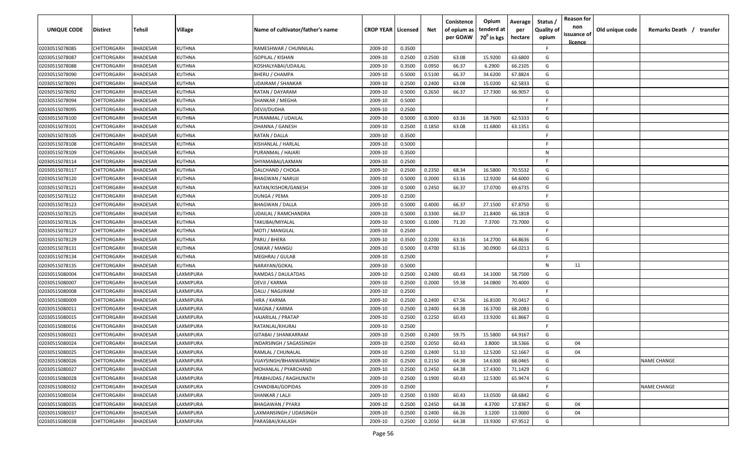| UNIQUE CODE | Distirct | Tehsil | Village | Name of cultivator/father's name | CROP YEAR | Licensed | Net | Conistence of opium as per GOAW | Opium tenderd at 70° in kgs | Average per hectare | Status / Quality of opium | Reason for non issuance of licence | Old unique code | Remarks Death / transfer |
|---|---|---|---|---|---|---|---|---|---|---|---|---|---|---|
| 02030515078085 | CHITTORGARH | BHADESAR | KUTHNA | RAMESHWAR / CHUNNILAL | 2009-10 | 0.3500 | | | | | F | | | |
| 02030515078087 | CHITTORGARH | BHADESAR | KUTHNA | GOPILAL / KISHAN | 2009-10 | 0.2500 | 0.2500 | 63.08 | 15.9200 | 63.6800 | G | | | |
| 02030515078088 | CHITTORGARH | BHADESAR | KUTHNA | KOSHALYABAI/UDAILAL | 2009-10 | 0.3500 | 0.0950 | 66.37 | 6.2900 | 66.2105 | G | | | |
| 02030515078090 | CHITTORGARH | BHADESAR | KUTHNA | BHERU / CHAMPA | 2009-10 | 0.5000 | 0.5100 | 66.37 | 34.6200 | 67.8824 | G | | | |
| 02030515078091 | CHITTORGARH | BHADESAR | KUTHNA | UDAIRAM / SHANKAR | 2009-10 | 0.2500 | 0.2400 | 63.08 | 15.0200 | 62.5833 | G | | | |
| 02030515078092 | CHITTORGARH | BHADESAR | KUTHNA | RATAN / DAYARAM | 2009-10 | 0.5000 | 0.2650 | 66.37 | 17.7300 | 66.9057 | G | | | |
| 02030515078094 | CHITTORGARH | BHADESAR | KUTHNA | SHANKAR / MEGHA | 2009-10 | 0.5000 | | | | | F | | | |
| 02030515078095 | CHITTORGARH | BHADESAR | KUTHNA | DEVJI/DUDHA | 2009-10 | 0.2500 | | | | | F | | | |
| 02030515078100 | CHITTORGARH | BHADESAR | KUTHNA | PURANMAL / UDAILAL | 2009-10 | 0.5000 | 0.3000 | 63.16 | 18.7600 | 62.5333 | G | | | |
| 02030515078101 | CHITTORGARH | BHADESAR | KUTHNA | DHANNA / GANESH | 2009-10 | 0.2500 | 0.1850 | 63.08 | 11.6800 | 63.1351 | G | | | |
| 02030515078105 | CHITTORGARH | BHADESAR | KUTHNA | RATAN / DALLA | 2009-10 | 0.3500 | | | | | F | | | |
| 02030515078108 | CHITTORGARH | BHADESAR | KUTHNA | KISHANLAL / HARLAL | 2009-10 | 0.5000 | | | | | F | | | |
| 02030515078109 | CHITTORGARH | BHADESAR | KUTHNA | PURANMAL / HAJARI | 2009-10 | 0.3500 | | | | | N | | | |
| 02030515078114 | CHITTORGARH | BHADESAR | KUTHNA | SHYAMABAI/LAXMAN | 2009-10 | 0.2500 | | | | | F | | | |
| 02030515078117 | CHITTORGARH | BHADESAR | KUTHNA | DALCHAND / CHOGA | 2009-10 | 0.2500 | 0.2350 | 68.34 | 16.5800 | 70.5532 | G | | | |
| 02030515078120 | CHITTORGARH | BHADESAR | KUTHNA | BHAGWAN / NARUJI | 2009-10 | 0.5000 | 0.2000 | 63.16 | 12.9200 | 64.6000 | G | | | |
| 02030515078121 | CHITTORGARH | BHADESAR | KUTHNA | RATAN/KISHOR/GANESH | 2009-10 | 0.5000 | 0.2450 | 66.37 | 17.0700 | 69.6735 | G | | | |
| 02030515078122 | CHITTORGARH | BHADESAR | KUTHNA | DUNGA / PEMA | 2009-10 | 0.2500 | | | | | F | | | |
| 02030515078123 | CHITTORGARH | BHADESAR | KUTHNA | BHAGWAN / DALLA | 2009-10 | 0.5000 | 0.4000 | 66.37 | 27.1500 | 67.8750 | G | | | |
| 02030515078125 | CHITTORGARH | BHADESAR | KUTHNA | UDAILAL / RAMCHANDRA | 2009-10 | 0.5000 | 0.3300 | 66.37 | 21.8400 | 66.1818 | G | | | |
| 02030515078126 | CHITTORGARH | BHADESAR | KUTHNA | TAKUBAI/MIYALAL | 2009-10 | 0.5000 | 0.1000 | 71.20 | 7.3700 | 73.7000 | G | | | |
| 02030515078127 | CHITTORGARH | BHADESAR | KUTHNA | MOTI / MANGILAL | 2009-10 | 0.2500 | | | | | F | | | |
| 02030515078129 | CHITTORGARH | BHADESAR | KUTHNA | PARU / BHERA | 2009-10 | 0.3500 | 0.2200 | 63.16 | 14.2700 | 64.8636 | G | | | |
| 02030515078131 | CHITTORGARH | BHADESAR | KUTHNA | ONKAR / MANGU | 2009-10 | 0.5000 | 0.4700 | 63.16 | 30.0900 | 64.0213 | G | | | |
| 02030515078134 | CHITTORGARH | BHADESAR | KUTHNA | MEGHRAJ / GULAB | 2009-10 | 0.2500 | | | | | F | | | |
| 02030515078135 | CHITTORGARH | BHADESAR | KUTHNA | NARAYAN/GOKAL | 2009-10 | 0.5000 | | | | | N | 11 | | |
| 02030515080004 | CHITTORGARH | BHADESAR | LAXMIPURA | RAMDAS / DAULATDAS | 2009-10 | 0.2500 | 0.2400 | 60.43 | 14.1000 | 58.7500 | G | | | |
| 02030515080007 | CHITTORGARH | BHADESAR | LAXMIPURA | DEVJI / KARMA | 2009-10 | 0.2500 | 0.2000 | 59.38 | 14.0800 | 70.4000 | G | | | |
| 02030515080008 | CHITTORGARH | BHADESAR | LAXMIPURA | DALU / NAGJIRAM | 2009-10 | 0.2500 | | | | | F | | | |
| 02030515080009 | CHITTORGARH | BHADESAR | LAXMIPURA | HIRA / KARMA | 2009-10 | 0.2500 | 0.2400 | 67.56 | 16.8100 | 70.0417 | G | | | |
| 02030515080011 | CHITTORGARH | BHADESAR | LAXMIPURA | MAGNA / KARMA | 2009-10 | 0.2500 | 0.2400 | 64.38 | 16.3700 | 68.2083 | G | | | |
| 02030515080015 | CHITTORGARH | BHADESAR | LAXMIPURA | HAJARILAL / PRATAP | 2009-10 | 0.2500 | 0.2250 | 60.43 | 13.9200 | 61.8667 | G | | | |
| 02030515080016 | CHITTORGARH | BHADESAR | LAXMIPURA | RATANLAL/KHURAJ | 2009-10 | 0.2500 | | | | | F | | | |
| 02030515080021 | CHITTORGARH | BHADESAR | LAXMIPURA | GITABAI / SHANKARRAM | 2009-10 | 0.2500 | 0.2400 | 59.75 | 15.5800 | 64.9167 | G | | | |
| 02030515080024 | CHITTORGARH | BHADESAR | LAXMIPURA | INDARSINGH / SAGASSINGH | 2009-10 | 0.2500 | 0.2050 | 60.43 | 3.8000 | 18.5366 | G | 04 | | |
| 02030515080025 | CHITTORGARH | BHADESAR | LAXMIPURA | RAMLAL / CHUNALAL | 2009-10 | 0.2500 | 0.2400 | 51.10 | 12.5200 | 52.1667 | G | 04 | | |
| 02030515080026 | CHITTORGARH | BHADESAR | LAXMIPURA | VIJAYSINGH/BHANWARSINGH | 2009-10 | 0.2500 | 0.2150 | 64.38 | 14.6300 | 68.0465 | G | | | NAME CHANGE |
| 02030515080027 | CHITTORGARH | BHADESAR | LAXMIPURA | MOHANLAL / PYARCHAND | 2009-10 | 0.2500 | 0.2450 | 64.38 | 17.4300 | 71.1429 | G | | | |
| 02030515080028 | CHITTORGARH | BHADESAR | LAXMIPURA | PRABHUDAS / RAGHUNATH | 2009-10 | 0.2500 | 0.1900 | 60.43 | 12.5300 | 65.9474 | G | | | |
| 02030515080032 | CHITTORGARH | BHADESAR | LAXMIPURA | CHANDIBAI/GOPIDAS | 2009-10 | 0.2500 | | | | | F | | | NAME CHANGE |
| 02030515080034 | CHITTORGARH | BHADESAR | LAXMIPURA | SHANKAR / LALJI | 2009-10 | 0.2500 | 0.1900 | 60.43 | 13.0500 | 68.6842 | G | | | |
| 02030515080035 | CHITTORGARH | BHADESAR | LAXMIPURA | BHAGAWAN / PYARJI | 2009-10 | 0.2500 | 0.2450 | 64.38 | 4.3700 | 17.8367 | G | 04 | | |
| 02030515080037 | CHITTORGARH | BHADESAR | LAXMIPURA | LAXMANSINGH / UDAISINGH | 2009-10 | 0.2500 | 0.2400 | 66.26 | 3.1200 | 13.0000 | G | 04 | | |
| 02030515080038 | CHITTORGARH | BHADESAR | LAXMIPURA | PARASBAI/KAILASH | 2009-10 | 0.2500 | 0.2050 | 64.38 | 13.9300 | 67.9512 | G | | | |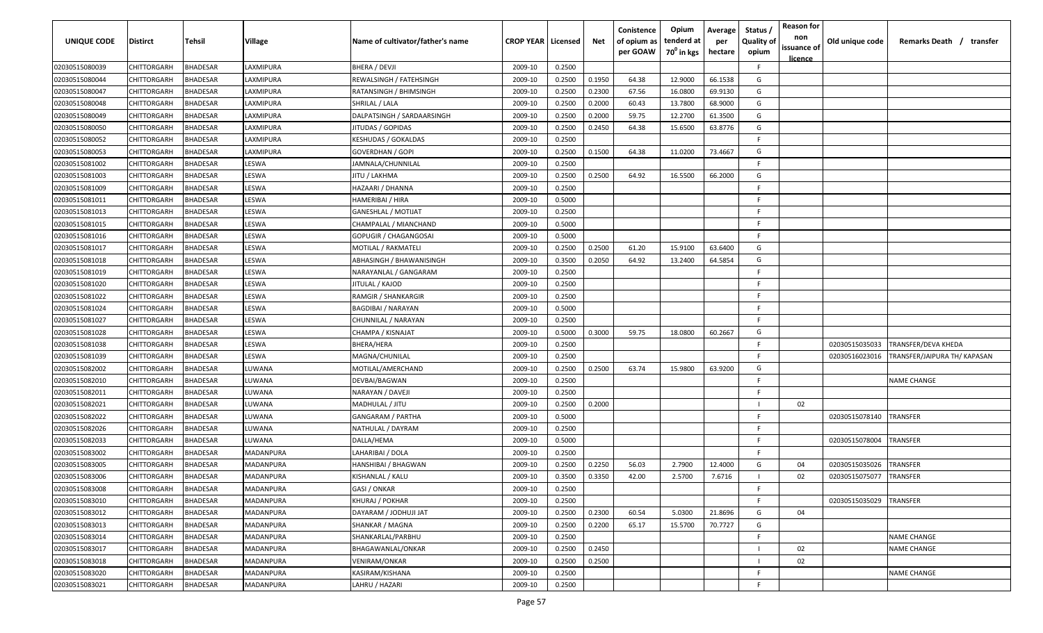| UNIQUE CODE | Distirct | Tehsil | Village | Name of cultivator/father's name | CROP YEAR | Licensed | Net | Conistence of opium as per GOAW | Opium tenderd at 70⁰ in kgs | Average per hectare | Status / Quality of opium | Reason for non issuance of licence | Old unique code | Remarks Death / transfer |
|---|---|---|---|---|---|---|---|---|---|---|---|---|---|---|
| 02030515080039 | CHITTORGARH | BHADESAR | LAXMIPURA | BHERA / DEVJI | 2009-10 | 0.2500 | | | | | F | | | |
| 02030515080044 | CHITTORGARH | BHADESAR | LAXMIPURA | REWALSINGH / FATEHSINGH | 2009-10 | 0.2500 | 0.1950 | 64.38 | 12.9000 | 66.1538 | G | | | |
| 02030515080047 | CHITTORGARH | BHADESAR | LAXMIPURA | RATANSINGH / BHIMSINGH | 2009-10 | 0.2500 | 0.2300 | 67.56 | 16.0800 | 69.9130 | G | | | |
| 02030515080048 | CHITTORGARH | BHADESAR | LAXMIPURA | SHRILAL / LALA | 2009-10 | 0.2500 | 0.2000 | 60.43 | 13.7800 | 68.9000 | G | | | |
| 02030515080049 | CHITTORGARH | BHADESAR | LAXMIPURA | DALPATSINGH / SARDAARSINGH | 2009-10 | 0.2500 | 0.2000 | 59.75 | 12.2700 | 61.3500 | G | | | |
| 02030515080050 | CHITTORGARH | BHADESAR | LAXMIPURA | JITUDAS / GOPIDAS | 2009-10 | 0.2500 | 0.2450 | 64.38 | 15.6500 | 63.8776 | G | | | |
| 02030515080052 | CHITTORGARH | BHADESAR | LAXMIPURA | KESHUDAS / GOKALDAS | 2009-10 | 0.2500 | | | | | F | | | |
| 02030515080053 | CHITTORGARH | BHADESAR | LAXMIPURA | GOVERDHAN / GOPI | 2009-10 | 0.2500 | 0.1500 | 64.38 | 11.0200 | 73.4667 | G | | | |
| 02030515081002 | CHITTORGARH | BHADESAR | LESWA | JAMNALA/CHUNNILAL | 2009-10 | 0.2500 | | | | | F | | | |
| 02030515081003 | CHITTORGARH | BHADESAR | LESWA | JITU / LAKHMA | 2009-10 | 0.2500 | 0.2500 | 64.92 | 16.5500 | 66.2000 | G | | | |
| 02030515081009 | CHITTORGARH | BHADESAR | LESWA | HAZAARI / DHANNA | 2009-10 | 0.2500 | | | | | F | | | |
| 02030515081011 | CHITTORGARH | BHADESAR | LESWA | HAMERIBAI / HIRA | 2009-10 | 0.5000 | | | | | F | | | |
| 02030515081013 | CHITTORGARH | BHADESAR | LESWA | GANESHLAL / MOTIJAT | 2009-10 | 0.2500 | | | | | F | | | |
| 02030515081015 | CHITTORGARH | BHADESAR | LESWA | CHAMPALAL / MIANCHAND | 2009-10 | 0.5000 | | | | | F | | | |
| 02030515081016 | CHITTORGARH | BHADESAR | LESWA | GOPUGIR / CHAGANGOSAI | 2009-10 | 0.5000 | | | | | F | | | |
| 02030515081017 | CHITTORGARH | BHADESAR | LESWA | MOTILAL / RAKMATELI | 2009-10 | 0.2500 | 0.2500 | 61.20 | 15.9100 | 63.6400 | G | | | |
| 02030515081018 | CHITTORGARH | BHADESAR | LESWA | ABHASINGH / BHAWANISINGH | 2009-10 | 0.3500 | 0.2050 | 64.92 | 13.2400 | 64.5854 | G | | | |
| 02030515081019 | CHITTORGARH | BHADESAR | LESWA | NARAYANLAL / GANGARAM | 2009-10 | 0.2500 | | | | | F | | | |
| 02030515081020 | CHITTORGARH | BHADESAR | LESWA | JITULAL / KAJOD | 2009-10 | 0.2500 | | | | | F | | | |
| 02030515081022 | CHITTORGARH | BHADESAR | LESWA | RAMGIR / SHANKARGIR | 2009-10 | 0.2500 | | | | | F | | | |
| 02030515081024 | CHITTORGARH | BHADESAR | LESWA | BAGDIBAI / NARAYAN | 2009-10 | 0.5000 | | | | | F | | | |
| 02030515081027 | CHITTORGARH | BHADESAR | LESWA | CHUNNILAL / NARAYAN | 2009-10 | 0.2500 | | | | | F | | | |
| 02030515081028 | CHITTORGARH | BHADESAR | LESWA | CHAMPA / KISNAJAT | 2009-10 | 0.5000 | 0.3000 | 59.75 | 18.0800 | 60.2667 | G | | | |
| 02030515081038 | CHITTORGARH | BHADESAR | LESWA | BHERA/HERA | 2009-10 | 0.2500 | | | | | F | | 02030515035033 | TRANSFER/DEVA KHEDA |
| 02030515081039 | CHITTORGARH | BHADESAR | LESWA | MAGNA/CHUNILAL | 2009-10 | 0.2500 | | | | | F | | 02030516023016 | TRANSFER/JAIPURA TH/ KAPASAN |
| 02030515082002 | CHITTORGARH | BHADESAR | LUWANA | MOTILAL/AMERCHAND | 2009-10 | 0.2500 | 0.2500 | 63.74 | 15.9800 | 63.9200 | G | | | |
| 02030515082010 | CHITTORGARH | BHADESAR | LUWANA | DEVBAI/BAGWAN | 2009-10 | 0.2500 | | | | | F | | | NAME CHANGE |
| 02030515082011 | CHITTORGARH | BHADESAR | LUWANA | NARAYAN / DAVEJI | 2009-10 | 0.2500 | | | | | F | | | |
| 02030515082021 | CHITTORGARH | BHADESAR | LUWANA | MADHULAL / JITU | 2009-10 | 0.2500 | 0.2000 | | | | I | 02 | | |
| 02030515082022 | CHITTORGARH | BHADESAR | LUWANA | GANGARAM / PARTHA | 2009-10 | 0.5000 | | | | | F | | 02030515078140 | TRANSFER |
| 02030515082026 | CHITTORGARH | BHADESAR | LUWANA | NATHULAL / DAYRAM | 2009-10 | 0.2500 | | | | | F | | | |
| 02030515082033 | CHITTORGARH | BHADESAR | LUWANA | DALLA/HEMA | 2009-10 | 0.5000 | | | | | F | | 02030515078004 | TRANSFER |
| 02030515083002 | CHITTORGARH | BHADESAR | MADANPURA | LAHARIBAI / DOLA | 2009-10 | 0.2500 | | | | | F | | | |
| 02030515083005 | CHITTORGARH | BHADESAR | MADANPURA | HANSHIBAI / BHAGWAN | 2009-10 | 0.2500 | 0.2250 | 56.03 | 2.7900 | 12.4000 | G | 04 | 02030515035026 | TRANSFER |
| 02030515083006 | CHITTORGARH | BHADESAR | MADANPURA | KISHANLAL / KALU | 2009-10 | 0.3500 | 0.3350 | 42.00 | 2.5700 | 7.6716 | I | 02 | 02030515075077 | TRANSFER |
| 02030515083008 | CHITTORGARH | BHADESAR | MADANPURA | GASI / ONKAR | 2009-10 | 0.2500 | | | | | F | | | |
| 02030515083010 | CHITTORGARH | BHADESAR | MADANPURA | KHURAJ / POKHAR | 2009-10 | 0.2500 | | | | | F | | 02030515035029 | TRANSFER |
| 02030515083012 | CHITTORGARH | BHADESAR | MADANPURA | DAYARAM / JODHUJI JAT | 2009-10 | 0.2500 | 0.2300 | 60.54 | 5.0300 | 21.8696 | G | 04 | | |
| 02030515083013 | CHITTORGARH | BHADESAR | MADANPURA | SHANKAR / MAGNA | 2009-10 | 0.2500 | 0.2200 | 65.17 | 15.5700 | 70.7727 | G | | | |
| 02030515083014 | CHITTORGARH | BHADESAR | MADANPURA | SHANKARLAL/PARBHU | 2009-10 | 0.2500 | | | | | F | | | NAME CHANGE |
| 02030515083017 | CHITTORGARH | BHADESAR | MADANPURA | BHAGAWANLAL/ONKAR | 2009-10 | 0.2500 | 0.2450 | | | | I | 02 | | NAME CHANGE |
| 02030515083018 | CHITTORGARH | BHADESAR | MADANPURA | VENIRAM/ONKAR | 2009-10 | 0.2500 | 0.2500 | | | | I | 02 | | |
| 02030515083020 | CHITTORGARH | BHADESAR | MADANPURA | KASIRAM/KISHANA | 2009-10 | 0.2500 | | | | | F | | | NAME CHANGE |
| 02030515083021 | CHITTORGARH | BHADESAR | MADANPURA | LAHRU / HAZARI | 2009-10 | 0.2500 | | | | | F | | | |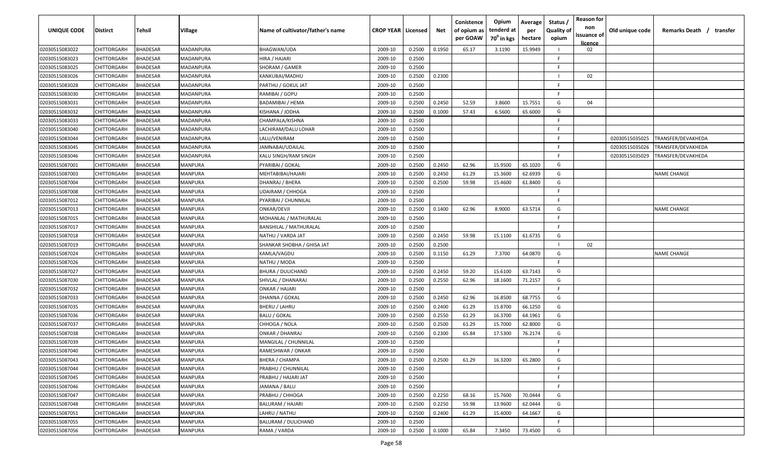| UNIQUE CODE | Distirct | Tehsil | Village | Name of cultivator/father's name | CROP YEAR | Licensed | Net | Conistence of opium as per GOAW | Opium tenderd at 70° in kgs | Average per hectare | Status / Quality of opium | Reason for non issuance of licence | Old unique code | Remarks Death / transfer |
|---|---|---|---|---|---|---|---|---|---|---|---|---|---|---|
| 02030515083022 | CHITTORGARH | BHADESAR | MADANPURA | BHAGWAN/UDA | 2009-10 | 0.2500 | 0.1950 | 65.17 | 3.1190 | 15.9949 | I | 02 | | |
| 02030515083023 | CHITTORGARH | BHADESAR | MADANPURA | HIRA / HAJARI | 2009-10 | 0.2500 | | | | | F | | | |
| 02030515083025 | CHITTORGARH | BHADESAR | MADANPURA | SHORAM / GAMER | 2009-10 | 0.2500 | | | | | F | | | |
| 02030515083026 | CHITTORGARH | BHADESAR | MADANPURA | KANKUBAI/MADHU | 2009-10 | 0.2500 | 0.2300 | | | | I | 02 | | |
| 02030515083028 | CHITTORGARH | BHADESAR | MADANPURA | PARTHU / GOKUL JAT | 2009-10 | 0.2500 | | | | | F | | | |
| 02030515083030 | CHITTORGARH | BHADESAR | MADANPURA | RAMIBAI / GOPU | 2009-10 | 0.2500 | | | | | F | | | |
| 02030515083031 | CHITTORGARH | BHADESAR | MADANPURA | BADAMIBAI / HEMA | 2009-10 | 0.2500 | 0.2450 | 52.59 | 3.8600 | 15.7551 | G | 04 | | |
| 02030515083032 | CHITTORGARH | BHADESAR | MADANPURA | KISHANA / JODHA | 2009-10 | 0.2500 | 0.1000 | 57.43 | 6.5600 | 65.6000 | G | | | |
| 02030515083033 | CHITTORGARH | BHADESAR | MADANPURA | CHAMPALA/KISHNA | 2009-10 | 0.2500 | | | | | F | | | |
| 02030515083040 | CHITTORGARH | BHADESAR | MADANPURA | LACHIRAM/DALU LOHAR | 2009-10 | 0.2500 | | | | | F | | | |
| 02030515083044 | CHITTORGARH | BHADESAR | MADANPURA | LALU/VENIRAM | 2009-10 | 0.2500 | | | | | F | | 02030515035025 | TRANSFER/DEVAKHEDA |
| 02030515083045 | CHITTORGARH | BHADESAR | MADANPURA | JAMNABAI/UDAILAL | 2009-10 | 0.2500 | | | | | F | | 02030515035026 | TRANSFER/DEVAKHEDA |
| 02030515083046 | CHITTORGARH | BHADESAR | MADANPURA | KALU SINGH/RAM SINGH | 2009-10 | 0.2500 | | | | | F | | 02030515035029 | TRANSFER/DEVAKHEDA |
| 02030515087001 | CHITTORGARH | BHADESAR | MANPURA | PYARIBAI / GOKAL | 2009-10 | 0.2500 | 0.2450 | 62.96 | 15.9500 | 65.1020 | G | | | |
| 02030515087003 | CHITTORGARH | BHADESAR | MANPURA | MEHTABIBAI/HAJARI | 2009-10 | 0.2500 | 0.2450 | 61.29 | 15.3600 | 62.6939 | G | | | NAME CHANGE |
| 02030515087004 | CHITTORGARH | BHADESAR | MANPURA | DHANRAJ / BHERA | 2009-10 | 0.2500 | 0.2500 | 59.98 | 15.4600 | 61.8400 | G | | | |
| 02030515087008 | CHITTORGARH | BHADESAR | MANPURA | UDAIRAM / CHHOGA | 2009-10 | 0.2500 | | | | | F | | | |
| 02030515087012 | CHITTORGARH | BHADESAR | MANPURA | PYARIBAI / CHUNNILAL | 2009-10 | 0.2500 | | | | | F | | | |
| 02030515087013 | CHITTORGARH | BHADESAR | MANPURA | ONKAR/DEVJI | 2009-10 | 0.2500 | 0.1400 | 62.96 | 8.9000 | 63.5714 | G | | | NAME CHANGE |
| 02030515087015 | CHITTORGARH | BHADESAR | MANPURA | MOHANLAL / MATHURALAL | 2009-10 | 0.2500 | | | | | F | | | |
| 02030515087017 | CHITTORGARH | BHADESAR | MANPURA | BANSHILAL / MATHURALAL | 2009-10 | 0.2500 | | | | | F | | | |
| 02030515087018 | CHITTORGARH | BHADESAR | MANPURA | NATHU / VARDA JAT | 2009-10 | 0.2500 | 0.2450 | 59.98 | 15.1100 | 61.6735 | G | | | |
| 02030515087019 | CHITTORGARH | BHADESAR | MANPURA | SHANKAR SHOBHA / GHISA JAT | 2009-10 | 0.2500 | 0.2500 | | | | I | 02 | | |
| 02030515087024 | CHITTORGARH | BHADESAR | MANPURA | KAMLA/VAGDU | 2009-10 | 0.2500 | 0.1150 | 61.29 | 7.3700 | 64.0870 | G | | | NAME CHANGE |
| 02030515087026 | CHITTORGARH | BHADESAR | MANPURA | NATHU / MODA | 2009-10 | 0.2500 | | | | | F | | | |
| 02030515087027 | CHITTORGARH | BHADESAR | MANPURA | BHURA / DULICHAND | 2009-10 | 0.2500 | 0.2450 | 59.20 | 15.6100 | 63.7143 | G | | | |
| 02030515087030 | CHITTORGARH | BHADESAR | MANPURA | SHIVLAL / DHANARAJ | 2009-10 | 0.2500 | 0.2550 | 62.96 | 18.1600 | 71.2157 | G | | | |
| 02030515087032 | CHITTORGARH | BHADESAR | MANPURA | ONKAR / HAJARI | 2009-10 | 0.2500 | | | | | F | | | |
| 02030515087033 | CHITTORGARH | BHADESAR | MANPURA | DHANNA / GOKAL | 2009-10 | 0.2500 | 0.2450 | 62.96 | 16.8500 | 68.7755 | G | | | |
| 02030515087035 | CHITTORGARH | BHADESAR | MANPURA | BHERU / LAHRU | 2009-10 | 0.2500 | 0.2400 | 61.29 | 15.8700 | 66.1250 | G | | | |
| 02030515087036 | CHITTORGARH | BHADESAR | MANPURA | BALU / GOKAL | 2009-10 | 0.2500 | 0.2550 | 61.29 | 16.3700 | 64.1961 | G | | | |
| 02030515087037 | CHITTORGARH | BHADESAR | MANPURA | CHHOGA / NOLA | 2009-10 | 0.2500 | 0.2500 | 61.29 | 15.7000 | 62.8000 | G | | | |
| 02030515087038 | CHITTORGARH | BHADESAR | MANPURA | ONKAR / DHANRAJ | 2009-10 | 0.2500 | 0.2300 | 65.84 | 17.5300 | 76.2174 | G | | | |
| 02030515087039 | CHITTORGARH | BHADESAR | MANPURA | MANGILAL / CHUNNILAL | 2009-10 | 0.2500 | | | | | F | | | |
| 02030515087040 | CHITTORGARH | BHADESAR | MANPURA | RAMESHWAR / ONKAR | 2009-10 | 0.2500 | | | | | F | | | |
| 02030515087043 | CHITTORGARH | BHADESAR | MANPURA | BHERA / CHAMPA | 2009-10 | 0.2500 | 0.2500 | 61.29 | 16.3200 | 65.2800 | G | | | |
| 02030515087044 | CHITTORGARH | BHADESAR | MANPURA | PRABHU / CHUNNILAL | 2009-10 | 0.2500 | | | | | F | | | |
| 02030515087045 | CHITTORGARH | BHADESAR | MANPURA | PRABHU / HAJARI JAT | 2009-10 | 0.2500 | | | | | F | | | |
| 02030515087046 | CHITTORGARH | BHADESAR | MANPURA | JAMANA / BALU | 2009-10 | 0.2500 | | | | | F | | | |
| 02030515087047 | CHITTORGARH | BHADESAR | MANPURA | PRABHU / CHHOGA | 2009-10 | 0.2500 | 0.2250 | 68.16 | 15.7600 | 70.0444 | G | | | |
| 02030515087048 | CHITTORGARH | BHADESAR | MANPURA | BALURAM / HAJARI | 2009-10 | 0.2500 | 0.2250 | 59.98 | 13.9600 | 62.0444 | G | | | |
| 02030515087051 | CHITTORGARH | BHADESAR | MANPURA | LAHRU / NATHU | 2009-10 | 0.2500 | 0.2400 | 61.29 | 15.4000 | 64.1667 | G | | | |
| 02030515087055 | CHITTORGARH | BHADESAR | MANPURA | BALURAM / DULICHAND | 2009-10 | 0.2500 | | | | | F | | | |
| 02030515087056 | CHITTORGARH | BHADESAR | MANPURA | RAMA / VARDA | 2009-10 | 0.2500 | 0.1000 | 65.84 | 7.3450 | 73.4500 | G | | | |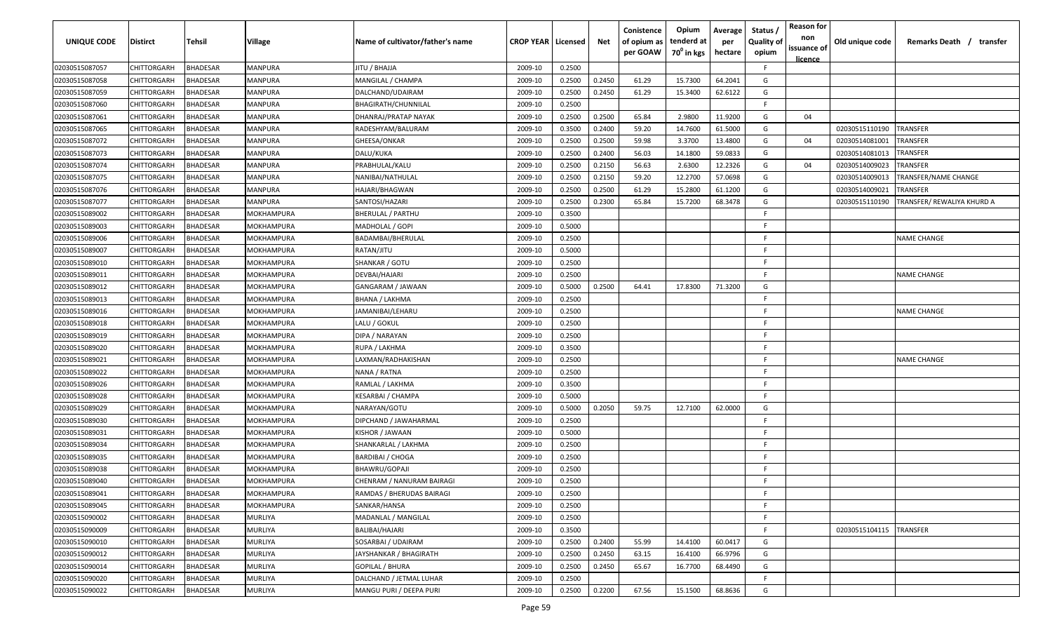| UNIQUE CODE | Distirct | Tehsil | Village | Name of cultivator/father's name | CROP YEAR | Licensed | Net | Conistence of opium as per GOAW | Opium tenderd at $70^0$ in kgs | Average per hectare | Status / Quality of opium | Reason for non issuance of licence | Old unique code | Remarks Death / transfer |
|---|---|---|---|---|---|---|---|---|---|---|---|---|---|---|
| 02030515087057 | CHITTORGARH | BHADESAR | MANPURA | JITU / BHAJJA | 2009-10 | 0.2500 | | | | | F | | | |
| 02030515087058 | CHITTORGARH | BHADESAR | MANPURA | MANGILAL / CHAMPA | 2009-10 | 0.2500 | 0.2450 | 61.29 | 15.7300 | 64.2041 | G | | | |
| 02030515087059 | CHITTORGARH | BHADESAR | MANPURA | DALCHAND/UDAIRAM | 2009-10 | 0.2500 | 0.2450 | 61.29 | 15.3400 | 62.6122 | G | | | |
| 02030515087060 | CHITTORGARH | BHADESAR | MANPURA | BHAGIRATH/CHUNNILAL | 2009-10 | 0.2500 | | | | | F | | | |
| 02030515087061 | CHITTORGARH | BHADESAR | MANPURA | DHANRAJ/PRATAP NAYAK | 2009-10 | 0.2500 | 0.2500 | 65.84 | 2.9800 | 11.9200 | G | 04 | | |
| 02030515087065 | CHITTORGARH | BHADESAR | MANPURA | RADESHYAM/BALURAM | 2009-10 | 0.3500 | 0.2400 | 59.20 | 14.7600 | 61.5000 | G | | 02030515110190 | TRANSFER |
| 02030515087072 | CHITTORGARH | BHADESAR | MANPURA | GHEESA/ONKAR | 2009-10 | 0.2500 | 0.2500 | 59.98 | 3.3700 | 13.4800 | G | 04 | 02030514081001 | TRANSFER |
| 02030515087073 | CHITTORGARH | BHADESAR | MANPURA | DALU/KUKA | 2009-10 | 0.2500 | 0.2400 | 56.03 | 14.1800 | 59.0833 | G | | 02030514081013 | TRANSFER |
| 02030515087074 | CHITTORGARH | BHADESAR | MANPURA | PRABHULAL/KALU | 2009-10 | 0.2500 | 0.2150 | 56.63 | 2.6300 | 12.2326 | G | 04 | 02030514009023 | TRANSFER |
| 02030515087075 | CHITTORGARH | BHADESAR | MANPURA | NANIBAI/NATHULAL | 2009-10 | 0.2500 | 0.2150 | 59.20 | 12.2700 | 57.0698 | G | | 02030514009013 | TRANSFER/NAME CHANGE |
| 02030515087076 | CHITTORGARH | BHADESAR | MANPURA | HAJARI/BHAGWAN | 2009-10 | 0.2500 | 0.2500 | 61.29 | 15.2800 | 61.1200 | G | | 02030514009021 | TRANSFER |
| 02030515087077 | CHITTORGARH | BHADESAR | MANPURA | SANTOSI/HAZARI | 2009-10 | 0.2500 | 0.2300 | 65.84 | 15.7200 | 68.3478 | G | | 02030515110190 | TRANSFER/ REWALIYA KHURD A |
| 02030515089002 | CHITTORGARH | BHADESAR | MOKHAMPURA | BHERULAL / PARTHU | 2009-10 | 0.3500 | | | | | F | | | |
| 02030515089003 | CHITTORGARH | BHADESAR | MOKHAMPURA | MADHOLAL / GOPI | 2009-10 | 0.5000 | | | | | F | | | |
| 02030515089006 | CHITTORGARH | BHADESAR | MOKHAMPURA | BADAMBAI/BHERULAL | 2009-10 | 0.2500 | | | | | F | | | NAME CHANGE |
| 02030515089007 | CHITTORGARH | BHADESAR | MOKHAMPURA | RATAN/JITU | 2009-10 | 0.5000 | | | | | F | | | |
| 02030515089010 | CHITTORGARH | BHADESAR | MOKHAMPURA | SHANKAR / GOTU | 2009-10 | 0.2500 | | | | | F | | | |
| 02030515089011 | CHITTORGARH | BHADESAR | MOKHAMPURA | DEVBAI/HAJARI | 2009-10 | 0.2500 | | | | | F | | | NAME CHANGE |
| 02030515089012 | CHITTORGARH | BHADESAR | MOKHAMPURA | GANGARAM / JAWAAN | 2009-10 | 0.5000 | 0.2500 | 64.41 | 17.8300 | 71.3200 | G | | | |
| 02030515089013 | CHITTORGARH | BHADESAR | MOKHAMPURA | BHANA / LAKHMA | 2009-10 | 0.2500 | | | | | F | | | |
| 02030515089016 | CHITTORGARH | BHADESAR | MOKHAMPURA | JAMANIBAI/LEHARU | 2009-10 | 0.2500 | | | | | F | | | NAME CHANGE |
| 02030515089018 | CHITTORGARH | BHADESAR | MOKHAMPURA | LALU / GOKUL | 2009-10 | 0.2500 | | | | | F | | | |
| 02030515089019 | CHITTORGARH | BHADESAR | MOKHAMPURA | DIPA / NARAYAN | 2009-10 | 0.2500 | | | | | F | | | |
| 02030515089020 | CHITTORGARH | BHADESAR | MOKHAMPURA | RUPA / LAKHMA | 2009-10 | 0.3500 | | | | | F | | | |
| 02030515089021 | CHITTORGARH | BHADESAR | MOKHAMPURA | LAXMAN/RADHAKISHAN | 2009-10 | 0.2500 | | | | | F | | | NAME CHANGE |
| 02030515089022 | CHITTORGARH | BHADESAR | MOKHAMPURA | NANA / RATNA | 2009-10 | 0.2500 | | | | | F | | | |
| 02030515089026 | CHITTORGARH | BHADESAR | MOKHAMPURA | RAMLAL / LAKHMA | 2009-10 | 0.3500 | | | | | F | | | |
| 02030515089028 | CHITTORGARH | BHADESAR | MOKHAMPURA | KESARBAI / CHAMPA | 2009-10 | 0.5000 | | | | | F | | | |
| 02030515089029 | CHITTORGARH | BHADESAR | MOKHAMPURA | NARAYAN/GOTU | 2009-10 | 0.5000 | 0.2050 | 59.75 | 12.7100 | 62.0000 | G | | | |
| 02030515089030 | CHITTORGARH | BHADESAR | MOKHAMPURA | DIPCHAND / JAWAHARMAL | 2009-10 | 0.2500 | | | | | F | | | |
| 02030515089031 | CHITTORGARH | BHADESAR | MOKHAMPURA | KISHOR / JAWAAN | 2009-10 | 0.5000 | | | | | F | | | |
| 02030515089034 | CHITTORGARH | BHADESAR | MOKHAMPURA | SHANKARLAL / LAKHMA | 2009-10 | 0.2500 | | | | | F | | | |
| 02030515089035 | CHITTORGARH | BHADESAR | MOKHAMPURA | BARDIBAI / CHOGA | 2009-10 | 0.2500 | | | | | F | | | |
| 02030515089038 | CHITTORGARH | BHADESAR | MOKHAMPURA | BHAWRU/GOPAJI | 2009-10 | 0.2500 | | | | | F | | | |
| 02030515089040 | CHITTORGARH | BHADESAR | MOKHAMPURA | CHENRAM / NANURAM BAIRAGI | 2009-10 | 0.2500 | | | | | F | | | |
| 02030515089041 | CHITTORGARH | BHADESAR | MOKHAMPURA | RAMDAS / BHERUDAS BAIRAGI | 2009-10 | 0.2500 | | | | | F | | | |
| 02030515089045 | CHITTORGARH | BHADESAR | MOKHAMPURA | SANKAR/HANSA | 2009-10 | 0.2500 | | | | | F | | | |
| 02030515090002 | CHITTORGARH | BHADESAR | MURLIYA | MADANLAL / MANGILAL | 2009-10 | 0.2500 | | | | | F | | | |
| 02030515090009 | CHITTORGARH | BHADESAR | MURLIYA | BALIBAI/HAJARI | 2009-10 | 0.3500 | | | | | F | | 02030515104115 | TRANSFER |
| 02030515090010 | CHITTORGARH | BHADESAR | MURLIYA | SOSARBAI / UDAIRAM | 2009-10 | 0.2500 | 0.2400 | 55.99 | 14.4100 | 60.0417 | G | | | |
| 02030515090012 | CHITTORGARH | BHADESAR | MURLIYA | JAYSHANKAR / BHAGIRATH | 2009-10 | 0.2500 | 0.2450 | 63.15 | 16.4100 | 66.9796 | G | | | |
| 02030515090014 | CHITTORGARH | BHADESAR | MURLIYA | GOPILAL / BHURA | 2009-10 | 0.2500 | 0.2450 | 65.67 | 16.7700 | 68.4490 | G | | | |
| 02030515090020 | CHITTORGARH | BHADESAR | MURLIYA | DALCHAND / JETMAL LUHAR | 2009-10 | 0.2500 | | | | | F | | | |
| 02030515090022 | CHITTORGARH | BHADESAR | MURLIYA | MANGU PURI / DEEPA PURI | 2009-10 | 0.2500 | 0.2200 | 67.56 | 15.1500 | 68.8636 | G | | | |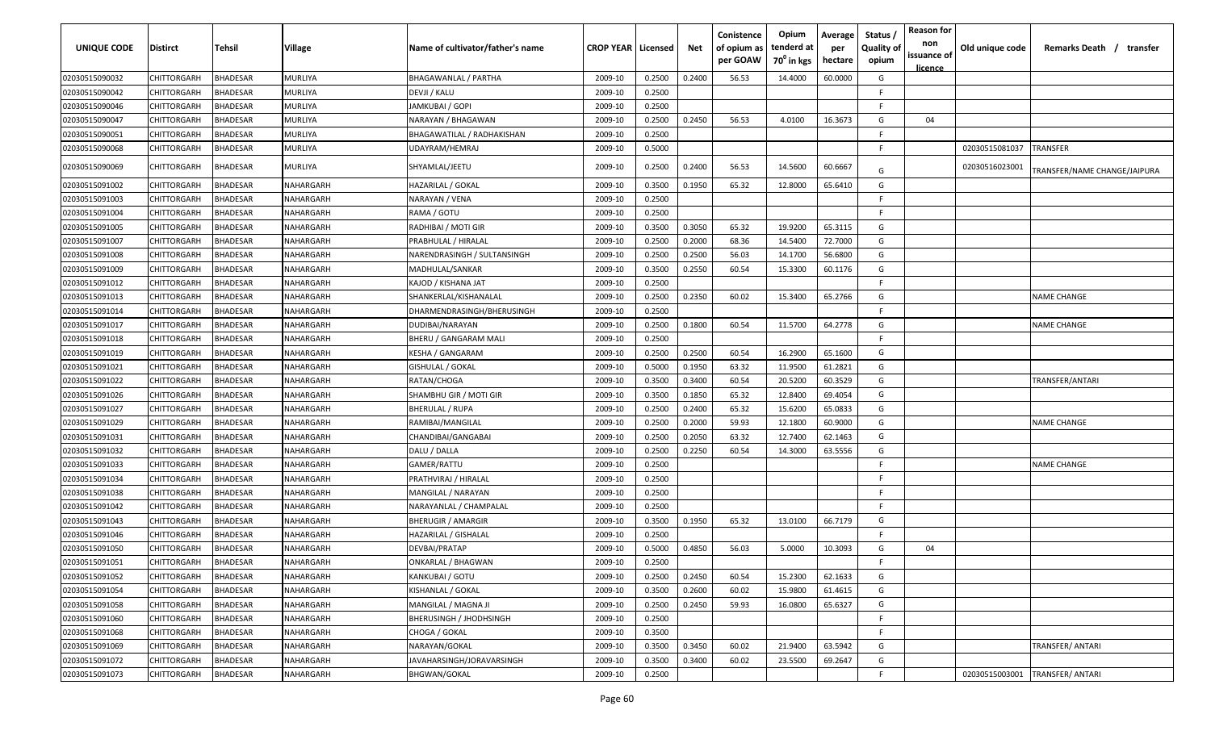| UNIQUE CODE | Distirct | Tehsil | Village | Name of cultivator/father's name | CROP YEAR | Licensed | Net | Conistence of opium as per GOAW | Opium tenderd at 70⁰ in kgs | Average per hectare | Status / Quality of opium | Reason for non issuance of licence | Old unique code | Remarks Death / transfer |
|---|---|---|---|---|---|---|---|---|---|---|---|---|---|---|
| 02030515090032 | CHITTORGARH | BHADESAR | MURLIYA | BHAGAWANLAL / PARTHA | 2009-10 | 0.2500 | 0.2400 | 56.53 | 14.4000 | 60.0000 | G | | | |
| 02030515090042 | CHITTORGARH | BHADESAR | MURLIYA | DEVJI / KALU | 2009-10 | 0.2500 | | | | | F | | | |
| 02030515090046 | CHITTORGARH | BHADESAR | MURLIYA | JAMKUBAI / GOPI | 2009-10 | 0.2500 | | | | | F | | | |
| 02030515090047 | CHITTORGARH | BHADESAR | MURLIYA | NARAYAN / BHAGAWAN | 2009-10 | 0.2500 | 0.2450 | 56.53 | 4.0100 | 16.3673 | G | 04 | | |
| 02030515090051 | CHITTORGARH | BHADESAR | MURLIYA | BHAGAWATILAL / RADHAKISHAN | 2009-10 | 0.2500 | | | | | F | | | |
| 02030515090068 | CHITTORGARH | BHADESAR | MURLIYA | UDAYRAM/HEMRAJ | 2009-10 | 0.5000 | | | | | F | | 02030515081037 | TRANSFER |
| 02030515090069 | CHITTORGARH | BHADESAR | MURLIYA | SHYAMLAL/JEETU | 2009-10 | 0.2500 | 0.2400 | 56.53 | 14.5600 | 60.6667 | G | | 02030516023001 | TRANSFER/NAME CHANGE/JAIPURA |
| 02030515091002 | CHITTORGARH | BHADESAR | NAHARGARH | HAZARILAL / GOKAL | 2009-10 | 0.3500 | 0.1950 | 65.32 | 12.8000 | 65.6410 | G | | | |
| 02030515091003 | CHITTORGARH | BHADESAR | NAHARGARH | NARAYAN / VENA | 2009-10 | 0.2500 | | | | | F | | | |
| 02030515091004 | CHITTORGARH | BHADESAR | NAHARGARH | RAMA / GOTU | 2009-10 | 0.2500 | | | | | F | | | |
| 02030515091005 | CHITTORGARH | BHADESAR | NAHARGARH | RADHIBAI / MOTI GIR | 2009-10 | 0.3500 | 0.3050 | 65.32 | 19.9200 | 65.3115 | G | | | |
| 02030515091007 | CHITTORGARH | BHADESAR | NAHARGARH | PRABHULAL / HIRALAL | 2009-10 | 0.2500 | 0.2000 | 68.36 | 14.5400 | 72.7000 | G | | | |
| 02030515091008 | CHITTORGARH | BHADESAR | NAHARGARH | NARENDRASINGH / SULTANSINGH | 2009-10 | 0.2500 | 0.2500 | 56.03 | 14.1700 | 56.6800 | G | | | |
| 02030515091009 | CHITTORGARH | BHADESAR | NAHARGARH | MADHULAL/SANKAR | 2009-10 | 0.3500 | 0.2550 | 60.54 | 15.3300 | 60.1176 | G | | | |
| 02030515091012 | CHITTORGARH | BHADESAR | NAHARGARH | KAJOD / KISHANA JAT | 2009-10 | 0.2500 | | | | | F | | | |
| 02030515091013 | CHITTORGARH | BHADESAR | NAHARGARH | SHANKERLAL/KISHANALAL | 2009-10 | 0.2500 | 0.2350 | 60.02 | 15.3400 | 65.2766 | G | | | NAME CHANGE |
| 02030515091014 | CHITTORGARH | BHADESAR | NAHARGARH | DHARMENDRASINGH/BHERUSINGH | 2009-10 | 0.2500 | | | | | F | | | |
| 02030515091017 | CHITTORGARH | BHADESAR | NAHARGARH | DUDIBAI/NARAYAN | 2009-10 | 0.2500 | 0.1800 | 60.54 | 11.5700 | 64.2778 | G | | | NAME CHANGE |
| 02030515091018 | CHITTORGARH | BHADESAR | NAHARGARH | BHERU / GANGARAM MALI | 2009-10 | 0.2500 | | | | | F | | | |
| 02030515091019 | CHITTORGARH | BHADESAR | NAHARGARH | KESHA / GANGARAM | 2009-10 | 0.2500 | 0.2500 | 60.54 | 16.2900 | 65.1600 | G | | | |
| 02030515091021 | CHITTORGARH | BHADESAR | NAHARGARH | GISHULAL / GOKAL | 2009-10 | 0.5000 | 0.1950 | 63.32 | 11.9500 | 61.2821 | G | | | |
| 02030515091022 | CHITTORGARH | BHADESAR | NAHARGARH | RATAN/CHOGA | 2009-10 | 0.3500 | 0.3400 | 60.54 | 20.5200 | 60.3529 | G | | | TRANSFER/ANTARI |
| 02030515091026 | CHITTORGARH | BHADESAR | NAHARGARH | SHAMBHU GIR / MOTI GIR | 2009-10 | 0.3500 | 0.1850 | 65.32 | 12.8400 | 69.4054 | G | | | |
| 02030515091027 | CHITTORGARH | BHADESAR | NAHARGARH | BHERULAL / RUPA | 2009-10 | 0.2500 | 0.2400 | 65.32 | 15.6200 | 65.0833 | G | | | |
| 02030515091029 | CHITTORGARH | BHADESAR | NAHARGARH | RAMIBAI/MANGILAL | 2009-10 | 0.2500 | 0.2000 | 59.93 | 12.1800 | 60.9000 | G | | | NAME CHANGE |
| 02030515091031 | CHITTORGARH | BHADESAR | NAHARGARH | CHANDIBAI/GANGABAI | 2009-10 | 0.2500 | 0.2050 | 63.32 | 12.7400 | 62.1463 | G | | | |
| 02030515091032 | CHITTORGARH | BHADESAR | NAHARGARH | DALU / DALLA | 2009-10 | 0.2500 | 0.2250 | 60.54 | 14.3000 | 63.5556 | G | | | |
| 02030515091033 | CHITTORGARH | BHADESAR | NAHARGARH | GAMER/RATTU | 2009-10 | 0.2500 | | | | | F | | | NAME CHANGE |
| 02030515091034 | CHITTORGARH | BHADESAR | NAHARGARH | PRATHVIRAJ / HIRALAL | 2009-10 | 0.2500 | | | | | F | | | |
| 02030515091038 | CHITTORGARH | BHADESAR | NAHARGARH | MANGILAL / NARAYAN | 2009-10 | 0.2500 | | | | | F | | | |
| 02030515091042 | CHITTORGARH | BHADESAR | NAHARGARH | NARAYANLAL / CHAMPALAL | 2009-10 | 0.2500 | | | | | F | | | |
| 02030515091043 | CHITTORGARH | BHADESAR | NAHARGARH | BHERUGIR / AMARGIR | 2009-10 | 0.3500 | 0.1950 | 65.32 | 13.0100 | 66.7179 | G | | | |
| 02030515091046 | CHITTORGARH | BHADESAR | NAHARGARH | HAZARILAL / GISHALAL | 2009-10 | 0.2500 | | | | | F | | | |
| 02030515091050 | CHITTORGARH | BHADESAR | NAHARGARH | DEVBAI/PRATAP | 2009-10 | 0.5000 | 0.4850 | 56.03 | 5.0000 | 10.3093 | G | 04 | | |
| 02030515091051 | CHITTORGARH | BHADESAR | NAHARGARH | ONKARLAL / BHAGWAN | 2009-10 | 0.2500 | | | | | F | | | |
| 02030515091052 | CHITTORGARH | BHADESAR | NAHARGARH | KANKUBAI / GOTU | 2009-10 | 0.2500 | 0.2450 | 60.54 | 15.2300 | 62.1633 | G | | | |
| 02030515091054 | CHITTORGARH | BHADESAR | NAHARGARH | KISHANLAL / GOKAL | 2009-10 | 0.3500 | 0.2600 | 60.02 | 15.9800 | 61.4615 | G | | | |
| 02030515091058 | CHITTORGARH | BHADESAR | NAHARGARH | MANGILAL / MAGNA JI | 2009-10 | 0.2500 | 0.2450 | 59.93 | 16.0800 | 65.6327 | G | | | |
| 02030515091060 | CHITTORGARH | BHADESAR | NAHARGARH | BHERUSINGH / JHODHSINGH | 2009-10 | 0.2500 | | | | | F | | | |
| 02030515091068 | CHITTORGARH | BHADESAR | NAHARGARH | CHOGA / GOKAL | 2009-10 | 0.3500 | | | | | F | | | |
| 02030515091069 | CHITTORGARH | BHADESAR | NAHARGARH | NARAYAN/GOKAL | 2009-10 | 0.3500 | 0.3450 | 60.02 | 21.9400 | 63.5942 | G | | | TRANSFER/ ANTARI |
| 02030515091072 | CHITTORGARH | BHADESAR | NAHARGARH | JAVAHARSINGH/JORAVARSINGH | 2009-10 | 0.3500 | 0.3400 | 60.02 | 23.5500 | 69.2647 | G | | | |
| 02030515091073 | CHITTORGARH | BHADESAR | NAHARGARH | BHGWAN/GOKAL | 2009-10 | 0.2500 | | | | | F | | 02030515003001 | TRANSFER/ ANTARI |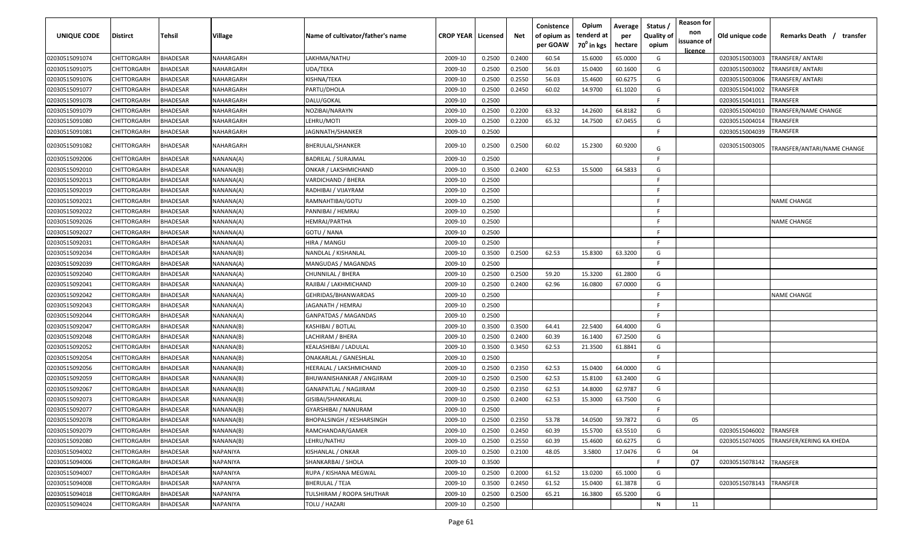| UNIQUE CODE | Distirct | Tehsil | Village | Name of cultivator/father's name | CROP YEAR | Licensed | Net | Conistence of opium as per GOAW | Opium tenderd at 70° in kgs | Average per hectare | Status / Quality of opium | Reason for non issuance of licence | Old unique code | Remarks Death / transfer |
|---|---|---|---|---|---|---|---|---|---|---|---|---|---|---|
| 02030515091074 | CHITTORGARH | BHADESAR | NAHARGARH | LAKHMA/NATHU | 2009-10 | 0.2500 | 0.2400 | 60.54 | 15.6000 | 65.0000 | G | | 02030515003003 | TRANSFER/ ANTARI |
| 02030515091075 | CHITTORGARH | BHADESAR | NAHARGARH | UDA/TEKA | 2009-10 | 0.2500 | 0.2500 | 56.03 | 15.0400 | 60.1600 | G | | 02030515003002 | TRANSFER/ ANTARI |
| 02030515091076 | CHITTORGARH | BHADESAR | NAHARGARH | KISHNA/TEKA | 2009-10 | 0.2500 | 0.2550 | 56.03 | 15.4600 | 60.6275 | G | | 02030515003006 | TRANSFER/ ANTARI |
| 02030515091077 | CHITTORGARH | BHADESAR | NAHARGARH | PARTU/DHOLA | 2009-10 | 0.2500 | 0.2450 | 60.02 | 14.9700 | 61.1020 | G | | 02030515041002 | TRANSFER |
| 02030515091078 | CHITTORGARH | BHADESAR | NAHARGARH | DALU/GOKAL | 2009-10 | 0.2500 | | | | | F | | 02030515041011 | TRANSFER |
| 02030515091079 | CHITTORGARH | BHADESAR | NAHARGARH | NOZIBAI/NARAYN | 2009-10 | 0.2500 | 0.2200 | 63.32 | 14.2600 | 64.8182 | G | | 02030515004010 | TRANSFER/NAME CHANGE |
| 02030515091080 | CHITTORGARH | BHADESAR | NAHARGARH | LEHRU/MOTI | 2009-10 | 0.2500 | 0.2200 | 65.32 | 14.7500 | 67.0455 | G | | 02030515004014 | TRANSFER |
| 02030515091081 | CHITTORGARH | BHADESAR | NAHARGARH | JAGNNATH/SHANKER | 2009-10 | 0.2500 | | | | | F | | 02030515004039 | TRANSFER |
| 02030515091082 | CHITTORGARH | BHADESAR | NAHARGARH | BHERULAL/SHANKER | 2009-10 | 0.2500 | 0.2500 | 60.02 | 15.2300 | 60.9200 | G | | 02030515003005 | TRANSFER/ANTARI/NAME CHANGE |
| 02030515092006 | CHITTORGARH | BHADESAR | NANANA(A) | BADRILAL / SURAJMAL | 2009-10 | 0.2500 | | | | | F | | | |
| 02030515092010 | CHITTORGARH | BHADESAR | NANANA(A) | ONKAR / LAKSHMICHAND | 2009-10 | 0.3500 | 0.2400 | 62.53 | 15.5000 | 64.5833 | G | | | |
| 02030515092013 | CHITTORGARH | BHADESAR | NANANA(A) | VARDICHAND / BHERA | 2009-10 | 0.2500 | | | | | F | | | |
| 02030515092019 | CHITTORGARH | BHADESAR | NANANA(A) | RADHIBAI / VIJAYRAM | 2009-10 | 0.2500 | | | | | F | | | |
| 02030515092021 | CHITTORGARH | BHADESAR | NANANA(A) | RAMNAHTIBAI/GOTU | 2009-10 | 0.2500 | | | | | F | | | NAME CHANGE |
| 02030515092022 | CHITTORGARH | BHADESAR | NANANA(A) | PANNIBAI / HEMRAJ | 2009-10 | 0.2500 | | | | | F | | | |
| 02030515092026 | CHITTORGARH | BHADESAR | NANANA(A) | HEMRAJ/PARTHA | 2009-10 | 0.2500 | | | | | F | | | NAME CHANGE |
| 02030515092027 | CHITTORGARH | BHADESAR | NANANA(A) | GOTU / NANA | 2009-10 | 0.2500 | | | | | F | | | |
| 02030515092031 | CHITTORGARH | BHADESAR | NANANA(A) | HIRA / MANGU | 2009-10 | 0.2500 | | | | | F | | | |
| 02030515092034 | CHITTORGARH | BHADESAR | NANANA(B) | NANDLAL / KISHANLAL | 2009-10 | 0.3500 | 0.2500 | 62.53 | 15.8300 | 63.3200 | G | | | |
| 02030515092039 | CHITTORGARH | BHADESAR | NANANA(A) | MANGUDAS / MAGANDAS | 2009-10 | 0.2500 | | | | | F | | | |
| 02030515092040 | CHITTORGARH | BHADESAR | NANANA(A) | CHUNNILAL / BHERA | 2009-10 | 0.2500 | 0.2500 | 59.20 | 15.3200 | 61.2800 | G | | | |
| 02030515092041 | CHITTORGARH | BHADESAR | NANANA(A) | RAJIBAI / LAKHMICHAND | 2009-10 | 0.2500 | 0.2400 | 62.96 | 16.0800 | 67.0000 | G | | | |
| 02030515092042 | CHITTORGARH | BHADESAR | NANANA(A) | GEHRIDAS/BHANWARDAS | 2009-10 | 0.2500 | | | | | F | | | NAME CHANGE |
| 02030515092043 | CHITTORGARH | BHADESAR | NANANA(A) | JAGANATH / HEMRAJ | 2009-10 | 0.2500 | | | | | F | | | |
| 02030515092044 | CHITTORGARH | BHADESAR | NANANA(A) | GANPATDAS / MAGANDAS | 2009-10 | 0.2500 | | | | | F | | | |
| 02030515092047 | CHITTORGARH | BHADESAR | NANANA(B) | KASHIBAI / BOTLAL | 2009-10 | 0.3500 | 0.3500 | 64.41 | 22.5400 | 64.4000 | G | | | |
| 02030515092048 | CHITTORGARH | BHADESAR | NANANA(B) | LACHIRAM / BHERA | 2009-10 | 0.2500 | 0.2400 | 60.39 | 16.1400 | 67.2500 | G | | | |
| 02030515092052 | CHITTORGARH | BHADESAR | NANANA(B) | KEALASHIBAI / LADULAL | 2009-10 | 0.3500 | 0.3450 | 62.53 | 21.3500 | 61.8841 | G | | | |
| 02030515092054 | CHITTORGARH | BHADESAR | NANANA(B) | ONAKARLAL / GANESHLAL | 2009-10 | 0.2500 | | | | | F | | | |
| 02030515092056 | CHITTORGARH | BHADESAR | NANANA(B) | HEERALAL / LAKSHMICHAND | 2009-10 | 0.2500 | 0.2350 | 62.53 | 15.0400 | 64.0000 | G | | | |
| 02030515092059 | CHITTORGARH | BHADESAR | NANANA(B) | BHUWANISHANKAR / ANGJIRAM | 2009-10 | 0.2500 | 0.2500 | 62.53 | 15.8100 | 63.2400 | G | | | |
| 02030515092067 | CHITTORGARH | BHADESAR | NANANA(B) | GANAPATLAL / NAGJIRAM | 2009-10 | 0.2500 | 0.2350 | 62.53 | 14.8000 | 62.9787 | G | | | |
| 02030515092073 | CHITTORGARH | BHADESAR | NANANA(B) | GISIBAI/SHANKARLAL | 2009-10 | 0.2500 | 0.2400 | 62.53 | 15.3000 | 63.7500 | G | | | |
| 02030515092077 | CHITTORGARH | BHADESAR | NANANA(B) | GYARSHIBAI / NANURAM | 2009-10 | 0.2500 | | | | | F | | | |
| 02030515092078 | CHITTORGARH | BHADESAR | NANANA(B) | BHOPALSINGH / KESHARSINGH | 2009-10 | 0.2500 | 0.2350 | 53.78 | 14.0500 | 59.7872 | G | 05 | | |
| 02030515092079 | CHITTORGARH | BHADESAR | NANANA(B) | RAMCHANDAR/GAMER | 2009-10 | 0.2500 | 0.2450 | 60.39 | 15.5700 | 63.5510 | G | | 02030515046002 | TRANSFER |
| 02030515092080 | CHITTORGARH | BHADESAR | NANANA(B) | LEHRU/NATHU | 2009-10 | 0.2500 | 0.2550 | 60.39 | 15.4600 | 60.6275 | G | | 02030515074005 | TRANSFER/KERING KA KHEDA |
| 02030515094002 | CHITTORGARH | BHADESAR | NAPANIYA | KISHANLAL / ONKAR | 2009-10 | 0.2500 | 0.2100 | 48.05 | 3.5800 | 17.0476 | G | 04 | | |
| 02030515094006 | CHITTORGARH | BHADESAR | NAPANIYA | SHANKARBAI / SHOLA | 2009-10 | 0.3500 | | | | | F | 07 | 02030515078142 | TRANSFER |
| 02030515094007 | CHITTORGARH | BHADESAR | NAPANIYA | RUPA / KISHANA MEGWAL | 2009-10 | 0.2500 | 0.2000 | 61.52 | 13.0200 | 65.1000 | G | | | |
| 02030515094008 | CHITTORGARH | BHADESAR | NAPANIYA | BHERULAL / TEJA | 2009-10 | 0.3500 | 0.2450 | 61.52 | 15.0400 | 61.3878 | G | | 02030515078143 | TRANSFER |
| 02030515094018 | CHITTORGARH | BHADESAR | NAPANIYA | TULSHIRAM / ROOPA SHUTHAR | 2009-10 | 0.2500 | 0.2500 | 65.21 | 16.3800 | 65.5200 | G | | | |
| 02030515094024 | CHITTORGARH | BHADESAR | NAPANIYA | TOLU / HAZARI | 2009-10 | 0.2500 | | | | | N | 11 | | |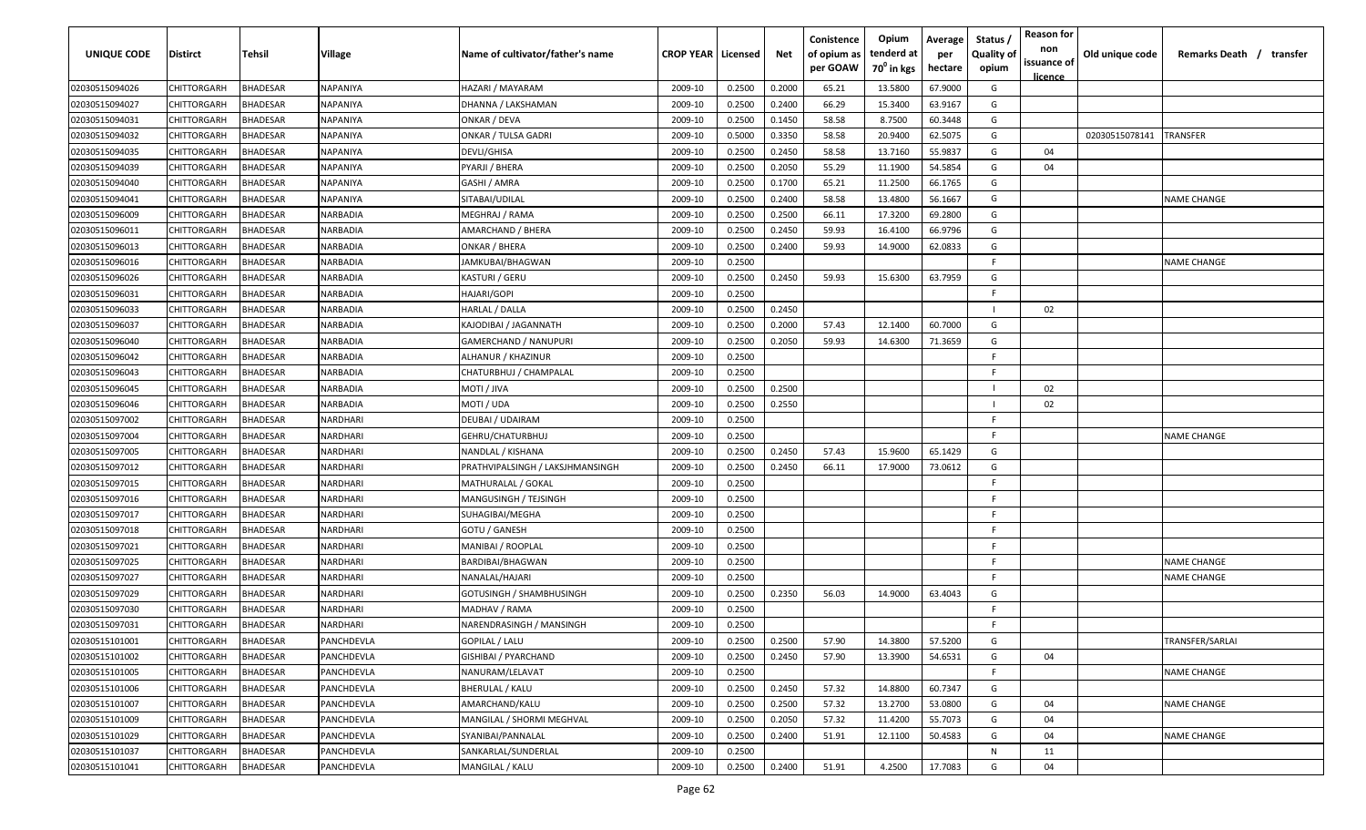| UNIQUE CODE | Distirct | Tehsil | Village | Name of cultivator/father's name | CROP YEAR | Licensed | Net | Conistence of opium as per GOAW | Opium tenderd at $70^0$ in kgs | Average per hectare | Status / Quality of opium | Reason for non issuance of licence | Old unique code | Remarks Death / transfer |
|---|---|---|---|---|---|---|---|---|---|---|---|---|---|---|
| 02030515094026 | CHITTORGARH | BHADESAR | NAPANIYA | HAZARI / MAYARAM | 2009-10 | 0.2500 | 0.2000 | 65.21 | 13.5800 | 67.9000 | G | | | |
| 02030515094027 | CHITTORGARH | BHADESAR | NAPANIYA | DHANNA / LAKSHAMAN | 2009-10 | 0.2500 | 0.2400 | 66.29 | 15.3400 | 63.9167 | G | | | |
| 02030515094031 | CHITTORGARH | BHADESAR | NAPANIYA | ONKAR / DEVA | 2009-10 | 0.2500 | 0.1450 | 58.58 | 8.7500 | 60.3448 | G | | | |
| 02030515094032 | CHITTORGARH | BHADESAR | NAPANIYA | ONKAR / TULSA GADRI | 2009-10 | 0.5000 | 0.3350 | 58.58 | 20.9400 | 62.5075 | G | | 02030515078141 | TRANSFER |
| 02030515094035 | CHITTORGARH | BHADESAR | NAPANIYA | DEVLI/GHISA | 2009-10 | 0.2500 | 0.2450 | 58.58 | 13.7160 | 55.9837 | G | 04 | | |
| 02030515094039 | CHITTORGARH | BHADESAR | NAPANIYA | PYARJI / BHERA | 2009-10 | 0.2500 | 0.2050 | 55.29 | 11.1900 | 54.5854 | G | 04 | | |
| 02030515094040 | CHITTORGARH | BHADESAR | NAPANIYA | GASHI / AMRA | 2009-10 | 0.2500 | 0.1700 | 65.21 | 11.2500 | 66.1765 | G | | | |
| 02030515094041 | CHITTORGARH | BHADESAR | NAPANIYA | SITABAI/UDILAL | 2009-10 | 0.2500 | 0.2400 | 58.58 | 13.4800 | 56.1667 | G | | | NAME CHANGE |
| 02030515096009 | CHITTORGARH | BHADESAR | NARBADIA | MEGHRAJ / RAMA | 2009-10 | 0.2500 | 0.2500 | 66.11 | 17.3200 | 69.2800 | G | | | |
| 02030515096011 | CHITTORGARH | BHADESAR | NARBADIA | AMARCHAND / BHERA | 2009-10 | 0.2500 | 0.2450 | 59.93 | 16.4100 | 66.9796 | G | | | |
| 02030515096013 | CHITTORGARH | BHADESAR | NARBADIA | ONKAR / BHERA | 2009-10 | 0.2500 | 0.2400 | 59.93 | 14.9000 | 62.0833 | G | | | |
| 02030515096016 | CHITTORGARH | BHADESAR | NARBADIA | JAMKUBAI/BHAGWAN | 2009-10 | 0.2500 | | | | | F | | | NAME CHANGE |
| 02030515096026 | CHITTORGARH | BHADESAR | NARBADIA | KASTURI / GERU | 2009-10 | 0.2500 | 0.2450 | 59.93 | 15.6300 | 63.7959 | G | | | |
| 02030515096031 | CHITTORGARH | BHADESAR | NARBADIA | HAJARI/GOPI | 2009-10 | 0.2500 | | | | | F | | | |
| 02030515096033 | CHITTORGARH | BHADESAR | NARBADIA | HARLAL / DALLA | 2009-10 | 0.2500 | 0.2450 | | | | I | 02 | | |
| 02030515096037 | CHITTORGARH | BHADESAR | NARBADIA | KAJODIBAI / JAGANNATH | 2009-10 | 0.2500 | 0.2000 | 57.43 | 12.1400 | 60.7000 | G | | | |
| 02030515096040 | CHITTORGARH | BHADESAR | NARBADIA | GAMERCHAND / NANUPURI | 2009-10 | 0.2500 | 0.2050 | 59.93 | 14.6300 | 71.3659 | G | | | |
| 02030515096042 | CHITTORGARH | BHADESAR | NARBADIA | ALHANUR / KHAZINUR | 2009-10 | 0.2500 | | | | | F | | | |
| 02030515096043 | CHITTORGARH | BHADESAR | NARBADIA | CHATURBHUJ / CHAMPALAL | 2009-10 | 0.2500 | | | | | F | | | |
| 02030515096045 | CHITTORGARH | BHADESAR | NARBADIA | MOTI / JIVA | 2009-10 | 0.2500 | 0.2500 | | | | I | 02 | | |
| 02030515096046 | CHITTORGARH | BHADESAR | NARBADIA | MOTI / UDA | 2009-10 | 0.2500 | 0.2550 | | | | I | 02 | | |
| 02030515097002 | CHITTORGARH | BHADESAR | NARDHARI | DEUBAI / UDAIRAM | 2009-10 | 0.2500 | | | | | F | | | |
| 02030515097004 | CHITTORGARH | BHADESAR | NARDHARI | GEHRU/CHATURBHUJ | 2009-10 | 0.2500 | | | | | F | | | NAME CHANGE |
| 02030515097005 | CHITTORGARH | BHADESAR | NARDHARI | NANDLAL / KISHANA | 2009-10 | 0.2500 | 0.2450 | 57.43 | 15.9600 | 65.1429 | G | | | |
| 02030515097012 | CHITTORGARH | BHADESAR | NARDHARI | PRATHVIPALSINGH / LAKSJHMANSINGH | 2009-10 | 0.2500 | 0.2450 | 66.11 | 17.9000 | 73.0612 | G | | | |
| 02030515097015 | CHITTORGARH | BHADESAR | NARDHARI | MATHURALAL / GOKAL | 2009-10 | 0.2500 | | | | | F | | | |
| 02030515097016 | CHITTORGARH | BHADESAR | NARDHARI | MANGUSINGH / TEJSINGH | 2009-10 | 0.2500 | | | | | F | | | |
| 02030515097017 | CHITTORGARH | BHADESAR | NARDHARI | SUHAGIBAI/MEGHA | 2009-10 | 0.2500 | | | | | F | | | |
| 02030515097018 | CHITTORGARH | BHADESAR | NARDHARI | GOTU / GANESH | 2009-10 | 0.2500 | | | | | F | | | |
| 02030515097021 | CHITTORGARH | BHADESAR | NARDHARI | MANIBAI / ROOPLAL | 2009-10 | 0.2500 | | | | | F | | | |
| 02030515097025 | CHITTORGARH | BHADESAR | NARDHARI | BARDIBAI/BHAGWAN | 2009-10 | 0.2500 | | | | | F | | | NAME CHANGE |
| 02030515097027 | CHITTORGARH | BHADESAR | NARDHARI | NANALAL/HAJARI | 2009-10 | 0.2500 | | | | | F | | | NAME CHANGE |
| 02030515097029 | CHITTORGARH | BHADESAR | NARDHARI | GOTUSINGH / SHAMBHUSINGH | 2009-10 | 0.2500 | 0.2350 | 56.03 | 14.9000 | 63.4043 | G | | | |
| 02030515097030 | CHITTORGARH | BHADESAR | NARDHARI | MADHAV / RAMA | 2009-10 | 0.2500 | | | | | F | | | |
| 02030515097031 | CHITTORGARH | BHADESAR | NARDHARI | NARENDRASINGH / MANSINGH | 2009-10 | 0.2500 | | | | | F | | | |
| 02030515101001 | CHITTORGARH | BHADESAR | PANCHDEVLA | GOPILAL / LALU | 2009-10 | 0.2500 | 0.2500 | 57.90 | 14.3800 | 57.5200 | G | | | TRANSFER/SARLAI |
| 02030515101002 | CHITTORGARH | BHADESAR | PANCHDEVLA | GISHIBAI / PYARCHAND | 2009-10 | 0.2500 | 0.2450 | 57.90 | 13.3900 | 54.6531 | G | 04 | | |
| 02030515101005 | CHITTORGARH | BHADESAR | PANCHDEVLA | NANURAM/LELAVAT | 2009-10 | 0.2500 | | | | | F | | | NAME CHANGE |
| 02030515101006 | CHITTORGARH | BHADESAR | PANCHDEVLA | BHERULAL / KALU | 2009-10 | 0.2500 | 0.2450 | 57.32 | 14.8800 | 60.7347 | G | | | |
| 02030515101007 | CHITTORGARH | BHADESAR | PANCHDEVLA | AMARCHAND/KALU | 2009-10 | 0.2500 | 0.2500 | 57.32 | 13.2700 | 53.0800 | G | 04 | | NAME CHANGE |
| 02030515101009 | CHITTORGARH | BHADESAR | PANCHDEVLA | MANGILAL / SHORMI MEGHVAL | 2009-10 | 0.2500 | 0.2050 | 57.32 | 11.4200 | 55.7073 | G | 04 | | |
| 02030515101029 | CHITTORGARH | BHADESAR | PANCHDEVLA | SYANIBAI/PANNALAL | 2009-10 | 0.2500 | 0.2400 | 51.91 | 12.1100 | 50.4583 | G | 04 | | NAME CHANGE |
| 02030515101037 | CHITTORGARH | BHADESAR | PANCHDEVLA | SANKARLAL/SUNDERLAL | 2009-10 | 0.2500 | | | | | N | 11 | | |
| 02030515101041 | CHITTORGARH | BHADESAR | PANCHDEVLA | MANGILAL / KALU | 2009-10 | 0.2500 | 0.2400 | 51.91 | 4.2500 | 17.7083 | G | 04 | | |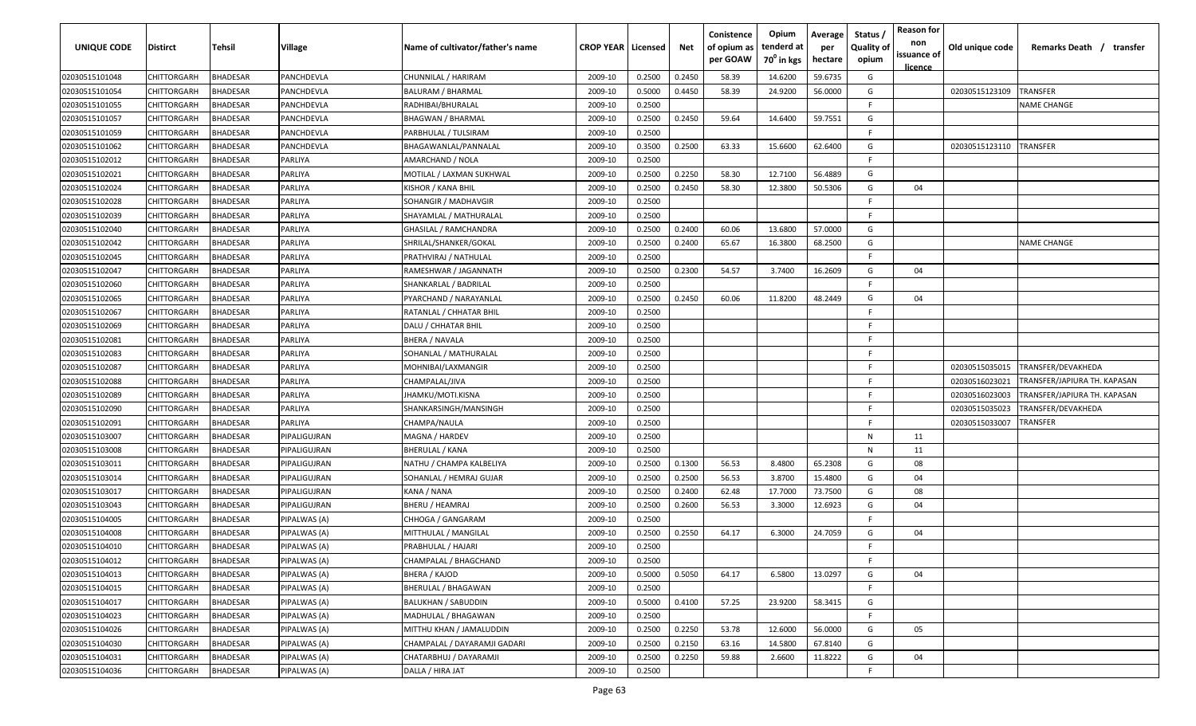| UNIQUE CODE | Distirct | Tehsil | Village | Name of cultivator/father's name | CROP YEAR | Licensed | Net | Conistence of opium as per GOAW | Opium tenderd at $70^0$ in kgs | Average per hectare | Status / Quality of opium | Reason for non issuance of licence | Old unique code | Remarks Death / transfer |
|---|---|---|---|---|---|---|---|---|---|---|---|---|---|---|
| 02030515101048 | CHITTORGARH | BHADESAR | PANCHDEVLA | CHUNNILAL / HARIRAM | 2009-10 | 0.2500 | 0.2450 | 58.39 | 14.6200 | 59.6735 | G | | | |
| 02030515101054 | CHITTORGARH | BHADESAR | PANCHDEVLA | BALURAM / BHARMAL | 2009-10 | 0.5000 | 0.4450 | 58.39 | 24.9200 | 56.0000 | G | | 02030515123109 | TRANSFER |
| 02030515101055 | CHITTORGARH | BHADESAR | PANCHDEVLA | RADHIBAI/BHURALAL | 2009-10 | 0.2500 | | | | | F | | | NAME CHANGE |
| 02030515101057 | CHITTORGARH | BHADESAR | PANCHDEVLA | BHAGWAN / BHARMAL | 2009-10 | 0.2500 | 0.2450 | 59.64 | 14.6400 | 59.7551 | G | | | |
| 02030515101059 | CHITTORGARH | BHADESAR | PANCHDEVLA | PARBHULAL / TULSIRAM | 2009-10 | 0.2500 | | | | | F | | | |
| 02030515101062 | CHITTORGARH | BHADESAR | PANCHDEVLA | BHAGAWANLAL/PANNALAL | 2009-10 | 0.3500 | 0.2500 | 63.33 | 15.6600 | 62.6400 | G | | 02030515123110 | TRANSFER |
| 02030515102012 | CHITTORGARH | BHADESAR | PARLIYA | AMARCHAND / NOLA | 2009-10 | 0.2500 | | | | | F | | | |
| 02030515102021 | CHITTORGARH | BHADESAR | PARLIYA | MOTILAL / LAXMAN SUKHWAL | 2009-10 | 0.2500 | 0.2250 | 58.30 | 12.7100 | 56.4889 | G | | | |
| 02030515102024 | CHITTORGARH | BHADESAR | PARLIYA | KISHOR / KANA BHIL | 2009-10 | 0.2500 | 0.2450 | 58.30 | 12.3800 | 50.5306 | G | 04 | | |
| 02030515102028 | CHITTORGARH | BHADESAR | PARLIYA | SOHANGIR / MADHAVGIR | 2009-10 | 0.2500 | | | | | F | | | |
| 02030515102039 | CHITTORGARH | BHADESAR | PARLIYA | SHAYAMLAL / MATHURALAL | 2009-10 | 0.2500 | | | | | F | | | |
| 02030515102040 | CHITTORGARH | BHADESAR | PARLIYA | GHASILAL / RAMCHANDRA | 2009-10 | 0.2500 | 0.2400 | 60.06 | 13.6800 | 57.0000 | G | | | |
| 02030515102042 | CHITTORGARH | BHADESAR | PARLIYA | SHRILAL/SHANKER/GOKAL | 2009-10 | 0.2500 | 0.2400 | 65.67 | 16.3800 | 68.2500 | G | | | NAME CHANGE |
| 02030515102045 | CHITTORGARH | BHADESAR | PARLIYA | PRATHVIRAJ / NATHULAL | 2009-10 | 0.2500 | | | | | F | | | |
| 02030515102047 | CHITTORGARH | BHADESAR | PARLIYA | RAMESHWAR / JAGANNATH | 2009-10 | 0.2500 | 0.2300 | 54.57 | 3.7400 | 16.2609 | G | 04 | | |
| 02030515102060 | CHITTORGARH | BHADESAR | PARLIYA | SHANKARLAL / BADRILAL | 2009-10 | 0.2500 | | | | | F | | | |
| 02030515102065 | CHITTORGARH | BHADESAR | PARLIYA | PYARCHAND / NARAYANLAL | 2009-10 | 0.2500 | 0.2450 | 60.06 | 11.8200 | 48.2449 | G | 04 | | |
| 02030515102067 | CHITTORGARH | BHADESAR | PARLIYA | RATANLAL / CHHATAR BHIL | 2009-10 | 0.2500 | | | | | F | | | |
| 02030515102069 | CHITTORGARH | BHADESAR | PARLIYA | DALU / CHHATAR BHIL | 2009-10 | 0.2500 | | | | | F | | | |
| 02030515102081 | CHITTORGARH | BHADESAR | PARLIYA | BHERA / NAVALA | 2009-10 | 0.2500 | | | | | F | | | |
| 02030515102083 | CHITTORGARH | BHADESAR | PARLIYA | SOHANLAL / MATHURALAL | 2009-10 | 0.2500 | | | | | F | | | |
| 02030515102087 | CHITTORGARH | BHADESAR | PARLIYA | MOHNIBAI/LAXMANGIR | 2009-10 | 0.2500 | | | | | F | | 02030515035015 | TRANSFER/DEVAKHEDA |
| 02030515102088 | CHITTORGARH | BHADESAR | PARLIYA | CHAMPALAL/JIVA | 2009-10 | 0.2500 | | | | | F | | 02030516023021 | TRANSFER/JAPIURA TH. KAPASAN |
| 02030515102089 | CHITTORGARH | BHADESAR | PARLIYA | JHAMKU/MOTI.KISNA | 2009-10 | 0.2500 | | | | | F | | 02030516023003 | TRANSFER/JAPIURA TH. KAPASAN |
| 02030515102090 | CHITTORGARH | BHADESAR | PARLIYA | SHANKARSINGH/MANSINGH | 2009-10 | 0.2500 | | | | | F | | 02030515035023 | TRANSFER/DEVAKHEDA |
| 02030515102091 | CHITTORGARH | BHADESAR | PARLIYA | CHAMPA/NAULA | 2009-10 | 0.2500 | | | | | F | | 02030515033007 | TRANSFER |
| 02030515103007 | CHITTORGARH | BHADESAR | PIPALIGUJRAN | MAGNA / HARDEV | 2009-10 | 0.2500 | | | | | N | 11 | | |
| 02030515103008 | CHITTORGARH | BHADESAR | PIPALIGUJRAN | BHERULAL / KANA | 2009-10 | 0.2500 | | | | | N | 11 | | |
| 02030515103011 | CHITTORGARH | BHADESAR | PIPALIGUJRAN | NATHU / CHAMPA KALBELIYA | 2009-10 | 0.2500 | 0.1300 | 56.53 | 8.4800 | 65.2308 | G | 08 | | |
| 02030515103014 | CHITTORGARH | BHADESAR | PIPALIGUJRAN | SOHANLAL / HEMRAJ GUJAR | 2009-10 | 0.2500 | 0.2500 | 56.53 | 3.8700 | 15.4800 | G | 04 | | |
| 02030515103017 | CHITTORGARH | BHADESAR | PIPALIGUJRAN | KANA / NANA | 2009-10 | 0.2500 | 0.2400 | 62.48 | 17.7000 | 73.7500 | G | 08 | | |
| 02030515103043 | CHITTORGARH | BHADESAR | PIPALIGUJRAN | BHERU / HEAMRAJ | 2009-10 | 0.2500 | 0.2600 | 56.53 | 3.3000 | 12.6923 | G | 04 | | |
| 02030515104005 | CHITTORGARH | BHADESAR | PIPALWAS (A) | CHHOGA / GANGARAM | 2009-10 | 0.2500 | | | | | F | | | |
| 02030515104008 | CHITTORGARH | BHADESAR | PIPALWAS (A) | MITTHULAL / MANGILAL | 2009-10 | 0.2500 | 0.2550 | 64.17 | 6.3000 | 24.7059 | G | 04 | | |
| 02030515104010 | CHITTORGARH | BHADESAR | PIPALWAS (A) | PRABHULAL / HAJARI | 2009-10 | 0.2500 | | | | | F | | | |
| 02030515104012 | CHITTORGARH | BHADESAR | PIPALWAS (A) | CHAMPALAL / BHAGCHAND | 2009-10 | 0.2500 | | | | | F | | | |
| 02030515104013 | CHITTORGARH | BHADESAR | PIPALWAS (A) | BHERA / KAJOD | 2009-10 | 0.5000 | 0.5050 | 64.17 | 6.5800 | 13.0297 | G | 04 | | |
| 02030515104015 | CHITTORGARH | BHADESAR | PIPALWAS (A) | BHERULAL / BHAGAWAN | 2009-10 | 0.2500 | | | | | F | | | |
| 02030515104017 | CHITTORGARH | BHADESAR | PIPALWAS (A) | BALUKHAN / SABUDDIN | 2009-10 | 0.5000 | 0.4100 | 57.25 | 23.9200 | 58.3415 | G | | | |
| 02030515104023 | CHITTORGARH | BHADESAR | PIPALWAS (A) | MADHULAL / BHAGAWAN | 2009-10 | 0.2500 | | | | | F | | | |
| 02030515104026 | CHITTORGARH | BHADESAR | PIPALWAS (A) | MITTHU KHAN / JAMALUDDIN | 2009-10 | 0.2500 | 0.2250 | 53.78 | 12.6000 | 56.0000 | G | 05 | | |
| 02030515104030 | CHITTORGARH | BHADESAR | PIPALWAS (A) | CHAMPALAL / DAYARAMJI GADARI | 2009-10 | 0.2500 | 0.2150 | 63.16 | 14.5800 | 67.8140 | G | | | |
| 02030515104031 | CHITTORGARH | BHADESAR | PIPALWAS (A) | CHATARBHUJ / DAYARAMJI | 2009-10 | 0.2500 | 0.2250 | 59.88 | 2.6600 | 11.8222 | G | 04 | | |
| 02030515104036 | CHITTORGARH | BHADESAR | PIPALWAS (A) | DALLA / HIRA JAT | 2009-10 | 0.2500 | | | | | F | | | |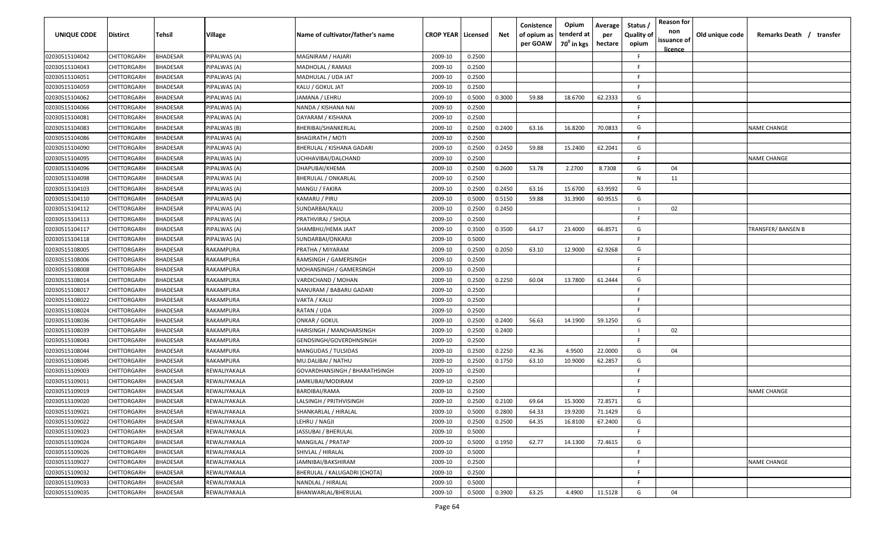| UNIQUE CODE | Distirct | Tehsil | Village | Name of cultivator/father's name | CROP YEAR | Licensed | Net | Conistence of opium as per GOAW | Opium tenderd at 70° in kgs | Average per hectare | Status / Quality of opium | Reason for non issuance of licence | Old unique code | Remarks Death / transfer |
|---|---|---|---|---|---|---|---|---|---|---|---|---|---|---|
| 02030515104042 | CHITTORGARH | BHADESAR | PIPALWAS (A) | MAGNIRAM / HAJARI | 2009-10 | 0.2500 | | | | | F | | | |
| 02030515104043 | CHITTORGARH | BHADESAR | PIPALWAS (A) | MADHOLAL / RAMAJI | 2009-10 | 0.2500 | | | | | F | | | |
| 02030515104051 | CHITTORGARH | BHADESAR | PIPALWAS (A) | MADHULAL / UDA JAT | 2009-10 | 0.2500 | | | | | F | | | |
| 02030515104059 | CHITTORGARH | BHADESAR | PIPALWAS (A) | KALU / GOKUL JAT | 2009-10 | 0.2500 | | | | | F | | | |
| 02030515104062 | CHITTORGARH | BHADESAR | PIPALWAS (A) | JAMANA / LEHRU | 2009-10 | 0.5000 | 0.3000 | 59.88 | 18.6700 | 62.2333 | G | | | |
| 02030515104066 | CHITTORGARH | BHADESAR | PIPALWAS (A) | NANDA / KISHANA NAI | 2009-10 | 0.2500 | | | | | F | | | |
| 02030515104081 | CHITTORGARH | BHADESAR | PIPALWAS (A) | DAYARAM / KISHANA | 2009-10 | 0.2500 | | | | | F | | | |
| 02030515104083 | CHITTORGARH | BHADESAR | PIPALWAS (B) | BHERIBAI/SHANKERLAL | 2009-10 | 0.2500 | 0.2400 | 63.16 | 16.8200 | 70.0833 | G | | | NAME CHANGE |
| 02030515104086 | CHITTORGARH | BHADESAR | PIPALWAS (A) | BHAGIRATH / MOTI | 2009-10 | 0.2500 | | | | | F | | | |
| 02030515104090 | CHITTORGARH | BHADESAR | PIPALWAS (A) | BHERULAL / KISHANA GADARI | 2009-10 | 0.2500 | 0.2450 | 59.88 | 15.2400 | 62.2041 | G | | | |
| 02030515104095 | CHITTORGARH | BHADESAR | PIPALWAS (A) | UCHHAVIBAI/DALCHAND | 2009-10 | 0.2500 | | | | | F | | | NAME CHANGE |
| 02030515104096 | CHITTORGARH | BHADESAR | PIPALWAS (A) | DHAPUBAI/KHEMA | 2009-10 | 0.2500 | 0.2600 | 53.78 | 2.2700 | 8.7308 | G | 04 | | |
| 02030515104098 | CHITTORGARH | BHADESAR | PIPALWAS (A) | BHERULAL / ONKARLAL | 2009-10 | 0.2500 | | | | | N | 11 | | |
| 02030515104103 | CHITTORGARH | BHADESAR | PIPALWAS (A) | MANGU / FAKIRA | 2009-10 | 0.2500 | 0.2450 | 63.16 | 15.6700 | 63.9592 | G | | | |
| 02030515104110 | CHITTORGARH | BHADESAR | PIPALWAS (A) | KAMARU / PIRU | 2009-10 | 0.5000 | 0.5150 | 59.88 | 31.3900 | 60.9515 | G | | | |
| 02030515104112 | CHITTORGARH | BHADESAR | PIPALWAS (A) | SUNDARBAI/KALU | 2009-10 | 0.2500 | 0.2450 | | | | I | 02 | | |
| 02030515104113 | CHITTORGARH | BHADESAR | PIPALWAS (A) | PRATHVIRAJ / SHOLA | 2009-10 | 0.2500 | | | | | F | | | |
| 02030515104117 | CHITTORGARH | BHADESAR | PIPALWAS (A) | SHAMBHU/HEMA JAAT | 2009-10 | 0.3500 | 0.3500 | 64.17 | 23.4000 | 66.8571 | G | | | TRANSFER/ BANSEN B |
| 02030515104118 | CHITTORGARH | BHADESAR | PIPALWAS (A) | SUNDARBAI/ONKARJI | 2009-10 | 0.5000 | | | | | F | | | |
| 02030515108005 | CHITTORGARH | BHADESAR | RAKAMPURA | PRATHA / MIYARAM | 2009-10 | 0.2500 | 0.2050 | 63.10 | 12.9000 | 62.9268 | G | | | |
| 02030515108006 | CHITTORGARH | BHADESAR | RAKAMPURA | RAMSINGH / GAMERSINGH | 2009-10 | 0.2500 | | | | | F | | | |
| 02030515108008 | CHITTORGARH | BHADESAR | RAKAMPURA | MOHANSINGH / GAMERSINGH | 2009-10 | 0.2500 | | | | | F | | | |
| 02030515108014 | CHITTORGARH | BHADESAR | RAKAMPURA | VARDICHAND / MOHAN | 2009-10 | 0.2500 | 0.2250 | 60.04 | 13.7800 | 61.2444 | G | | | |
| 02030515108017 | CHITTORGARH | BHADESAR | RAKAMPURA | NANURAM / BABARU GADARI | 2009-10 | 0.2500 | | | | | F | | | |
| 02030515108022 | CHITTORGARH | BHADESAR | RAKAMPURA | VAKTA / KALU | 2009-10 | 0.2500 | | | | | F | | | |
| 02030515108024 | CHITTORGARH | BHADESAR | RAKAMPURA | RATAN / UDA | 2009-10 | 0.2500 | | | | | F | | | |
| 02030515108036 | CHITTORGARH | BHADESAR | RAKAMPURA | ONKAR / GOKUL | 2009-10 | 0.2500 | 0.2400 | 56.63 | 14.1900 | 59.1250 | G | | | |
| 02030515108039 | CHITTORGARH | BHADESAR | RAKAMPURA | HARISINGH / MANOHARSINGH | 2009-10 | 0.2500 | 0.2400 | | | | I | 02 | | |
| 02030515108043 | CHITTORGARH | BHADESAR | RAKAMPURA | GENDSINGH/GOVERDHNSINGH | 2009-10 | 0.2500 | | | | | F | | | |
| 02030515108044 | CHITTORGARH | BHADESAR | RAKAMPURA | MANGUDAS / TULSIDAS | 2009-10 | 0.2500 | 0.2250 | 42.36 | 4.9500 | 22.0000 | G | 04 | | |
| 02030515108045 | CHITTORGARH | BHADESAR | RAKAMPURA | MU.DALIBAI / NATHU | 2009-10 | 0.2500 | 0.1750 | 63.10 | 10.9000 | 62.2857 | G | | | |
| 02030515109003 | CHITTORGARH | BHADESAR | REWALIYAKALA | GOVARDHANSINGH / BHARATHSINGH | 2009-10 | 0.2500 | | | | | F | | | |
| 02030515109011 | CHITTORGARH | BHADESAR | REWALIYAKALA | JAMKUBAI/MODIRAM | 2009-10 | 0.2500 | | | | | F | | | |
| 02030515109019 | CHITTORGARH | BHADESAR | REWALIYAKALA | BARDIBAI/RAMA | 2009-10 | 0.2500 | | | | | F | | | NAME CHANGE |
| 02030515109020 | CHITTORGARH | BHADESAR | REWALIYAKALA | LALSINGH / PRITHVISINGH | 2009-10 | 0.2500 | 0.2100 | 69.64 | 15.3000 | 72.8571 | G | | | |
| 02030515109021 | CHITTORGARH | BHADESAR | REWALIYAKALA | SHANKARLAL / HIRALAL | 2009-10 | 0.5000 | 0.2800 | 64.33 | 19.9200 | 71.1429 | G | | | |
| 02030515109022 | CHITTORGARH | BHADESAR | REWALIYAKALA | LEHRU / NAGJI | 2009-10 | 0.2500 | 0.2500 | 64.35 | 16.8100 | 67.2400 | G | | | |
| 02030515109023 | CHITTORGARH | BHADESAR | REWALIYAKALA | JASSUBAI / BHERULAL | 2009-10 | 0.5000 | | | | | F | | | |
| 02030515109024 | CHITTORGARH | BHADESAR | REWALIYAKALA | MANGILAL / PRATAP | 2009-10 | 0.5000 | 0.1950 | 62.77 | 14.1300 | 72.4615 | G | | | |
| 02030515109026 | CHITTORGARH | BHADESAR | REWALIYAKALA | SHIVLAL / HIRALAL | 2009-10 | 0.5000 | | | | | F | | | |
| 02030515109027 | CHITTORGARH | BHADESAR | REWALIYAKALA | JAMNIBAI/BAKSHIRAM | 2009-10 | 0.2500 | | | | | F | | | NAME CHANGE |
| 02030515109032 | CHITTORGARH | BHADESAR | REWALIYAKALA | BHERULAL / KALUGADRI [CHOTA] | 2009-10 | 0.2500 | | | | | F | | | |
| 02030515109033 | CHITTORGARH | BHADESAR | REWALIYAKALA | NANDLAL / HIRALAL | 2009-10 | 0.5000 | | | | | F | | | |
| 02030515109035 | CHITTORGARH | BHADESAR | REWALIYAKALA | BHANWARLAL/BHERULAL | 2009-10 | 0.5000 | 0.3900 | 63.25 | 4.4900 | 11.5128 | G | 04 | | |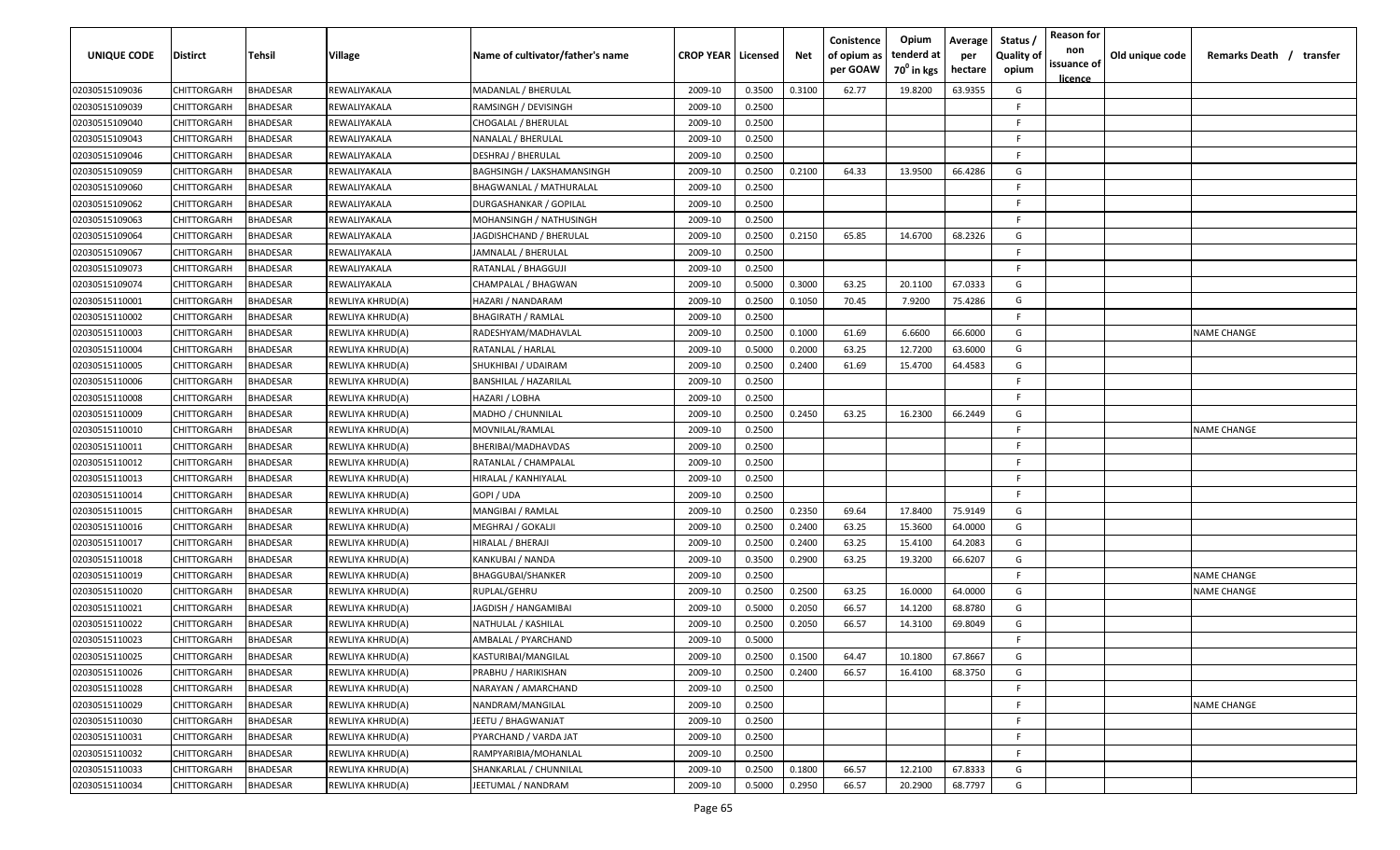| UNIQUE CODE | Distirct | Tehsil | Village | Name of cultivator/father's name | CROP YEAR | Licensed | Net | Conistence of opium as per GOAW | Opium tenderd at 70° in kgs | Average per hectare | Status / Quality of opium | Reason for non issuance of licence | Old unique code | Remarks Death / transfer |
|---|---|---|---|---|---|---|---|---|---|---|---|---|---|---|
| 02030515109036 | CHITTORGARH | BHADESAR | REWALIYAKALA | MADANLAL / BHERULAL | 2009-10 | 0.3500 | 0.3100 | 62.77 | 19.8200 | 63.9355 | G | | | |
| 02030515109039 | CHITTORGARH | BHADESAR | REWALIYAKALA | RAMSINGH / DEVISINGH | 2009-10 | 0.2500 | | | | | F | | | |
| 02030515109040 | CHITTORGARH | BHADESAR | REWALIYAKALA | CHOGALAL / BHERULAL | 2009-10 | 0.2500 | | | | | F | | | |
| 02030515109043 | CHITTORGARH | BHADESAR | REWALIYAKALA | NANALAL / BHERULAL | 2009-10 | 0.2500 | | | | | F | | | |
| 02030515109046 | CHITTORGARH | BHADESAR | REWALIYAKALA | DESHRAJ / BHERULAL | 2009-10 | 0.2500 | | | | | F | | | |
| 02030515109059 | CHITTORGARH | BHADESAR | REWALIYAKALA | BAGHSINGH / LAKSHAMANSINGH | 2009-10 | 0.2500 | 0.2100 | 64.33 | 13.9500 | 66.4286 | G | | | |
| 02030515109060 | CHITTORGARH | BHADESAR | REWALIYAKALA | BHAGWANLAL / MATHURALAL | 2009-10 | 0.2500 | | | | | F | | | |
| 02030515109062 | CHITTORGARH | BHADESAR | REWALIYAKALA | DURGASHANKAR / GOPILAL | 2009-10 | 0.2500 | | | | | F | | | |
| 02030515109063 | CHITTORGARH | BHADESAR | REWALIYAKALA | MOHANSINGH / NATHUSINGH | 2009-10 | 0.2500 | | | | | F | | | |
| 02030515109064 | CHITTORGARH | BHADESAR | REWALIYAKALA | JAGDISHCHAND / BHERULAL | 2009-10 | 0.2500 | 0.2150 | 65.85 | 14.6700 | 68.2326 | G | | | |
| 02030515109067 | CHITTORGARH | BHADESAR | REWALIYAKALA | JAMNALAL / BHERULAL | 2009-10 | 0.2500 | | | | | F | | | |
| 02030515109073 | CHITTORGARH | BHADESAR | REWALIYAKALA | RATANLAL / BHAGGUJI | 2009-10 | 0.2500 | | | | | F | | | |
| 02030515109074 | CHITTORGARH | BHADESAR | REWALIYAKALA | CHAMPALAL / BHAGWAN | 2009-10 | 0.5000 | 0.3000 | 63.25 | 20.1100 | 67.0333 | G | | | |
| 02030515110001 | CHITTORGARH | BHADESAR | REWLIYA KHRUD(A) | HAZARI / NANDARAM | 2009-10 | 0.2500 | 0.1050 | 70.45 | 7.9200 | 75.4286 | G | | | |
| 02030515110002 | CHITTORGARH | BHADESAR | REWLIYA KHRUD(A) | BHAGIRATH / RAMLAL | 2009-10 | 0.2500 | | | | | F | | | |
| 02030515110003 | CHITTORGARH | BHADESAR | REWLIYA KHRUD(A) | RADESHYAM/MADHAVLAL | 2009-10 | 0.2500 | 0.1000 | 61.69 | 6.6600 | 66.6000 | G | | | NAME CHANGE |
| 02030515110004 | CHITTORGARH | BHADESAR | REWLIYA KHRUD(A) | RATANLAL / HARLAL | 2009-10 | 0.5000 | 0.2000 | 63.25 | 12.7200 | 63.6000 | G | | | |
| 02030515110005 | CHITTORGARH | BHADESAR | REWLIYA KHRUD(A) | SHUKHIBAI / UDAIRAM | 2009-10 | 0.2500 | 0.2400 | 61.69 | 15.4700 | 64.4583 | G | | | |
| 02030515110006 | CHITTORGARH | BHADESAR | REWLIYA KHRUD(A) | BANSHILAL / HAZARILAL | 2009-10 | 0.2500 | | | | | F | | | |
| 02030515110008 | CHITTORGARH | BHADESAR | REWLIYA KHRUD(A) | HAZARI / LOBHA | 2009-10 | 0.2500 | | | | | F | | | |
| 02030515110009 | CHITTORGARH | BHADESAR | REWLIYA KHRUD(A) | MADHO / CHUNNILAL | 2009-10 | 0.2500 | 0.2450 | 63.25 | 16.2300 | 66.2449 | G | | | |
| 02030515110010 | CHITTORGARH | BHADESAR | REWLIYA KHRUD(A) | MOVNILAL/RAMLAL | 2009-10 | 0.2500 | | | | | F | | | NAME CHANGE |
| 02030515110011 | CHITTORGARH | BHADESAR | REWLIYA KHRUD(A) | BHERIBAI/MADHAVDAS | 2009-10 | 0.2500 | | | | | F | | | |
| 02030515110012 | CHITTORGARH | BHADESAR | REWLIYA KHRUD(A) | RATANLAL / CHAMPALAL | 2009-10 | 0.2500 | | | | | F | | | |
| 02030515110013 | CHITTORGARH | BHADESAR | REWLIYA KHRUD(A) | HIRALAL / KANHIYALAL | 2009-10 | 0.2500 | | | | | F | | | |
| 02030515110014 | CHITTORGARH | BHADESAR | REWLIYA KHRUD(A) | GOPI / UDA | 2009-10 | 0.2500 | | | | | F | | | |
| 02030515110015 | CHITTORGARH | BHADESAR | REWLIYA KHRUD(A) | MANGIBAI / RAMLAL | 2009-10 | 0.2500 | 0.2350 | 69.64 | 17.8400 | 75.9149 | G | | | |
| 02030515110016 | CHITTORGARH | BHADESAR | REWLIYA KHRUD(A) | MEGHRAJ / GOKALJI | 2009-10 | 0.2500 | 0.2400 | 63.25 | 15.3600 | 64.0000 | G | | | |
| 02030515110017 | CHITTORGARH | BHADESAR | REWLIYA KHRUD(A) | HIRALAL / BHERAJI | 2009-10 | 0.2500 | 0.2400 | 63.25 | 15.4100 | 64.2083 | G | | | |
| 02030515110018 | CHITTORGARH | BHADESAR | REWLIYA KHRUD(A) | KANKUBAI / NANDA | 2009-10 | 0.3500 | 0.2900 | 63.25 | 19.3200 | 66.6207 | G | | | |
| 02030515110019 | CHITTORGARH | BHADESAR | REWLIYA KHRUD(A) | BHAGGUBAI/SHANKER | 2009-10 | 0.2500 | | | | | F | | | NAME CHANGE |
| 02030515110020 | CHITTORGARH | BHADESAR | REWLIYA KHRUD(A) | RUPLAL/GEHRU | 2009-10 | 0.2500 | 0.2500 | 63.25 | 16.0000 | 64.0000 | G | | | NAME CHANGE |
| 02030515110021 | CHITTORGARH | BHADESAR | REWLIYA KHRUD(A) | JAGDISH / HANGAMIBAI | 2009-10 | 0.5000 | 0.2050 | 66.57 | 14.1200 | 68.8780 | G | | | |
| 02030515110022 | CHITTORGARH | BHADESAR | REWLIYA KHRUD(A) | NATHULAL / KASHILAL | 2009-10 | 0.2500 | 0.2050 | 66.57 | 14.3100 | 69.8049 | G | | | |
| 02030515110023 | CHITTORGARH | BHADESAR | REWLIYA KHRUD(A) | AMBALAL / PYARCHAND | 2009-10 | 0.5000 | | | | | F | | | |
| 02030515110025 | CHITTORGARH | BHADESAR | REWLIYA KHRUD(A) | KASTURIBAI/MANGILAL | 2009-10 | 0.2500 | 0.1500 | 64.47 | 10.1800 | 67.8667 | G | | | |
| 02030515110026 | CHITTORGARH | BHADESAR | REWLIYA KHRUD(A) | PRABHU / HARIKISHAN | 2009-10 | 0.2500 | 0.2400 | 66.57 | 16.4100 | 68.3750 | G | | | |
| 02030515110028 | CHITTORGARH | BHADESAR | REWLIYA KHRUD(A) | NARAYAN / AMARCHAND | 2009-10 | 0.2500 | | | | | F | | | |
| 02030515110029 | CHITTORGARH | BHADESAR | REWLIYA KHRUD(A) | NANDRAM/MANGILAL | 2009-10 | 0.2500 | | | | | F | | | NAME CHANGE |
| 02030515110030 | CHITTORGARH | BHADESAR | REWLIYA KHRUD(A) | JEETU / BHAGWANJAT | 2009-10 | 0.2500 | | | | | F | | | |
| 02030515110031 | CHITTORGARH | BHADESAR | REWLIYA KHRUD(A) | PYARCHAND / VARDA JAT | 2009-10 | 0.2500 | | | | | F | | | |
| 02030515110032 | CHITTORGARH | BHADESAR | REWLIYA KHRUD(A) | RAMPYARIBIA/MOHANLAL | 2009-10 | 0.2500 | | | | | F | | | |
| 02030515110033 | CHITTORGARH | BHADESAR | REWLIYA KHRUD(A) | SHANKARLAL / CHUNNILAL | 2009-10 | 0.2500 | 0.1800 | 66.57 | 12.2100 | 67.8333 | G | | | |
| 02030515110034 | CHITTORGARH | BHADESAR | REWLIYA KHRUD(A) | JEETUMAL / NANDRAM | 2009-10 | 0.5000 | 0.2950 | 66.57 | 20.2900 | 68.7797 | G | | | |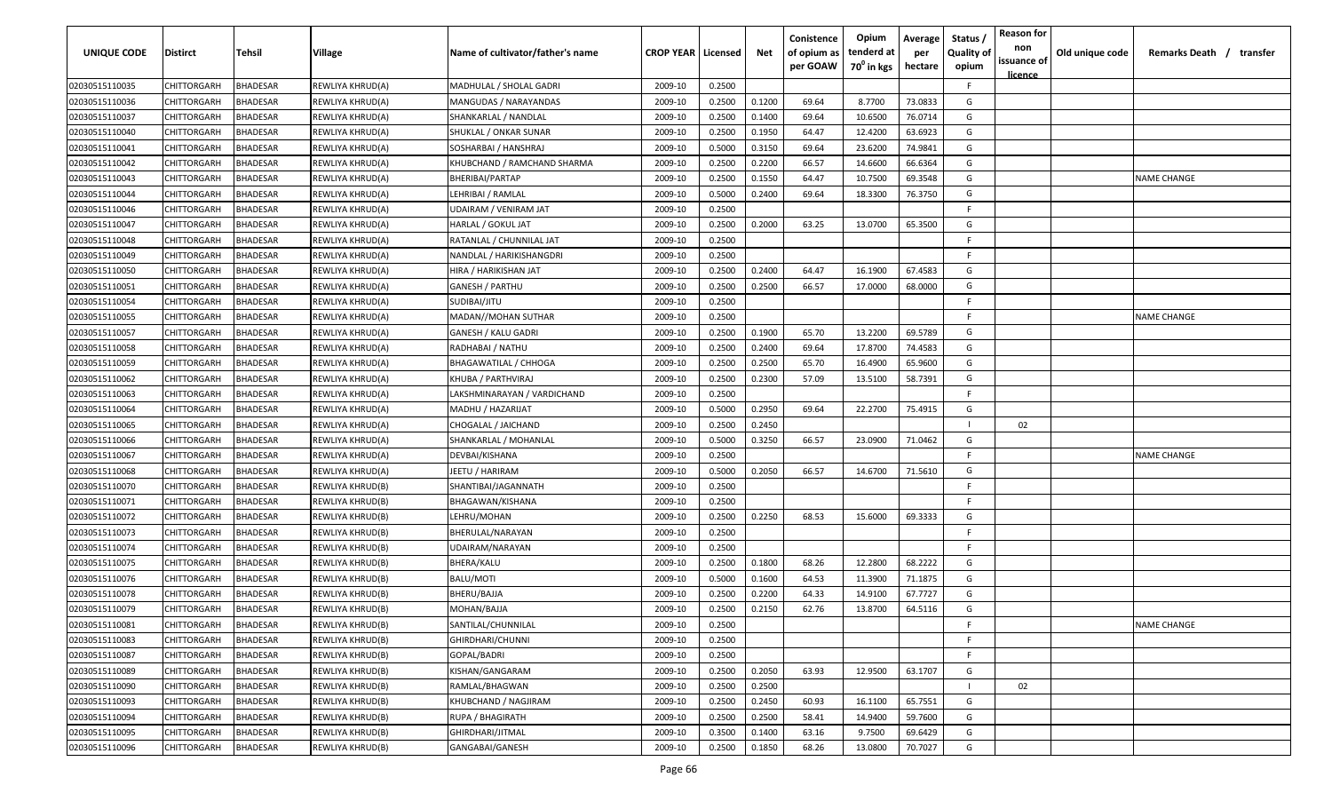| UNIQUE CODE | Distirct | Tehsil | Village | Name of cultivator/father's name | CROP YEAR | Licensed | Net | Conistence of opium as per GOAW | Opium tenderd at 70° in kgs | Average per hectare | Status / Quality of opium | Reason for non issuance of licence | Old unique code | Remarks Death / transfer |
|---|---|---|---|---|---|---|---|---|---|---|---|---|---|---|
| 02030515110035 | CHITTORGARH | BHADESAR | REWLIYA KHRUD(A) | MADHULAL / SHOLAL GADRI | 2009-10 | 0.2500 | | | | | F | | | |
| 02030515110036 | CHITTORGARH | BHADESAR | REWLIYA KHRUD(A) | MANGUDAS / NARAYANDAS | 2009-10 | 0.2500 | 0.1200 | 69.64 | 8.7700 | 73.0833 | G | | | |
| 02030515110037 | CHITTORGARH | BHADESAR | REWLIYA KHRUD(A) | SHANKARLAL / NANDLAL | 2009-10 | 0.2500 | 0.1400 | 69.64 | 10.6500 | 76.0714 | G | | | |
| 02030515110040 | CHITTORGARH | BHADESAR | REWLIYA KHRUD(A) | SHUKLAL / ONKAR SUNAR | 2009-10 | 0.2500 | 0.1950 | 64.47 | 12.4200 | 63.6923 | G | | | |
| 02030515110041 | CHITTORGARH | BHADESAR | REWLIYA KHRUD(A) | SOSHARBAI / HANSHRAJ | 2009-10 | 0.5000 | 0.3150 | 69.64 | 23.6200 | 74.9841 | G | | | |
| 02030515110042 | CHITTORGARH | BHADESAR | REWLIYA KHRUD(A) | KHUBCHAND / RAMCHAND SHARMA | 2009-10 | 0.2500 | 0.2200 | 66.57 | 14.6600 | 66.6364 | G | | | |
| 02030515110043 | CHITTORGARH | BHADESAR | REWLIYA KHRUD(A) | BHERIBAI/PARTAP | 2009-10 | 0.2500 | 0.1550 | 64.47 | 10.7500 | 69.3548 | G | | | NAME CHANGE |
| 02030515110044 | CHITTORGARH | BHADESAR | REWLIYA KHRUD(A) | LEHRIBAI / RAMLAL | 2009-10 | 0.5000 | 0.2400 | 69.64 | 18.3300 | 76.3750 | G | | | |
| 02030515110046 | CHITTORGARH | BHADESAR | REWLIYA KHRUD(A) | UDAIRAM / VENIRAM JAT | 2009-10 | 0.2500 | | | | | F | | | |
| 02030515110047 | CHITTORGARH | BHADESAR | REWLIYA KHRUD(A) | HARLAL / GOKUL JAT | 2009-10 | 0.2500 | 0.2000 | 63.25 | 13.0700 | 65.3500 | G | | | |
| 02030515110048 | CHITTORGARH | BHADESAR | REWLIYA KHRUD(A) | RATANLAL / CHUNNILAL JAT | 2009-10 | 0.2500 | | | | | F | | | |
| 02030515110049 | CHITTORGARH | BHADESAR | REWLIYA KHRUD(A) | NANDLAL / HARIKISHANGDRI | 2009-10 | 0.2500 | | | | | F | | | |
| 02030515110050 | CHITTORGARH | BHADESAR | REWLIYA KHRUD(A) | HIRA / HARIKISHAN JAT | 2009-10 | 0.2500 | 0.2400 | 64.47 | 16.1900 | 67.4583 | G | | | |
| 02030515110051 | CHITTORGARH | BHADESAR | REWLIYA KHRUD(A) | GANESH / PARTHU | 2009-10 | 0.2500 | 0.2500 | 66.57 | 17.0000 | 68.0000 | G | | | |
| 02030515110054 | CHITTORGARH | BHADESAR | REWLIYA KHRUD(A) | SUDIBAI/JITU | 2009-10 | 0.2500 | | | | | F | | | |
| 02030515110055 | CHITTORGARH | BHADESAR | REWLIYA KHRUD(A) | MADAN//MOHAN SUTHAR | 2009-10 | 0.2500 | | | | | F | | | NAME CHANGE |
| 02030515110057 | CHITTORGARH | BHADESAR | REWLIYA KHRUD(A) | GANESH / KALU GADRI | 2009-10 | 0.2500 | 0.1900 | 65.70 | 13.2200 | 69.5789 | G | | | |
| 02030515110058 | CHITTORGARH | BHADESAR | REWLIYA KHRUD(A) | RADHABAI / NATHU | 2009-10 | 0.2500 | 0.2400 | 69.64 | 17.8700 | 74.4583 | G | | | |
| 02030515110059 | CHITTORGARH | BHADESAR | REWLIYA KHRUD(A) | BHAGAWATILAL / CHHOGA | 2009-10 | 0.2500 | 0.2500 | 65.70 | 16.4900 | 65.9600 | G | | | |
| 02030515110062 | CHITTORGARH | BHADESAR | REWLIYA KHRUD(A) | KHUBA / PARTHVIRAJ | 2009-10 | 0.2500 | 0.2300 | 57.09 | 13.5100 | 58.7391 | G | | | |
| 02030515110063 | CHITTORGARH | BHADESAR | REWLIYA KHRUD(A) | LAKSHMINARAYAN / VARDICHAND | 2009-10 | 0.2500 | | | | | F | | | |
| 02030515110064 | CHITTORGARH | BHADESAR | REWLIYA KHRUD(A) | MADHU / HAZARIJAT | 2009-10 | 0.5000 | 0.2950 | 69.64 | 22.2700 | 75.4915 | G | | | |
| 02030515110065 | CHITTORGARH | BHADESAR | REWLIYA KHRUD(A) | CHOGALAL / JAICHAND | 2009-10 | 0.2500 | 0.2450 | | | | I | 02 | | |
| 02030515110066 | CHITTORGARH | BHADESAR | REWLIYA KHRUD(A) | SHANKARLAL / MOHANLAL | 2009-10 | 0.5000 | 0.3250 | 66.57 | 23.0900 | 71.0462 | G | | | |
| 02030515110067 | CHITTORGARH | BHADESAR | REWLIYA KHRUD(A) | DEVBAI/KISHANA | 2009-10 | 0.2500 | | | | | F | | | NAME CHANGE |
| 02030515110068 | CHITTORGARH | BHADESAR | REWLIYA KHRUD(A) | JEETU / HARIRAM | 2009-10 | 0.5000 | 0.2050 | 66.57 | 14.6700 | 71.5610 | G | | | |
| 02030515110070 | CHITTORGARH | BHADESAR | REWLIYA KHRUD(B) | SHANTIBAI/JAGANNATH | 2009-10 | 0.2500 | | | | | F | | | |
| 02030515110071 | CHITTORGARH | BHADESAR | REWLIYA KHRUD(B) | BHAGAWAN/KISHANA | 2009-10 | 0.2500 | | | | | F | | | |
| 02030515110072 | CHITTORGARH | BHADESAR | REWLIYA KHRUD(B) | LEHRU/MOHAN | 2009-10 | 0.2500 | 0.2250 | 68.53 | 15.6000 | 69.3333 | G | | | |
| 02030515110073 | CHITTORGARH | BHADESAR | REWLIYA KHRUD(B) | BHERULAL/NARAYAN | 2009-10 | 0.2500 | | | | | F | | | |
| 02030515110074 | CHITTORGARH | BHADESAR | REWLIYA KHRUD(B) | UDAIRAM/NARAYAN | 2009-10 | 0.2500 | | | | | F | | | |
| 02030515110075 | CHITTORGARH | BHADESAR | REWLIYA KHRUD(B) | BHERA/KALU | 2009-10 | 0.2500 | 0.1800 | 68.26 | 12.2800 | 68.2222 | G | | | |
| 02030515110076 | CHITTORGARH | BHADESAR | REWLIYA KHRUD(B) | BALU/MOTI | 2009-10 | 0.5000 | 0.1600 | 64.53 | 11.3900 | 71.1875 | G | | | |
| 02030515110078 | CHITTORGARH | BHADESAR | REWLIYA KHRUD(B) | BHERU/BAJJA | 2009-10 | 0.2500 | 0.2200 | 64.33 | 14.9100 | 67.7727 | G | | | |
| 02030515110079 | CHITTORGARH | BHADESAR | REWLIYA KHRUD(B) | MOHAN/BAJJA | 2009-10 | 0.2500 | 0.2150 | 62.76 | 13.8700 | 64.5116 | G | | | |
| 02030515110081 | CHITTORGARH | BHADESAR | REWLIYA KHRUD(B) | SANTILAL/CHUNNILAL | 2009-10 | 0.2500 | | | | | F | | | NAME CHANGE |
| 02030515110083 | CHITTORGARH | BHADESAR | REWLIYA KHRUD(B) | GHIRDHARI/CHUNNI | 2009-10 | 0.2500 | | | | | F | | | |
| 02030515110087 | CHITTORGARH | BHADESAR | REWLIYA KHRUD(B) | GOPAL/BADRI | 2009-10 | 0.2500 | | | | | F | | | |
| 02030515110089 | CHITTORGARH | BHADESAR | REWLIYA KHRUD(B) | KISHAN/GANGARAM | 2009-10 | 0.2500 | 0.2050 | 63.93 | 12.9500 | 63.1707 | G | | | |
| 02030515110090 | CHITTORGARH | BHADESAR | REWLIYA KHRUD(B) | RAMLAL/BHAGWAN | 2009-10 | 0.2500 | 0.2500 | | | | I | 02 | | |
| 02030515110093 | CHITTORGARH | BHADESAR | REWLIYA KHRUD(B) | KHUBCHAND / NAGJIRAM | 2009-10 | 0.2500 | 0.2450 | 60.93 | 16.1100 | 65.7551 | G | | | |
| 02030515110094 | CHITTORGARH | BHADESAR | REWLIYA KHRUD(B) | RUPA / BHAGIRATH | 2009-10 | 0.2500 | 0.2500 | 58.41 | 14.9400 | 59.7600 | G | | | |
| 02030515110095 | CHITTORGARH | BHADESAR | REWLIYA KHRUD(B) | GHIRDHARI/JITMAL | 2009-10 | 0.3500 | 0.1400 | 63.16 | 9.7500 | 69.6429 | G | | | |
| 02030515110096 | CHITTORGARH | BHADESAR | REWLIYA KHRUD(B) | GANGABAI/GANESH | 2009-10 | 0.2500 | 0.1850 | 68.26 | 13.0800 | 70.7027 | G | | | |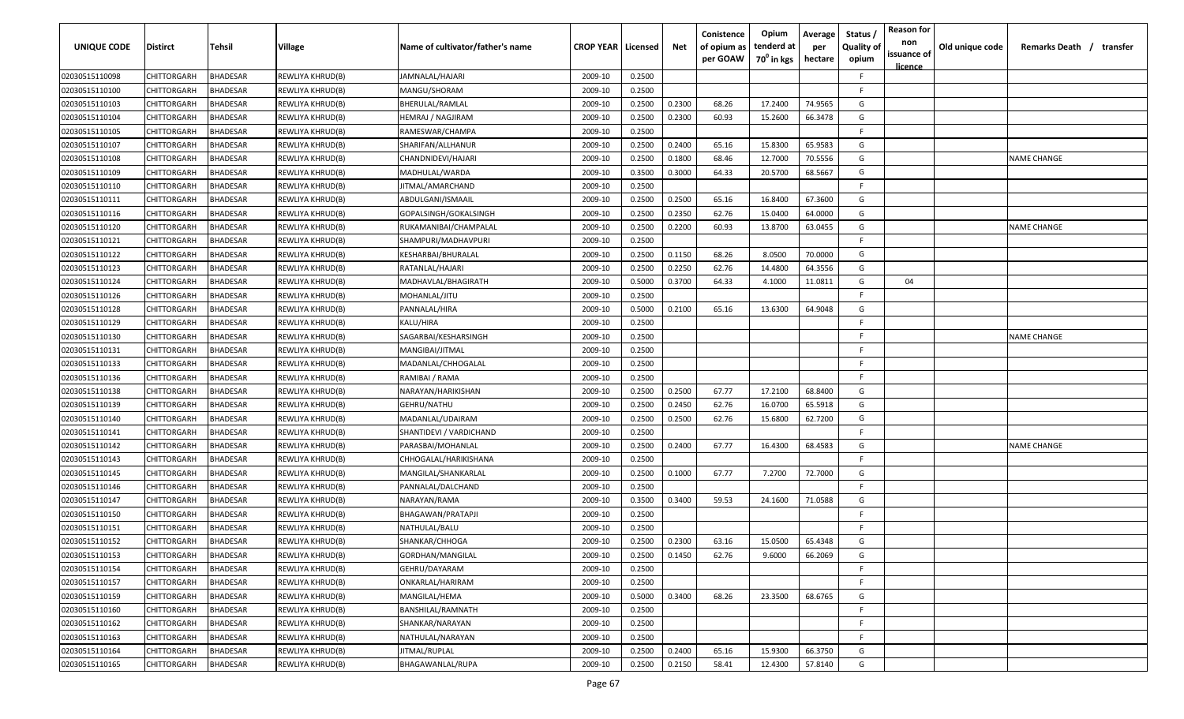| UNIQUE CODE | Distirct | Tehsil | Village | Name of cultivator/father's name | CROP YEAR | Licensed | Net | Conistence of opium as per GOAW | Opium tenderd at 70⁰ in kgs | Average per hectare | Status / Quality of opium | Reason for non issuance of licence | Old unique code | Remarks Death / transfer |
|---|---|---|---|---|---|---|---|---|---|---|---|---|---|---|
| 02030515110098 | CHITTORGARH | BHADESAR | REWLIYA KHRUD(B) | JAMNALAL/HAJARI | 2009-10 | 0.2500 | | | | | F | | | |
| 02030515110100 | CHITTORGARH | BHADESAR | REWLIYA KHRUD(B) | MANGU/SHORAM | 2009-10 | 0.2500 | | | | | F | | | |
| 02030515110103 | CHITTORGARH | BHADESAR | REWLIYA KHRUD(B) | BHERULAL/RAMLAL | 2009-10 | 0.2500 | 0.2300 | 68.26 | 17.2400 | 74.9565 | G | | | |
| 02030515110104 | CHITTORGARH | BHADESAR | REWLIYA KHRUD(B) | HEMRAJ / NAGJIRAM | 2009-10 | 0.2500 | 0.2300 | 60.93 | 15.2600 | 66.3478 | G | | | |
| 02030515110105 | CHITTORGARH | BHADESAR | REWLIYA KHRUD(B) | RAMESWAR/CHAMPA | 2009-10 | 0.2500 | | | | | F | | | |
| 02030515110107 | CHITTORGARH | BHADESAR | REWLIYA KHRUD(B) | SHARIFAN/ALLHANUR | 2009-10 | 0.2500 | 0.2400 | 65.16 | 15.8300 | 65.9583 | G | | | |
| 02030515110108 | CHITTORGARH | BHADESAR | REWLIYA KHRUD(B) | CHANDNIDEVI/HAJARI | 2009-10 | 0.2500 | 0.1800 | 68.46 | 12.7000 | 70.5556 | G | | | NAME CHANGE |
| 02030515110109 | CHITTORGARH | BHADESAR | REWLIYA KHRUD(B) | MADHULAL/WARDA | 2009-10 | 0.3500 | 0.3000 | 64.33 | 20.5700 | 68.5667 | G | | | |
| 02030515110110 | CHITTORGARH | BHADESAR | REWLIYA KHRUD(B) | JITMAL/AMARCHAND | 2009-10 | 0.2500 | | | | | F | | | |
| 02030515110111 | CHITTORGARH | BHADESAR | REWLIYA KHRUD(B) | ABDULGANI/ISMAAIL | 2009-10 | 0.2500 | 0.2500 | 65.16 | 16.8400 | 67.3600 | G | | | |
| 02030515110116 | CHITTORGARH | BHADESAR | REWLIYA KHRUD(B) | GOPALSINGH/GOKALSINGH | 2009-10 | 0.2500 | 0.2350 | 62.76 | 15.0400 | 64.0000 | G | | | |
| 02030515110120 | CHITTORGARH | BHADESAR | REWLIYA KHRUD(B) | RUKAMANIBAI/CHAMPALAL | 2009-10 | 0.2500 | 0.2200 | 60.93 | 13.8700 | 63.0455 | G | | | NAME CHANGE |
| 02030515110121 | CHITTORGARH | BHADESAR | REWLIYA KHRUD(B) | SHAMPURI/MADHAVPURI | 2009-10 | 0.2500 | | | | | F | | | |
| 02030515110122 | CHITTORGARH | BHADESAR | REWLIYA KHRUD(B) | KESHARBAI/BHURALAL | 2009-10 | 0.2500 | 0.1150 | 68.26 | 8.0500 | 70.0000 | G | | | |
| 02030515110123 | CHITTORGARH | BHADESAR | REWLIYA KHRUD(B) | RATANLAL/HAJARI | 2009-10 | 0.2500 | 0.2250 | 62.76 | 14.4800 | 64.3556 | G | | | |
| 02030515110124 | CHITTORGARH | BHADESAR | REWLIYA KHRUD(B) | MADHAVLAL/BHAGIRATH | 2009-10 | 0.5000 | 0.3700 | 64.33 | 4.1000 | 11.0811 | G | 04 | | |
| 02030515110126 | CHITTORGARH | BHADESAR | REWLIYA KHRUD(B) | MOHANLAL/JITU | 2009-10 | 0.2500 | | | | | F | | | |
| 02030515110128 | CHITTORGARH | BHADESAR | REWLIYA KHRUD(B) | PANNALAL/HIRA | 2009-10 | 0.5000 | 0.2100 | 65.16 | 13.6300 | 64.9048 | G | | | |
| 02030515110129 | CHITTORGARH | BHADESAR | REWLIYA KHRUD(B) | KALU/HIRA | 2009-10 | 0.2500 | | | | | F | | | |
| 02030515110130 | CHITTORGARH | BHADESAR | REWLIYA KHRUD(B) | SAGARBAI/KESHARSINGH | 2009-10 | 0.2500 | | | | | F | | | NAME CHANGE |
| 02030515110131 | CHITTORGARH | BHADESAR | REWLIYA KHRUD(B) | MANGIBAI/JITMAL | 2009-10 | 0.2500 | | | | | F | | | |
| 02030515110133 | CHITTORGARH | BHADESAR | REWLIYA KHRUD(B) | MADANLAL/CHHOGALAL | 2009-10 | 0.2500 | | | | | F | | | |
| 02030515110136 | CHITTORGARH | BHADESAR | REWLIYA KHRUD(B) | RAMIBAI / RAMA | 2009-10 | 0.2500 | | | | | F | | | |
| 02030515110138 | CHITTORGARH | BHADESAR | REWLIYA KHRUD(B) | NARAYAN/HARIKISHAN | 2009-10 | 0.2500 | 0.2500 | 67.77 | 17.2100 | 68.8400 | G | | | |
| 02030515110139 | CHITTORGARH | BHADESAR | REWLIYA KHRUD(B) | GEHRU/NATHU | 2009-10 | 0.2500 | 0.2450 | 62.76 | 16.0700 | 65.5918 | G | | | |
| 02030515110140 | CHITTORGARH | BHADESAR | REWLIYA KHRUD(B) | MADANLAL/UDAIRAM | 2009-10 | 0.2500 | 0.2500 | 62.76 | 15.6800 | 62.7200 | G | | | |
| 02030515110141 | CHITTORGARH | BHADESAR | REWLIYA KHRUD(B) | SHANTIDEVI / VARDICHAND | 2009-10 | 0.2500 | | | | | F | | | |
| 02030515110142 | CHITTORGARH | BHADESAR | REWLIYA KHRUD(B) | PARASBAI/MOHANLAL | 2009-10 | 0.2500 | 0.2400 | 67.77 | 16.4300 | 68.4583 | G | | | NAME CHANGE |
| 02030515110143 | CHITTORGARH | BHADESAR | REWLIYA KHRUD(B) | CHHOGALAL/HARIKISHANA | 2009-10 | 0.2500 | | | | | F | | | |
| 02030515110145 | CHITTORGARH | BHADESAR | REWLIYA KHRUD(B) | MANGILAL/SHANKARLAL | 2009-10 | 0.2500 | 0.1000 | 67.77 | 7.2700 | 72.7000 | G | | | |
| 02030515110146 | CHITTORGARH | BHADESAR | REWLIYA KHRUD(B) | PANNALAL/DALCHAND | 2009-10 | 0.2500 | | | | | F | | | |
| 02030515110147 | CHITTORGARH | BHADESAR | REWLIYA KHRUD(B) | NARAYAN/RAMA | 2009-10 | 0.3500 | 0.3400 | 59.53 | 24.1600 | 71.0588 | G | | | |
| 02030515110150 | CHITTORGARH | BHADESAR | REWLIYA KHRUD(B) | BHAGAWAN/PRATAPJI | 2009-10 | 0.2500 | | | | | F | | | |
| 02030515110151 | CHITTORGARH | BHADESAR | REWLIYA KHRUD(B) | NATHULAL/BALU | 2009-10 | 0.2500 | | | | | F | | | |
| 02030515110152 | CHITTORGARH | BHADESAR | REWLIYA KHRUD(B) | SHANKAR/CHHOGA | 2009-10 | 0.2500 | 0.2300 | 63.16 | 15.0500 | 65.4348 | G | | | |
| 02030515110153 | CHITTORGARH | BHADESAR | REWLIYA KHRUD(B) | GORDHAN/MANGILAL | 2009-10 | 0.2500 | 0.1450 | 62.76 | 9.6000 | 66.2069 | G | | | |
| 02030515110154 | CHITTORGARH | BHADESAR | REWLIYA KHRUD(B) | GEHRU/DAYARAM | 2009-10 | 0.2500 | | | | | F | | | |
| 02030515110157 | CHITTORGARH | BHADESAR | REWLIYA KHRUD(B) | ONKARLAL/HARIRAM | 2009-10 | 0.2500 | | | | | F | | | |
| 02030515110159 | CHITTORGARH | BHADESAR | REWLIYA KHRUD(B) | MANGILAL/HEMA | 2009-10 | 0.5000 | 0.3400 | 68.26 | 23.3500 | 68.6765 | G | | | |
| 02030515110160 | CHITTORGARH | BHADESAR | REWLIYA KHRUD(B) | BANSHILAL/RAMNATH | 2009-10 | 0.2500 | | | | | F | | | |
| 02030515110162 | CHITTORGARH | BHADESAR | REWLIYA KHRUD(B) | SHANKAR/NARAYAN | 2009-10 | 0.2500 | | | | | F | | | |
| 02030515110163 | CHITTORGARH | BHADESAR | REWLIYA KHRUD(B) | NATHULAL/NARAYAN | 2009-10 | 0.2500 | | | | | F | | | |
| 02030515110164 | CHITTORGARH | BHADESAR | REWLIYA KHRUD(B) | JITMAL/RUPLAL | 2009-10 | 0.2500 | 0.2400 | 65.16 | 15.9300 | 66.3750 | G | | | |
| 02030515110165 | CHITTORGARH | BHADESAR | REWLIYA KHRUD(B) | BHAGAWANLAL/RUPA | 2009-10 | 0.2500 | 0.2150 | 58.41 | 12.4300 | 57.8140 | G | | | |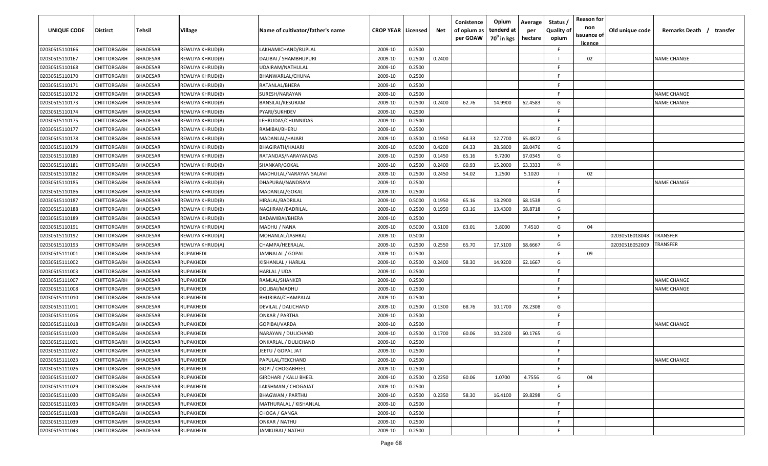| UNIQUE CODE | Distirct | Tehsil | Village | Name of cultivator/father's name | CROP YEAR | Licensed | Net | Conistence of opium as per GOAW | Opium tenderd at 70° in kgs | Average per hectare | Status / Quality of opium | Reason for non issuance of licence | Old unique code | Remarks Death / transfer |
|---|---|---|---|---|---|---|---|---|---|---|---|---|---|---|
| 02030515110166 | CHITTORGARH | BHADESAR | REWLIYA KHRUD(B) | LAKHAMICHAND/RUPLAL | 2009-10 | 0.2500 | | | | | F | | | |
| 02030515110167 | CHITTORGARH | BHADESAR | REWLIYA KHRUD(B) | DALIBAI / SHAMBHUPURI | 2009-10 | 0.2500 | 0.2400 | | | | I | 02 | | NAME CHANGE |
| 02030515110168 | CHITTORGARH | BHADESAR | REWLIYA KHRUD(B) | UDAIRAM/NATHULAL | 2009-10 | 0.2500 | | | | | F | | | |
| 02030515110170 | CHITTORGARH | BHADESAR | REWLIYA KHRUD(B) | BHANWARLAL/CHUNA | 2009-10 | 0.2500 | | | | | F | | | |
| 02030515110171 | CHITTORGARH | BHADESAR | REWLIYA KHRUD(B) | RATANLAL/BHERA | 2009-10 | 0.2500 | | | | | F | | | |
| 02030515110172 | CHITTORGARH | BHADESAR | REWLIYA KHRUD(B) | SURESH/NARAYAN | 2009-10 | 0.2500 | | | | | F | | | NAME CHANGE |
| 02030515110173 | CHITTORGARH | BHADESAR | REWLIYA KHRUD(B) | BANSILAL/KESURAM | 2009-10 | 0.2500 | 0.2400 | 62.76 | 14.9900 | 62.4583 | G | | | NAME CHANGE |
| 02030515110174 | CHITTORGARH | BHADESAR | REWLIYA KHRUD(B) | PYARI/SUKHDEV | 2009-10 | 0.2500 | | | | | F | | | |
| 02030515110175 | CHITTORGARH | BHADESAR | REWLIYA KHRUD(B) | LEHRUDAS/CHUNNIDAS | 2009-10 | 0.2500 | | | | | F | | | |
| 02030515110177 | CHITTORGARH | BHADESAR | REWLIYA KHRUD(B) | RAMIBAI/BHERU | 2009-10 | 0.2500 | | | | | F | | | |
| 02030515110178 | CHITTORGARH | BHADESAR | REWLIYA KHRUD(B) | MADANLAL/HAJARI | 2009-10 | 0.3500 | 0.1950 | 64.33 | 12.7700 | 65.4872 | G | | | |
| 02030515110179 | CHITTORGARH | BHADESAR | REWLIYA KHRUD(B) | BHAGIRATH/HAJARI | 2009-10 | 0.5000 | 0.4200 | 64.33 | 28.5800 | 68.0476 | G | | | |
| 02030515110180 | CHITTORGARH | BHADESAR | REWLIYA KHRUD(B) | RATANDAS/NARAYANDAS | 2009-10 | 0.2500 | 0.1450 | 65.16 | 9.7200 | 67.0345 | G | | | |
| 02030515110181 | CHITTORGARH | BHADESAR | REWLIYA KHRUD(B) | SHANKAR/GOKAL | 2009-10 | 0.2500 | 0.2400 | 60.93 | 15.2000 | 63.3333 | G | | | |
| 02030515110182 | CHITTORGARH | BHADESAR | REWLIYA KHRUD(B) | MADHULAL/NARAYAN SALAVI | 2009-10 | 0.2500 | 0.2450 | 54.02 | 1.2500 | 5.1020 | I | 02 | | |
| 02030515110185 | CHITTORGARH | BHADESAR | REWLIYA KHRUD(B) | DHAPUBAI/NANDRAM | 2009-10 | 0.2500 | | | | | F | | | NAME CHANGE |
| 02030515110186 | CHITTORGARH | BHADESAR | REWLIYA KHRUD(B) | MADANLAL/GOKAL | 2009-10 | 0.2500 | | | | | F | | | |
| 02030515110187 | CHITTORGARH | BHADESAR | REWLIYA KHRUD(B) | HIRALAL/BADRILAL | 2009-10 | 0.5000 | 0.1950 | 65.16 | 13.2900 | 68.1538 | G | | | |
| 02030515110188 | CHITTORGARH | BHADESAR | REWLIYA KHRUD(B) | NAGJIRAM/BADRILAL | 2009-10 | 0.2500 | 0.1950 | 63.16 | 13.4300 | 68.8718 | G | | | |
| 02030515110189 | CHITTORGARH | BHADESAR | REWLIYA KHRUD(B) | BADAMIBAI/BHERA | 2009-10 | 0.2500 | | | | | F | | | |
| 02030515110191 | CHITTORGARH | BHADESAR | REWLIYA KHRUD(A) | MADHU / NANA | 2009-10 | 0.5000 | 0.5100 | 63.01 | 3.8000 | 7.4510 | G | 04 | | |
| 02030515110192 | CHITTORGARH | BHADESAR | REWLIYA KHRUD(A) | MOHANLAL/JASHRAJ | 2009-10 | 0.5000 | | | | | F | | 02030516018048 | TRANSFER |
| 02030515110193 | CHITTORGARH | BHADESAR | REWLIYA KHRUD(A) | CHAMPA/HEERALAL | 2009-10 | 0.2500 | 0.2550 | 65.70 | 17.5100 | 68.6667 | G | | 02030516052009 | TRANSFER |
| 02030515111001 | CHITTORGARH | BHADESAR | RUPAKHEDI | JAMNALAL / GOPAL | 2009-10 | 0.2500 | | | | | F | 09 | | |
| 02030515111002 | CHITTORGARH | BHADESAR | RUPAKHEDI | KISHANLAL / HARLAL | 2009-10 | 0.2500 | 0.2400 | 58.30 | 14.9200 | 62.1667 | G | | | |
| 02030515111003 | CHITTORGARH | BHADESAR | RUPAKHEDI | HARLAL / UDA | 2009-10 | 0.2500 | | | | | F | | | |
| 02030515111007 | CHITTORGARH | BHADESAR | RUPAKHEDI | RAMLAL/SHANKER | 2009-10 | 0.2500 | | | | | F | | | NAME CHANGE |
| 02030515111008 | CHITTORGARH | BHADESAR | RUPAKHEDI | DOLIBAI/MADHU | 2009-10 | 0.2500 | | | | | F | | | NAME CHANGE |
| 02030515111010 | CHITTORGARH | BHADESAR | RUPAKHEDI | BHURIBAI/CHAMPALAL | 2009-10 | 0.2500 | | | | | F | | | |
| 02030515111011 | CHITTORGARH | BHADESAR | RUPAKHEDI | DEVILAL / DALICHAND | 2009-10 | 0.2500 | 0.1300 | 68.76 | 10.1700 | 78.2308 | G | | | |
| 02030515111016 | CHITTORGARH | BHADESAR | RUPAKHEDI | ONKAR / PARTHA | 2009-10 | 0.2500 | | | | | F | | | |
| 02030515111018 | CHITTORGARH | BHADESAR | RUPAKHEDI | GOPIBAI/VARDA | 2009-10 | 0.2500 | | | | | F | | | NAME CHANGE |
| 02030515111020 | CHITTORGARH | BHADESAR | RUPAKHEDI | NARAYAN / DULICHAND | 2009-10 | 0.2500 | 0.1700 | 60.06 | 10.2300 | 60.1765 | G | | | |
| 02030515111021 | CHITTORGARH | BHADESAR | RUPAKHEDI | ONKARLAL / DULICHAND | 2009-10 | 0.2500 | | | | | F | | | |
| 02030515111022 | CHITTORGARH | BHADESAR | RUPAKHEDI | JEETU / GOPAL JAT | 2009-10 | 0.2500 | | | | | F | | | |
| 02030515111023 | CHITTORGARH | BHADESAR | RUPAKHEDI | PAPULAL/TEKCHAND | 2009-10 | 0.2500 | | | | | F | | | NAME CHANGE |
| 02030515111026 | CHITTORGARH | BHADESAR | RUPAKHEDI | GOPI / CHOGABHEEL | 2009-10 | 0.2500 | | | | | F | | | |
| 02030515111027 | CHITTORGARH | BHADESAR | RUPAKHEDI | GIRDHARI / KALU BHEEL | 2009-10 | 0.2500 | 0.2250 | 60.06 | 1.0700 | 4.7556 | G | 04 | | |
| 02030515111029 | CHITTORGARH | BHADESAR | RUPAKHEDI | LAKSHMAN / CHOGAJAT | 2009-10 | 0.2500 | | | | | F | | | |
| 02030515111030 | CHITTORGARH | BHADESAR | RUPAKHEDI | BHAGWAN / PARTHU | 2009-10 | 0.2500 | 0.2350 | 58.30 | 16.4100 | 69.8298 | G | | | |
| 02030515111033 | CHITTORGARH | BHADESAR | RUPAKHEDI | MATHURALAL / KISHANLAL | 2009-10 | 0.2500 | | | | | F | | | |
| 02030515111038 | CHITTORGARH | BHADESAR | RUPAKHEDI | CHOGA / GANGA | 2009-10 | 0.2500 | | | | | F | | | |
| 02030515111039 | CHITTORGARH | BHADESAR | RUPAKHEDI | ONKAR / NATHU | 2009-10 | 0.2500 | | | | | F | | | |
| 02030515111043 | CHITTORGARH | BHADESAR | RUPAKHEDI | JAMKUBAI / NATHU | 2009-10 | 0.2500 | | | | | F | | | |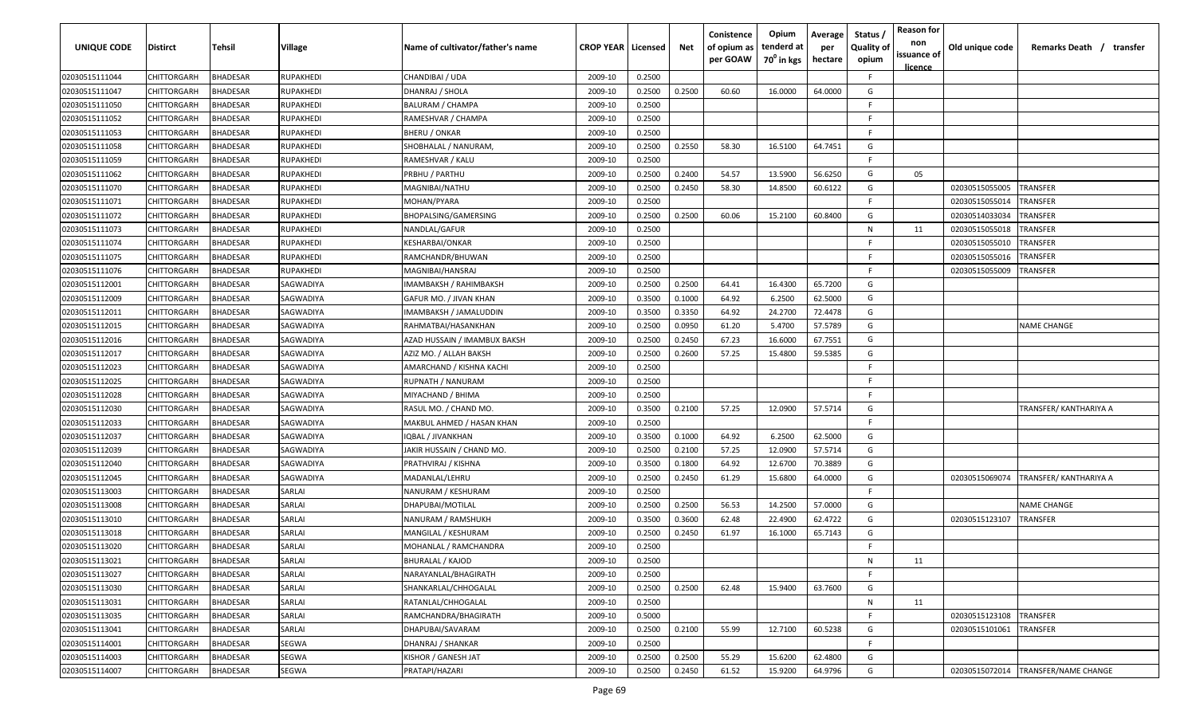| UNIQUE CODE | Distirct | Tehsil | Village | Name of cultivator/father's name | CROP YEAR | Licensed | Net | Conistence of opium as per GOAW | Opium tenderd at 70° in kgs | Average per hectare | Status / Quality of opium | Reason for non issuance of licence | Old unique code | Remarks Death / transfer |
|---|---|---|---|---|---|---|---|---|---|---|---|---|---|---|
| 02030515111044 | CHITTORGARH | BHADESAR | RUPAKHEDI | CHANDIBAI / UDA | 2009-10 | 0.2500 | | | | | F | | | |
| 02030515111047 | CHITTORGARH | BHADESAR | RUPAKHEDI | DHANRAJ / SHOLA | 2009-10 | 0.2500 | 0.2500 | 60.60 | 16.0000 | 64.0000 | G | | | |
| 02030515111050 | CHITTORGARH | BHADESAR | RUPAKHEDI | BALURAM / CHAMPA | 2009-10 | 0.2500 | | | | | F | | | |
| 02030515111052 | CHITTORGARH | BHADESAR | RUPAKHEDI | RAMESHVAR / CHAMPA | 2009-10 | 0.2500 | | | | | F | | | |
| 02030515111053 | CHITTORGARH | BHADESAR | RUPAKHEDI | BHERU / ONKAR | 2009-10 | 0.2500 | | | | | F | | | |
| 02030515111058 | CHITTORGARH | BHADESAR | RUPAKHEDI | SHOBHALAL / NANURAM, | 2009-10 | 0.2500 | 0.2550 | 58.30 | 16.5100 | 64.7451 | G | | | |
| 02030515111059 | CHITTORGARH | BHADESAR | RUPAKHEDI | RAMESHVAR / KALU | 2009-10 | 0.2500 | | | | | F | | | |
| 02030515111062 | CHITTORGARH | BHADESAR | RUPAKHEDI | PRBHU / PARTHU | 2009-10 | 0.2500 | 0.2400 | 54.57 | 13.5900 | 56.6250 | G | 05 | | |
| 02030515111070 | CHITTORGARH | BHADESAR | RUPAKHEDI | MAGNIBAI/NATHU | 2009-10 | 0.2500 | 0.2450 | 58.30 | 14.8500 | 60.6122 | G | | 02030515055005 | TRANSFER |
| 02030515111071 | CHITTORGARH | BHADESAR | RUPAKHEDI | MOHAN/PYARA | 2009-10 | 0.2500 | | | | | F | | 02030515055014 | TRANSFER |
| 02030515111072 | CHITTORGARH | BHADESAR | RUPAKHEDI | BHOPALSING/GAMERSING | 2009-10 | 0.2500 | 0.2500 | 60.06 | 15.2100 | 60.8400 | G | | 02030514033034 | TRANSFER |
| 02030515111073 | CHITTORGARH | BHADESAR | RUPAKHEDI | NANDLAL/GAFUR | 2009-10 | 0.2500 | | | | | N | 11 | 02030515055018 | TRANSFER |
| 02030515111074 | CHITTORGARH | BHADESAR | RUPAKHEDI | KESHARBAI/ONKAR | 2009-10 | 0.2500 | | | | | F | | 02030515055010 | TRANSFER |
| 02030515111075 | CHITTORGARH | BHADESAR | RUPAKHEDI | RAMCHANDR/BHUWAN | 2009-10 | 0.2500 | | | | | F | | 02030515055016 | TRANSFER |
| 02030515111076 | CHITTORGARH | BHADESAR | RUPAKHEDI | MAGNIBAI/HANSRAJ | 2009-10 | 0.2500 | | | | | F | | 02030515055009 | TRANSFER |
| 02030515112001 | CHITTORGARH | BHADESAR | SAGWADIYA | IMAMBAKSH / RAHIMBAKSH | 2009-10 | 0.2500 | 0.2500 | 64.41 | 16.4300 | 65.7200 | G | | | |
| 02030515112009 | CHITTORGARH | BHADESAR | SAGWADIYA | GAFUR MO. / JIVAN KHAN | 2009-10 | 0.3500 | 0.1000 | 64.92 | 6.2500 | 62.5000 | G | | | |
| 02030515112011 | CHITTORGARH | BHADESAR | SAGWADIYA | IMAMBAKSH / JAMALUDDIN | 2009-10 | 0.3500 | 0.3350 | 64.92 | 24.2700 | 72.4478 | G | | | |
| 02030515112015 | CHITTORGARH | BHADESAR | SAGWADIYA | RAHMATBAI/HASANKHAN | 2009-10 | 0.2500 | 0.0950 | 61.20 | 5.4700 | 57.5789 | G | | | NAME CHANGE |
| 02030515112016 | CHITTORGARH | BHADESAR | SAGWADIYA | AZAD HUSSAIN / IMAMBUX BAKSH | 2009-10 | 0.2500 | 0.2450 | 67.23 | 16.6000 | 67.7551 | G | | | |
| 02030515112017 | CHITTORGARH | BHADESAR | SAGWADIYA | AZIZ MO. / ALLAH BAKSH | 2009-10 | 0.2500 | 0.2600 | 57.25 | 15.4800 | 59.5385 | G | | | |
| 02030515112023 | CHITTORGARH | BHADESAR | SAGWADIYA | AMARCHAND / KISHNA KACHI | 2009-10 | 0.2500 | | | | | F | | | |
| 02030515112025 | CHITTORGARH | BHADESAR | SAGWADIYA | RUPNATH / NANURAM | 2009-10 | 0.2500 | | | | | F | | | |
| 02030515112028 | CHITTORGARH | BHADESAR | SAGWADIYA | MIYACHAND / BHIMA | 2009-10 | 0.2500 | | | | | F | | | |
| 02030515112030 | CHITTORGARH | BHADESAR | SAGWADIYA | RASUL MO. / CHAND MO. | 2009-10 | 0.3500 | 0.2100 | 57.25 | 12.0900 | 57.5714 | G | | | TRANSFER/ KANTHARIYA A |
| 02030515112033 | CHITTORGARH | BHADESAR | SAGWADIYA | MAKBUL AHMED / HASAN KHAN | 2009-10 | 0.2500 | | | | | F | | | |
| 02030515112037 | CHITTORGARH | BHADESAR | SAGWADIYA | IQBAL / JIVANKHAN | 2009-10 | 0.3500 | 0.1000 | 64.92 | 6.2500 | 62.5000 | G | | | |
| 02030515112039 | CHITTORGARH | BHADESAR | SAGWADIYA | JAKIR HUSSAIN / CHAND MO. | 2009-10 | 0.2500 | 0.2100 | 57.25 | 12.0900 | 57.5714 | G | | | |
| 02030515112040 | CHITTORGARH | BHADESAR | SAGWADIYA | PRATHVIRAJ / KISHNA | 2009-10 | 0.3500 | 0.1800 | 64.92 | 12.6700 | 70.3889 | G | | | |
| 02030515112045 | CHITTORGARH | BHADESAR | SAGWADIYA | MADANLAL/LEHRU | 2009-10 | 0.2500 | 0.2450 | 61.29 | 15.6800 | 64.0000 | G | | 02030515069074 | TRANSFER/ KANTHARIYA A |
| 02030515113003 | CHITTORGARH | BHADESAR | SARLAI | NANURAM / KESHURAM | 2009-10 | 0.2500 | | | | | F | | | |
| 02030515113008 | CHITTORGARH | BHADESAR | SARLAI | DHAPUBAI/MOTILAL | 2009-10 | 0.2500 | 0.2500 | 56.53 | 14.2500 | 57.0000 | G | | | NAME CHANGE |
| 02030515113010 | CHITTORGARH | BHADESAR | SARLAI | NANURAM / RAMSHUKH | 2009-10 | 0.3500 | 0.3600 | 62.48 | 22.4900 | 62.4722 | G | | 02030515123107 | TRANSFER |
| 02030515113018 | CHITTORGARH | BHADESAR | SARLAI | MANGILAL / KESHURAM | 2009-10 | 0.2500 | 0.2450 | 61.97 | 16.1000 | 65.7143 | G | | | |
| 02030515113020 | CHITTORGARH | BHADESAR | SARLAI | MOHANLAL / RAMCHANDRA | 2009-10 | 0.2500 | | | | | F | | | |
| 02030515113021 | CHITTORGARH | BHADESAR | SARLAI | BHURALAL / KAJOD | 2009-10 | 0.2500 | | | | | N | 11 | | |
| 02030515113027 | CHITTORGARH | BHADESAR | SARLAI | NARAYANLAL/BHAGIRATH | 2009-10 | 0.2500 | | | | | F | | | |
| 02030515113030 | CHITTORGARH | BHADESAR | SARLAI | SHANKARLAL/CHHOGALAL | 2009-10 | 0.2500 | 0.2500 | 62.48 | 15.9400 | 63.7600 | G | | | |
| 02030515113031 | CHITTORGARH | BHADESAR | SARLAI | RATANLAL/CHHOGALAL | 2009-10 | 0.2500 | | | | | N | 11 | | |
| 02030515113035 | CHITTORGARH | BHADESAR | SARLAI | RAMCHANDRA/BHAGIRATH | 2009-10 | 0.5000 | | | | | F | | 02030515123108 | TRANSFER |
| 02030515113041 | CHITTORGARH | BHADESAR | SARLAI | DHAPUBAI/SAVARAM | 2009-10 | 0.2500 | 0.2100 | 55.99 | 12.7100 | 60.5238 | G | | 02030515101061 | TRANSFER |
| 02030515114001 | CHITTORGARH | BHADESAR | SEGWA | DHANRAJ / SHANKAR | 2009-10 | 0.2500 | | | | | F | | | |
| 02030515114003 | CHITTORGARH | BHADESAR | SEGWA | KISHOR / GANESH JAT | 2009-10 | 0.2500 | 0.2500 | 55.29 | 15.6200 | 62.4800 | G | | | |
| 02030515114007 | CHITTORGARH | BHADESAR | SEGWA | PRATAPI/HAZARI | 2009-10 | 0.2500 | 0.2450 | 61.52 | 15.9200 | 64.9796 | G | | 02030515072014 | TRANSFER/NAME CHANGE |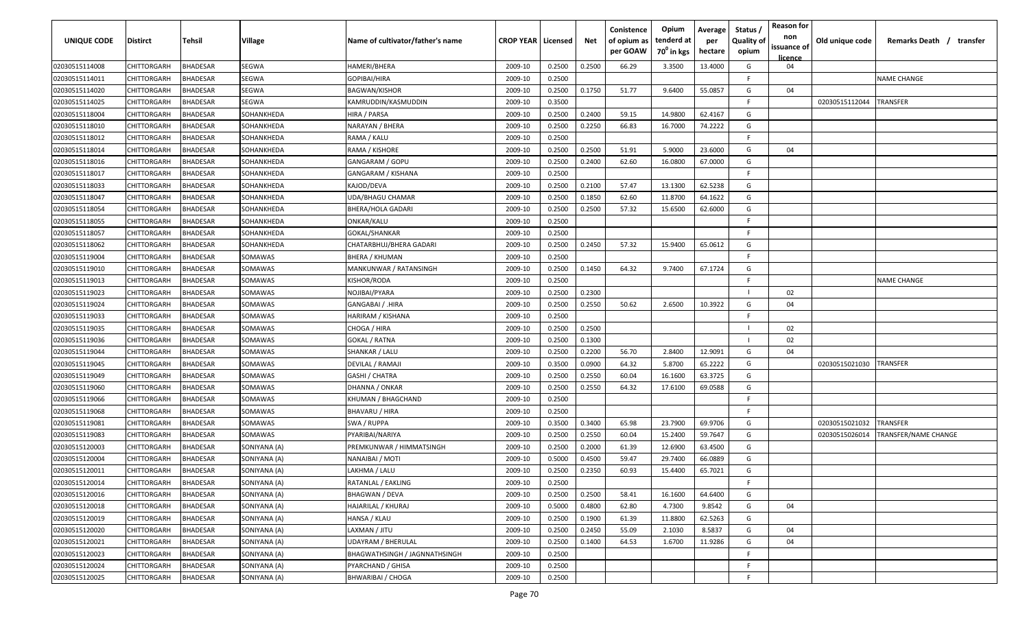| UNIQUE CODE | Distirct | Tehsil | Village | Name of cultivator/father's name | CROP YEAR | Licensed | Net | Conistence of opium as per GOAW | Opium tenderd at 70° in kgs | Average per hectare | Status / Quality of opium | Reason for non issuance of licence | Old unique code | Remarks Death / transfer |
|---|---|---|---|---|---|---|---|---|---|---|---|---|---|---|
| 02030515114008 | CHITTORGARH | BHADESAR | SEGWA | HAMERI/BHERA | 2009-10 | 0.2500 | 0.2500 | 66.29 | 3.3500 | 13.4000 | G | 04 | | |
| 02030515114011 | CHITTORGARH | BHADESAR | SEGWA | GOPIBAI/HIRA | 2009-10 | 0.2500 | | | | | F | | | NAME CHANGE |
| 02030515114020 | CHITTORGARH | BHADESAR | SEGWA | BAGWAN/KISHOR | 2009-10 | 0.2500 | 0.1750 | 51.77 | 9.6400 | 55.0857 | G | 04 | | |
| 02030515114025 | CHITTORGARH | BHADESAR | SEGWA | KAMRUDDIN/KASMUDDIN | 2009-10 | 0.3500 | | | | | F | | 02030515112044 | TRANSFER |
| 02030515118004 | CHITTORGARH | BHADESAR | SOHANKHEDA | HIRA / PARSA | 2009-10 | 0.2500 | 0.2400 | 59.15 | 14.9800 | 62.4167 | G | | | |
| 02030515118010 | CHITTORGARH | BHADESAR | SOHANKHEDA | NARAYAN / BHERA | 2009-10 | 0.2500 | 0.2250 | 66.83 | 16.7000 | 74.2222 | G | | | |
| 02030515118012 | CHITTORGARH | BHADESAR | SOHANKHEDA | RAMA / KALU | 2009-10 | 0.2500 | | | | | F | | | |
| 02030515118014 | CHITTORGARH | BHADESAR | SOHANKHEDA | RAMA / KISHORE | 2009-10 | 0.2500 | 0.2500 | 51.91 | 5.9000 | 23.6000 | G | 04 | | |
| 02030515118016 | CHITTORGARH | BHADESAR | SOHANKHEDA | GANGARAM / GOPU | 2009-10 | 0.2500 | 0.2400 | 62.60 | 16.0800 | 67.0000 | G | | | |
| 02030515118017 | CHITTORGARH | BHADESAR | SOHANKHEDA | GANGARAM / KISHANA | 2009-10 | 0.2500 | | | | | F | | | |
| 02030515118033 | CHITTORGARH | BHADESAR | SOHANKHEDA | KAJOD/DEVA | 2009-10 | 0.2500 | 0.2100 | 57.47 | 13.1300 | 62.5238 | G | | | |
| 02030515118047 | CHITTORGARH | BHADESAR | SOHANKHEDA | UDA/BHAGU CHAMAR | 2009-10 | 0.2500 | 0.1850 | 62.60 | 11.8700 | 64.1622 | G | | | |
| 02030515118054 | CHITTORGARH | BHADESAR | SOHANKHEDA | BHERA/HOLA GADARI | 2009-10 | 0.2500 | 0.2500 | 57.32 | 15.6500 | 62.6000 | G | | | |
| 02030515118055 | CHITTORGARH | BHADESAR | SOHANKHEDA | ONKAR/KALU | 2009-10 | 0.2500 | | | | | F | | | |
| 02030515118057 | CHITTORGARH | BHADESAR | SOHANKHEDA | GOKAL/SHANKAR | 2009-10 | 0.2500 | | | | | F | | | |
| 02030515118062 | CHITTORGARH | BHADESAR | SOHANKHEDA | CHATARBHUJ/BHERA GADARI | 2009-10 | 0.2500 | 0.2450 | 57.32 | 15.9400 | 65.0612 | G | | | |
| 02030515119004 | CHITTORGARH | BHADESAR | SOMAWAS | BHERA / KHUMAN | 2009-10 | 0.2500 | | | | | F | | | |
| 02030515119010 | CHITTORGARH | BHADESAR | SOMAWAS | MANKUNWAR / RATANSINGH | 2009-10 | 0.2500 | 0.1450 | 64.32 | 9.7400 | 67.1724 | G | | | |
| 02030515119013 | CHITTORGARH | BHADESAR | SOMAWAS | KISHOR/RODA | 2009-10 | 0.2500 | | | | | F | | | NAME CHANGE |
| 02030515119023 | CHITTORGARH | BHADESAR | SOMAWAS | NOJIBAI/PYARA | 2009-10 | 0.2500 | 0.2300 | | | | I | 02 | | |
| 02030515119024 | CHITTORGARH | BHADESAR | SOMAWAS | GANGABAI / .HIRA | 2009-10 | 0.2500 | 0.2550 | 50.62 | 2.6500 | 10.3922 | G | 04 | | |
| 02030515119033 | CHITTORGARH | BHADESAR | SOMAWAS | HARIRAM / KISHANA | 2009-10 | 0.2500 | | | | | F | | | |
| 02030515119035 | CHITTORGARH | BHADESAR | SOMAWAS | CHOGA / HIRA | 2009-10 | 0.2500 | 0.2500 | | | | I | 02 | | |
| 02030515119036 | CHITTORGARH | BHADESAR | SOMAWAS | GOKAL / RATNA | 2009-10 | 0.2500 | 0.1300 | | | | I | 02 | | |
| 02030515119044 | CHITTORGARH | BHADESAR | SOMAWAS | SHANKAR / LALU | 2009-10 | 0.2500 | 0.2200 | 56.70 | 2.8400 | 12.9091 | G | 04 | | |
| 02030515119045 | CHITTORGARH | BHADESAR | SOMAWAS | DEVILAL / RAMAJI | 2009-10 | 0.3500 | 0.0900 | 64.32 | 5.8700 | 65.2222 | G | | 02030515021030 | TRANSFER |
| 02030515119049 | CHITTORGARH | BHADESAR | SOMAWAS | GASHI / CHATRA | 2009-10 | 0.2500 | 0.2550 | 60.04 | 16.1600 | 63.3725 | G | | | |
| 02030515119060 | CHITTORGARH | BHADESAR | SOMAWAS | DHANNA / ONKAR | 2009-10 | 0.2500 | 0.2550 | 64.32 | 17.6100 | 69.0588 | G | | | |
| 02030515119066 | CHITTORGARH | BHADESAR | SOMAWAS | KHUMAN / BHAGCHAND | 2009-10 | 0.2500 | | | | | F | | | |
| 02030515119068 | CHITTORGARH | BHADESAR | SOMAWAS | BHAVARU / HIRA | 2009-10 | 0.2500 | | | | | F | | | |
| 02030515119081 | CHITTORGARH | BHADESAR | SOMAWAS | SWA / RUPPA | 2009-10 | 0.3500 | 0.3400 | 65.98 | 23.7900 | 69.9706 | G | | 02030515021032 | TRANSFER |
| 02030515119083 | CHITTORGARH | BHADESAR | SOMAWAS | PYARIBAI/NARIYA | 2009-10 | 0.2500 | 0.2550 | 60.04 | 15.2400 | 59.7647 | G | | 02030515026014 | TRANSFER/NAME CHANGE |
| 02030515120003 | CHITTORGARH | BHADESAR | SONIYANA (A) | PREMKUNWAR / HIMMATSINGH | 2009-10 | 0.2500 | 0.2000 | 61.39 | 12.6900 | 63.4500 | G | | | |
| 02030515120004 | CHITTORGARH | BHADESAR | SONIYANA (A) | NANAIBAI / MOTI | 2009-10 | 0.5000 | 0.4500 | 59.47 | 29.7400 | 66.0889 | G | | | |
| 02030515120011 | CHITTORGARH | BHADESAR | SONIYANA (A) | LAKHMA / LALU | 2009-10 | 0.2500 | 0.2350 | 60.93 | 15.4400 | 65.7021 | G | | | |
| 02030515120014 | CHITTORGARH | BHADESAR | SONIYANA (A) | RATANLAL / EAKLING | 2009-10 | 0.2500 | | | | | F | | | |
| 02030515120016 | CHITTORGARH | BHADESAR | SONIYANA (A) | BHAGWAN / DEVA | 2009-10 | 0.2500 | 0.2500 | 58.41 | 16.1600 | 64.6400 | G | | | |
| 02030515120018 | CHITTORGARH | BHADESAR | SONIYANA (A) | HAJARILAL / KHURAJ | 2009-10 | 0.5000 | 0.4800 | 62.80 | 4.7300 | 9.8542 | G | 04 | | |
| 02030515120019 | CHITTORGARH | BHADESAR | SONIYANA (A) | HANSA / KLAU | 2009-10 | 0.2500 | 0.1900 | 61.39 | 11.8800 | 62.5263 | G | | | |
| 02030515120020 | CHITTORGARH | BHADESAR | SONIYANA (A) | LAXMAN / JITU | 2009-10 | 0.2500 | 0.2450 | 55.09 | 2.1030 | 8.5837 | G | 04 | | |
| 02030515120021 | CHITTORGARH | BHADESAR | SONIYANA (A) | UDAYRAM / BHERULAL | 2009-10 | 0.2500 | 0.1400 | 64.53 | 1.6700 | 11.9286 | G | 04 | | |
| 02030515120023 | CHITTORGARH | BHADESAR | SONIYANA (A) | BHAGWATHSINGH / JAGNNATHSINGH | 2009-10 | 0.2500 | | | | | F | | | |
| 02030515120024 | CHITTORGARH | BHADESAR | SONIYANA (A) | PYARCHAND / GHISA | 2009-10 | 0.2500 | | | | | F | | | |
| 02030515120025 | CHITTORGARH | BHADESAR | SONIYANA (A) | BHWARIBAI / CHOGA | 2009-10 | 0.2500 | | | | | F | | | |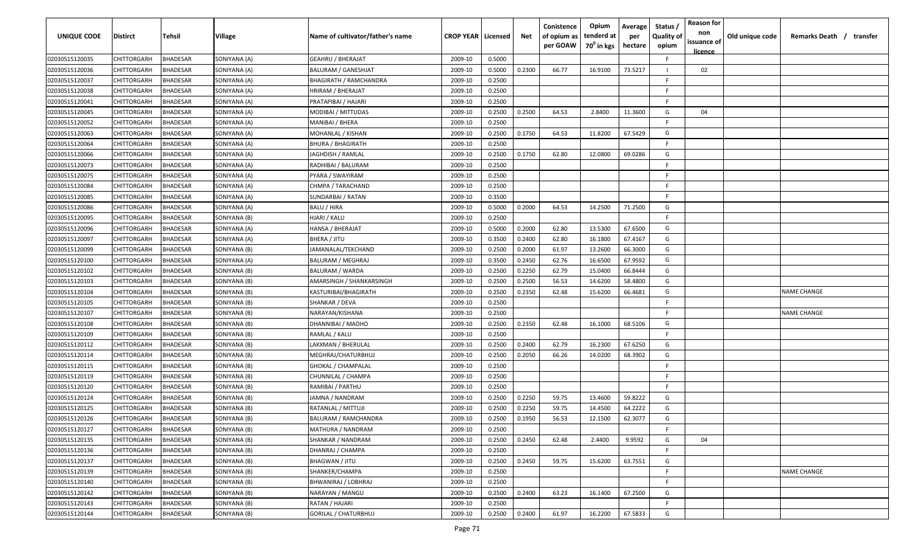| UNIQUE CODE | Distirct | Tehsil | Village | Name of cultivator/father's name | CROP YEAR | Licensed | Net | Conistence of opium as per GOAW | Opium tenderd at 70° in kgs | Average per hectare | Status / Quality of opium | Reason for non issuance of licence | Old unique code | Remarks Death / transfer |
|---|---|---|---|---|---|---|---|---|---|---|---|---|---|---|
| 02030515120035 | CHITTORGARH | BHADESAR | SONIYANA (A) | GEAHRU / BHERAJAT | 2009-10 | 0.5000 | | | | | F | | | |
| 02030515120036 | CHITTORGARH | BHADESAR | SONIYANA (A) | BALURAM / GANESHJAT | 2009-10 | 0.5000 | 0.2300 | 66.77 | 16.9100 | 73.5217 | I | 02 | | |
| 02030515120037 | CHITTORGARH | BHADESAR | SONIYANA (A) | BHAGIRATH / RAMCHANDRA | 2009-10 | 0.2500 | | | | | F | | | |
| 02030515120038 | CHITTORGARH | BHADESAR | SONIYANA (A) | HRIRAM / BHERAJAT | 2009-10 | 0.2500 | | | | | F | | | |
| 02030515120041 | CHITTORGARH | BHADESAR | SONIYANA (A) | PRATAPIBAI / HAJARI | 2009-10 | 0.2500 | | | | | F | | | |
| 02030515120045 | CHITTORGARH | BHADESAR | SONIYANA (A) | MODIBAI / MITTUDAS | 2009-10 | 0.2500 | 0.2500 | 64.53 | 2.8400 | 11.3600 | G | 04 | | |
| 02030515120052 | CHITTORGARH | BHADESAR | SONIYANA (A) | MANIBAI / BHERA | 2009-10 | 0.2500 | | | | | F | | | |
| 02030515120063 | CHITTORGARH | BHADESAR | SONIYANA (A) | MOHANLAL / KISHAN | 2009-10 | 0.2500 | 0.1750 | 64.53 | 11.8200 | 67.5429 | G | | | |
| 02030515120064 | CHITTORGARH | BHADESAR | SONIYANA (A) | BHURA / BHAGIRATH | 2009-10 | 0.2500 | | | | | F | | | |
| 02030515120066 | CHITTORGARH | BHADESAR | SONIYANA (A) | JAGHDISH / RAMLAL | 2009-10 | 0.2500 | 0.1750 | 62.80 | 12.0800 | 69.0286 | G | | | |
| 02030515120073 | CHITTORGARH | BHADESAR | SONIYANA (A) | RADHIBAI / BALURAM | 2009-10 | 0.2500 | | | | | F | | | |
| 02030515120075 | CHITTORGARH | BHADESAR | SONIYANA (A) | PYARA / SWAYIRAM | 2009-10 | 0.2500 | | | | | F | | | |
| 02030515120084 | CHITTORGARH | BHADESAR | SONIYANA (A) | CHMPA / TARACHAND | 2009-10 | 0.2500 | | | | | F | | | |
| 02030515120085 | CHITTORGARH | BHADESAR | SONIYANA (A) | SUNDARBAI / RATAN | 2009-10 | 0.3500 | | | | | F | | | |
| 02030515120086 | CHITTORGARH | BHADESAR | SONIYANA (A) | BALU / HIRA | 2009-10 | 0.5000 | 0.2000 | 64.53 | 14.2500 | 71.2500 | G | | | |
| 02030515120095 | CHITTORGARH | BHADESAR | SONIYANA (B) | HJARI / KALU | 2009-10 | 0.2500 | | | | | F | | | |
| 02030515120096 | CHITTORGARH | BHADESAR | SONIYANA (A) | HANSA / BHERAJAT | 2009-10 | 0.5000 | 0.2000 | 62.80 | 13.5300 | 67.6500 | G | | | |
| 02030515120097 | CHITTORGARH | BHADESAR | SONIYANA (A) | BHERA / JITU | 2009-10 | 0.3500 | 0.2400 | 62.80 | 16.1800 | 67.4167 | G | | | |
| 02030515120099 | CHITTORGARH | BHADESAR | SONIYANA (B) | JAMANALAL/TEKCHAND | 2009-10 | 0.2500 | 0.2000 | 61.97 | 13.2600 | 66.3000 | G | | | |
| 02030515120100 | CHITTORGARH | BHADESAR | SONIYANA (A) | BALURAM / MEGHRAJ | 2009-10 | 0.3500 | 0.2450 | 62.76 | 16.6500 | 67.9592 | G | | | |
| 02030515120102 | CHITTORGARH | BHADESAR | SONIYANA (B) | BALURAM / WARDA | 2009-10 | 0.2500 | 0.2250 | 62.79 | 15.0400 | 66.8444 | G | | | |
| 02030515120103 | CHITTORGARH | BHADESAR | SONIYANA (B) | AMARSINGH / SHANKARSINGH | 2009-10 | 0.2500 | 0.2500 | 56.53 | 14.6200 | 58.4800 | G | | | |
| 02030515120104 | CHITTORGARH | BHADESAR | SONIYANA (B) | KASTURIBAI/BHAGIRATH | 2009-10 | 0.2500 | 0.2350 | 62.48 | 15.6200 | 66.4681 | G | | | NAME CHANGE |
| 02030515120105 | CHITTORGARH | BHADESAR | SONIYANA (B) | SHANKAR / DEVA | 2009-10 | 0.2500 | | | | | F | | | |
| 02030515120107 | CHITTORGARH | BHADESAR | SONIYANA (B) | NARAYAN/KISHANA | 2009-10 | 0.2500 | | | | | F | | | NAME CHANGE |
| 02030515120108 | CHITTORGARH | BHADESAR | SONIYANA (B) | DHANNIBAI / MADHO | 2009-10 | 0.2500 | 0.2350 | 62.48 | 16.1000 | 68.5106 | G | | | |
| 02030515120109 | CHITTORGARH | BHADESAR | SONIYANA (B) | RAMLAL / KALU | 2009-10 | 0.2500 | | | | | F | | | |
| 02030515120112 | CHITTORGARH | BHADESAR | SONIYANA (B) | LAKXMAN / BHERULAL | 2009-10 | 0.2500 | 0.2400 | 62.79 | 16.2300 | 67.6250 | G | | | |
| 02030515120114 | CHITTORGARH | BHADESAR | SONIYANA (B) | MEGHRAJ/CHATURBHUJ | 2009-10 | 0.2500 | 0.2050 | 66.26 | 14.0200 | 68.3902 | G | | | |
| 02030515120115 | CHITTORGARH | BHADESAR | SONIYANA (B) | GHOKAL / CHAMPALAL | 2009-10 | 0.2500 | | | | | F | | | |
| 02030515120119 | CHITTORGARH | BHADESAR | SONIYANA (B) | CHUNNILAL / CHAMPA | 2009-10 | 0.2500 | | | | | F | | | |
| 02030515120120 | CHITTORGARH | BHADESAR | SONIYANA (B) | RAMIBAI / PARTHU | 2009-10 | 0.2500 | | | | | F | | | |
| 02030515120124 | CHITTORGARH | BHADESAR | SONIYANA (B) | JAMNA / NANDRAM | 2009-10 | 0.2500 | 0.2250 | 59.75 | 13.4600 | 59.8222 | G | | | |
| 02030515120125 | CHITTORGARH | BHADESAR | SONIYANA (B) | RATANLAL / MITTUJI | 2009-10 | 0.2500 | 0.2250 | 59.75 | 14.4500 | 64.2222 | G | | | |
| 02030515120126 | CHITTORGARH | BHADESAR | SONIYANA (B) | BALURAM / RAMCHANDRA | 2009-10 | 0.2500 | 0.1950 | 56.53 | 12.1500 | 62.3077 | G | | | |
| 02030515120127 | CHITTORGARH | BHADESAR | SONIYANA (B) | MATHURA / NANDRAM | 2009-10 | 0.2500 | | | | | F | | | |
| 02030515120135 | CHITTORGARH | BHADESAR | SONIYANA (B) | SHANKAR / NANDRAM | 2009-10 | 0.2500 | 0.2450 | 62.48 | 2.4400 | 9.9592 | G | 04 | | |
| 02030515120136 | CHITTORGARH | BHADESAR | SONIYANA (B) | DHANRAJ / CHAMPA | 2009-10 | 0.2500 | | | | | F | | | |
| 02030515120137 | CHITTORGARH | BHADESAR | SONIYANA (B) | BHAGWAN / JITU | 2009-10 | 0.2500 | 0.2450 | 59.75 | 15.6200 | 63.7551 | G | | | |
| 02030515120139 | CHITTORGARH | BHADESAR | SONIYANA (B) | SHANKER/CHAMPA | 2009-10 | 0.2500 | | | | | F | | | NAME CHANGE |
| 02030515120140 | CHITTORGARH | BHADESAR | SONIYANA (B) | BHWANIRAJ / LOBHRAJ | 2009-10 | 0.2500 | | | | | F | | | |
| 02030515120142 | CHITTORGARH | BHADESAR | SONIYANA (B) | NARAYAN / MANGU | 2009-10 | 0.2500 | 0.2400 | 63.23 | 16.1400 | 67.2500 | G | | | |
| 02030515120143 | CHITTORGARH | BHADESAR | SONIYANA (B) | RATAN / HAJARI | 2009-10 | 0.2500 | | | | | F | | | |
| 02030515120144 | CHITTORGARH | BHADESAR | SONIYANA (B) | GORILAL / CHATURBHUJ | 2009-10 | 0.2500 | 0.2400 | 61.97 | 16.2200 | 67.5833 | G | | | |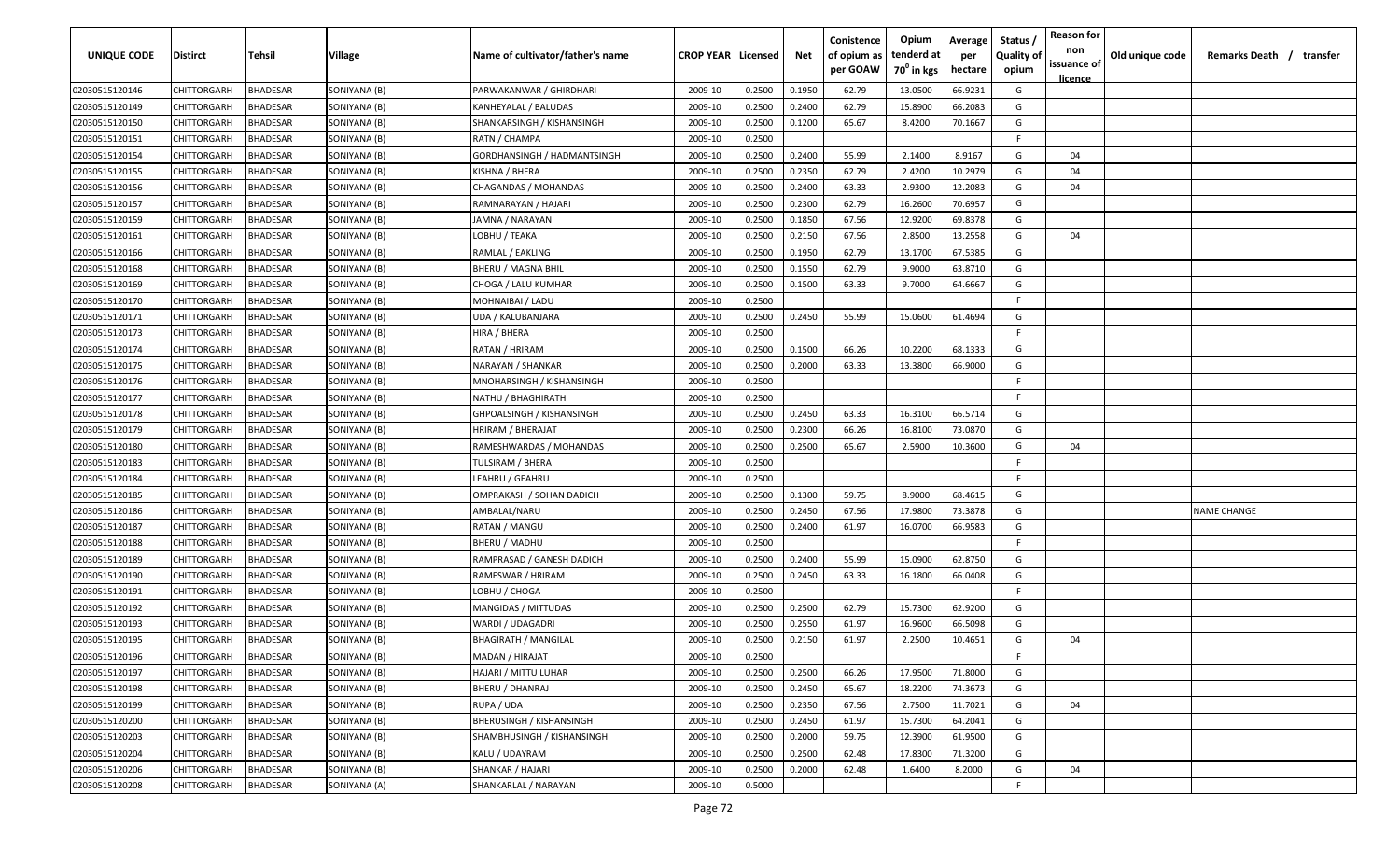| UNIQUE CODE | Distirct | Tehsil | Village | Name of cultivator/father's name | CROP YEAR | Licensed | Net | Conistence of opium as per GOAW | Opium tenderd at $70^0$ in kgs | Average per hectare | Status / Quality of opium | Reason for non issuance of licence | Old unique code | Remarks Death / transfer |
|---|---|---|---|---|---|---|---|---|---|---|---|---|---|---|
| 02030515120146 | CHITTORGARH | BHADESAR | SONIYANA (B) | PARWAKANWAR / GHIRDHARI | 2009-10 | 0.2500 | 0.1950 | 62.79 | 13.0500 | 66.9231 | G | | | |
| 02030515120149 | CHITTORGARH | BHADESAR | SONIYANA (B) | KANHEYALAL / BALUDAS | 2009-10 | 0.2500 | 0.2400 | 62.79 | 15.8900 | 66.2083 | G | | | |
| 02030515120150 | CHITTORGARH | BHADESAR | SONIYANA (B) | SHANKARSINGH / KISHANSINGH | 2009-10 | 0.2500 | 0.1200 | 65.67 | 8.4200 | 70.1667 | G | | | |
| 02030515120151 | CHITTORGARH | BHADESAR | SONIYANA (B) | RATN / CHAMPA | 2009-10 | 0.2500 | | | | | F | | | |
| 02030515120154 | CHITTORGARH | BHADESAR | SONIYANA (B) | GORDHANSINGH / HADMANTSINGH | 2009-10 | 0.2500 | 0.2400 | 55.99 | 2.1400 | 8.9167 | G | 04 | | |
| 02030515120155 | CHITTORGARH | BHADESAR | SONIYANA (B) | KISHNA / BHERA | 2009-10 | 0.2500 | 0.2350 | 62.79 | 2.4200 | 10.2979 | G | 04 | | |
| 02030515120156 | CHITTORGARH | BHADESAR | SONIYANA (B) | CHAGANDAS / MOHANDAS | 2009-10 | 0.2500 | 0.2400 | 63.33 | 2.9300 | 12.2083 | G | 04 | | |
| 02030515120157 | CHITTORGARH | BHADESAR | SONIYANA (B) | RAMNARAYAN / HAJARI | 2009-10 | 0.2500 | 0.2300 | 62.79 | 16.2600 | 70.6957 | G | | | |
| 02030515120159 | CHITTORGARH | BHADESAR | SONIYANA (B) | JAMNA / NARAYAN | 2009-10 | 0.2500 | 0.1850 | 67.56 | 12.9200 | 69.8378 | G | | | |
| 02030515120161 | CHITTORGARH | BHADESAR | SONIYANA (B) | LOBHU / TEAKA | 2009-10 | 0.2500 | 0.2150 | 67.56 | 2.8500 | 13.2558 | G | 04 | | |
| 02030515120166 | CHITTORGARH | BHADESAR | SONIYANA (B) | RAMLAL / EAKLING | 2009-10 | 0.2500 | 0.1950 | 62.79 | 13.1700 | 67.5385 | G | | | |
| 02030515120168 | CHITTORGARH | BHADESAR | SONIYANA (B) | BHERU / MAGNA BHIL | 2009-10 | 0.2500 | 0.1550 | 62.79 | 9.9000 | 63.8710 | G | | | |
| 02030515120169 | CHITTORGARH | BHADESAR | SONIYANA (B) | CHOGA / LALU KUMHAR | 2009-10 | 0.2500 | 0.1500 | 63.33 | 9.7000 | 64.6667 | G | | | |
| 02030515120170 | CHITTORGARH | BHADESAR | SONIYANA (B) | MOHNAIBAI / LADU | 2009-10 | 0.2500 | | | | | F | | | |
| 02030515120171 | CHITTORGARH | BHADESAR | SONIYANA (B) | UDA / KALUBANJARA | 2009-10 | 0.2500 | 0.2450 | 55.99 | 15.0600 | 61.4694 | G | | | |
| 02030515120173 | CHITTORGARH | BHADESAR | SONIYANA (B) | HIRA / BHERA | 2009-10 | 0.2500 | | | | | F | | | |
| 02030515120174 | CHITTORGARH | BHADESAR | SONIYANA (B) | RATAN / HRIRAM | 2009-10 | 0.2500 | 0.1500 | 66.26 | 10.2200 | 68.1333 | G | | | |
| 02030515120175 | CHITTORGARH | BHADESAR | SONIYANA (B) | NARAYAN / SHANKAR | 2009-10 | 0.2500 | 0.2000 | 63.33 | 13.3800 | 66.9000 | G | | | |
| 02030515120176 | CHITTORGARH | BHADESAR | SONIYANA (B) | MNOHARSINGH / KISHANSINGH | 2009-10 | 0.2500 | | | | | F | | | |
| 02030515120177 | CHITTORGARH | BHADESAR | SONIYANA (B) | NATHU / BHAGHIRATH | 2009-10 | 0.2500 | | | | | F | | | |
| 02030515120178 | CHITTORGARH | BHADESAR | SONIYANA (B) | GHPOALSINGH / KISHANSINGH | 2009-10 | 0.2500 | 0.2450 | 63.33 | 16.3100 | 66.5714 | G | | | |
| 02030515120179 | CHITTORGARH | BHADESAR | SONIYANA (B) | HRIRAM / BHERAJAT | 2009-10 | 0.2500 | 0.2300 | 66.26 | 16.8100 | 73.0870 | G | | | |
| 02030515120180 | CHITTORGARH | BHADESAR | SONIYANA (B) | RAMESHWARDAS / MOHANDAS | 2009-10 | 0.2500 | 0.2500 | 65.67 | 2.5900 | 10.3600 | G | 04 | | |
| 02030515120183 | CHITTORGARH | BHADESAR | SONIYANA (B) | TULSIRAM / BHERA | 2009-10 | 0.2500 | | | | | F | | | |
| 02030515120184 | CHITTORGARH | BHADESAR | SONIYANA (B) | LEAHRU / GEAHRU | 2009-10 | 0.2500 | | | | | F | | | |
| 02030515120185 | CHITTORGARH | BHADESAR | SONIYANA (B) | OMPRAKASH / SOHAN DADICH | 2009-10 | 0.2500 | 0.1300 | 59.75 | 8.9000 | 68.4615 | G | | | |
| 02030515120186 | CHITTORGARH | BHADESAR | SONIYANA (B) | AMBALAL/NARU | 2009-10 | 0.2500 | 0.2450 | 67.56 | 17.9800 | 73.3878 | G | | | NAME CHANGE |
| 02030515120187 | CHITTORGARH | BHADESAR | SONIYANA (B) | RATAN / MANGU | 2009-10 | 0.2500 | 0.2400 | 61.97 | 16.0700 | 66.9583 | G | | | |
| 02030515120188 | CHITTORGARH | BHADESAR | SONIYANA (B) | BHERU / MADHU | 2009-10 | 0.2500 | | | | | F | | | |
| 02030515120189 | CHITTORGARH | BHADESAR | SONIYANA (B) | RAMPRASAD / GANESH DADICH | 2009-10 | 0.2500 | 0.2400 | 55.99 | 15.0900 | 62.8750 | G | | | |
| 02030515120190 | CHITTORGARH | BHADESAR | SONIYANA (B) | RAMESWAR / HRIRAM | 2009-10 | 0.2500 | 0.2450 | 63.33 | 16.1800 | 66.0408 | G | | | |
| 02030515120191 | CHITTORGARH | BHADESAR | SONIYANA (B) | LOBHU / CHOGA | 2009-10 | 0.2500 | | | | | F | | | |
| 02030515120192 | CHITTORGARH | BHADESAR | SONIYANA (B) | MANGIDAS / MITTUDAS | 2009-10 | 0.2500 | 0.2500 | 62.79 | 15.7300 | 62.9200 | G | | | |
| 02030515120193 | CHITTORGARH | BHADESAR | SONIYANA (B) | WARDI / UDAGADRI | 2009-10 | 0.2500 | 0.2550 | 61.97 | 16.9600 | 66.5098 | G | | | |
| 02030515120195 | CHITTORGARH | BHADESAR | SONIYANA (B) | BHAGIRATH / MANGILAL | 2009-10 | 0.2500 | 0.2150 | 61.97 | 2.2500 | 10.4651 | G | 04 | | |
| 02030515120196 | CHITTORGARH | BHADESAR | SONIYANA (B) | MADAN / HIRAJAT | 2009-10 | 0.2500 | | | | | F | | | |
| 02030515120197 | CHITTORGARH | BHADESAR | SONIYANA (B) | HAJARI / MITTU LUHAR | 2009-10 | 0.2500 | 0.2500 | 66.26 | 17.9500 | 71.8000 | G | | | |
| 02030515120198 | CHITTORGARH | BHADESAR | SONIYANA (B) | BHERU / DHANRAJ | 2009-10 | 0.2500 | 0.2450 | 65.67 | 18.2200 | 74.3673 | G | | | |
| 02030515120199 | CHITTORGARH | BHADESAR | SONIYANA (B) | RUPA / UDA | 2009-10 | 0.2500 | 0.2350 | 67.56 | 2.7500 | 11.7021 | G | 04 | | |
| 02030515120200 | CHITTORGARH | BHADESAR | SONIYANA (B) | BHERUSINGH / KISHANSINGH | 2009-10 | 0.2500 | 0.2450 | 61.97 | 15.7300 | 64.2041 | G | | | |
| 02030515120203 | CHITTORGARH | BHADESAR | SONIYANA (B) | SHAMBHUSINGH / KISHANSINGH | 2009-10 | 0.2500 | 0.2000 | 59.75 | 12.3900 | 61.9500 | G | | | |
| 02030515120204 | CHITTORGARH | BHADESAR | SONIYANA (B) | KALU / UDAYRAM | 2009-10 | 0.2500 | 0.2500 | 62.48 | 17.8300 | 71.3200 | G | | | |
| 02030515120206 | CHITTORGARH | BHADESAR | SONIYANA (B) | SHANKAR / HAJARI | 2009-10 | 0.2500 | 0.2000 | 62.48 | 1.6400 | 8.2000 | G | 04 | | |
| 02030515120208 | CHITTORGARH | BHADESAR | SONIYANA (A) | SHANKARLAL / NARAYAN | 2009-10 | 0.5000 | | | | | F | | | |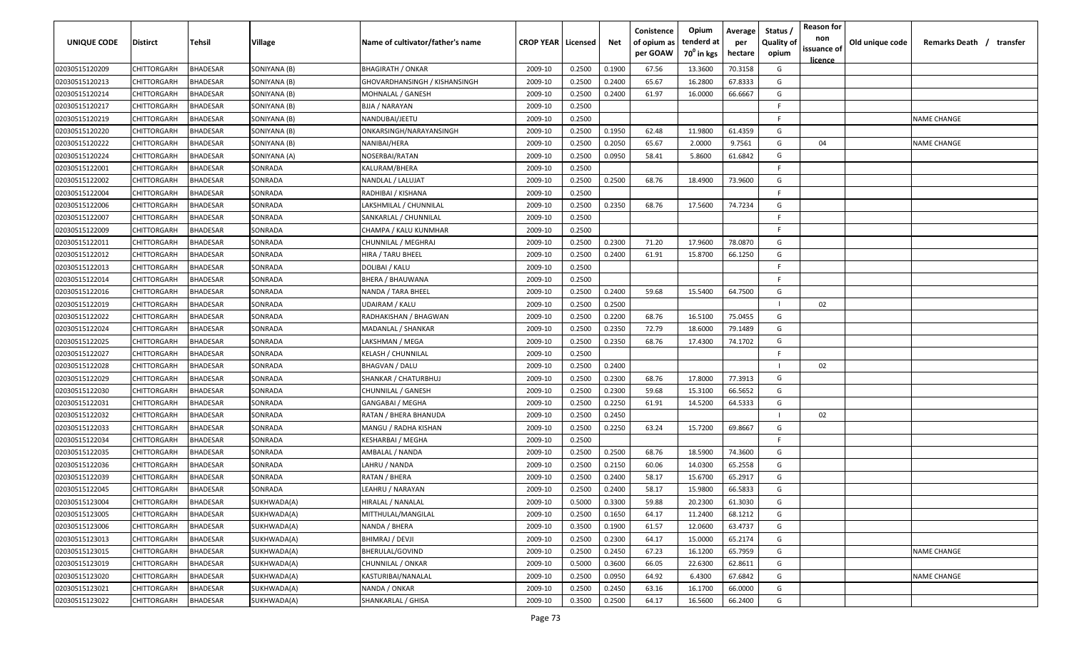| UNIQUE CODE | Distirct | Tehsil | Village | Name of cultivator/father's name | CROP YEAR | Licensed | Net | Conistence of opium as per GOAW | Opium tenderd at 70⁰ in kgs | Average per hectare | Status / Quality of opium | Reason for non issuance of licence | Old unique code | Remarks Death / transfer |
|---|---|---|---|---|---|---|---|---|---|---|---|---|---|---|
| 02030515120209 | CHITTORGARH | BHADESAR | SONIYANA (B) | BHAGIRATH / ONKAR | 2009-10 | 0.2500 | 0.1900 | 67.56 | 13.3600 | 70.3158 | G | | | |
| 02030515120213 | CHITTORGARH | BHADESAR | SONIYANA (B) | GHOVARDHANSINGH / KISHANSINGH | 2009-10 | 0.2500 | 0.2400 | 65.67 | 16.2800 | 67.8333 | G | | | |
| 02030515120214 | CHITTORGARH | BHADESAR | SONIYANA (B) | MOHNALAL / GANESH | 2009-10 | 0.2500 | 0.2400 | 61.97 | 16.0000 | 66.6667 | G | | | |
| 02030515120217 | CHITTORGARH | BHADESAR | SONIYANA (B) | BJJA / NARAYAN | 2009-10 | 0.2500 | | | | | F | | | |
| 02030515120219 | CHITTORGARH | BHADESAR | SONIYANA (B) | NANDUBAI/JEETU | 2009-10 | 0.2500 | | | | | F | | | NAME CHANGE |
| 02030515120220 | CHITTORGARH | BHADESAR | SONIYANA (B) | ONKARSINGH/NARAYANSINGH | 2009-10 | 0.2500 | 0.1950 | 62.48 | 11.9800 | 61.4359 | G | | | |
| 02030515120222 | CHITTORGARH | BHADESAR | SONIYANA (B) | NANIBAI/HERA | 2009-10 | 0.2500 | 0.2050 | 65.67 | 2.0000 | 9.7561 | G | 04 | | NAME CHANGE |
| 02030515120224 | CHITTORGARH | BHADESAR | SONIYANA (A) | NOSERBAI/RATAN | 2009-10 | 0.2500 | 0.0950 | 58.41 | 5.8600 | 61.6842 | G | | | |
| 02030515122001 | CHITTORGARH | BHADESAR | SONRADA | KALURAM/BHERA | 2009-10 | 0.2500 | | | | | F | | | |
| 02030515122002 | CHITTORGARH | BHADESAR | SONRADA | NANDLAL / LALUJAT | 2009-10 | 0.2500 | 0.2500 | 68.76 | 18.4900 | 73.9600 | G | | | |
| 02030515122004 | CHITTORGARH | BHADESAR | SONRADA | RADHIBAI / KISHANA | 2009-10 | 0.2500 | | | | | F | | | |
| 02030515122006 | CHITTORGARH | BHADESAR | SONRADA | LAKSHMILAL / CHUNNILAL | 2009-10 | 0.2500 | 0.2350 | 68.76 | 17.5600 | 74.7234 | G | | | |
| 02030515122007 | CHITTORGARH | BHADESAR | SONRADA | SANKARLAL / CHUNNILAL | 2009-10 | 0.2500 | | | | | F | | | |
| 02030515122009 | CHITTORGARH | BHADESAR | SONRADA | CHAMPA / KALU KUNMHAR | 2009-10 | 0.2500 | | | | | F | | | |
| 02030515122011 | CHITTORGARH | BHADESAR | SONRADA | CHUNNILAL / MEGHRAJ | 2009-10 | 0.2500 | 0.2300 | 71.20 | 17.9600 | 78.0870 | G | | | |
| 02030515122012 | CHITTORGARH | BHADESAR | SONRADA | HIRA / TARU BHEEL | 2009-10 | 0.2500 | 0.2400 | 61.91 | 15.8700 | 66.1250 | G | | | |
| 02030515122013 | CHITTORGARH | BHADESAR | SONRADA | DOLIBAI / KALU | 2009-10 | 0.2500 | | | | | F | | | |
| 02030515122014 | CHITTORGARH | BHADESAR | SONRADA | BHERA / BHAUWANA | 2009-10 | 0.2500 | | | | | F | | | |
| 02030515122016 | CHITTORGARH | BHADESAR | SONRADA | NANDA / TARA BHEEL | 2009-10 | 0.2500 | 0.2400 | 59.68 | 15.5400 | 64.7500 | G | | | |
| 02030515122019 | CHITTORGARH | BHADESAR | SONRADA | UDAIRAM / KALU | 2009-10 | 0.2500 | 0.2500 | | | | I | 02 | | |
| 02030515122022 | CHITTORGARH | BHADESAR | SONRADA | RADHAKISHAN / BHAGWAN | 2009-10 | 0.2500 | 0.2200 | 68.76 | 16.5100 | 75.0455 | G | | | |
| 02030515122024 | CHITTORGARH | BHADESAR | SONRADA | MADANLAL / SHANKAR | 2009-10 | 0.2500 | 0.2350 | 72.79 | 18.6000 | 79.1489 | G | | | |
| 02030515122025 | CHITTORGARH | BHADESAR | SONRADA | LAKSHMAN / MEGA | 2009-10 | 0.2500 | 0.2350 | 68.76 | 17.4300 | 74.1702 | G | | | |
| 02030515122027 | CHITTORGARH | BHADESAR | SONRADA | KELASH / CHUNNILAL | 2009-10 | 0.2500 | | | | | F | | | |
| 02030515122028 | CHITTORGARH | BHADESAR | SONRADA | BHAGVAN / DALU | 2009-10 | 0.2500 | 0.2400 | | | | I | 02 | | |
| 02030515122029 | CHITTORGARH | BHADESAR | SONRADA | SHANKAR / CHATURBHUJ | 2009-10 | 0.2500 | 0.2300 | 68.76 | 17.8000 | 77.3913 | G | | | |
| 02030515122030 | CHITTORGARH | BHADESAR | SONRADA | CHUNNILAL / GANESH | 2009-10 | 0.2500 | 0.2300 | 59.68 | 15.3100 | 66.5652 | G | | | |
| 02030515122031 | CHITTORGARH | BHADESAR | SONRADA | GANGABAI / MEGHA | 2009-10 | 0.2500 | 0.2250 | 61.91 | 14.5200 | 64.5333 | G | | | |
| 02030515122032 | CHITTORGARH | BHADESAR | SONRADA | RATAN / BHERA BHANUDA | 2009-10 | 0.2500 | 0.2450 | | | | I | 02 | | |
| 02030515122033 | CHITTORGARH | BHADESAR | SONRADA | MANGU / RADHA KISHAN | 2009-10 | 0.2500 | 0.2250 | 63.24 | 15.7200 | 69.8667 | G | | | |
| 02030515122034 | CHITTORGARH | BHADESAR | SONRADA | KESHARBAI / MEGHA | 2009-10 | 0.2500 | | | | | F | | | |
| 02030515122035 | CHITTORGARH | BHADESAR | SONRADA | AMBALAL / NANDA | 2009-10 | 0.2500 | 0.2500 | 68.76 | 18.5900 | 74.3600 | G | | | |
| 02030515122036 | CHITTORGARH | BHADESAR | SONRADA | LAHRU / NANDA | 2009-10 | 0.2500 | 0.2150 | 60.06 | 14.0300 | 65.2558 | G | | | |
| 02030515122039 | CHITTORGARH | BHADESAR | SONRADA | RATAN / BHERA | 2009-10 | 0.2500 | 0.2400 | 58.17 | 15.6700 | 65.2917 | G | | | |
| 02030515122045 | CHITTORGARH | BHADESAR | SONRADA | LEAHRU / NARAYAN | 2009-10 | 0.2500 | 0.2400 | 58.17 | 15.9800 | 66.5833 | G | | | |
| 02030515123004 | CHITTORGARH | BHADESAR | SUKHWADA(A) | HIRALAL / NANALAL | 2009-10 | 0.5000 | 0.3300 | 59.88 | 20.2300 | 61.3030 | G | | | |
| 02030515123005 | CHITTORGARH | BHADESAR | SUKHWADA(A) | MITTHULAL/MANGILAL | 2009-10 | 0.2500 | 0.1650 | 64.17 | 11.2400 | 68.1212 | G | | | |
| 02030515123006 | CHITTORGARH | BHADESAR | SUKHWADA(A) | NANDA / BHERA | 2009-10 | 0.3500 | 0.1900 | 61.57 | 12.0600 | 63.4737 | G | | | |
| 02030515123013 | CHITTORGARH | BHADESAR | SUKHWADA(A) | BHIMRAJ / DEVJI | 2009-10 | 0.2500 | 0.2300 | 64.17 | 15.0000 | 65.2174 | G | | | |
| 02030515123015 | CHITTORGARH | BHADESAR | SUKHWADA(A) | BHERULAL/GOVIND | 2009-10 | 0.2500 | 0.2450 | 67.23 | 16.1200 | 65.7959 | G | | | NAME CHANGE |
| 02030515123019 | CHITTORGARH | BHADESAR | SUKHWADA(A) | CHUNNILAL / ONKAR | 2009-10 | 0.5000 | 0.3600 | 66.05 | 22.6300 | 62.8611 | G | | | |
| 02030515123020 | CHITTORGARH | BHADESAR | SUKHWADA(A) | KASTURIBAI/NANALAL | 2009-10 | 0.2500 | 0.0950 | 64.92 | 6.4300 | 67.6842 | G | | | NAME CHANGE |
| 02030515123021 | CHITTORGARH | BHADESAR | SUKHWADA(A) | NANDA / ONKAR | 2009-10 | 0.2500 | 0.2450 | 63.16 | 16.1700 | 66.0000 | G | | | |
| 02030515123022 | CHITTORGARH | BHADESAR | SUKHWADA(A) | SHANKARLAL / GHISA | 2009-10 | 0.3500 | 0.2500 | 64.17 | 16.5600 | 66.2400 | G | | | |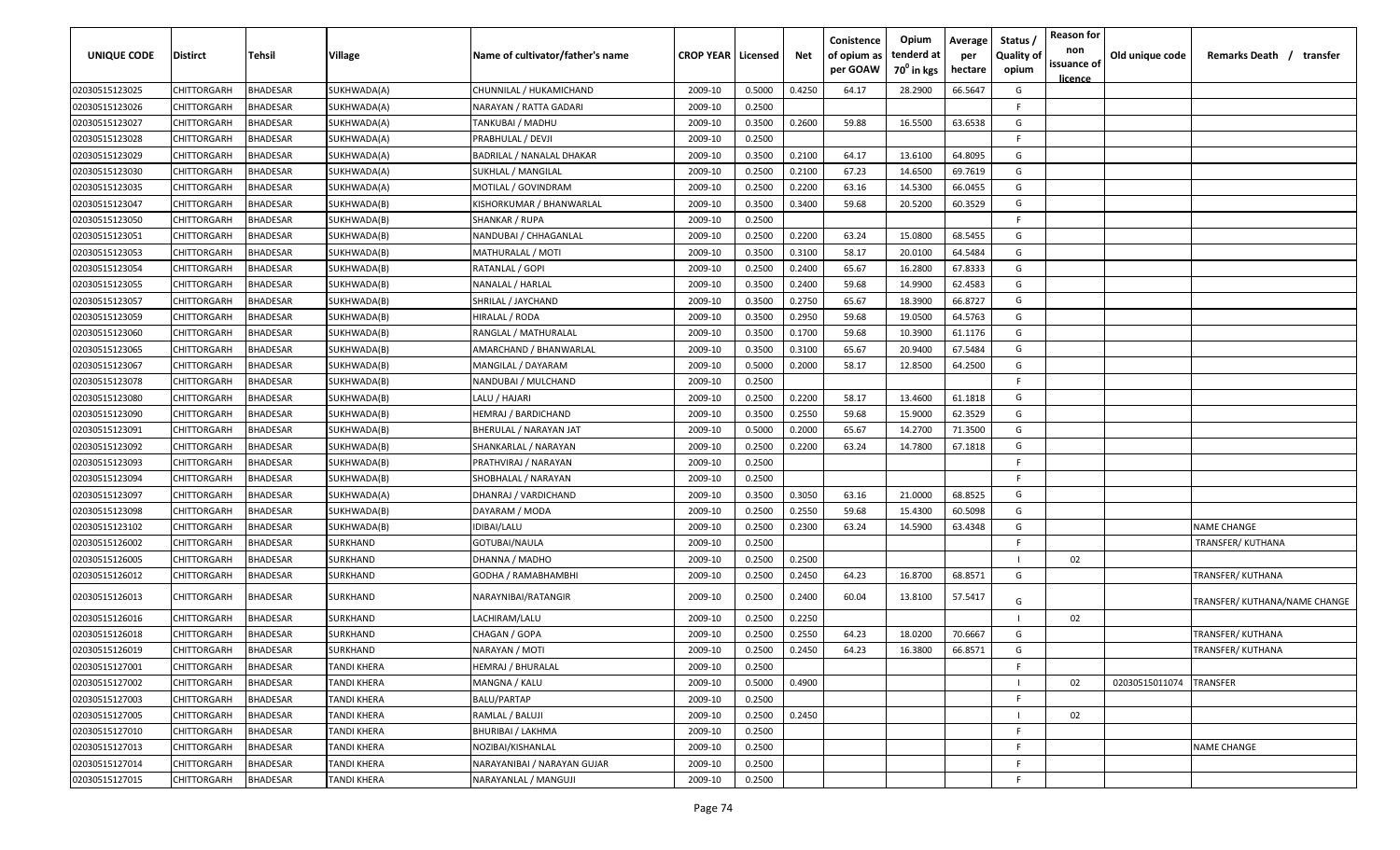| UNIQUE CODE | Distirct | Tehsil | Village | Name of cultivator/father's name | CROP YEAR | Licensed | Net | Conistence of opium as per GOAW | Opium tenderd at 70° in kgs | Average per hectare | Status / Quality of opium | Reason for non issuance of licence | Old unique code | Remarks Death / transfer |
|---|---|---|---|---|---|---|---|---|---|---|---|---|---|---|
| 02030515123025 | CHITTORGARH | BHADESAR | SUKHWADA(A) | CHUNNILAL / HUKAMICHAND | 2009-10 | 0.5000 | 0.4250 | 64.17 | 28.2900 | 66.5647 | G | | | |
| 02030515123026 | CHITTORGARH | BHADESAR | SUKHWADA(A) | NARAYAN / RATTA GADARI | 2009-10 | 0.2500 | | | | | F | | | |
| 02030515123027 | CHITTORGARH | BHADESAR | SUKHWADA(A) | TANKUBAI / MADHU | 2009-10 | 0.3500 | 0.2600 | 59.88 | 16.5500 | 63.6538 | G | | | |
| 02030515123028 | CHITTORGARH | BHADESAR | SUKHWADA(A) | PRABHULAL / DEVJI | 2009-10 | 0.2500 | | | | | F | | | |
| 02030515123029 | CHITTORGARH | BHADESAR | SUKHWADA(A) | BADRILAL / NANALAL DHAKAR | 2009-10 | 0.3500 | 0.2100 | 64.17 | 13.6100 | 64.8095 | G | | | |
| 02030515123030 | CHITTORGARH | BHADESAR | SUKHWADA(A) | SUKHLAL / MANGILAL | 2009-10 | 0.2500 | 0.2100 | 67.23 | 14.6500 | 69.7619 | G | | | |
| 02030515123035 | CHITTORGARH | BHADESAR | SUKHWADA(A) | MOTILAL / GOVINDRAM | 2009-10 | 0.2500 | 0.2200 | 63.16 | 14.5300 | 66.0455 | G | | | |
| 02030515123047 | CHITTORGARH | BHADESAR | SUKHWADA(B) | KISHORKUMAR / BHANWARLAL | 2009-10 | 0.3500 | 0.3400 | 59.68 | 20.5200 | 60.3529 | G | | | |
| 02030515123050 | CHITTORGARH | BHADESAR | SUKHWADA(B) | SHANKAR / RUPA | 2009-10 | 0.2500 | | | | | F | | | |
| 02030515123051 | CHITTORGARH | BHADESAR | SUKHWADA(B) | NANDUBAI / CHHAGANLAL | 2009-10 | 0.2500 | 0.2200 | 63.24 | 15.0800 | 68.5455 | G | | | |
| 02030515123053 | CHITTORGARH | BHADESAR | SUKHWADA(B) | MATHURALAL / MOTI | 2009-10 | 0.3500 | 0.3100 | 58.17 | 20.0100 | 64.5484 | G | | | |
| 02030515123054 | CHITTORGARH | BHADESAR | SUKHWADA(B) | RATANLAL / GOPI | 2009-10 | 0.2500 | 0.2400 | 65.67 | 16.2800 | 67.8333 | G | | | |
| 02030515123055 | CHITTORGARH | BHADESAR | SUKHWADA(B) | NANALAL / HARLAL | 2009-10 | 0.3500 | 0.2400 | 59.68 | 14.9900 | 62.4583 | G | | | |
| 02030515123057 | CHITTORGARH | BHADESAR | SUKHWADA(B) | SHRILAL / JAYCHAND | 2009-10 | 0.3500 | 0.2750 | 65.67 | 18.3900 | 66.8727 | G | | | |
| 02030515123059 | CHITTORGARH | BHADESAR | SUKHWADA(B) | HIRALAL / RODA | 2009-10 | 0.3500 | 0.2950 | 59.68 | 19.0500 | 64.5763 | G | | | |
| 02030515123060 | CHITTORGARH | BHADESAR | SUKHWADA(B) | RANGLAL / MATHURALAL | 2009-10 | 0.3500 | 0.1700 | 59.68 | 10.3900 | 61.1176 | G | | | |
| 02030515123065 | CHITTORGARH | BHADESAR | SUKHWADA(B) | AMARCHAND / BHANWARLAL | 2009-10 | 0.3500 | 0.3100 | 65.67 | 20.9400 | 67.5484 | G | | | |
| 02030515123067 | CHITTORGARH | BHADESAR | SUKHWADA(B) | MANGILAL / DAYARAM | 2009-10 | 0.5000 | 0.2000 | 58.17 | 12.8500 | 64.2500 | G | | | |
| 02030515123078 | CHITTORGARH | BHADESAR | SUKHWADA(B) | NANDUBAI / MULCHAND | 2009-10 | 0.2500 | | | | | F | | | |
| 02030515123080 | CHITTORGARH | BHADESAR | SUKHWADA(B) | LALU / HAJARI | 2009-10 | 0.2500 | 0.2200 | 58.17 | 13.4600 | 61.1818 | G | | | |
| 02030515123090 | CHITTORGARH | BHADESAR | SUKHWADA(B) | HEMRAJ / BARDICHAND | 2009-10 | 0.3500 | 0.2550 | 59.68 | 15.9000 | 62.3529 | G | | | |
| 02030515123091 | CHITTORGARH | BHADESAR | SUKHWADA(B) | BHERULAL / NARAYAN JAT | 2009-10 | 0.5000 | 0.2000 | 65.67 | 14.2700 | 71.3500 | G | | | |
| 02030515123092 | CHITTORGARH | BHADESAR | SUKHWADA(B) | SHANKARLAL / NARAYAN | 2009-10 | 0.2500 | 0.2200 | 63.24 | 14.7800 | 67.1818 | G | | | |
| 02030515123093 | CHITTORGARH | BHADESAR | SUKHWADA(B) | PRATHVIRAJ / NARAYAN | 2009-10 | 0.2500 | | | | | F | | | |
| 02030515123094 | CHITTORGARH | BHADESAR | SUKHWADA(B) | SHOBHALAL / NARAYAN | 2009-10 | 0.2500 | | | | | F | | | |
| 02030515123097 | CHITTORGARH | BHADESAR | SUKHWADA(A) | DHANRAJ / VARDICHAND | 2009-10 | 0.3500 | 0.3050 | 63.16 | 21.0000 | 68.8525 | G | | | |
| 02030515123098 | CHITTORGARH | BHADESAR | SUKHWADA(B) | DAYARAM / MODA | 2009-10 | 0.2500 | 0.2550 | 59.68 | 15.4300 | 60.5098 | G | | | |
| 02030515123102 | CHITTORGARH | BHADESAR | SUKHWADA(B) | IDIBAI/LALU | 2009-10 | 0.2500 | 0.2300 | 63.24 | 14.5900 | 63.4348 | G | | | NAME CHANGE |
| 02030515126002 | CHITTORGARH | BHADESAR | SURKHAND | GOTUBAI/NAULA | 2009-10 | 0.2500 | | | | | F | | | TRANSFER/ KUTHANA |
| 02030515126005 | CHITTORGARH | BHADESAR | SURKHAND | DHANNA / MADHO | 2009-10 | 0.2500 | 0.2500 | | | | I | 02 | | |
| 02030515126012 | CHITTORGARH | BHADESAR | SURKHAND | GODHA / RAMABHAMBHI | 2009-10 | 0.2500 | 0.2450 | 64.23 | 16.8700 | 68.8571 | G | | | TRANSFER/ KUTHANA |
| 02030515126013 | CHITTORGARH | BHADESAR | SURKHAND | NARAYNIBAI/RATANGIR | 2009-10 | 0.2500 | 0.2400 | 60.04 | 13.8100 | 57.5417 | G | | | TRANSFER/ KUTHANA/NAME CHANGE |
| 02030515126016 | CHITTORGARH | BHADESAR | SURKHAND | LACHIRAM/LALU | 2009-10 | 0.2500 | 0.2250 | | | | I | 02 | | |
| 02030515126018 | CHITTORGARH | BHADESAR | SURKHAND | CHAGAN / GOPA | 2009-10 | 0.2500 | 0.2550 | 64.23 | 18.0200 | 70.6667 | G | | | TRANSFER/ KUTHANA |
| 02030515126019 | CHITTORGARH | BHADESAR | SURKHAND | NARAYAN / MOTI | 2009-10 | 0.2500 | 0.2450 | 64.23 | 16.3800 | 66.8571 | G | | | TRANSFER/ KUTHANA |
| 02030515127001 | CHITTORGARH | BHADESAR | TANDI KHERA | HEMRAJ / BHURALAL | 2009-10 | 0.2500 | | | | | F | | | |
| 02030515127002 | CHITTORGARH | BHADESAR | TANDI KHERA | MANGNA / KALU | 2009-10 | 0.5000 | 0.4900 | | | | I | 02 | 02030515011074 | TRANSFER |
| 02030515127003 | CHITTORGARH | BHADESAR | TANDI KHERA | BALU/PARTAP | 2009-10 | 0.2500 | | | | | F | | | |
| 02030515127005 | CHITTORGARH | BHADESAR | TANDI KHERA | RAMLAL / BALUJI | 2009-10 | 0.2500 | 0.2450 | | | | I | 02 | | |
| 02030515127010 | CHITTORGARH | BHADESAR | TANDI KHERA | BHURIBAI / LAKHMA | 2009-10 | 0.2500 | | | | | F | | | |
| 02030515127013 | CHITTORGARH | BHADESAR | TANDI KHERA | NOZIBAI/KISHANLAL | 2009-10 | 0.2500 | | | | | F | | | NAME CHANGE |
| 02030515127014 | CHITTORGARH | BHADESAR | TANDI KHERA | NARAYANIBAI / NARAYAN GUJAR | 2009-10 | 0.2500 | | | | | F | | | |
| 02030515127015 | CHITTORGARH | BHADESAR | TANDI KHERA | NARAYANLAL / MANGUJI | 2009-10 | 0.2500 | | | | | F | | | |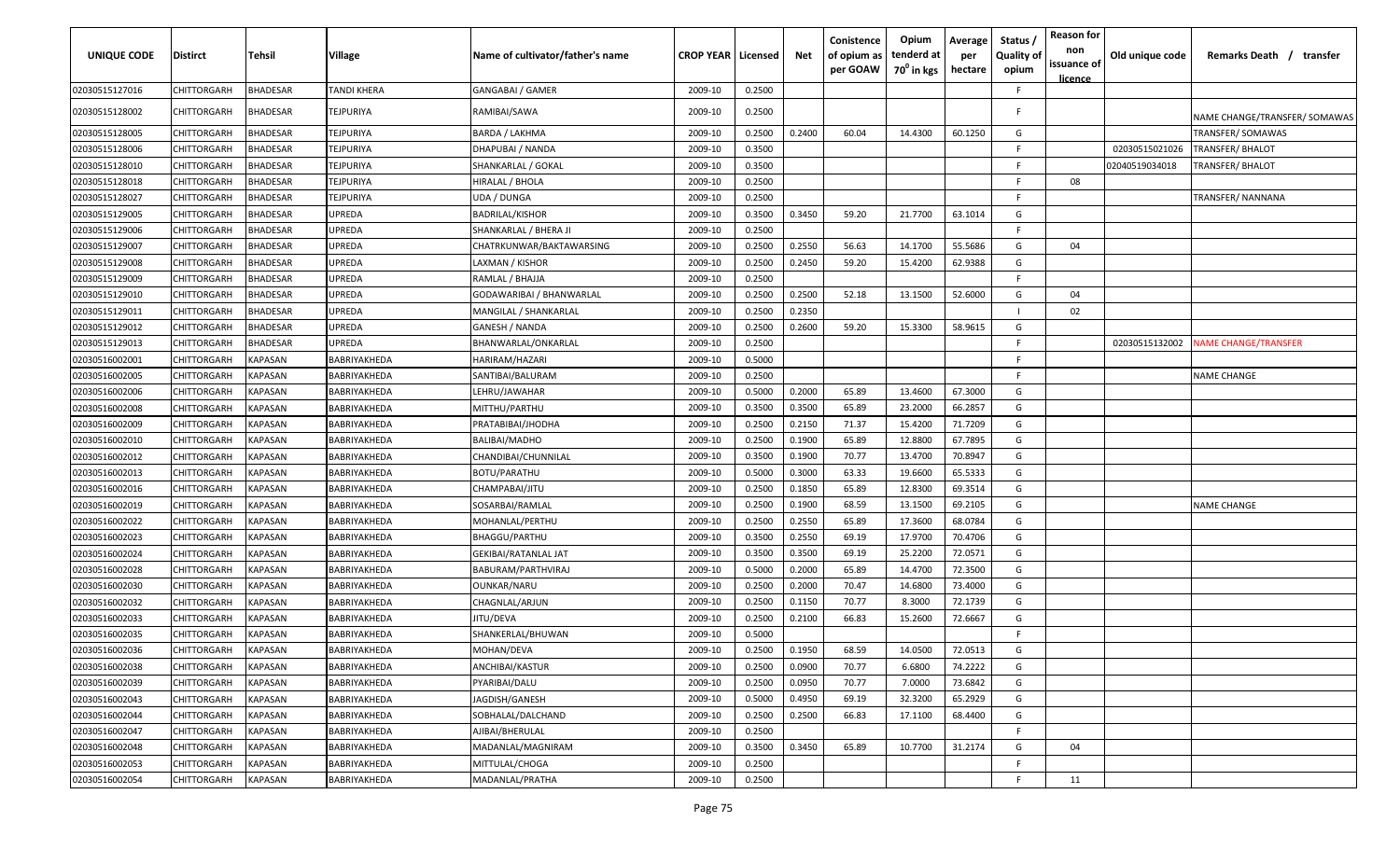| UNIQUE CODE | Distirct | Tehsil | Village | Name of cultivator/father's name | CROP YEAR | Licensed | Net | Conistence of opium as per GOAW | Opium tenderd at 70° in kgs | Average per hectare | Status / Quality of opium | Reason for non issuance of licence | Old unique code | Remarks Death / transfer |
|---|---|---|---|---|---|---|---|---|---|---|---|---|---|---|
| 02030515127016 | CHITTORGARH | BHADESAR | TANDI KHERA | GANGABAI / GAMER | 2009-10 | 0.2500 | | | | | F | | | |
| 02030515128002 | CHITTORGARH | BHADESAR | TEJPURIYA | RAMIBAI/SAWA | 2009-10 | 0.2500 | | | | | F | | | NAME CHANGE/TRANSFER/ SOMAWAS |
| 02030515128005 | CHITTORGARH | BHADESAR | TEJPURIYA | BARDA / LAKHMA | 2009-10 | 0.2500 | 0.2400 | 60.04 | 14.4300 | 60.1250 | G | | | TRANSFER/ SOMAWAS |
| 02030515128006 | CHITTORGARH | BHADESAR | TEJPURIYA | DHAPUBAI / NANDA | 2009-10 | 0.3500 | | | | | F | | 02030515021026 | TRANSFER/ BHALOT |
| 02030515128010 | CHITTORGARH | BHADESAR | TEJPURIYA | SHANKARLAL / GOKAL | 2009-10 | 0.3500 | | | | | F | | 02040519034018 | TRANSFER/ BHALOT |
| 02030515128018 | CHITTORGARH | BHADESAR | TEJPURIYA | HIRALAL / BHOLA | 2009-10 | 0.2500 | | | | | F | 08 | | |
| 02030515128027 | CHITTORGARH | BHADESAR | TEJPURIYA | UDA / DUNGA | 2009-10 | 0.2500 | | | | | F | | | TRANSFER/ NANNANA |
| 02030515129005 | CHITTORGARH | BHADESAR | UPREDA | BADRILAL/KISHOR | 2009-10 | 0.3500 | 0.3450 | 59.20 | 21.7700 | 63.1014 | G | | | |
| 02030515129006 | CHITTORGARH | BHADESAR | UPREDA | SHANKARLAL / BHERA JI | 2009-10 | 0.2500 | | | | | F | | | |
| 02030515129007 | CHITTORGARH | BHADESAR | UPREDA | CHATRKUNWAR/BAKTAWARSING | 2009-10 | 0.2500 | 0.2550 | 56.63 | 14.1700 | 55.5686 | G | 04 | | |
| 02030515129008 | CHITTORGARH | BHADESAR | UPREDA | LAXMAN / KISHOR | 2009-10 | 0.2500 | 0.2450 | 59.20 | 15.4200 | 62.9388 | G | | | |
| 02030515129009 | CHITTORGARH | BHADESAR | UPREDA | RAMLAL / BHAJJA | 2009-10 | 0.2500 | | | | | F | | | |
| 02030515129010 | CHITTORGARH | BHADESAR | UPREDA | GODAWARIBAI / BHANWARLAL | 2009-10 | 0.2500 | 0.2500 | 52.18 | 13.1500 | 52.6000 | G | 04 | | |
| 02030515129011 | CHITTORGARH | BHADESAR | UPREDA | MANGILAL / SHANKARLAL | 2009-10 | 0.2500 | 0.2350 | | | | I | 02 | | |
| 02030515129012 | CHITTORGARH | BHADESAR | UPREDA | GANESH / NANDA | 2009-10 | 0.2500 | 0.2600 | 59.20 | 15.3300 | 58.9615 | G | | | |
| 02030515129013 | CHITTORGARH | BHADESAR | UPREDA | BHANWARLAL/ONKARLAL | 2009-10 | 0.2500 | | | | | F | | 02030515132002 | NAME CHANGE/TRANSFER |
| 02030516002001 | CHITTORGARH | KAPASAN | BABRIYAKHEDA | HARIRAM/HAZARI | 2009-10 | 0.5000 | | | | | F | | | |
| 02030516002005 | CHITTORGARH | KAPASAN | BABRIYAKHEDA | SANTIBAI/BALURAM | 2009-10 | 0.2500 | | | | | F | | | NAME CHANGE |
| 02030516002006 | CHITTORGARH | KAPASAN | BABRIYAKHEDA | LEHRU/JAWAHAR | 2009-10 | 0.5000 | 0.2000 | 65.89 | 13.4600 | 67.3000 | G | | | |
| 02030516002008 | CHITTORGARH | KAPASAN | BABRIYAKHEDA | MITTHU/PARTHU | 2009-10 | 0.3500 | 0.3500 | 65.89 | 23.2000 | 66.2857 | G | | | |
| 02030516002009 | CHITTORGARH | KAPASAN | BABRIYAKHEDA | PRATABIBAI/JHODHA | 2009-10 | 0.2500 | 0.2150 | 71.37 | 15.4200 | 71.7209 | G | | | |
| 02030516002010 | CHITTORGARH | KAPASAN | BABRIYAKHEDA | BALIBAI/MADHO | 2009-10 | 0.2500 | 0.1900 | 65.89 | 12.8800 | 67.7895 | G | | | |
| 02030516002012 | CHITTORGARH | KAPASAN | BABRIYAKHEDA | CHANDIBAI/CHUNNILAL | 2009-10 | 0.3500 | 0.1900 | 70.77 | 13.4700 | 70.8947 | G | | | |
| 02030516002013 | CHITTORGARH | KAPASAN | BABRIYAKHEDA | BOTU/PARATHU | 2009-10 | 0.5000 | 0.3000 | 63.33 | 19.6600 | 65.5333 | G | | | |
| 02030516002016 | CHITTORGARH | KAPASAN | BABRIYAKHEDA | CHAMPABAI/JITU | 2009-10 | 0.2500 | 0.1850 | 65.89 | 12.8300 | 69.3514 | G | | | |
| 02030516002019 | CHITTORGARH | KAPASAN | BABRIYAKHEDA | SOSARBAI/RAMLAL | 2009-10 | 0.2500 | 0.1900 | 68.59 | 13.1500 | 69.2105 | G | | | NAME CHANGE |
| 02030516002022 | CHITTORGARH | KAPASAN | BABRIYAKHEDA | MOHANLAL/PERTHU | 2009-10 | 0.2500 | 0.2550 | 65.89 | 17.3600 | 68.0784 | G | | | |
| 02030516002023 | CHITTORGARH | KAPASAN | BABRIYAKHEDA | BHAGGU/PARTHU | 2009-10 | 0.3500 | 0.2550 | 69.19 | 17.9700 | 70.4706 | G | | | |
| 02030516002024 | CHITTORGARH | KAPASAN | BABRIYAKHEDA | GEKIBAI/RATANLAL JAT | 2009-10 | 0.3500 | 0.3500 | 69.19 | 25.2200 | 72.0571 | G | | | |
| 02030516002028 | CHITTORGARH | KAPASAN | BABRIYAKHEDA | BABURAM/PARTHVIRAJ | 2009-10 | 0.5000 | 0.2000 | 65.89 | 14.4700 | 72.3500 | G | | | |
| 02030516002030 | CHITTORGARH | KAPASAN | BABRIYAKHEDA | OUNKAR/NARU | 2009-10 | 0.2500 | 0.2000 | 70.47 | 14.6800 | 73.4000 | G | | | |
| 02030516002032 | CHITTORGARH | KAPASAN | BABRIYAKHEDA | CHAGNLAL/ARJUN | 2009-10 | 0.2500 | 0.1150 | 70.77 | 8.3000 | 72.1739 | G | | | |
| 02030516002033 | CHITTORGARH | KAPASAN | BABRIYAKHEDA | JITU/DEVA | 2009-10 | 0.2500 | 0.2100 | 66.83 | 15.2600 | 72.6667 | G | | | |
| 02030516002035 | CHITTORGARH | KAPASAN | BABRIYAKHEDA | SHANKERLAL/BHUWAN | 2009-10 | 0.5000 | | | | | F | | | |
| 02030516002036 | CHITTORGARH | KAPASAN | BABRIYAKHEDA | MOHAN/DEVA | 2009-10 | 0.2500 | 0.1950 | 68.59 | 14.0500 | 72.0513 | G | | | |
| 02030516002038 | CHITTORGARH | KAPASAN | BABRIYAKHEDA | ANCHIBAI/KASTUR | 2009-10 | 0.2500 | 0.0900 | 70.77 | 6.6800 | 74.2222 | G | | | |
| 02030516002039 | CHITTORGARH | KAPASAN | BABRIYAKHEDA | PYARIBAI/DALU | 2009-10 | 0.2500 | 0.0950 | 70.77 | 7.0000 | 73.6842 | G | | | |
| 02030516002043 | CHITTORGARH | KAPASAN | BABRIYAKHEDA | JAGDISH/GANESH | 2009-10 | 0.5000 | 0.4950 | 69.19 | 32.3200 | 65.2929 | G | | | |
| 02030516002044 | CHITTORGARH | KAPASAN | BABRIYAKHEDA | SOBHALAL/DALCHAND | 2009-10 | 0.2500 | 0.2500 | 66.83 | 17.1100 | 68.4400 | G | | | |
| 02030516002047 | CHITTORGARH | KAPASAN | BABRIYAKHEDA | AJIBAI/BHERULAL | 2009-10 | 0.2500 | | | | | F | | | |
| 02030516002048 | CHITTORGARH | KAPASAN | BABRIYAKHEDA | MADANLAL/MAGNIRAM | 2009-10 | 0.3500 | 0.3450 | 65.89 | 10.7700 | 31.2174 | G | 04 | | |
| 02030516002053 | CHITTORGARH | KAPASAN | BABRIYAKHEDA | MITTULAL/CHOGA | 2009-10 | 0.2500 | | | | | F | | | |
| 02030516002054 | CHITTORGARH | KAPASAN | BABRIYAKHEDA | MADANLAL/PRATHA | 2009-10 | 0.2500 | | | | | F | 11 | | |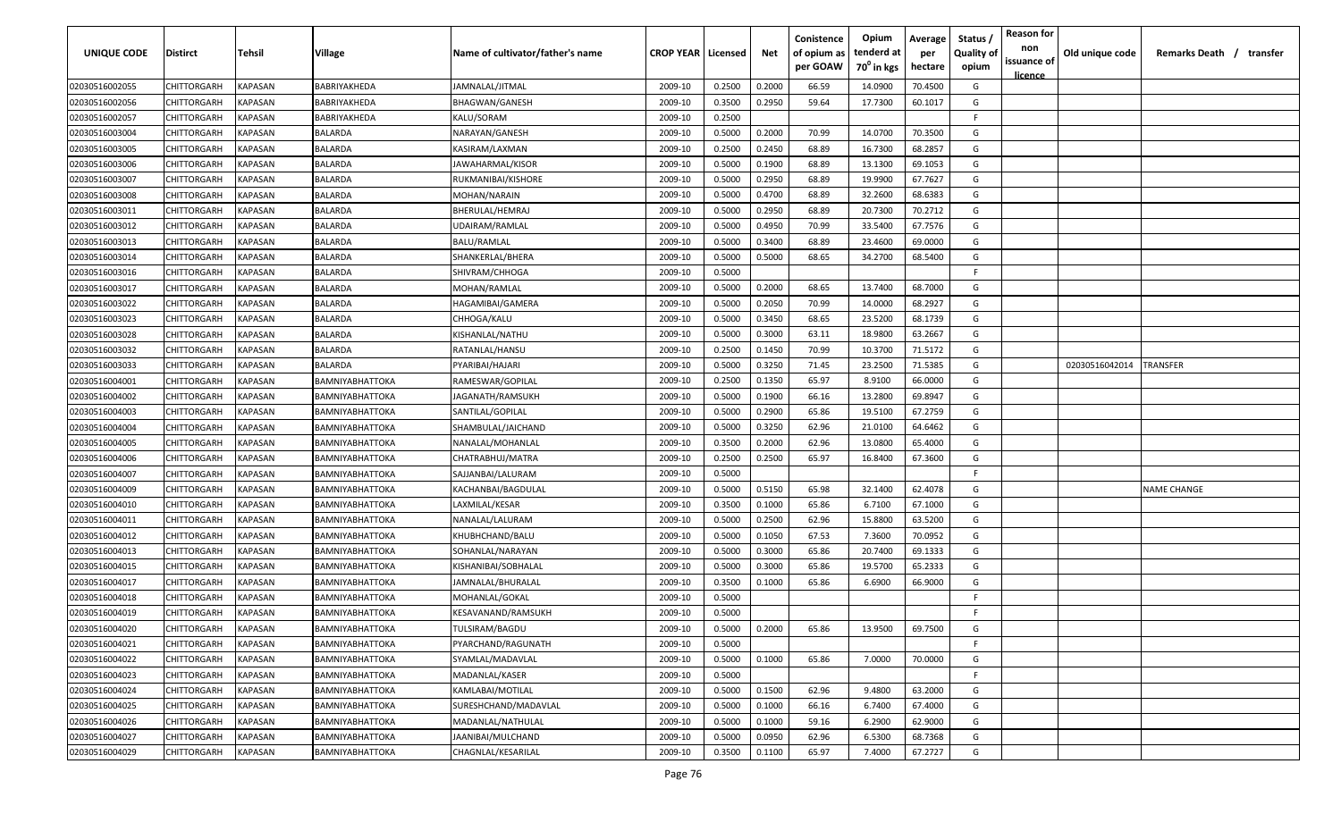| UNIQUE CODE | Distirct | Tehsil | Village | Name of cultivator/father's name | CROP YEAR | Licensed | Net | Conistence of opium as per GOAW | Opium tenderd at 70° in kgs | Average per hectare | Status / Quality of opium | Reason for non issuance of licence | Old unique code | Remarks Death / transfer |
|---|---|---|---|---|---|---|---|---|---|---|---|---|---|---|
| 02030516002055 | CHITTORGARH | KAPASAN | BABRIYAKHEDA | JAMNALAL/JITMAL | 2009-10 | 0.2500 | 0.2000 | 66.59 | 14.0900 | 70.4500 | G | | | |
| 02030516002056 | CHITTORGARH | KAPASAN | BABRIYAKHEDA | BHAGWAN/GANESH | 2009-10 | 0.3500 | 0.2950 | 59.64 | 17.7300 | 60.1017 | G | | | |
| 02030516002057 | CHITTORGARH | KAPASAN | BABRIYAKHEDA | KALU/SORAM | 2009-10 | 0.2500 | | | | | F | | | |
| 02030516003004 | CHITTORGARH | KAPASAN | BALARDA | NARAYAN/GANESH | 2009-10 | 0.5000 | 0.2000 | 70.99 | 14.0700 | 70.3500 | G | | | |
| 02030516003005 | CHITTORGARH | KAPASAN | BALARDA | KASIRAM/LAXMAN | 2009-10 | 0.2500 | 0.2450 | 68.89 | 16.7300 | 68.2857 | G | | | |
| 02030516003006 | CHITTORGARH | KAPASAN | BALARDA | JAWAHARMAL/KISOR | 2009-10 | 0.5000 | 0.1900 | 68.89 | 13.1300 | 69.1053 | G | | | |
| 02030516003007 | CHITTORGARH | KAPASAN | BALARDA | RUKMANIBAI/KISHORE | 2009-10 | 0.5000 | 0.2950 | 68.89 | 19.9900 | 67.7627 | G | | | |
| 02030516003008 | CHITTORGARH | KAPASAN | BALARDA | MOHAN/NARAIN | 2009-10 | 0.5000 | 0.4700 | 68.89 | 32.2600 | 68.6383 | G | | | |
| 02030516003011 | CHITTORGARH | KAPASAN | BALARDA | BHERULAL/HEMRAJ | 2009-10 | 0.5000 | 0.2950 | 68.89 | 20.7300 | 70.2712 | G | | | |
| 02030516003012 | CHITTORGARH | KAPASAN | BALARDA | UDAIRAM/RAMLAL | 2009-10 | 0.5000 | 0.4950 | 70.99 | 33.5400 | 67.7576 | G | | | |
| 02030516003013 | CHITTORGARH | KAPASAN | BALARDA | BALU/RAMLAL | 2009-10 | 0.5000 | 0.3400 | 68.89 | 23.4600 | 69.0000 | G | | | |
| 02030516003014 | CHITTORGARH | KAPASAN | BALARDA | SHANKERLAL/BHERA | 2009-10 | 0.5000 | 0.5000 | 68.65 | 34.2700 | 68.5400 | G | | | |
| 02030516003016 | CHITTORGARH | KAPASAN | BALARDA | SHIVRAM/CHHOGA | 2009-10 | 0.5000 | | | | | F | | | |
| 02030516003017 | CHITTORGARH | KAPASAN | BALARDA | MOHAN/RAMLAL | 2009-10 | 0.5000 | 0.2000 | 68.65 | 13.7400 | 68.7000 | G | | | |
| 02030516003022 | CHITTORGARH | KAPASAN | BALARDA | HAGAMIBAI/GAMERA | 2009-10 | 0.5000 | 0.2050 | 70.99 | 14.0000 | 68.2927 | G | | | |
| 02030516003023 | CHITTORGARH | KAPASAN | BALARDA | CHHOGA/KALU | 2009-10 | 0.5000 | 0.3450 | 68.65 | 23.5200 | 68.1739 | G | | | |
| 02030516003028 | CHITTORGARH | KAPASAN | BALARDA | KISHANLAL/NATHU | 2009-10 | 0.5000 | 0.3000 | 63.11 | 18.9800 | 63.2667 | G | | | |
| 02030516003032 | CHITTORGARH | KAPASAN | BALARDA | RATANLAL/HANSU | 2009-10 | 0.2500 | 0.1450 | 70.99 | 10.3700 | 71.5172 | G | | | |
| 02030516003033 | CHITTORGARH | KAPASAN | BALARDA | PYARIBAI/HAJARI | 2009-10 | 0.5000 | 0.3250 | 71.45 | 23.2500 | 71.5385 | G | | 02030516042014 | TRANSFER |
| 02030516004001 | CHITTORGARH | KAPASAN | BAMNIYABHATTOKA | RAMESWAR/GOPILAL | 2009-10 | 0.2500 | 0.1350 | 65.97 | 8.9100 | 66.0000 | G | | | |
| 02030516004002 | CHITTORGARH | KAPASAN | BAMNIYABHATTOKA | JAGANATH/RAMSUKH | 2009-10 | 0.5000 | 0.1900 | 66.16 | 13.2800 | 69.8947 | G | | | |
| 02030516004003 | CHITTORGARH | KAPASAN | BAMNIYABHATTOKA | SANTILAL/GOPILAL | 2009-10 | 0.5000 | 0.2900 | 65.86 | 19.5100 | 67.2759 | G | | | |
| 02030516004004 | CHITTORGARH | KAPASAN | BAMNIYABHATTOKA | SHAMBULAL/JAICHAND | 2009-10 | 0.5000 | 0.3250 | 62.96 | 21.0100 | 64.6462 | G | | | |
| 02030516004005 | CHITTORGARH | KAPASAN | BAMNIYABHATTOKA | NANALAL/MOHANLAL | 2009-10 | 0.3500 | 0.2000 | 62.96 | 13.0800 | 65.4000 | G | | | |
| 02030516004006 | CHITTORGARH | KAPASAN | BAMNIYABHATTOKA | CHATRABHUJ/MATRA | 2009-10 | 0.2500 | 0.2500 | 65.97 | 16.8400 | 67.3600 | G | | | |
| 02030516004007 | CHITTORGARH | KAPASAN | BAMNIYABHATTOKA | SAJJANBAI/LALURAM | 2009-10 | 0.5000 | | | | | F | | | |
| 02030516004009 | CHITTORGARH | KAPASAN | BAMNIYABHATTOKA | KACHANBAI/BAGDULAL | 2009-10 | 0.5000 | 0.5150 | 65.98 | 32.1400 | 62.4078 | G | | | NAME CHANGE |
| 02030516004010 | CHITTORGARH | KAPASAN | BAMNIYABHATTOKA | LAXMILAL/KESAR | 2009-10 | 0.3500 | 0.1000 | 65.86 | 6.7100 | 67.1000 | G | | | |
| 02030516004011 | CHITTORGARH | KAPASAN | BAMNIYABHATTOKA | NANALAL/LALURAM | 2009-10 | 0.5000 | 0.2500 | 62.96 | 15.8800 | 63.5200 | G | | | |
| 02030516004012 | CHITTORGARH | KAPASAN | BAMNIYABHATTOKA | KHUBHCHAND/BALU | 2009-10 | 0.5000 | 0.1050 | 67.53 | 7.3600 | 70.0952 | G | | | |
| 02030516004013 | CHITTORGARH | KAPASAN | BAMNIYABHATTOKA | SOHANLAL/NARAYAN | 2009-10 | 0.5000 | 0.3000 | 65.86 | 20.7400 | 69.1333 | G | | | |
| 02030516004015 | CHITTORGARH | KAPASAN | BAMNIYABHATTOKA | KISHANIBAI/SOBHALAL | 2009-10 | 0.5000 | 0.3000 | 65.86 | 19.5700 | 65.2333 | G | | | |
| 02030516004017 | CHITTORGARH | KAPASAN | BAMNIYABHATTOKA | JAMNALAL/BHURALAL | 2009-10 | 0.3500 | 0.1000 | 65.86 | 6.6900 | 66.9000 | G | | | |
| 02030516004018 | CHITTORGARH | KAPASAN | BAMNIYABHATTOKA | MOHANLAL/GOKAL | 2009-10 | 0.5000 | | | | | F | | | |
| 02030516004019 | CHITTORGARH | KAPASAN | BAMNIYABHATTOKA | KESAVANAND/RAMSUKH | 2009-10 | 0.5000 | | | | | F | | | |
| 02030516004020 | CHITTORGARH | KAPASAN | BAMNIYABHATTOKA | TULSIRAM/BAGDU | 2009-10 | 0.5000 | 0.2000 | 65.86 | 13.9500 | 69.7500 | G | | | |
| 02030516004021 | CHITTORGARH | KAPASAN | BAMNIYABHATTOKA | PYARCHAND/RAGUNATH | 2009-10 | 0.5000 | | | | | F | | | |
| 02030516004022 | CHITTORGARH | KAPASAN | BAMNIYABHATTOKA | SYAMLAL/MADAVLAL | 2009-10 | 0.5000 | 0.1000 | 65.86 | 7.0000 | 70.0000 | G | | | |
| 02030516004023 | CHITTORGARH | KAPASAN | BAMNIYABHATTOKA | MADANLAL/KASER | 2009-10 | 0.5000 | | | | | F | | | |
| 02030516004024 | CHITTORGARH | KAPASAN | BAMNIYABHATTOKA | KAMLABAI/MOTILAL | 2009-10 | 0.5000 | 0.1500 | 62.96 | 9.4800 | 63.2000 | G | | | |
| 02030516004025 | CHITTORGARH | KAPASAN | BAMNIYABHATTOKA | SURESHCHAND/MADAVLAL | 2009-10 | 0.5000 | 0.1000 | 66.16 | 6.7400 | 67.4000 | G | | | |
| 02030516004026 | CHITTORGARH | KAPASAN | BAMNIYABHATTOKA | MADANLAL/NATHULAL | 2009-10 | 0.5000 | 0.1000 | 59.16 | 6.2900 | 62.9000 | G | | | |
| 02030516004027 | CHITTORGARH | KAPASAN | BAMNIYABHATTOKA | JAANIBAI/MULCHAND | 2009-10 | 0.5000 | 0.0950 | 62.96 | 6.5300 | 68.7368 | G | | | |
| 02030516004029 | CHITTORGARH | KAPASAN | BAMNIYABHATTOKA | CHAGNLAL/KESARILAL | 2009-10 | 0.3500 | 0.1100 | 65.97 | 7.4000 | 67.2727 | G | | | |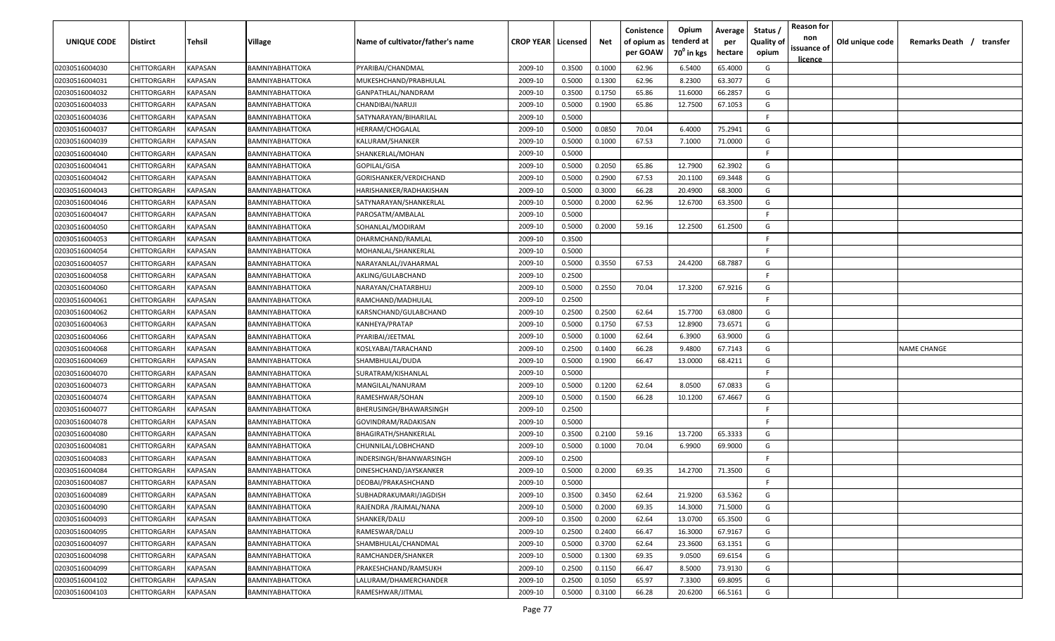| UNIQUE CODE | Distirct | Tehsil | Village | Name of cultivator/father's name | CROP YEAR | Licensed | Net | Conistence of opium as per GOAW | Opium tenderd at 70⁰ in kgs | Average per hectare | Status / Quality of opium | Reason for non issuance of licence | Old unique code | Remarks Death / transfer |
|---|---|---|---|---|---|---|---|---|---|---|---|---|---|---|
| 02030516004030 | CHITTORGARH | KAPASAN | BAMNIYABHATTOKA | PYARIBAI/CHANDMAL | 2009-10 | 0.3500 | 0.1000 | 62.96 | 6.5400 | 65.4000 | G | | | |
| 02030516004031 | CHITTORGARH | KAPASAN | BAMNIYABHATTOKA | MUKESHCHAND/PRABHULAL | 2009-10 | 0.5000 | 0.1300 | 62.96 | 8.2300 | 63.3077 | G | | | |
| 02030516004032 | CHITTORGARH | KAPASAN | BAMNIYABHATTOKA | GANPATHLAL/NANDRAM | 2009-10 | 0.3500 | 0.1750 | 65.86 | 11.6000 | 66.2857 | G | | | |
| 02030516004033 | CHITTORGARH | KAPASAN | BAMNIYABHATTOKA | CHANDIBAI/NARUJI | 2009-10 | 0.5000 | 0.1900 | 65.86 | 12.7500 | 67.1053 | G | | | |
| 02030516004036 | CHITTORGARH | KAPASAN | BAMNIYABHATTOKA | SATYNARAYAN/BIHARILAL | 2009-10 | 0.5000 | | | | | F | | | |
| 02030516004037 | CHITTORGARH | KAPASAN | BAMNIYABHATTOKA | HERRAM/CHOGALAL | 2009-10 | 0.5000 | 0.0850 | 70.04 | 6.4000 | 75.2941 | G | | | |
| 02030516004039 | CHITTORGARH | KAPASAN | BAMNIYABHATTOKA | KALURAM/SHANKER | 2009-10 | 0.5000 | 0.1000 | 67.53 | 7.1000 | 71.0000 | G | | | |
| 02030516004040 | CHITTORGARH | KAPASAN | BAMNIYABHATTOKA | SHANKERLAL/MOHAN | 2009-10 | 0.5000 | | | | | F | | | |
| 02030516004041 | CHITTORGARH | KAPASAN | BAMNIYABHATTOKA | GOPILAL/GISA | 2009-10 | 0.5000 | 0.2050 | 65.86 | 12.7900 | 62.3902 | G | | | |
| 02030516004042 | CHITTORGARH | KAPASAN | BAMNIYABHATTOKA | GORISHANKER/VERDICHAND | 2009-10 | 0.5000 | 0.2900 | 67.53 | 20.1100 | 69.3448 | G | | | |
| 02030516004043 | CHITTORGARH | KAPASAN | BAMNIYABHATTOKA | HARISHANKER/RADHAKISHAN | 2009-10 | 0.5000 | 0.3000 | 66.28 | 20.4900 | 68.3000 | G | | | |
| 02030516004046 | CHITTORGARH | KAPASAN | BAMNIYABHATTOKA | SATYNARAYAN/SHANKERLAL | 2009-10 | 0.5000 | 0.2000 | 62.96 | 12.6700 | 63.3500 | G | | | |
| 02030516004047 | CHITTORGARH | KAPASAN | BAMNIYABHATTOKA | PAROSATM/AMBALAL | 2009-10 | 0.5000 | | | | | F | | | |
| 02030516004050 | CHITTORGARH | KAPASAN | BAMNIYABHATTOKA | SOHANLAL/MODIRAM | 2009-10 | 0.5000 | 0.2000 | 59.16 | 12.2500 | 61.2500 | G | | | |
| 02030516004053 | CHITTORGARH | KAPASAN | BAMNIYABHATTOKA | DHARMCHAND/RAMLAL | 2009-10 | 0.3500 | | | | | F | | | |
| 02030516004054 | CHITTORGARH | KAPASAN | BAMNIYABHATTOKA | MOHANLAL/SHANKERLAL | 2009-10 | 0.5000 | | | | | F | | | |
| 02030516004057 | CHITTORGARH | KAPASAN | BAMNIYABHATTOKA | NARAYANLAL/JVAHARMAL | 2009-10 | 0.5000 | 0.3550 | 67.53 | 24.4200 | 68.7887 | G | | | |
| 02030516004058 | CHITTORGARH | KAPASAN | BAMNIYABHATTOKA | AKLING/GULABCHAND | 2009-10 | 0.2500 | | | | | F | | | |
| 02030516004060 | CHITTORGARH | KAPASAN | BAMNIYABHATTOKA | NARAYAN/CHATARBHUJ | 2009-10 | 0.5000 | 0.2550 | 70.04 | 17.3200 | 67.9216 | G | | | |
| 02030516004061 | CHITTORGARH | KAPASAN | BAMNIYABHATTOKA | RAMCHAND/MADHULAL | 2009-10 | 0.2500 | | | | | F | | | |
| 02030516004062 | CHITTORGARH | KAPASAN | BAMNIYABHATTOKA | KARSNCHAND/GULABCHAND | 2009-10 | 0.2500 | 0.2500 | 62.64 | 15.7700 | 63.0800 | G | | | |
| 02030516004063 | CHITTORGARH | KAPASAN | BAMNIYABHATTOKA | KANHEYA/PRATAP | 2009-10 | 0.5000 | 0.1750 | 67.53 | 12.8900 | 73.6571 | G | | | |
| 02030516004066 | CHITTORGARH | KAPASAN | BAMNIYABHATTOKA | PYARIBAI/JEETMAL | 2009-10 | 0.5000 | 0.1000 | 62.64 | 6.3900 | 63.9000 | G | | | |
| 02030516004068 | CHITTORGARH | KAPASAN | BAMNIYABHATTOKA | KOSLYABAI/TARACHAND | 2009-10 | 0.2500 | 0.1400 | 66.28 | 9.4800 | 67.7143 | G | | | NAME CHANGE |
| 02030516004069 | CHITTORGARH | KAPASAN | BAMNIYABHATTOKA | SHAMBHULAL/DUDA | 2009-10 | 0.5000 | 0.1900 | 66.47 | 13.0000 | 68.4211 | G | | | |
| 02030516004070 | CHITTORGARH | KAPASAN | BAMNIYABHATTOKA | SURATRAM/KISHANLAL | 2009-10 | 0.5000 | | | | | F | | | |
| 02030516004073 | CHITTORGARH | KAPASAN | BAMNIYABHATTOKA | MANGILAL/NANURAM | 2009-10 | 0.5000 | 0.1200 | 62.64 | 8.0500 | 67.0833 | G | | | |
| 02030516004074 | CHITTORGARH | KAPASAN | BAMNIYABHATTOKA | RAMESHWAR/SOHAN | 2009-10 | 0.5000 | 0.1500 | 66.28 | 10.1200 | 67.4667 | G | | | |
| 02030516004077 | CHITTORGARH | KAPASAN | BAMNIYABHATTOKA | BHERUSINGH/BHAWARSINGH | 2009-10 | 0.2500 | | | | | F | | | |
| 02030516004078 | CHITTORGARH | KAPASAN | BAMNIYABHATTOKA | GOVINDRAM/RADAKISAN | 2009-10 | 0.5000 | | | | | F | | | |
| 02030516004080 | CHITTORGARH | KAPASAN | BAMNIYABHATTOKA | BHAGIRATH/SHANKERLAL | 2009-10 | 0.3500 | 0.2100 | 59.16 | 13.7200 | 65.3333 | G | | | |
| 02030516004081 | CHITTORGARH | KAPASAN | BAMNIYABHATTOKA | CHUNNILAL/LOBHCHAND | 2009-10 | 0.5000 | 0.1000 | 70.04 | 6.9900 | 69.9000 | G | | | |
| 02030516004083 | CHITTORGARH | KAPASAN | BAMNIYABHATTOKA | INDERSINGH/BHANWARSINGH | 2009-10 | 0.2500 | | | | | F | | | |
| 02030516004084 | CHITTORGARH | KAPASAN | BAMNIYABHATTOKA | DINESHCHAND/JAYSKANKER | 2009-10 | 0.5000 | 0.2000 | 69.35 | 14.2700 | 71.3500 | G | | | |
| 02030516004087 | CHITTORGARH | KAPASAN | BAMNIYABHATTOKA | DEOBAI/PRAKASHCHAND | 2009-10 | 0.5000 | | | | | F | | | |
| 02030516004089 | CHITTORGARH | KAPASAN | BAMNIYABHATTOKA | SUBHADRAKUMARI/JAGDISH | 2009-10 | 0.3500 | 0.3450 | 62.64 | 21.9200 | 63.5362 | G | | | |
| 02030516004090 | CHITTORGARH | KAPASAN | BAMNIYABHATTOKA | RAJENDRA /RAJMAL/NANA | 2009-10 | 0.5000 | 0.2000 | 69.35 | 14.3000 | 71.5000 | G | | | |
| 02030516004093 | CHITTORGARH | KAPASAN | BAMNIYABHATTOKA | SHANKER/DALU | 2009-10 | 0.3500 | 0.2000 | 62.64 | 13.0700 | 65.3500 | G | | | |
| 02030516004095 | CHITTORGARH | KAPASAN | BAMNIYABHATTOKA | RAMESWAR/DALU | 2009-10 | 0.2500 | 0.2400 | 66.47 | 16.3000 | 67.9167 | G | | | |
| 02030516004097 | CHITTORGARH | KAPASAN | BAMNIYABHATTOKA | SHAMBHULAL/CHANDMAL | 2009-10 | 0.5000 | 0.3700 | 62.64 | 23.3600 | 63.1351 | G | | | |
| 02030516004098 | CHITTORGARH | KAPASAN | BAMNIYABHATTOKA | RAMCHANDER/SHANKER | 2009-10 | 0.5000 | 0.1300 | 69.35 | 9.0500 | 69.6154 | G | | | |
| 02030516004099 | CHITTORGARH | KAPASAN | BAMNIYABHATTOKA | PRAKESHCHAND/RAMSUKH | 2009-10 | 0.2500 | 0.1150 | 66.47 | 8.5000 | 73.9130 | G | | | |
| 02030516004102 | CHITTORGARH | KAPASAN | BAMNIYABHATTOKA | LALURAM/DHAMERCHANDER | 2009-10 | 0.2500 | 0.1050 | 65.97 | 7.3300 | 69.8095 | G | | | |
| 02030516004103 | CHITTORGARH | KAPASAN | BAMNIYABHATTOKA | RAMESHWAR/JITMAL | 2009-10 | 0.5000 | 0.3100 | 66.28 | 20.6200 | 66.5161 | G | | | |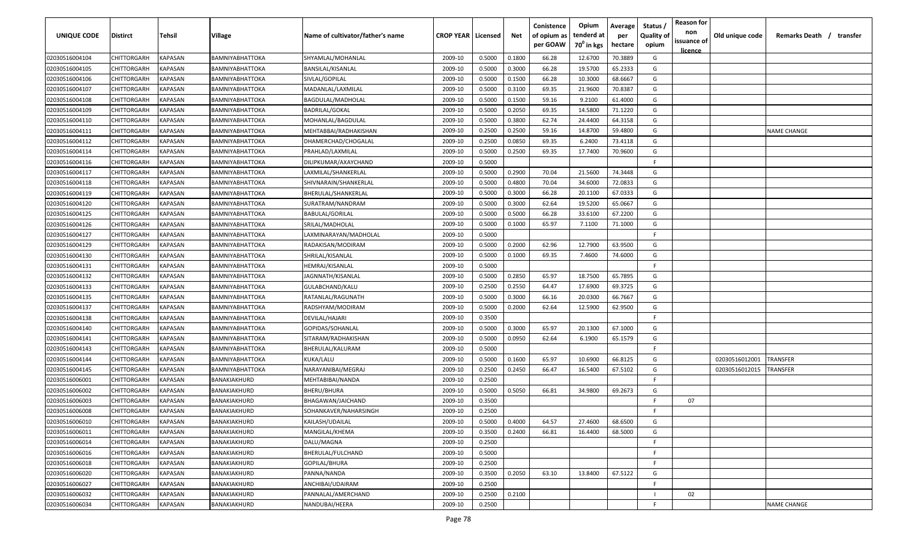| UNIQUE CODE | Distirct | Tehsil | Village | Name of cultivator/father's name | CROP YEAR | Licensed | Net | Conistence of opium as per GOAW | Opium tenderd at 70° in kgs | Average per hectare | Status / Quality of opium | Reason for non issuance of licence | Old unique code | Remarks Death / transfer |
|---|---|---|---|---|---|---|---|---|---|---|---|---|---|---|
| 02030516004104 | CHITTORGARH | KAPASAN | BAMNIYABHATTOKA | SHYAMLAL/MOHANLAL | 2009-10 | 0.5000 | 0.1800 | 66.28 | 12.6700 | 70.3889 | G | | | |
| 02030516004105 | CHITTORGARH | KAPASAN | BAMNIYABHATTOKA | BANSILAL/KISANLAL | 2009-10 | 0.5000 | 0.3000 | 66.28 | 19.5700 | 65.2333 | G | | | |
| 02030516004106 | CHITTORGARH | KAPASAN | BAMNIYABHATTOKA | SIVLAL/GOPILAL | 2009-10 | 0.5000 | 0.1500 | 66.28 | 10.3000 | 68.6667 | G | | | |
| 02030516004107 | CHITTORGARH | KAPASAN | BAMNIYABHATTOKA | MADANLAL/LAXMILAL | 2009-10 | 0.5000 | 0.3100 | 69.35 | 21.9600 | 70.8387 | G | | | |
| 02030516004108 | CHITTORGARH | KAPASAN | BAMNIYABHATTOKA | BAGDULAL/MADHOLAL | 2009-10 | 0.5000 | 0.1500 | 59.16 | 9.2100 | 61.4000 | G | | | |
| 02030516004109 | CHITTORGARH | KAPASAN | BAMNIYABHATTOKA | BADRILAL/GOKAL | 2009-10 | 0.5000 | 0.2050 | 69.35 | 14.5800 | 71.1220 | G | | | |
| 02030516004110 | CHITTORGARH | KAPASAN | BAMNIYABHATTOKA | MOHANLAL/BAGDULAL | 2009-10 | 0.5000 | 0.3800 | 62.74 | 24.4400 | 64.3158 | G | | | |
| 02030516004111 | CHITTORGARH | KAPASAN | BAMNIYABHATTOKA | MEHTABBAI/RADHAKISHAN | 2009-10 | 0.2500 | 0.2500 | 59.16 | 14.8700 | 59.4800 | G | | | NAME CHANGE |
| 02030516004112 | CHITTORGARH | KAPASAN | BAMNIYABHATTOKA | DHAMERCHAD/CHOGALAL | 2009-10 | 0.2500 | 0.0850 | 69.35 | 6.2400 | 73.4118 | G | | | |
| 02030516004114 | CHITTORGARH | KAPASAN | BAMNIYABHATTOKA | PRAHLAD/LAXMILAL | 2009-10 | 0.5000 | 0.2500 | 69.35 | 17.7400 | 70.9600 | G | | | |
| 02030516004116 | CHITTORGARH | KAPASAN | BAMNIYABHATTOKA | DILIPKUMAR/AXAYCHAND | 2009-10 | 0.5000 | | | | | F | | | |
| 02030516004117 | CHITTORGARH | KAPASAN | BAMNIYABHATTOKA | LAXMILAL/SHANKERLAL | 2009-10 | 0.5000 | 0.2900 | 70.04 | 21.5600 | 74.3448 | G | | | |
| 02030516004118 | CHITTORGARH | KAPASAN | BAMNIYABHATTOKA | SHIVNARAIN/SHANKERLAL | 2009-10 | 0.5000 | 0.4800 | 70.04 | 34.6000 | 72.0833 | G | | | |
| 02030516004119 | CHITTORGARH | KAPASAN | BAMNIYABHATTOKA | BHERULAL/SHANKERLAL | 2009-10 | 0.5000 | 0.3000 | 66.28 | 20.1100 | 67.0333 | G | | | |
| 02030516004120 | CHITTORGARH | KAPASAN | BAMNIYABHATTOKA | SURATRAM/NANDRAM | 2009-10 | 0.5000 | 0.3000 | 62.64 | 19.5200 | 65.0667 | G | | | |
| 02030516004125 | CHITTORGARH | KAPASAN | BAMNIYABHATTOKA | BABULAL/GORILAL | 2009-10 | 0.5000 | 0.5000 | 66.28 | 33.6100 | 67.2200 | G | | | |
| 02030516004126 | CHITTORGARH | KAPASAN | BAMNIYABHATTOKA | SRILAL/MADHOLAL | 2009-10 | 0.5000 | 0.1000 | 65.97 | 7.1100 | 71.1000 | G | | | |
| 02030516004127 | CHITTORGARH | KAPASAN | BAMNIYABHATTOKA | LAXMINARAYAN/MADHOLAL | 2009-10 | 0.5000 | | | | | F | | | |
| 02030516004129 | CHITTORGARH | KAPASAN | BAMNIYABHATTOKA | RADAKISAN/MODIRAM | 2009-10 | 0.5000 | 0.2000 | 62.96 | 12.7900 | 63.9500 | G | | | |
| 02030516004130 | CHITTORGARH | KAPASAN | BAMNIYABHATTOKA | SHRILAL/KISANLAL | 2009-10 | 0.5000 | 0.1000 | 69.35 | 7.4600 | 74.6000 | G | | | |
| 02030516004131 | CHITTORGARH | KAPASAN | BAMNIYABHATTOKA | HEMRAJ/KISANLAL | 2009-10 | 0.5000 | | | | | F | | | |
| 02030516004132 | CHITTORGARH | KAPASAN | BAMNIYABHATTOKA | JAGNNATH/KISANLAL | 2009-10 | 0.5000 | 0.2850 | 65.97 | 18.7500 | 65.7895 | G | | | |
| 02030516004133 | CHITTORGARH | KAPASAN | BAMNIYABHATTOKA | GULABCHAND/KALU | 2009-10 | 0.2500 | 0.2550 | 64.47 | 17.6900 | 69.3725 | G | | | |
| 02030516004135 | CHITTORGARH | KAPASAN | BAMNIYABHATTOKA | RATANLAL/RAGUNATH | 2009-10 | 0.5000 | 0.3000 | 66.16 | 20.0300 | 66.7667 | G | | | |
| 02030516004137 | CHITTORGARH | KAPASAN | BAMNIYABHATTOKA | RADSHYAM/MODIRAM | 2009-10 | 0.5000 | 0.2000 | 62.64 | 12.5900 | 62.9500 | G | | | |
| 02030516004138 | CHITTORGARH | KAPASAN | BAMNIYABHATTOKA | DEVILAL/HAJARI | 2009-10 | 0.3500 | | | | | F | | | |
| 02030516004140 | CHITTORGARH | KAPASAN | BAMNIYABHATTOKA | GOPIDAS/SOHANLAL | 2009-10 | 0.5000 | 0.3000 | 65.97 | 20.1300 | 67.1000 | G | | | |
| 02030516004141 | CHITTORGARH | KAPASAN | BAMNIYABHATTOKA | SITARAM/RADHAKISHAN | 2009-10 | 0.5000 | 0.0950 | 62.64 | 6.1900 | 65.1579 | G | | | |
| 02030516004143 | CHITTORGARH | KAPASAN | BAMNIYABHATTOKA | BHERULAL/KALURAM | 2009-10 | 0.5000 | | | | | F | | | |
| 02030516004144 | CHITTORGARH | KAPASAN | BAMNIYABHATTOKA | KUKA/LALU | 2009-10 | 0.5000 | 0.1600 | 65.97 | 10.6900 | 66.8125 | G | | 02030516012001 | TRANSFER |
| 02030516004145 | CHITTORGARH | KAPASAN | BAMNIYABHATTOKA | NARAYANIBAI/MEGRAJ | 2009-10 | 0.2500 | 0.2450 | 66.47 | 16.5400 | 67.5102 | G | | 02030516012015 | TRANSFER |
| 02030516006001 | CHITTORGARH | KAPASAN | BANAKIAKHURD | MEHTABIBAI/NANDA | 2009-10 | 0.2500 | | | | | F | | | |
| 02030516006002 | CHITTORGARH | KAPASAN | BANAKIAKHURD | BHERU/BHURA | 2009-10 | 0.5000 | 0.5050 | 66.81 | 34.9800 | 69.2673 | G | | | |
| 02030516006003 | CHITTORGARH | KAPASAN | BANAKIAKHURD | BHAGAWAN/JAICHAND | 2009-10 | 0.3500 | | | | | F | 07 | | |
| 02030516006008 | CHITTORGARH | KAPASAN | BANAKIAKHURD | SOHANKAVER/NAHARSINGH | 2009-10 | 0.2500 | | | | | F | | | |
| 02030516006010 | CHITTORGARH | KAPASAN | BANAKIAKHURD | KAILASH/UDAILAL | 2009-10 | 0.5000 | 0.4000 | 64.57 | 27.4600 | 68.6500 | G | | | |
| 02030516006011 | CHITTORGARH | KAPASAN | BANAKIAKHURD | MANGILAL/KHEMA | 2009-10 | 0.3500 | 0.2400 | 66.81 | 16.4400 | 68.5000 | G | | | |
| 02030516006014 | CHITTORGARH | KAPASAN | BANAKIAKHURD | DALU/MAGNA | 2009-10 | 0.2500 | | | | | F | | | |
| 02030516006016 | CHITTORGARH | KAPASAN | BANAKIAKHURD | BHERULAL/FULCHAND | 2009-10 | 0.5000 | | | | | F | | | |
| 02030516006018 | CHITTORGARH | KAPASAN | BANAKIAKHURD | GOPILAL/BHURA | 2009-10 | 0.2500 | | | | | F | | | |
| 02030516006020 | CHITTORGARH | KAPASAN | BANAKIAKHURD | PANNA/NANDA | 2009-10 | 0.3500 | 0.2050 | 63.10 | 13.8400 | 67.5122 | G | | | |
| 02030516006027 | CHITTORGARH | KAPASAN | BANAKIAKHURD | ANCHIBAI/UDAIRAM | 2009-10 | 0.2500 | | | | | F | | | |
| 02030516006032 | CHITTORGARH | KAPASAN | BANAKIAKHURD | PANNALAL/AMERCHAND | 2009-10 | 0.2500 | 0.2100 | | | | I | 02 | | |
| 02030516006034 | CHITTORGARH | KAPASAN | BANAKIAKHURD | NANDUBAI/HEERA | 2009-10 | 0.2500 | | | | | F | | | NAME CHANGE |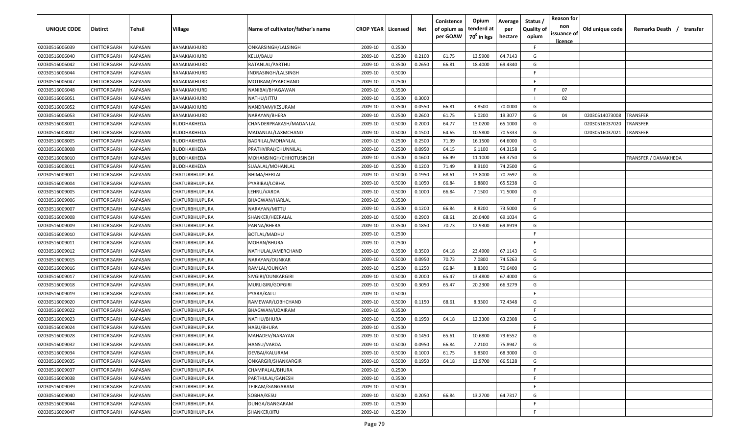| UNIQUE CODE | Distirct | Tehsil | Village | Name of cultivator/father's name | CROP YEAR | Licensed | Net | Conistence of opium as per GOAW | Opium tenderd at 70° in kgs | Average per hectare | Status / Quality of opium | Reason for non issuance of licence | Old unique code | Remarks Death / transfer |
|---|---|---|---|---|---|---|---|---|---|---|---|---|---|---|
| 02030516006039 | CHITTORGARH | KAPASAN | BANAKIAKHURD | ONKARSINGH/LALSINGH | 2009-10 | 0.2500 | | | | | F | | | |
| 02030516006040 | CHITTORGARH | KAPASAN | BANAKIAKHURD | KELU/BALU | 2009-10 | 0.2500 | 0.2100 | 61.75 | 13.5900 | 64.7143 | G | | | |
| 02030516006042 | CHITTORGARH | KAPASAN | BANAKIAKHURD | RATANLAL/PARTHU | 2009-10 | 0.3500 | 0.2650 | 66.81 | 18.4000 | 69.4340 | G | | | |
| 02030516006044 | CHITTORGARH | KAPASAN | BANAKIAKHURD | INDRASINGH/LALSINGH | 2009-10 | 0.5000 | | | | | F | | | |
| 02030516006047 | CHITTORGARH | KAPASAN | BANAKIAKHURD | MOTIRAM/PYARCHAND | 2009-10 | 0.2500 | | | | | F | | | |
| 02030516006048 | CHITTORGARH | KAPASAN | BANAKIAKHURD | NANIBAI/BHAGAWAN | 2009-10 | 0.3500 | | | | | F | 07 | | |
| 02030516006051 | CHITTORGARH | KAPASAN | BANAKIAKHURD | NATHU/JITTU | 2009-10 | 0.3500 | 0.3000 | | | | I | 02 | | |
| 02030516006052 | CHITTORGARH | KAPASAN | BANAKIAKHURD | NANDRAM/KESURAM | 2009-10 | 0.3500 | 0.0550 | 66.81 | 3.8500 | 70.0000 | G | | | |
| 02030516006053 | CHITTORGARH | KAPASAN | BANAKIAKHURD | NARAYAN/BHERA | 2009-10 | 0.2500 | 0.2600 | 61.75 | 5.0200 | 19.3077 | G | 04 | 02030514073008 | TRANSFER |
| 02030516008001 | CHITTORGARH | KAPASAN | BUDDHAKHEDA | CHANDERPRAKASH/MADANLAL | 2009-10 | 0.5000 | 0.2000 | 64.77 | 13.0200 | 65.1000 | G | | 02030516037020 | TRANSFER |
| 02030516008002 | CHITTORGARH | KAPASAN | BUDDHAKHEDA | MADANLAL/LAXMCHAND | 2009-10 | 0.5000 | 0.1500 | 64.65 | 10.5800 | 70.5333 | G | | 02030516037021 | TRANSFER |
| 02030516008005 | CHITTORGARH | KAPASAN | BUDDHAKHEDA | BADRILAL/MOHANLAL | 2009-10 | 0.2500 | 0.2500 | 71.39 | 16.1500 | 64.6000 | G | | | |
| 02030516008008 | CHITTORGARH | KAPASAN | BUDDHAKHEDA | PRATHVIRAJ/CHUNNILAL | 2009-10 | 0.2500 | 0.0950 | 64.15 | 6.1100 | 64.3158 | G | | | |
| 02030516008010 | CHITTORGARH | KAPASAN | BUDDHAKHEDA | MOHANSINGH/CHHOTUSINGH | 2009-10 | 0.2500 | 0.1600 | 66.99 | 11.1000 | 69.3750 | G | | | TRANSFER / DAMAKHEDA |
| 02030516008011 | CHITTORGARH | KAPASAN | BUDDHAKHEDA | SUAALAL/MOHANLAL | 2009-10 | 0.2500 | 0.1200 | 71.49 | 8.9100 | 74.2500 | G | | | |
| 02030516009001 | CHITTORGARH | KAPASAN | CHATURBHUJPURA | BHIMA/HERLAL | 2009-10 | 0.5000 | 0.1950 | 68.61 | 13.8000 | 70.7692 | G | | | |
| 02030516009004 | CHITTORGARH | KAPASAN | CHATURBHUJPURA | PYARIBAI/LOBHA | 2009-10 | 0.5000 | 0.1050 | 66.84 | 6.8800 | 65.5238 | G | | | |
| 02030516009005 | CHITTORGARH | KAPASAN | CHATURBHUJPURA | LEHRU/VARDA | 2009-10 | 0.5000 | 0.1000 | 66.84 | 7.1500 | 71.5000 | G | | | |
| 02030516009006 | CHITTORGARH | KAPASAN | CHATURBHUJPURA | BHAGWAN/HARLAL | 2009-10 | 0.3500 | | | | | F | | | |
| 02030516009007 | CHITTORGARH | KAPASAN | CHATURBHUJPURA | NARAYAN/MITTU | 2009-10 | 0.2500 | 0.1200 | 66.84 | 8.8200 | 73.5000 | G | | | |
| 02030516009008 | CHITTORGARH | KAPASAN | CHATURBHUJPURA | SHANKER/HEERALAL | 2009-10 | 0.5000 | 0.2900 | 68.61 | 20.0400 | 69.1034 | G | | | |
| 02030516009009 | CHITTORGARH | KAPASAN | CHATURBHUJPURA | PANNA/BHERA | 2009-10 | 0.3500 | 0.1850 | 70.73 | 12.9300 | 69.8919 | G | | | |
| 02030516009010 | CHITTORGARH | KAPASAN | CHATURBHUJPURA | BOTLAL/MADHU | 2009-10 | 0.2500 | | | | | F | | | |
| 02030516009011 | CHITTORGARH | KAPASAN | CHATURBHUJPURA | MOHAN/BHURA | 2009-10 | 0.2500 | | | | | F | | | |
| 02030516009012 | CHITTORGARH | KAPASAN | CHATURBHUJPURA | NATHULAL/AMERCHAND | 2009-10 | 0.3500 | 0.3500 | 64.18 | 23.4900 | 67.1143 | G | | | |
| 02030516009015 | CHITTORGARH | KAPASAN | CHATURBHUJPURA | NARAYAN/OUNKAR | 2009-10 | 0.5000 | 0.0950 | 70.73 | 7.0800 | 74.5263 | G | | | |
| 02030516009016 | CHITTORGARH | KAPASAN | CHATURBHUJPURA | RAMLAL/OUNKAR | 2009-10 | 0.2500 | 0.1250 | 66.84 | 8.8300 | 70.6400 | G | | | |
| 02030516009017 | CHITTORGARH | KAPASAN | CHATURBHUJPURA | SIVGIRI/OUNKARGIRI | 2009-10 | 0.5000 | 0.2000 | 65.47 | 13.4800 | 67.4000 | G | | | |
| 02030516009018 | CHITTORGARH | KAPASAN | CHATURBHUJPURA | MURLIGIRI/GOPGIRI | 2009-10 | 0.5000 | 0.3050 | 65.47 | 20.2300 | 66.3279 | G | | | |
| 02030516009019 | CHITTORGARH | KAPASAN | CHATURBHUJPURA | PYARA/KALU | 2009-10 | 0.5000 | | | | | F | | | |
| 02030516009020 | CHITTORGARH | KAPASAN | CHATURBHUJPURA | RAMEWAR/LOBHCHAND | 2009-10 | 0.5000 | 0.1150 | 68.61 | 8.3300 | 72.4348 | G | | | |
| 02030516009022 | CHITTORGARH | KAPASAN | CHATURBHUJPURA | BHAGWAN/UDAIRAM | 2009-10 | 0.3500 | | | | | F | | | |
| 02030516009023 | CHITTORGARH | KAPASAN | CHATURBHUJPURA | NATHU/BHURA | 2009-10 | 0.3500 | 0.1950 | 64.18 | 12.3300 | 63.2308 | G | | | |
| 02030516009024 | CHITTORGARH | KAPASAN | CHATURBHUJPURA | HASU/BHURA | 2009-10 | 0.2500 | | | | | F | | | |
| 02030516009028 | CHITTORGARH | KAPASAN | CHATURBHUJPURA | MAHADEV/NARAYAN | 2009-10 | 0.5000 | 0.1450 | 65.61 | 10.6800 | 73.6552 | G | | | |
| 02030516009032 | CHITTORGARH | KAPASAN | CHATURBHUJPURA | HANSU/VARDA | 2009-10 | 0.5000 | 0.0950 | 66.84 | 7.2100 | 75.8947 | G | | | |
| 02030516009034 | CHITTORGARH | KAPASAN | CHATURBHUJPURA | DEVBAI/KALURAM | 2009-10 | 0.5000 | 0.1000 | 61.75 | 6.8300 | 68.3000 | G | | | |
| 02030516009035 | CHITTORGARH | KAPASAN | CHATURBHUJPURA | ONKARGIR/SHANKARGIR | 2009-10 | 0.5000 | 0.1950 | 64.18 | 12.9700 | 66.5128 | G | | | |
| 02030516009037 | CHITTORGARH | KAPASAN | CHATURBHUJPURA | CHAMPALAL/BHURA | 2009-10 | 0.2500 | | | | | F | | | |
| 02030516009038 | CHITTORGARH | KAPASAN | CHATURBHUJPURA | PARTHULAL/GANESH | 2009-10 | 0.3500 | | | | | F | | | |
| 02030516009039 | CHITTORGARH | KAPASAN | CHATURBHUJPURA | TEJRAM/GANGARAM | 2009-10 | 0.5000 | | | | | F | | | |
| 02030516009040 | CHITTORGARH | KAPASAN | CHATURBHUJPURA | SOBHA/KESU | 2009-10 | 0.5000 | 0.2050 | 66.84 | 13.2700 | 64.7317 | G | | | |
| 02030516009044 | CHITTORGARH | KAPASAN | CHATURBHUJPURA | DUNGA/GANGARAM | 2009-10 | 0.2500 | | | | | F | | | |
| 02030516009047 | CHITTORGARH | KAPASAN | CHATURBHUJPURA | SHANKER/JITU | 2009-10 | 0.2500 | | | | | F | | | |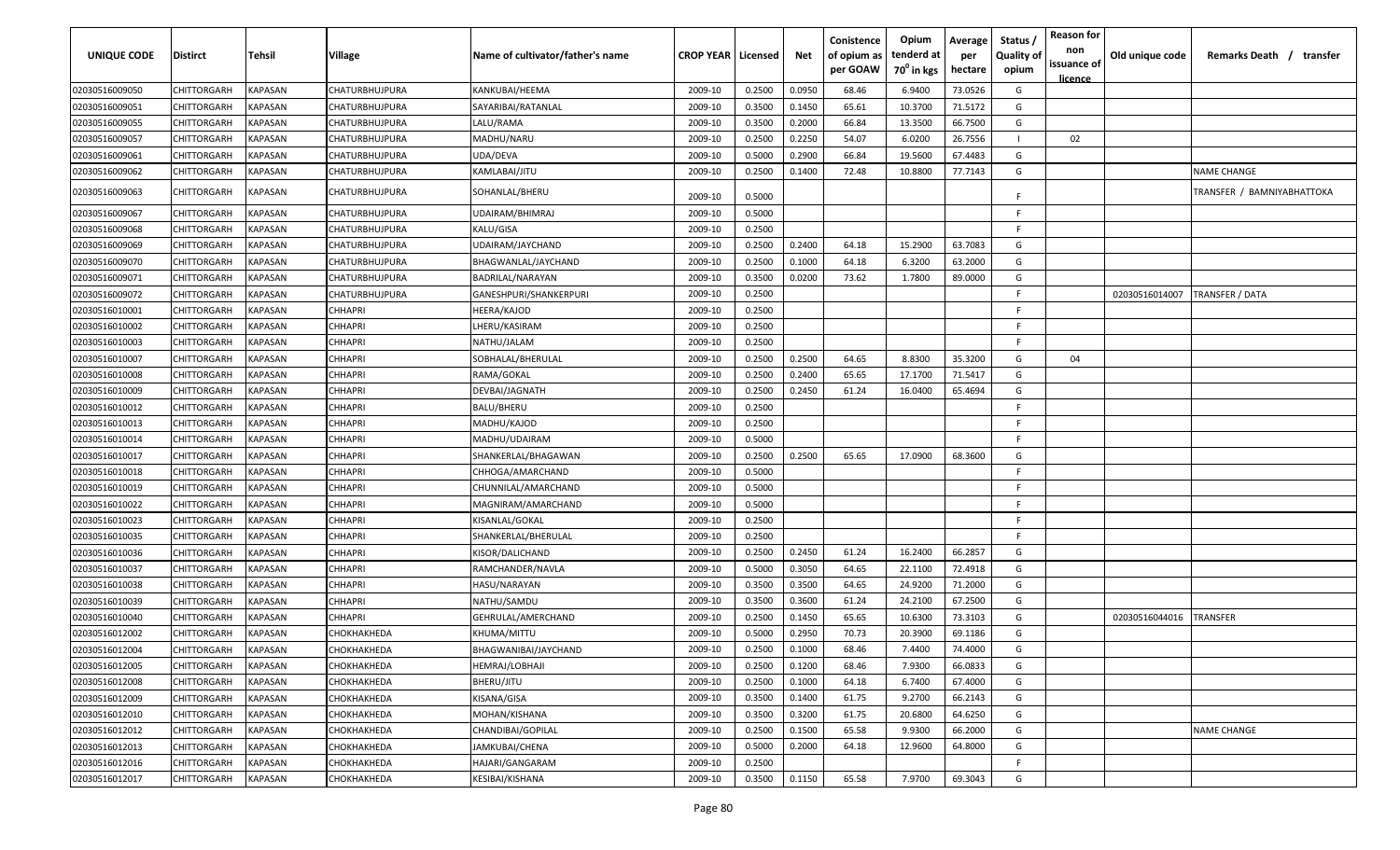| UNIQUE CODE | Distirct | Tehsil | Village | Name of cultivator/father's name | CROP YEAR | Licensed | Net | Conistence of opium as per GOAW | Opium tenderd at 70⁰ in kgs | Average per hectare | Status / Quality of opium | Reason for non issuance of licence | Old unique code | Remarks Death / transfer |
|---|---|---|---|---|---|---|---|---|---|---|---|---|---|---|
| 02030516009050 | CHITTORGARH | KAPASAN | CHATURBHUJPURA | KANKUBAI/HEEMA | 2009-10 | 0.2500 | 0.0950 | 68.46 | 6.9400 | 73.0526 | G | | | |
| 02030516009051 | CHITTORGARH | KAPASAN | CHATURBHUJPURA | SAYARIBAI/RATANLAL | 2009-10 | 0.3500 | 0.1450 | 65.61 | 10.3700 | 71.5172 | G | | | |
| 02030516009055 | CHITTORGARH | KAPASAN | CHATURBHUJPURA | LALU/RAMA | 2009-10 | 0.3500 | 0.2000 | 66.84 | 13.3500 | 66.7500 | G | | | |
| 02030516009057 | CHITTORGARH | KAPASAN | CHATURBHUJPURA | MADHU/NARU | 2009-10 | 0.2500 | 0.2250 | 54.07 | 6.0200 | 26.7556 | I | 02 | | |
| 02030516009061 | CHITTORGARH | KAPASAN | CHATURBHUJPURA | UDA/DEVA | 2009-10 | 0.5000 | 0.2900 | 66.84 | 19.5600 | 67.4483 | G | | | |
| 02030516009062 | CHITTORGARH | KAPASAN | CHATURBHUJPURA | KAMLABAI/JITU | 2009-10 | 0.2500 | 0.1400 | 72.48 | 10.8800 | 77.7143 | G | | | NAME CHANGE |
| 02030516009063 | CHITTORGARH | KAPASAN | CHATURBHUJPURA | SOHANLAL/BHERU | 2009-10 | 0.5000 | | | | | F | | | TRANSFER / BAMNIYABHATTOKA |
| 02030516009067 | CHITTORGARH | KAPASAN | CHATURBHUJPURA | UDAIRAM/BHIMRAJ | 2009-10 | 0.5000 | | | | | F | | | |
| 02030516009068 | CHITTORGARH | KAPASAN | CHATURBHUJPURA | KALU/GISA | 2009-10 | 0.2500 | | | | | F | | | |
| 02030516009069 | CHITTORGARH | KAPASAN | CHATURBHUJPURA | UDAIRAM/JAYCHAND | 2009-10 | 0.2500 | 0.2400 | 64.18 | 15.2900 | 63.7083 | G | | | |
| 02030516009070 | CHITTORGARH | KAPASAN | CHATURBHUJPURA | BHAGWANLAL/JAYCHAND | 2009-10 | 0.2500 | 0.1000 | 64.18 | 6.3200 | 63.2000 | G | | | |
| 02030516009071 | CHITTORGARH | KAPASAN | CHATURBHUJPURA | BADRILAL/NARAYAN | 2009-10 | 0.3500 | 0.0200 | 73.62 | 1.7800 | 89.0000 | G | | | |
| 02030516009072 | CHITTORGARH | KAPASAN | CHATURBHUJPURA | GANESHPURI/SHANKERPURI | 2009-10 | 0.2500 | | | | | F | | 02030516014007 | TRANSFER / DATA |
| 02030516010001 | CHITTORGARH | KAPASAN | CHHAPRI | HEERA/KAJOD | 2009-10 | 0.2500 | | | | | F | | | |
| 02030516010002 | CHITTORGARH | KAPASAN | CHHAPRI | LHERU/KASIRAM | 2009-10 | 0.2500 | | | | | F | | | |
| 02030516010003 | CHITTORGARH | KAPASAN | CHHAPRI | NATHU/JALAM | 2009-10 | 0.2500 | | | | | F | | | |
| 02030516010007 | CHITTORGARH | KAPASAN | CHHAPRI | SOBHALAL/BHERULAL | 2009-10 | 0.2500 | 0.2500 | 64.65 | 8.8300 | 35.3200 | G | 04 | | |
| 02030516010008 | CHITTORGARH | KAPASAN | CHHAPRI | RAMA/GOKAL | 2009-10 | 0.2500 | 0.2400 | 65.65 | 17.1700 | 71.5417 | G | | | |
| 02030516010009 | CHITTORGARH | KAPASAN | CHHAPRI | DEVBAI/JAGNATH | 2009-10 | 0.2500 | 0.2450 | 61.24 | 16.0400 | 65.4694 | G | | | |
| 02030516010012 | CHITTORGARH | KAPASAN | CHHAPRI | BALU/BHERU | 2009-10 | 0.2500 | | | | | F | | | |
| 02030516010013 | CHITTORGARH | KAPASAN | CHHAPRI | MADHU/KAJOD | 2009-10 | 0.2500 | | | | | F | | | |
| 02030516010014 | CHITTORGARH | KAPASAN | CHHAPRI | MADHU/UDAIRAM | 2009-10 | 0.5000 | | | | | F | | | |
| 02030516010017 | CHITTORGARH | KAPASAN | CHHAPRI | SHANKERLAL/BHAGAWAN | 2009-10 | 0.2500 | 0.2500 | 65.65 | 17.0900 | 68.3600 | G | | | |
| 02030516010018 | CHITTORGARH | KAPASAN | CHHAPRI | CHHOGA/AMARCHAND | 2009-10 | 0.5000 | | | | | F | | | |
| 02030516010019 | CHITTORGARH | KAPASAN | CHHAPRI | CHUNNILAL/AMARCHAND | 2009-10 | 0.5000 | | | | | F | | | |
| 02030516010022 | CHITTORGARH | KAPASAN | CHHAPRI | MAGNIRAM/AMARCHAND | 2009-10 | 0.5000 | | | | | F | | | |
| 02030516010023 | CHITTORGARH | KAPASAN | CHHAPRI | KISANLAL/GOKAL | 2009-10 | 0.2500 | | | | | F | | | |
| 02030516010035 | CHITTORGARH | KAPASAN | CHHAPRI | SHANKERLAL/BHERULAL | 2009-10 | 0.2500 | | | | | F | | | |
| 02030516010036 | CHITTORGARH | KAPASAN | CHHAPRI | KISOR/DALICHAND | 2009-10 | 0.2500 | 0.2450 | 61.24 | 16.2400 | 66.2857 | G | | | |
| 02030516010037 | CHITTORGARH | KAPASAN | CHHAPRI | RAMCHANDER/NAVLA | 2009-10 | 0.5000 | 0.3050 | 64.65 | 22.1100 | 72.4918 | G | | | |
| 02030516010038 | CHITTORGARH | KAPASAN | CHHAPRI | HASU/NARAYAN | 2009-10 | 0.3500 | 0.3500 | 64.65 | 24.9200 | 71.2000 | G | | | |
| 02030516010039 | CHITTORGARH | KAPASAN | CHHAPRI | NATHU/SAMDU | 2009-10 | 0.3500 | 0.3600 | 61.24 | 24.2100 | 67.2500 | G | | | |
| 02030516010040 | CHITTORGARH | KAPASAN | CHHAPRI | GEHRULAL/AMERCHAND | 2009-10 | 0.2500 | 0.1450 | 65.65 | 10.6300 | 73.3103 | G | | 02030516044016 | TRANSFER |
| 02030516012002 | CHITTORGARH | KAPASAN | CHOKHAKHEDA | KHUMA/MITTU | 2009-10 | 0.5000 | 0.2950 | 70.73 | 20.3900 | 69.1186 | G | | | |
| 02030516012004 | CHITTORGARH | KAPASAN | CHOKHAKHEDA | BHAGWANIBAI/JAYCHAND | 2009-10 | 0.2500 | 0.1000 | 68.46 | 7.4400 | 74.4000 | G | | | |
| 02030516012005 | CHITTORGARH | KAPASAN | CHOKHAKHEDA | HEMRAJ/LOBHAJI | 2009-10 | 0.2500 | 0.1200 | 68.46 | 7.9300 | 66.0833 | G | | | |
| 02030516012008 | CHITTORGARH | KAPASAN | CHOKHAKHEDA | BHERU/JITU | 2009-10 | 0.2500 | 0.1000 | 64.18 | 6.7400 | 67.4000 | G | | | |
| 02030516012009 | CHITTORGARH | KAPASAN | CHOKHAKHEDA | KISANA/GISA | 2009-10 | 0.3500 | 0.1400 | 61.75 | 9.2700 | 66.2143 | G | | | |
| 02030516012010 | CHITTORGARH | KAPASAN | CHOKHAKHEDA | MOHAN/KISHANA | 2009-10 | 0.3500 | 0.3200 | 61.75 | 20.6800 | 64.6250 | G | | | |
| 02030516012012 | CHITTORGARH | KAPASAN | CHOKHAKHEDA | CHANDIBAI/GOPILAL | 2009-10 | 0.2500 | 0.1500 | 65.58 | 9.9300 | 66.2000 | G | | | NAME CHANGE |
| 02030516012013 | CHITTORGARH | KAPASAN | CHOKHAKHEDA | JAMKUBAI/CHENA | 2009-10 | 0.5000 | 0.2000 | 64.18 | 12.9600 | 64.8000 | G | | | |
| 02030516012016 | CHITTORGARH | KAPASAN | CHOKHAKHEDA | HAJARI/GANGARAM | 2009-10 | 0.2500 | | | | | F | | | |
| 02030516012017 | CHITTORGARH | KAPASAN | CHOKHAKHEDA | KESIBAI/KISHANA | 2009-10 | 0.3500 | 0.1150 | 65.58 | 7.9700 | 69.3043 | G | | | |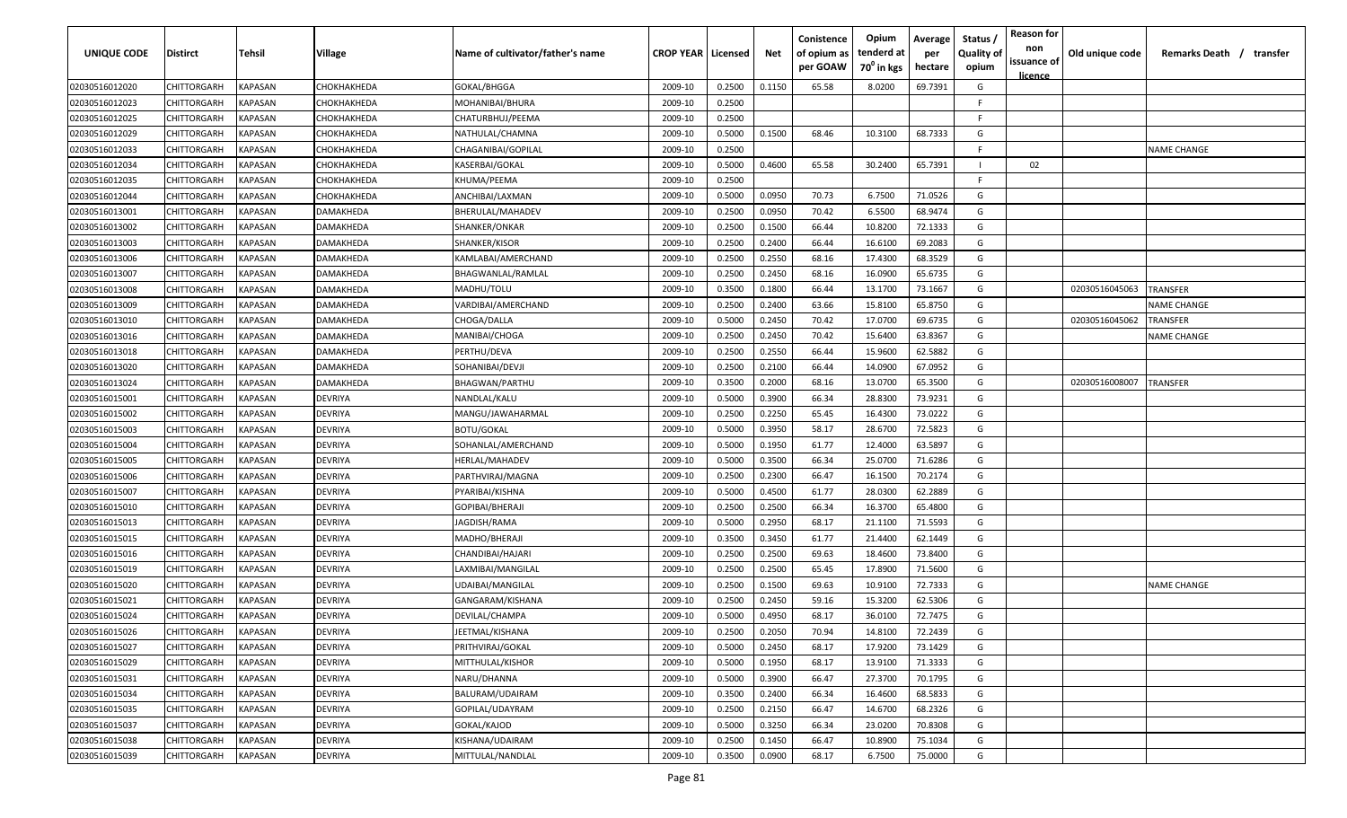| UNIQUE CODE | Distirct | Tehsil | Village | Name of cultivator/father's name | CROP YEAR | Licensed | Net | Conistence of opium as per GOAW | Opium tenderd at $70^0$ in kgs | Average per hectare | Status / Quality of opium | Reason for non issuance of licence | Old unique code | Remarks Death / transfer |
|---|---|---|---|---|---|---|---|---|---|---|---|---|---|---|
| 02030516012020 | CHITTORGARH | KAPASAN | CHOKHAKHEDA | GOKAL/BHGGA | 2009-10 | 0.2500 | 0.1150 | 65.58 | 8.0200 | 69.7391 | G | | | |
| 02030516012023 | CHITTORGARH | KAPASAN | CHOKHAKHEDA | MOHANIBAI/BHURA | 2009-10 | 0.2500 | | | | | F | | | |
| 02030516012025 | CHITTORGARH | KAPASAN | CHOKHAKHEDA | CHATURBHUJ/PEEMA | 2009-10 | 0.2500 | | | | | F | | | |
| 02030516012029 | CHITTORGARH | KAPASAN | CHOKHAKHEDA | NATHULAL/CHAMNA | 2009-10 | 0.5000 | 0.1500 | 68.46 | 10.3100 | 68.7333 | G | | | |
| 02030516012033 | CHITTORGARH | KAPASAN | CHOKHAKHEDA | CHAGANIBAI/GOPILAL | 2009-10 | 0.2500 | | | | | F | | | NAME CHANGE |
| 02030516012034 | CHITTORGARH | KAPASAN | CHOKHAKHEDA | KASERBAI/GOKAL | 2009-10 | 0.5000 | 0.4600 | 65.58 | 30.2400 | 65.7391 | I | 02 | | |
| 02030516012035 | CHITTORGARH | KAPASAN | CHOKHAKHEDA | KHUMA/PEEMA | 2009-10 | 0.2500 | | | | | F | | | |
| 02030516012044 | CHITTORGARH | KAPASAN | CHOKHAKHEDA | ANCHIBAI/LAXMAN | 2009-10 | 0.5000 | 0.0950 | 70.73 | 6.7500 | 71.0526 | G | | | |
| 02030516013001 | CHITTORGARH | KAPASAN | DAMAKHEDA | BHERULAL/MAHADEV | 2009-10 | 0.2500 | 0.0950 | 70.42 | 6.5500 | 68.9474 | G | | | |
| 02030516013002 | CHITTORGARH | KAPASAN | DAMAKHEDA | SHANKER/ONKAR | 2009-10 | 0.2500 | 0.1500 | 66.44 | 10.8200 | 72.1333 | G | | | |
| 02030516013003 | CHITTORGARH | KAPASAN | DAMAKHEDA | SHANKER/KISOR | 2009-10 | 0.2500 | 0.2400 | 66.44 | 16.6100 | 69.2083 | G | | | |
| 02030516013006 | CHITTORGARH | KAPASAN | DAMAKHEDA | KAMLABAI/AMERCHAND | 2009-10 | 0.2500 | 0.2550 | 68.16 | 17.4300 | 68.3529 | G | | | |
| 02030516013007 | CHITTORGARH | KAPASAN | DAMAKHEDA | BHAGWANLAL/RAMLAL | 2009-10 | 0.2500 | 0.2450 | 68.16 | 16.0900 | 65.6735 | G | | | |
| 02030516013008 | CHITTORGARH | KAPASAN | DAMAKHEDA | MADHU/TOLU | 2009-10 | 0.3500 | 0.1800 | 66.44 | 13.1700 | 73.1667 | G | | 02030516045063 | TRANSFER |
| 02030516013009 | CHITTORGARH | KAPASAN | DAMAKHEDA | VARDIBAI/AMERCHAND | 2009-10 | 0.2500 | 0.2400 | 63.66 | 15.8100 | 65.8750 | G | | | NAME CHANGE |
| 02030516013010 | CHITTORGARH | KAPASAN | DAMAKHEDA | CHOGA/DALLA | 2009-10 | 0.5000 | 0.2450 | 70.42 | 17.0700 | 69.6735 | G | | 02030516045062 | TRANSFER |
| 02030516013016 | CHITTORGARH | KAPASAN | DAMAKHEDA | MANIBAI/CHOGA | 2009-10 | 0.2500 | 0.2450 | 70.42 | 15.6400 | 63.8367 | G | | | NAME CHANGE |
| 02030516013018 | CHITTORGARH | KAPASAN | DAMAKHEDA | PERTHU/DEVA | 2009-10 | 0.2500 | 0.2550 | 66.44 | 15.9600 | 62.5882 | G | | | |
| 02030516013020 | CHITTORGARH | KAPASAN | DAMAKHEDA | SOHANIBAI/DEVJI | 2009-10 | 0.2500 | 0.2100 | 66.44 | 14.0900 | 67.0952 | G | | | |
| 02030516013024 | CHITTORGARH | KAPASAN | DAMAKHEDA | BHAGWAN/PARTHU | 2009-10 | 0.3500 | 0.2000 | 68.16 | 13.0700 | 65.3500 | G | | 02030516008007 | TRANSFER |
| 02030516015001 | CHITTORGARH | KAPASAN | DEVRIYA | NANDLAL/KALU | 2009-10 | 0.5000 | 0.3900 | 66.34 | 28.8300 | 73.9231 | G | | | |
| 02030516015002 | CHITTORGARH | KAPASAN | DEVRIYA | MANGU/JAWAHARMAL | 2009-10 | 0.2500 | 0.2250 | 65.45 | 16.4300 | 73.0222 | G | | | |
| 02030516015003 | CHITTORGARH | KAPASAN | DEVRIYA | BOTU/GOKAL | 2009-10 | 0.5000 | 0.3950 | 58.17 | 28.6700 | 72.5823 | G | | | |
| 02030516015004 | CHITTORGARH | KAPASAN | DEVRIYA | SOHANLAL/AMERCHAND | 2009-10 | 0.5000 | 0.1950 | 61.77 | 12.4000 | 63.5897 | G | | | |
| 02030516015005 | CHITTORGARH | KAPASAN | DEVRIYA | HERLAL/MAHADEV | 2009-10 | 0.5000 | 0.3500 | 66.34 | 25.0700 | 71.6286 | G | | | |
| 02030516015006 | CHITTORGARH | KAPASAN | DEVRIYA | PARTHVIRAJ/MAGNA | 2009-10 | 0.2500 | 0.2300 | 66.47 | 16.1500 | 70.2174 | G | | | |
| 02030516015007 | CHITTORGARH | KAPASAN | DEVRIYA | PYARIBAI/KISHNA | 2009-10 | 0.5000 | 0.4500 | 61.77 | 28.0300 | 62.2889 | G | | | |
| 02030516015010 | CHITTORGARH | KAPASAN | DEVRIYA | GOPIBAI/BHERAJI | 2009-10 | 0.2500 | 0.2500 | 66.34 | 16.3700 | 65.4800 | G | | | |
| 02030516015013 | CHITTORGARH | KAPASAN | DEVRIYA | JAGDISH/RAMA | 2009-10 | 0.5000 | 0.2950 | 68.17 | 21.1100 | 71.5593 | G | | | |
| 02030516015015 | CHITTORGARH | KAPASAN | DEVRIYA | MADHO/BHERAJI | 2009-10 | 0.3500 | 0.3450 | 61.77 | 21.4400 | 62.1449 | G | | | |
| 02030516015016 | CHITTORGARH | KAPASAN | DEVRIYA | CHANDIBAI/HAJARI | 2009-10 | 0.2500 | 0.2500 | 69.63 | 18.4600 | 73.8400 | G | | | |
| 02030516015019 | CHITTORGARH | KAPASAN | DEVRIYA | LAXMIBAI/MANGILAL | 2009-10 | 0.2500 | 0.2500 | 65.45 | 17.8900 | 71.5600 | G | | | |
| 02030516015020 | CHITTORGARH | KAPASAN | DEVRIYA | UDAIBAI/MANGILAL | 2009-10 | 0.2500 | 0.1500 | 69.63 | 10.9100 | 72.7333 | G | | | NAME CHANGE |
| 02030516015021 | CHITTORGARH | KAPASAN | DEVRIYA | GANGARAM/KISHANA | 2009-10 | 0.2500 | 0.2450 | 59.16 | 15.3200 | 62.5306 | G | | | |
| 02030516015024 | CHITTORGARH | KAPASAN | DEVRIYA | DEVILAL/CHAMPA | 2009-10 | 0.5000 | 0.4950 | 68.17 | 36.0100 | 72.7475 | G | | | |
| 02030516015026 | CHITTORGARH | KAPASAN | DEVRIYA | JEETMAL/KISHANA | 2009-10 | 0.2500 | 0.2050 | 70.94 | 14.8100 | 72.2439 | G | | | |
| 02030516015027 | CHITTORGARH | KAPASAN | DEVRIYA | PRITHVIRAJ/GOKAL | 2009-10 | 0.5000 | 0.2450 | 68.17 | 17.9200 | 73.1429 | G | | | |
| 02030516015029 | CHITTORGARH | KAPASAN | DEVRIYA | MITTHULAL/KISHOR | 2009-10 | 0.5000 | 0.1950 | 68.17 | 13.9100 | 71.3333 | G | | | |
| 02030516015031 | CHITTORGARH | KAPASAN | DEVRIYA | NARU/DHANNA | 2009-10 | 0.5000 | 0.3900 | 66.47 | 27.3700 | 70.1795 | G | | | |
| 02030516015034 | CHITTORGARH | KAPASAN | DEVRIYA | BALURAM/UDAIRAM | 2009-10 | 0.3500 | 0.2400 | 66.34 | 16.4600 | 68.5833 | G | | | |
| 02030516015035 | CHITTORGARH | KAPASAN | DEVRIYA | GOPILAL/UDAYRAM | 2009-10 | 0.2500 | 0.2150 | 66.47 | 14.6700 | 68.2326 | G | | | |
| 02030516015037 | CHITTORGARH | KAPASAN | DEVRIYA | GOKAL/KAJOD | 2009-10 | 0.5000 | 0.3250 | 66.34 | 23.0200 | 70.8308 | G | | | |
| 02030516015038 | CHITTORGARH | KAPASAN | DEVRIYA | KISHANA/UDAIRAM | 2009-10 | 0.2500 | 0.1450 | 66.47 | 10.8900 | 75.1034 | G | | | |
| 02030516015039 | CHITTORGARH | KAPASAN | DEVRIYA | MITTULAL/NANDLAL | 2009-10 | 0.3500 | 0.0900 | 68.17 | 6.7500 | 75.0000 | G | | | |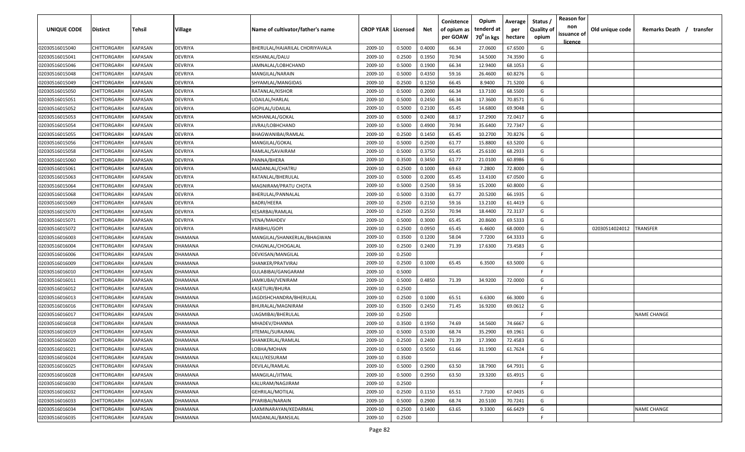| UNIQUE CODE | Distirct | Tehsil | Village | Name of cultivator/father's name | CROP YEAR | Licensed | Net | Conistence of opium as per GOAW | Opium tenderd at 70⁰ in kgs | Average per hectare | Status / Quality of opium | Reason for non issuance of licence | Old unique code | Remarks Death / transfer |
|---|---|---|---|---|---|---|---|---|---|---|---|---|---|---|
| 02030516015040 | CHITTORGARH | KAPASAN | DEVRIYA | BHERULAL/HAJARILAL CHORIYAVALA | 2009-10 | 0.5000 | 0.4000 | 66.34 | 27.0600 | 67.6500 | G | | | |
| 02030516015041 | CHITTORGARH | KAPASAN | DEVRIYA | KISHANLAL/DALU | 2009-10 | 0.2500 | 0.1950 | 70.94 | 14.5000 | 74.3590 | G | | | |
| 02030516015046 | CHITTORGARH | KAPASAN | DEVRIYA | JAMNALAL/LOBHCHAND | 2009-10 | 0.5000 | 0.1900 | 66.34 | 12.9400 | 68.1053 | G | | | |
| 02030516015048 | CHITTORGARH | KAPASAN | DEVRIYA | MANGILAL/NARAIN | 2009-10 | 0.5000 | 0.4350 | 59.16 | 26.4600 | 60.8276 | G | | | |
| 02030516015049 | CHITTORGARH | KAPASAN | DEVRIYA | SHYAMLAL/MANGIDAS | 2009-10 | 0.2500 | 0.1250 | 66.45 | 8.9400 | 71.5200 | G | | | |
| 02030516015050 | CHITTORGARH | KAPASAN | DEVRIYA | RATANLAL/KISHOR | 2009-10 | 0.5000 | 0.2000 | 66.34 | 13.7100 | 68.5500 | G | | | |
| 02030516015051 | CHITTORGARH | KAPASAN | DEVRIYA | UDAILAL/HARLAL | 2009-10 | 0.5000 | 0.2450 | 66.34 | 17.3600 | 70.8571 | G | | | |
| 02030516015052 | CHITTORGARH | KAPASAN | DEVRIYA | GOPILAL/UDAILAL | 2009-10 | 0.5000 | 0.2100 | 65.45 | 14.6800 | 69.9048 | G | | | |
| 02030516015053 | CHITTORGARH | KAPASAN | DEVRIYA | MOHANLAL/GOKAL | 2009-10 | 0.5000 | 0.2400 | 68.17 | 17.2900 | 72.0417 | G | | | |
| 02030516015054 | CHITTORGARH | KAPASAN | DEVRIYA | JIVRAJ/LOBHCHAND | 2009-10 | 0.5000 | 0.4900 | 70.94 | 35.6400 | 72.7347 | G | | | |
| 02030516015055 | CHITTORGARH | KAPASAN | DEVRIYA | BHAGWANIBAI/RAMLAL | 2009-10 | 0.2500 | 0.1450 | 65.45 | 10.2700 | 70.8276 | G | | | |
| 02030516015056 | CHITTORGARH | KAPASAN | DEVRIYA | MANGILAL/GOKAL | 2009-10 | 0.5000 | 0.2500 | 61.77 | 15.8800 | 63.5200 | G | | | |
| 02030516015058 | CHITTORGARH | KAPASAN | DEVRIYA | RAMLAL/SAVAIRAM | 2009-10 | 0.5000 | 0.3750 | 65.45 | 25.6100 | 68.2933 | G | | | |
| 02030516015060 | CHITTORGARH | KAPASAN | DEVRIYA | PANNA/BHERA | 2009-10 | 0.3500 | 0.3450 | 61.77 | 21.0100 | 60.8986 | G | | | |
| 02030516015061 | CHITTORGARH | KAPASAN | DEVRIYA | MADANLAL/CHATRU | 2009-10 | 0.2500 | 0.1000 | 69.63 | 7.2800 | 72.8000 | G | | | |
| 02030516015063 | CHITTORGARH | KAPASAN | DEVRIYA | RATANLAL/BHERULAL | 2009-10 | 0.5000 | 0.2000 | 65.45 | 13.4100 | 67.0500 | G | | | |
| 02030516015064 | CHITTORGARH | KAPASAN | DEVRIYA | MAGNIRAM/PRATU CHOTA | 2009-10 | 0.5000 | 0.2500 | 59.16 | 15.2000 | 60.8000 | G | | | |
| 02030516015068 | CHITTORGARH | KAPASAN | DEVRIYA | BHERULAL/PANNALAL | 2009-10 | 0.5000 | 0.3100 | 61.77 | 20.5200 | 66.1935 | G | | | |
| 02030516015069 | CHITTORGARH | KAPASAN | DEVRIYA | BADRI/HEERA | 2009-10 | 0.2500 | 0.2150 | 59.16 | 13.2100 | 61.4419 | G | | | |
| 02030516015070 | CHITTORGARH | KAPASAN | DEVRIYA | KESARBAI/RAMLAL | 2009-10 | 0.2500 | 0.2550 | 70.94 | 18.4400 | 72.3137 | G | | | |
| 02030516015071 | CHITTORGARH | KAPASAN | DEVRIYA | VENA/MAHDEV | 2009-10 | 0.5000 | 0.3000 | 65.45 | 20.8600 | 69.5333 | G | | | |
| 02030516015072 | CHITTORGARH | KAPASAN | DEVRIYA | PARBHU/GOPI | 2009-10 | 0.2500 | 0.0950 | 65.45 | 6.4600 | 68.0000 | G | | 02030514024012 | TRANSFER |
| 02030516016003 | CHITTORGARH | KAPASAN | DHAMANA | MANGILAL/SHANKERLAL/BHAGWAN | 2009-10 | 0.3500 | 0.1200 | 58.04 | 7.7200 | 64.3333 | G | | | |
| 02030516016004 | CHITTORGARH | KAPASAN | DHAMANA | CHAGNLAL/CHOGALAL | 2009-10 | 0.2500 | 0.2400 | 71.39 | 17.6300 | 73.4583 | G | | | |
| 02030516016006 | CHITTORGARH | KAPASAN | DHAMANA | DEVKISAN/MANGILAL | 2009-10 | 0.2500 | | | | | F | | | |
| 02030516016009 | CHITTORGARH | KAPASAN | DHAMANA | SHANKER/PRATVIRAJ | 2009-10 | 0.2500 | 0.1000 | 65.45 | 6.3500 | 63.5000 | G | | | |
| 02030516016010 | CHITTORGARH | KAPASAN | DHAMANA | GULABIBAI/GANGARAM | 2009-10 | 0.5000 | | | | | F | | | |
| 02030516016011 | CHITTORGARH | KAPASAN | DHAMANA | JAMKUBAI/VENIRAM | 2009-10 | 0.5000 | 0.4850 | 71.39 | 34.9200 | 72.0000 | G | | | |
| 02030516016012 | CHITTORGARH | KAPASAN | DHAMANA | KASETURI/BHURA | 2009-10 | 0.2500 | | | | | F | | | |
| 02030516016013 | CHITTORGARH | KAPASAN | DHAMANA | JAGDISHCHANDRA/BHERULAL | 2009-10 | 0.2500 | 0.1000 | 65.51 | 6.6300 | 66.3000 | G | | | |
| 02030516016016 | CHITTORGARH | KAPASAN | DHAMANA | BHURALAL/MAGNIRAM | 2009-10 | 0.3500 | 0.2450 | 71.45 | 16.9200 | 69.0612 | G | | | |
| 02030516016017 | CHITTORGARH | KAPASAN | DHAMANA | UAGMIBAI/BHERULAL | 2009-10 | 0.2500 | | | | | F | | | NAME CHANGE |
| 02030516016018 | CHITTORGARH | KAPASAN | DHAMANA | MHADEV/DHANNA | 2009-10 | 0.3500 | 0.1950 | 74.69 | 14.5600 | 74.6667 | G | | | |
| 02030516016019 | CHITTORGARH | KAPASAN | DHAMANA | JITEMAL/SURAJMAL | 2009-10 | 0.5000 | 0.5100 | 68.74 | 35.2900 | 69.1961 | G | | | |
| 02030516016020 | CHITTORGARH | KAPASAN | DHAMANA | SHANKERLAL/RAMLAL | 2009-10 | 0.2500 | 0.2400 | 71.39 | 17.3900 | 72.4583 | G | | | |
| 02030516016021 | CHITTORGARH | KAPASAN | DHAMANA | LOBHA/MOHAN | 2009-10 | 0.5000 | 0.5050 | 61.66 | 31.1900 | 61.7624 | G | | | |
| 02030516016024 | CHITTORGARH | KAPASAN | DHAMANA | KALU/KESURAM | 2009-10 | 0.3500 | | | | | F | | | |
| 02030516016025 | CHITTORGARH | KAPASAN | DHAMANA | DEVILAL/RAMLAL | 2009-10 | 0.5000 | 0.2900 | 63.50 | 18.7900 | 64.7931 | G | | | |
| 02030516016028 | CHITTORGARH | KAPASAN | DHAMANA | MANGILAL/JITMAL | 2009-10 | 0.5000 | 0.2950 | 63.50 | 19.3200 | 65.4915 | G | | | |
| 02030516016030 | CHITTORGARH | KAPASAN | DHAMANA | KALURAM/NAGJIRAM | 2009-10 | 0.2500 | | | | | F | | | |
| 02030516016032 | CHITTORGARH | KAPASAN | DHAMANA | GEHRILAL/MOTILAL | 2009-10 | 0.2500 | 0.1150 | 65.51 | 7.7100 | 67.0435 | G | | | |
| 02030516016033 | CHITTORGARH | KAPASAN | DHAMANA | PYARIBAI/NARAIN | 2009-10 | 0.5000 | 0.2900 | 68.74 | 20.5100 | 70.7241 | G | | | |
| 02030516016034 | CHITTORGARH | KAPASAN | DHAMANA | LAXMINARAYAN/KEDARMAL | 2009-10 | 0.2500 | 0.1400 | 63.65 | 9.3300 | 66.6429 | G | | | NAME CHANGE |
| 02030516016035 | CHITTORGARH | KAPASAN | DHAMANA | MADANLAL/BANSILAL | 2009-10 | 0.2500 | | | | | F | | | |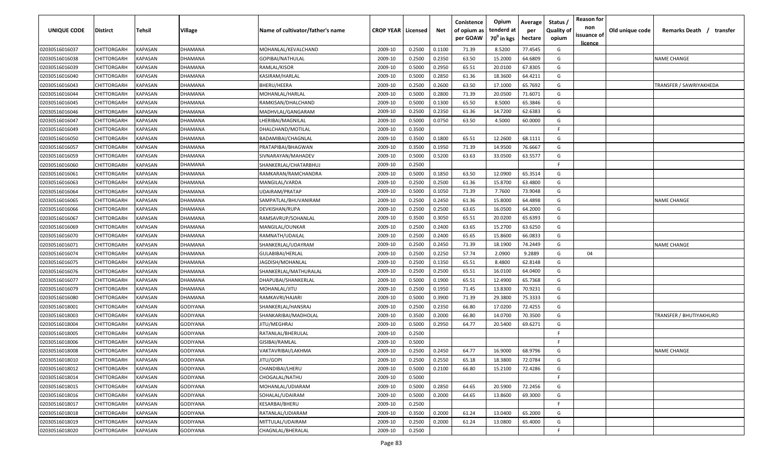| UNIQUE CODE | Distirct | Tehsil | Village | Name of cultivator/father's name | CROP YEAR | Licensed | Net | Conistence of opium as per GOAW | Opium tenderd at $70^0$ in kgs | Average per hectare | Status / Quality of opium | Reason for non issuance of licence | Old unique code | Remarks Death / transfer |
|---|---|---|---|---|---|---|---|---|---|---|---|---|---|---|
| 02030516016037 | CHITTORGARH | KAPASAN | DHAMANA | MOHANLAL/KEVALCHAND | 2009-10 | 0.2500 | 0.1100 | 71.39 | 8.5200 | 77.4545 | G | | | |
| 02030516016038 | CHITTORGARH | KAPASAN | DHAMANA | GOPIBAI/NATHULAL | 2009-10 | 0.2500 | 0.2350 | 63.50 | 15.2000 | 64.6809 | G | | | NAME CHANGE |
| 02030516016039 | CHITTORGARH | KAPASAN | DHAMANA | RAMLAL/KISOR | 2009-10 | 0.5000 | 0.2950 | 65.51 | 20.0100 | 67.8305 | G | | | |
| 02030516016040 | CHITTORGARH | KAPASAN | DHAMANA | KASIRAM/HARLAL | 2009-10 | 0.5000 | 0.2850 | 61.36 | 18.3600 | 64.4211 | G | | | |
| 02030516016043 | CHITTORGARH | KAPASAN | DHAMANA | BHERU/HEERA | 2009-10 | 0.2500 | 0.2600 | 63.50 | 17.1000 | 65.7692 | G | | | TRANSFER / SAWRIYAKHEDA |
| 02030516016044 | CHITTORGARH | KAPASAN | DHAMANA | MOHANLAL/HARLAL | 2009-10 | 0.5000 | 0.2800 | 71.39 | 20.0500 | 71.6071 | G | | | |
| 02030516016045 | CHITTORGARH | KAPASAN | DHAMANA | RAMKISAN/DHALCHAND | 2009-10 | 0.5000 | 0.1300 | 65.50 | 8.5000 | 65.3846 | G | | | |
| 02030516016046 | CHITTORGARH | KAPASAN | DHAMANA | MADHVLAL/GANGARAM | 2009-10 | 0.2500 | 0.2350 | 61.36 | 14.7200 | 62.6383 | G | | | |
| 02030516016047 | CHITTORGARH | KAPASAN | DHAMANA | LHERIBAI/MAGNILAL | 2009-10 | 0.5000 | 0.0750 | 63.50 | 4.5000 | 60.0000 | G | | | |
| 02030516016049 | CHITTORGARH | KAPASAN | DHAMANA | DHALCHAND/MOTILAL | 2009-10 | 0.3500 | | | | | F | | | |
| 02030516016050 | CHITTORGARH | KAPASAN | DHAMANA | BADAMIBAI/CHAGNLAL | 2009-10 | 0.3500 | 0.1800 | 65.51 | 12.2600 | 68.1111 | G | | | |
| 02030516016057 | CHITTORGARH | KAPASAN | DHAMANA | PRATAPIBAI/BHAGWAN | 2009-10 | 0.3500 | 0.1950 | 71.39 | 14.9500 | 76.6667 | G | | | |
| 02030516016059 | CHITTORGARH | KAPASAN | DHAMANA | SIVNARAYAN/MAHADEV | 2009-10 | 0.5000 | 0.5200 | 63.63 | 33.0500 | 63.5577 | G | | | |
| 02030516016060 | CHITTORGARH | KAPASAN | DHAMANA | SHANKERLAL/CHATARBHUJ | 2009-10 | 0.2500 | | | | | F | | | |
| 02030516016061 | CHITTORGARH | KAPASAN | DHAMANA | RAMKARAN/RAMCHANDRA | 2009-10 | 0.5000 | 0.1850 | 63.50 | 12.0900 | 65.3514 | G | | | |
| 02030516016063 | CHITTORGARH | KAPASAN | DHAMANA | MANGILAL/VARDA | 2009-10 | 0.2500 | 0.2500 | 61.36 | 15.8700 | 63.4800 | G | | | |
| 02030516016064 | CHITTORGARH | KAPASAN | DHAMANA | UDAIRAM/PRATAP | 2009-10 | 0.5000 | 0.1050 | 71.39 | 7.7600 | 73.9048 | G | | | |
| 02030516016065 | CHITTORGARH | KAPASAN | DHAMANA | SAMPATLAL/BHUVANIRAM | 2009-10 | 0.2500 | 0.2450 | 61.36 | 15.8000 | 64.4898 | G | | | NAME CHANGE |
| 02030516016066 | CHITTORGARH | KAPASAN | DHAMANA | DEVKISHAN/RUPA | 2009-10 | 0.2500 | 0.2500 | 63.65 | 16.0500 | 64.2000 | G | | | |
| 02030516016067 | CHITTORGARH | KAPASAN | DHAMANA | RAMSAVRUP/SOHANLAL | 2009-10 | 0.3500 | 0.3050 | 65.51 | 20.0200 | 65.6393 | G | | | |
| 02030516016069 | CHITTORGARH | KAPASAN | DHAMANA | MANGILAL/OUNKAR | 2009-10 | 0.2500 | 0.2400 | 63.65 | 15.2700 | 63.6250 | G | | | |
| 02030516016070 | CHITTORGARH | KAPASAN | DHAMANA | RAMNATH/UDAILAL | 2009-10 | 0.2500 | 0.2400 | 65.65 | 15.8600 | 66.0833 | G | | | |
| 02030516016071 | CHITTORGARH | KAPASAN | DHAMANA | SHANKERLAL/UDAYRAM | 2009-10 | 0.2500 | 0.2450 | 71.39 | 18.1900 | 74.2449 | G | | | NAME CHANGE |
| 02030516016074 | CHITTORGARH | KAPASAN | DHAMANA | GULABIBAI/HERLAL | 2009-10 | 0.2500 | 0.2250 | 57.74 | 2.0900 | 9.2889 | G | 04 | | |
| 02030516016075 | CHITTORGARH | KAPASAN | DHAMANA | JAGDISH/MOHANLAL | 2009-10 | 0.2500 | 0.1350 | 65.51 | 8.4800 | 62.8148 | G | | | |
| 02030516016076 | CHITTORGARH | KAPASAN | DHAMANA | SHANKERLAL/MATHURALAL | 2009-10 | 0.2500 | 0.2500 | 65.51 | 16.0100 | 64.0400 | G | | | |
| 02030516016077 | CHITTORGARH | KAPASAN | DHAMANA | DHAPUBAI/SHANKERLAL | 2009-10 | 0.5000 | 0.1900 | 65.51 | 12.4900 | 65.7368 | G | | | |
| 02030516016079 | CHITTORGARH | KAPASAN | DHAMANA | MOHANLAL/JITU | 2009-10 | 0.2500 | 0.1950 | 71.45 | 13.8300 | 70.9231 | G | | | |
| 02030516016080 | CHITTORGARH | KAPASAN | DHAMANA | RAMKAVRI/HAJARI | 2009-10 | 0.5000 | 0.3900 | 71.39 | 29.3800 | 75.3333 | G | | | |
| 02030516018001 | CHITTORGARH | KAPASAN | GODIYANA | SHANKERLAL/HANSRAJ | 2009-10 | 0.2500 | 0.2350 | 66.80 | 17.0200 | 72.4255 | G | | | |
| 02030516018003 | CHITTORGARH | KAPASAN | GODIYANA | SHANKARIBAI/MADHOLAL | 2009-10 | 0.3500 | 0.2000 | 66.80 | 14.0700 | 70.3500 | G | | | TRANSFER / BHUTIYAKHURD |
| 02030516018004 | CHITTORGARH | KAPASAN | GODIYANA | JITU/MEGHRAJ | 2009-10 | 0.5000 | 0.2950 | 64.77 | 20.5400 | 69.6271 | G | | | |
| 02030516018005 | CHITTORGARH | KAPASAN | GODIYANA | RATANLAL/BHERULAL | 2009-10 | 0.2500 | | | | | F | | | |
| 02030516018006 | CHITTORGARH | KAPASAN | GODIYANA | GISIBAI/RAMLAL | 2009-10 | 0.5000 | | | | | F | | | |
| 02030516018008 | CHITTORGARH | KAPASAN | GODIYANA | VAKTAVRIBAI/LAKHMA | 2009-10 | 0.2500 | 0.2450 | 64.77 | 16.9000 | 68.9796 | G | | | NAME CHANGE |
| 02030516018010 | CHITTORGARH | KAPASAN | GODIYANA | JITU/GOPI | 2009-10 | 0.2500 | 0.2550 | 65.18 | 18.3800 | 72.0784 | G | | | |
| 02030516018012 | CHITTORGARH | KAPASAN | GODIYANA | CHANDIBAI/LHERU | 2009-10 | 0.5000 | 0.2100 | 66.80 | 15.2100 | 72.4286 | G | | | |
| 02030516018014 | CHITTORGARH | KAPASAN | GODIYANA | CHOGALAL/NATHU | 2009-10 | 0.5000 | | | | | F | | | |
| 02030516018015 | CHITTORGARH | KAPASAN | GODIYANA | MOHANLAL/UDIARAM | 2009-10 | 0.5000 | 0.2850 | 64.65 | 20.5900 | 72.2456 | G | | | |
| 02030516018016 | CHITTORGARH | KAPASAN | GODIYANA | SOHALAL/UDAIRAM | 2009-10 | 0.5000 | 0.2000 | 64.65 | 13.8600 | 69.3000 | G | | | |
| 02030516018017 | CHITTORGARH | KAPASAN | GODIYANA | KESARBAI/BHERU | 2009-10 | 0.2500 | | | | | F | | | |
| 02030516018018 | CHITTORGARH | KAPASAN | GODIYANA | RATANLAL/UDIARAM | 2009-10 | 0.3500 | 0.2000 | 61.24 | 13.0400 | 65.2000 | G | | | |
| 02030516018019 | CHITTORGARH | KAPASAN | GODIYANA | MITTULAL/UDAIRAM | 2009-10 | 0.2500 | 0.2000 | 61.24 | 13.0800 | 65.4000 | G | | | |
| 02030516018020 | CHITTORGARH | KAPASAN | GODIYANA | CHAGNLAL/BHERALAL | 2009-10 | 0.2500 | | | | | F | | | |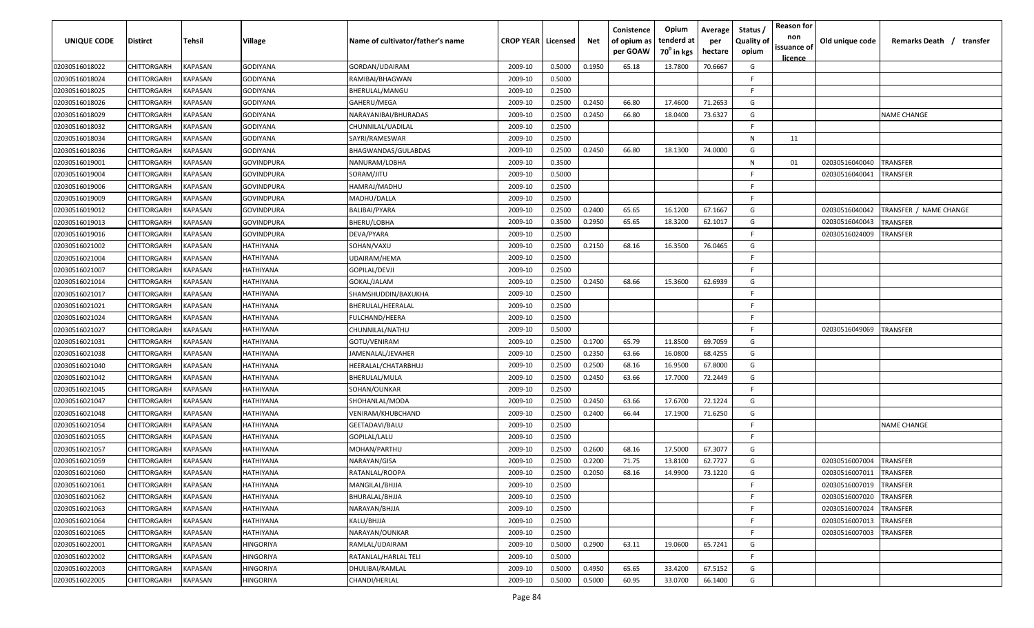| UNIQUE CODE | Distirct | Tehsil | Village | Name of cultivator/father's name | CROP YEAR | Licensed | Net | Conistence of opium as per GOAW | Opium tenderd at 70° in kgs | Average per hectare | Status / Quality of opium | Reason for non issuance of licence | Old unique code | Remarks Death / transfer |
|---|---|---|---|---|---|---|---|---|---|---|---|---|---|---|
| 02030516018022 | CHITTORGARH | KAPASAN | GODIYANA | GORDAN/UDAIRAM | 2009-10 | 0.5000 | 0.1950 | 65.18 | 13.7800 | 70.6667 | G | | | |
| 02030516018024 | CHITTORGARH | KAPASAN | GODIYANA | RAMIBAI/BHAGWAN | 2009-10 | 0.5000 | | | | | F | | | |
| 02030516018025 | CHITTORGARH | KAPASAN | GODIYANA | BHERULAL/MANGU | 2009-10 | 0.2500 | | | | | F | | | |
| 02030516018026 | CHITTORGARH | KAPASAN | GODIYANA | GAHERU/MEGA | 2009-10 | 0.2500 | 0.2450 | 66.80 | 17.4600 | 71.2653 | G | | | |
| 02030516018029 | CHITTORGARH | KAPASAN | GODIYANA | NARAYANIBAI/BHURADAS | 2009-10 | 0.2500 | 0.2450 | 66.80 | 18.0400 | 73.6327 | G | | | NAME CHANGE |
| 02030516018032 | CHITTORGARH | KAPASAN | GODIYANA | CHUNNILAL/UADILAL | 2009-10 | 0.2500 | | | | | F | | | |
| 02030516018034 | CHITTORGARH | KAPASAN | GODIYANA | SAYRI/RAMESWAR | 2009-10 | 0.2500 | | | | | N | 11 | | |
| 02030516018036 | CHITTORGARH | KAPASAN | GODIYANA | BHAGWANDAS/GULABDAS | 2009-10 | 0.2500 | 0.2450 | 66.80 | 18.1300 | 74.0000 | G | | | |
| 02030516019001 | CHITTORGARH | KAPASAN | GOVINDPURA | NANURAM/LOBHA | 2009-10 | 0.3500 | | | | | N | 01 | 02030516040040 | TRANSFER |
| 02030516019004 | CHITTORGARH | KAPASAN | GOVINDPURA | SORAM/JITU | 2009-10 | 0.5000 | | | | | F | | 02030516040041 | TRANSFER |
| 02030516019006 | CHITTORGARH | KAPASAN | GOVINDPURA | HAMRAJ/MADHU | 2009-10 | 0.2500 | | | | | F | | | |
| 02030516019009 | CHITTORGARH | KAPASAN | GOVINDPURA | MADHU/DALLA | 2009-10 | 0.2500 | | | | | F | | | |
| 02030516019012 | CHITTORGARH | KAPASAN | GOVINDPURA | BALIBAI/PYARA | 2009-10 | 0.2500 | 0.2400 | 65.65 | 16.1200 | 67.1667 | G | | 02030516040042 | TRANSFER / NAME CHANGE |
| 02030516019013 | CHITTORGARH | KAPASAN | GOVINDPURA | BHERU/LOBHA | 2009-10 | 0.3500 | 0.2950 | 65.65 | 18.3200 | 62.1017 | G | | 02030516040043 | TRANSFER |
| 02030516019016 | CHITTORGARH | KAPASAN | GOVINDPURA | DEVA/PYARA | 2009-10 | 0.2500 | | | | | F | | 02030516024009 | TRANSFER |
| 02030516021002 | CHITTORGARH | KAPASAN | HATHIYANA | SOHAN/VAXU | 2009-10 | 0.2500 | 0.2150 | 68.16 | 16.3500 | 76.0465 | G | | | |
| 02030516021004 | CHITTORGARH | KAPASAN | HATHIYANA | UDAIRAM/HEMA | 2009-10 | 0.2500 | | | | | F | | | |
| 02030516021007 | CHITTORGARH | KAPASAN | HATHIYANA | GOPILAL/DEVJI | 2009-10 | 0.2500 | | | | | F | | | |
| 02030516021014 | CHITTORGARH | KAPASAN | HATHIYANA | GOKAL/JALAM | 2009-10 | 0.2500 | 0.2450 | 68.66 | 15.3600 | 62.6939 | G | | | |
| 02030516021017 | CHITTORGARH | KAPASAN | HATHIYANA | SHAMSHUDDIN/BAXUKHA | 2009-10 | 0.2500 | | | | | F | | | |
| 02030516021021 | CHITTORGARH | KAPASAN | HATHIYANA | BHERULAL/HEERALAL | 2009-10 | 0.2500 | | | | | F | | | |
| 02030516021024 | CHITTORGARH | KAPASAN | HATHIYANA | FULCHAND/HEERA | 2009-10 | 0.2500 | | | | | F | | | |
| 02030516021027 | CHITTORGARH | KAPASAN | HATHIYANA | CHUNNILAL/NATHU | 2009-10 | 0.5000 | | | | | F | | 02030516049069 | TRANSFER |
| 02030516021031 | CHITTORGARH | KAPASAN | HATHIYANA | GOTU/VENIRAM | 2009-10 | 0.2500 | 0.1700 | 65.79 | 11.8500 | 69.7059 | G | | | |
| 02030516021038 | CHITTORGARH | KAPASAN | HATHIYANA | JAMENALAL/JEVAHER | 2009-10 | 0.2500 | 0.2350 | 63.66 | 16.0800 | 68.4255 | G | | | |
| 02030516021040 | CHITTORGARH | KAPASAN | HATHIYANA | HEERALAL/CHATARBHUJ | 2009-10 | 0.2500 | 0.2500 | 68.16 | 16.9500 | 67.8000 | G | | | |
| 02030516021042 | CHITTORGARH | KAPASAN | HATHIYANA | BHERULAL/MULA | 2009-10 | 0.2500 | 0.2450 | 63.66 | 17.7000 | 72.2449 | G | | | |
| 02030516021045 | CHITTORGARH | KAPASAN | HATHIYANA | SOHAN/OUNKAR | 2009-10 | 0.2500 | | | | | F | | | |
| 02030516021047 | CHITTORGARH | KAPASAN | HATHIYANA | SHOHANLAL/MODA | 2009-10 | 0.2500 | 0.2450 | 63.66 | 17.6700 | 72.1224 | G | | | |
| 02030516021048 | CHITTORGARH | KAPASAN | HATHIYANA | VENIRAM/KHUBCHAND | 2009-10 | 0.2500 | 0.2400 | 66.44 | 17.1900 | 71.6250 | G | | | |
| 02030516021054 | CHITTORGARH | KAPASAN | HATHIYANA | GEETADAVI/BALU | 2009-10 | 0.2500 | | | | | F | | | NAME CHANGE |
| 02030516021055 | CHITTORGARH | KAPASAN | HATHIYANA | GOPILAL/LALU | 2009-10 | 0.2500 | | | | | F | | | |
| 02030516021057 | CHITTORGARH | KAPASAN | HATHIYANA | MOHAN/PARTHU | 2009-10 | 0.2500 | 0.2600 | 68.16 | 17.5000 | 67.3077 | G | | | |
| 02030516021059 | CHITTORGARH | KAPASAN | HATHIYANA | NARAYAN/GISA | 2009-10 | 0.2500 | 0.2200 | 71.75 | 13.8100 | 62.7727 | G | | 02030516007004 | TRANSFER |
| 02030516021060 | CHITTORGARH | KAPASAN | HATHIYANA | RATANLAL/ROOPA | 2009-10 | 0.2500 | 0.2050 | 68.16 | 14.9900 | 73.1220 | G | | 02030516007011 | TRANSFER |
| 02030516021061 | CHITTORGARH | KAPASAN | HATHIYANA | MANGILAL/BHJJA | 2009-10 | 0.2500 | | | | | F | | 02030516007019 | TRANSFER |
| 02030516021062 | CHITTORGARH | KAPASAN | HATHIYANA | BHURALAL/BHJJA | 2009-10 | 0.2500 | | | | | F | | 02030516007020 | TRANSFER |
| 02030516021063 | CHITTORGARH | KAPASAN | HATHIYANA | NARAYAN/BHJJA | 2009-10 | 0.2500 | | | | | F | | 02030516007024 | TRANSFER |
| 02030516021064 | CHITTORGARH | KAPASAN | HATHIYANA | KALU/BHJJA | 2009-10 | 0.2500 | | | | | F | | 02030516007013 | TRANSFER |
| 02030516021065 | CHITTORGARH | KAPASAN | HATHIYANA | NARAYAN/OUNKAR | 2009-10 | 0.2500 | | | | | F | | 02030516007003 | TRANSFER |
| 02030516022001 | CHITTORGARH | KAPASAN | HINGORIYA | RAMLAL/UDAIRAM | 2009-10 | 0.5000 | 0.2900 | 63.11 | 19.0600 | 65.7241 | G | | | |
| 02030516022002 | CHITTORGARH | KAPASAN | HINGORIYA | RATANLAL/HARLAL TELI | 2009-10 | 0.5000 | | | | | F | | | |
| 02030516022003 | CHITTORGARH | KAPASAN | HINGORIYA | DHULIBAI/RAMLAL | 2009-10 | 0.5000 | 0.4950 | 65.65 | 33.4200 | 67.5152 | G | | | |
| 02030516022005 | CHITTORGARH | KAPASAN | HINGORIYA | CHANDI/HERLAL | 2009-10 | 0.5000 | 0.5000 | 60.95 | 33.0700 | 66.1400 | G | | | |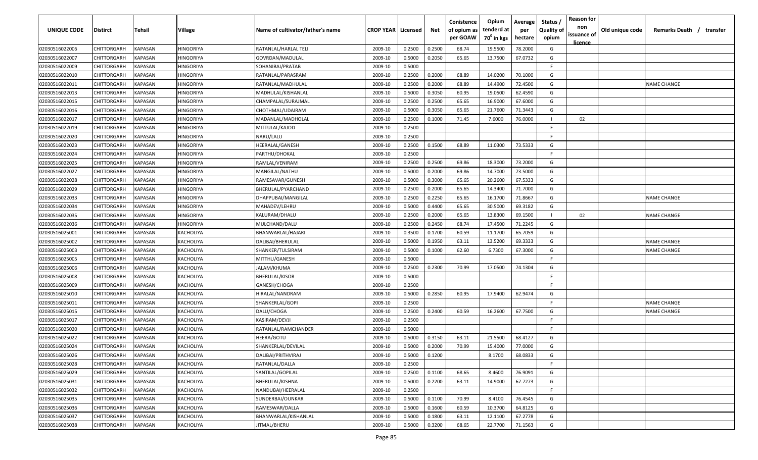| UNIQUE CODE | Distirct | Tehsil | Village | Name of cultivator/father's name | CROP YEAR | Licensed | Net | Conistence of opium as per GOAW | Opium tenderd at $70^0$ in kgs | Average per hectare | Status / Quality of opium | Reason for non issuance of licence | Old unique code | Remarks Death / transfer |
|---|---|---|---|---|---|---|---|---|---|---|---|---|---|---|
| 02030516022006 | CHITTORGARH | KAPASAN | HINGORIYA | RATANLAL/HARLAL TELI | 2009-10 | 0.2500 | 0.2500 | 68.74 | 19.5500 | 78.2000 | G | | | |
| 02030516022007 | CHITTORGARH | KAPASAN | HINGORIYA | GOVRDAN/MADULAL | 2009-10 | 0.5000 | 0.2050 | 65.65 | 13.7500 | 67.0732 | G | | | |
| 02030516022009 | CHITTORGARH | KAPASAN | HINGORIYA | SOHANIBAI/PRATAB | 2009-10 | 0.5000 | | | | | F | | | |
| 02030516022010 | CHITTORGARH | KAPASAN | HINGORIYA | RATANLAL/PARASRAM | 2009-10 | 0.2500 | 0.2000 | 68.89 | 14.0200 | 70.1000 | G | | | |
| 02030516022011 | CHITTORGARH | KAPASAN | HINGORIYA | RATANLAL/MADHULAL | 2009-10 | 0.2500 | 0.2000 | 68.89 | 14.4900 | 72.4500 | G | | | NAME CHANGE |
| 02030516022013 | CHITTORGARH | KAPASAN | HINGORIYA | MADHULAL/KISHANLAL | 2009-10 | 0.5000 | 0.3050 | 60.95 | 19.0500 | 62.4590 | G | | | |
| 02030516022015 | CHITTORGARH | KAPASAN | HINGORIYA | CHAMPALAL/SURAJMAL | 2009-10 | 0.2500 | 0.2500 | 65.65 | 16.9000 | 67.6000 | G | | | |
| 02030516022016 | CHITTORGARH | KAPASAN | HINGORIYA | CHOTHMAL/UDAIRAM | 2009-10 | 0.5000 | 0.3050 | 65.65 | 21.7600 | 71.3443 | G | | | |
| 02030516022017 | CHITTORGARH | KAPASAN | HINGORIYA | MADANLAL/MADHOLAL | 2009-10 | 0.2500 | 0.1000 | 71.45 | 7.6000 | 76.0000 | I | 02 | | |
| 02030516022019 | CHITTORGARH | KAPASAN | HINGORIYA | MITTULAL/KAJOD | 2009-10 | 0.2500 | | | | | F | | | |
| 02030516022020 | CHITTORGARH | KAPASAN | HINGORIYA | NARU/LALU | 2009-10 | 0.2500 | | | | | F | | | |
| 02030516022023 | CHITTORGARH | KAPASAN | HINGORIYA | HEERALAL/GANESH | 2009-10 | 0.2500 | 0.1500 | 68.89 | 11.0300 | 73.5333 | G | | | |
| 02030516022024 | CHITTORGARH | KAPASAN | HINGORIYA | PARTHU/DHOKAL | 2009-10 | 0.2500 | | | | | F | | | |
| 02030516022025 | CHITTORGARH | KAPASAN | HINGORIYA | RAMLAL/VENIRAM | 2009-10 | 0.2500 | 0.2500 | 69.86 | 18.3000 | 73.2000 | G | | | |
| 02030516022027 | CHITTORGARH | KAPASAN | HINGORIYA | MANGILAL/NATHU | 2009-10 | 0.5000 | 0.2000 | 69.86 | 14.7000 | 73.5000 | G | | | |
| 02030516022028 | CHITTORGARH | KAPASAN | HINGORIYA | RAMESAVAR/GUNESH | 2009-10 | 0.5000 | 0.3000 | 65.65 | 20.2600 | 67.5333 | G | | | |
| 02030516022029 | CHITTORGARH | KAPASAN | HINGORIYA | BHERULAL/PYARCHAND | 2009-10 | 0.2500 | 0.2000 | 65.65 | 14.3400 | 71.7000 | G | | | |
| 02030516022033 | CHITTORGARH | KAPASAN | HINGORIYA | DHAPPUBAI/MANGILAL | 2009-10 | 0.2500 | 0.2250 | 65.65 | 16.1700 | 71.8667 | G | | | NAME CHANGE |
| 02030516022034 | CHITTORGARH | KAPASAN | HINGORIYA | MAHADEV/LEHRU | 2009-10 | 0.5000 | 0.4400 | 65.65 | 30.5000 | 69.3182 | G | | | |
| 02030516022035 | CHITTORGARH | KAPASAN | HINGORIYA | KALURAM/DHALU | 2009-10 | 0.2500 | 0.2000 | 65.65 | 13.8300 | 69.1500 | I | 02 | | NAME CHANGE |
| 02030516022036 | CHITTORGARH | KAPASAN | HINGORIYA | MULCHAND/DALU | 2009-10 | 0.2500 | 0.2450 | 68.74 | 17.4500 | 71.2245 | G | | | |
| 02030516025001 | CHITTORGARH | KAPASAN | KACHOLIYA | BHANWARLAL/HAJARI | 2009-10 | 0.3500 | 0.1700 | 60.59 | 11.1700 | 65.7059 | G | | | |
| 02030516025002 | CHITTORGARH | KAPASAN | KACHOLIYA | DALIBAI/BHERULAL | 2009-10 | 0.5000 | 0.1950 | 63.11 | 13.5200 | 69.3333 | G | | | NAME CHANGE |
| 02030516025003 | CHITTORGARH | KAPASAN | KACHOLIYA | SHANKER/TULSIRAM | 2009-10 | 0.5000 | 0.1000 | 62.60 | 6.7300 | 67.3000 | G | | | NAME CHANGE |
| 02030516025005 | CHITTORGARH | KAPASAN | KACHOLIYA | MITTHU/GANESH | 2009-10 | 0.5000 | | | | | F | | | |
| 02030516025006 | CHITTORGARH | KAPASAN | KACHOLIYA | JALAM/KHUMA | 2009-10 | 0.2500 | 0.2300 | 70.99 | 17.0500 | 74.1304 | G | | | |
| 02030516025008 | CHITTORGARH | KAPASAN | KACHOLIYA | BHERULAL/KISOR | 2009-10 | 0.5000 | | | | | F | | | |
| 02030516025009 | CHITTORGARH | KAPASAN | KACHOLIYA | GANESH/CHOGA | 2009-10 | 0.2500 | | | | | F | | | |
| 02030516025010 | CHITTORGARH | KAPASAN | KACHOLIYA | HIRALAL/NANDRAM | 2009-10 | 0.5000 | 0.2850 | 60.95 | 17.9400 | 62.9474 | G | | | |
| 02030516025011 | CHITTORGARH | KAPASAN | KACHOLIYA | SHANKERLAL/GOPI | 2009-10 | 0.2500 | | | | | F | | | NAME CHANGE |
| 02030516025015 | CHITTORGARH | KAPASAN | KACHOLIYA | DALU/CHOGA | 2009-10 | 0.2500 | 0.2400 | 60.59 | 16.2600 | 67.7500 | G | | | NAME CHANGE |
| 02030516025017 | CHITTORGARH | KAPASAN | KACHOLIYA | KASIRAM/DEVJI | 2009-10 | 0.2500 | | | | | F | | | |
| 02030516025020 | CHITTORGARH | KAPASAN | KACHOLIYA | RATANLAL/RAMCHANDER | 2009-10 | 0.5000 | | | | | F | | | |
| 02030516025022 | CHITTORGARH | KAPASAN | KACHOLIYA | HEERA/GOTU | 2009-10 | 0.5000 | 0.3150 | 63.11 | 21.5500 | 68.4127 | G | | | |
| 02030516025024 | CHITTORGARH | KAPASAN | KACHOLIYA | SHANKERLAL/DEVILAL | 2009-10 | 0.5000 | 0.2000 | 70.99 | 15.4000 | 77.0000 | G | | | |
| 02030516025026 | CHITTORGARH | KAPASAN | KACHOLIYA | DALIBAI/PRITHVIRAJ | 2009-10 | 0.5000 | 0.1200 | | 8.1700 | 68.0833 | G | | | |
| 02030516025028 | CHITTORGARH | KAPASAN | KACHOLIYA | RATANLAL/DALLA | 2009-10 | 0.2500 | | | | | F | | | |
| 02030516025029 | CHITTORGARH | KAPASAN | KACHOLIYA | SANTILAL/GOPILAL | 2009-10 | 0.2500 | 0.1100 | 68.65 | 8.4600 | 76.9091 | G | | | |
| 02030516025031 | CHITTORGARH | KAPASAN | KACHOLIYA | BHERULAL/KISHNA | 2009-10 | 0.5000 | 0.2200 | 63.11 | 14.9000 | 67.7273 | G | | | |
| 02030516025032 | CHITTORGARH | KAPASAN | KACHOLIYA | NANDUBAI/HEERALAL | 2009-10 | 0.2500 | | | | | F | | | |
| 02030516025035 | CHITTORGARH | KAPASAN | KACHOLIYA | SUNDERBAI/OUNKAR | 2009-10 | 0.5000 | 0.1100 | 70.99 | 8.4100 | 76.4545 | G | | | |
| 02030516025036 | CHITTORGARH | KAPASAN | KACHOLIYA | RAMESWAR/DALLA | 2009-10 | 0.5000 | 0.1600 | 60.59 | 10.3700 | 64.8125 | G | | | |
| 02030516025037 | CHITTORGARH | KAPASAN | KACHOLIYA | BHANWARLAL/KISHANLAL | 2009-10 | 0.5000 | 0.1800 | 63.11 | 12.1100 | 67.2778 | G | | | |
| 02030516025038 | CHITTORGARH | KAPASAN | KACHOLIYA | JITMAL/BHERU | 2009-10 | 0.5000 | 0.3200 | 68.65 | 22.7700 | 71.1563 | G | | | |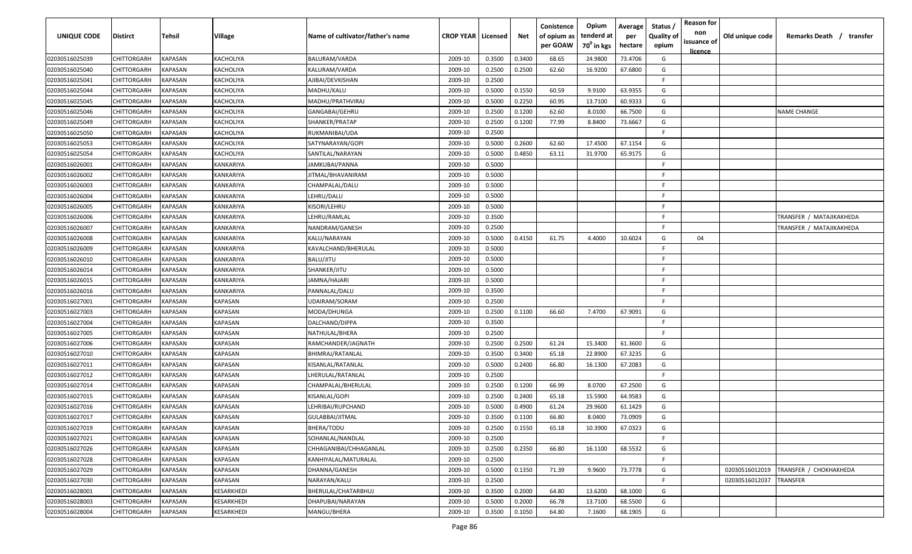| UNIQUE CODE | Distirct | Tehsil | Village | Name of cultivator/father's name | CROP YEAR | Licensed | Net | Conistence of opium as per GOAW | Opium tenderd at $70^0$ in kgs | Average per hectare | Status / Quality of opium | Reason for non issuance of licence | Old unique code | Remarks Death / transfer |
|---|---|---|---|---|---|---|---|---|---|---|---|---|---|---|
| 02030516025039 | CHITTORGARH | KAPASAN | KACHOLIYA | BALURAM/VARDA | 2009-10 | 0.3500 | 0.3400 | 68.65 | 24.9800 | 73.4706 | G | | | |
| 02030516025040 | CHITTORGARH | KAPASAN | KACHOLIYA | KALURAM/VARDA | 2009-10 | 0.2500 | 0.2500 | 62.60 | 16.9200 | 67.6800 | G | | | |
| 02030516025041 | CHITTORGARH | KAPASAN | KACHOLIYA | AJIBAI/DEVKISHAN | 2009-10 | 0.2500 | | | | | F | | | |
| 02030516025044 | CHITTORGARH | KAPASAN | KACHOLIYA | MADHU/KALU | 2009-10 | 0.5000 | 0.1550 | 60.59 | 9.9100 | 63.9355 | G | | | |
| 02030516025045 | CHITTORGARH | KAPASAN | KACHOLIYA | MADHU/PRATHVIRAJ | 2009-10 | 0.5000 | 0.2250 | 60.95 | 13.7100 | 60.9333 | G | | | |
| 02030516025046 | CHITTORGARH | KAPASAN | KACHOLIYA | GANGABAI/GEHRU | 2009-10 | 0.2500 | 0.1200 | 62.60 | 8.0100 | 66.7500 | G | | | NAME CHANGE |
| 02030516025049 | CHITTORGARH | KAPASAN | KACHOLIYA | SHANKER/PRATAP | 2009-10 | 0.2500 | 0.1200 | 77.99 | 8.8400 | 73.6667 | G | | | |
| 02030516025050 | CHITTORGARH | KAPASAN | KACHOLIYA | RUKMANIBAI/UDA | 2009-10 | 0.2500 | | | | | F | | | |
| 02030516025053 | CHITTORGARH | KAPASAN | KACHOLIYA | SATYNARAYAN/GOPI | 2009-10 | 0.5000 | 0.2600 | 62.60 | 17.4500 | 67.1154 | G | | | |
| 02030516025054 | CHITTORGARH | KAPASAN | KACHOLIYA | SANTILAL/NARAYAN | 2009-10 | 0.5000 | 0.4850 | 63.11 | 31.9700 | 65.9175 | G | | | |
| 02030516026001 | CHITTORGARH | KAPASAN | KANKARIYA | JAMKUBAI/PANNA | 2009-10 | 0.5000 | | | | | F | | | |
| 02030516026002 | CHITTORGARH | KAPASAN | KANKARIYA | JITMAL/BHAVANIRAM | 2009-10 | 0.5000 | | | | | F | | | |
| 02030516026003 | CHITTORGARH | KAPASAN | KANKARIYA | CHAMPALAL/DALU | 2009-10 | 0.5000 | | | | | F | | | |
| 02030516026004 | CHITTORGARH | KAPASAN | KANKARIYA | LEHRU/DALU | 2009-10 | 0.5000 | | | | | F | | | |
| 02030516026005 | CHITTORGARH | KAPASAN | KANKARIYA | KISORI/LEHRU | 2009-10 | 0.5000 | | | | | F | | | |
| 02030516026006 | CHITTORGARH | KAPASAN | KANKARIYA | LEHRU/RAMLAL | 2009-10 | 0.3500 | | | | | F | | | TRANSFER / MATAJIKAKHEDA |
| 02030516026007 | CHITTORGARH | KAPASAN | KANKARIYA | NANDRAM/GANESH | 2009-10 | 0.2500 | | | | | F | | | TRANSFER / MATAJIKAKHEDA |
| 02030516026008 | CHITTORGARH | KAPASAN | KANKARIYA | KALU/NARAYAN | 2009-10 | 0.5000 | 0.4150 | 61.75 | 4.4000 | 10.6024 | G | 04 | | |
| 02030516026009 | CHITTORGARH | KAPASAN | KANKARIYA | KAVALCHAND/BHERULAL | 2009-10 | 0.5000 | | | | | F | | | |
| 02030516026010 | CHITTORGARH | KAPASAN | KANKARIYA | BALU/JITU | 2009-10 | 0.5000 | | | | | F | | | |
| 02030516026014 | CHITTORGARH | KAPASAN | KANKARIYA | SHANKER/JITU | 2009-10 | 0.5000 | | | | | F | | | |
| 02030516026015 | CHITTORGARH | KAPASAN | KANKARIYA | JAMNA/HAJARI | 2009-10 | 0.5000 | | | | | F | | | |
| 02030516026016 | CHITTORGARH | KAPASAN | KANKARIYA | PANNALAL/DALU | 2009-10 | 0.3500 | | | | | F | | | |
| 02030516027001 | CHITTORGARH | KAPASAN | KAPASAN | UDAIRAM/SORAM | 2009-10 | 0.2500 | | | | | F | | | |
| 02030516027003 | CHITTORGARH | KAPASAN | KAPASAN | MODA/DHUNGA | 2009-10 | 0.2500 | 0.1100 | 66.60 | 7.4700 | 67.9091 | G | | | |
| 02030516027004 | CHITTORGARH | KAPASAN | KAPASAN | DALCHAND/DIPPA | 2009-10 | 0.3500 | | | | | F | | | |
| 02030516027005 | CHITTORGARH | KAPASAN | KAPASAN | NATHULAL/BHERA | 2009-10 | 0.2500 | | | | | F | | | |
| 02030516027006 | CHITTORGARH | KAPASAN | KAPASAN | RAMCHANDER/JAGNATH | 2009-10 | 0.2500 | 0.2500 | 61.24 | 15.3400 | 61.3600 | G | | | |
| 02030516027010 | CHITTORGARH | KAPASAN | KAPASAN | BHIMRAJ/RATANLAL | 2009-10 | 0.3500 | 0.3400 | 65.18 | 22.8900 | 67.3235 | G | | | |
| 02030516027011 | CHITTORGARH | KAPASAN | KAPASAN | KISANLAL/RATANLAL | 2009-10 | 0.5000 | 0.2400 | 66.80 | 16.1300 | 67.2083 | G | | | |
| 02030516027012 | CHITTORGARH | KAPASAN | KAPASAN | LHERULAL/RATANLAL | 2009-10 | 0.2500 | | | | | F | | | |
| 02030516027014 | CHITTORGARH | KAPASAN | KAPASAN | CHAMPALAL/BHERULAL | 2009-10 | 0.2500 | 0.1200 | 66.99 | 8.0700 | 67.2500 | G | | | |
| 02030516027015 | CHITTORGARH | KAPASAN | KAPASAN | KISANLAL/GOPI | 2009-10 | 0.2500 | 0.2400 | 65.18 | 15.5900 | 64.9583 | G | | | |
| 02030516027016 | CHITTORGARH | KAPASAN | KAPASAN | LEHRIBAI/RUPCHAND | 2009-10 | 0.5000 | 0.4900 | 61.24 | 29.9600 | 61.1429 | G | | | |
| 02030516027017 | CHITTORGARH | KAPASAN | KAPASAN | GULABBAI/JITMAL | 2009-10 | 0.3500 | 0.1100 | 66.80 | 8.0400 | 73.0909 | G | | | |
| 02030516027019 | CHITTORGARH | KAPASAN | KAPASAN | BHERA/TODU | 2009-10 | 0.2500 | 0.1550 | 65.18 | 10.3900 | 67.0323 | G | | | |
| 02030516027021 | CHITTORGARH | KAPASAN | KAPASAN | SOHANLAL/NANDLAL | 2009-10 | 0.2500 | | | | | F | | | |
| 02030516027026 | CHITTORGARH | KAPASAN | KAPASAN | CHHAGANIBAI/CHHAGANLAL | 2009-10 | 0.2500 | 0.2350 | 66.80 | 16.1100 | 68.5532 | G | | | |
| 02030516027028 | CHITTORGARH | KAPASAN | KAPASAN | KANHIYALAL/MATURALAL | 2009-10 | 0.2500 | | | | | F | | | |
| 02030516027029 | CHITTORGARH | KAPASAN | KAPASAN | DHANNA/GANESH | 2009-10 | 0.5000 | 0.1350 | 71.39 | 9.9600 | 73.7778 | G | | 02030516012019 | TRANSFER / CHOKHAKHEDA |
| 02030516027030 | CHITTORGARH | KAPASAN | KAPASAN | NARAYAN/KALU | 2009-10 | 0.2500 | | | | | F | | 02030516012037 | TRANSFER |
| 02030516028001 | CHITTORGARH | KAPASAN | KESARKHEDI | BHERULAL/CHATARBHUJ | 2009-10 | 0.3500 | 0.2000 | 64.80 | 13.6200 | 68.1000 | G | | | |
| 02030516028003 | CHITTORGARH | KAPASAN | KESARKHEDI | DHAPUBAI/NARAYAN | 2009-10 | 0.5000 | 0.2000 | 66.78 | 13.7100 | 68.5500 | G | | | |
| 02030516028004 | CHITTORGARH | KAPASAN | KESARKHEDI | MANGU/BHERA | 2009-10 | 0.3500 | 0.1050 | 64.80 | 7.1600 | 68.1905 | G | | | |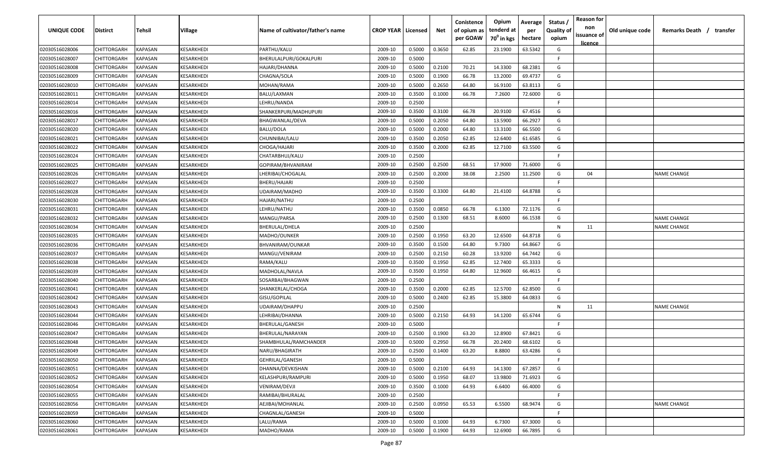| UNIQUE CODE | Distirct | Tehsil | Village | Name of cultivator/father's name | CROP YEAR | Licensed | Net | Conistence of opium as per GOAW | Opium tenderd at $70^0$ in kgs | Average per hectare | Status / Quality of opium | Reason for non issuance of licence | Old unique code | Remarks Death / transfer |
|---|---|---|---|---|---|---|---|---|---|---|---|---|---|---|
| 02030516028006 | CHITTORGARH | KAPASAN | KESARKHEDI | PARTHU/KALU | 2009-10 | 0.5000 | 0.3650 | 62.85 | 23.1900 | 63.5342 | G | | | |
| 02030516028007 | CHITTORGARH | KAPASAN | KESARKHEDI | BHERULALPURI/GOKALPURI | 2009-10 | 0.5000 | | | | | F | | | |
| 02030516028008 | CHITTORGARH | KAPASAN | KESARKHEDI | HAJARI/DHANNA | 2009-10 | 0.5000 | 0.2100 | 70.21 | 14.3300 | 68.2381 | G | | | |
| 02030516028009 | CHITTORGARH | KAPASAN | KESARKHEDI | CHAGNA/SOLA | 2009-10 | 0.5000 | 0.1900 | 66.78 | 13.2000 | 69.4737 | G | | | |
| 02030516028010 | CHITTORGARH | KAPASAN | KESARKHEDI | MOHAN/RAMA | 2009-10 | 0.5000 | 0.2650 | 64.80 | 16.9100 | 63.8113 | G | | | |
| 02030516028011 | CHITTORGARH | KAPASAN | KESARKHEDI | BALU/LAXMAN | 2009-10 | 0.3500 | 0.1000 | 66.78 | 7.2600 | 72.6000 | G | | | |
| 02030516028014 | CHITTORGARH | KAPASAN | KESARKHEDI | LEHRU/NANDA | 2009-10 | 0.2500 | | | | | F | | | |
| 02030516028016 | CHITTORGARH | KAPASAN | KESARKHEDI | SHANKERPURI/MADHUPURI | 2009-10 | 0.3500 | 0.3100 | 66.78 | 20.9100 | 67.4516 | G | | | |
| 02030516028017 | CHITTORGARH | KAPASAN | KESARKHEDI | BHAGWANLAL/DEVA | 2009-10 | 0.5000 | 0.2050 | 64.80 | 13.5900 | 66.2927 | G | | | |
| 02030516028020 | CHITTORGARH | KAPASAN | KESARKHEDI | BALU/DOLA | 2009-10 | 0.5000 | 0.2000 | 64.80 | 13.3100 | 66.5500 | G | | | |
| 02030516028021 | CHITTORGARH | KAPASAN | KESARKHEDI | CHUNNIBAI/LALU | 2009-10 | 0.3500 | 0.2050 | 62.85 | 12.6400 | 61.6585 | G | | | |
| 02030516028022 | CHITTORGARH | KAPASAN | KESARKHEDI | CHOGA/HAJARI | 2009-10 | 0.3500 | 0.2000 | 62.85 | 12.7100 | 63.5500 | G | | | |
| 02030516028024 | CHITTORGARH | KAPASAN | KESARKHEDI | CHATARBHUJ/KALU | 2009-10 | 0.2500 | | | | | F | | | |
| 02030516028025 | CHITTORGARH | KAPASAN | KESARKHEDI | GOPIRAM/BHVANIRAM | 2009-10 | 0.2500 | 0.2500 | 68.51 | 17.9000 | 71.6000 | G | | | |
| 02030516028026 | CHITTORGARH | KAPASAN | KESARKHEDI | LHERIBAI/CHOGALAL | 2009-10 | 0.2500 | 0.2000 | 38.08 | 2.2500 | 11.2500 | G | 04 | | NAME CHANGE |
| 02030516028027 | CHITTORGARH | KAPASAN | KESARKHEDI | BHERU/HAJARI | 2009-10 | 0.2500 | | | | | F | | | |
| 02030516028028 | CHITTORGARH | KAPASAN | KESARKHEDI | UDAIRAM/MADHO | 2009-10 | 0.3500 | 0.3300 | 64.80 | 21.4100 | 64.8788 | G | | | |
| 02030516028030 | CHITTORGARH | KAPASAN | KESARKHEDI | HAJARI/NATHU | 2009-10 | 0.2500 | | | | | F | | | |
| 02030516028031 | CHITTORGARH | KAPASAN | KESARKHEDI | LEHRU/NATHU | 2009-10 | 0.3500 | 0.0850 | 66.78 | 6.1300 | 72.1176 | G | | | |
| 02030516028032 | CHITTORGARH | KAPASAN | KESARKHEDI | MANGU/PARSA | 2009-10 | 0.2500 | 0.1300 | 68.51 | 8.6000 | 66.1538 | G | | | NAME CHANGE |
| 02030516028034 | CHITTORGARH | KAPASAN | KESARKHEDI | BHERULAL/DHELA | 2009-10 | 0.2500 | | | | | N | 11 | | NAME CHANGE |
| 02030516028035 | CHITTORGARH | KAPASAN | KESARKHEDI | MADHO/OUNKER | 2009-10 | 0.2500 | 0.1950 | 63.20 | 12.6500 | 64.8718 | G | | | |
| 02030516028036 | CHITTORGARH | KAPASAN | KESARKHEDI | BHVANIRAM/OUNKAR | 2009-10 | 0.3500 | 0.1500 | 64.80 | 9.7300 | 64.8667 | G | | | |
| 02030516028037 | CHITTORGARH | KAPASAN | KESARKHEDI | MANGU/VENIRAM | 2009-10 | 0.2500 | 0.2150 | 60.28 | 13.9200 | 64.7442 | G | | | |
| 02030516028038 | CHITTORGARH | KAPASAN | KESARKHEDI | RAMA/KALU | 2009-10 | 0.3500 | 0.1950 | 62.85 | 12.7400 | 65.3333 | G | | | |
| 02030516028039 | CHITTORGARH | KAPASAN | KESARKHEDI | MADHOLAL/NAVLA | 2009-10 | 0.3500 | 0.1950 | 64.80 | 12.9600 | 66.4615 | G | | | |
| 02030516028040 | CHITTORGARH | KAPASAN | KESARKHEDI | SOSARBAI/BHAGWAN | 2009-10 | 0.2500 | | | | | F | | | |
| 02030516028041 | CHITTORGARH | KAPASAN | KESARKHEDI | SHANKERLAL/CHOGA | 2009-10 | 0.3500 | 0.2000 | 62.85 | 12.5700 | 62.8500 | G | | | |
| 02030516028042 | CHITTORGARH | KAPASAN | KESARKHEDI | GISU/GOPILAL | 2009-10 | 0.5000 | 0.2400 | 62.85 | 15.3800 | 64.0833 | G | | | |
| 02030516028043 | CHITTORGARH | KAPASAN | KESARKHEDI | UDAIRAM/DHAPPU | 2009-10 | 0.2500 | | | | | N | 11 | | NAME CHANGE |
| 02030516028044 | CHITTORGARH | KAPASAN | KESARKHEDI | LEHRIBAI/DHANNA | 2009-10 | 0.5000 | 0.2150 | 64.93 | 14.1200 | 65.6744 | G | | | |
| 02030516028046 | CHITTORGARH | KAPASAN | KESARKHEDI | BHERULAL/GANESH | 2009-10 | 0.5000 | | | | | F | | | |
| 02030516028047 | CHITTORGARH | KAPASAN | KESARKHEDI | BHERULAL/NARAYAN | 2009-10 | 0.2500 | 0.1900 | 63.20 | 12.8900 | 67.8421 | G | | | |
| 02030516028048 | CHITTORGARH | KAPASAN | KESARKHEDI | SHAMBHULAL/RAMCHANDER | 2009-10 | 0.5000 | 0.2950 | 66.78 | 20.2400 | 68.6102 | G | | | |
| 02030516028049 | CHITTORGARH | KAPASAN | KESARKHEDI | NARU/BHAGIRATH | 2009-10 | 0.2500 | 0.1400 | 63.20 | 8.8800 | 63.4286 | G | | | |
| 02030516028050 | CHITTORGARH | KAPASAN | KESARKHEDI | GEHRILAL/GANESH | 2009-10 | 0.5000 | | | | | F | | | |
| 02030516028051 | CHITTORGARH | KAPASAN | KESARKHEDI | DHANNA/DEVKISHAN | 2009-10 | 0.5000 | 0.2100 | 64.93 | 14.1300 | 67.2857 | G | | | |
| 02030516028052 | CHITTORGARH | KAPASAN | KESARKHEDI | KELASHPURI/RAMPURI | 2009-10 | 0.5000 | 0.1950 | 68.07 | 13.9800 | 71.6923 | G | | | |
| 02030516028054 | CHITTORGARH | KAPASAN | KESARKHEDI | VENIRAM/DEVJI | 2009-10 | 0.3500 | 0.1000 | 64.93 | 6.6400 | 66.4000 | G | | | |
| 02030516028055 | CHITTORGARH | KAPASAN | KESARKHEDI | RAMIBAI/BHURALAL | 2009-10 | 0.2500 | | | | | F | | | |
| 02030516028056 | CHITTORGARH | KAPASAN | KESARKHEDI | AEJIBAI/MOHANLAL | 2009-10 | 0.2500 | 0.0950 | 65.53 | 6.5500 | 68.9474 | G | | | NAME CHANGE |
| 02030516028059 | CHITTORGARH | KAPASAN | KESARKHEDI | CHAGNLAL/GANESH | 2009-10 | 0.5000 | | | | | F | | | |
| 02030516028060 | CHITTORGARH | KAPASAN | KESARKHEDI | LALU/RAMA | 2009-10 | 0.5000 | 0.1000 | 64.93 | 6.7300 | 67.3000 | G | | | |
| 02030516028061 | CHITTORGARH | KAPASAN | KESARKHEDI | MADHO/RAMA | 2009-10 | 0.5000 | 0.1900 | 64.93 | 12.6900 | 66.7895 | G | | | |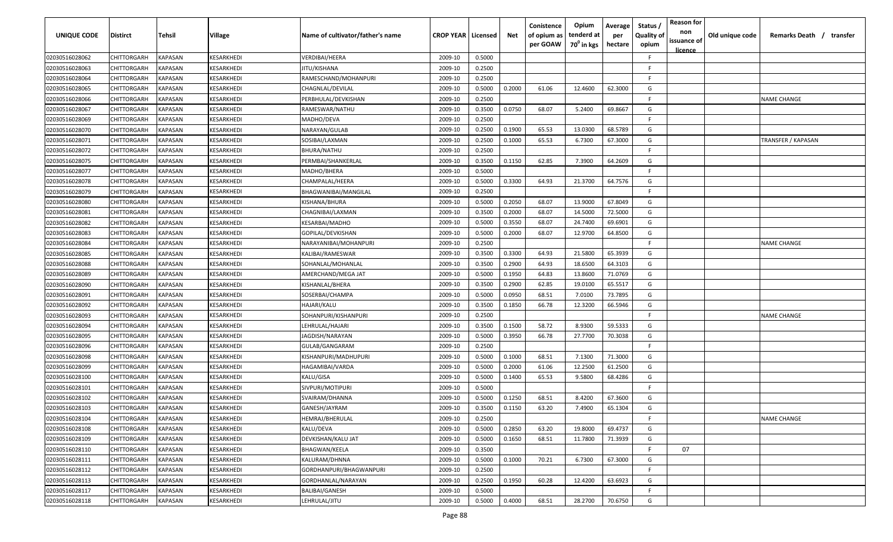| UNIQUE CODE | Distirct | Tehsil | Village | Name of cultivator/father's name | CROP YEAR | Licensed | Net | Conistence of opium as per GOAW | Opium tenderd at $70^0$ in kgs | Average per hectare | Status / Quality of opium | Reason for non issuance of licence | Old unique code | Remarks Death / transfer |
|---|---|---|---|---|---|---|---|---|---|---|---|---|---|---|
| 02030516028062 | CHITTORGARH | KAPASAN | KESARKHEDI | VERDIBAI/HEERA | 2009-10 | 0.5000 | | | | | F | | | |
| 02030516028063 | CHITTORGARH | KAPASAN | KESARKHEDI | JITU/KISHANA | 2009-10 | 0.2500 | | | | | F | | | |
| 02030516028064 | CHITTORGARH | KAPASAN | KESARKHEDI | RAMESCHAND/MOHANPURI | 2009-10 | 0.2500 | | | | | F | | | |
| 02030516028065 | CHITTORGARH | KAPASAN | KESARKHEDI | CHAGNLAL/DEVILAL | 2009-10 | 0.5000 | 0.2000 | 61.06 | 12.4600 | 62.3000 | G | | | |
| 02030516028066 | CHITTORGARH | KAPASAN | KESARKHEDI | PERBHULAL/DEVKISHAN | 2009-10 | 0.2500 | | | | | F | | | NAME CHANGE |
| 02030516028067 | CHITTORGARH | KAPASAN | KESARKHEDI | RAMESWAR/NATHU | 2009-10 | 0.3500 | 0.0750 | 68.07 | 5.2400 | 69.8667 | G | | | |
| 02030516028069 | CHITTORGARH | KAPASAN | KESARKHEDI | MADHO/DEVA | 2009-10 | 0.2500 | | | | | F | | | |
| 02030516028070 | CHITTORGARH | KAPASAN | KESARKHEDI | NARAYAN/GULAB | 2009-10 | 0.2500 | 0.1900 | 65.53 | 13.0300 | 68.5789 | G | | | |
| 02030516028071 | CHITTORGARH | KAPASAN | KESARKHEDI | SOSIBAI/LAXMAN | 2009-10 | 0.2500 | 0.1000 | 65.53 | 6.7300 | 67.3000 | G | | | TRANSFER / KAPASAN |
| 02030516028072 | CHITTORGARH | KAPASAN | KESARKHEDI | BHURA/NATHU | 2009-10 | 0.2500 | | | | | F | | | |
| 02030516028075 | CHITTORGARH | KAPASAN | KESARKHEDI | PERMBAI/SHANKERLAL | 2009-10 | 0.3500 | 0.1150 | 62.85 | 7.3900 | 64.2609 | G | | | |
| 02030516028077 | CHITTORGARH | KAPASAN | KESARKHEDI | MADHO/BHERA | 2009-10 | 0.5000 | | | | | F | | | |
| 02030516028078 | CHITTORGARH | KAPASAN | KESARKHEDI | CHAMPALAL/HEERA | 2009-10 | 0.5000 | 0.3300 | 64.93 | 21.3700 | 64.7576 | G | | | |
| 02030516028079 | CHITTORGARH | KAPASAN | KESARKHEDI | BHAGWANIBAI/MANGILAL | 2009-10 | 0.2500 | | | | | F | | | |
| 02030516028080 | CHITTORGARH | KAPASAN | KESARKHEDI | KISHANA/BHURA | 2009-10 | 0.5000 | 0.2050 | 68.07 | 13.9000 | 67.8049 | G | | | |
| 02030516028081 | CHITTORGARH | KAPASAN | KESARKHEDI | CHAGNIBAI/LAXMAN | 2009-10 | 0.3500 | 0.2000 | 68.07 | 14.5000 | 72.5000 | G | | | |
| 02030516028082 | CHITTORGARH | KAPASAN | KESARKHEDI | KESARBAI/MADHO | 2009-10 | 0.5000 | 0.3550 | 68.07 | 24.7400 | 69.6901 | G | | | |
| 02030516028083 | CHITTORGARH | KAPASAN | KESARKHEDI | GOPILAL/DEVKISHAN | 2009-10 | 0.5000 | 0.2000 | 68.07 | 12.9700 | 64.8500 | G | | | |
| 02030516028084 | CHITTORGARH | KAPASAN | KESARKHEDI | NARAYANIBAI/MOHANPURI | 2009-10 | 0.2500 | | | | | F | | | NAME CHANGE |
| 02030516028085 | CHITTORGARH | KAPASAN | KESARKHEDI | KALIBAI/RAMESWAR | 2009-10 | 0.3500 | 0.3300 | 64.93 | 21.5800 | 65.3939 | G | | | |
| 02030516028088 | CHITTORGARH | KAPASAN | KESARKHEDI | SOHANLAL/MOHANLAL | 2009-10 | 0.3500 | 0.2900 | 64.93 | 18.6500 | 64.3103 | G | | | |
| 02030516028089 | CHITTORGARH | KAPASAN | KESARKHEDI | AMERCHAND/MEGA JAT | 2009-10 | 0.5000 | 0.1950 | 64.83 | 13.8600 | 71.0769 | G | | | |
| 02030516028090 | CHITTORGARH | KAPASAN | KESARKHEDI | KISHANLAL/BHERA | 2009-10 | 0.3500 | 0.2900 | 62.85 | 19.0100 | 65.5517 | G | | | |
| 02030516028091 | CHITTORGARH | KAPASAN | KESARKHEDI | SOSERBAI/CHAMPA | 2009-10 | 0.5000 | 0.0950 | 68.51 | 7.0100 | 73.7895 | G | | | |
| 02030516028092 | CHITTORGARH | KAPASAN | KESARKHEDI | HAJARI/KALU | 2009-10 | 0.3500 | 0.1850 | 66.78 | 12.3200 | 66.5946 | G | | | |
| 02030516028093 | CHITTORGARH | KAPASAN | KESARKHEDI | SOHANPURI/KISHANPURI | 2009-10 | 0.2500 | | | | | F | | | NAME CHANGE |
| 02030516028094 | CHITTORGARH | KAPASAN | KESARKHEDI | LEHRULAL/HAJARI | 2009-10 | 0.3500 | 0.1500 | 58.72 | 8.9300 | 59.5333 | G | | | |
| 02030516028095 | CHITTORGARH | KAPASAN | KESARKHEDI | JAGDISH/NARAYAN | 2009-10 | 0.5000 | 0.3950 | 66.78 | 27.7700 | 70.3038 | G | | | |
| 02030516028096 | CHITTORGARH | KAPASAN | KESARKHEDI | GULAB/GANGARAM | 2009-10 | 0.2500 | | | | | F | | | |
| 02030516028098 | CHITTORGARH | KAPASAN | KESARKHEDI | KISHANPURI/MADHUPURI | 2009-10 | 0.5000 | 0.1000 | 68.51 | 7.1300 | 71.3000 | G | | | |
| 02030516028099 | CHITTORGARH | KAPASAN | KESARKHEDI | HAGAMIBAI/VARDA | 2009-10 | 0.5000 | 0.2000 | 61.06 | 12.2500 | 61.2500 | G | | | |
| 02030516028100 | CHITTORGARH | KAPASAN | KESARKHEDI | KALU/GISA | 2009-10 | 0.5000 | 0.1400 | 65.53 | 9.5800 | 68.4286 | G | | | |
| 02030516028101 | CHITTORGARH | KAPASAN | KESARKHEDI | SIVPURI/MOTIPURI | 2009-10 | 0.5000 | | | | | F | | | |
| 02030516028102 | CHITTORGARH | KAPASAN | KESARKHEDI | SVAIRAM/DHANNA | 2009-10 | 0.5000 | 0.1250 | 68.51 | 8.4200 | 67.3600 | G | | | |
| 02030516028103 | CHITTORGARH | KAPASAN | KESARKHEDI | GANESH/JAYRAM | 2009-10 | 0.3500 | 0.1150 | 63.20 | 7.4900 | 65.1304 | G | | | |
| 02030516028104 | CHITTORGARH | KAPASAN | KESARKHEDI | HEMRAJ/BHERULAL | 2009-10 | 0.2500 | | | | | F | | | NAME CHANGE |
| 02030516028108 | CHITTORGARH | KAPASAN | KESARKHEDI | KALU/DEVA | 2009-10 | 0.5000 | 0.2850 | 63.20 | 19.8000 | 69.4737 | G | | | |
| 02030516028109 | CHITTORGARH | KAPASAN | KESARKHEDI | DEVKISHAN/KALU JAT | 2009-10 | 0.5000 | 0.1650 | 68.51 | 11.7800 | 71.3939 | G | | | |
| 02030516028110 | CHITTORGARH | KAPASAN | KESARKHEDI | BHAGWAN/KEELA | 2009-10 | 0.3500 | | | | | F | 07 | | |
| 02030516028111 | CHITTORGARH | KAPASAN | KESARKHEDI | KALURAM/DHNNA | 2009-10 | 0.5000 | 0.1000 | 70.21 | 6.7300 | 67.3000 | G | | | |
| 02030516028112 | CHITTORGARH | KAPASAN | KESARKHEDI | GORDHANPURI/BHAGWANPURI | 2009-10 | 0.2500 | | | | | F | | | |
| 02030516028113 | CHITTORGARH | KAPASAN | KESARKHEDI | GORDHANLAL/NARAYAN | 2009-10 | 0.2500 | 0.1950 | 60.28 | 12.4200 | 63.6923 | G | | | |
| 02030516028117 | CHITTORGARH | KAPASAN | KESARKHEDI | BALIBAI/GANESH | 2009-10 | 0.5000 | | | | | F | | | |
| 02030516028118 | CHITTORGARH | KAPASAN | KESARKHEDI | LEHRULAL/JITU | 2009-10 | 0.5000 | 0.4000 | 68.51 | 28.2700 | 70.6750 | G | | | |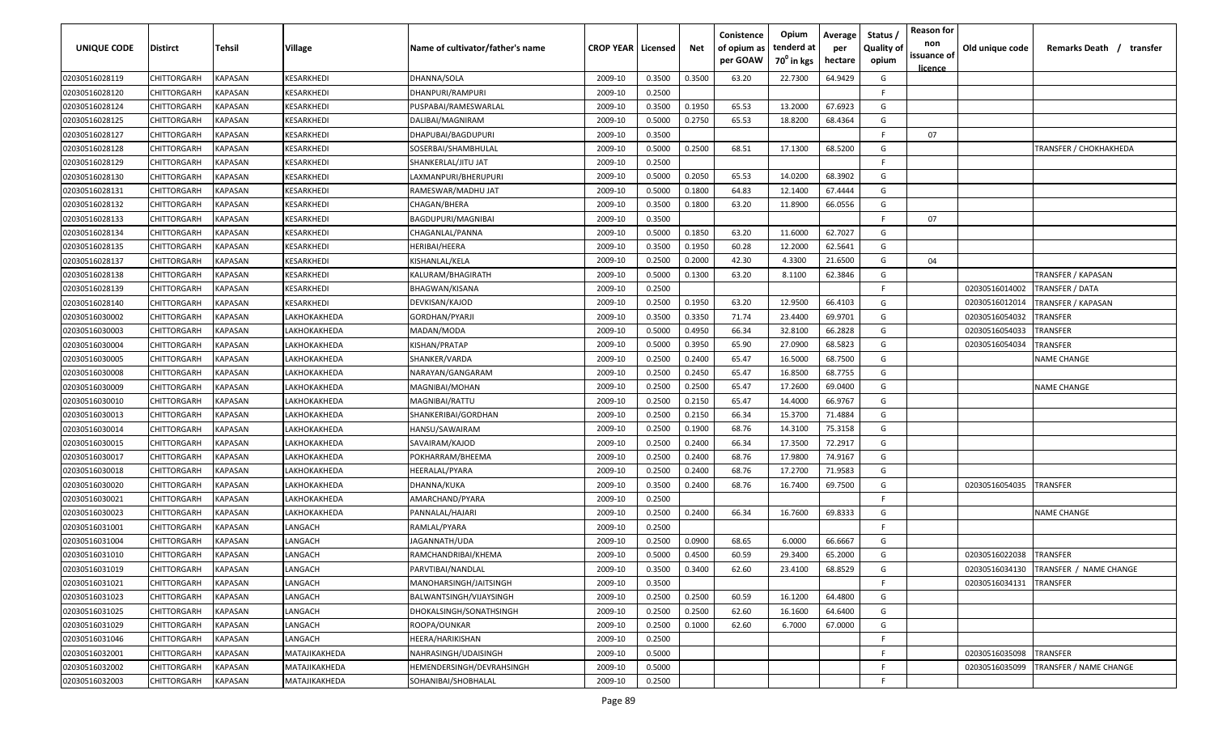| UNIQUE CODE | Distirct | Tehsil | Village | Name of cultivator/father's name | CROP YEAR | Licensed | Net | Conistence of opium as per GOAW | Opium tenderd at 70° in kgs | Average per hectare | Status / Quality of opium | Reason for non issuance of licence | Old unique code | Remarks Death / transfer |
|---|---|---|---|---|---|---|---|---|---|---|---|---|---|---|
| 02030516028119 | CHITTORGARH | KAPASAN | KESARKHEDI | DHANNA/SOLA | 2009-10 | 0.3500 | 0.3500 | 63.20 | 22.7300 | 64.9429 | G | | | |
| 02030516028120 | CHITTORGARH | KAPASAN | KESARKHEDI | DHANPURI/RAMPURI | 2009-10 | 0.2500 | | | | | F | | | |
| 02030516028124 | CHITTORGARH | KAPASAN | KESARKHEDI | PUSPABAI/RAMESWARLAL | 2009-10 | 0.3500 | 0.1950 | 65.53 | 13.2000 | 67.6923 | G | | | |
| 02030516028125 | CHITTORGARH | KAPASAN | KESARKHEDI | DALIBAI/MAGNIRAM | 2009-10 | 0.5000 | 0.2750 | 65.53 | 18.8200 | 68.4364 | G | | | |
| 02030516028127 | CHITTORGARH | KAPASAN | KESARKHEDI | DHAPUBAI/BAGDUPURI | 2009-10 | 0.3500 | | | | | F | 07 | | |
| 02030516028128 | CHITTORGARH | KAPASAN | KESARKHEDI | SOSERBAI/SHAMBHULAL | 2009-10 | 0.5000 | 0.2500 | 68.51 | 17.1300 | 68.5200 | G | | | TRANSFER / CHOKHAKHEDA |
| 02030516028129 | CHITTORGARH | KAPASAN | KESARKHEDI | SHANKERLAL/JITU JAT | 2009-10 | 0.2500 | | | | | F | | | |
| 02030516028130 | CHITTORGARH | KAPASAN | KESARKHEDI | LAXMANPURI/BHERUPURI | 2009-10 | 0.5000 | 0.2050 | 65.53 | 14.0200 | 68.3902 | G | | | |
| 02030516028131 | CHITTORGARH | KAPASAN | KESARKHEDI | RAMESWAR/MADHU JAT | 2009-10 | 0.5000 | 0.1800 | 64.83 | 12.1400 | 67.4444 | G | | | |
| 02030516028132 | CHITTORGARH | KAPASAN | KESARKHEDI | CHAGAN/BHERA | 2009-10 | 0.3500 | 0.1800 | 63.20 | 11.8900 | 66.0556 | G | | | |
| 02030516028133 | CHITTORGARH | KAPASAN | KESARKHEDI | BAGDUPURI/MAGNIBAI | 2009-10 | 0.3500 | | | | | F | 07 | | |
| 02030516028134 | CHITTORGARH | KAPASAN | KESARKHEDI | CHAGANLAL/PANNA | 2009-10 | 0.5000 | 0.1850 | 63.20 | 11.6000 | 62.7027 | G | | | |
| 02030516028135 | CHITTORGARH | KAPASAN | KESARKHEDI | HERIBAI/HEERA | 2009-10 | 0.3500 | 0.1950 | 60.28 | 12.2000 | 62.5641 | G | | | |
| 02030516028137 | CHITTORGARH | KAPASAN | KESARKHEDI | KISHANLAL/KELA | 2009-10 | 0.2500 | 0.2000 | 42.30 | 4.3300 | 21.6500 | G | 04 | | |
| 02030516028138 | CHITTORGARH | KAPASAN | KESARKHEDI | KALURAM/BHAGIRATH | 2009-10 | 0.5000 | 0.1300 | 63.20 | 8.1100 | 62.3846 | G | | | TRANSFER / KAPASAN |
| 02030516028139 | CHITTORGARH | KAPASAN | KESARKHEDI | BHAGWAN/KISANA | 2009-10 | 0.2500 | | | | | F | | 02030516014002 | TRANSFER / DATA |
| 02030516028140 | CHITTORGARH | KAPASAN | KESARKHEDI | DEVKISAN/KAJOD | 2009-10 | 0.2500 | 0.1950 | 63.20 | 12.9500 | 66.4103 | G | | 02030516012014 | TRANSFER / KAPASAN |
| 02030516030002 | CHITTORGARH | KAPASAN | LAKHOKAKHEDA | GORDHAN/PYARJI | 2009-10 | 0.3500 | 0.3350 | 71.74 | 23.4400 | 69.9701 | G | | 02030516054032 | TRANSFER |
| 02030516030003 | CHITTORGARH | KAPASAN | LAKHOKAKHEDA | MADAN/MODA | 2009-10 | 0.5000 | 0.4950 | 66.34 | 32.8100 | 66.2828 | G | | 02030516054033 | TRANSFER |
| 02030516030004 | CHITTORGARH | KAPASAN | LAKHOKAKHEDA | KISHAN/PRATAP | 2009-10 | 0.5000 | 0.3950 | 65.90 | 27.0900 | 68.5823 | G | | 02030516054034 | TRANSFER |
| 02030516030005 | CHITTORGARH | KAPASAN | LAKHOKAKHEDA | SHANKER/VARDA | 2009-10 | 0.2500 | 0.2400 | 65.47 | 16.5000 | 68.7500 | G | | | NAME CHANGE |
| 02030516030008 | CHITTORGARH | KAPASAN | LAKHOKAKHEDA | NARAYAN/GANGARAM | 2009-10 | 0.2500 | 0.2450 | 65.47 | 16.8500 | 68.7755 | G | | | |
| 02030516030009 | CHITTORGARH | KAPASAN | LAKHOKAKHEDA | MAGNIBAI/MOHAN | 2009-10 | 0.2500 | 0.2500 | 65.47 | 17.2600 | 69.0400 | G | | | NAME CHANGE |
| 02030516030010 | CHITTORGARH | KAPASAN | LAKHOKAKHEDA | MAGNIBAI/RATTU | 2009-10 | 0.2500 | 0.2150 | 65.47 | 14.4000 | 66.9767 | G | | | |
| 02030516030013 | CHITTORGARH | KAPASAN | LAKHOKAKHEDA | SHANKERIBAI/GORDHAN | 2009-10 | 0.2500 | 0.2150 | 66.34 | 15.3700 | 71.4884 | G | | | |
| 02030516030014 | CHITTORGARH | KAPASAN | LAKHOKAKHEDA | HANSU/SAWAIRAM | 2009-10 | 0.2500 | 0.1900 | 68.76 | 14.3100 | 75.3158 | G | | | |
| 02030516030015 | CHITTORGARH | KAPASAN | LAKHOKAKHEDA | SAVAIRAM/KAJOD | 2009-10 | 0.2500 | 0.2400 | 66.34 | 17.3500 | 72.2917 | G | | | |
| 02030516030017 | CHITTORGARH | KAPASAN | LAKHOKAKHEDA | POKHARRAM/BHEEMA | 2009-10 | 0.2500 | 0.2400 | 68.76 | 17.9800 | 74.9167 | G | | | |
| 02030516030018 | CHITTORGARH | KAPASAN | LAKHOKAKHEDA | HEERALAL/PYARA | 2009-10 | 0.2500 | 0.2400 | 68.76 | 17.2700 | 71.9583 | G | | | |
| 02030516030020 | CHITTORGARH | KAPASAN | LAKHOKAKHEDA | DHANNA/KUKA | 2009-10 | 0.3500 | 0.2400 | 68.76 | 16.7400 | 69.7500 | G | | 02030516054035 | TRANSFER |
| 02030516030021 | CHITTORGARH | KAPASAN | LAKHOKAKHEDA | AMARCHAND/PYARA | 2009-10 | 0.2500 | | | | | F | | | |
| 02030516030023 | CHITTORGARH | KAPASAN | LAKHOKAKHEDA | PANNALAL/HAJARI | 2009-10 | 0.2500 | 0.2400 | 66.34 | 16.7600 | 69.8333 | G | | | NAME CHANGE |
| 02030516031001 | CHITTORGARH | KAPASAN | LANGACH | RAMLAL/PYARA | 2009-10 | 0.2500 | | | | | F | | | |
| 02030516031004 | CHITTORGARH | KAPASAN | LANGACH | JAGANNATH/UDA | 2009-10 | 0.2500 | 0.0900 | 68.65 | 6.0000 | 66.6667 | G | | | |
| 02030516031010 | CHITTORGARH | KAPASAN | LANGACH | RAMCHANDRIBAI/KHEMA | 2009-10 | 0.5000 | 0.4500 | 60.59 | 29.3400 | 65.2000 | G | | 02030516022038 | TRANSFER |
| 02030516031019 | CHITTORGARH | KAPASAN | LANGACH | PARVTIBAI/NANDLAL | 2009-10 | 0.3500 | 0.3400 | 62.60 | 23.4100 | 68.8529 | G | | 02030516034130 | TRANSFER / NAME CHANGE |
| 02030516031021 | CHITTORGARH | KAPASAN | LANGACH | MANOHARSINGH/JAITSINGH | 2009-10 | 0.3500 | | | | | F | | 02030516034131 | TRANSFER |
| 02030516031023 | CHITTORGARH | KAPASAN | LANGACH | BALWANTSINGH/VIJAYSINGH | 2009-10 | 0.2500 | 0.2500 | 60.59 | 16.1200 | 64.4800 | G | | | |
| 02030516031025 | CHITTORGARH | KAPASAN | LANGACH | DHOKALSINGH/SONATHSINGH | 2009-10 | 0.2500 | 0.2500 | 62.60 | 16.1600 | 64.6400 | G | | | |
| 02030516031029 | CHITTORGARH | KAPASAN | LANGACH | ROOPA/OUNKAR | 2009-10 | 0.2500 | 0.1000 | 62.60 | 6.7000 | 67.0000 | G | | | |
| 02030516031046 | CHITTORGARH | KAPASAN | LANGACH | HEERA/HARIKISHAN | 2009-10 | 0.2500 | | | | | F | | | |
| 02030516032001 | CHITTORGARH | KAPASAN | MATAJIKAKHEDA | NAHRASINGH/UDAISINGH | 2009-10 | 0.5000 | | | | | F | | 02030516035098 | TRANSFER |
| 02030516032002 | CHITTORGARH | KAPASAN | MATAJIKAKHEDA | HEMENDERSINGH/DEVRAHSINGH | 2009-10 | 0.5000 | | | | | F | | 02030516035099 | TRANSFER / NAME CHANGE |
| 02030516032003 | CHITTORGARH | KAPASAN | MATAJIKAKHEDA | SOHANIBAI/SHOBHALAL | 2009-10 | 0.2500 | | | | | F | | | |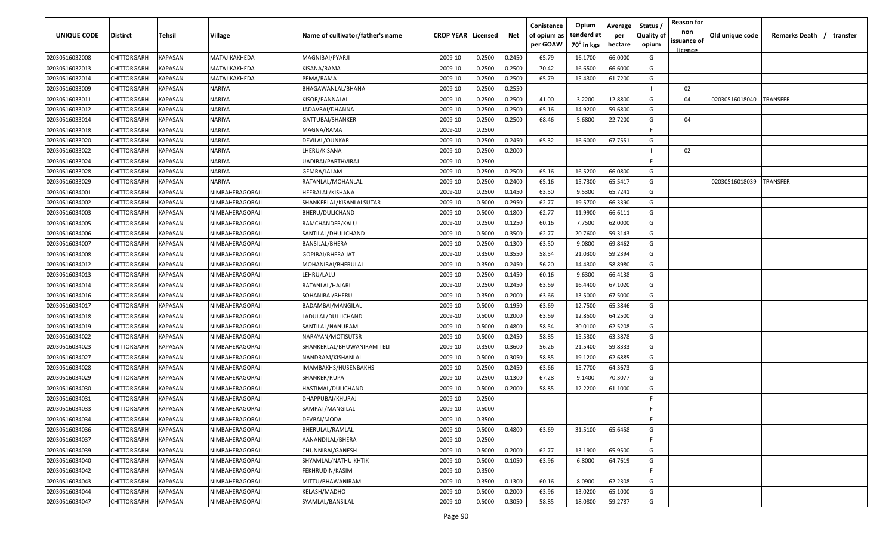| UNIQUE CODE | Distirct | Tehsil | Village | Name of cultivator/father's name | CROP YEAR | Licensed | Net | Conistence of opium as per GOAW | Opium tenderd at 70⁰ in kgs | Average per hectare | Status / Quality of opium | Reason for non issuance of licence | Old unique code | Remarks Death / transfer |
|---|---|---|---|---|---|---|---|---|---|---|---|---|---|---|
| 02030516032008 | CHITTORGARH | KAPASAN | MATAJIKAKHEDA | MAGNIBAI/PYARJI | 2009-10 | 0.2500 | 0.2450 | 65.79 | 16.1700 | 66.0000 | G | | | |
| 02030516032013 | CHITTORGARH | KAPASAN | MATAJIKAKHEDA | KISANA/RAMA | 2009-10 | 0.2500 | 0.2500 | 70.42 | 16.6500 | 66.6000 | G | | | |
| 02030516032014 | CHITTORGARH | KAPASAN | MATAJIKAKHEDA | PEMA/RAMA | 2009-10 | 0.2500 | 0.2500 | 65.79 | 15.4300 | 61.7200 | G | | | |
| 02030516033009 | CHITTORGARH | KAPASAN | NARIYA | BHAGAWANLAL/BHANA | 2009-10 | 0.2500 | 0.2550 | | | | I | 02 | | |
| 02030516033011 | CHITTORGARH | KAPASAN | NARIYA | KISOR/PANNALAL | 2009-10 | 0.2500 | 0.2500 | 41.00 | 3.2200 | 12.8800 | G | 04 | 02030516018040 | TRANSFER |
| 02030516033012 | CHITTORGARH | KAPASAN | NARIYA | JADAVBAI/DHANNA | 2009-10 | 0.2500 | 0.2500 | 65.16 | 14.9200 | 59.6800 | G | | | |
| 02030516033014 | CHITTORGARH | KAPASAN | NARIYA | GATTUBAI/SHANKER | 2009-10 | 0.2500 | 0.2500 | 68.46 | 5.6800 | 22.7200 | G | 04 | | |
| 02030516033018 | CHITTORGARH | KAPASAN | NARIYA | MAGNA/RAMA | 2009-10 | 0.2500 | | | | | F | | | |
| 02030516033020 | CHITTORGARH | KAPASAN | NARIYA | DEVILAL/OUNKAR | 2009-10 | 0.2500 | 0.2450 | 65.32 | 16.6000 | 67.7551 | G | | | |
| 02030516033022 | CHITTORGARH | KAPASAN | NARIYA | LHERU/KISANA | 2009-10 | 0.2500 | 0.2000 | | | | I | 02 | | |
| 02030516033024 | CHITTORGARH | KAPASAN | NARIYA | UADIBAI/PARTHVIRAJ | 2009-10 | 0.2500 | | | | | F | | | |
| 02030516033028 | CHITTORGARH | KAPASAN | NARIYA | GEMRA/JALAM | 2009-10 | 0.2500 | 0.2500 | 65.16 | 16.5200 | 66.0800 | G | | | |
| 02030516033029 | CHITTORGARH | KAPASAN | NARIYA | RATANLAL/MOHANLAL | 2009-10 | 0.2500 | 0.2400 | 65.16 | 15.7300 | 65.5417 | G | | 02030516018039 | TRANSFER |
| 02030516034001 | CHITTORGARH | KAPASAN | NIMBAHERAGORAJI | HEERALAL/KISHANA | 2009-10 | 0.2500 | 0.1450 | 63.50 | 9.5300 | 65.7241 | G | | | |
| 02030516034002 | CHITTORGARH | KAPASAN | NIMBAHERAGORAJI | SHANKERLAL/KISANLALSUTAR | 2009-10 | 0.5000 | 0.2950 | 62.77 | 19.5700 | 66.3390 | G | | | |
| 02030516034003 | CHITTORGARH | KAPASAN | NIMBAHERAGORAJI | BHERU/DULICHAND | 2009-10 | 0.5000 | 0.1800 | 62.77 | 11.9900 | 66.6111 | G | | | |
| 02030516034005 | CHITTORGARH | KAPASAN | NIMBAHERAGORAJI | RAMCHANDER/KALU | 2009-10 | 0.2500 | 0.1250 | 60.16 | 7.7500 | 62.0000 | G | | | |
| 02030516034006 | CHITTORGARH | KAPASAN | NIMBAHERAGORAJI | SANTILAL/DHULICHAND | 2009-10 | 0.5000 | 0.3500 | 62.77 | 20.7600 | 59.3143 | G | | | |
| 02030516034007 | CHITTORGARH | KAPASAN | NIMBAHERAGORAJI | BANSILAL/BHERA | 2009-10 | 0.2500 | 0.1300 | 63.50 | 9.0800 | 69.8462 | G | | | |
| 02030516034008 | CHITTORGARH | KAPASAN | NIMBAHERAGORAJI | GOPIBAI/BHERA JAT | 2009-10 | 0.3500 | 0.3550 | 58.54 | 21.0300 | 59.2394 | G | | | |
| 02030516034012 | CHITTORGARH | KAPASAN | NIMBAHERAGORAJI | MOHANIBAI/BHERULAL | 2009-10 | 0.3500 | 0.2450 | 56.20 | 14.4300 | 58.8980 | G | | | |
| 02030516034013 | CHITTORGARH | KAPASAN | NIMBAHERAGORAJI | LEHRU/LALU | 2009-10 | 0.2500 | 0.1450 | 60.16 | 9.6300 | 66.4138 | G | | | |
| 02030516034014 | CHITTORGARH | KAPASAN | NIMBAHERAGORAJI | RATANLAL/HAJARI | 2009-10 | 0.2500 | 0.2450 | 63.69 | 16.4400 | 67.1020 | G | | | |
| 02030516034016 | CHITTORGARH | KAPASAN | NIMBAHERAGORAJI | SOHANIBAI/BHERU | 2009-10 | 0.3500 | 0.2000 | 63.66 | 13.5000 | 67.5000 | G | | | |
| 02030516034017 | CHITTORGARH | KAPASAN | NIMBAHERAGORAJI | BADAMBAI/MANGILAL | 2009-10 | 0.5000 | 0.1950 | 63.69 | 12.7500 | 65.3846 | G | | | |
| 02030516034018 | CHITTORGARH | KAPASAN | NIMBAHERAGORAJI | LADULAL/DULLICHAND | 2009-10 | 0.5000 | 0.2000 | 63.69 | 12.8500 | 64.2500 | G | | | |
| 02030516034019 | CHITTORGARH | KAPASAN | NIMBAHERAGORAJI | SANTILAL/NANURAM | 2009-10 | 0.5000 | 0.4800 | 58.54 | 30.0100 | 62.5208 | G | | | |
| 02030516034022 | CHITTORGARH | KAPASAN | NIMBAHERAGORAJI | NARAYAN/MOTISUTSR | 2009-10 | 0.5000 | 0.2450 | 58.85 | 15.5300 | 63.3878 | G | | | |
| 02030516034023 | CHITTORGARH | KAPASAN | NIMBAHERAGORAJI | SHANKERLAL/BHUWANIRAM TELI | 2009-10 | 0.3500 | 0.3600 | 56.26 | 21.5400 | 59.8333 | G | | | |
| 02030516034027 | CHITTORGARH | KAPASAN | NIMBAHERAGORAJI | NANDRAM/KISHANLAL | 2009-10 | 0.5000 | 0.3050 | 58.85 | 19.1200 | 62.6885 | G | | | |
| 02030516034028 | CHITTORGARH | KAPASAN | NIMBAHERAGORAJI | IMAMBAKHS/HUSENBAKHS | 2009-10 | 0.2500 | 0.2450 | 63.66 | 15.7700 | 64.3673 | G | | | |
| 02030516034029 | CHITTORGARH | KAPASAN | NIMBAHERAGORAJI | SHANKER/RUPA | 2009-10 | 0.2500 | 0.1300 | 67.28 | 9.1400 | 70.3077 | G | | | |
| 02030516034030 | CHITTORGARH | KAPASAN | NIMBAHERAGORAJI | HASTIMAL/DULICHAND | 2009-10 | 0.5000 | 0.2000 | 58.85 | 12.2200 | 61.1000 | G | | | |
| 02030516034031 | CHITTORGARH | KAPASAN | NIMBAHERAGORAJI | DHAPPUBAI/KHURAJ | 2009-10 | 0.2500 | | | | | F | | | |
| 02030516034033 | CHITTORGARH | KAPASAN | NIMBAHERAGORAJI | SAMPAT/MANGILAL | 2009-10 | 0.5000 | | | | | F | | | |
| 02030516034034 | CHITTORGARH | KAPASAN | NIMBAHERAGORAJI | DEVBAI/MODA | 2009-10 | 0.3500 | | | | | F | | | |
| 02030516034036 | CHITTORGARH | KAPASAN | NIMBAHERAGORAJI | BHERULAL/RAMLAL | 2009-10 | 0.5000 | 0.4800 | 63.69 | 31.5100 | 65.6458 | G | | | |
| 02030516034037 | CHITTORGARH | KAPASAN | NIMBAHERAGORAJI | AANANDILAL/BHERA | 2009-10 | 0.2500 | | | | | F | | | |
| 02030516034039 | CHITTORGARH | KAPASAN | NIMBAHERAGORAJI | CHUNNIBAI/GANESH | 2009-10 | 0.5000 | 0.2000 | 62.77 | 13.1900 | 65.9500 | G | | | |
| 02030516034040 | CHITTORGARH | KAPASAN | NIMBAHERAGORAJI | SHYAMLAL/NATHU KHTIK | 2009-10 | 0.5000 | 0.1050 | 63.96 | 6.8000 | 64.7619 | G | | | |
| 02030516034042 | CHITTORGARH | KAPASAN | NIMBAHERAGORAJI | FEKHRUDIN/KASIM | 2009-10 | 0.3500 | | | | | F | | | |
| 02030516034043 | CHITTORGARH | KAPASAN | NIMBAHERAGORAJI | MITTU/BHAWANIRAM | 2009-10 | 0.3500 | 0.1300 | 60.16 | 8.0900 | 62.2308 | G | | | |
| 02030516034044 | CHITTORGARH | KAPASAN | NIMBAHERAGORAJI | KELASH/MADHO | 2009-10 | 0.5000 | 0.2000 | 63.96 | 13.0200 | 65.1000 | G | | | |
| 02030516034047 | CHITTORGARH | KAPASAN | NIMBAHERAGORAJI | SYAMLAL/BANSILAL | 2009-10 | 0.5000 | 0.3050 | 58.85 | 18.0800 | 59.2787 | G | | | |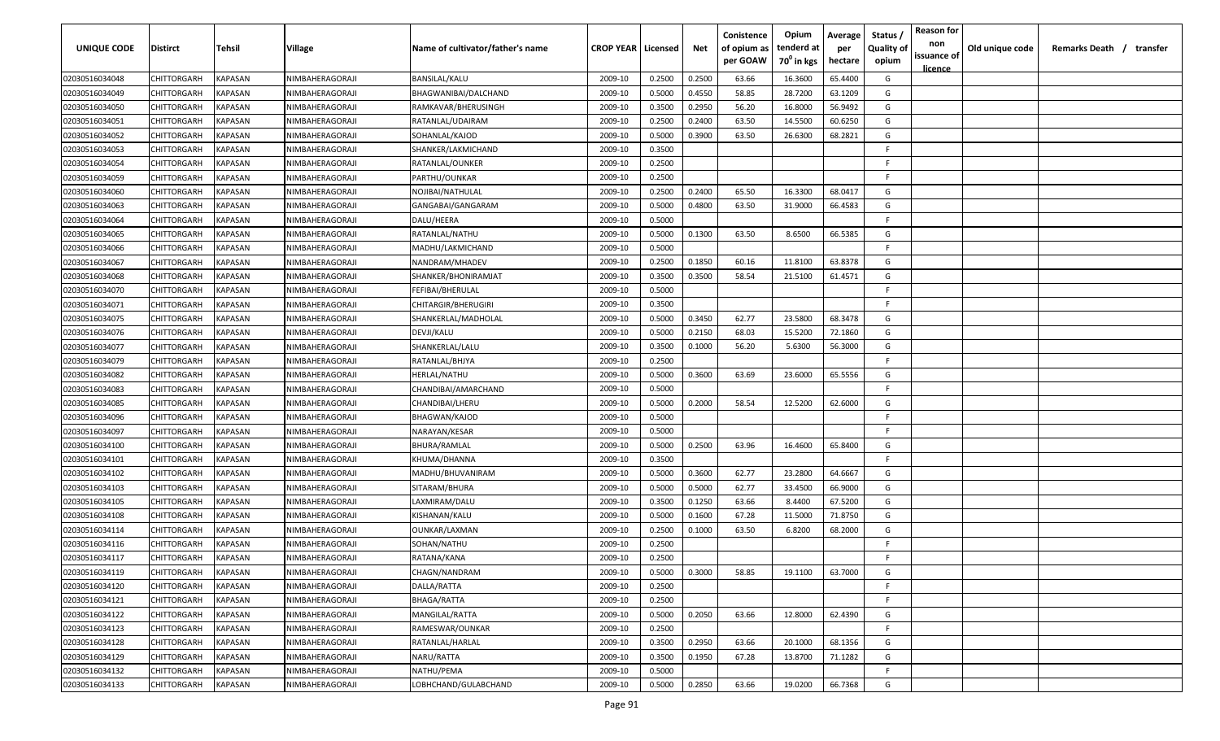| UNIQUE CODE | Distirct | Tehsil | Village | Name of cultivator/father's name | CROP YEAR | Licensed | Net | Conistence of opium as per GOAW | Opium tenderd at $70^0$ in kgs | Average per hectare | Status / Quality of opium | Reason for non issuance of licence | Old unique code | Remarks Death / transfer |
|---|---|---|---|---|---|---|---|---|---|---|---|---|---|---|
| 02030516034048 | CHITTORGARH | KAPASAN | NIMBAHERAGORAJI | BANSILAL/KALU | 2009-10 | 0.2500 | 0.2500 | 63.66 | 16.3600 | 65.4400 | G | | | |
| 02030516034049 | CHITTORGARH | KAPASAN | NIMBAHERAGORAJI | BHAGWANIBAI/DALCHAND | 2009-10 | 0.5000 | 0.4550 | 58.85 | 28.7200 | 63.1209 | G | | | |
| 02030516034050 | CHITTORGARH | KAPASAN | NIMBAHERAGORAJI | RAMKAVAR/BHERUSINGH | 2009-10 | 0.3500 | 0.2950 | 56.20 | 16.8000 | 56.9492 | G | | | |
| 02030516034051 | CHITTORGARH | KAPASAN | NIMBAHERAGORAJI | RATANLAL/UDAIRAM | 2009-10 | 0.2500 | 0.2400 | 63.50 | 14.5500 | 60.6250 | G | | | |
| 02030516034052 | CHITTORGARH | KAPASAN | NIMBAHERAGORAJI | SOHANLAL/KAJOD | 2009-10 | 0.5000 | 0.3900 | 63.50 | 26.6300 | 68.2821 | G | | | |
| 02030516034053 | CHITTORGARH | KAPASAN | NIMBAHERAGORAJI | SHANKER/LAKMICHAND | 2009-10 | 0.3500 | | | | | F | | | |
| 02030516034054 | CHITTORGARH | KAPASAN | NIMBAHERAGORAJI | RATANLAL/OUNKER | 2009-10 | 0.2500 | | | | | F | | | |
| 02030516034059 | CHITTORGARH | KAPASAN | NIMBAHERAGORAJI | PARTHU/OUNKAR | 2009-10 | 0.2500 | | | | | F | | | |
| 02030516034060 | CHITTORGARH | KAPASAN | NIMBAHERAGORAJI | NOJIBAI/NATHULAL | 2009-10 | 0.2500 | 0.2400 | 65.50 | 16.3300 | 68.0417 | G | | | |
| 02030516034063 | CHITTORGARH | KAPASAN | NIMBAHERAGORAJI | GANGABAI/GANGARAM | 2009-10 | 0.5000 | 0.4800 | 63.50 | 31.9000 | 66.4583 | G | | | |
| 02030516034064 | CHITTORGARH | KAPASAN | NIMBAHERAGORAJI | DALU/HEERA | 2009-10 | 0.5000 | | | | | F | | | |
| 02030516034065 | CHITTORGARH | KAPASAN | NIMBAHERAGORAJI | RATANLAL/NATHU | 2009-10 | 0.5000 | 0.1300 | 63.50 | 8.6500 | 66.5385 | G | | | |
| 02030516034066 | CHITTORGARH | KAPASAN | NIMBAHERAGORAJI | MADHU/LAKMICHAND | 2009-10 | 0.5000 | | | | | F | | | |
| 02030516034067 | CHITTORGARH | KAPASAN | NIMBAHERAGORAJI | NANDRAM/MHADEV | 2009-10 | 0.2500 | 0.1850 | 60.16 | 11.8100 | 63.8378 | G | | | |
| 02030516034068 | CHITTORGARH | KAPASAN | NIMBAHERAGORAJI | SHANKER/BHONIRAMJAT | 2009-10 | 0.3500 | 0.3500 | 58.54 | 21.5100 | 61.4571 | G | | | |
| 02030516034070 | CHITTORGARH | KAPASAN | NIMBAHERAGORAJI | FEFIBAI/BHERULAL | 2009-10 | 0.5000 | | | | | F | | | |
| 02030516034071 | CHITTORGARH | KAPASAN | NIMBAHERAGORAJI | CHITARGIR/BHERUGIRI | 2009-10 | 0.3500 | | | | | F | | | |
| 02030516034075 | CHITTORGARH | KAPASAN | NIMBAHERAGORAJI | SHANKERLAL/MADHOLAL | 2009-10 | 0.5000 | 0.3450 | 62.77 | 23.5800 | 68.3478 | G | | | |
| 02030516034076 | CHITTORGARH | KAPASAN | NIMBAHERAGORAJI | DEVJI/KALU | 2009-10 | 0.5000 | 0.2150 | 68.03 | 15.5200 | 72.1860 | G | | | |
| 02030516034077 | CHITTORGARH | KAPASAN | NIMBAHERAGORAJI | SHANKERLAL/LALU | 2009-10 | 0.3500 | 0.1000 | 56.20 | 5.6300 | 56.3000 | G | | | |
| 02030516034079 | CHITTORGARH | KAPASAN | NIMBAHERAGORAJI | RATANLAL/BHJYA | 2009-10 | 0.2500 | | | | | F | | | |
| 02030516034082 | CHITTORGARH | KAPASAN | NIMBAHERAGORAJI | HERLAL/NATHU | 2009-10 | 0.5000 | 0.3600 | 63.69 | 23.6000 | 65.5556 | G | | | |
| 02030516034083 | CHITTORGARH | KAPASAN | NIMBAHERAGORAJI | CHANDIBAI/AMARCHAND | 2009-10 | 0.5000 | | | | | F | | | |
| 02030516034085 | CHITTORGARH | KAPASAN | NIMBAHERAGORAJI | CHANDIBAI/LHERU | 2009-10 | 0.5000 | 0.2000 | 58.54 | 12.5200 | 62.6000 | G | | | |
| 02030516034096 | CHITTORGARH | KAPASAN | NIMBAHERAGORAJI | BHAGWAN/KAJOD | 2009-10 | 0.5000 | | | | | F | | | |
| 02030516034097 | CHITTORGARH | KAPASAN | NIMBAHERAGORAJI | NARAYAN/KESAR | 2009-10 | 0.5000 | | | | | F | | | |
| 02030516034100 | CHITTORGARH | KAPASAN | NIMBAHERAGORAJI | BHURA/RAMLAL | 2009-10 | 0.5000 | 0.2500 | 63.96 | 16.4600 | 65.8400 | G | | | |
| 02030516034101 | CHITTORGARH | KAPASAN | NIMBAHERAGORAJI | KHUMA/DHANNA | 2009-10 | 0.3500 | | | | | F | | | |
| 02030516034102 | CHITTORGARH | KAPASAN | NIMBAHERAGORAJI | MADHU/BHUVANIRAM | 2009-10 | 0.5000 | 0.3600 | 62.77 | 23.2800 | 64.6667 | G | | | |
| 02030516034103 | CHITTORGARH | KAPASAN | NIMBAHERAGORAJI | SITARAM/BHURA | 2009-10 | 0.5000 | 0.5000 | 62.77 | 33.4500 | 66.9000 | G | | | |
| 02030516034105 | CHITTORGARH | KAPASAN | NIMBAHERAGORAJI | LAXMIRAM/DALU | 2009-10 | 0.3500 | 0.1250 | 63.66 | 8.4400 | 67.5200 | G | | | |
| 02030516034108 | CHITTORGARH | KAPASAN | NIMBAHERAGORAJI | KISHANAN/KALU | 2009-10 | 0.5000 | 0.1600 | 67.28 | 11.5000 | 71.8750 | G | | | |
| 02030516034114 | CHITTORGARH | KAPASAN | NIMBAHERAGORAJI | OUNKAR/LAXMAN | 2009-10 | 0.2500 | 0.1000 | 63.50 | 6.8200 | 68.2000 | G | | | |
| 02030516034116 | CHITTORGARH | KAPASAN | NIMBAHERAGORAJI | SOHAN/NATHU | 2009-10 | 0.2500 | | | | | F | | | |
| 02030516034117 | CHITTORGARH | KAPASAN | NIMBAHERAGORAJI | RATANA/KANA | 2009-10 | 0.2500 | | | | | F | | | |
| 02030516034119 | CHITTORGARH | KAPASAN | NIMBAHERAGORAJI | CHAGN/NANDRAM | 2009-10 | 0.5000 | 0.3000 | 58.85 | 19.1100 | 63.7000 | G | | | |
| 02030516034120 | CHITTORGARH | KAPASAN | NIMBAHERAGORAJI | DALLA/RATTA | 2009-10 | 0.2500 | | | | | F | | | |
| 02030516034121 | CHITTORGARH | KAPASAN | NIMBAHERAGORAJI | BHAGA/RATTA | 2009-10 | 0.2500 | | | | | F | | | |
| 02030516034122 | CHITTORGARH | KAPASAN | NIMBAHERAGORAJI | MANGILAL/RATTA | 2009-10 | 0.5000 | 0.2050 | 63.66 | 12.8000 | 62.4390 | G | | | |
| 02030516034123 | CHITTORGARH | KAPASAN | NIMBAHERAGORAJI | RAMESWAR/OUNKAR | 2009-10 | 0.2500 | | | | | F | | | |
| 02030516034128 | CHITTORGARH | KAPASAN | NIMBAHERAGORAJI | RATANLAL/HARLAL | 2009-10 | 0.3500 | 0.2950 | 63.66 | 20.1000 | 68.1356 | G | | | |
| 02030516034129 | CHITTORGARH | KAPASAN | NIMBAHERAGORAJI | NARU/RATTA | 2009-10 | 0.3500 | 0.1950 | 67.28 | 13.8700 | 71.1282 | G | | | |
| 02030516034132 | CHITTORGARH | KAPASAN | NIMBAHERAGORAJI | NATHU/PEMA | 2009-10 | 0.5000 | | | | | F | | | |
| 02030516034133 | CHITTORGARH | KAPASAN | NIMBAHERAGORAJI | LOBHCHAND/GULABCHAND | 2009-10 | 0.5000 | 0.2850 | 63.66 | 19.0200 | 66.7368 | G | | | |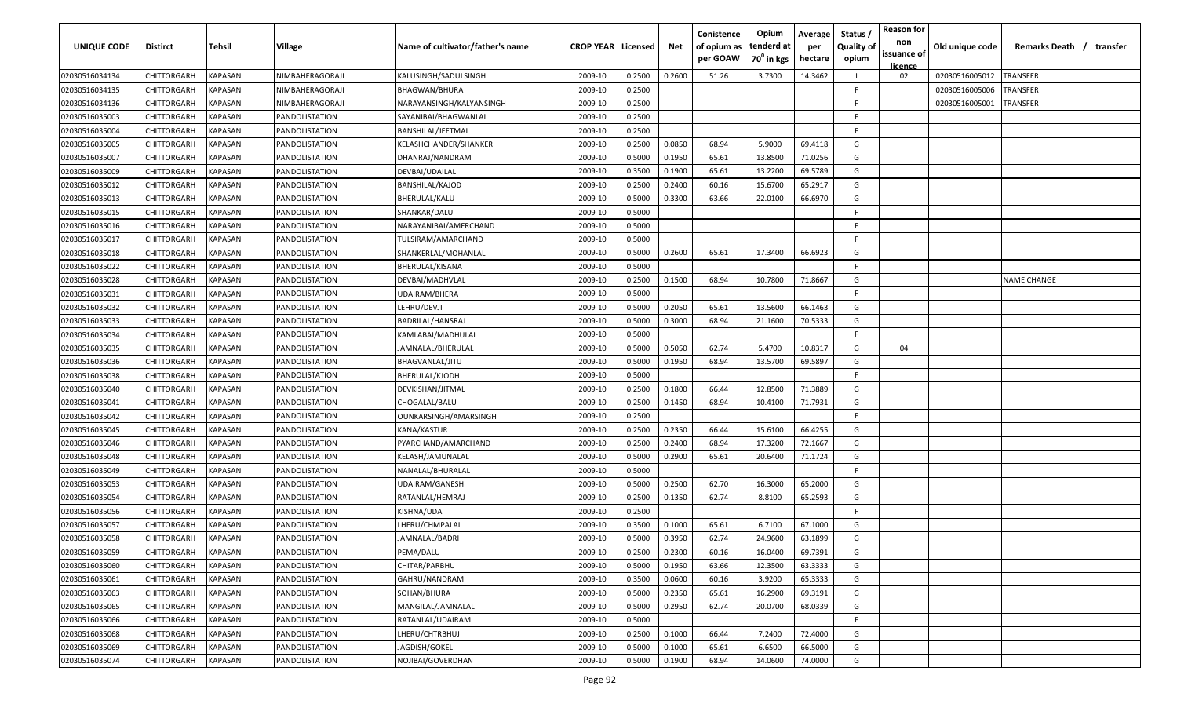| UNIQUE CODE | Distirct | Tehsil | Village | Name of cultivator/father's name | CROP YEAR | Licensed | Net | Conistence of opium as per GOAW | Opium tenderd at $70^0$ in kgs | Average per hectare | Status / Quality of opium | Reason for non issuance of licence | Old unique code | Remarks Death / transfer |
|---|---|---|---|---|---|---|---|---|---|---|---|---|---|---|
| 02030516034134 | CHITTORGARH | KAPASAN | NIMBAHERAGORAJI | KALUSINGH/SADULSINGH | 2009-10 | 0.2500 | 0.2600 | 51.26 | 3.7300 | 14.3462 | I | 02 | 02030516005012 | TRANSFER |
| 02030516034135 | CHITTORGARH | KAPASAN | NIMBAHERAGORAJI | BHAGWAN/BHURA | 2009-10 | 0.2500 | | | | | F | | 02030516005006 | TRANSFER |
| 02030516034136 | CHITTORGARH | KAPASAN | NIMBAHERAGORAJI | NARAYANSINGH/KALYANSINGH | 2009-10 | 0.2500 | | | | | F | | 02030516005001 | TRANSFER |
| 02030516035003 | CHITTORGARH | KAPASAN | PANDOLISTATION | SAYANIBAI/BHAGWANLAL | 2009-10 | 0.2500 | | | | | F | | | |
| 02030516035004 | CHITTORGARH | KAPASAN | PANDOLISTATION | BANSHILAL/JEETMAL | 2009-10 | 0.2500 | | | | | F | | | |
| 02030516035005 | CHITTORGARH | KAPASAN | PANDOLISTATION | KELASHCHANDER/SHANKER | 2009-10 | 0.2500 | 0.0850 | 68.94 | 5.9000 | 69.4118 | G | | | |
| 02030516035007 | CHITTORGARH | KAPASAN | PANDOLISTATION | DHANRAJ/NANDRAM | 2009-10 | 0.5000 | 0.1950 | 65.61 | 13.8500 | 71.0256 | G | | | |
| 02030516035009 | CHITTORGARH | KAPASAN | PANDOLISTATION | DEVBAI/UDAILAL | 2009-10 | 0.3500 | 0.1900 | 65.61 | 13.2200 | 69.5789 | G | | | |
| 02030516035012 | CHITTORGARH | KAPASAN | PANDOLISTATION | BANSHILAL/KAJOD | 2009-10 | 0.2500 | 0.2400 | 60.16 | 15.6700 | 65.2917 | G | | | |
| 02030516035013 | CHITTORGARH | KAPASAN | PANDOLISTATION | BHERULAL/KALU | 2009-10 | 0.5000 | 0.3300 | 63.66 | 22.0100 | 66.6970 | G | | | |
| 02030516035015 | CHITTORGARH | KAPASAN | PANDOLISTATION | SHANKAR/DALU | 2009-10 | 0.5000 | | | | | F | | | |
| 02030516035016 | CHITTORGARH | KAPASAN | PANDOLISTATION | NARAYANIBAI/AMERCHAND | 2009-10 | 0.5000 | | | | | F | | | |
| 02030516035017 | CHITTORGARH | KAPASAN | PANDOLISTATION | TULSIRAM/AMARCHAND | 2009-10 | 0.5000 | | | | | F | | | |
| 02030516035018 | CHITTORGARH | KAPASAN | PANDOLISTATION | SHANKERLAL/MOHANLAL | 2009-10 | 0.5000 | 0.2600 | 65.61 | 17.3400 | 66.6923 | G | | | |
| 02030516035022 | CHITTORGARH | KAPASAN | PANDOLISTATION | BHERULAL/KISANA | 2009-10 | 0.5000 | | | | | F | | | |
| 02030516035028 | CHITTORGARH | KAPASAN | PANDOLISTATION | DEVBAI/MADHVLAL | 2009-10 | 0.2500 | 0.1500 | 68.94 | 10.7800 | 71.8667 | G | | | NAME CHANGE |
| 02030516035031 | CHITTORGARH | KAPASAN | PANDOLISTATION | UDAIRAM/BHERA | 2009-10 | 0.5000 | | | | | F | | | |
| 02030516035032 | CHITTORGARH | KAPASAN | PANDOLISTATION | LEHRU/DEVJI | 2009-10 | 0.5000 | 0.2050 | 65.61 | 13.5600 | 66.1463 | G | | | |
| 02030516035033 | CHITTORGARH | KAPASAN | PANDOLISTATION | BADRILAL/HANSRAJ | 2009-10 | 0.5000 | 0.3000 | 68.94 | 21.1600 | 70.5333 | G | | | |
| 02030516035034 | CHITTORGARH | KAPASAN | PANDOLISTATION | KAMLABAI/MADHULAL | 2009-10 | 0.5000 | | | | | F | | | |
| 02030516035035 | CHITTORGARH | KAPASAN | PANDOLISTATION | JAMNALAL/BHERULAL | 2009-10 | 0.5000 | 0.5050 | 62.74 | 5.4700 | 10.8317 | G | 04 | | |
| 02030516035036 | CHITTORGARH | KAPASAN | PANDOLISTATION | BHAGVANLAL/JITU | 2009-10 | 0.5000 | 0.1950 | 68.94 | 13.5700 | 69.5897 | G | | | |
| 02030516035038 | CHITTORGARH | KAPASAN | PANDOLISTATION | BHERULAL/KJODH | 2009-10 | 0.5000 | | | | | F | | | |
| 02030516035040 | CHITTORGARH | KAPASAN | PANDOLISTATION | DEVKISHAN/JITMAL | 2009-10 | 0.2500 | 0.1800 | 66.44 | 12.8500 | 71.3889 | G | | | |
| 02030516035041 | CHITTORGARH | KAPASAN | PANDOLISTATION | CHOGALAL/BALU | 2009-10 | 0.2500 | 0.1450 | 68.94 | 10.4100 | 71.7931 | G | | | |
| 02030516035042 | CHITTORGARH | KAPASAN | PANDOLISTATION | OUNKARSINGH/AMARSINGH | 2009-10 | 0.2500 | | | | | F | | | |
| 02030516035045 | CHITTORGARH | KAPASAN | PANDOLISTATION | KANA/KASTUR | 2009-10 | 0.2500 | 0.2350 | 66.44 | 15.6100 | 66.4255 | G | | | |
| 02030516035046 | CHITTORGARH | KAPASAN | PANDOLISTATION | PYARCHAND/AMARCHAND | 2009-10 | 0.2500 | 0.2400 | 68.94 | 17.3200 | 72.1667 | G | | | |
| 02030516035048 | CHITTORGARH | KAPASAN | PANDOLISTATION | KELASH/JAMUNALAL | 2009-10 | 0.5000 | 0.2900 | 65.61 | 20.6400 | 71.1724 | G | | | |
| 02030516035049 | CHITTORGARH | KAPASAN | PANDOLISTATION | NANALAL/BHURALAL | 2009-10 | 0.5000 | | | | | F | | | |
| 02030516035053 | CHITTORGARH | KAPASAN | PANDOLISTATION | UDAIRAM/GANESH | 2009-10 | 0.5000 | 0.2500 | 62.70 | 16.3000 | 65.2000 | G | | | |
| 02030516035054 | CHITTORGARH | KAPASAN | PANDOLISTATION | RATANLAL/HEMRAJ | 2009-10 | 0.2500 | 0.1350 | 62.74 | 8.8100 | 65.2593 | G | | | |
| 02030516035056 | CHITTORGARH | KAPASAN | PANDOLISTATION | KISHNA/UDA | 2009-10 | 0.2500 | | | | | F | | | |
| 02030516035057 | CHITTORGARH | KAPASAN | PANDOLISTATION | LHERU/CHMPALAL | 2009-10 | 0.3500 | 0.1000 | 65.61 | 6.7100 | 67.1000 | G | | | |
| 02030516035058 | CHITTORGARH | KAPASAN | PANDOLISTATION | JAMNALAL/BADRI | 2009-10 | 0.5000 | 0.3950 | 62.74 | 24.9600 | 63.1899 | G | | | |
| 02030516035059 | CHITTORGARH | KAPASAN | PANDOLISTATION | PEMA/DALU | 2009-10 | 0.2500 | 0.2300 | 60.16 | 16.0400 | 69.7391 | G | | | |
| 02030516035060 | CHITTORGARH | KAPASAN | PANDOLISTATION | CHITAR/PARBHU | 2009-10 | 0.5000 | 0.1950 | 63.66 | 12.3500 | 63.3333 | G | | | |
| 02030516035061 | CHITTORGARH | KAPASAN | PANDOLISTATION | GAHRU/NANDRAM | 2009-10 | 0.3500 | 0.0600 | 60.16 | 3.9200 | 65.3333 | G | | | |
| 02030516035063 | CHITTORGARH | KAPASAN | PANDOLISTATION | SOHAN/BHURA | 2009-10 | 0.5000 | 0.2350 | 65.61 | 16.2900 | 69.3191 | G | | | |
| 02030516035065 | CHITTORGARH | KAPASAN | PANDOLISTATION | MANGILAL/JAMNALAL | 2009-10 | 0.5000 | 0.2950 | 62.74 | 20.0700 | 68.0339 | G | | | |
| 02030516035066 | CHITTORGARH | KAPASAN | PANDOLISTATION | RATANLAL/UDAIRAM | 2009-10 | 0.5000 | | | | | F | | | |
| 02030516035068 | CHITTORGARH | KAPASAN | PANDOLISTATION | LHERU/CHTRBHUJ | 2009-10 | 0.2500 | 0.1000 | 66.44 | 7.2400 | 72.4000 | G | | | |
| 02030516035069 | CHITTORGARH | KAPASAN | PANDOLISTATION | JAGDISH/GOKEL | 2009-10 | 0.5000 | 0.1000 | 65.61 | 6.6500 | 66.5000 | G | | | |
| 02030516035074 | CHITTORGARH | KAPASAN | PANDOLISTATION | NOJIBAI/GOVERDHAN | 2009-10 | 0.5000 | 0.1900 | 68.94 | 14.0600 | 74.0000 | G | | | |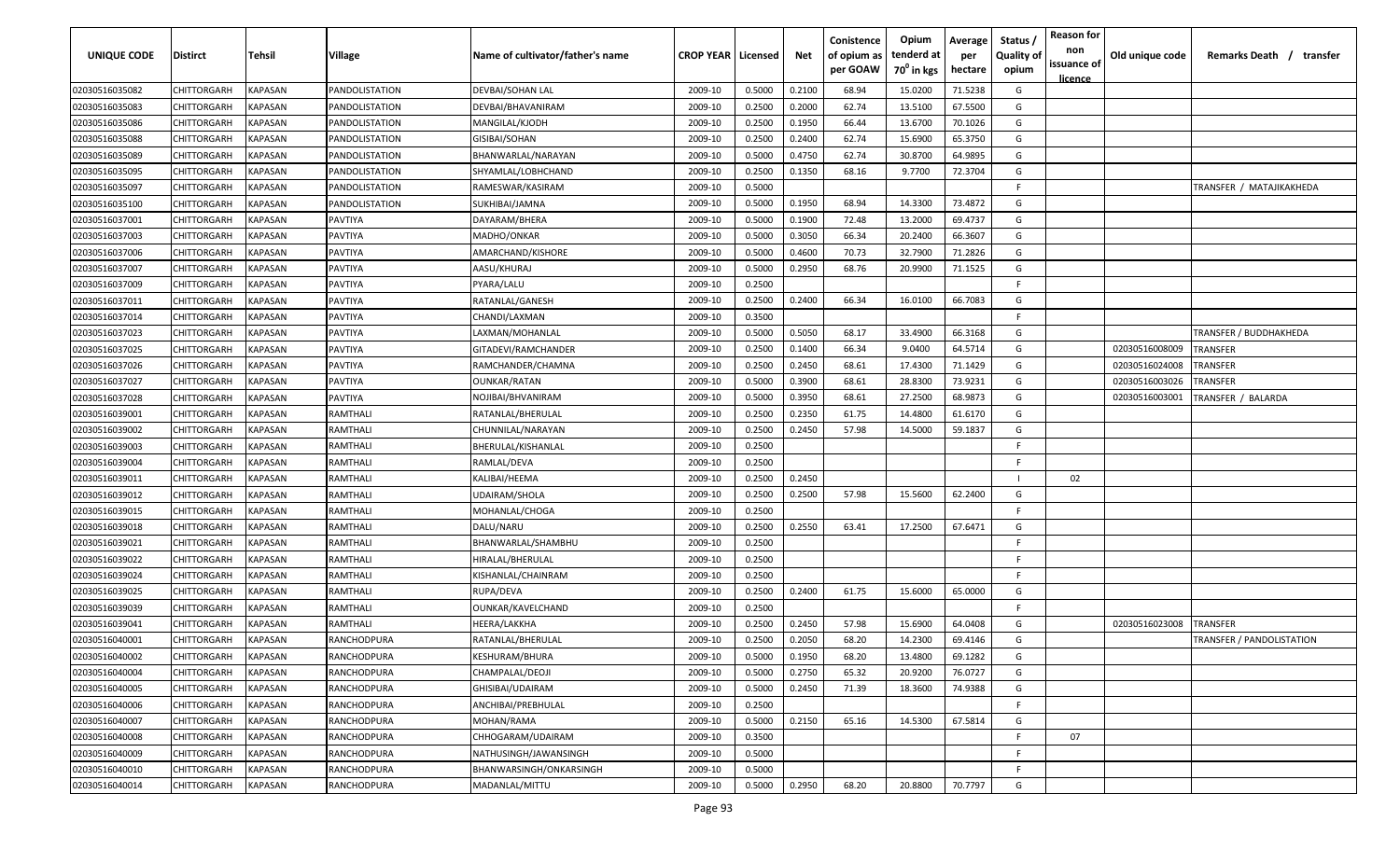| UNIQUE CODE | Distirct | Tehsil | Village | Name of cultivator/father's name | CROP YEAR | Licensed | Net | Conistence of opium as per GOAW | Opium tenderd at $70^0$ in kgs | Average per hectare | Status / Quality of opium | Reason for non issuance of licence | Old unique code | Remarks Death / transfer |
|---|---|---|---|---|---|---|---|---|---|---|---|---|---|---|
| 02030516035082 | CHITTORGARH | KAPASAN | PANDOLISTATION | DEVBAI/SOHAN LAL | 2009-10 | 0.5000 | 0.2100 | 68.94 | 15.0200 | 71.5238 | G | | | |
| 02030516035083 | CHITTORGARH | KAPASAN | PANDOLISTATION | DEVBAI/BHAVANIRAM | 2009-10 | 0.2500 | 0.2000 | 62.74 | 13.5100 | 67.5500 | G | | | |
| 02030516035086 | CHITTORGARH | KAPASAN | PANDOLISTATION | MANGILAL/KJODH | 2009-10 | 0.2500 | 0.1950 | 66.44 | 13.6700 | 70.1026 | G | | | |
| 02030516035088 | CHITTORGARH | KAPASAN | PANDOLISTATION | GISIBAI/SOHAN | 2009-10 | 0.2500 | 0.2400 | 62.74 | 15.6900 | 65.3750 | G | | | |
| 02030516035089 | CHITTORGARH | KAPASAN | PANDOLISTATION | BHANWARLAL/NARAYAN | 2009-10 | 0.5000 | 0.4750 | 62.74 | 30.8700 | 64.9895 | G | | | |
| 02030516035095 | CHITTORGARH | KAPASAN | PANDOLISTATION | SHYAMLAL/LOBHCHAND | 2009-10 | 0.2500 | 0.1350 | 68.16 | 9.7700 | 72.3704 | G | | | |
| 02030516035097 | CHITTORGARH | KAPASAN | PANDOLISTATION | RAMESWAR/KASIRAM | 2009-10 | 0.5000 | | | | | F | | | TRANSFER / MATAJIKAKHEDA |
| 02030516035100 | CHITTORGARH | KAPASAN | PANDOLISTATION | SUKHIBAI/JAMNA | 2009-10 | 0.5000 | 0.1950 | 68.94 | 14.3300 | 73.4872 | G | | | |
| 02030516037001 | CHITTORGARH | KAPASAN | PAVTIYA | DAYARAM/BHERA | 2009-10 | 0.5000 | 0.1900 | 72.48 | 13.2000 | 69.4737 | G | | | |
| 02030516037003 | CHITTORGARH | KAPASAN | PAVTIYA | MADHO/ONKAR | 2009-10 | 0.5000 | 0.3050 | 66.34 | 20.2400 | 66.3607 | G | | | |
| 02030516037006 | CHITTORGARH | KAPASAN | PAVTIYA | AMARCHAND/KISHORE | 2009-10 | 0.5000 | 0.4600 | 70.73 | 32.7900 | 71.2826 | G | | | |
| 02030516037007 | CHITTORGARH | KAPASAN | PAVTIYA | AASU/KHURAJ | 2009-10 | 0.5000 | 0.2950 | 68.76 | 20.9900 | 71.1525 | G | | | |
| 02030516037009 | CHITTORGARH | KAPASAN | PAVTIYA | PYARA/LALU | 2009-10 | 0.2500 | | | | | F | | | |
| 02030516037011 | CHITTORGARH | KAPASAN | PAVTIYA | RATANLAL/GANESH | 2009-10 | 0.2500 | 0.2400 | 66.34 | 16.0100 | 66.7083 | G | | | |
| 02030516037014 | CHITTORGARH | KAPASAN | PAVTIYA | CHANDI/LAXMAN | 2009-10 | 0.3500 | | | | | F | | | |
| 02030516037023 | CHITTORGARH | KAPASAN | PAVTIYA | LAXMAN/MOHANLAL | 2009-10 | 0.5000 | 0.5050 | 68.17 | 33.4900 | 66.3168 | G | | | TRANSFER / BUDDHAKHEDA |
| 02030516037025 | CHITTORGARH | KAPASAN | PAVTIYA | GITADEVI/RAMCHANDER | 2009-10 | 0.2500 | 0.1400 | 66.34 | 9.0400 | 64.5714 | G | | 02030516008009 | TRANSFER |
| 02030516037026 | CHITTORGARH | KAPASAN | PAVTIYA | RAMCHANDER/CHAMNA | 2009-10 | 0.2500 | 0.2450 | 68.61 | 17.4300 | 71.1429 | G | | 02030516024008 | TRANSFER |
| 02030516037027 | CHITTORGARH | KAPASAN | PAVTIYA | OUNKAR/RATAN | 2009-10 | 0.5000 | 0.3900 | 68.61 | 28.8300 | 73.9231 | G | | 02030516003026 | TRANSFER |
| 02030516037028 | CHITTORGARH | KAPASAN | PAVTIYA | NOJIBAI/BHVANIRAM | 2009-10 | 0.5000 | 0.3950 | 68.61 | 27.2500 | 68.9873 | G | | 02030516003001 | TRANSFER / BALARDA |
| 02030516039001 | CHITTORGARH | KAPASAN | RAMTHALI | RATANLAL/BHERULAL | 2009-10 | 0.2500 | 0.2350 | 61.75 | 14.4800 | 61.6170 | G | | | |
| 02030516039002 | CHITTORGARH | KAPASAN | RAMTHALI | CHUNNILAL/NARAYAN | 2009-10 | 0.2500 | 0.2450 | 57.98 | 14.5000 | 59.1837 | G | | | |
| 02030516039003 | CHITTORGARH | KAPASAN | RAMTHALI | BHERULAL/KISHANLAL | 2009-10 | 0.2500 | | | | | F | | | |
| 02030516039004 | CHITTORGARH | KAPASAN | RAMTHALI | RAMLAL/DEVA | 2009-10 | 0.2500 | | | | | F | | | |
| 02030516039011 | CHITTORGARH | KAPASAN | RAMTHALI | KALIBAI/HEEMA | 2009-10 | 0.2500 | 0.2450 | | | | I | 02 | | |
| 02030516039012 | CHITTORGARH | KAPASAN | RAMTHALI | UDAIRAM/SHOLA | 2009-10 | 0.2500 | 0.2500 | 57.98 | 15.5600 | 62.2400 | G | | | |
| 02030516039015 | CHITTORGARH | KAPASAN | RAMTHALI | MOHANLAL/CHOGA | 2009-10 | 0.2500 | | | | | F | | | |
| 02030516039018 | CHITTORGARH | KAPASAN | RAMTHALI | DALU/NARU | 2009-10 | 0.2500 | 0.2550 | 63.41 | 17.2500 | 67.6471 | G | | | |
| 02030516039021 | CHITTORGARH | KAPASAN | RAMTHALI | BHANWARLAL/SHAMBHU | 2009-10 | 0.2500 | | | | | F | | | |
| 02030516039022 | CHITTORGARH | KAPASAN | RAMTHALI | HIRALAL/BHERULAL | 2009-10 | 0.2500 | | | | | F | | | |
| 02030516039024 | CHITTORGARH | KAPASAN | RAMTHALI | KISHANLAL/CHAINRAM | 2009-10 | 0.2500 | | | | | F | | | |
| 02030516039025 | CHITTORGARH | KAPASAN | RAMTHALI | RUPA/DEVA | 2009-10 | 0.2500 | 0.2400 | 61.75 | 15.6000 | 65.0000 | G | | | |
| 02030516039039 | CHITTORGARH | KAPASAN | RAMTHALI | OUNKAR/KAVELCHAND | 2009-10 | 0.2500 | | | | | F | | | |
| 02030516039041 | CHITTORGARH | KAPASAN | RAMTHALI | HEERA/LAKKHA | 2009-10 | 0.2500 | 0.2450 | 57.98 | 15.6900 | 64.0408 | G | | 02030516023008 | TRANSFER |
| 02030516040001 | CHITTORGARH | KAPASAN | RANCHODPURA | RATANLAL/BHERULAL | 2009-10 | 0.2500 | 0.2050 | 68.20 | 14.2300 | 69.4146 | G | | | TRANSFER / PANDOLISTATION |
| 02030516040002 | CHITTORGARH | KAPASAN | RANCHODPURA | KESHURAM/BHURA | 2009-10 | 0.5000 | 0.1950 | 68.20 | 13.4800 | 69.1282 | G | | | |
| 02030516040004 | CHITTORGARH | KAPASAN | RANCHODPURA | CHAMPALAL/DEOJI | 2009-10 | 0.5000 | 0.2750 | 65.32 | 20.9200 | 76.0727 | G | | | |
| 02030516040005 | CHITTORGARH | KAPASAN | RANCHODPURA | GHISIBAI/UDAIRAM | 2009-10 | 0.5000 | 0.2450 | 71.39 | 18.3600 | 74.9388 | G | | | |
| 02030516040006 | CHITTORGARH | KAPASAN | RANCHODPURA | ANCHIBAI/PREBHULAL | 2009-10 | 0.2500 | | | | | F | | | |
| 02030516040007 | CHITTORGARH | KAPASAN | RANCHODPURA | MOHAN/RAMA | 2009-10 | 0.5000 | 0.2150 | 65.16 | 14.5300 | 67.5814 | G | | | |
| 02030516040008 | CHITTORGARH | KAPASAN | RANCHODPURA | CHHOGARAM/UDAIRAM | 2009-10 | 0.3500 | | | | | F | 07 | | |
| 02030516040009 | CHITTORGARH | KAPASAN | RANCHODPURA | NATHUSINGH/JAWANSINGH | 2009-10 | 0.5000 | | | | | F | | | |
| 02030516040010 | CHITTORGARH | KAPASAN | RANCHODPURA | BHANWARSINGH/ONKARSINGH | 2009-10 | 0.5000 | | | | | F | | | |
| 02030516040014 | CHITTORGARH | KAPASAN | RANCHODPURA | MADANLAL/MITTU | 2009-10 | 0.5000 | 0.2950 | 68.20 | 20.8800 | 70.7797 | G | | | |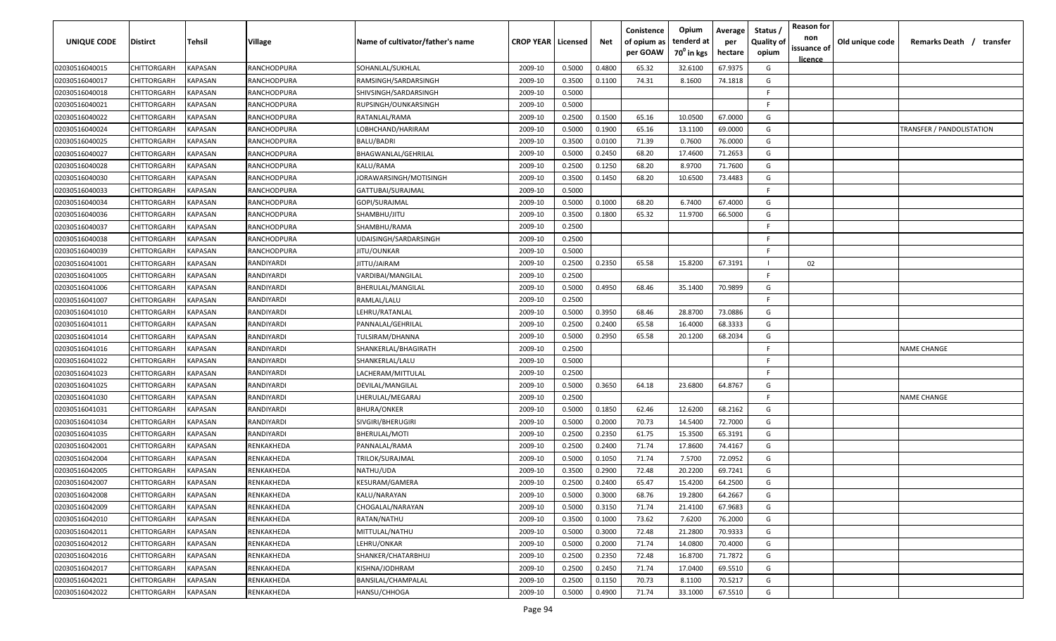| UNIQUE CODE | Distirct | Tehsil | Village | Name of cultivator/father's name | CROP YEAR | Licensed | Net | Conistence of opium as per GOAW | Opium tenderd at 70$^0$ in kgs | Average per hectare | Status / Quality of opium | Reason for non issuance of licence | Old unique code | Remarks Death / transfer |
|---|---|---|---|---|---|---|---|---|---|---|---|---|---|---|
| 02030516040015 | CHITTORGARH | KAPASAN | RANCHODPURA | SOHANLAL/SUKHLAL | 2009-10 | 0.5000 | 0.4800 | 65.32 | 32.6100 | 67.9375 | G | | | |
| 02030516040017 | CHITTORGARH | KAPASAN | RANCHODPURA | RAMSINGH/SARDARSINGH | 2009-10 | 0.3500 | 0.1100 | 74.31 | 8.1600 | 74.1818 | G | | | |
| 02030516040018 | CHITTORGARH | KAPASAN | RANCHODPURA | SHIVSINGH/SARDARSINGH | 2009-10 | 0.5000 | | | | | F | | | |
| 02030516040021 | CHITTORGARH | KAPASAN | RANCHODPURA | RUPSINGH/OUNKARSINGH | 2009-10 | 0.5000 | | | | | F | | | |
| 02030516040022 | CHITTORGARH | KAPASAN | RANCHODPURA | RATANLAL/RAMA | 2009-10 | 0.2500 | 0.1500 | 65.16 | 10.0500 | 67.0000 | G | | | |
| 02030516040024 | CHITTORGARH | KAPASAN | RANCHODPURA | LOBHCHAND/HARIRAM | 2009-10 | 0.5000 | 0.1900 | 65.16 | 13.1100 | 69.0000 | G | | | TRANSFER / PANDOLISTATION |
| 02030516040025 | CHITTORGARH | KAPASAN | RANCHODPURA | BALU/BADRI | 2009-10 | 0.3500 | 0.0100 | 71.39 | 0.7600 | 76.0000 | G | | | |
| 02030516040027 | CHITTORGARH | KAPASAN | RANCHODPURA | BHAGWANLAL/GEHRILAL | 2009-10 | 0.5000 | 0.2450 | 68.20 | 17.4600 | 71.2653 | G | | | |
| 02030516040028 | CHITTORGARH | KAPASAN | RANCHODPURA | KALU/RAMA | 2009-10 | 0.2500 | 0.1250 | 68.20 | 8.9700 | 71.7600 | G | | | |
| 02030516040030 | CHITTORGARH | KAPASAN | RANCHODPURA | JORAWARSINGH/MOTISINGH | 2009-10 | 0.3500 | 0.1450 | 68.20 | 10.6500 | 73.4483 | G | | | |
| 02030516040033 | CHITTORGARH | KAPASAN | RANCHODPURA | GATTUBAI/SURAJMAL | 2009-10 | 0.5000 | | | | | F | | | |
| 02030516040034 | CHITTORGARH | KAPASAN | RANCHODPURA | GOPI/SURAJMAL | 2009-10 | 0.5000 | 0.1000 | 68.20 | 6.7400 | 67.4000 | G | | | |
| 02030516040036 | CHITTORGARH | KAPASAN | RANCHODPURA | SHAMBHU/JITU | 2009-10 | 0.3500 | 0.1800 | 65.32 | 11.9700 | 66.5000 | G | | | |
| 02030516040037 | CHITTORGARH | KAPASAN | RANCHODPURA | SHAMBHU/RAMA | 2009-10 | 0.2500 | | | | | F | | | |
| 02030516040038 | CHITTORGARH | KAPASAN | RANCHODPURA | UDAISINGH/SARDARSINGH | 2009-10 | 0.2500 | | | | | F | | | |
| 02030516040039 | CHITTORGARH | KAPASAN | RANCHODPURA | JITU/OUNKAR | 2009-10 | 0.5000 | | | | | F | | | |
| 02030516041001 | CHITTORGARH | KAPASAN | RANDIYARDI | JITTU/JAIRAM | 2009-10 | 0.2500 | 0.2350 | 65.58 | 15.8200 | 67.3191 | I | 02 | | |
| 02030516041005 | CHITTORGARH | KAPASAN | RANDIYARDI | VARDIBAI/MANGILAL | 2009-10 | 0.2500 | | | | | F | | | |
| 02030516041006 | CHITTORGARH | KAPASAN | RANDIYARDI | BHERULAL/MANGILAL | 2009-10 | 0.5000 | 0.4950 | 68.46 | 35.1400 | 70.9899 | G | | | |
| 02030516041007 | CHITTORGARH | KAPASAN | RANDIYARDI | RAMLAL/LALU | 2009-10 | 0.2500 | | | | | F | | | |
| 02030516041010 | CHITTORGARH | KAPASAN | RANDIYARDI | LEHRU/RATANLAL | 2009-10 | 0.5000 | 0.3950 | 68.46 | 28.8700 | 73.0886 | G | | | |
| 02030516041011 | CHITTORGARH | KAPASAN | RANDIYARDI | PANNALAL/GEHRILAL | 2009-10 | 0.2500 | 0.2400 | 65.58 | 16.4000 | 68.3333 | G | | | |
| 02030516041014 | CHITTORGARH | KAPASAN | RANDIYARDI | TULSIRAM/DHANNA | 2009-10 | 0.5000 | 0.2950 | 65.58 | 20.1200 | 68.2034 | G | | | |
| 02030516041016 | CHITTORGARH | KAPASAN | RANDIYARDI | SHANKERLAL/BHAGIRATH | 2009-10 | 0.2500 | | | | | F | | | NAME CHANGE |
| 02030516041022 | CHITTORGARH | KAPASAN | RANDIYARDI | SHANKERLAL/LALU | 2009-10 | 0.5000 | | | | | F | | | |
| 02030516041023 | CHITTORGARH | KAPASAN | RANDIYARDI | LACHERAM/MITTULAL | 2009-10 | 0.2500 | | | | | F | | | |
| 02030516041025 | CHITTORGARH | KAPASAN | RANDIYARDI | DEVILAL/MANGILAL | 2009-10 | 0.5000 | 0.3650 | 64.18 | 23.6800 | 64.8767 | G | | | |
| 02030516041030 | CHITTORGARH | KAPASAN | RANDIYARDI | LHERULAL/MEGARAJ | 2009-10 | 0.2500 | | | | | F | | | NAME CHANGE |
| 02030516041031 | CHITTORGARH | KAPASAN | RANDIYARDI | BHURA/ONKER | 2009-10 | 0.5000 | 0.1850 | 62.46 | 12.6200 | 68.2162 | G | | | |
| 02030516041034 | CHITTORGARH | KAPASAN | RANDIYARDI | SIVGIRI/BHERUGIRI | 2009-10 | 0.5000 | 0.2000 | 70.73 | 14.5400 | 72.7000 | G | | | |
| 02030516041035 | CHITTORGARH | KAPASAN | RANDIYARDI | BHERULAL/MOTI | 2009-10 | 0.2500 | 0.2350 | 61.75 | 15.3500 | 65.3191 | G | | | |
| 02030516042001 | CHITTORGARH | KAPASAN | RENKAKHEDA | PANNALAL/RAMA | 2009-10 | 0.2500 | 0.2400 | 71.74 | 17.8600 | 74.4167 | G | | | |
| 02030516042004 | CHITTORGARH | KAPASAN | RENKAKHEDA | TRILOK/SURAJMAL | 2009-10 | 0.5000 | 0.1050 | 71.74 | 7.5700 | 72.0952 | G | | | |
| 02030516042005 | CHITTORGARH | KAPASAN | RENKAKHEDA | NATHU/UDA | 2009-10 | 0.3500 | 0.2900 | 72.48 | 20.2200 | 69.7241 | G | | | |
| 02030516042007 | CHITTORGARH | KAPASAN | RENKAKHEDA | KESURAM/GAMERA | 2009-10 | 0.2500 | 0.2400 | 65.47 | 15.4200 | 64.2500 | G | | | |
| 02030516042008 | CHITTORGARH | KAPASAN | RENKAKHEDA | KALU/NARAYAN | 2009-10 | 0.5000 | 0.3000 | 68.76 | 19.2800 | 64.2667 | G | | | |
| 02030516042009 | CHITTORGARH | KAPASAN | RENKAKHEDA | CHOGALAL/NARAYAN | 2009-10 | 0.5000 | 0.3150 | 71.74 | 21.4100 | 67.9683 | G | | | |
| 02030516042010 | CHITTORGARH | KAPASAN | RENKAKHEDA | RATAN/NATHU | 2009-10 | 0.3500 | 0.1000 | 73.62 | 7.6200 | 76.2000 | G | | | |
| 02030516042011 | CHITTORGARH | KAPASAN | RENKAKHEDA | MITTULAL/NATHU | 2009-10 | 0.5000 | 0.3000 | 72.48 | 21.2800 | 70.9333 | G | | | |
| 02030516042012 | CHITTORGARH | KAPASAN | RENKAKHEDA | LEHRU/ONKAR | 2009-10 | 0.5000 | 0.2000 | 71.74 | 14.0800 | 70.4000 | G | | | |
| 02030516042016 | CHITTORGARH | KAPASAN | RENKAKHEDA | SHANKER/CHATARBHUJ | 2009-10 | 0.2500 | 0.2350 | 72.48 | 16.8700 | 71.7872 | G | | | |
| 02030516042017 | CHITTORGARH | KAPASAN | RENKAKHEDA | KISHNA/JODHRAM | 2009-10 | 0.2500 | 0.2450 | 71.74 | 17.0400 | 69.5510 | G | | | |
| 02030516042021 | CHITTORGARH | KAPASAN | RENKAKHEDA | BANSILAL/CHAMPALAL | 2009-10 | 0.2500 | 0.1150 | 70.73 | 8.1100 | 70.5217 | G | | | |
| 02030516042022 | CHITTORGARH | KAPASAN | RENKAKHEDA | HANSU/CHHOGA | 2009-10 | 0.5000 | 0.4900 | 71.74 | 33.1000 | 67.5510 | G | | | |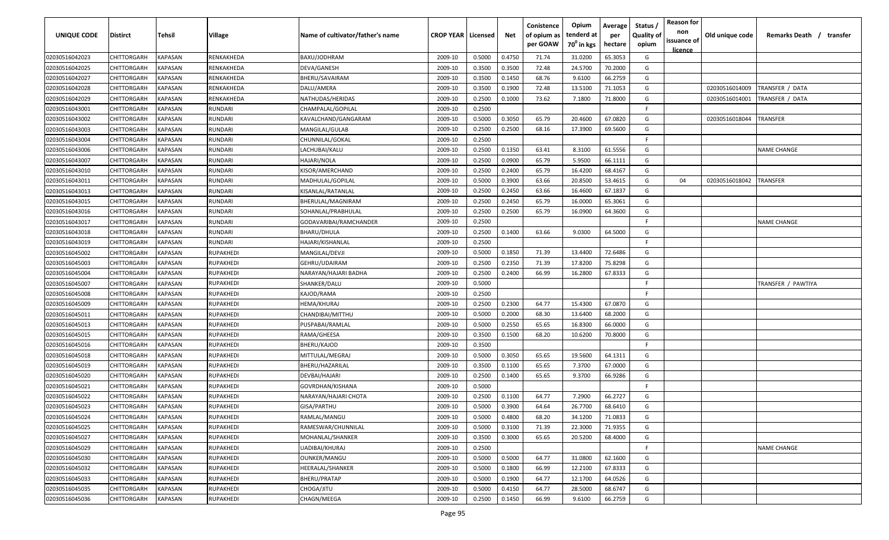| UNIQUE CODE | Distirct | Tehsil | Village | Name of cultivator/father's name | CROP YEAR | Licensed | Net | Conistence of opium as per GOAW | Opium tenderd at 70° in kgs | Average per hectare | Status / Quality of opium | Reason for non issuance of licence | Old unique code | Remarks Death / transfer |
|---|---|---|---|---|---|---|---|---|---|---|---|---|---|---|
| 02030516042023 | CHITTORGARH | KAPASAN | RENKAKHEDA | BAXU/JODHRAM | 2009-10 | 0.5000 | 0.4750 | 71.74 | 31.0200 | 65.3053 | G | | | |
| 02030516042025 | CHITTORGARH | KAPASAN | RENKAKHEDA | DEVA/GANESH | 2009-10 | 0.3500 | 0.3500 | 72.48 | 24.5700 | 70.2000 | G | | | |
| 02030516042027 | CHITTORGARH | KAPASAN | RENKAKHEDA | BHERU/SAVAIRAM | 2009-10 | 0.3500 | 0.1450 | 68.76 | 9.6100 | 66.2759 | G | | | |
| 02030516042028 | CHITTORGARH | KAPASAN | RENKAKHEDA | DALU/AMERA | 2009-10 | 0.3500 | 0.1900 | 72.48 | 13.5100 | 71.1053 | G | | 02030516014009 | TRANSFER / DATA |
| 02030516042029 | CHITTORGARH | KAPASAN | RENKAKHEDA | NATHUDAS/HERIDAS | 2009-10 | 0.2500 | 0.1000 | 73.62 | 7.1800 | 71.8000 | G | | 02030516014001 | TRANSFER / DATA |
| 02030516043001 | CHITTORGARH | KAPASAN | RUNDARI | CHAMPALAL/GOPILAL | 2009-10 | 0.2500 | | | | | F | | | |
| 02030516043002 | CHITTORGARH | KAPASAN | RUNDARI | KAVALCHAND/GANGARAM | 2009-10 | 0.5000 | 0.3050 | 65.79 | 20.4600 | 67.0820 | G | | 02030516018044 | TRANSFER |
| 02030516043003 | CHITTORGARH | KAPASAN | RUNDARI | MANGILAL/GULAB | 2009-10 | 0.2500 | 0.2500 | 68.16 | 17.3900 | 69.5600 | G | | | |
| 02030516043004 | CHITTORGARH | KAPASAN | RUNDARI | CHUNNILAL/GOKAL | 2009-10 | 0.2500 | | | | | F | | | |
| 02030516043006 | CHITTORGARH | KAPASAN | RUNDARI | LACHUBAI/KALU | 2009-10 | 0.2500 | 0.1350 | 63.41 | 8.3100 | 61.5556 | G | | | NAME CHANGE |
| 02030516043007 | CHITTORGARH | KAPASAN | RUNDARI | HAJARI/NOLA | 2009-10 | 0.2500 | 0.0900 | 65.79 | 5.9500 | 66.1111 | G | | | |
| 02030516043010 | CHITTORGARH | KAPASAN | RUNDARI | KISOR/AMERCHAND | 2009-10 | 0.2500 | 0.2400 | 65.79 | 16.4200 | 68.4167 | G | | | |
| 02030516043011 | CHITTORGARH | KAPASAN | RUNDARI | MADHULAL/GOPILAL | 2009-10 | 0.5000 | 0.3900 | 63.66 | 20.8500 | 53.4615 | G | 04 | 02030516018042 | TRANSFER |
| 02030516043013 | CHITTORGARH | KAPASAN | RUNDARI | KISANLAL/RATANLAL | 2009-10 | 0.2500 | 0.2450 | 63.66 | 16.4600 | 67.1837 | G | | | |
| 02030516043015 | CHITTORGARH | KAPASAN | RUNDARI | BHERULAL/MAGNIRAM | 2009-10 | 0.2500 | 0.2450 | 65.79 | 16.0000 | 65.3061 | G | | | |
| 02030516043016 | CHITTORGARH | KAPASAN | RUNDARI | SOHANLAL/PRABHULAL | 2009-10 | 0.2500 | 0.2500 | 65.79 | 16.0900 | 64.3600 | G | | | |
| 02030516043017 | CHITTORGARH | KAPASAN | RUNDARI | GODAVARIBAI/RAMCHANDER | 2009-10 | 0.2500 | | | | | F | | | NAME CHANGE |
| 02030516043018 | CHITTORGARH | KAPASAN | RUNDARI | BHARU/DHULA | 2009-10 | 0.2500 | 0.1400 | 63.66 | 9.0300 | 64.5000 | G | | | |
| 02030516043019 | CHITTORGARH | KAPASAN | RUNDARI | HAJARI/KISHANLAL | 2009-10 | 0.2500 | | | | | F | | | |
| 02030516045002 | CHITTORGARH | KAPASAN | RUPAKHEDI | MANGILAL/DEVJI | 2009-10 | 0.5000 | 0.1850 | 71.39 | 13.4400 | 72.6486 | G | | | |
| 02030516045003 | CHITTORGARH | KAPASAN | RUPAKHEDI | GEHRU/UDAIRAM | 2009-10 | 0.2500 | 0.2350 | 71.39 | 17.8200 | 75.8298 | G | | | |
| 02030516045004 | CHITTORGARH | KAPASAN | RUPAKHEDI | NARAYAN/HAJARI BADHA | 2009-10 | 0.2500 | 0.2400 | 66.99 | 16.2800 | 67.8333 | G | | | |
| 02030516045007 | CHITTORGARH | KAPASAN | RUPAKHEDI | SHANKER/DALU | 2009-10 | 0.5000 | | | | | F | | | TRANSFER / PAWTIYA |
| 02030516045008 | CHITTORGARH | KAPASAN | RUPAKHEDI | KAJOD/RAMA | 2009-10 | 0.2500 | | | | | F | | | |
| 02030516045009 | CHITTORGARH | KAPASAN | RUPAKHEDI | HEMA/KHURAJ | 2009-10 | 0.2500 | 0.2300 | 64.77 | 15.4300 | 67.0870 | G | | | |
| 02030516045011 | CHITTORGARH | KAPASAN | RUPAKHEDI | CHANDIBAI/MITTHU | 2009-10 | 0.5000 | 0.2000 | 68.30 | 13.6400 | 68.2000 | G | | | |
| 02030516045013 | CHITTORGARH | KAPASAN | RUPAKHEDI | PUSPABAI/RAMLAL | 2009-10 | 0.5000 | 0.2550 | 65.65 | 16.8300 | 66.0000 | G | | | |
| 02030516045015 | CHITTORGARH | KAPASAN | RUPAKHEDI | RAMA/GHEESA | 2009-10 | 0.3500 | 0.1500 | 68.20 | 10.6200 | 70.8000 | G | | | |
| 02030516045016 | CHITTORGARH | KAPASAN | RUPAKHEDI | BHERU/KAJOD | 2009-10 | 0.3500 | | | | | F | | | |
| 02030516045018 | CHITTORGARH | KAPASAN | RUPAKHEDI | MITTULAL/MEGRAJ | 2009-10 | 0.5000 | 0.3050 | 65.65 | 19.5600 | 64.1311 | G | | | |
| 02030516045019 | CHITTORGARH | KAPASAN | RUPAKHEDI | BHERU/HAZARILAL | 2009-10 | 0.3500 | 0.1100 | 65.65 | 7.3700 | 67.0000 | G | | | |
| 02030516045020 | CHITTORGARH | KAPASAN | RUPAKHEDI | DEVBAI/HAJARI | 2009-10 | 0.2500 | 0.1400 | 65.65 | 9.3700 | 66.9286 | G | | | |
| 02030516045021 | CHITTORGARH | KAPASAN | RUPAKHEDI | GOVRDHAN/KISHANA | 2009-10 | 0.5000 | | | | | F | | | |
| 02030516045022 | CHITTORGARH | KAPASAN | RUPAKHEDI | NARAYAN/HAJARI CHOTA | 2009-10 | 0.2500 | 0.1100 | 64.77 | 7.2900 | 66.2727 | G | | | |
| 02030516045023 | CHITTORGARH | KAPASAN | RUPAKHEDI | GISA/PARTHU | 2009-10 | 0.5000 | 0.3900 | 64.64 | 26.7700 | 68.6410 | G | | | |
| 02030516045024 | CHITTORGARH | KAPASAN | RUPAKHEDI | RAMLAL/MANGU | 2009-10 | 0.5000 | 0.4800 | 68.20 | 34.1200 | 71.0833 | G | | | |
| 02030516045025 | CHITTORGARH | KAPASAN | RUPAKHEDI | RAMESWAR/CHUNNILAL | 2009-10 | 0.5000 | 0.3100 | 71.39 | 22.3000 | 71.9355 | G | | | |
| 02030516045027 | CHITTORGARH | KAPASAN | RUPAKHEDI | MOHANLAL/SHANKER | 2009-10 | 0.3500 | 0.3000 | 65.65 | 20.5200 | 68.4000 | G | | | |
| 02030516045029 | CHITTORGARH | KAPASAN | RUPAKHEDI | UADIBAI/KHURAJ | 2009-10 | 0.2500 | | | | | F | | | NAME CHANGE |
| 02030516045030 | CHITTORGARH | KAPASAN | RUPAKHEDI | OUNKER/MANGU | 2009-10 | 0.5000 | 0.5000 | 64.77 | 31.0800 | 62.1600 | G | | | |
| 02030516045032 | CHITTORGARH | KAPASAN | RUPAKHEDI | HEERALAL/SHANKER | 2009-10 | 0.5000 | 0.1800 | 66.99 | 12.2100 | 67.8333 | G | | | |
| 02030516045033 | CHITTORGARH | KAPASAN | RUPAKHEDI | BHERU/PRATAP | 2009-10 | 0.5000 | 0.1900 | 64.77 | 12.1700 | 64.0526 | G | | | |
| 02030516045035 | CHITTORGARH | KAPASAN | RUPAKHEDI | CHOGA/JITU | 2009-10 | 0.5000 | 0.4150 | 64.77 | 28.5000 | 68.6747 | G | | | |
| 02030516045036 | CHITTORGARH | KAPASAN | RUPAKHEDI | CHAGN/MEEGA | 2009-10 | 0.2500 | 0.1450 | 66.99 | 9.6100 | 66.2759 | G | | | |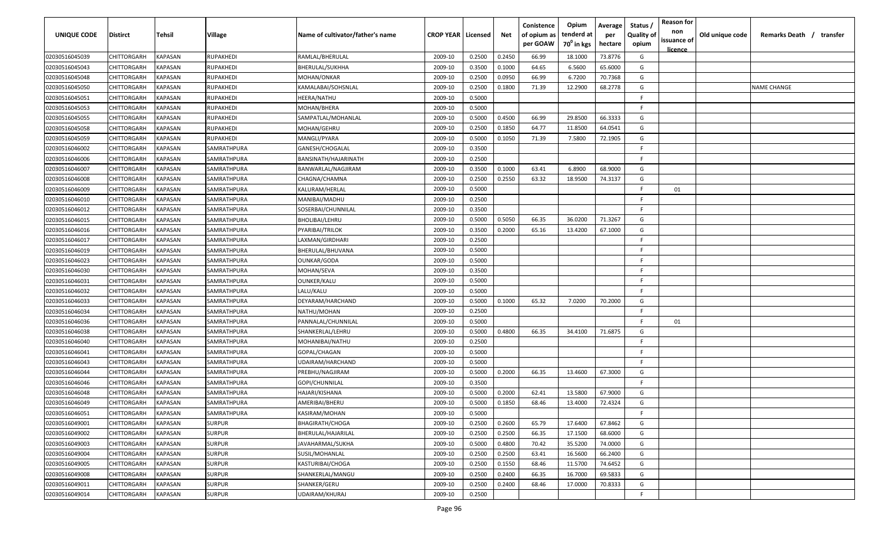| UNIQUE CODE | Distirct | Tehsil | Village | Name of cultivator/father's name | CROP YEAR | Licensed | Net | Conistence of opium as per GOAW | Opium tenderd at $70^0$ in kgs | Average per hectare | Status / Quality of opium | Reason for non issuance of licence | Old unique code | Remarks Death / transfer |
|---|---|---|---|---|---|---|---|---|---|---|---|---|---|---|
| 02030516045039 | CHITTORGARH | KAPASAN | RUPAKHEDI | RAMLAL/BHERULAL | 2009-10 | 0.2500 | 0.2450 | 66.99 | 18.1000 | 73.8776 | G | | | |
| 02030516045043 | CHITTORGARH | KAPASAN | RUPAKHEDI | BHERULAL/SUKHHA | 2009-10 | 0.3500 | 0.1000 | 64.65 | 6.5600 | 65.6000 | G | | | |
| 02030516045048 | CHITTORGARH | KAPASAN | RUPAKHEDI | MOHAN/ONKAR | 2009-10 | 0.2500 | 0.0950 | 66.99 | 6.7200 | 70.7368 | G | | | |
| 02030516045050 | CHITTORGARH | KAPASAN | RUPAKHEDI | KAMALABAI/SOHSNLAL | 2009-10 | 0.2500 | 0.1800 | 71.39 | 12.2900 | 68.2778 | G | | | NAME CHANGE |
| 02030516045051 | CHITTORGARH | KAPASAN | RUPAKHEDI | HEERA/NATHU | 2009-10 | 0.5000 | | | | | F | | | |
| 02030516045053 | CHITTORGARH | KAPASAN | RUPAKHEDI | MOHAN/BHERA | 2009-10 | 0.5000 | | | | | F | | | |
| 02030516045055 | CHITTORGARH | KAPASAN | RUPAKHEDI | SAMPATLAL/MOHANLAL | 2009-10 | 0.5000 | 0.4500 | 66.99 | 29.8500 | 66.3333 | G | | | |
| 02030516045058 | CHITTORGARH | KAPASAN | RUPAKHEDI | MOHAN/GEHRU | 2009-10 | 0.2500 | 0.1850 | 64.77 | 11.8500 | 64.0541 | G | | | |
| 02030516045059 | CHITTORGARH | KAPASAN | RUPAKHEDI | MANGLI/PYARA | 2009-10 | 0.5000 | 0.1050 | 71.39 | 7.5800 | 72.1905 | G | | | |
| 02030516046002 | CHITTORGARH | KAPASAN | SAMRATHPURA | GANESH/CHOGALAL | 2009-10 | 0.3500 | | | | | F | | | |
| 02030516046006 | CHITTORGARH | KAPASAN | SAMRATHPURA | BANSINATH/HAJARINATH | 2009-10 | 0.2500 | | | | | F | | | |
| 02030516046007 | CHITTORGARH | KAPASAN | SAMRATHPURA | BANWARLAL/NAGJIRAM | 2009-10 | 0.3500 | 0.1000 | 63.41 | 6.8900 | 68.9000 | G | | | |
| 02030516046008 | CHITTORGARH | KAPASAN | SAMRATHPURA | CHAGNA/CHAMNA | 2009-10 | 0.2500 | 0.2550 | 63.32 | 18.9500 | 74.3137 | G | | | |
| 02030516046009 | CHITTORGARH | KAPASAN | SAMRATHPURA | KALURAM/HERLAL | 2009-10 | 0.5000 | | | | | F | 01 | | |
| 02030516046010 | CHITTORGARH | KAPASAN | SAMRATHPURA | MANIBAI/MADHU | 2009-10 | 0.2500 | | | | | F | | | |
| 02030516046012 | CHITTORGARH | KAPASAN | SAMRATHPURA | SOSERBAI/CHUNNILAL | 2009-10 | 0.3500 | | | | | F | | | |
| 02030516046015 | CHITTORGARH | KAPASAN | SAMRATHPURA | BHOLIBAI/LEHRU | 2009-10 | 0.5000 | 0.5050 | 66.35 | 36.0200 | 71.3267 | G | | | |
| 02030516046016 | CHITTORGARH | KAPASAN | SAMRATHPURA | PYARIBAI/TRILOK | 2009-10 | 0.3500 | 0.2000 | 65.16 | 13.4200 | 67.1000 | G | | | |
| 02030516046017 | CHITTORGARH | KAPASAN | SAMRATHPURA | LAXMAN/GIRDHARI | 2009-10 | 0.2500 | | | | | F | | | |
| 02030516046019 | CHITTORGARH | KAPASAN | SAMRATHPURA | BHERULAL/BHUVANA | 2009-10 | 0.5000 | | | | | F | | | |
| 02030516046023 | CHITTORGARH | KAPASAN | SAMRATHPURA | OUNKAR/GODA | 2009-10 | 0.5000 | | | | | F | | | |
| 02030516046030 | CHITTORGARH | KAPASAN | SAMRATHPURA | MOHAN/SEVA | 2009-10 | 0.3500 | | | | | F | | | |
| 02030516046031 | CHITTORGARH | KAPASAN | SAMRATHPURA | OUNKER/KALU | 2009-10 | 0.5000 | | | | | F | | | |
| 02030516046032 | CHITTORGARH | KAPASAN | SAMRATHPURA | LALU/KALU | 2009-10 | 0.5000 | | | | | F | | | |
| 02030516046033 | CHITTORGARH | KAPASAN | SAMRATHPURA | DEYARAM/HARCHAND | 2009-10 | 0.5000 | 0.1000 | 65.32 | 7.0200 | 70.2000 | G | | | |
| 02030516046034 | CHITTORGARH | KAPASAN | SAMRATHPURA | NATHU/MOHAN | 2009-10 | 0.2500 | | | | | F | | | |
| 02030516046036 | CHITTORGARH | KAPASAN | SAMRATHPURA | PANNALAL/CHUNNILAL | 2009-10 | 0.5000 | | | | | F | 01 | | |
| 02030516046038 | CHITTORGARH | KAPASAN | SAMRATHPURA | SHANKERLAL/LEHRU | 2009-10 | 0.5000 | 0.4800 | 66.35 | 34.4100 | 71.6875 | G | | | |
| 02030516046040 | CHITTORGARH | KAPASAN | SAMRATHPURA | MOHANIBAI/NATHU | 2009-10 | 0.2500 | | | | | F | | | |
| 02030516046041 | CHITTORGARH | KAPASAN | SAMRATHPURA | GOPAL/CHAGAN | 2009-10 | 0.5000 | | | | | F | | | |
| 02030516046043 | CHITTORGARH | KAPASAN | SAMRATHPURA | UDAIRAM/HARCHAND | 2009-10 | 0.5000 | | | | | F | | | |
| 02030516046044 | CHITTORGARH | KAPASAN | SAMRATHPURA | PREBHU/NAGJIRAM | 2009-10 | 0.5000 | 0.2000 | 66.35 | 13.4600 | 67.3000 | G | | | |
| 02030516046046 | CHITTORGARH | KAPASAN | SAMRATHPURA | GOPI/CHUNNILAL | 2009-10 | 0.3500 | | | | | F | | | |
| 02030516046048 | CHITTORGARH | KAPASAN | SAMRATHPURA | HAJARI/KISHANA | 2009-10 | 0.5000 | 0.2000 | 62.41 | 13.5800 | 67.9000 | G | | | |
| 02030516046049 | CHITTORGARH | KAPASAN | SAMRATHPURA | AMERIBAI/BHERU | 2009-10 | 0.5000 | 0.1850 | 68.46 | 13.4000 | 72.4324 | G | | | |
| 02030516046051 | CHITTORGARH | KAPASAN | SAMRATHPURA | KASIRAM/MOHAN | 2009-10 | 0.5000 | | | | | F | | | |
| 02030516049001 | CHITTORGARH | KAPASAN | SURPUR | BHAGIRATH/CHOGA | 2009-10 | 0.2500 | 0.2600 | 65.79 | 17.6400 | 67.8462 | G | | | |
| 02030516049002 | CHITTORGARH | KAPASAN | SURPUR | BHERULAL/HAJARILAL | 2009-10 | 0.2500 | 0.2500 | 66.35 | 17.1500 | 68.6000 | G | | | |
| 02030516049003 | CHITTORGARH | KAPASAN | SURPUR | JAVAHARMAL/SUKHA | 2009-10 | 0.5000 | 0.4800 | 70.42 | 35.5200 | 74.0000 | G | | | |
| 02030516049004 | CHITTORGARH | KAPASAN | SURPUR | SUSIL/MOHANLAL | 2009-10 | 0.2500 | 0.2500 | 63.41 | 16.5600 | 66.2400 | G | | | |
| 02030516049005 | CHITTORGARH | KAPASAN | SURPUR | KASTURIBAI/CHOGA | 2009-10 | 0.2500 | 0.1550 | 68.46 | 11.5700 | 74.6452 | G | | | |
| 02030516049008 | CHITTORGARH | KAPASAN | SURPUR | SHANKERLAL/MANGU | 2009-10 | 0.2500 | 0.2400 | 66.35 | 16.7000 | 69.5833 | G | | | |
| 02030516049011 | CHITTORGARH | KAPASAN | SURPUR | SHANKER/GERU | 2009-10 | 0.2500 | 0.2400 | 68.46 | 17.0000 | 70.8333 | G | | | |
| 02030516049014 | CHITTORGARH | KAPASAN | SURPUR | UDAIRAM/KHURAJ | 2009-10 | 0.2500 | | | | | F | | | |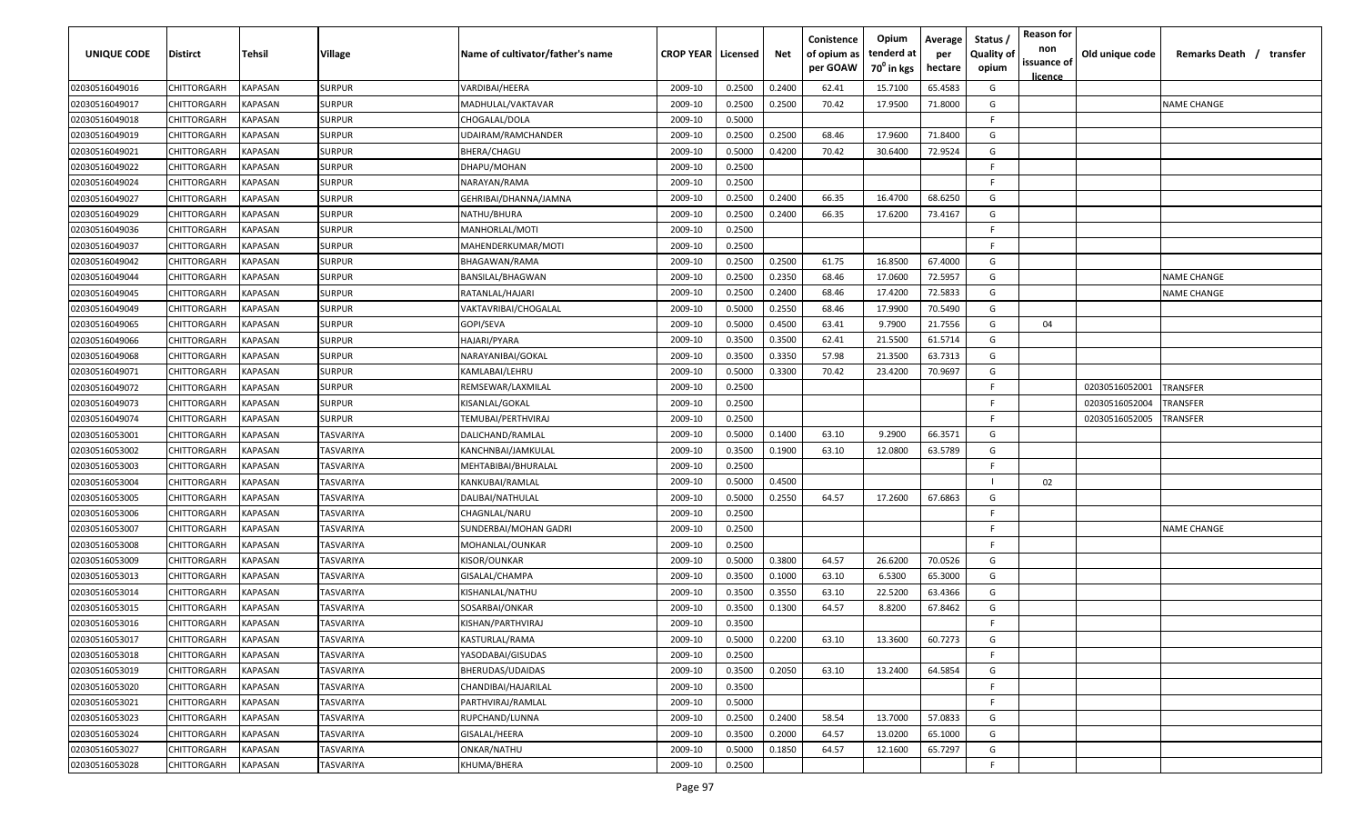| UNIQUE CODE | Distirct | Tehsil | Village | Name of cultivator/father's name | CROP YEAR | Licensed | Net | Conistence of opium as per GOAW | Opium tenderd at 70⁰ in kgs | Average per hectare | Status / Quality of opium | Reason for non issuance of licence | Old unique code | Remarks Death / transfer |
|---|---|---|---|---|---|---|---|---|---|---|---|---|---|---|
| 02030516049016 | CHITTORGARH | KAPASAN | SURPUR | VARDIBAI/HEERA | 2009-10 | 0.2500 | 0.2400 | 62.41 | 15.7100 | 65.4583 | G | | | |
| 02030516049017 | CHITTORGARH | KAPASAN | SURPUR | MADHULAL/VAKTAVAR | 2009-10 | 0.2500 | 0.2500 | 70.42 | 17.9500 | 71.8000 | G | | | NAME CHANGE |
| 02030516049018 | CHITTORGARH | KAPASAN | SURPUR | CHOGALAL/DOLA | 2009-10 | 0.5000 | | | | | F | | | |
| 02030516049019 | CHITTORGARH | KAPASAN | SURPUR | UDAIRAM/RAMCHANDER | 2009-10 | 0.2500 | 0.2500 | 68.46 | 17.9600 | 71.8400 | G | | | |
| 02030516049021 | CHITTORGARH | KAPASAN | SURPUR | BHERA/CHAGU | 2009-10 | 0.5000 | 0.4200 | 70.42 | 30.6400 | 72.9524 | G | | | |
| 02030516049022 | CHITTORGARH | KAPASAN | SURPUR | DHAPU/MOHAN | 2009-10 | 0.2500 | | | | | F | | | |
| 02030516049024 | CHITTORGARH | KAPASAN | SURPUR | NARAYAN/RAMA | 2009-10 | 0.2500 | | | | | F | | | |
| 02030516049027 | CHITTORGARH | KAPASAN | SURPUR | GEHRIBAI/DHANNA/JAMNA | 2009-10 | 0.2500 | 0.2400 | 66.35 | 16.4700 | 68.6250 | G | | | |
| 02030516049029 | CHITTORGARH | KAPASAN | SURPUR | NATHU/BHURA | 2009-10 | 0.2500 | 0.2400 | 66.35 | 17.6200 | 73.4167 | G | | | |
| 02030516049036 | CHITTORGARH | KAPASAN | SURPUR | MANHORLAL/MOTI | 2009-10 | 0.2500 | | | | | F | | | |
| 02030516049037 | CHITTORGARH | KAPASAN | SURPUR | MAHENDERKUMAR/MOTI | 2009-10 | 0.2500 | | | | | F | | | |
| 02030516049042 | CHITTORGARH | KAPASAN | SURPUR | BHAGAWAN/RAMA | 2009-10 | 0.2500 | 0.2500 | 61.75 | 16.8500 | 67.4000 | G | | | |
| 02030516049044 | CHITTORGARH | KAPASAN | SURPUR | BANSILAL/BHAGWAN | 2009-10 | 0.2500 | 0.2350 | 68.46 | 17.0600 | 72.5957 | G | | | NAME CHANGE |
| 02030516049045 | CHITTORGARH | KAPASAN | SURPUR | RATANLAL/HAJARI | 2009-10 | 0.2500 | 0.2400 | 68.46 | 17.4200 | 72.5833 | G | | | NAME CHANGE |
| 02030516049049 | CHITTORGARH | KAPASAN | SURPUR | VAKTAVRIBAI/CHOGALAL | 2009-10 | 0.5000 | 0.2550 | 68.46 | 17.9900 | 70.5490 | G | | | |
| 02030516049065 | CHITTORGARH | KAPASAN | SURPUR | GOPI/SEVA | 2009-10 | 0.5000 | 0.4500 | 63.41 | 9.7900 | 21.7556 | G | 04 | | |
| 02030516049066 | CHITTORGARH | KAPASAN | SURPUR | HAJARI/PYARA | 2009-10 | 0.3500 | 0.3500 | 62.41 | 21.5500 | 61.5714 | G | | | |
| 02030516049068 | CHITTORGARH | KAPASAN | SURPUR | NARAYANIBAI/GOKAL | 2009-10 | 0.3500 | 0.3350 | 57.98 | 21.3500 | 63.7313 | G | | | |
| 02030516049071 | CHITTORGARH | KAPASAN | SURPUR | KAMLABAI/LEHRU | 2009-10 | 0.5000 | 0.3300 | 70.42 | 23.4200 | 70.9697 | G | | | |
| 02030516049072 | CHITTORGARH | KAPASAN | SURPUR | REMSEWAR/LAXMILAL | 2009-10 | 0.2500 | | | | | F | | 02030516052001 | TRANSFER |
| 02030516049073 | CHITTORGARH | KAPASAN | SURPUR | KISANLAL/GOKAL | 2009-10 | 0.2500 | | | | | F | | 02030516052004 | TRANSFER |
| 02030516049074 | CHITTORGARH | KAPASAN | SURPUR | TEMUBAI/PERTHVIRAJ | 2009-10 | 0.2500 | | | | | F | | 02030516052005 | TRANSFER |
| 02030516053001 | CHITTORGARH | KAPASAN | TASVARIYA | DALICHAND/RAMLAL | 2009-10 | 0.5000 | 0.1400 | 63.10 | 9.2900 | 66.3571 | G | | | |
| 02030516053002 | CHITTORGARH | KAPASAN | TASVARIYA | KANCHNBAI/JAMKULAL | 2009-10 | 0.3500 | 0.1900 | 63.10 | 12.0800 | 63.5789 | G | | | |
| 02030516053003 | CHITTORGARH | KAPASAN | TASVARIYA | MEHTABIBAI/BHURALAL | 2009-10 | 0.2500 | | | | | F | | | |
| 02030516053004 | CHITTORGARH | KAPASAN | TASVARIYA | KANKUBAI/RAMLAL | 2009-10 | 0.5000 | 0.4500 | | | | I | 02 | | |
| 02030516053005 | CHITTORGARH | KAPASAN | TASVARIYA | DALIBAI/NATHULAL | 2009-10 | 0.5000 | 0.2550 | 64.57 | 17.2600 | 67.6863 | G | | | |
| 02030516053006 | CHITTORGARH | KAPASAN | TASVARIYA | CHAGNLAL/NARU | 2009-10 | 0.2500 | | | | | F | | | |
| 02030516053007 | CHITTORGARH | KAPASAN | TASVARIYA | SUNDERBAI/MOHAN GADRI | 2009-10 | 0.2500 | | | | | F | | | NAME CHANGE |
| 02030516053008 | CHITTORGARH | KAPASAN | TASVARIYA | MOHANLAL/OUNKAR | 2009-10 | 0.2500 | | | | | F | | | |
| 02030516053009 | CHITTORGARH | KAPASAN | TASVARIYA | KISOR/OUNKAR | 2009-10 | 0.5000 | 0.3800 | 64.57 | 26.6200 | 70.0526 | G | | | |
| 02030516053013 | CHITTORGARH | KAPASAN | TASVARIYA | GISALAL/CHAMPA | 2009-10 | 0.3500 | 0.1000 | 63.10 | 6.5300 | 65.3000 | G | | | |
| 02030516053014 | CHITTORGARH | KAPASAN | TASVARIYA | KISHANLAL/NATHU | 2009-10 | 0.3500 | 0.3550 | 63.10 | 22.5200 | 63.4366 | G | | | |
| 02030516053015 | CHITTORGARH | KAPASAN | TASVARIYA | SOSARBAI/ONKAR | 2009-10 | 0.3500 | 0.1300 | 64.57 | 8.8200 | 67.8462 | G | | | |
| 02030516053016 | CHITTORGARH | KAPASAN | TASVARIYA | KISHAN/PARTHVIRAJ | 2009-10 | 0.3500 | | | | | F | | | |
| 02030516053017 | CHITTORGARH | KAPASAN | TASVARIYA | KASTURLAL/RAMA | 2009-10 | 0.5000 | 0.2200 | 63.10 | 13.3600 | 60.7273 | G | | | |
| 02030516053018 | CHITTORGARH | KAPASAN | TASVARIYA | YASODABAI/GISUDAS | 2009-10 | 0.2500 | | | | | F | | | |
| 02030516053019 | CHITTORGARH | KAPASAN | TASVARIYA | BHERUDAS/UDAIDAS | 2009-10 | 0.3500 | 0.2050 | 63.10 | 13.2400 | 64.5854 | G | | | |
| 02030516053020 | CHITTORGARH | KAPASAN | TASVARIYA | CHANDIBAI/HAJARILAL | 2009-10 | 0.3500 | | | | | F | | | |
| 02030516053021 | CHITTORGARH | KAPASAN | TASVARIYA | PARTHVIRAJ/RAMLAL | 2009-10 | 0.5000 | | | | | F | | | |
| 02030516053023 | CHITTORGARH | KAPASAN | TASVARIYA | RUPCHAND/LUNNA | 2009-10 | 0.2500 | 0.2400 | 58.54 | 13.7000 | 57.0833 | G | | | |
| 02030516053024 | CHITTORGARH | KAPASAN | TASVARIYA | GISALAL/HEERA | 2009-10 | 0.3500 | 0.2000 | 64.57 | 13.0200 | 65.1000 | G | | | |
| 02030516053027 | CHITTORGARH | KAPASAN | TASVARIYA | ONKAR/NATHU | 2009-10 | 0.5000 | 0.1850 | 64.57 | 12.1600 | 65.7297 | G | | | |
| 02030516053028 | CHITTORGARH | KAPASAN | TASVARIYA | KHUMA/BHERA | 2009-10 | 0.2500 | | | | | F | | | |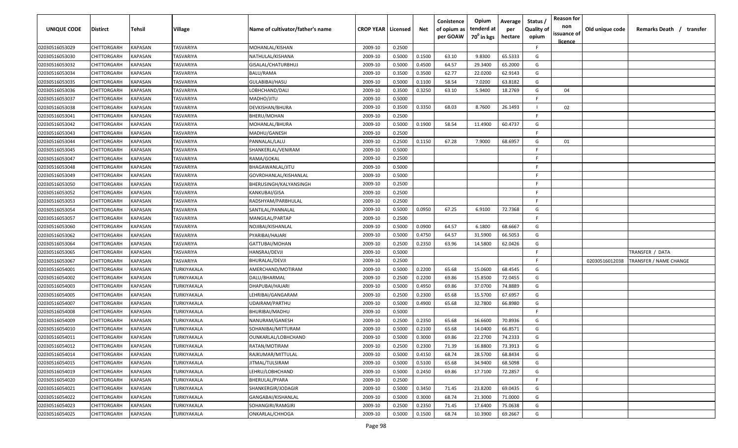| UNIQUE CODE | Distirct | Tehsil | Village | Name of cultivator/father's name | CROP YEAR | Licensed | Net | Conistence of opium as per GOAW | Opium tenderd at 70⁰ in kgs | Average per hectare | Status / Quality of opium | Reason for non issuance of licence | Old unique code | Remarks Death / transfer |
|---|---|---|---|---|---|---|---|---|---|---|---|---|---|---|
| 02030516053029 | CHITTORGARH | KAPASAN | TASVARIYA | MOHANLAL/KISHAN | 2009-10 | 0.2500 | | | | | F | | | |
| 02030516053030 | CHITTORGARH | KAPASAN | TASVARIYA | NATHULAL/KISHANA | 2009-10 | 0.5000 | 0.1500 | 63.10 | 9.8300 | 65.5333 | G | | | |
| 02030516053032 | CHITTORGARH | KAPASAN | TASVARIYA | GISALAL/CHATURBHUJ | 2009-10 | 0.5000 | 0.4500 | 64.57 | 29.3400 | 65.2000 | G | | | |
| 02030516053034 | CHITTORGARH | KAPASAN | TASVARIYA | BALU/RAMA | 2009-10 | 0.3500 | 0.3500 | 62.77 | 22.0200 | 62.9143 | G | | | |
| 02030516053035 | CHITTORGARH | KAPASAN | TASVARIYA | GULABIBAI/HASU | 2009-10 | 0.5000 | 0.1100 | 58.54 | 7.0200 | 63.8182 | G | | | |
| 02030516053036 | CHITTORGARH | KAPASAN | TASVARIYA | LOBHCHAND/DALI | 2009-10 | 0.3500 | 0.3250 | 63.10 | 5.9400 | 18.2769 | G | 04 | | |
| 02030516053037 | CHITTORGARH | KAPASAN | TASVARIYA | MADHO/JITU | 2009-10 | 0.5000 | | | | | F | | | |
| 02030516053038 | CHITTORGARH | KAPASAN | TASVARIYA | DEVKISHAN/BHURA | 2009-10 | 0.3500 | 0.3350 | 68.03 | 8.7600 | 26.1493 | I | 02 | | |
| 02030516053041 | CHITTORGARH | KAPASAN | TASVARIYA | BHERU/MOHAN | 2009-10 | 0.2500 | | | | | F | | | |
| 02030516053042 | CHITTORGARH | KAPASAN | TASVARIYA | MOHANLAL/BHURA | 2009-10 | 0.5000 | 0.1900 | 58.54 | 11.4900 | 60.4737 | G | | | |
| 02030516053043 | CHITTORGARH | KAPASAN | TASVARIYA | MADHU/GANESH | 2009-10 | 0.2500 | | | | | F | | | |
| 02030516053044 | CHITTORGARH | KAPASAN | TASVARIYA | PANNALAL/LALU | 2009-10 | 0.2500 | 0.1150 | 67.28 | 7.9000 | 68.6957 | G | 01 | | |
| 02030516053045 | CHITTORGARH | KAPASAN | TASVARIYA | SHANKERLAL/VENIRAM | 2009-10 | 0.5000 | | | | | F | | | |
| 02030516053047 | CHITTORGARH | KAPASAN | TASVARIYA | RAMA/GOKAL | 2009-10 | 0.2500 | | | | | F | | | |
| 02030516053048 | CHITTORGARH | KAPASAN | TASVARIYA | BHAGAWANLAL/JITU | 2009-10 | 0.5000 | | | | | F | | | |
| 02030516053049 | CHITTORGARH | KAPASAN | TASVARIYA | GOVRDHANLAL/KISHANLAL | 2009-10 | 0.5000 | | | | | F | | | |
| 02030516053050 | CHITTORGARH | KAPASAN | TASVARIYA | BHERUSINGH/KALYANSINGH | 2009-10 | 0.2500 | | | | | F | | | |
| 02030516053052 | CHITTORGARH | KAPASAN | TASVARIYA | KANKUBAI/GISA | 2009-10 | 0.2500 | | | | | F | | | |
| 02030516053053 | CHITTORGARH | KAPASAN | TASVARIYA | RADSHYAM/PARBHULAL | 2009-10 | 0.2500 | | | | | F | | | |
| 02030516053054 | CHITTORGARH | KAPASAN | TASVARIYA | SANTILAL/PANNALAL | 2009-10 | 0.5000 | 0.0950 | 67.25 | 6.9100 | 72.7368 | G | | | |
| 02030516053057 | CHITTORGARH | KAPASAN | TASVARIYA | MANGILAL/PARTAP | 2009-10 | 0.2500 | | | | | F | | | |
| 02030516053060 | CHITTORGARH | KAPASAN | TASVARIYA | NOJIBAI/KISHANLAL | 2009-10 | 0.5000 | 0.0900 | 64.57 | 6.1800 | 68.6667 | G | | | |
| 02030516053062 | CHITTORGARH | KAPASAN | TASVARIYA | PYARIBAI/HAJARI | 2009-10 | 0.5000 | 0.4750 | 64.57 | 31.5900 | 66.5053 | G | | | |
| 02030516053064 | CHITTORGARH | KAPASAN | TASVARIYA | GATTUBAI/MOHAN | 2009-10 | 0.2500 | 0.2350 | 63.96 | 14.5800 | 62.0426 | G | | | |
| 02030516053065 | CHITTORGARH | KAPASAN | TASVARIYA | HANSRAJ/DEVJI | 2009-10 | 0.5000 | | | | | F | | | TRANSFER / DATA |
| 02030516053067 | CHITTORGARH | KAPASAN | TASVARIYA | BHURALAL/DEVJI | 2009-10 | 0.2500 | | | | | F | | 02030516012038 | TRANSFER / NAME CHANGE |
| 02030516054001 | CHITTORGARH | KAPASAN | TURKIYAKALA | AMERCHAND/MOTIRAM | 2009-10 | 0.5000 | 0.2200 | 65.68 | 15.0600 | 68.4545 | G | | | |
| 02030516054002 | CHITTORGARH | KAPASAN | TURKIYAKALA | DALU/BHARMAL | 2009-10 | 0.2500 | 0.2200 | 69.86 | 15.8500 | 72.0455 | G | | | |
| 02030516054003 | CHITTORGARH | KAPASAN | TURKIYAKALA | DHAPUBAI/HAJARI | 2009-10 | 0.5000 | 0.4950 | 69.86 | 37.0700 | 74.8889 | G | | | |
| 02030516054005 | CHITTORGARH | KAPASAN | TURKIYAKALA | LEHRIBAI/GANGARAM | 2009-10 | 0.2500 | 0.2300 | 65.68 | 15.5700 | 67.6957 | G | | | |
| 02030516054007 | CHITTORGARH | KAPASAN | TURKIYAKALA | UDAIRAM/PARTHU | 2009-10 | 0.5000 | 0.4900 | 65.68 | 32.7800 | 66.8980 | G | | | |
| 02030516054008 | CHITTORGARH | KAPASAN | TURKIYAKALA | BHURIBAI/MADHU | 2009-10 | 0.5000 | | | | | F | | | |
| 02030516054009 | CHITTORGARH | KAPASAN | TURKIYAKALA | NANURAM/GANESH | 2009-10 | 0.2500 | 0.2350 | 65.68 | 16.6600 | 70.8936 | G | | | |
| 02030516054010 | CHITTORGARH | KAPASAN | TURKIYAKALA | SOHANIBAI/MITTURAM | 2009-10 | 0.5000 | 0.2100 | 65.68 | 14.0400 | 66.8571 | G | | | |
| 02030516054011 | CHITTORGARH | KAPASAN | TURKIYAKALA | OUNKARLAL/LOBHCHAND | 2009-10 | 0.5000 | 0.3000 | 69.86 | 22.2700 | 74.2333 | G | | | |
| 02030516054012 | CHITTORGARH | KAPASAN | TURKIYAKALA | RATAN/MOTIRAM | 2009-10 | 0.2500 | 0.2300 | 71.39 | 16.8800 | 73.3913 | G | | | |
| 02030516054014 | CHITTORGARH | KAPASAN | TURKIYAKALA | RAJKUMAR/MITTULAL | 2009-10 | 0.5000 | 0.4150 | 68.74 | 28.5700 | 68.8434 | G | | | |
| 02030516054015 | CHITTORGARH | KAPASAN | TURKIYAKALA | JITMAL/TULSIRAM | 2009-10 | 0.5000 | 0.5100 | 65.68 | 34.9400 | 68.5098 | G | | | |
| 02030516054019 | CHITTORGARH | KAPASAN | TURKIYAKALA | LEHRU/LOBHCHAND | 2009-10 | 0.5000 | 0.2450 | 69.86 | 17.7100 | 72.2857 | G | | | |
| 02030516054020 | CHITTORGARH | KAPASAN | TURKIYAKALA | BHERULAL/PYARA | 2009-10 | 0.2500 | | | | | F | | | |
| 02030516054021 | CHITTORGARH | KAPASAN | TURKIYAKALA | SHANKERGIR/JODAGIR | 2009-10 | 0.5000 | 0.3450 | 71.45 | 23.8200 | 69.0435 | G | | | |
| 02030516054022 | CHITTORGARH | KAPASAN | TURKIYAKALA | GANGABAI/KISHANLAL | 2009-10 | 0.5000 | 0.3000 | 68.74 | 21.3000 | 71.0000 | G | | | |
| 02030516054023 | CHITTORGARH | KAPASAN | TURKIYAKALA | SOHANGIRI/RAMGIRI | 2009-10 | 0.2500 | 0.2350 | 71.45 | 17.6400 | 75.0638 | G | | | |
| 02030516054025 | CHITTORGARH | KAPASAN | TURKIYAKALA | ONKARLAL/CHHOGA | 2009-10 | 0.5000 | 0.1500 | 68.74 | 10.3900 | 69.2667 | G | | | |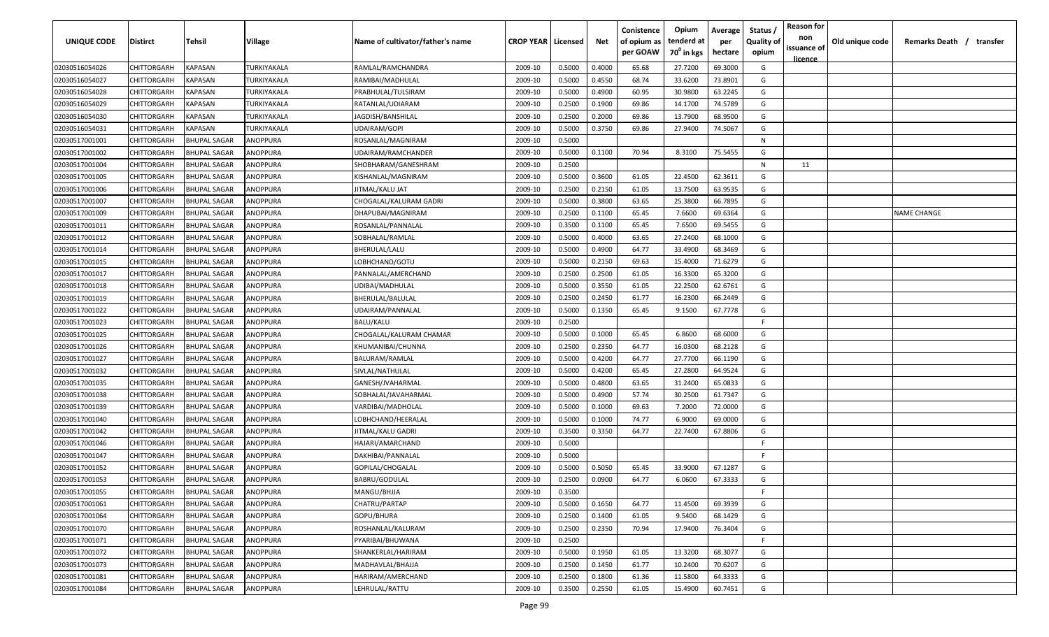| UNIQUE CODE | Distirct | Tehsil | Village | Name of cultivator/father's name | CROP YEAR | Licensed | Net | Conistence of opium as per GOAW | Opium tenderd at 70⁰ in kgs | Average per hectare | Status / Quality of opium | Reason for non issuance of licence | Old unique code | Remarks Death / transfer |
|---|---|---|---|---|---|---|---|---|---|---|---|---|---|---|
| 02030516054026 | CHITTORGARH | KAPASAN | TURKIYAKALA | RAMLAL/RAMCHANDRA | 2009-10 | 0.5000 | 0.4000 | 65.68 | 27.7200 | 69.3000 | G | | | |
| 02030516054027 | CHITTORGARH | KAPASAN | TURKIYAKALA | RAMIBAI/MADHULAL | 2009-10 | 0.5000 | 0.4550 | 68.74 | 33.6200 | 73.8901 | G | | | |
| 02030516054028 | CHITTORGARH | KAPASAN | TURKIYAKALA | PRABHULAL/TULSIRAM | 2009-10 | 0.5000 | 0.4900 | 60.95 | 30.9800 | 63.2245 | G | | | |
| 02030516054029 | CHITTORGARH | KAPASAN | TURKIYAKALA | RATANLAL/UDIARAM | 2009-10 | 0.2500 | 0.1900 | 69.86 | 14.1700 | 74.5789 | G | | | |
| 02030516054030 | CHITTORGARH | KAPASAN | TURKIYAKALA | JAGDISH/BANSHILAL | 2009-10 | 0.2500 | 0.2000 | 69.86 | 13.7900 | 68.9500 | G | | | |
| 02030516054031 | CHITTORGARH | KAPASAN | TURKIYAKALA | UDAIRAM/GOPI | 2009-10 | 0.5000 | 0.3750 | 69.86 | 27.9400 | 74.5067 | G | | | |
| 02030517001001 | CHITTORGARH | BHUPAL SAGAR | ANOPPURA | ROSANLAL/MAGNIRAM | 2009-10 | 0.5000 | | | | | N | | | |
| 02030517001002 | CHITTORGARH | BHUPAL SAGAR | ANOPPURA | UDAIRAM/RAMCHANDER | 2009-10 | 0.5000 | 0.1100 | 70.94 | 8.3100 | 75.5455 | G | | | |
| 02030517001004 | CHITTORGARH | BHUPAL SAGAR | ANOPPURA | SHOBHARAM/GANESHRAM | 2009-10 | 0.2500 | | | | | N | 11 | | |
| 02030517001005 | CHITTORGARH | BHUPAL SAGAR | ANOPPURA | KISHANLAL/MAGNIRAM | 2009-10 | 0.5000 | 0.3600 | 61.05 | 22.4500 | 62.3611 | G | | | |
| 02030517001006 | CHITTORGARH | BHUPAL SAGAR | ANOPPURA | JITMAL/KALU JAT | 2009-10 | 0.2500 | 0.2150 | 61.05 | 13.7500 | 63.9535 | G | | | |
| 02030517001007 | CHITTORGARH | BHUPAL SAGAR | ANOPPURA | CHOGALAL/KALURAM GADRI | 2009-10 | 0.5000 | 0.3800 | 63.65 | 25.3800 | 66.7895 | G | | | |
| 02030517001009 | CHITTORGARH | BHUPAL SAGAR | ANOPPURA | DHAPUBAI/MAGNIRAM | 2009-10 | 0.2500 | 0.1100 | 65.45 | 7.6600 | 69.6364 | G | | | NAME CHANGE |
| 02030517001011 | CHITTORGARH | BHUPAL SAGAR | ANOPPURA | ROSANLAL/PANNALAL | 2009-10 | 0.3500 | 0.1100 | 65.45 | 7.6500 | 69.5455 | G | | | |
| 02030517001012 | CHITTORGARH | BHUPAL SAGAR | ANOPPURA | SOBHALAL/RAMLAL | 2009-10 | 0.5000 | 0.4000 | 63.65 | 27.2400 | 68.1000 | G | | | |
| 02030517001014 | CHITTORGARH | BHUPAL SAGAR | ANOPPURA | BHERULAL/LALU | 2009-10 | 0.5000 | 0.4900 | 64.77 | 33.4900 | 68.3469 | G | | | |
| 02030517001015 | CHITTORGARH | BHUPAL SAGAR | ANOPPURA | LOBHCHAND/GOTU | 2009-10 | 0.5000 | 0.2150 | 69.63 | 15.4000 | 71.6279 | G | | | |
| 02030517001017 | CHITTORGARH | BHUPAL SAGAR | ANOPPURA | PANNALAL/AMERCHAND | 2009-10 | 0.2500 | 0.2500 | 61.05 | 16.3300 | 65.3200 | G | | | |
| 02030517001018 | CHITTORGARH | BHUPAL SAGAR | ANOPPURA | UDIBAI/MADHULAL | 2009-10 | 0.5000 | 0.3550 | 61.05 | 22.2500 | 62.6761 | G | | | |
| 02030517001019 | CHITTORGARH | BHUPAL SAGAR | ANOPPURA | BHERULAL/BALULAL | 2009-10 | 0.2500 | 0.2450 | 61.77 | 16.2300 | 66.2449 | G | | | |
| 02030517001022 | CHITTORGARH | BHUPAL SAGAR | ANOPPURA | UDAIRAM/PANNALAL | 2009-10 | 0.5000 | 0.1350 | 65.45 | 9.1500 | 67.7778 | G | | | |
| 02030517001023 | CHITTORGARH | BHUPAL SAGAR | ANOPPURA | BALU/KALU | 2009-10 | 0.2500 | | | | | F | | | |
| 02030517001025 | CHITTORGARH | BHUPAL SAGAR | ANOPPURA | CHOGALAL/KALURAM CHAMAR | 2009-10 | 0.5000 | 0.1000 | 65.45 | 6.8600 | 68.6000 | G | | | |
| 02030517001026 | CHITTORGARH | BHUPAL SAGAR | ANOPPURA | KHUMANIBAI/CHUNNA | 2009-10 | 0.2500 | 0.2350 | 64.77 | 16.0300 | 68.2128 | G | | | |
| 02030517001027 | CHITTORGARH | BHUPAL SAGAR | ANOPPURA | BALURAM/RAMLAL | 2009-10 | 0.5000 | 0.4200 | 64.77 | 27.7700 | 66.1190 | G | | | |
| 02030517001032 | CHITTORGARH | BHUPAL SAGAR | ANOPPURA | SIVLAL/NATHULAL | 2009-10 | 0.5000 | 0.4200 | 65.45 | 27.2800 | 64.9524 | G | | | |
| 02030517001035 | CHITTORGARH | BHUPAL SAGAR | ANOPPURA | GANESH/JVAHARMAL | 2009-10 | 0.5000 | 0.4800 | 63.65 | 31.2400 | 65.0833 | G | | | |
| 02030517001038 | CHITTORGARH | BHUPAL SAGAR | ANOPPURA | SOBHALAL/JAVAHARMAL | 2009-10 | 0.5000 | 0.4900 | 57.74 | 30.2500 | 61.7347 | G | | | |
| 02030517001039 | CHITTORGARH | BHUPAL SAGAR | ANOPPURA | VARDIBAI/MADHOLAL | 2009-10 | 0.5000 | 0.1000 | 69.63 | 7.2000 | 72.0000 | G | | | |
| 02030517001040 | CHITTORGARH | BHUPAL SAGAR | ANOPPURA | LOBHCHAND/HEERALAL | 2009-10 | 0.5000 | 0.1000 | 74.77 | 6.9000 | 69.0000 | G | | | |
| 02030517001042 | CHITTORGARH | BHUPAL SAGAR | ANOPPURA | JITMAL/KALU GADRI | 2009-10 | 0.3500 | 0.3350 | 64.77 | 22.7400 | 67.8806 | G | | | |
| 02030517001046 | CHITTORGARH | BHUPAL SAGAR | ANOPPURA | HAJARI/AMARCHAND | 2009-10 | 0.5000 | | | | | F | | | |
| 02030517001047 | CHITTORGARH | BHUPAL SAGAR | ANOPPURA | DAKHIBAI/PANNALAL | 2009-10 | 0.5000 | | | | | F | | | |
| 02030517001052 | CHITTORGARH | BHUPAL SAGAR | ANOPPURA | GOPILAL/CHOGALAL | 2009-10 | 0.5000 | 0.5050 | 65.45 | 33.9000 | 67.1287 | G | | | |
| 02030517001053 | CHITTORGARH | BHUPAL SAGAR | ANOPPURA | BABRU/GODULAL | 2009-10 | 0.2500 | 0.0900 | 64.77 | 6.0600 | 67.3333 | G | | | |
| 02030517001055 | CHITTORGARH | BHUPAL SAGAR | ANOPPURA | MANGU/BHJJA | 2009-10 | 0.3500 | | | | | F | | | |
| 02030517001061 | CHITTORGARH | BHUPAL SAGAR | ANOPPURA | CHATRU/PARTAP | 2009-10 | 0.5000 | 0.1650 | 64.77 | 11.4500 | 69.3939 | G | | | |
| 02030517001064 | CHITTORGARH | BHUPAL SAGAR | ANOPPURA | GOPU/BHURA | 2009-10 | 0.2500 | 0.1400 | 61.05 | 9.5400 | 68.1429 | G | | | |
| 02030517001070 | CHITTORGARH | BHUPAL SAGAR | ANOPPURA | ROSHANLAL/KALURAM | 2009-10 | 0.2500 | 0.2350 | 70.94 | 17.9400 | 76.3404 | G | | | |
| 02030517001071 | CHITTORGARH | BHUPAL SAGAR | ANOPPURA | PYARIBAI/BHUWANA | 2009-10 | 0.2500 | | | | | F | | | |
| 02030517001072 | CHITTORGARH | BHUPAL SAGAR | ANOPPURA | SHANKERLAL/HARIRAM | 2009-10 | 0.5000 | 0.1950 | 61.05 | 13.3200 | 68.3077 | G | | | |
| 02030517001073 | CHITTORGARH | BHUPAL SAGAR | ANOPPURA | MADHAVLAL/BHAJJA | 2009-10 | 0.2500 | 0.1450 | 61.77 | 10.2400 | 70.6207 | G | | | |
| 02030517001081 | CHITTORGARH | BHUPAL SAGAR | ANOPPURA | HARIRAM/AMERCHAND | 2009-10 | 0.2500 | 0.1800 | 61.36 | 11.5800 | 64.3333 | G | | | |
| 02030517001084 | CHITTORGARH | BHUPAL SAGAR | ANOPPURA | LEHRULAL/RATTU | 2009-10 | 0.3500 | 0.2550 | 61.05 | 15.4900 | 60.7451 | G | | | |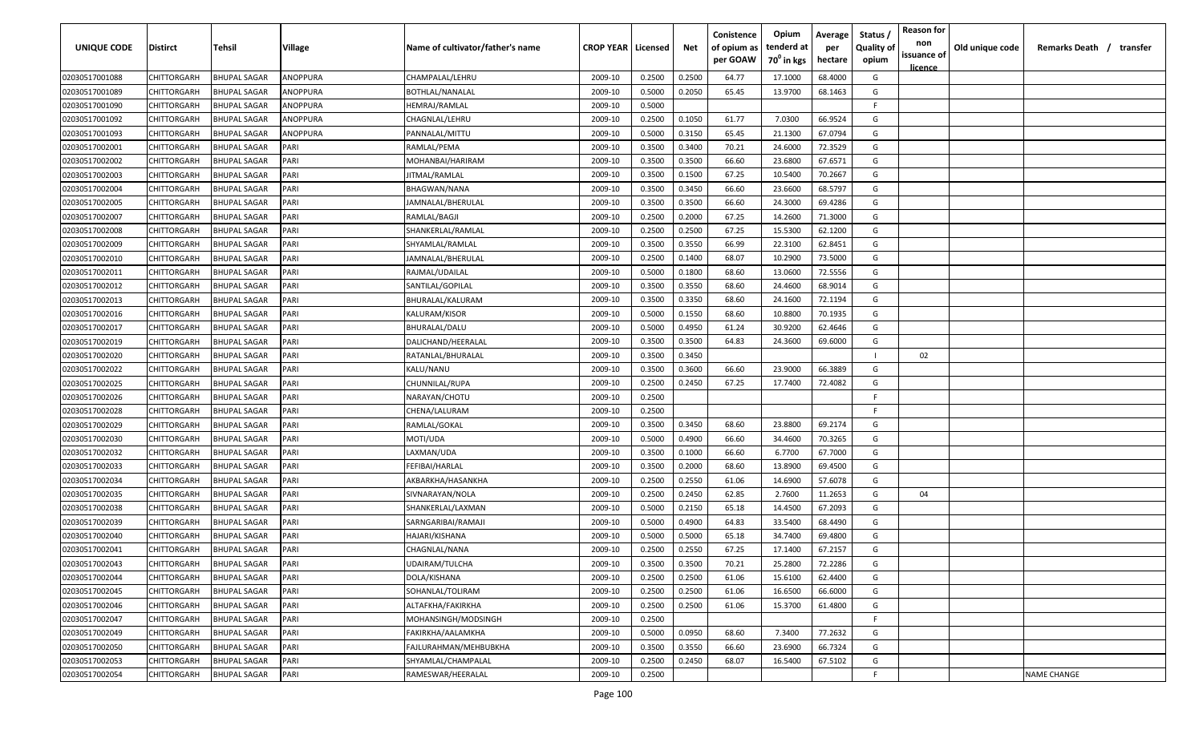| UNIQUE CODE | Distirct | Tehsil | Village | Name of cultivator/father's name | CROP YEAR | Licensed | Net | Conistence of opium as per GOAW | Opium tenderd at 70° in kgs | Average per hectare | Status / Quality of opium | Reason for non issuance of licence | Old unique code | Remarks Death / transfer |
|---|---|---|---|---|---|---|---|---|---|---|---|---|---|---|
| 02030517001088 | CHITTORGARH | BHUPAL SAGAR | ANOPPURA | CHAMPALAL/LEHRU | 2009-10 | 0.2500 | 0.2500 | 64.77 | 17.1000 | 68.4000 | G | | | |
| 02030517001089 | CHITTORGARH | BHUPAL SAGAR | ANOPPURA | BOTHLAL/NANALAL | 2009-10 | 0.5000 | 0.2050 | 65.45 | 13.9700 | 68.1463 | G | | | |
| 02030517001090 | CHITTORGARH | BHUPAL SAGAR | ANOPPURA | HEMRAJ/RAMLAL | 2009-10 | 0.5000 | | | | | F | | | |
| 02030517001092 | CHITTORGARH | BHUPAL SAGAR | ANOPPURA | CHAGNLAL/LEHRU | 2009-10 | 0.2500 | 0.1050 | 61.77 | 7.0300 | 66.9524 | G | | | |
| 02030517001093 | CHITTORGARH | BHUPAL SAGAR | ANOPPURA | PANNALAL/MITTU | 2009-10 | 0.5000 | 0.3150 | 65.45 | 21.1300 | 67.0794 | G | | | |
| 02030517002001 | CHITTORGARH | BHUPAL SAGAR | PARI | RAMLAL/PEMA | 2009-10 | 0.3500 | 0.3400 | 70.21 | 24.6000 | 72.3529 | G | | | |
| 02030517002002 | CHITTORGARH | BHUPAL SAGAR | PARI | MOHANBAI/HARIRAM | 2009-10 | 0.3500 | 0.3500 | 66.60 | 23.6800 | 67.6571 | G | | | |
| 02030517002003 | CHITTORGARH | BHUPAL SAGAR | PARI | JITMAL/RAMLAL | 2009-10 | 0.3500 | 0.1500 | 67.25 | 10.5400 | 70.2667 | G | | | |
| 02030517002004 | CHITTORGARH | BHUPAL SAGAR | PARI | BHAGWAN/NANA | 2009-10 | 0.3500 | 0.3450 | 66.60 | 23.6600 | 68.5797 | G | | | |
| 02030517002005 | CHITTORGARH | BHUPAL SAGAR | PARI | JAMNALAL/BHERULAL | 2009-10 | 0.3500 | 0.3500 | 66.60 | 24.3000 | 69.4286 | G | | | |
| 02030517002007 | CHITTORGARH | BHUPAL SAGAR | PARI | RAMLAL/BAGJI | 2009-10 | 0.2500 | 0.2000 | 67.25 | 14.2600 | 71.3000 | G | | | |
| 02030517002008 | CHITTORGARH | BHUPAL SAGAR | PARI | SHANKERLAL/RAMLAL | 2009-10 | 0.2500 | 0.2500 | 67.25 | 15.5300 | 62.1200 | G | | | |
| 02030517002009 | CHITTORGARH | BHUPAL SAGAR | PARI | SHYAMLAL/RAMLAL | 2009-10 | 0.3500 | 0.3550 | 66.99 | 22.3100 | 62.8451 | G | | | |
| 02030517002010 | CHITTORGARH | BHUPAL SAGAR | PARI | JAMNALAL/BHERULAL | 2009-10 | 0.2500 | 0.1400 | 68.07 | 10.2900 | 73.5000 | G | | | |
| 02030517002011 | CHITTORGARH | BHUPAL SAGAR | PARI | RAJMAL/UDAILAL | 2009-10 | 0.5000 | 0.1800 | 68.60 | 13.0600 | 72.5556 | G | | | |
| 02030517002012 | CHITTORGARH | BHUPAL SAGAR | PARI | SANTILAL/GOPILAL | 2009-10 | 0.3500 | 0.3550 | 68.60 | 24.4600 | 68.9014 | G | | | |
| 02030517002013 | CHITTORGARH | BHUPAL SAGAR | PARI | BHURALAL/KALURAM | 2009-10 | 0.3500 | 0.3350 | 68.60 | 24.1600 | 72.1194 | G | | | |
| 02030517002016 | CHITTORGARH | BHUPAL SAGAR | PARI | KALURAM/KISOR | 2009-10 | 0.5000 | 0.1550 | 68.60 | 10.8800 | 70.1935 | G | | | |
| 02030517002017 | CHITTORGARH | BHUPAL SAGAR | PARI | BHURALAL/DALU | 2009-10 | 0.5000 | 0.4950 | 61.24 | 30.9200 | 62.4646 | G | | | |
| 02030517002019 | CHITTORGARH | BHUPAL SAGAR | PARI | DALICHAND/HEERALAL | 2009-10 | 0.3500 | 0.3500 | 64.83 | 24.3600 | 69.6000 | G | | | |
| 02030517002020 | CHITTORGARH | BHUPAL SAGAR | PARI | RATANLAL/BHURALAL | 2009-10 | 0.3500 | 0.3450 | | | | I | 02 | | |
| 02030517002022 | CHITTORGARH | BHUPAL SAGAR | PARI | KALU/NANU | 2009-10 | 0.3500 | 0.3600 | 66.60 | 23.9000 | 66.3889 | G | | | |
| 02030517002025 | CHITTORGARH | BHUPAL SAGAR | PARI | CHUNNILAL/RUPA | 2009-10 | 0.2500 | 0.2450 | 67.25 | 17.7400 | 72.4082 | G | | | |
| 02030517002026 | CHITTORGARH | BHUPAL SAGAR | PARI | NARAYAN/CHOTU | 2009-10 | 0.2500 | | | | | F | | | |
| 02030517002028 | CHITTORGARH | BHUPAL SAGAR | PARI | CHENA/LALURAM | 2009-10 | 0.2500 | | | | | F | | | |
| 02030517002029 | CHITTORGARH | BHUPAL SAGAR | PARI | RAMLAL/GOKAL | 2009-10 | 0.3500 | 0.3450 | 68.60 | 23.8800 | 69.2174 | G | | | |
| 02030517002030 | CHITTORGARH | BHUPAL SAGAR | PARI | MOTI/UDA | 2009-10 | 0.5000 | 0.4900 | 66.60 | 34.4600 | 70.3265 | G | | | |
| 02030517002032 | CHITTORGARH | BHUPAL SAGAR | PARI | LAXMAN/UDA | 2009-10 | 0.3500 | 0.1000 | 66.60 | 6.7700 | 67.7000 | G | | | |
| 02030517002033 | CHITTORGARH | BHUPAL SAGAR | PARI | FEFIBAI/HARLAL | 2009-10 | 0.3500 | 0.2000 | 68.60 | 13.8900 | 69.4500 | G | | | |
| 02030517002034 | CHITTORGARH | BHUPAL SAGAR | PARI | AKBARKHA/HASANKHA | 2009-10 | 0.2500 | 0.2550 | 61.06 | 14.6900 | 57.6078 | G | | | |
| 02030517002035 | CHITTORGARH | BHUPAL SAGAR | PARI | SIVNARAYAN/NOLA | 2009-10 | 0.2500 | 0.2450 | 62.85 | 2.7600 | 11.2653 | G | 04 | | |
| 02030517002038 | CHITTORGARH | BHUPAL SAGAR | PARI | SHANKERLAL/LAXMAN | 2009-10 | 0.5000 | 0.2150 | 65.18 | 14.4500 | 67.2093 | G | | | |
| 02030517002039 | CHITTORGARH | BHUPAL SAGAR | PARI | SARNGARIBAI/RAMAJI | 2009-10 | 0.5000 | 0.4900 | 64.83 | 33.5400 | 68.4490 | G | | | |
| 02030517002040 | CHITTORGARH | BHUPAL SAGAR | PARI | HAJARI/KISHANA | 2009-10 | 0.5000 | 0.5000 | 65.18 | 34.7400 | 69.4800 | G | | | |
| 02030517002041 | CHITTORGARH | BHUPAL SAGAR | PARI | CHAGNLAL/NANA | 2009-10 | 0.2500 | 0.2550 | 67.25 | 17.1400 | 67.2157 | G | | | |
| 02030517002043 | CHITTORGARH | BHUPAL SAGAR | PARI | UDAIRAM/TULCHA | 2009-10 | 0.3500 | 0.3500 | 70.21 | 25.2800 | 72.2286 | G | | | |
| 02030517002044 | CHITTORGARH | BHUPAL SAGAR | PARI | DOLA/KISHANA | 2009-10 | 0.2500 | 0.2500 | 61.06 | 15.6100 | 62.4400 | G | | | |
| 02030517002045 | CHITTORGARH | BHUPAL SAGAR | PARI | SOHANLAL/TOLIRAM | 2009-10 | 0.2500 | 0.2500 | 61.06 | 16.6500 | 66.6000 | G | | | |
| 02030517002046 | CHITTORGARH | BHUPAL SAGAR | PARI | ALTAFKHA/FAKIRKHA | 2009-10 | 0.2500 | 0.2500 | 61.06 | 15.3700 | 61.4800 | G | | | |
| 02030517002047 | CHITTORGARH | BHUPAL SAGAR | PARI | MOHANSINGH/MODSINGH | 2009-10 | 0.2500 | | | | | F | | | |
| 02030517002049 | CHITTORGARH | BHUPAL SAGAR | PARI | FAKIRKHA/AALAMKHA | 2009-10 | 0.5000 | 0.0950 | 68.60 | 7.3400 | 77.2632 | G | | | |
| 02030517002050 | CHITTORGARH | BHUPAL SAGAR | PARI | FAJLURAHMAN/MEHBUBKHA | 2009-10 | 0.3500 | 0.3550 | 66.60 | 23.6900 | 66.7324 | G | | | |
| 02030517002053 | CHITTORGARH | BHUPAL SAGAR | PARI | SHYAMLAL/CHAMPALAL | 2009-10 | 0.2500 | 0.2450 | 68.07 | 16.5400 | 67.5102 | G | | | |
| 02030517002054 | CHITTORGARH | BHUPAL SAGAR | PARI | RAMESWAR/HEERALAL | 2009-10 | 0.2500 | | | | | F | | | NAME CHANGE |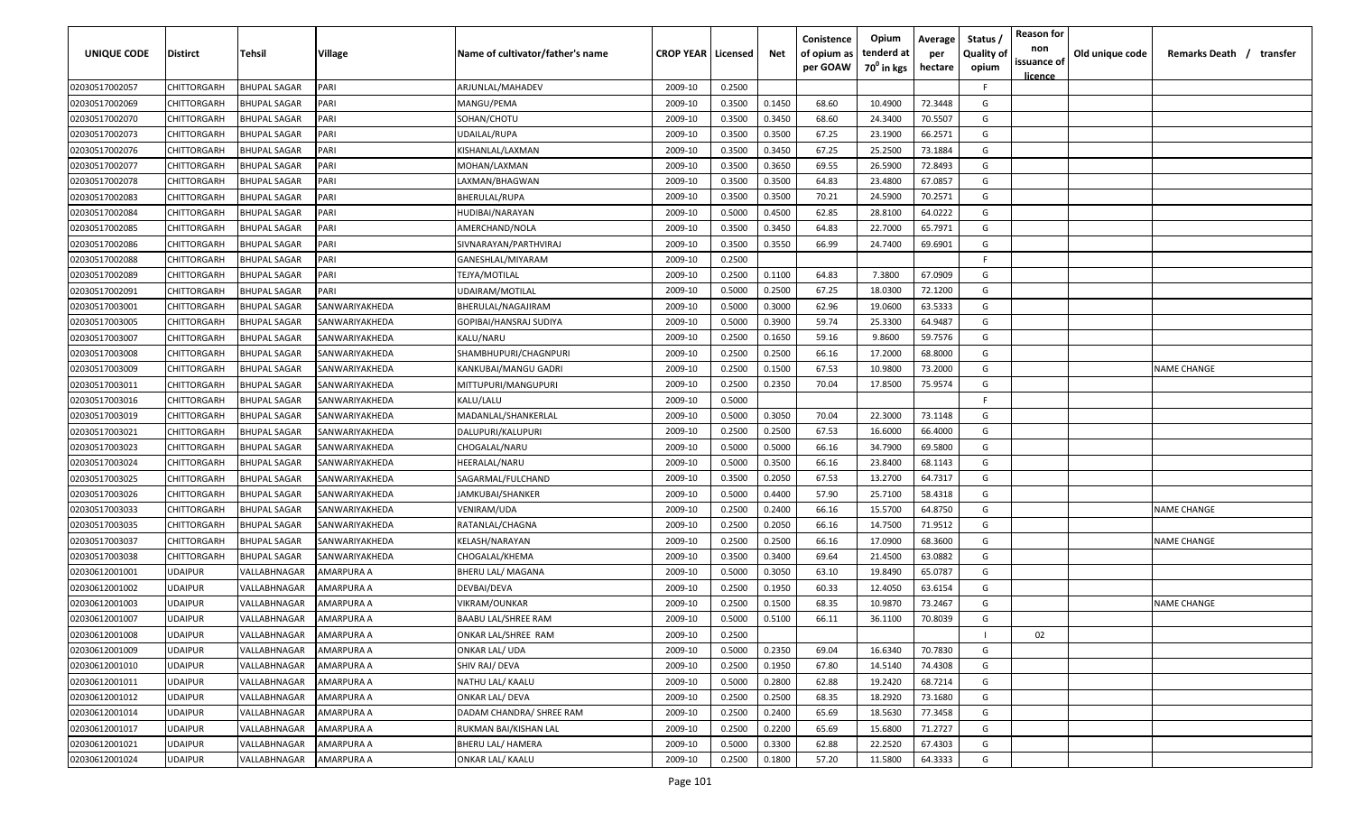| UNIQUE CODE | Distirct | Tehsil | Village | Name of cultivator/father's name | CROP YEAR | Licensed | Net | Conistence of opium as per GOAW | Opium tenderd at 70° in kgs | Average per hectare | Status / Quality of opium | Reason for non issuance of licence | Old unique code | Remarks Death / transfer |
|---|---|---|---|---|---|---|---|---|---|---|---|---|---|---|
| 02030517002057 | CHITTORGARH | BHUPAL SAGAR | PARI | ARJUNLAL/MAHADEV | 2009-10 | 0.2500 | | | | | F | | | |
| 02030517002069 | CHITTORGARH | BHUPAL SAGAR | PARI | MANGU/PEMA | 2009-10 | 0.3500 | 0.1450 | 68.60 | 10.4900 | 72.3448 | G | | | |
| 02030517002070 | CHITTORGARH | BHUPAL SAGAR | PARI | SOHAN/CHOTU | 2009-10 | 0.3500 | 0.3450 | 68.60 | 24.3400 | 70.5507 | G | | | |
| 02030517002073 | CHITTORGARH | BHUPAL SAGAR | PARI | UDAILAL/RUPA | 2009-10 | 0.3500 | 0.3500 | 67.25 | 23.1900 | 66.2571 | G | | | |
| 02030517002076 | CHITTORGARH | BHUPAL SAGAR | PARI | KISHANLAL/LAXMAN | 2009-10 | 0.3500 | 0.3450 | 67.25 | 25.2500 | 73.1884 | G | | | |
| 02030517002077 | CHITTORGARH | BHUPAL SAGAR | PARI | MOHAN/LAXMAN | 2009-10 | 0.3500 | 0.3650 | 69.55 | 26.5900 | 72.8493 | G | | | |
| 02030517002078 | CHITTORGARH | BHUPAL SAGAR | PARI | LAXMAN/BHAGWAN | 2009-10 | 0.3500 | 0.3500 | 64.83 | 23.4800 | 67.0857 | G | | | |
| 02030517002083 | CHITTORGARH | BHUPAL SAGAR | PARI | BHERULAL/RUPA | 2009-10 | 0.3500 | 0.3500 | 70.21 | 24.5900 | 70.2571 | G | | | |
| 02030517002084 | CHITTORGARH | BHUPAL SAGAR | PARI | HUDIBAI/NARAYAN | 2009-10 | 0.5000 | 0.4500 | 62.85 | 28.8100 | 64.0222 | G | | | |
| 02030517002085 | CHITTORGARH | BHUPAL SAGAR | PARI | AMERCHAND/NOLA | 2009-10 | 0.3500 | 0.3450 | 64.83 | 22.7000 | 65.7971 | G | | | |
| 02030517002086 | CHITTORGARH | BHUPAL SAGAR | PARI | SIVNARAYAN/PARTHVIRAJ | 2009-10 | 0.3500 | 0.3550 | 66.99 | 24.7400 | 69.6901 | G | | | |
| 02030517002088 | CHITTORGARH | BHUPAL SAGAR | PARI | GANESHLAL/MIYARAM | 2009-10 | 0.2500 | | | | | F | | | |
| 02030517002089 | CHITTORGARH | BHUPAL SAGAR | PARI | TEJYA/MOTILAL | 2009-10 | 0.2500 | 0.1100 | 64.83 | 7.3800 | 67.0909 | G | | | |
| 02030517002091 | CHITTORGARH | BHUPAL SAGAR | PARI | UDAIRAM/MOTILAL | 2009-10 | 0.5000 | 0.2500 | 67.25 | 18.0300 | 72.1200 | G | | | |
| 02030517003001 | CHITTORGARH | BHUPAL SAGAR | SANWARIYAKHEDA | BHERULAL/NAGAJIRAM | 2009-10 | 0.5000 | 0.3000 | 62.96 | 19.0600 | 63.5333 | G | | | |
| 02030517003005 | CHITTORGARH | BHUPAL SAGAR | SANWARIYAKHEDA | GOPIBAI/HANSRAJ SUDIYA | 2009-10 | 0.5000 | 0.3900 | 59.74 | 25.3300 | 64.9487 | G | | | |
| 02030517003007 | CHITTORGARH | BHUPAL SAGAR | SANWARIYAKHEDA | KALU/NARU | 2009-10 | 0.2500 | 0.1650 | 59.16 | 9.8600 | 59.7576 | G | | | |
| 02030517003008 | CHITTORGARH | BHUPAL SAGAR | SANWARIYAKHEDA | SHAMBHUPURI/CHAGNPURI | 2009-10 | 0.2500 | 0.2500 | 66.16 | 17.2000 | 68.8000 | G | | | |
| 02030517003009 | CHITTORGARH | BHUPAL SAGAR | SANWARIYAKHEDA | KANKUBAI/MANGU GADRI | 2009-10 | 0.2500 | 0.1500 | 67.53 | 10.9800 | 73.2000 | G | | | NAME CHANGE |
| 02030517003011 | CHITTORGARH | BHUPAL SAGAR | SANWARIYAKHEDA | MITTUPURI/MANGUPURI | 2009-10 | 0.2500 | 0.2350 | 70.04 | 17.8500 | 75.9574 | G | | | |
| 02030517003016 | CHITTORGARH | BHUPAL SAGAR | SANWARIYAKHEDA | KALU/LALU | 2009-10 | 0.5000 | | | | | F | | | |
| 02030517003019 | CHITTORGARH | BHUPAL SAGAR | SANWARIYAKHEDA | MADANLAL/SHANKERLAL | 2009-10 | 0.5000 | 0.3050 | 70.04 | 22.3000 | 73.1148 | G | | | |
| 02030517003021 | CHITTORGARH | BHUPAL SAGAR | SANWARIYAKHEDA | DALUPURI/KALUPURI | 2009-10 | 0.2500 | 0.2500 | 67.53 | 16.6000 | 66.4000 | G | | | |
| 02030517003023 | CHITTORGARH | BHUPAL SAGAR | SANWARIYAKHEDA | CHOGALAL/NARU | 2009-10 | 0.5000 | 0.5000 | 66.16 | 34.7900 | 69.5800 | G | | | |
| 02030517003024 | CHITTORGARH | BHUPAL SAGAR | SANWARIYAKHEDA | HEERALAL/NARU | 2009-10 | 0.5000 | 0.3500 | 66.16 | 23.8400 | 68.1143 | G | | | |
| 02030517003025 | CHITTORGARH | BHUPAL SAGAR | SANWARIYAKHEDA | SAGARMAL/FULCHAND | 2009-10 | 0.3500 | 0.2050 | 67.53 | 13.2700 | 64.7317 | G | | | |
| 02030517003026 | CHITTORGARH | BHUPAL SAGAR | SANWARIYAKHEDA | JAMKUBAI/SHANKER | 2009-10 | 0.5000 | 0.4400 | 57.90 | 25.7100 | 58.4318 | G | | | |
| 02030517003033 | CHITTORGARH | BHUPAL SAGAR | SANWARIYAKHEDA | VENIRAM/UDA | 2009-10 | 0.2500 | 0.2400 | 66.16 | 15.5700 | 64.8750 | G | | | NAME CHANGE |
| 02030517003035 | CHITTORGARH | BHUPAL SAGAR | SANWARIYAKHEDA | RATANLAL/CHAGNA | 2009-10 | 0.2500 | 0.2050 | 66.16 | 14.7500 | 71.9512 | G | | | |
| 02030517003037 | CHITTORGARH | BHUPAL SAGAR | SANWARIYAKHEDA | KELASH/NARAYAN | 2009-10 | 0.2500 | 0.2500 | 66.16 | 17.0900 | 68.3600 | G | | | NAME CHANGE |
| 02030517003038 | CHITTORGARH | BHUPAL SAGAR | SANWARIYAKHEDA | CHOGALAL/KHEMA | 2009-10 | 0.3500 | 0.3400 | 69.64 | 21.4500 | 63.0882 | G | | | |
| 02030612001001 | UDAIPUR | VALLABHNAGAR | AMARPURA A | BHERU LAL/ MAGANA | 2009-10 | 0.5000 | 0.3050 | 63.10 | 19.8490 | 65.0787 | G | | | |
| 02030612001002 | UDAIPUR | VALLABHNAGAR | AMARPURA A | DEVBAI/DEVA | 2009-10 | 0.2500 | 0.1950 | 60.33 | 12.4050 | 63.6154 | G | | | |
| 02030612001003 | UDAIPUR | VALLABHNAGAR | AMARPURA A | VIKRAM/OUNKAR | 2009-10 | 0.2500 | 0.1500 | 68.35 | 10.9870 | 73.2467 | G | | | NAME CHANGE |
| 02030612001007 | UDAIPUR | VALLABHNAGAR | AMARPURA A | BAABU LAL/SHREE RAM | 2009-10 | 0.5000 | 0.5100 | 66.11 | 36.1100 | 70.8039 | G | | | |
| 02030612001008 | UDAIPUR | VALLABHNAGAR | AMARPURA A | ONKAR LAL/SHREE RAM | 2009-10 | 0.2500 | | | | | I | 02 | | |
| 02030612001009 | UDAIPUR | VALLABHNAGAR | AMARPURA A | ONKAR LAL/ UDA | 2009-10 | 0.5000 | 0.2350 | 69.04 | 16.6340 | 70.7830 | G | | | |
| 02030612001010 | UDAIPUR | VALLABHNAGAR | AMARPURA A | SHIV RAJ/ DEVA | 2009-10 | 0.2500 | 0.1950 | 67.80 | 14.5140 | 74.4308 | G | | | |
| 02030612001011 | UDAIPUR | VALLABHNAGAR | AMARPURA A | NATHU LAL/ KAALU | 2009-10 | 0.5000 | 0.2800 | 62.88 | 19.2420 | 68.7214 | G | | | |
| 02030612001012 | UDAIPUR | VALLABHNAGAR | AMARPURA A | ONKAR LAL/ DEVA | 2009-10 | 0.2500 | 0.2500 | 68.35 | 18.2920 | 73.1680 | G | | | |
| 02030612001014 | UDAIPUR | VALLABHNAGAR | AMARPURA A | DADAM CHANDRA/ SHREE RAM | 2009-10 | 0.2500 | 0.2400 | 65.69 | 18.5630 | 77.3458 | G | | | |
| 02030612001017 | UDAIPUR | VALLABHNAGAR | AMARPURA A | RUKMAN BAI/KISHAN LAL | 2009-10 | 0.2500 | 0.2200 | 65.69 | 15.6800 | 71.2727 | G | | | |
| 02030612001021 | UDAIPUR | VALLABHNAGAR | AMARPURA A | BHERU LAL/ HAMERA | 2009-10 | 0.5000 | 0.3300 | 62.88 | 22.2520 | 67.4303 | G | | | |
| 02030612001024 | UDAIPUR | VALLABHNAGAR | AMARPURA A | ONKAR LAL/ KAALU | 2009-10 | 0.2500 | 0.1800 | 57.20 | 11.5800 | 64.3333 | G | | | |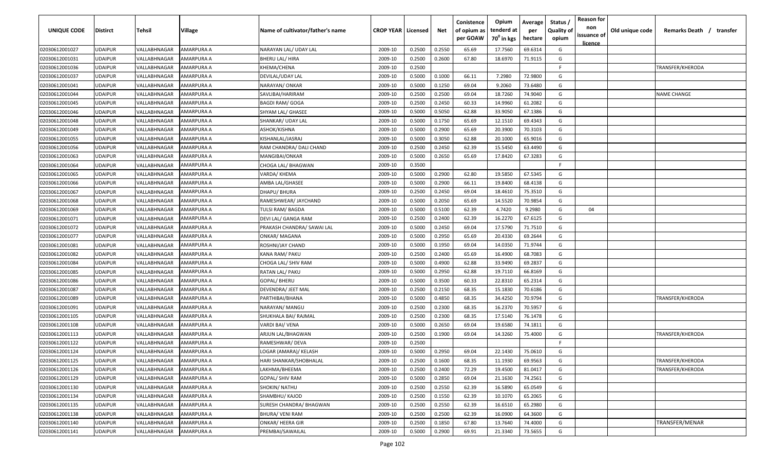| UNIQUE CODE | Distirct | Tehsil | Village | Name of cultivator/father's name | CROP YEAR | Licensed | Net | Conistence of opium as per GOAW | Opium tenderd at 70⁰ in kgs | Average per hectare | Status / Quality of opium | Reason for non issuance of licence | Old unique code | Remarks Death / transfer |
|---|---|---|---|---|---|---|---|---|---|---|---|---|---|---|
| 02030612001027 | UDAIPUR | VALLABHNAGAR | AMARPURA A | NARAYAN LAL/ UDAY LAL | 2009-10 | 0.2500 | 0.2550 | 65.69 | 17.7560 | 69.6314 | G | | | |
| 02030612001031 | UDAIPUR | VALLABHNAGAR | AMARPURA A | BHERU LAL/ HIRA | 2009-10 | 0.2500 | 0.2600 | 67.80 | 18.6970 | 71.9115 | G | | | |
| 02030612001036 | UDAIPUR | VALLABHNAGAR | AMARPURA A | KHEMA/CHENA | 2009-10 | 0.2500 | | | | | F | | | TRANSFER/KHERODA |
| 02030612001037 | UDAIPUR | VALLABHNAGAR | AMARPURA A | DEVILAL/UDAY LAL | 2009-10 | 0.5000 | 0.1000 | 66.11 | 7.2980 | 72.9800 | G | | | |
| 02030612001041 | UDAIPUR | VALLABHNAGAR | AMARPURA A | NARAYAN/ ONKAR | 2009-10 | 0.5000 | 0.1250 | 69.04 | 9.2060 | 73.6480 | G | | | |
| 02030612001044 | UDAIPUR | VALLABHNAGAR | AMARPURA A | SAVLIBAI/HARIRAM | 2009-10 | 0.2500 | 0.2500 | 69.04 | 18.7260 | 74.9040 | G | | | NAME CHANGE |
| 02030612001045 | UDAIPUR | VALLABHNAGAR | AMARPURA A | BAGDI RAM/ GOGA | 2009-10 | 0.2500 | 0.2450 | 60.33 | 14.9960 | 61.2082 | G | | | |
| 02030612001046 | UDAIPUR | VALLABHNAGAR | AMARPURA A | SHYAM LAL/ GHASEE | 2009-10 | 0.5000 | 0.5050 | 62.88 | 33.9050 | 67.1386 | G | | | |
| 02030612001048 | UDAIPUR | VALLABHNAGAR | AMARPURA A | SHANKAR/ UDAY LAL | 2009-10 | 0.5000 | 0.1750 | 65.69 | 12.1510 | 69.4343 | G | | | |
| 02030612001049 | UDAIPUR | VALLABHNAGAR | AMARPURA A | ASHOK/KISHNA | 2009-10 | 0.5000 | 0.2900 | 65.69 | 20.3900 | 70.3103 | G | | | |
| 02030612001055 | UDAIPUR | VALLABHNAGAR | AMARPURA A | KISHANLAL/JASRAJ | 2009-10 | 0.5000 | 0.3050 | 62.88 | 20.1000 | 65.9016 | G | | | |
| 02030612001056 | UDAIPUR | VALLABHNAGAR | AMARPURA A | RAM CHANDRA/ DALI CHAND | 2009-10 | 0.2500 | 0.2450 | 62.39 | 15.5450 | 63.4490 | G | | | |
| 02030612001063 | UDAIPUR | VALLABHNAGAR | AMARPURA A | MANGIBAI/ONKAR | 2009-10 | 0.5000 | 0.2650 | 65.69 | 17.8420 | 67.3283 | G | | | |
| 02030612001064 | UDAIPUR | VALLABHNAGAR | AMARPURA A | CHOGA LAL/ BHAGWAN | 2009-10 | 0.3500 | | | | | F | | | |
| 02030612001065 | UDAIPUR | VALLABHNAGAR | AMARPURA A | VARDA/ KHEMA | 2009-10 | 0.5000 | 0.2900 | 62.80 | 19.5850 | 67.5345 | G | | | |
| 02030612001066 | UDAIPUR | VALLABHNAGAR | AMARPURA A | AMBA LAL/GHASEE | 2009-10 | 0.5000 | 0.2900 | 66.11 | 19.8400 | 68.4138 | G | | | |
| 02030612001067 | UDAIPUR | VALLABHNAGAR | AMARPURA A | DHAPU/ BHURA | 2009-10 | 0.2500 | 0.2450 | 69.04 | 18.4610 | 75.3510 | G | | | |
| 02030612001068 | UDAIPUR | VALLABHNAGAR | AMARPURA A | RAMESHWEAR/ JAYCHAND | 2009-10 | 0.5000 | 0.2050 | 65.69 | 14.5520 | 70.9854 | G | | | |
| 02030612001069 | UDAIPUR | VALLABHNAGAR | AMARPURA A | TULSI RAM/ BAGDA | 2009-10 | 0.5000 | 0.5100 | 62.39 | 4.7420 | 9.2980 | G | 04 | | |
| 02030612001071 | UDAIPUR | VALLABHNAGAR | AMARPURA A | DEVI LAL/ GANGA RAM | 2009-10 | 0.2500 | 0.2400 | 62.39 | 16.2270 | 67.6125 | G | | | |
| 02030612001072 | UDAIPUR | VALLABHNAGAR | AMARPURA A | PRAKASH CHANDRA/ SAWAI LAL | 2009-10 | 0.5000 | 0.2450 | 69.04 | 17.5790 | 71.7510 | G | | | |
| 02030612001077 | UDAIPUR | VALLABHNAGAR | AMARPURA A | ONKAR/ MAGANA | 2009-10 | 0.5000 | 0.2950 | 65.69 | 20.4330 | 69.2644 | G | | | |
| 02030612001081 | UDAIPUR | VALLABHNAGAR | AMARPURA A | ROSHNI/JAY CHAND | 2009-10 | 0.5000 | 0.1950 | 69.04 | 14.0350 | 71.9744 | G | | | |
| 02030612001082 | UDAIPUR | VALLABHNAGAR | AMARPURA A | KANA RAM/ PAKU | 2009-10 | 0.2500 | 0.2400 | 65.69 | 16.4900 | 68.7083 | G | | | |
| 02030612001084 | UDAIPUR | VALLABHNAGAR | AMARPURA A | CHOGA LAL/ SHIV RAM | 2009-10 | 0.5000 | 0.4900 | 62.88 | 33.9490 | 69.2837 | G | | | |
| 02030612001085 | UDAIPUR | VALLABHNAGAR | AMARPURA A | RATAN LAL/ PAKU | 2009-10 | 0.5000 | 0.2950 | 62.88 | 19.7110 | 66.8169 | G | | | |
| 02030612001086 | UDAIPUR | VALLABHNAGAR | AMARPURA A | GOPAL/ BHERU | 2009-10 | 0.5000 | 0.3500 | 60.33 | 22.8310 | 65.2314 | G | | | |
| 02030612001087 | UDAIPUR | VALLABHNAGAR | AMARPURA A | DEVENDRA/ JEET MAL | 2009-10 | 0.2500 | 0.2150 | 68.35 | 15.1830 | 70.6186 | G | | | |
| 02030612001089 | UDAIPUR | VALLABHNAGAR | AMARPURA A | PARTHIBAI/BHANA | 2009-10 | 0.5000 | 0.4850 | 68.35 | 34.4250 | 70.9794 | G | | | TRANSFER/KHERODA |
| 02030612001091 | UDAIPUR | VALLABHNAGAR | AMARPURA A | NARAYAN/ MANGU | 2009-10 | 0.2500 | 0.2300 | 68.35 | 16.2370 | 70.5957 | G | | | |
| 02030612001105 | UDAIPUR | VALLABHNAGAR | AMARPURA A | SHUKHALA BAI/ RAJMAL | 2009-10 | 0.2500 | 0.2300 | 68.35 | 17.5140 | 76.1478 | G | | | |
| 02030612001108 | UDAIPUR | VALLABHNAGAR | AMARPURA A | VARDI BAI/ VENA | 2009-10 | 0.5000 | 0.2650 | 69.04 | 19.6580 | 74.1811 | G | | | |
| 02030612001113 | UDAIPUR | VALLABHNAGAR | AMARPURA A | ARJUN LAL/BHAGWAN | 2009-10 | 0.2500 | 0.1900 | 69.04 | 14.3260 | 75.4000 | G | | | TRANSFER/KHERODA |
| 02030612001122 | UDAIPUR | VALLABHNAGAR | AMARPURA A | RAMESHWAR/ DEVA | 2009-10 | 0.2500 | | | | | F | | | |
| 02030612001124 | UDAIPUR | VALLABHNAGAR | AMARPURA A | LOGAR (AMARA)/ KELASH | 2009-10 | 0.5000 | 0.2950 | 69.04 | 22.1430 | 75.0610 | G | | | |
| 02030612001125 | UDAIPUR | VALLABHNAGAR | AMARPURA A | HARI SHANKAR/SHOBHALAL | 2009-10 | 0.2500 | 0.1600 | 68.35 | 11.1930 | 69.9563 | G | | | TRANSFER/KHERODA |
| 02030612001126 | UDAIPUR | VALLABHNAGAR | AMARPURA A | LAKHMA/BHEEMA | 2009-10 | 0.2500 | 0.2400 | 72.29 | 19.4500 | 81.0417 | G | | | TRANSFER/KHERODA |
| 02030612001129 | UDAIPUR | VALLABHNAGAR | AMARPURA A | GOPAL/ SHIV RAM | 2009-10 | 0.5000 | 0.2850 | 69.04 | 21.1630 | 74.2561 | G | | | |
| 02030612001130 | UDAIPUR | VALLABHNAGAR | AMARPURA A | SHOKIN/ NATHU | 2009-10 | 0.2500 | 0.2550 | 62.39 | 16.5890 | 65.0549 | G | | | |
| 02030612001134 | UDAIPUR | VALLABHNAGAR | AMARPURA A | SHAMBHU/ KAJOD | 2009-10 | 0.2500 | 0.1550 | 62.39 | 10.1070 | 65.2065 | G | | | |
| 02030612001135 | UDAIPUR | VALLABHNAGAR | AMARPURA A | SURESH CHANDRA/ BHAGWAN | 2009-10 | 0.2500 | 0.2550 | 62.39 | 16.6510 | 65.2980 | G | | | |
| 02030612001138 | UDAIPUR | VALLABHNAGAR | AMARPURA A | BHURA/ VENI RAM | 2009-10 | 0.2500 | 0.2500 | 62.39 | 16.0900 | 64.3600 | G | | | |
| 02030612001140 | UDAIPUR | VALLABHNAGAR | AMARPURA A | ONKAR/ HEERA GIR | 2009-10 | 0.2500 | 0.1850 | 67.80 | 13.7640 | 74.4000 | G | | | TRANSFER/MENAR |
| 02030612001141 | UDAIPUR | VALLABHNAGAR | AMARPURA A | PREMBAI/SAWAILAL | 2009-10 | 0.5000 | 0.2900 | 69.91 | 21.3340 | 73.5655 | G | | | |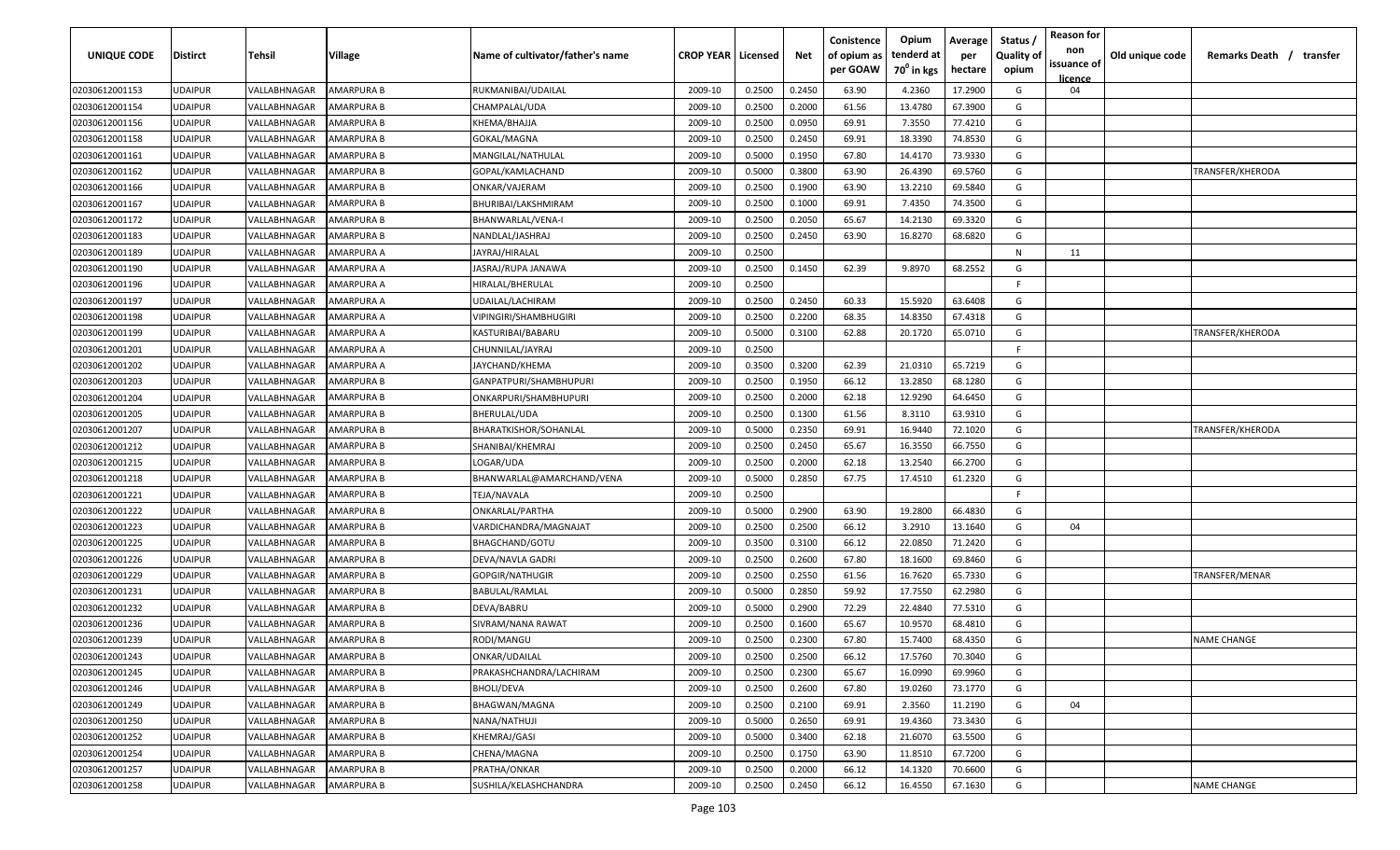| UNIQUE CODE | Distirct | Tehsil | Village | Name of cultivator/father's name | CROP YEAR | Licensed | Net | Conistence of opium as per GOAW | Opium tenderd at 70° in kgs | Average per hectare | Status / Quality of opium | Reason for non issuance of licence | Old unique code | Remarks Death / transfer |
|---|---|---|---|---|---|---|---|---|---|---|---|---|---|---|
| 02030612001153 | UDAIPUR | VALLABHNAGAR | AMARPURA B | RUKMANIBAI/UDAILAL | 2009-10 | 0.2500 | 0.2450 | 63.90 | 4.2360 | 17.2900 | G | 04 | | |
| 02030612001154 | UDAIPUR | VALLABHNAGAR | AMARPURA B | CHAMPALAL/UDA | 2009-10 | 0.2500 | 0.2000 | 61.56 | 13.4780 | 67.3900 | G | | | |
| 02030612001156 | UDAIPUR | VALLABHNAGAR | AMARPURA B | KHEMA/BHAJJA | 2009-10 | 0.2500 | 0.0950 | 69.91 | 7.3550 | 77.4210 | G | | | |
| 02030612001158 | UDAIPUR | VALLABHNAGAR | AMARPURA B | GOKAL/MAGNA | 2009-10 | 0.2500 | 0.2450 | 69.91 | 18.3390 | 74.8530 | G | | | |
| 02030612001161 | UDAIPUR | VALLABHNAGAR | AMARPURA B | MANGILAL/NATHULAL | 2009-10 | 0.5000 | 0.1950 | 67.80 | 14.4170 | 73.9330 | G | | | |
| 02030612001162 | UDAIPUR | VALLABHNAGAR | AMARPURA B | GOPAL/KAMLACHAND | 2009-10 | 0.5000 | 0.3800 | 63.90 | 26.4390 | 69.5760 | G | | | TRANSFER/KHERODA |
| 02030612001166 | UDAIPUR | VALLABHNAGAR | AMARPURA B | ONKAR/VAJERAM | 2009-10 | 0.2500 | 0.1900 | 63.90 | 13.2210 | 69.5840 | G | | | |
| 02030612001167 | UDAIPUR | VALLABHNAGAR | AMARPURA B | BHURIBAI/LAKSHMIRAM | 2009-10 | 0.2500 | 0.1000 | 69.91 | 7.4350 | 74.3500 | G | | | |
| 02030612001172 | UDAIPUR | VALLABHNAGAR | AMARPURA B | BHANWARLAL/VENA-I | 2009-10 | 0.2500 | 0.2050 | 65.67 | 14.2130 | 69.3320 | G | | | |
| 02030612001183 | UDAIPUR | VALLABHNAGAR | AMARPURA B | NANDLAL/JASHRAJ | 2009-10 | 0.2500 | 0.2450 | 63.90 | 16.8270 | 68.6820 | G | | | |
| 02030612001189 | UDAIPUR | VALLABHNAGAR | AMARPURA A | JAYRAJ/HIRALAL | 2009-10 | 0.2500 | | | | | N | 11 | | |
| 02030612001190 | UDAIPUR | VALLABHNAGAR | AMARPURA A | JASRAJ/RUPA JANAWA | 2009-10 | 0.2500 | 0.1450 | 62.39 | 9.8970 | 68.2552 | G | | | |
| 02030612001196 | UDAIPUR | VALLABHNAGAR | AMARPURA A | HIRALAL/BHERULAL | 2009-10 | 0.2500 | | | | | F | | | |
| 02030612001197 | UDAIPUR | VALLABHNAGAR | AMARPURA A | UDAILAL/LACHIRAM | 2009-10 | 0.2500 | 0.2450 | 60.33 | 15.5920 | 63.6408 | G | | | |
| 02030612001198 | UDAIPUR | VALLABHNAGAR | AMARPURA A | VIPINGIRI/SHAMBHUGIRI | 2009-10 | 0.2500 | 0.2200 | 68.35 | 14.8350 | 67.4318 | G | | | |
| 02030612001199 | UDAIPUR | VALLABHNAGAR | AMARPURA A | KASTURIBAI/BABARU | 2009-10 | 0.5000 | 0.3100 | 62.88 | 20.1720 | 65.0710 | G | | | TRANSFER/KHERODA |
| 02030612001201 | UDAIPUR | VALLABHNAGAR | AMARPURA A | CHUNNILAL/JAYRAJ | 2009-10 | 0.2500 | | | | | F | | | |
| 02030612001202 | UDAIPUR | VALLABHNAGAR | AMARPURA A | JAYCHAND/KHEMA | 2009-10 | 0.3500 | 0.3200 | 62.39 | 21.0310 | 65.7219 | G | | | |
| 02030612001203 | UDAIPUR | VALLABHNAGAR | AMARPURA B | GANPATPURI/SHAMBHUPURI | 2009-10 | 0.2500 | 0.1950 | 66.12 | 13.2850 | 68.1280 | G | | | |
| 02030612001204 | UDAIPUR | VALLABHNAGAR | AMARPURA B | ONKARPURI/SHAMBHUPURI | 2009-10 | 0.2500 | 0.2000 | 62.18 | 12.9290 | 64.6450 | G | | | |
| 02030612001205 | UDAIPUR | VALLABHNAGAR | AMARPURA B | BHERULAL/UDA | 2009-10 | 0.2500 | 0.1300 | 61.56 | 8.3110 | 63.9310 | G | | | |
| 02030612001207 | UDAIPUR | VALLABHNAGAR | AMARPURA B | BHARATKISHOR/SOHANLAL | 2009-10 | 0.5000 | 0.2350 | 69.91 | 16.9440 | 72.1020 | G | | | TRANSFER/KHERODA |
| 02030612001212 | UDAIPUR | VALLABHNAGAR | AMARPURA B | SHANIBAI/KHEMRAJ | 2009-10 | 0.2500 | 0.2450 | 65.67 | 16.3550 | 66.7550 | G | | | |
| 02030612001215 | UDAIPUR | VALLABHNAGAR | AMARPURA B | LOGAR/UDA | 2009-10 | 0.2500 | 0.2000 | 62.18 | 13.2540 | 66.2700 | G | | | |
| 02030612001218 | UDAIPUR | VALLABHNAGAR | AMARPURA B | BHANWARLAL@AMARCHAND/VENA | 2009-10 | 0.5000 | 0.2850 | 67.75 | 17.4510 | 61.2320 | G | | | |
| 02030612001221 | UDAIPUR | VALLABHNAGAR | AMARPURA B | TEJA/NAVALA | 2009-10 | 0.2500 | | | | | F | | | |
| 02030612001222 | UDAIPUR | VALLABHNAGAR | AMARPURA B | ONKARLAL/PARTHA | 2009-10 | 0.5000 | 0.2900 | 63.90 | 19.2800 | 66.4830 | G | | | |
| 02030612001223 | UDAIPUR | VALLABHNAGAR | AMARPURA B | VARDICHANDRA/MAGNAJAT | 2009-10 | 0.2500 | 0.2500 | 66.12 | 3.2910 | 13.1640 | G | 04 | | |
| 02030612001225 | UDAIPUR | VALLABHNAGAR | AMARPURA B | BHAGCHAND/GOTU | 2009-10 | 0.3500 | 0.3100 | 66.12 | 22.0850 | 71.2420 | G | | | |
| 02030612001226 | UDAIPUR | VALLABHNAGAR | AMARPURA B | DEVA/NAVLA GADRI | 2009-10 | 0.2500 | 0.2600 | 67.80 | 18.1600 | 69.8460 | G | | | |
| 02030612001229 | UDAIPUR | VALLABHNAGAR | AMARPURA B | GOPGIR/NATHUGIR | 2009-10 | 0.2500 | 0.2550 | 61.56 | 16.7620 | 65.7330 | G | | | TRANSFER/MENAR |
| 02030612001231 | UDAIPUR | VALLABHNAGAR | AMARPURA B | BABULAL/RAMLAL | 2009-10 | 0.5000 | 0.2850 | 59.92 | 17.7550 | 62.2980 | G | | | |
| 02030612001232 | UDAIPUR | VALLABHNAGAR | AMARPURA B | DEVA/BABRU | 2009-10 | 0.5000 | 0.2900 | 72.29 | 22.4840 | 77.5310 | G | | | |
| 02030612001236 | UDAIPUR | VALLABHNAGAR | AMARPURA B | SIVRAM/NANA RAWAT | 2009-10 | 0.2500 | 0.1600 | 65.67 | 10.9570 | 68.4810 | G | | | |
| 02030612001239 | UDAIPUR | VALLABHNAGAR | AMARPURA B | RODI/MANGU | 2009-10 | 0.2500 | 0.2300 | 67.80 | 15.7400 | 68.4350 | G | | | NAME CHANGE |
| 02030612001243 | UDAIPUR | VALLABHNAGAR | AMARPURA B | ONKAR/UDAILAL | 2009-10 | 0.2500 | 0.2500 | 66.12 | 17.5760 | 70.3040 | G | | | |
| 02030612001245 | UDAIPUR | VALLABHNAGAR | AMARPURA B | PRAKASHCHANDRA/LACHIRAM | 2009-10 | 0.2500 | 0.2300 | 65.67 | 16.0990 | 69.9960 | G | | | |
| 02030612001246 | UDAIPUR | VALLABHNAGAR | AMARPURA B | BHOLI/DEVA | 2009-10 | 0.2500 | 0.2600 | 67.80 | 19.0260 | 73.1770 | G | | | |
| 02030612001249 | UDAIPUR | VALLABHNAGAR | AMARPURA B | BHAGWAN/MAGNA | 2009-10 | 0.2500 | 0.2100 | 69.91 | 2.3560 | 11.2190 | G | 04 | | |
| 02030612001250 | UDAIPUR | VALLABHNAGAR | AMARPURA B | NANA/NATHUJI | 2009-10 | 0.5000 | 0.2650 | 69.91 | 19.4360 | 73.3430 | G | | | |
| 02030612001252 | UDAIPUR | VALLABHNAGAR | AMARPURA B | KHEMRAJ/GASI | 2009-10 | 0.5000 | 0.3400 | 62.18 | 21.6070 | 63.5500 | G | | | |
| 02030612001254 | UDAIPUR | VALLABHNAGAR | AMARPURA B | CHENA/MAGNA | 2009-10 | 0.2500 | 0.1750 | 63.90 | 11.8510 | 67.7200 | G | | | |
| 02030612001257 | UDAIPUR | VALLABHNAGAR | AMARPURA B | PRATHA/ONKAR | 2009-10 | 0.2500 | 0.2000 | 66.12 | 14.1320 | 70.6600 | G | | | |
| 02030612001258 | UDAIPUR | VALLABHNAGAR | AMARPURA B | SUSHILA/KELASHCHANDRA | 2009-10 | 0.2500 | 0.2450 | 66.12 | 16.4550 | 67.1630 | G | | | NAME CHANGE |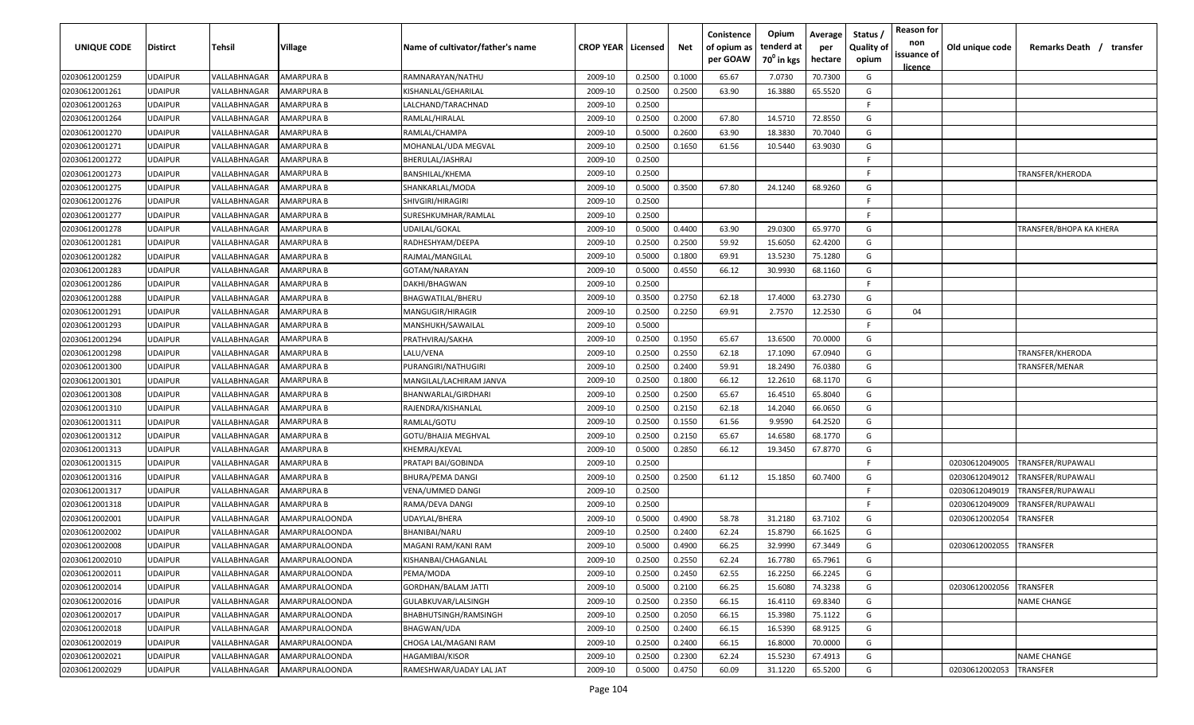| UNIQUE CODE | Distirct | Tehsil | Village | Name of cultivator/father's name | CROP YEAR | Licensed | Net | Conistence of opium as per GOAW | Opium tenderd at 70⁰ in kgs | Average per hectare | Status / Quality of opium | Reason for non issuance of licence | Old unique code | Remarks Death / transfer |
|---|---|---|---|---|---|---|---|---|---|---|---|---|---|---|
| 02030612001259 | UDAIPUR | VALLABHNAGAR | AMARPURA B | RAMNARAYAN/NATHU | 2009-10 | 0.2500 | 0.1000 | 65.67 | 7.0730 | 70.7300 | G | | | |
| 02030612001261 | UDAIPUR | VALLABHNAGAR | AMARPURA B | KISHANLAL/GEHARILAL | 2009-10 | 0.2500 | 0.2500 | 63.90 | 16.3880 | 65.5520 | G | | | |
| 02030612001263 | UDAIPUR | VALLABHNAGAR | AMARPURA B | LALCHAND/TARACHNAD | 2009-10 | 0.2500 | | | | | F | | | |
| 02030612001264 | UDAIPUR | VALLABHNAGAR | AMARPURA B | RAMLAL/HIRALAL | 2009-10 | 0.2500 | 0.2000 | 67.80 | 14.5710 | 72.8550 | G | | | |
| 02030612001270 | UDAIPUR | VALLABHNAGAR | AMARPURA B | RAMLAL/CHAMPA | 2009-10 | 0.5000 | 0.2600 | 63.90 | 18.3830 | 70.7040 | G | | | |
| 02030612001271 | UDAIPUR | VALLABHNAGAR | AMARPURA B | MOHANLAL/UDA MEGVAL | 2009-10 | 0.2500 | 0.1650 | 61.56 | 10.5440 | 63.9030 | G | | | |
| 02030612001272 | UDAIPUR | VALLABHNAGAR | AMARPURA B | BHERULAL/JASHRAJ | 2009-10 | 0.2500 | | | | | F | | | |
| 02030612001273 | UDAIPUR | VALLABHNAGAR | AMARPURA B | BANSHILAL/KHEMA | 2009-10 | 0.2500 | | | | | F | | | TRANSFER/KHERODA |
| 02030612001275 | UDAIPUR | VALLABHNAGAR | AMARPURA B | SHANKARLAL/MODA | 2009-10 | 0.5000 | 0.3500 | 67.80 | 24.1240 | 68.9260 | G | | | |
| 02030612001276 | UDAIPUR | VALLABHNAGAR | AMARPURA B | SHIVGIRI/HIRAGIRI | 2009-10 | 0.2500 | | | | | F | | | |
| 02030612001277 | UDAIPUR | VALLABHNAGAR | AMARPURA B | SURESHKUMHAR/RAMLAL | 2009-10 | 0.2500 | | | | | F | | | |
| 02030612001278 | UDAIPUR | VALLABHNAGAR | AMARPURA B | UDAILAL/GOKAL | 2009-10 | 0.5000 | 0.4400 | 63.90 | 29.0300 | 65.9770 | G | | | TRANSFER/BHOPA KA KHERA |
| 02030612001281 | UDAIPUR | VALLABHNAGAR | AMARPURA B | RADHESHYAM/DEEPA | 2009-10 | 0.2500 | 0.2500 | 59.92 | 15.6050 | 62.4200 | G | | | |
| 02030612001282 | UDAIPUR | VALLABHNAGAR | AMARPURA B | RAJMAL/MANGILAL | 2009-10 | 0.5000 | 0.1800 | 69.91 | 13.5230 | 75.1280 | G | | | |
| 02030612001283 | UDAIPUR | VALLABHNAGAR | AMARPURA B | GOTAM/NARAYAN | 2009-10 | 0.5000 | 0.4550 | 66.12 | 30.9930 | 68.1160 | G | | | |
| 02030612001286 | UDAIPUR | VALLABHNAGAR | AMARPURA B | DAKHI/BHAGWAN | 2009-10 | 0.2500 | | | | | F | | | |
| 02030612001288 | UDAIPUR | VALLABHNAGAR | AMARPURA B | BHAGWATILAL/BHERU | 2009-10 | 0.3500 | 0.2750 | 62.18 | 17.4000 | 63.2730 | G | | | |
| 02030612001291 | UDAIPUR | VALLABHNAGAR | AMARPURA B | MANGUGIR/HIRAGIR | 2009-10 | 0.2500 | 0.2250 | 69.91 | 2.7570 | 12.2530 | G | 04 | | |
| 02030612001293 | UDAIPUR | VALLABHNAGAR | AMARPURA B | MANSHUKH/SAWAILAL | 2009-10 | 0.5000 | | | | | F | | | |
| 02030612001294 | UDAIPUR | VALLABHNAGAR | AMARPURA B | PRATHVIRAJ/SAKHA | 2009-10 | 0.2500 | 0.1950 | 65.67 | 13.6500 | 70.0000 | G | | | |
| 02030612001298 | UDAIPUR | VALLABHNAGAR | AMARPURA B | LALU/VENA | 2009-10 | 0.2500 | 0.2550 | 62.18 | 17.1090 | 67.0940 | G | | | TRANSFER/KHERODA |
| 02030612001300 | UDAIPUR | VALLABHNAGAR | AMARPURA B | PURANGIRI/NATHUGIRI | 2009-10 | 0.2500 | 0.2400 | 59.91 | 18.2490 | 76.0380 | G | | | TRANSFER/MENAR |
| 02030612001301 | UDAIPUR | VALLABHNAGAR | AMARPURA B | MANGILAL/LACHIRAM JANVA | 2009-10 | 0.2500 | 0.1800 | 66.12 | 12.2610 | 68.1170 | G | | | |
| 02030612001308 | UDAIPUR | VALLABHNAGAR | AMARPURA B | BHANWARLAL/GIRDHARI | 2009-10 | 0.2500 | 0.2500 | 65.67 | 16.4510 | 65.8040 | G | | | |
| 02030612001310 | UDAIPUR | VALLABHNAGAR | AMARPURA B | RAJENDRA/KISHANLAL | 2009-10 | 0.2500 | 0.2150 | 62.18 | 14.2040 | 66.0650 | G | | | |
| 02030612001311 | UDAIPUR | VALLABHNAGAR | AMARPURA B | RAMLAL/GOTU | 2009-10 | 0.2500 | 0.1550 | 61.56 | 9.9590 | 64.2520 | G | | | |
| 02030612001312 | UDAIPUR | VALLABHNAGAR | AMARPURA B | GOTU/BHAJJA MEGHVAL | 2009-10 | 0.2500 | 0.2150 | 65.67 | 14.6580 | 68.1770 | G | | | |
| 02030612001313 | UDAIPUR | VALLABHNAGAR | AMARPURA B | KHEMRAJ/KEVAL | 2009-10 | 0.5000 | 0.2850 | 66.12 | 19.3450 | 67.8770 | G | | | |
| 02030612001315 | UDAIPUR | VALLABHNAGAR | AMARPURA B | PRATAPI BAI/GOBINDA | 2009-10 | 0.2500 | | | | | F | | 02030612049005 | TRANSFER/RUPAWALI |
| 02030612001316 | UDAIPUR | VALLABHNAGAR | AMARPURA B | BHURA/PEMA DANGI | 2009-10 | 0.2500 | 0.2500 | 61.12 | 15.1850 | 60.7400 | G | | 02030612049012 | TRANSFER/RUPAWALI |
| 02030612001317 | UDAIPUR | VALLABHNAGAR | AMARPURA B | VENA/UMMED DANGI | 2009-10 | 0.2500 | | | | | F | | 02030612049019 | TRANSFER/RUPAWALI |
| 02030612001318 | UDAIPUR | VALLABHNAGAR | AMARPURA B | RAMA/DEVA DANGI | 2009-10 | 0.2500 | | | | | F | | 02030612049009 | TRANSFER/RUPAWALI |
| 02030612002001 | UDAIPUR | VALLABHNAGAR | AMARPURALOONDA | UDAYLAL/BHERA | 2009-10 | 0.5000 | 0.4900 | 58.78 | 31.2180 | 63.7102 | G | | 02030612002054 | TRANSFER |
| 02030612002002 | UDAIPUR | VALLABHNAGAR | AMARPURALOONDA | BHANIBAI/NARU | 2009-10 | 0.2500 | 0.2400 | 62.24 | 15.8790 | 66.1625 | G | | | |
| 02030612002008 | UDAIPUR | VALLABHNAGAR | AMARPURALOONDA | MAGANI RAM/KANI RAM | 2009-10 | 0.5000 | 0.4900 | 66.25 | 32.9990 | 67.3449 | G | | 02030612002055 | TRANSFER |
| 02030612002010 | UDAIPUR | VALLABHNAGAR | AMARPURALOONDA | KISHANBAI/CHAGANLAL | 2009-10 | 0.2500 | 0.2550 | 62.24 | 16.7780 | 65.7961 | G | | | |
| 02030612002011 | UDAIPUR | VALLABHNAGAR | AMARPURALOONDA | PEMA/MODA | 2009-10 | 0.2500 | 0.2450 | 62.55 | 16.2250 | 66.2245 | G | | | |
| 02030612002014 | UDAIPUR | VALLABHNAGAR | AMARPURALOONDA | GORDHAN/BALAM JATTI | 2009-10 | 0.5000 | 0.2100 | 66.25 | 15.6080 | 74.3238 | G | | 02030612002056 | TRANSFER |
| 02030612002016 | UDAIPUR | VALLABHNAGAR | AMARPURALOONDA | GULABKUVAR/LALSINGH | 2009-10 | 0.2500 | 0.2350 | 66.15 | 16.4110 | 69.8340 | G | | | NAME CHANGE |
| 02030612002017 | UDAIPUR | VALLABHNAGAR | AMARPURALOONDA | BHABHUTSINGH/RAMSINGH | 2009-10 | 0.2500 | 0.2050 | 66.15 | 15.3980 | 75.1122 | G | | | |
| 02030612002018 | UDAIPUR | VALLABHNAGAR | AMARPURALOONDA | BHAGWAN/UDA | 2009-10 | 0.2500 | 0.2400 | 66.15 | 16.5390 | 68.9125 | G | | | |
| 02030612002019 | UDAIPUR | VALLABHNAGAR | AMARPURALOONDA | CHOGA LAL/MAGANI RAM | 2009-10 | 0.2500 | 0.2400 | 66.15 | 16.8000 | 70.0000 | G | | | |
| 02030612002021 | UDAIPUR | VALLABHNAGAR | AMARPURALOONDA | HAGAMIBAI/KISOR | 2009-10 | 0.2500 | 0.2300 | 62.24 | 15.5230 | 67.4913 | G | | | NAME CHANGE |
| 02030612002029 | UDAIPUR | VALLABHNAGAR | AMARPURALOONDA | RAMESHWAR/UADAY LAL JAT | 2009-10 | 0.5000 | 0.4750 | 60.09 | 31.1220 | 65.5200 | G | | 02030612002053 | TRANSFER |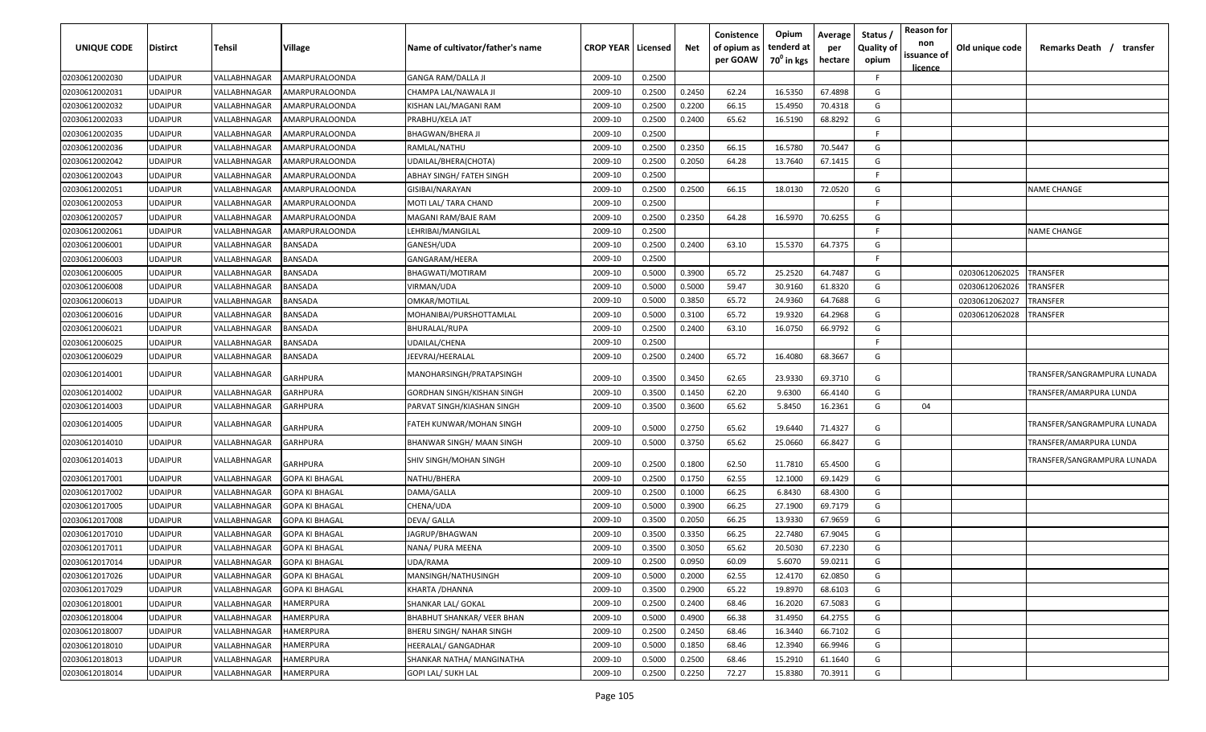| UNIQUE CODE | Distirct | Tehsil | Village | Name of cultivator/father's name | CROP YEAR | Licensed | Net | Conistence of opium as per GOAW | Opium tenderd at 70⁰ in kgs | Average per hectare | Status / Quality of opium | Reason for non issuance of licence | Old unique code | Remarks Death / transfer |
|---|---|---|---|---|---|---|---|---|---|---|---|---|---|---|
| 02030612002030 | UDAIPUR | VALLABHNAGAR | AMARPURALOONDA | GANGA RAM/DALLA JI | 2009-10 | 0.2500 | | | | | F | | | |
| 02030612002031 | UDAIPUR | VALLABHNAGAR | AMARPURALOONDA | CHAMPA LAL/NAWALA JI | 2009-10 | 0.2500 | 0.2450 | 62.24 | 16.5350 | 67.4898 | G | | | |
| 02030612002032 | UDAIPUR | VALLABHNAGAR | AMARPURALOONDA | KISHAN LAL/MAGANI RAM | 2009-10 | 0.2500 | 0.2200 | 66.15 | 15.4950 | 70.4318 | G | | | |
| 02030612002033 | UDAIPUR | VALLABHNAGAR | AMARPURALOONDA | PRABHU/KELA JAT | 2009-10 | 0.2500 | 0.2400 | 65.62 | 16.5190 | 68.8292 | G | | | |
| 02030612002035 | UDAIPUR | VALLABHNAGAR | AMARPURALOONDA | BHAGWAN/BHERA JI | 2009-10 | 0.2500 | | | | | F | | | |
| 02030612002036 | UDAIPUR | VALLABHNAGAR | AMARPURALOONDA | RAMLAL/NATHU | 2009-10 | 0.2500 | 0.2350 | 66.15 | 16.5780 | 70.5447 | G | | | |
| 02030612002042 | UDAIPUR | VALLABHNAGAR | AMARPURALOONDA | UDAILAL/BHERA(CHOTA) | 2009-10 | 0.2500 | 0.2050 | 64.28 | 13.7640 | 67.1415 | G | | | |
| 02030612002043 | UDAIPUR | VALLABHNAGAR | AMARPURALOONDA | ABHAY SINGH/ FATEH SINGH | 2009-10 | 0.2500 | | | | | F | | | |
| 02030612002051 | UDAIPUR | VALLABHNAGAR | AMARPURALOONDA | GISIBAI/NARAYAN | 2009-10 | 0.2500 | 0.2500 | 66.15 | 18.0130 | 72.0520 | G | | | NAME CHANGE |
| 02030612002053 | UDAIPUR | VALLABHNAGAR | AMARPURALOONDA | MOTI LAL/ TARA CHAND | 2009-10 | 0.2500 | | | | | F | | | |
| 02030612002057 | UDAIPUR | VALLABHNAGAR | AMARPURALOONDA | MAGANI RAM/BAJE RAM | 2009-10 | 0.2500 | 0.2350 | 64.28 | 16.5970 | 70.6255 | G | | | |
| 02030612002061 | UDAIPUR | VALLABHNAGAR | AMARPURALOONDA | LEHRIBAI/MANGILAL | 2009-10 | 0.2500 | | | | | F | | | NAME CHANGE |
| 02030612006001 | UDAIPUR | VALLABHNAGAR | BANSADA | GANESH/UDA | 2009-10 | 0.2500 | 0.2400 | 63.10 | 15.5370 | 64.7375 | G | | | |
| 02030612006003 | UDAIPUR | VALLABHNAGAR | BANSADA | GANGARAM/HEERA | 2009-10 | 0.2500 | | | | | F | | | |
| 02030612006005 | UDAIPUR | VALLABHNAGAR | BANSADA | BHAGWATI/MOTIRAM | 2009-10 | 0.5000 | 0.3900 | 65.72 | 25.2520 | 64.7487 | G | | 02030612062025 | TRANSFER |
| 02030612006008 | UDAIPUR | VALLABHNAGAR | BANSADA | VIRMAN/UDA | 2009-10 | 0.5000 | 0.5000 | 59.47 | 30.9160 | 61.8320 | G | | 02030612062026 | TRANSFER |
| 02030612006013 | UDAIPUR | VALLABHNAGAR | BANSADA | OMKAR/MOTILAL | 2009-10 | 0.5000 | 0.3850 | 65.72 | 24.9360 | 64.7688 | G | | 02030612062027 | TRANSFER |
| 02030612006016 | UDAIPUR | VALLABHNAGAR | BANSADA | MOHANIBAI/PURSHOTTAMLAL | 2009-10 | 0.5000 | 0.3100 | 65.72 | 19.9320 | 64.2968 | G | | 02030612062028 | TRANSFER |
| 02030612006021 | UDAIPUR | VALLABHNAGAR | BANSADA | BHURALAL/RUPA | 2009-10 | 0.2500 | 0.2400 | 63.10 | 16.0750 | 66.9792 | G | | | |
| 02030612006025 | UDAIPUR | VALLABHNAGAR | BANSADA | UDAILAL/CHENA | 2009-10 | 0.2500 | | | | | F | | | |
| 02030612006029 | UDAIPUR | VALLABHNAGAR | BANSADA | JEEVRAJ/HEERALAL | 2009-10 | 0.2500 | 0.2400 | 65.72 | 16.4080 | 68.3667 | G | | | |
| 02030612014001 | UDAIPUR | VALLABHNAGAR | GARHPURA | MANOHARSINGH/PRATAPSINGH | 2009-10 | 0.3500 | 0.3450 | 62.65 | 23.9330 | 69.3710 | G | | | TRANSFER/SANGRAMPURA LUNADA |
| 02030612014002 | UDAIPUR | VALLABHNAGAR | GARHPURA | GORDHAN SINGH/KISHAN SINGH | 2009-10 | 0.3500 | 0.1450 | 62.20 | 9.6300 | 66.4140 | G | | | TRANSFER/AMARPURA LUNDA |
| 02030612014003 | UDAIPUR | VALLABHNAGAR | GARHPURA | PARVAT SINGH/KIASHAN SINGH | 2009-10 | 0.3500 | 0.3600 | 65.62 | 5.8450 | 16.2361 | G | 04 | | |
| 02030612014005 | UDAIPUR | VALLABHNAGAR | GARHPURA | FATEH KUNWAR/MOHAN SINGH | 2009-10 | 0.5000 | 0.2750 | 65.62 | 19.6440 | 71.4327 | G | | | TRANSFER/SANGRAMPURA LUNADA |
| 02030612014010 | UDAIPUR | VALLABHNAGAR | GARHPURA | BHANWAR SINGH/ MAAN SINGH | 2009-10 | 0.5000 | 0.3750 | 65.62 | 25.0660 | 66.8427 | G | | | TRANSFER/AMARPURA LUNDA |
| 02030612014013 | UDAIPUR | VALLABHNAGAR | GARHPURA | SHIV SINGH/MOHAN SINGH | 2009-10 | 0.2500 | 0.1800 | 62.50 | 11.7810 | 65.4500 | G | | | TRANSFER/SANGRAMPURA LUNADA |
| 02030612017001 | UDAIPUR | VALLABHNAGAR | GOPA KI BHAGAL | NATHU/BHERA | 2009-10 | 0.2500 | 0.1750 | 62.55 | 12.1000 | 69.1429 | G | | | |
| 02030612017002 | UDAIPUR | VALLABHNAGAR | GOPA KI BHAGAL | DAMA/GALLA | 2009-10 | 0.2500 | 0.1000 | 66.25 | 6.8430 | 68.4300 | G | | | |
| 02030612017005 | UDAIPUR | VALLABHNAGAR | GOPA KI BHAGAL | CHENA/UDA | 2009-10 | 0.5000 | 0.3900 | 66.25 | 27.1900 | 69.7179 | G | | | |
| 02030612017008 | UDAIPUR | VALLABHNAGAR | GOPA KI BHAGAL | DEVA/ GALLA | 2009-10 | 0.3500 | 0.2050 | 66.25 | 13.9330 | 67.9659 | G | | | |
| 02030612017010 | UDAIPUR | VALLABHNAGAR | GOPA KI BHAGAL | JAGRUP/BHAGWAN | 2009-10 | 0.3500 | 0.3350 | 66.25 | 22.7480 | 67.9045 | G | | | |
| 02030612017011 | UDAIPUR | VALLABHNAGAR | GOPA KI BHAGAL | NANA/ PURA MEENA | 2009-10 | 0.3500 | 0.3050 | 65.62 | 20.5030 | 67.2230 | G | | | |
| 02030612017014 | UDAIPUR | VALLABHNAGAR | GOPA KI BHAGAL | UDA/RAMA | 2009-10 | 0.2500 | 0.0950 | 60.09 | 5.6070 | 59.0211 | G | | | |
| 02030612017026 | UDAIPUR | VALLABHNAGAR | GOPA KI BHAGAL | MANSINGH/NATHUSINGH | 2009-10 | 0.5000 | 0.2000 | 62.55 | 12.4170 | 62.0850 | G | | | |
| 02030612017029 | UDAIPUR | VALLABHNAGAR | GOPA KI BHAGAL | KHARTA /DHANNA | 2009-10 | 0.3500 | 0.2900 | 65.22 | 19.8970 | 68.6103 | G | | | |
| 02030612018001 | UDAIPUR | VALLABHNAGAR | HAMERPURA | SHANKAR LAL/ GOKAL | 2009-10 | 0.2500 | 0.2400 | 68.46 | 16.2020 | 67.5083 | G | | | |
| 02030612018004 | UDAIPUR | VALLABHNAGAR | HAMERPURA | BHABHUT SHANKAR/ VEER BHAN | 2009-10 | 0.5000 | 0.4900 | 66.38 | 31.4950 | 64.2755 | G | | | |
| 02030612018007 | UDAIPUR | VALLABHNAGAR | HAMERPURA | BHERU SINGH/ NAHAR SINGH | 2009-10 | 0.2500 | 0.2450 | 68.46 | 16.3440 | 66.7102 | G | | | |
| 02030612018010 | UDAIPUR | VALLABHNAGAR | HAMERPURA | HEERALAL/ GANGADHAR | 2009-10 | 0.5000 | 0.1850 | 68.46 | 12.3940 | 66.9946 | G | | | |
| 02030612018013 | UDAIPUR | VALLABHNAGAR | HAMERPURA | SHANKAR NATHA/ MANGINATHA | 2009-10 | 0.5000 | 0.2500 | 68.46 | 15.2910 | 61.1640 | G | | | |
| 02030612018014 | UDAIPUR | VALLABHNAGAR | HAMERPURA | GOPI LAL/ SUKH LAL | 2009-10 | 0.2500 | 0.2250 | 72.27 | 15.8380 | 70.3911 | G | | | |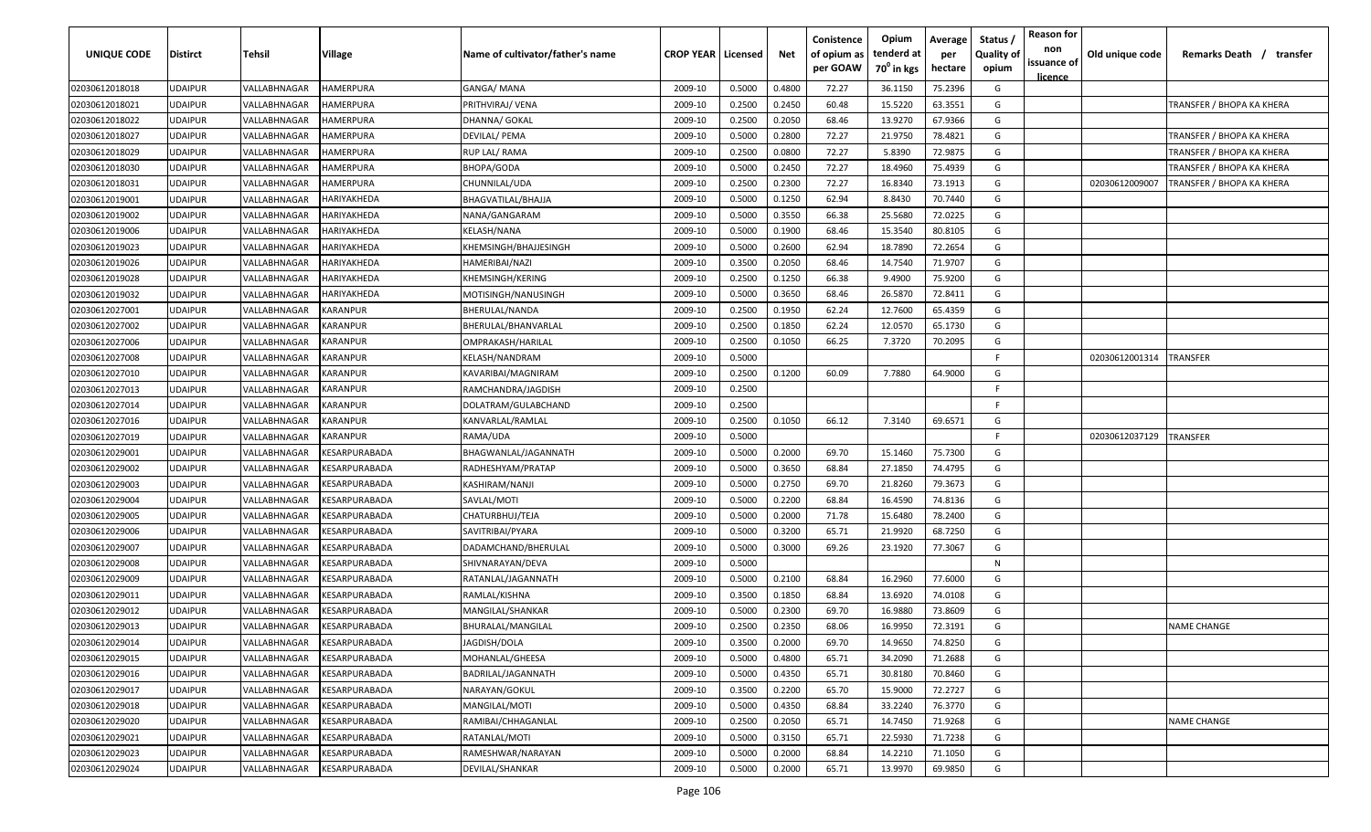| UNIQUE CODE | Distirct | Tehsil | Village | Name of cultivator/father's name | CROP YEAR | Licensed | Net | Conistence of opium as per GOAW | Opium tenderd at 70⁰ in kgs | Average per hectare | Status / Quality of opium | Reason for non issuance of licence | Old unique code | Remarks Death / transfer |
|---|---|---|---|---|---|---|---|---|---|---|---|---|---|---|
| 02030612018018 | UDAIPUR | VALLABHNAGAR | HAMERPURA | GANGA/ MANA | 2009-10 | 0.5000 | 0.4800 | 72.27 | 36.1150 | 75.2396 | G | | | |
| 02030612018021 | UDAIPUR | VALLABHNAGAR | HAMERPURA | PRITHVIRAJ/ VENA | 2009-10 | 0.2500 | 0.2450 | 60.48 | 15.5220 | 63.3551 | G | | | TRANSFER / BHOPA KA KHERA |
| 02030612018022 | UDAIPUR | VALLABHNAGAR | HAMERPURA | DHANNA/ GOKAL | 2009-10 | 0.2500 | 0.2050 | 68.46 | 13.9270 | 67.9366 | G | | | |
| 02030612018027 | UDAIPUR | VALLABHNAGAR | HAMERPURA | DEVILAL/ PEMA | 2009-10 | 0.5000 | 0.2800 | 72.27 | 21.9750 | 78.4821 | G | | | TRANSFER / BHOPA KA KHERA |
| 02030612018029 | UDAIPUR | VALLABHNAGAR | HAMERPURA | RUP LAL/ RAMA | 2009-10 | 0.2500 | 0.0800 | 72.27 | 5.8390 | 72.9875 | G | | | TRANSFER / BHOPA KA KHERA |
| 02030612018030 | UDAIPUR | VALLABHNAGAR | HAMERPURA | BHOPA/GODA | 2009-10 | 0.5000 | 0.2450 | 72.27 | 18.4960 | 75.4939 | G | | | TRANSFER / BHOPA KA KHERA |
| 02030612018031 | UDAIPUR | VALLABHNAGAR | HAMERPURA | CHUNNILAL/UDA | 2009-10 | 0.2500 | 0.2300 | 72.27 | 16.8340 | 73.1913 | G | | 02030612009007 | TRANSFER / BHOPA KA KHERA |
| 02030612019001 | UDAIPUR | VALLABHNAGAR | HARIYAKHEDA | BHAGVATILAL/BHAJJA | 2009-10 | 0.5000 | 0.1250 | 62.94 | 8.8430 | 70.7440 | G | | | |
| 02030612019002 | UDAIPUR | VALLABHNAGAR | HARIYAKHEDA | NANA/GANGARAM | 2009-10 | 0.5000 | 0.3550 | 66.38 | 25.5680 | 72.0225 | G | | | |
| 02030612019006 | UDAIPUR | VALLABHNAGAR | HARIYAKHEDA | KELASH/NANA | 2009-10 | 0.5000 | 0.1900 | 68.46 | 15.3540 | 80.8105 | G | | | |
| 02030612019023 | UDAIPUR | VALLABHNAGAR | HARIYAKHEDA | KHEMSINGH/BHAJJESINGH | 2009-10 | 0.5000 | 0.2600 | 62.94 | 18.7890 | 72.2654 | G | | | |
| 02030612019026 | UDAIPUR | VALLABHNAGAR | HARIYAKHEDA | HAMERIBAI/NAZI | 2009-10 | 0.3500 | 0.2050 | 68.46 | 14.7540 | 71.9707 | G | | | |
| 02030612019028 | UDAIPUR | VALLABHNAGAR | HARIYAKHEDA | KHEMSINGH/KERING | 2009-10 | 0.2500 | 0.1250 | 66.38 | 9.4900 | 75.9200 | G | | | |
| 02030612019032 | UDAIPUR | VALLABHNAGAR | HARIYAKHEDA | MOTISINGH/NANUSINGH | 2009-10 | 0.5000 | 0.3650 | 68.46 | 26.5870 | 72.8411 | G | | | |
| 02030612027001 | UDAIPUR | VALLABHNAGAR | KARANPUR | BHERULAL/NANDA | 2009-10 | 0.2500 | 0.1950 | 62.24 | 12.7600 | 65.4359 | G | | | |
| 02030612027002 | UDAIPUR | VALLABHNAGAR | KARANPUR | BHERULAL/BHANVARLAL | 2009-10 | 0.2500 | 0.1850 | 62.24 | 12.0570 | 65.1730 | G | | | |
| 02030612027006 | UDAIPUR | VALLABHNAGAR | KARANPUR | OMPRAKASH/HARILAL | 2009-10 | 0.2500 | 0.1050 | 66.25 | 7.3720 | 70.2095 | G | | | |
| 02030612027008 | UDAIPUR | VALLABHNAGAR | KARANPUR | KELASH/NANDRAM | 2009-10 | 0.5000 | | | | | F | | 02030612001314 | TRANSFER |
| 02030612027010 | UDAIPUR | VALLABHNAGAR | KARANPUR | KAVARIBAI/MAGNIRAM | 2009-10 | 0.2500 | 0.1200 | 60.09 | 7.7880 | 64.9000 | G | | | |
| 02030612027013 | UDAIPUR | VALLABHNAGAR | KARANPUR | RAMCHANDRA/JAGDISH | 2009-10 | 0.2500 | | | | | F | | | |
| 02030612027014 | UDAIPUR | VALLABHNAGAR | KARANPUR | DOLATRAM/GULABCHAND | 2009-10 | 0.2500 | | | | | F | | | |
| 02030612027016 | UDAIPUR | VALLABHNAGAR | KARANPUR | KANVARLAL/RAMLAL | 2009-10 | 0.2500 | 0.1050 | 66.12 | 7.3140 | 69.6571 | G | | | |
| 02030612027019 | UDAIPUR | VALLABHNAGAR | KARANPUR | RAMA/UDA | 2009-10 | 0.5000 | | | | | F | | 02030612037129 | TRANSFER |
| 02030612029001 | UDAIPUR | VALLABHNAGAR | KESARPURABADA | BHAGWANLAL/JAGANNATH | 2009-10 | 0.5000 | 0.2000 | 69.70 | 15.1460 | 75.7300 | G | | | |
| 02030612029002 | UDAIPUR | VALLABHNAGAR | KESARPURABADA | RADHESHYAM/PRATAP | 2009-10 | 0.5000 | 0.3650 | 68.84 | 27.1850 | 74.4795 | G | | | |
| 02030612029003 | UDAIPUR | VALLABHNAGAR | KESARPURABADA | KASHIRAM/NANJI | 2009-10 | 0.5000 | 0.2750 | 69.70 | 21.8260 | 79.3673 | G | | | |
| 02030612029004 | UDAIPUR | VALLABHNAGAR | KESARPURABADA | SAVLAL/MOTI | 2009-10 | 0.5000 | 0.2200 | 68.84 | 16.4590 | 74.8136 | G | | | |
| 02030612029005 | UDAIPUR | VALLABHNAGAR | KESARPURABADA | CHATURBHUJ/TEJA | 2009-10 | 0.5000 | 0.2000 | 71.78 | 15.6480 | 78.2400 | G | | | |
| 02030612029006 | UDAIPUR | VALLABHNAGAR | KESARPURABADA | SAVITRIBAI/PYARA | 2009-10 | 0.5000 | 0.3200 | 65.71 | 21.9920 | 68.7250 | G | | | |
| 02030612029007 | UDAIPUR | VALLABHNAGAR | KESARPURABADA | DADAMCHAND/BHERULAL | 2009-10 | 0.5000 | 0.3000 | 69.26 | 23.1920 | 77.3067 | G | | | |
| 02030612029008 | UDAIPUR | VALLABHNAGAR | KESARPURABADA | SHIVNARAYAN/DEVA | 2009-10 | 0.5000 | | | | | N | | | |
| 02030612029009 | UDAIPUR | VALLABHNAGAR | KESARPURABADA | RATANLAL/JAGANNATH | 2009-10 | 0.5000 | 0.2100 | 68.84 | 16.2960 | 77.6000 | G | | | |
| 02030612029011 | UDAIPUR | VALLABHNAGAR | KESARPURABADA | RAMLAL/KISHNA | 2009-10 | 0.3500 | 0.1850 | 68.84 | 13.6920 | 74.0108 | G | | | |
| 02030612029012 | UDAIPUR | VALLABHNAGAR | KESARPURABADA | MANGILAL/SHANKAR | 2009-10 | 0.5000 | 0.2300 | 69.70 | 16.9880 | 73.8609 | G | | | |
| 02030612029013 | UDAIPUR | VALLABHNAGAR | KESARPURABADA | BHURALAL/MANGILAL | 2009-10 | 0.2500 | 0.2350 | 68.06 | 16.9950 | 72.3191 | G | | | NAME CHANGE |
| 02030612029014 | UDAIPUR | VALLABHNAGAR | KESARPURABADA | JAGDISH/DOLA | 2009-10 | 0.3500 | 0.2000 | 69.70 | 14.9650 | 74.8250 | G | | | |
| 02030612029015 | UDAIPUR | VALLABHNAGAR | KESARPURABADA | MOHANLAL/GHEESA | 2009-10 | 0.5000 | 0.4800 | 65.71 | 34.2090 | 71.2688 | G | | | |
| 02030612029016 | UDAIPUR | VALLABHNAGAR | KESARPURABADA | BADRILAL/JAGANNATH | 2009-10 | 0.5000 | 0.4350 | 65.71 | 30.8180 | 70.8460 | G | | | |
| 02030612029017 | UDAIPUR | VALLABHNAGAR | KESARPURABADA | NARAYAN/GOKUL | 2009-10 | 0.3500 | 0.2200 | 65.70 | 15.9000 | 72.2727 | G | | | |
| 02030612029018 | UDAIPUR | VALLABHNAGAR | KESARPURABADA | MANGILAL/MOTI | 2009-10 | 0.5000 | 0.4350 | 68.84 | 33.2240 | 76.3770 | G | | | |
| 02030612029020 | UDAIPUR | VALLABHNAGAR | KESARPURABADA | RAMIBAI/CHHAGANLAL | 2009-10 | 0.2500 | 0.2050 | 65.71 | 14.7450 | 71.9268 | G | | | NAME CHANGE |
| 02030612029021 | UDAIPUR | VALLABHNAGAR | KESARPURABADA | RATANLAL/MOTI | 2009-10 | 0.5000 | 0.3150 | 65.71 | 22.5930 | 71.7238 | G | | | |
| 02030612029023 | UDAIPUR | VALLABHNAGAR | KESARPURABADA | RAMESHWAR/NARAYAN | 2009-10 | 0.5000 | 0.2000 | 68.84 | 14.2210 | 71.1050 | G | | | |
| 02030612029024 | UDAIPUR | VALLABHNAGAR | KESARPURABADA | DEVILAL/SHANKAR | 2009-10 | 0.5000 | 0.2000 | 65.71 | 13.9970 | 69.9850 | G | | | |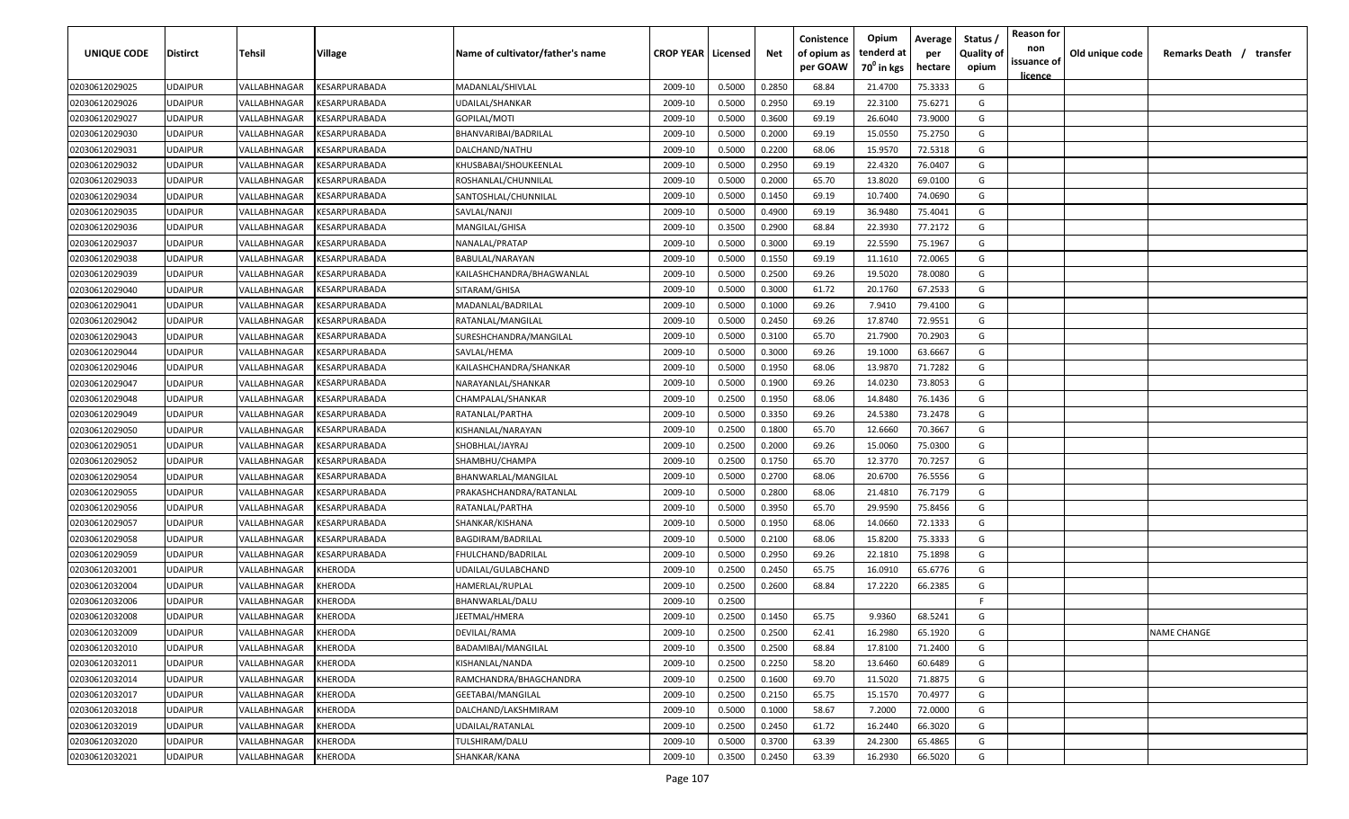| UNIQUE CODE | Distirct | Tehsil | Village | Name of cultivator/father's name | CROP YEAR | Licensed | Net | Conistence of opium as per GOAW | Opium tenderd at 70° in kgs | Average per hectare | Status / Quality of opium | Reason for non issuance of licence | Old unique code | Remarks Death / transfer |
|---|---|---|---|---|---|---|---|---|---|---|---|---|---|---|
| 02030612029025 | UDAIPUR | VALLABHNAGAR | KESARPURABADA | MADANLAL/SHIVLAL | 2009-10 | 0.5000 | 0.2850 | 68.84 | 21.4700 | 75.3333 | G | | | |
| 02030612029026 | UDAIPUR | VALLABHNAGAR | KESARPURABADA | UDAILAL/SHANKAR | 2009-10 | 0.5000 | 0.2950 | 69.19 | 22.3100 | 75.6271 | G | | | |
| 02030612029027 | UDAIPUR | VALLABHNAGAR | KESARPURABADA | GOPILAL/MOTI | 2009-10 | 0.5000 | 0.3600 | 69.19 | 26.6040 | 73.9000 | G | | | |
| 02030612029030 | UDAIPUR | VALLABHNAGAR | KESARPURABADA | BHANVARIBAI/BADRILAL | 2009-10 | 0.5000 | 0.2000 | 69.19 | 15.0550 | 75.2750 | G | | | |
| 02030612029031 | UDAIPUR | VALLABHNAGAR | KESARPURABADA | DALCHAND/NATHU | 2009-10 | 0.5000 | 0.2200 | 68.06 | 15.9570 | 72.5318 | G | | | |
| 02030612029032 | UDAIPUR | VALLABHNAGAR | KESARPURABADA | KHUSBABAI/SHOUKEENLAL | 2009-10 | 0.5000 | 0.2950 | 69.19 | 22.4320 | 76.0407 | G | | | |
| 02030612029033 | UDAIPUR | VALLABHNAGAR | KESARPURABADA | ROSHANLAL/CHUNNILAL | 2009-10 | 0.5000 | 0.2000 | 65.70 | 13.8020 | 69.0100 | G | | | |
| 02030612029034 | UDAIPUR | VALLABHNAGAR | KESARPURABADA | SANTOSHLAL/CHUNNILAL | 2009-10 | 0.5000 | 0.1450 | 69.19 | 10.7400 | 74.0690 | G | | | |
| 02030612029035 | UDAIPUR | VALLABHNAGAR | KESARPURABADA | SAVLAL/NANJI | 2009-10 | 0.5000 | 0.4900 | 69.19 | 36.9480 | 75.4041 | G | | | |
| 02030612029036 | UDAIPUR | VALLABHNAGAR | KESARPURABADA | MANGILAL/GHISA | 2009-10 | 0.3500 | 0.2900 | 68.84 | 22.3930 | 77.2172 | G | | | |
| 02030612029037 | UDAIPUR | VALLABHNAGAR | KESARPURABADA | NANALAL/PRATAP | 2009-10 | 0.5000 | 0.3000 | 69.19 | 22.5590 | 75.1967 | G | | | |
| 02030612029038 | UDAIPUR | VALLABHNAGAR | KESARPURABADA | BABULAL/NARAYAN | 2009-10 | 0.5000 | 0.1550 | 69.19 | 11.1610 | 72.0065 | G | | | |
| 02030612029039 | UDAIPUR | VALLABHNAGAR | KESARPURABADA | KAILASHCHANDRA/BHAGWANLAL | 2009-10 | 0.5000 | 0.2500 | 69.26 | 19.5020 | 78.0080 | G | | | |
| 02030612029040 | UDAIPUR | VALLABHNAGAR | KESARPURABADA | SITARAM/GHISA | 2009-10 | 0.5000 | 0.3000 | 61.72 | 20.1760 | 67.2533 | G | | | |
| 02030612029041 | UDAIPUR | VALLABHNAGAR | KESARPURABADA | MADANLAL/BADRILAL | 2009-10 | 0.5000 | 0.1000 | 69.26 | 7.9410 | 79.4100 | G | | | |
| 02030612029042 | UDAIPUR | VALLABHNAGAR | KESARPURABADA | RATANLAL/MANGILAL | 2009-10 | 0.5000 | 0.2450 | 69.26 | 17.8740 | 72.9551 | G | | | |
| 02030612029043 | UDAIPUR | VALLABHNAGAR | KESARPURABADA | SURESHCHANDRA/MANGILAL | 2009-10 | 0.5000 | 0.3100 | 65.70 | 21.7900 | 70.2903 | G | | | |
| 02030612029044 | UDAIPUR | VALLABHNAGAR | KESARPURABADA | SAVLAL/HEMA | 2009-10 | 0.5000 | 0.3000 | 69.26 | 19.1000 | 63.6667 | G | | | |
| 02030612029046 | UDAIPUR | VALLABHNAGAR | KESARPURABADA | KAILASHCHANDRA/SHANKAR | 2009-10 | 0.5000 | 0.1950 | 68.06 | 13.9870 | 71.7282 | G | | | |
| 02030612029047 | UDAIPUR | VALLABHNAGAR | KESARPURABADA | NARAYANLAL/SHANKAR | 2009-10 | 0.5000 | 0.1900 | 69.26 | 14.0230 | 73.8053 | G | | | |
| 02030612029048 | UDAIPUR | VALLABHNAGAR | KESARPURABADA | CHAMPALAL/SHANKAR | 2009-10 | 0.2500 | 0.1950 | 68.06 | 14.8480 | 76.1436 | G | | | |
| 02030612029049 | UDAIPUR | VALLABHNAGAR | KESARPURABADA | RATANLAL/PARTHA | 2009-10 | 0.5000 | 0.3350 | 69.26 | 24.5380 | 73.2478 | G | | | |
| 02030612029050 | UDAIPUR | VALLABHNAGAR | KESARPURABADA | KISHANLAL/NARAYAN | 2009-10 | 0.2500 | 0.1800 | 65.70 | 12.6660 | 70.3667 | G | | | |
| 02030612029051 | UDAIPUR | VALLABHNAGAR | KESARPURABADA | SHOBHLAL/JAYRAJ | 2009-10 | 0.2500 | 0.2000 | 69.26 | 15.0060 | 75.0300 | G | | | |
| 02030612029052 | UDAIPUR | VALLABHNAGAR | KESARPURABADA | SHAMBHU/CHAMPA | 2009-10 | 0.2500 | 0.1750 | 65.70 | 12.3770 | 70.7257 | G | | | |
| 02030612029054 | UDAIPUR | VALLABHNAGAR | KESARPURABADA | BHANWARLAL/MANGILAL | 2009-10 | 0.5000 | 0.2700 | 68.06 | 20.6700 | 76.5556 | G | | | |
| 02030612029055 | UDAIPUR | VALLABHNAGAR | KESARPURABADA | PRAKASHCHANDRA/RATANLAL | 2009-10 | 0.5000 | 0.2800 | 68.06 | 21.4810 | 76.7179 | G | | | |
| 02030612029056 | UDAIPUR | VALLABHNAGAR | KESARPURABADA | RATANLAL/PARTHA | 2009-10 | 0.5000 | 0.3950 | 65.70 | 29.9590 | 75.8456 | G | | | |
| 02030612029057 | UDAIPUR | VALLABHNAGAR | KESARPURABADA | SHANKAR/KISHANA | 2009-10 | 0.5000 | 0.1950 | 68.06 | 14.0660 | 72.1333 | G | | | |
| 02030612029058 | UDAIPUR | VALLABHNAGAR | KESARPURABADA | BAGDIRAM/BADRILAL | 2009-10 | 0.5000 | 0.2100 | 68.06 | 15.8200 | 75.3333 | G | | | |
| 02030612029059 | UDAIPUR | VALLABHNAGAR | KESARPURABADA | FHULCHAND/BADRILAL | 2009-10 | 0.5000 | 0.2950 | 69.26 | 22.1810 | 75.1898 | G | | | |
| 02030612032001 | UDAIPUR | VALLABHNAGAR | KHERODA | UDAILAL/GULABCHAND | 2009-10 | 0.2500 | 0.2450 | 65.75 | 16.0910 | 65.6776 | G | | | |
| 02030612032004 | UDAIPUR | VALLABHNAGAR | KHERODA | HAMERLAL/RUPLAL | 2009-10 | 0.2500 | 0.2600 | 68.84 | 17.2220 | 66.2385 | G | | | |
| 02030612032006 | UDAIPUR | VALLABHNAGAR | KHERODA | BHANWARLAL/DALU | 2009-10 | 0.2500 | | | | | F | | | |
| 02030612032008 | UDAIPUR | VALLABHNAGAR | KHERODA | JEETMAL/HMERA | 2009-10 | 0.2500 | 0.1450 | 65.75 | 9.9360 | 68.5241 | G | | | |
| 02030612032009 | UDAIPUR | VALLABHNAGAR | KHERODA | DEVILAL/RAMA | 2009-10 | 0.2500 | 0.2500 | 62.41 | 16.2980 | 65.1920 | G | | | NAME CHANGE |
| 02030612032010 | UDAIPUR | VALLABHNAGAR | KHERODA | BADAMIBAI/MANGILAL | 2009-10 | 0.3500 | 0.2500 | 68.84 | 17.8100 | 71.2400 | G | | | |
| 02030612032011 | UDAIPUR | VALLABHNAGAR | KHERODA | KISHANLAL/NANDA | 2009-10 | 0.2500 | 0.2250 | 58.20 | 13.6460 | 60.6489 | G | | | |
| 02030612032014 | UDAIPUR | VALLABHNAGAR | KHERODA | RAMCHANDRA/BHAGCHANDRA | 2009-10 | 0.2500 | 0.1600 | 69.70 | 11.5020 | 71.8875 | G | | | |
| 02030612032017 | UDAIPUR | VALLABHNAGAR | KHERODA | GEETABAI/MANGILAL | 2009-10 | 0.2500 | 0.2150 | 65.75 | 15.1570 | 70.4977 | G | | | |
| 02030612032018 | UDAIPUR | VALLABHNAGAR | KHERODA | DALCHAND/LAKSHMIRAM | 2009-10 | 0.5000 | 0.1000 | 58.67 | 7.2000 | 72.0000 | G | | | |
| 02030612032019 | UDAIPUR | VALLABHNAGAR | KHERODA | UDAILAL/RATANLAL | 2009-10 | 0.2500 | 0.2450 | 61.72 | 16.2440 | 66.3020 | G | | | |
| 02030612032020 | UDAIPUR | VALLABHNAGAR | KHERODA | TULSHIRAM/DALU | 2009-10 | 0.5000 | 0.3700 | 63.39 | 24.2300 | 65.4865 | G | | | |
| 02030612032021 | UDAIPUR | VALLABHNAGAR | KHERODA | SHANKAR/KANA | 2009-10 | 0.3500 | 0.2450 | 63.39 | 16.2930 | 66.5020 | G | | | |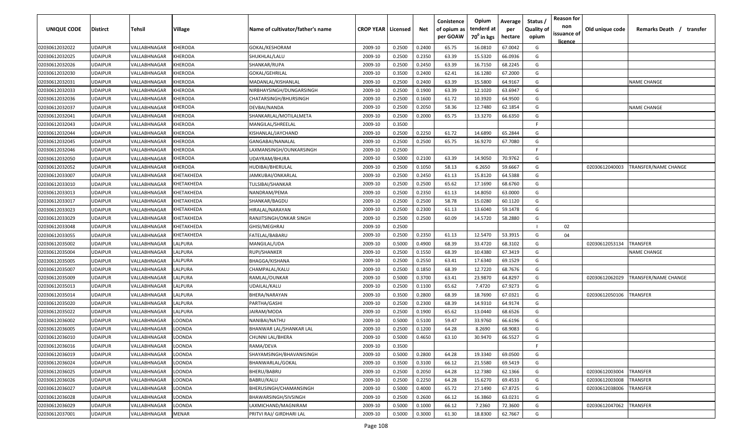| UNIQUE CODE | Distirct | Tehsil | Village | Name of cultivator/father's name | CROP YEAR | Licensed | Net | Conistence of opium as per GOAW | Opium tenderd at 70° in kgs | Average per hectare | Status / Quality of opium | Reason for non issuance of licence | Old unique code | Remarks Death / transfer |
|---|---|---|---|---|---|---|---|---|---|---|---|---|---|---|
| 02030612032022 | UDAIPUR | VALLABHNAGAR | KHERODA | GOKAL/KESHORAM | 2009-10 | 0.2500 | 0.2400 | 65.75 | 16.0810 | 67.0042 | G | | | |
| 02030612032025 | UDAIPUR | VALLABHNAGAR | KHERODA | SHUKHLAL/LALU | 2009-10 | 0.2500 | 0.2350 | 63.39 | 15.5320 | 66.0936 | G | | | |
| 02030612032026 | UDAIPUR | VALLABHNAGAR | KHERODA | SHANKAR/RUPA | 2009-10 | 0.2500 | 0.2450 | 63.39 | 16.7150 | 68.2245 | G | | | |
| 02030612032030 | UDAIPUR | VALLABHNAGAR | KHERODA | GOKAL/GEHRILAL | 2009-10 | 0.3500 | 0.2400 | 62.41 | 16.1280 | 67.2000 | G | | | |
| 02030612032031 | UDAIPUR | VALLABHNAGAR | KHERODA | MADANLAL/KISHANLAL | 2009-10 | 0.2500 | 0.2400 | 63.39 | 15.5800 | 64.9167 | G | | | NAME CHANGE |
| 02030612032033 | UDAIPUR | VALLABHNAGAR | KHERODA | NIRBHAYSINGH/DUNGARSINGH | 2009-10 | 0.2500 | 0.1900 | 63.39 | 12.1020 | 63.6947 | G | | | |
| 02030612032036 | UDAIPUR | VALLABHNAGAR | KHERODA | CHATARSINGH/BHURSINGH | 2009-10 | 0.2500 | 0.1600 | 61.72 | 10.3920 | 64.9500 | G | | | |
| 02030612032037 | UDAIPUR | VALLABHNAGAR | KHERODA | DEVBAI/NANDA | 2009-10 | 0.2500 | 0.2050 | 58.36 | 12.7480 | 62.1854 | G | | | NAME CHANGE |
| 02030612032041 | UDAIPUR | VALLABHNAGAR | KHERODA | SHANKARLAL/MOTILALMETA | 2009-10 | 0.2500 | 0.2000 | 65.75 | 13.3270 | 66.6350 | G | | | |
| 02030612032043 | UDAIPUR | VALLABHNAGAR | KHERODA | MANGILAL/SHREELAL | 2009-10 | 0.3500 | | | | | F | | | |
| 02030612032044 | UDAIPUR | VALLABHNAGAR | KHERODA | KISHANLAL/JAYCHAND | 2009-10 | 0.2500 | 0.2250 | 61.72 | 14.6890 | 65.2844 | G | | | |
| 02030612032045 | UDAIPUR | VALLABHNAGAR | KHERODA | GANGABAI/NANALAL | 2009-10 | 0.2500 | 0.2500 | 65.75 | 16.9270 | 67.7080 | G | | | |
| 02030612032046 | UDAIPUR | VALLABHNAGAR | KHERODA | LAXMANSINGH/OUNKARSINGH | 2009-10 | 0.2500 | | | | | F | | | |
| 02030612032050 | UDAIPUR | VALLABHNAGAR | KHERODA | UDAYRAM/BHURA | 2009-10 | 0.5000 | 0.2100 | 63.39 | 14.9050 | 70.9762 | G | | | |
| 02030612032052 | UDAIPUR | VALLABHNAGAR | KHERODA | HUDIBAI/BHERULAL | 2009-10 | 0.2500 | 0.1050 | 58.13 | 6.2650 | 59.6667 | G | | 02030612040003 | TRANSFER/NAME CHANGE |
| 02030612033007 | UDAIPUR | VALLABHNAGAR | KHETAKHEDA | JAMKUBAI/ONKARLAL | 2009-10 | 0.2500 | 0.2450 | 61.13 | 15.8120 | 64.5388 | G | | | |
| 02030612033010 | UDAIPUR | VALLABHNAGAR | KHETAKHEDA | TULSIBAI/SHANKAR | 2009-10 | 0.2500 | 0.2500 | 65.62 | 17.1690 | 68.6760 | G | | | |
| 02030612033013 | UDAIPUR | VALLABHNAGAR | KHETAKHEDA | NANDRAM/PEMA | 2009-10 | 0.2500 | 0.2350 | 61.13 | 14.8050 | 63.0000 | G | | | |
| 02030612033017 | UDAIPUR | VALLABHNAGAR | KHETAKHEDA | SHANKAR/BAGDU | 2009-10 | 0.2500 | 0.2500 | 58.78 | 15.0280 | 60.1120 | G | | | |
| 02030612033023 | UDAIPUR | VALLABHNAGAR | KHETAKHEDA | HIRALAL/NARAYAN | 2009-10 | 0.2500 | 0.2300 | 61.13 | 13.6040 | 59.1478 | G | | | |
| 02030612033029 | UDAIPUR | VALLABHNAGAR | KHETAKHEDA | RANJITSINGH/ONKAR SINGH | 2009-10 | 0.2500 | 0.2500 | 60.09 | 14.5720 | 58.2880 | G | | | |
| 02030612033048 | UDAIPUR | VALLABHNAGAR | KHETAKHEDA | GHISI/MEGHRAJ | 2009-10 | 0.2500 | | | | | I | 02 | | |
| 02030612033055 | UDAIPUR | VALLABHNAGAR | KHETAKHEDA | FATELAL/BABARU | 2009-10 | 0.2500 | 0.2350 | 61.13 | 12.5470 | 53.3915 | G | 04 | | |
| 02030612035002 | UDAIPUR | VALLABHNAGAR | LALPURA | MANGILAL/UDA | 2009-10 | 0.5000 | 0.4900 | 68.39 | 33.4720 | 68.3102 | G | | 02030612053134 | TRANSFER |
| 02030612035004 | UDAIPUR | VALLABHNAGAR | LALPURA | RUPI/SHANKER | 2009-10 | 0.2500 | 0.1550 | 68.39 | 10.4380 | 67.3419 | G | | | NAME CHANGE |
| 02030612035005 | UDAIPUR | VALLABHNAGAR | LALPURA | BHAGGA/KISHANA | 2009-10 | 0.2500 | 0.2550 | 63.41 | 17.6340 | 69.1529 | G | | | |
| 02030612035007 | UDAIPUR | VALLABHNAGAR | LALPURA | CHAMPALAL/KALU | 2009-10 | 0.2500 | 0.1850 | 68.39 | 12.7220 | 68.7676 | G | | | |
| 02030612035009 | UDAIPUR | VALLABHNAGAR | LALPURA | RAMLAL/OUNKAR | 2009-10 | 0.5000 | 0.3700 | 63.41 | 23.9870 | 64.8297 | G | | 02030612062029 | TRANSFER/NAME CHANGE |
| 02030612035013 | UDAIPUR | VALLABHNAGAR | LALPURA | UDAILAL/KALU | 2009-10 | 0.2500 | 0.1100 | 65.62 | 7.4720 | 67.9273 | G | | | |
| 02030612035014 | UDAIPUR | VALLABHNAGAR | LALPURA | BHERA/NARAYAN | 2009-10 | 0.3500 | 0.2800 | 68.39 | 18.7690 | 67.0321 | G | | 02030612050106 | TRANSFER |
| 02030612035020 | UDAIPUR | VALLABHNAGAR | LALPURA | PARTHA/GASHI | 2009-10 | 0.2500 | 0.2300 | 68.39 | 14.9310 | 64.9174 | G | | | |
| 02030612035022 | UDAIPUR | VALLABHNAGAR | LALPURA | JAIRAM/MODA | 2009-10 | 0.2500 | 0.1900 | 65.62 | 13.0440 | 68.6526 | G | | | |
| 02030612036002 | UDAIPUR | VALLABHNAGAR | LOONDA | NANIBAI/NATHU | 2009-10 | 0.5000 | 0.5100 | 59.47 | 33.9760 | 66.6196 | G | | | |
| 02030612036005 | UDAIPUR | VALLABHNAGAR | LOONDA | BHANWAR LAL/SHANKAR LAL | 2009-10 | 0.2500 | 0.1200 | 64.28 | 8.2690 | 68.9083 | G | | | |
| 02030612036010 | UDAIPUR | VALLABHNAGAR | LOONDA | CHUNNI LAL/BHERA | 2009-10 | 0.5000 | 0.4650 | 63.10 | 30.9470 | 66.5527 | G | | | |
| 02030612036016 | UDAIPUR | VALLABHNAGAR | LOONDA | RAMA/DEVA | 2009-10 | 0.3500 | | | | | F | | | |
| 02030612036019 | UDAIPUR | VALLABHNAGAR | LOONDA | SHAYAMSINGH/BHAVANISINGH | 2009-10 | 0.5000 | 0.2800 | 64.28 | 19.3340 | 69.0500 | G | | | |
| 02030612036024 | UDAIPUR | VALLABHNAGAR | LOONDA | BHANWARLAL/GOKAL | 2009-10 | 0.3500 | 0.3100 | 66.12 | 21.5580 | 69.5419 | G | | | |
| 02030612036025 | UDAIPUR | VALLABHNAGAR | LOONDA | BHERU/BABRU | 2009-10 | 0.2500 | 0.2050 | 64.28 | 12.7380 | 62.1366 | G | | 02030612003004 | TRANSFER |
| 02030612036026 | UDAIPUR | VALLABHNAGAR | LOONDA | BABRU/KALU | 2009-10 | 0.2500 | 0.2250 | 64.28 | 15.6270 | 69.4533 | G | | 02030612003008 | TRANSFER |
| 02030612036027 | UDAIPUR | VALLABHNAGAR | LOONDA | BHERUSINGH/CHAMANSINGH | 2009-10 | 0.5000 | 0.4000 | 65.72 | 27.1490 | 67.8725 | G | | 02030612038006 | TRANSFER |
| 02030612036028 | UDAIPUR | VALLABHNAGAR | LOONDA | BHAWARSINGH/SIVSINGH | 2009-10 | 0.2500 | 0.2600 | 66.12 | 16.3860 | 63.0231 | G | | | |
| 02030612036029 | UDAIPUR | VALLABHNAGAR | LOONDA | LAXMICHAND/MAGNIRAM | 2009-10 | 0.5000 | 0.1000 | 66.12 | 7.2360 | 72.3600 | G | | 02030612047062 | TRANSFER |
| 02030612037001 | UDAIPUR | VALLABHNAGAR | MENAR | PRITVI RAJ/ GIRDHARI LAL | 2009-10 | 0.5000 | 0.3000 | 61.30 | 18.8300 | 62.7667 | G | | | |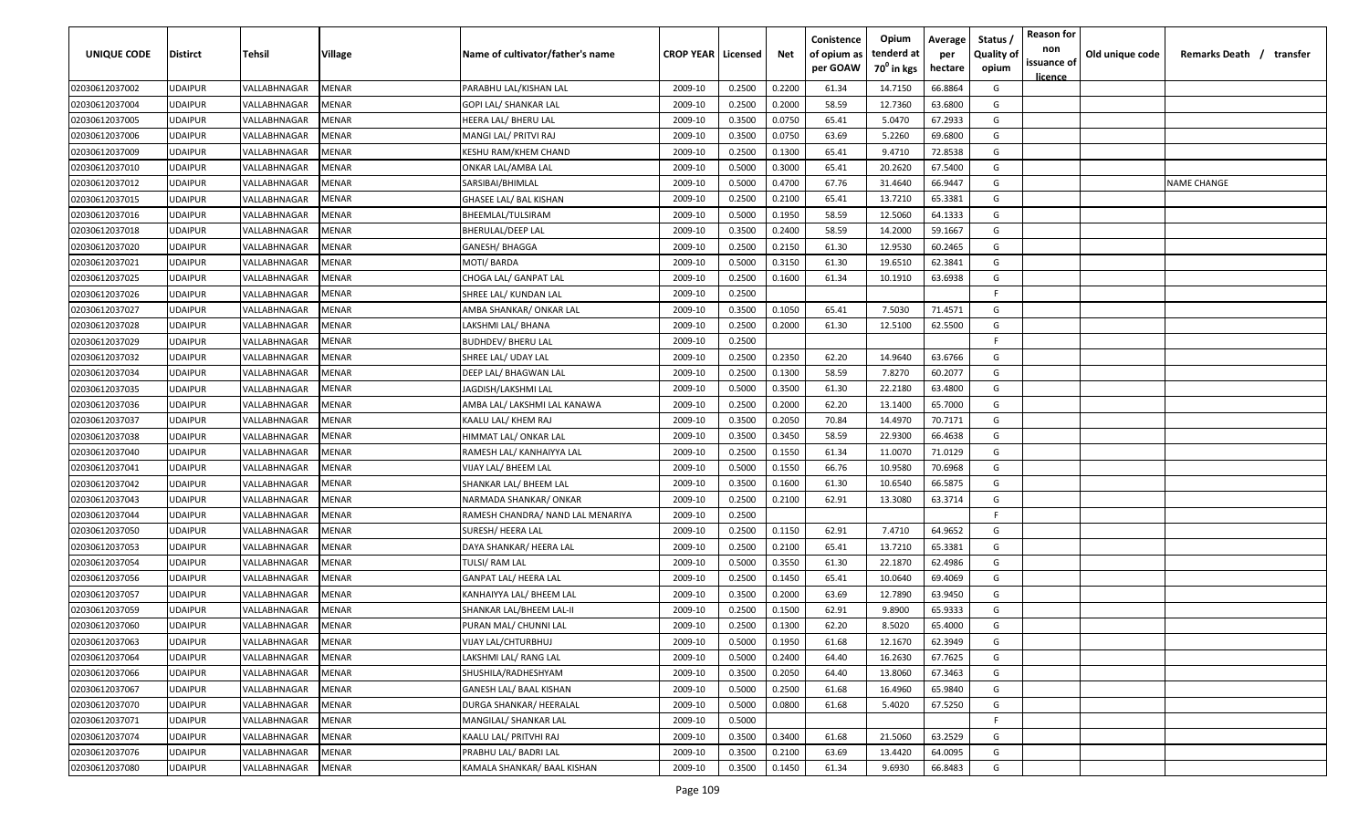| UNIQUE CODE | Distirct | Tehsil | Village | Name of cultivator/father's name | CROP YEAR | Licensed | Net | Conistence of opium as per GOAW | Opium tenderd at 70⁰ in kgs | Average per hectare | Status / Quality of opium | Reason for non issuance of licence | Old unique code | Remarks Death / transfer |
|---|---|---|---|---|---|---|---|---|---|---|---|---|---|---|
| 02030612037002 | UDAIPUR | VALLABHNAGAR | MENAR | PARABHU LAL/KISHAN LAL | 2009-10 | 0.2500 | 0.2200 | 61.34 | 14.7150 | 66.8864 | G | | | |
| 02030612037004 | UDAIPUR | VALLABHNAGAR | MENAR | GOPI LAL/ SHANKAR LAL | 2009-10 | 0.2500 | 0.2000 | 58.59 | 12.7360 | 63.6800 | G | | | |
| 02030612037005 | UDAIPUR | VALLABHNAGAR | MENAR | HEERA LAL/ BHERU LAL | 2009-10 | 0.3500 | 0.0750 | 65.41 | 5.0470 | 67.2933 | G | | | |
| 02030612037006 | UDAIPUR | VALLABHNAGAR | MENAR | MANGI LAL/ PRITVI RAJ | 2009-10 | 0.3500 | 0.0750 | 63.69 | 5.2260 | 69.6800 | G | | | |
| 02030612037009 | UDAIPUR | VALLABHNAGAR | MENAR | KESHU RAM/KHEM CHAND | 2009-10 | 0.2500 | 0.1300 | 65.41 | 9.4710 | 72.8538 | G | | | |
| 02030612037010 | UDAIPUR | VALLABHNAGAR | MENAR | ONKAR LAL/AMBA LAL | 2009-10 | 0.5000 | 0.3000 | 65.41 | 20.2620 | 67.5400 | G | | | |
| 02030612037012 | UDAIPUR | VALLABHNAGAR | MENAR | SARSIBAI/BHIMLAL | 2009-10 | 0.5000 | 0.4700 | 67.76 | 31.4640 | 66.9447 | G | | | NAME CHANGE |
| 02030612037015 | UDAIPUR | VALLABHNAGAR | MENAR | GHASEE LAL/ BAL KISHAN | 2009-10 | 0.2500 | 0.2100 | 65.41 | 13.7210 | 65.3381 | G | | | |
| 02030612037016 | UDAIPUR | VALLABHNAGAR | MENAR | BHEEMLAL/TULSIRAM | 2009-10 | 0.5000 | 0.1950 | 58.59 | 12.5060 | 64.1333 | G | | | |
| 02030612037018 | UDAIPUR | VALLABHNAGAR | MENAR | BHERULAL/DEEP LAL | 2009-10 | 0.3500 | 0.2400 | 58.59 | 14.2000 | 59.1667 | G | | | |
| 02030612037020 | UDAIPUR | VALLABHNAGAR | MENAR | GANESH/ BHAGGA | 2009-10 | 0.2500 | 0.2150 | 61.30 | 12.9530 | 60.2465 | G | | | |
| 02030612037021 | UDAIPUR | VALLABHNAGAR | MENAR | MOTI/ BARDA | 2009-10 | 0.5000 | 0.3150 | 61.30 | 19.6510 | 62.3841 | G | | | |
| 02030612037025 | UDAIPUR | VALLABHNAGAR | MENAR | CHOGA LAL/ GANPAT LAL | 2009-10 | 0.2500 | 0.1600 | 61.34 | 10.1910 | 63.6938 | G | | | |
| 02030612037026 | UDAIPUR | VALLABHNAGAR | MENAR | SHREE LAL/ KUNDAN LAL | 2009-10 | 0.2500 | | | | | F | | | |
| 02030612037027 | UDAIPUR | VALLABHNAGAR | MENAR | AMBA SHANKAR/ ONKAR LAL | 2009-10 | 0.3500 | 0.1050 | 65.41 | 7.5030 | 71.4571 | G | | | |
| 02030612037028 | UDAIPUR | VALLABHNAGAR | MENAR | LAKSHMI LAL/ BHANA | 2009-10 | 0.2500 | 0.2000 | 61.30 | 12.5100 | 62.5500 | G | | | |
| 02030612037029 | UDAIPUR | VALLABHNAGAR | MENAR | BUDHDEV/ BHERU LAL | 2009-10 | 0.2500 | | | | | F | | | |
| 02030612037032 | UDAIPUR | VALLABHNAGAR | MENAR | SHREE LAL/ UDAY LAL | 2009-10 | 0.2500 | 0.2350 | 62.20 | 14.9640 | 63.6766 | G | | | |
| 02030612037034 | UDAIPUR | VALLABHNAGAR | MENAR | DEEP LAL/ BHAGWAN LAL | 2009-10 | 0.2500 | 0.1300 | 58.59 | 7.8270 | 60.2077 | G | | | |
| 02030612037035 | UDAIPUR | VALLABHNAGAR | MENAR | JAGDISH/LAKSHMI LAL | 2009-10 | 0.5000 | 0.3500 | 61.30 | 22.2180 | 63.4800 | G | | | |
| 02030612037036 | UDAIPUR | VALLABHNAGAR | MENAR | AMBA LAL/ LAKSHMI LAL KANAWA | 2009-10 | 0.2500 | 0.2000 | 62.20 | 13.1400 | 65.7000 | G | | | |
| 02030612037037 | UDAIPUR | VALLABHNAGAR | MENAR | KAALU LAL/ KHEM RAJ | 2009-10 | 0.3500 | 0.2050 | 70.84 | 14.4970 | 70.7171 | G | | | |
| 02030612037038 | UDAIPUR | VALLABHNAGAR | MENAR | HIMMAT LAL/ ONKAR LAL | 2009-10 | 0.3500 | 0.3450 | 58.59 | 22.9300 | 66.4638 | G | | | |
| 02030612037040 | UDAIPUR | VALLABHNAGAR | MENAR | RAMESH LAL/ KANHAIYYA LAL | 2009-10 | 0.2500 | 0.1550 | 61.34 | 11.0070 | 71.0129 | G | | | |
| 02030612037041 | UDAIPUR | VALLABHNAGAR | MENAR | VIJAY LAL/ BHEEM LAL | 2009-10 | 0.5000 | 0.1550 | 66.76 | 10.9580 | 70.6968 | G | | | |
| 02030612037042 | UDAIPUR | VALLABHNAGAR | MENAR | SHANKAR LAL/ BHEEM LAL | 2009-10 | 0.3500 | 0.1600 | 61.30 | 10.6540 | 66.5875 | G | | | |
| 02030612037043 | UDAIPUR | VALLABHNAGAR | MENAR | NARMADA SHANKAR/ ONKAR | 2009-10 | 0.2500 | 0.2100 | 62.91 | 13.3080 | 63.3714 | G | | | |
| 02030612037044 | UDAIPUR | VALLABHNAGAR | MENAR | RAMESH CHANDRA/ NAND LAL MENARIYA | 2009-10 | 0.2500 | | | | | F | | | |
| 02030612037050 | UDAIPUR | VALLABHNAGAR | MENAR | SURESH/ HEERA LAL | 2009-10 | 0.2500 | 0.1150 | 62.91 | 7.4710 | 64.9652 | G | | | |
| 02030612037053 | UDAIPUR | VALLABHNAGAR | MENAR | DAYA SHANKAR/ HEERA LAL | 2009-10 | 0.2500 | 0.2100 | 65.41 | 13.7210 | 65.3381 | G | | | |
| 02030612037054 | UDAIPUR | VALLABHNAGAR | MENAR | TULSI/ RAM LAL | 2009-10 | 0.5000 | 0.3550 | 61.30 | 22.1870 | 62.4986 | G | | | |
| 02030612037056 | UDAIPUR | VALLABHNAGAR | MENAR | GANPAT LAL/ HEERA LAL | 2009-10 | 0.2500 | 0.1450 | 65.41 | 10.0640 | 69.4069 | G | | | |
| 02030612037057 | UDAIPUR | VALLABHNAGAR | MENAR | KANHAIYYA LAL/ BHEEM LAL | 2009-10 | 0.3500 | 0.2000 | 63.69 | 12.7890 | 63.9450 | G | | | |
| 02030612037059 | UDAIPUR | VALLABHNAGAR | MENAR | SHANKAR LAL/BHEEM LAL-II | 2009-10 | 0.2500 | 0.1500 | 62.91 | 9.8900 | 65.9333 | G | | | |
| 02030612037060 | UDAIPUR | VALLABHNAGAR | MENAR | PURAN MAL/ CHUNNI LAL | 2009-10 | 0.2500 | 0.1300 | 62.20 | 8.5020 | 65.4000 | G | | | |
| 02030612037063 | UDAIPUR | VALLABHNAGAR | MENAR | VIJAY LAL/CHTURBHUJ | 2009-10 | 0.5000 | 0.1950 | 61.68 | 12.1670 | 62.3949 | G | | | |
| 02030612037064 | UDAIPUR | VALLABHNAGAR | MENAR | LAKSHMI LAL/ RANG LAL | 2009-10 | 0.5000 | 0.2400 | 64.40 | 16.2630 | 67.7625 | G | | | |
| 02030612037066 | UDAIPUR | VALLABHNAGAR | MENAR | SHUSHILA/RADHESHYAM | 2009-10 | 0.3500 | 0.2050 | 64.40 | 13.8060 | 67.3463 | G | | | |
| 02030612037067 | UDAIPUR | VALLABHNAGAR | MENAR | GANESH LAL/ BAAL KISHAN | 2009-10 | 0.5000 | 0.2500 | 61.68 | 16.4960 | 65.9840 | G | | | |
| 02030612037070 | UDAIPUR | VALLABHNAGAR | MENAR | DURGA SHANKAR/ HEERALAL | 2009-10 | 0.5000 | 0.0800 | 61.68 | 5.4020 | 67.5250 | G | | | |
| 02030612037071 | UDAIPUR | VALLABHNAGAR | MENAR | MANGILAL/ SHANKAR LAL | 2009-10 | 0.5000 | | | | | F | | | |
| 02030612037074 | UDAIPUR | VALLABHNAGAR | MENAR | KAALU LAL/ PRITVHI RAJ | 2009-10 | 0.3500 | 0.3400 | 61.68 | 21.5060 | 63.2529 | G | | | |
| 02030612037076 | UDAIPUR | VALLABHNAGAR | MENAR | PRABHU LAL/ BADRI LAL | 2009-10 | 0.3500 | 0.2100 | 63.69 | 13.4420 | 64.0095 | G | | | |
| 02030612037080 | UDAIPUR | VALLABHNAGAR | MENAR | KAMALA SHANKAR/ BAAL KISHAN | 2009-10 | 0.3500 | 0.1450 | 61.34 | 9.6930 | 66.8483 | G | | | |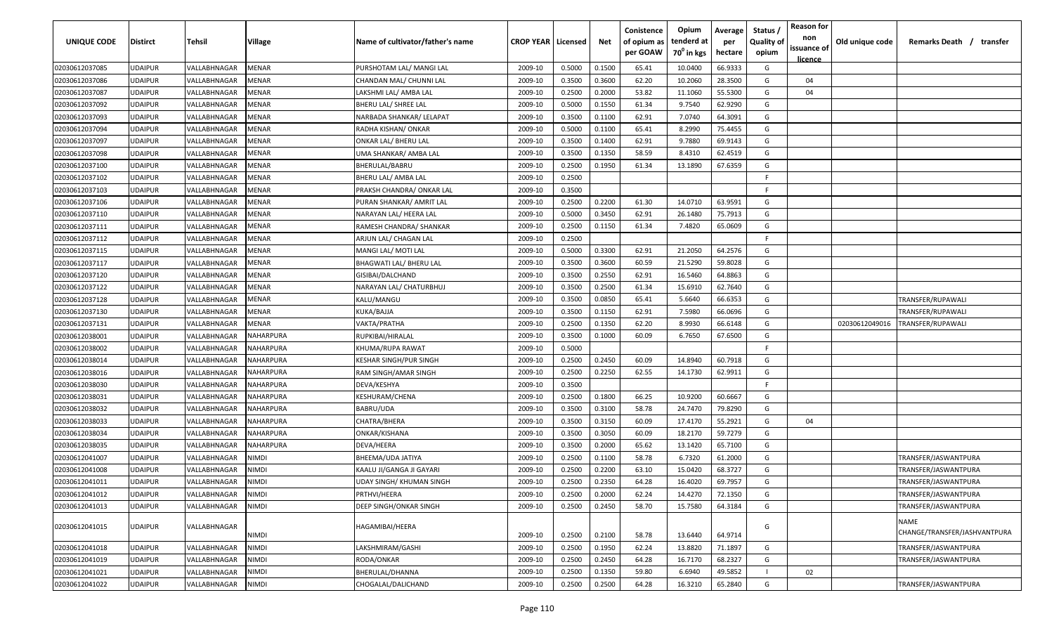| UNIQUE CODE | Distirct | Tehsil | Village | Name of cultivator/father's name | CROP YEAR | Licensed | Net | Conistence of opium as per GOAW | Opium tenderd at 70⁰ in kgs | Average per hectare | Status / Quality of opium | Reason for non issuance of licence | Old unique code | Remarks Death / transfer |
|---|---|---|---|---|---|---|---|---|---|---|---|---|---|---|
| 02030612037085 | UDAIPUR | VALLABHNAGAR | MENAR | PURSHOTAM LAL/ MANGI LAL | 2009-10 | 0.5000 | 0.1500 | 65.41 | 10.0400 | 66.9333 | G | | | |
| 02030612037086 | UDAIPUR | VALLABHNAGAR | MENAR | CHANDAN MAL/ CHUNNI LAL | 2009-10 | 0.3500 | 0.3600 | 62.20 | 10.2060 | 28.3500 | G | 04 | | |
| 02030612037087 | UDAIPUR | VALLABHNAGAR | MENAR | LAKSHMI LAL/ AMBA LAL | 2009-10 | 0.2500 | 0.2000 | 53.82 | 11.1060 | 55.5300 | G | 04 | | |
| 02030612037092 | UDAIPUR | VALLABHNAGAR | MENAR | BHERU LAL/ SHREE LAL | 2009-10 | 0.5000 | 0.1550 | 61.34 | 9.7540 | 62.9290 | G | | | |
| 02030612037093 | UDAIPUR | VALLABHNAGAR | MENAR | NARBADA SHANKAR/ LELAPAT | 2009-10 | 0.3500 | 0.1100 | 62.91 | 7.0740 | 64.3091 | G | | | |
| 02030612037094 | UDAIPUR | VALLABHNAGAR | MENAR | RADHA KISHAN/ ONKAR | 2009-10 | 0.5000 | 0.1100 | 65.41 | 8.2990 | 75.4455 | G | | | |
| 02030612037097 | UDAIPUR | VALLABHNAGAR | MENAR | ONKAR LAL/ BHERU LAL | 2009-10 | 0.3500 | 0.1400 | 62.91 | 9.7880 | 69.9143 | G | | | |
| 02030612037098 | UDAIPUR | VALLABHNAGAR | MENAR | UMA SHANKAR/ AMBA LAL | 2009-10 | 0.3500 | 0.1350 | 58.59 | 8.4310 | 62.4519 | G | | | |
| 02030612037100 | UDAIPUR | VALLABHNAGAR | MENAR | BHERULAL/BABRU | 2009-10 | 0.2500 | 0.1950 | 61.34 | 13.1890 | 67.6359 | G | | | |
| 02030612037102 | UDAIPUR | VALLABHNAGAR | MENAR | BHERU LAL/ AMBA LAL | 2009-10 | 0.2500 | | | | | F | | | |
| 02030612037103 | UDAIPUR | VALLABHNAGAR | MENAR | PRAKSH CHANDRA/ ONKAR LAL | 2009-10 | 0.3500 | | | | | F | | | |
| 02030612037106 | UDAIPUR | VALLABHNAGAR | MENAR | PURAN SHANKAR/ AMRIT LAL | 2009-10 | 0.2500 | 0.2200 | 61.30 | 14.0710 | 63.9591 | G | | | |
| 02030612037110 | UDAIPUR | VALLABHNAGAR | MENAR | NARAYAN LAL/ HEERA LAL | 2009-10 | 0.5000 | 0.3450 | 62.91 | 26.1480 | 75.7913 | G | | | |
| 02030612037111 | UDAIPUR | VALLABHNAGAR | MENAR | RAMESH CHANDRA/ SHANKAR | 2009-10 | 0.2500 | 0.1150 | 61.34 | 7.4820 | 65.0609 | G | | | |
| 02030612037112 | UDAIPUR | VALLABHNAGAR | MENAR | ARJUN LAL/ CHAGAN LAL | 2009-10 | 0.2500 | | | | | F | | | |
| 02030612037115 | UDAIPUR | VALLABHNAGAR | MENAR | MANGI LAL/ MOTI LAL | 2009-10 | 0.5000 | 0.3300 | 62.91 | 21.2050 | 64.2576 | G | | | |
| 02030612037117 | UDAIPUR | VALLABHNAGAR | MENAR | BHAGWATI LAL/ BHERU LAL | 2009-10 | 0.3500 | 0.3600 | 60.59 | 21.5290 | 59.8028 | G | | | |
| 02030612037120 | UDAIPUR | VALLABHNAGAR | MENAR | GISIBAI/DALCHAND | 2009-10 | 0.3500 | 0.2550 | 62.91 | 16.5460 | 64.8863 | G | | | |
| 02030612037122 | UDAIPUR | VALLABHNAGAR | MENAR | NARAYAN LAL/ CHATURBHUJ | 2009-10 | 0.3500 | 0.2500 | 61.34 | 15.6910 | 62.7640 | G | | | |
| 02030612037128 | UDAIPUR | VALLABHNAGAR | MENAR | KALU/MANGU | 2009-10 | 0.3500 | 0.0850 | 65.41 | 5.6640 | 66.6353 | G | | | TRANSFER/RUPAWALI |
| 02030612037130 | UDAIPUR | VALLABHNAGAR | MENAR | KUKA/BAJJA | 2009-10 | 0.3500 | 0.1150 | 62.91 | 7.5980 | 66.0696 | G | | | TRANSFER/RUPAWALI |
| 02030612037131 | UDAIPUR | VALLABHNAGAR | MENAR | VAKTA/PRATHA | 2009-10 | 0.2500 | 0.1350 | 62.20 | 8.9930 | 66.6148 | G | | 02030612049016 | TRANSFER/RUPAWALI |
| 02030612038001 | UDAIPUR | VALLABHNAGAR | NAHARPURA | RUPKIBAI/HIRALAL | 2009-10 | 0.3500 | 0.1000 | 60.09 | 6.7650 | 67.6500 | G | | | |
| 02030612038002 | UDAIPUR | VALLABHNAGAR | NAHARPURA | KHUMA/RUPA RAWAT | 2009-10 | 0.5000 | | | | | F | | | |
| 02030612038014 | UDAIPUR | VALLABHNAGAR | NAHARPURA | KESHAR SINGH/PUR SINGH | 2009-10 | 0.2500 | 0.2450 | 60.09 | 14.8940 | 60.7918 | G | | | |
| 02030612038016 | UDAIPUR | VALLABHNAGAR | NAHARPURA | RAM SINGH/AMAR SINGH | 2009-10 | 0.2500 | 0.2250 | 62.55 | 14.1730 | 62.9911 | G | | | |
| 02030612038030 | UDAIPUR | VALLABHNAGAR | NAHARPURA | DEVA/KESHYA | 2009-10 | 0.3500 | | | | | F | | | |
| 02030612038031 | UDAIPUR | VALLABHNAGAR | NAHARPURA | KESHURAM/CHENA | 2009-10 | 0.2500 | 0.1800 | 66.25 | 10.9200 | 60.6667 | G | | | |
| 02030612038032 | UDAIPUR | VALLABHNAGAR | NAHARPURA | BABRU/UDA | 2009-10 | 0.3500 | 0.3100 | 58.78 | 24.7470 | 79.8290 | G | | | |
| 02030612038033 | UDAIPUR | VALLABHNAGAR | NAHARPURA | CHATRA/BHERA | 2009-10 | 0.3500 | 0.3150 | 60.09 | 17.4170 | 55.2921 | G | 04 | | |
| 02030612038034 | UDAIPUR | VALLABHNAGAR | NAHARPURA | ONKAR/KISHANA | 2009-10 | 0.3500 | 0.3050 | 60.09 | 18.2170 | 59.7279 | G | | | |
| 02030612038035 | UDAIPUR | VALLABHNAGAR | NAHARPURA | DEVA/HEERA | 2009-10 | 0.3500 | 0.2000 | 65.62 | 13.1420 | 65.7100 | G | | | |
| 02030612041007 | UDAIPUR | VALLABHNAGAR | NIMDI | BHEEMA/UDA JATIYA | 2009-10 | 0.2500 | 0.1100 | 58.78 | 6.7320 | 61.2000 | G | | | TRANSFER/JASWANTPURA |
| 02030612041008 | UDAIPUR | VALLABHNAGAR | NIMDI | KAALU JI/GANGA JI GAYARI | 2009-10 | 0.2500 | 0.2200 | 63.10 | 15.0420 | 68.3727 | G | | | TRANSFER/JASWANTPURA |
| 02030612041011 | UDAIPUR | VALLABHNAGAR | NIMDI | UDAY SINGH/ KHUMAN SINGH | 2009-10 | 0.2500 | 0.2350 | 64.28 | 16.4020 | 69.7957 | G | | | TRANSFER/JASWANTPURA |
| 02030612041012 | UDAIPUR | VALLABHNAGAR | NIMDI | PRTHVI/HEERA | 2009-10 | 0.2500 | 0.2000 | 62.24 | 14.4270 | 72.1350 | G | | | TRANSFER/JASWANTPURA |
| 02030612041013 | UDAIPUR | VALLABHNAGAR | NIMDI | DEEP SINGH/ONKAR SINGH | 2009-10 | 0.2500 | 0.2450 | 58.70 | 15.7580 | 64.3184 | G | | | TRANSFER/JASWANTPURA |
| 02030612041015 | UDAIPUR | VALLABHNAGAR | NIMDI | HAGAMIBAI/HEERA | 2009-10 | 0.2500 | 0.2100 | 58.78 | 13.6440 | 64.9714 | G | | | NAME CHANGE/TRANSFER/JASHVANTPURA |
| 02030612041018 | UDAIPUR | VALLABHNAGAR | NIMDI | LAKSHMIRAM/GASHI | 2009-10 | 0.2500 | 0.1950 | 62.24 | 13.8820 | 71.1897 | G | | | TRANSFER/JASWANTPURA |
| 02030612041019 | UDAIPUR | VALLABHNAGAR | NIMDI | RODA/ONKAR | 2009-10 | 0.2500 | 0.2450 | 64.28 | 16.7170 | 68.2327 | G | | | TRANSFER/JASWANTPURA |
| 02030612041021 | UDAIPUR | VALLABHNAGAR | NIMDI | BHERULAL/DHANNA | 2009-10 | 0.2500 | 0.1350 | 59.80 | 6.6940 | 49.5852 | I | 02 | | |
| 02030612041022 | UDAIPUR | VALLABHNAGAR | NIMDI | CHOGALAL/DALICHAND | 2009-10 | 0.2500 | 0.2500 | 64.28 | 16.3210 | 65.2840 | G | | | TRANSFER/JASWANTPURA |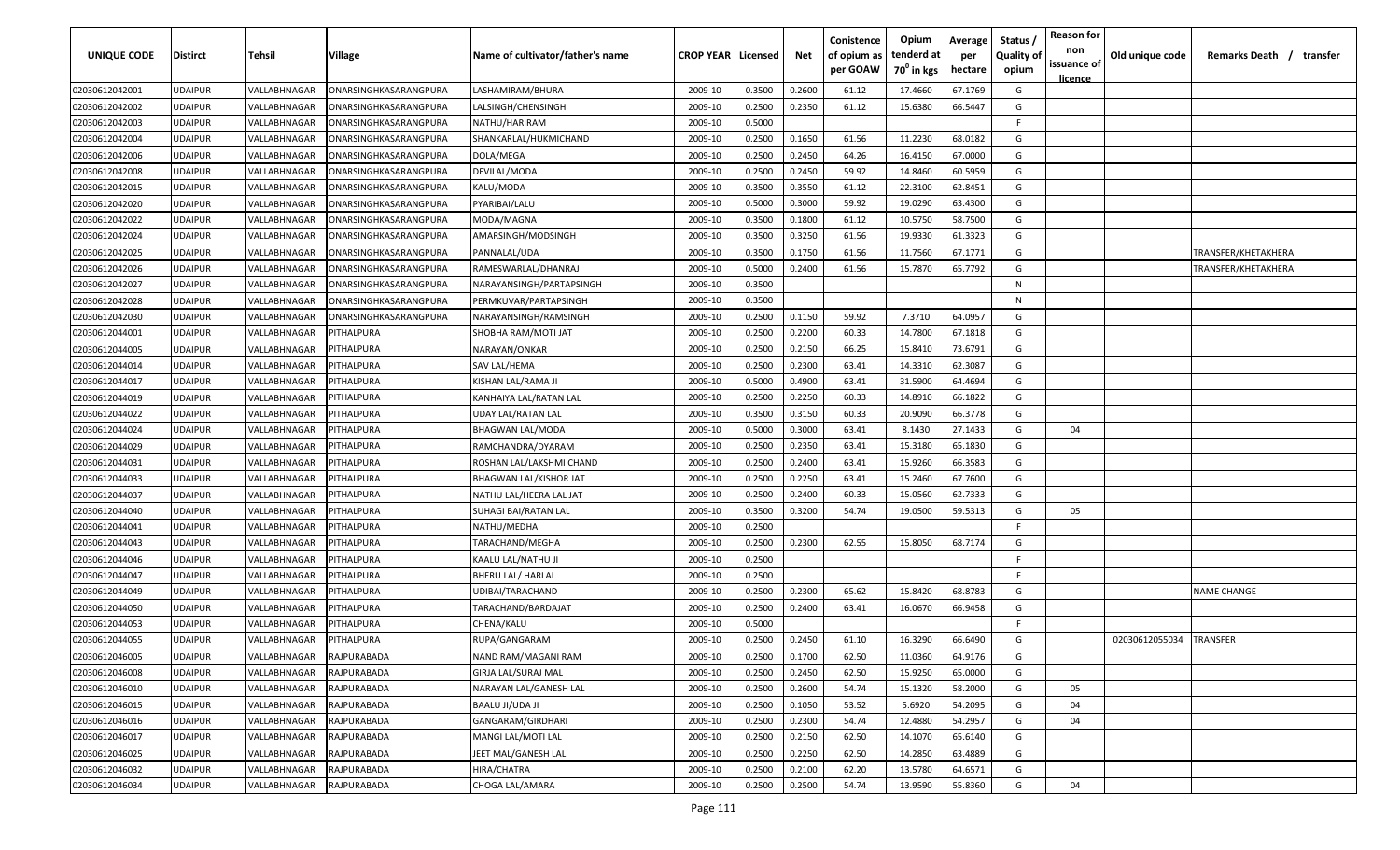| UNIQUE CODE | Distirct | Tehsil | Village | Name of cultivator/father's name | CROP YEAR | Licensed | Net | Conistence of opium as per GOAW | Opium tenderd at 70° in kgs | Average per hectare | Status / Quality of opium | Reason for non issuance of licence | Old unique code | Remarks Death / transfer |
|---|---|---|---|---|---|---|---|---|---|---|---|---|---|---|
| 02030612042001 | UDAIPUR | VALLABHNAGAR | ONARSINGHKASARANGPURA | LASHAMIRAM/BHURA | 2009-10 | 0.3500 | 0.2600 | 61.12 | 17.4660 | 67.1769 | G | | | |
| 02030612042002 | UDAIPUR | VALLABHNAGAR | ONARSINGHKASARANGPURA | LALSINGH/CHENSINGH | 2009-10 | 0.2500 | 0.2350 | 61.12 | 15.6380 | 66.5447 | G | | | |
| 02030612042003 | UDAIPUR | VALLABHNAGAR | ONARSINGHKASARANGPURA | NATHU/HARIRAM | 2009-10 | 0.5000 | | | | | F | | | |
| 02030612042004 | UDAIPUR | VALLABHNAGAR | ONARSINGHKASARANGPURA | SHANKARLAL/HUKMICHAND | 2009-10 | 0.2500 | 0.1650 | 61.56 | 11.2230 | 68.0182 | G | | | |
| 02030612042006 | UDAIPUR | VALLABHNAGAR | ONARSINGHKASARANGPURA | DOLA/MEGA | 2009-10 | 0.2500 | 0.2450 | 64.26 | 16.4150 | 67.0000 | G | | | |
| 02030612042008 | UDAIPUR | VALLABHNAGAR | ONARSINGHKASARANGPURA | DEVILAL/MODA | 2009-10 | 0.2500 | 0.2450 | 59.92 | 14.8460 | 60.5959 | G | | | |
| 02030612042015 | UDAIPUR | VALLABHNAGAR | ONARSINGHKASARANGPURA | KALU/MODA | 2009-10 | 0.3500 | 0.3550 | 61.12 | 22.3100 | 62.8451 | G | | | |
| 02030612042020 | UDAIPUR | VALLABHNAGAR | ONARSINGHKASARANGPURA | PYARIBAI/LALU | 2009-10 | 0.5000 | 0.3000 | 59.92 | 19.0290 | 63.4300 | G | | | |
| 02030612042022 | UDAIPUR | VALLABHNAGAR | ONARSINGHKASARANGPURA | MODA/MAGNA | 2009-10 | 0.3500 | 0.1800 | 61.12 | 10.5750 | 58.7500 | G | | | |
| 02030612042024 | UDAIPUR | VALLABHNAGAR | ONARSINGHKASARANGPURA | AMARSINGH/MODSINGH | 2009-10 | 0.3500 | 0.3250 | 61.56 | 19.9330 | 61.3323 | G | | | |
| 02030612042025 | UDAIPUR | VALLABHNAGAR | ONARSINGHKASARANGPURA | PANNALAL/UDA | 2009-10 | 0.3500 | 0.1750 | 61.56 | 11.7560 | 67.1771 | G | | | TRANSFER/KHETAKHERA |
| 02030612042026 | UDAIPUR | VALLABHNAGAR | ONARSINGHKASARANGPURA | RAMESWARLAL/DHANRAJ | 2009-10 | 0.5000 | 0.2400 | 61.56 | 15.7870 | 65.7792 | G | | | TRANSFER/KHETAKHERA |
| 02030612042027 | UDAIPUR | VALLABHNAGAR | ONARSINGHKASARANGPURA | NARAYANSINGH/PARTAPSINGH | 2009-10 | 0.3500 | | | | | N | | | |
| 02030612042028 | UDAIPUR | VALLABHNAGAR | ONARSINGHKASARANGPURA | PERMKUVAR/PARTAPSINGH | 2009-10 | 0.3500 | | | | | N | | | |
| 02030612042030 | UDAIPUR | VALLABHNAGAR | ONARSINGHKASARANGPURA | NARAYANSINGH/RAMSINGH | 2009-10 | 0.2500 | 0.1150 | 59.92 | 7.3710 | 64.0957 | G | | | |
| 02030612044001 | UDAIPUR | VALLABHNAGAR | PITHALPURA | SHOBHA RAM/MOTI JAT | 2009-10 | 0.2500 | 0.2200 | 60.33 | 14.7800 | 67.1818 | G | | | |
| 02030612044005 | UDAIPUR | VALLABHNAGAR | PITHALPURA | NARAYAN/ONKAR | 2009-10 | 0.2500 | 0.2150 | 66.25 | 15.8410 | 73.6791 | G | | | |
| 02030612044014 | UDAIPUR | VALLABHNAGAR | PITHALPURA | SAV LAL/HEMA | 2009-10 | 0.2500 | 0.2300 | 63.41 | 14.3310 | 62.3087 | G | | | |
| 02030612044017 | UDAIPUR | VALLABHNAGAR | PITHALPURA | KISHAN LAL/RAMA JI | 2009-10 | 0.5000 | 0.4900 | 63.41 | 31.5900 | 64.4694 | G | | | |
| 02030612044019 | UDAIPUR | VALLABHNAGAR | PITHALPURA | KANHAIYA LAL/RATAN LAL | 2009-10 | 0.2500 | 0.2250 | 60.33 | 14.8910 | 66.1822 | G | | | |
| 02030612044022 | UDAIPUR | VALLABHNAGAR | PITHALPURA | UDAY LAL/RATAN LAL | 2009-10 | 0.3500 | 0.3150 | 60.33 | 20.9090 | 66.3778 | G | | | |
| 02030612044024 | UDAIPUR | VALLABHNAGAR | PITHALPURA | BHAGWAN LAL/MODA | 2009-10 | 0.5000 | 0.3000 | 63.41 | 8.1430 | 27.1433 | G | 04 | | |
| 02030612044029 | UDAIPUR | VALLABHNAGAR | PITHALPURA | RAMCHANDRA/DYARAM | 2009-10 | 0.2500 | 0.2350 | 63.41 | 15.3180 | 65.1830 | G | | | |
| 02030612044031 | UDAIPUR | VALLABHNAGAR | PITHALPURA | ROSHAN LAL/LAKSHMI CHAND | 2009-10 | 0.2500 | 0.2400 | 63.41 | 15.9260 | 66.3583 | G | | | |
| 02030612044033 | UDAIPUR | VALLABHNAGAR | PITHALPURA | BHAGWAN LAL/KISHOR JAT | 2009-10 | 0.2500 | 0.2250 | 63.41 | 15.2460 | 67.7600 | G | | | |
| 02030612044037 | UDAIPUR | VALLABHNAGAR | PITHALPURA | NATHU LAL/HEERA LAL JAT | 2009-10 | 0.2500 | 0.2400 | 60.33 | 15.0560 | 62.7333 | G | | | |
| 02030612044040 | UDAIPUR | VALLABHNAGAR | PITHALPURA | SUHAGI BAI/RATAN LAL | 2009-10 | 0.3500 | 0.3200 | 54.74 | 19.0500 | 59.5313 | G | 05 | | |
| 02030612044041 | UDAIPUR | VALLABHNAGAR | PITHALPURA | NATHU/MEDHA | 2009-10 | 0.2500 | | | | | F | | | |
| 02030612044043 | UDAIPUR | VALLABHNAGAR | PITHALPURA | TARACHAND/MEGHA | 2009-10 | 0.2500 | 0.2300 | 62.55 | 15.8050 | 68.7174 | G | | | |
| 02030612044046 | UDAIPUR | VALLABHNAGAR | PITHALPURA | KAALU LAL/NATHU JI | 2009-10 | 0.2500 | | | | | F | | | |
| 02030612044047 | UDAIPUR | VALLABHNAGAR | PITHALPURA | BHERU LAL/ HARLAL | 2009-10 | 0.2500 | | | | | F | | | |
| 02030612044049 | UDAIPUR | VALLABHNAGAR | PITHALPURA | UDIBAI/TARACHAND | 2009-10 | 0.2500 | 0.2300 | 65.62 | 15.8420 | 68.8783 | G | | | NAME CHANGE |
| 02030612044050 | UDAIPUR | VALLABHNAGAR | PITHALPURA | TARACHAND/BARDAJAT | 2009-10 | 0.2500 | 0.2400 | 63.41 | 16.0670 | 66.9458 | G | | | |
| 02030612044053 | UDAIPUR | VALLABHNAGAR | PITHALPURA | CHENA/KALU | 2009-10 | 0.5000 | | | | | F | | | |
| 02030612044055 | UDAIPUR | VALLABHNAGAR | PITHALPURA | RUPA/GANGARAM | 2009-10 | 0.2500 | 0.2450 | 61.10 | 16.3290 | 66.6490 | G | | 02030612055034 | TRANSFER |
| 02030612046005 | UDAIPUR | VALLABHNAGAR | RAJPURABADA | NAND RAM/MAGANI RAM | 2009-10 | 0.2500 | 0.1700 | 62.50 | 11.0360 | 64.9176 | G | | | |
| 02030612046008 | UDAIPUR | VALLABHNAGAR | RAJPURABADA | GIRJA LAL/SURAJ MAL | 2009-10 | 0.2500 | 0.2450 | 62.50 | 15.9250 | 65.0000 | G | | | |
| 02030612046010 | UDAIPUR | VALLABHNAGAR | RAJPURABADA | NARAYAN LAL/GANESH LAL | 2009-10 | 0.2500 | 0.2600 | 54.74 | 15.1320 | 58.2000 | G | 05 | | |
| 02030612046015 | UDAIPUR | VALLABHNAGAR | RAJPURABADA | BAALU JI/UDA JI | 2009-10 | 0.2500 | 0.1050 | 53.52 | 5.6920 | 54.2095 | G | 04 | | |
| 02030612046016 | UDAIPUR | VALLABHNAGAR | RAJPURABADA | GANGARAM/GIRDHARI | 2009-10 | 0.2500 | 0.2300 | 54.74 | 12.4880 | 54.2957 | G | 04 | | |
| 02030612046017 | UDAIPUR | VALLABHNAGAR | RAJPURABADA | MANGI LAL/MOTI LAL | 2009-10 | 0.2500 | 0.2150 | 62.50 | 14.1070 | 65.6140 | G | | | |
| 02030612046025 | UDAIPUR | VALLABHNAGAR | RAJPURABADA | JEET MAL/GANESH LAL | 2009-10 | 0.2500 | 0.2250 | 62.50 | 14.2850 | 63.4889 | G | | | |
| 02030612046032 | UDAIPUR | VALLABHNAGAR | RAJPURABADA | HIRA/CHATRA | 2009-10 | 0.2500 | 0.2100 | 62.20 | 13.5780 | 64.6571 | G | | | |
| 02030612046034 | UDAIPUR | VALLABHNAGAR | RAJPURABADA | CHOGA LAL/AMARA | 2009-10 | 0.2500 | 0.2500 | 54.74 | 13.9590 | 55.8360 | G | 04 | | |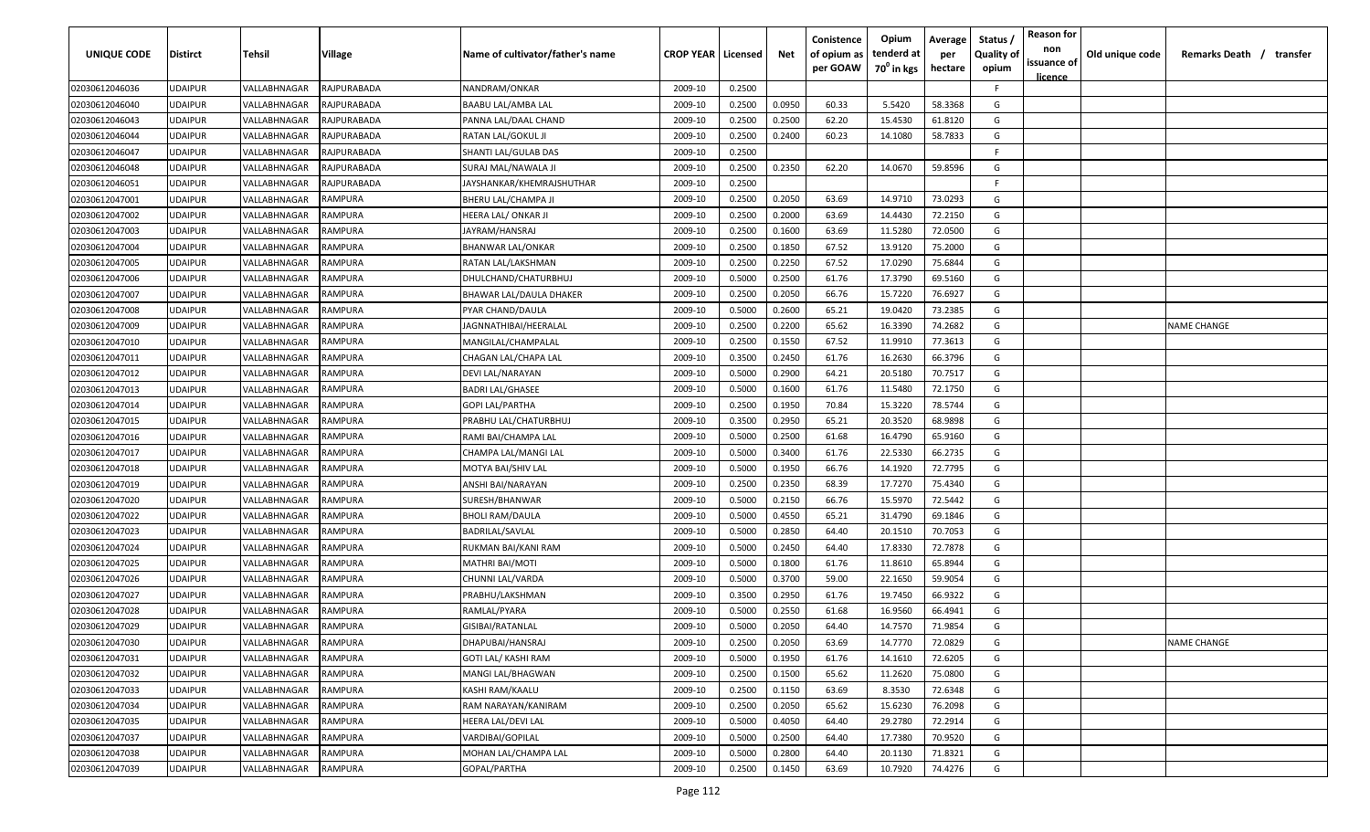| UNIQUE CODE | Distirct | Tehsil | Village | Name of cultivator/father's name | CROP YEAR | Licensed | Net | Conistence of opium as per GOAW | Opium tenderd at 70° in kgs | Average per hectare | Status / Quality of opium | Reason for non issuance of licence | Old unique code | Remarks Death / transfer |
|---|---|---|---|---|---|---|---|---|---|---|---|---|---|---|
| 02030612046036 | UDAIPUR | VALLABHNAGAR | RAJPURABADA | NANDRAM/ONKAR | 2009-10 | 0.2500 | | | | | F | | | |
| 02030612046040 | UDAIPUR | VALLABHNAGAR | RAJPURABADA | BAABU LAL/AMBA LAL | 2009-10 | 0.2500 | 0.0950 | 60.33 | 5.5420 | 58.3368 | G | | | |
| 02030612046043 | UDAIPUR | VALLABHNAGAR | RAJPURABADA | PANNA LAL/DAAL CHAND | 2009-10 | 0.2500 | 0.2500 | 62.20 | 15.4530 | 61.8120 | G | | | |
| 02030612046044 | UDAIPUR | VALLABHNAGAR | RAJPURABADA | RATAN LAL/GOKUL JI | 2009-10 | 0.2500 | 0.2400 | 60.23 | 14.1080 | 58.7833 | G | | | |
| 02030612046047 | UDAIPUR | VALLABHNAGAR | RAJPURABADA | SHANTI LAL/GULAB DAS | 2009-10 | 0.2500 | | | | | F | | | |
| 02030612046048 | UDAIPUR | VALLABHNAGAR | RAJPURABADA | SURAJ MAL/NAWALA JI | 2009-10 | 0.2500 | 0.2350 | 62.20 | 14.0670 | 59.8596 | G | | | |
| 02030612046051 | UDAIPUR | VALLABHNAGAR | RAJPURABADA | JAYSHANKAR/KHEMRAJSHUTHAR | 2009-10 | 0.2500 | | | | | F | | | |
| 02030612047001 | UDAIPUR | VALLABHNAGAR | RAMPURA | BHERU LAL/CHAMPA JI | 2009-10 | 0.2500 | 0.2050 | 63.69 | 14.9710 | 73.0293 | G | | | |
| 02030612047002 | UDAIPUR | VALLABHNAGAR | RAMPURA | HEERA LAL/ ONKAR JI | 2009-10 | 0.2500 | 0.2000 | 63.69 | 14.4430 | 72.2150 | G | | | |
| 02030612047003 | UDAIPUR | VALLABHNAGAR | RAMPURA | JAYRAM/HANSRAJ | 2009-10 | 0.2500 | 0.1600 | 63.69 | 11.5280 | 72.0500 | G | | | |
| 02030612047004 | UDAIPUR | VALLABHNAGAR | RAMPURA | BHANWAR LAL/ONKAR | 2009-10 | 0.2500 | 0.1850 | 67.52 | 13.9120 | 75.2000 | G | | | |
| 02030612047005 | UDAIPUR | VALLABHNAGAR | RAMPURA | RATAN LAL/LAKSHMAN | 2009-10 | 0.2500 | 0.2250 | 67.52 | 17.0290 | 75.6844 | G | | | |
| 02030612047006 | UDAIPUR | VALLABHNAGAR | RAMPURA | DHULCHAND/CHATURBHUJ | 2009-10 | 0.5000 | 0.2500 | 61.76 | 17.3790 | 69.5160 | G | | | |
| 02030612047007 | UDAIPUR | VALLABHNAGAR | RAMPURA | BHAWAR LAL/DAULA DHAKER | 2009-10 | 0.2500 | 0.2050 | 66.76 | 15.7220 | 76.6927 | G | | | |
| 02030612047008 | UDAIPUR | VALLABHNAGAR | RAMPURA | PYAR CHAND/DAULA | 2009-10 | 0.5000 | 0.2600 | 65.21 | 19.0420 | 73.2385 | G | | | |
| 02030612047009 | UDAIPUR | VALLABHNAGAR | RAMPURA | JAGNNATHIBAI/HEERALAL | 2009-10 | 0.2500 | 0.2200 | 65.62 | 16.3390 | 74.2682 | G | | | NAME CHANGE |
| 02030612047010 | UDAIPUR | VALLABHNAGAR | RAMPURA | MANGILAL/CHAMPALAL | 2009-10 | 0.2500 | 0.1550 | 67.52 | 11.9910 | 77.3613 | G | | | |
| 02030612047011 | UDAIPUR | VALLABHNAGAR | RAMPURA | CHAGAN LAL/CHAPA LAL | 2009-10 | 0.3500 | 0.2450 | 61.76 | 16.2630 | 66.3796 | G | | | |
| 02030612047012 | UDAIPUR | VALLABHNAGAR | RAMPURA | DEVI LAL/NARAYAN | 2009-10 | 0.5000 | 0.2900 | 64.21 | 20.5180 | 70.7517 | G | | | |
| 02030612047013 | UDAIPUR | VALLABHNAGAR | RAMPURA | BADRI LAL/GHASEE | 2009-10 | 0.5000 | 0.1600 | 61.76 | 11.5480 | 72.1750 | G | | | |
| 02030612047014 | UDAIPUR | VALLABHNAGAR | RAMPURA | GOPI LAL/PARTHA | 2009-10 | 0.2500 | 0.1950 | 70.84 | 15.3220 | 78.5744 | G | | | |
| 02030612047015 | UDAIPUR | VALLABHNAGAR | RAMPURA | PRABHU LAL/CHATURBHUJ | 2009-10 | 0.3500 | 0.2950 | 65.21 | 20.3520 | 68.9898 | G | | | |
| 02030612047016 | UDAIPUR | VALLABHNAGAR | RAMPURA | RAMI BAI/CHAMPA LAL | 2009-10 | 0.5000 | 0.2500 | 61.68 | 16.4790 | 65.9160 | G | | | |
| 02030612047017 | UDAIPUR | VALLABHNAGAR | RAMPURA | CHAMPA LAL/MANGI LAL | 2009-10 | 0.5000 | 0.3400 | 61.76 | 22.5330 | 66.2735 | G | | | |
| 02030612047018 | UDAIPUR | VALLABHNAGAR | RAMPURA | MOTYA BAI/SHIV LAL | 2009-10 | 0.5000 | 0.1950 | 66.76 | 14.1920 | 72.7795 | G | | | |
| 02030612047019 | UDAIPUR | VALLABHNAGAR | RAMPURA | ANSHI BAI/NARAYAN | 2009-10 | 0.2500 | 0.2350 | 68.39 | 17.7270 | 75.4340 | G | | | |
| 02030612047020 | UDAIPUR | VALLABHNAGAR | RAMPURA | SURESH/BHANWAR | 2009-10 | 0.5000 | 0.2150 | 66.76 | 15.5970 | 72.5442 | G | | | |
| 02030612047022 | UDAIPUR | VALLABHNAGAR | RAMPURA | BHOLI RAM/DAULA | 2009-10 | 0.5000 | 0.4550 | 65.21 | 31.4790 | 69.1846 | G | | | |
| 02030612047023 | UDAIPUR | VALLABHNAGAR | RAMPURA | BADRILAL/SAVLAL | 2009-10 | 0.5000 | 0.2850 | 64.40 | 20.1510 | 70.7053 | G | | | |
| 02030612047024 | UDAIPUR | VALLABHNAGAR | RAMPURA | RUKMAN BAI/KANI RAM | 2009-10 | 0.5000 | 0.2450 | 64.40 | 17.8330 | 72.7878 | G | | | |
| 02030612047025 | UDAIPUR | VALLABHNAGAR | RAMPURA | MATHRI BAI/MOTI | 2009-10 | 0.5000 | 0.1800 | 61.76 | 11.8610 | 65.8944 | G | | | |
| 02030612047026 | UDAIPUR | VALLABHNAGAR | RAMPURA | CHUNNI LAL/VARDA | 2009-10 | 0.5000 | 0.3700 | 59.00 | 22.1650 | 59.9054 | G | | | |
| 02030612047027 | UDAIPUR | VALLABHNAGAR | RAMPURA | PRABHU/LAKSHMAN | 2009-10 | 0.3500 | 0.2950 | 61.76 | 19.7450 | 66.9322 | G | | | |
| 02030612047028 | UDAIPUR | VALLABHNAGAR | RAMPURA | RAMLAL/PYARA | 2009-10 | 0.5000 | 0.2550 | 61.68 | 16.9560 | 66.4941 | G | | | |
| 02030612047029 | UDAIPUR | VALLABHNAGAR | RAMPURA | GISIBAI/RATANLAL | 2009-10 | 0.5000 | 0.2050 | 64.40 | 14.7570 | 71.9854 | G | | | |
| 02030612047030 | UDAIPUR | VALLABHNAGAR | RAMPURA | DHAPUBAI/HANSRAJ | 2009-10 | 0.2500 | 0.2050 | 63.69 | 14.7770 | 72.0829 | G | | | NAME CHANGE |
| 02030612047031 | UDAIPUR | VALLABHNAGAR | RAMPURA | GOTI LAL/ KASHI RAM | 2009-10 | 0.5000 | 0.1950 | 61.76 | 14.1610 | 72.6205 | G | | | |
| 02030612047032 | UDAIPUR | VALLABHNAGAR | RAMPURA | MANGI LAL/BHAGWAN | 2009-10 | 0.2500 | 0.1500 | 65.62 | 11.2620 | 75.0800 | G | | | |
| 02030612047033 | UDAIPUR | VALLABHNAGAR | RAMPURA | KASHI RAM/KAALU | 2009-10 | 0.2500 | 0.1150 | 63.69 | 8.3530 | 72.6348 | G | | | |
| 02030612047034 | UDAIPUR | VALLABHNAGAR | RAMPURA | RAM NARAYAN/KANIRAM | 2009-10 | 0.2500 | 0.2050 | 65.62 | 15.6230 | 76.2098 | G | | | |
| 02030612047035 | UDAIPUR | VALLABHNAGAR | RAMPURA | HEERA LAL/DEVI LAL | 2009-10 | 0.5000 | 0.4050 | 64.40 | 29.2780 | 72.2914 | G | | | |
| 02030612047037 | UDAIPUR | VALLABHNAGAR | RAMPURA | VARDIBAI/GOPILAL | 2009-10 | 0.5000 | 0.2500 | 64.40 | 17.7380 | 70.9520 | G | | | |
| 02030612047038 | UDAIPUR | VALLABHNAGAR | RAMPURA | MOHAN LAL/CHAMPA LAL | 2009-10 | 0.5000 | 0.2800 | 64.40 | 20.1130 | 71.8321 | G | | | |
| 02030612047039 | UDAIPUR | VALLABHNAGAR | RAMPURA | GOPAL/PARTHA | 2009-10 | 0.2500 | 0.1450 | 63.69 | 10.7920 | 74.4276 | G | | | |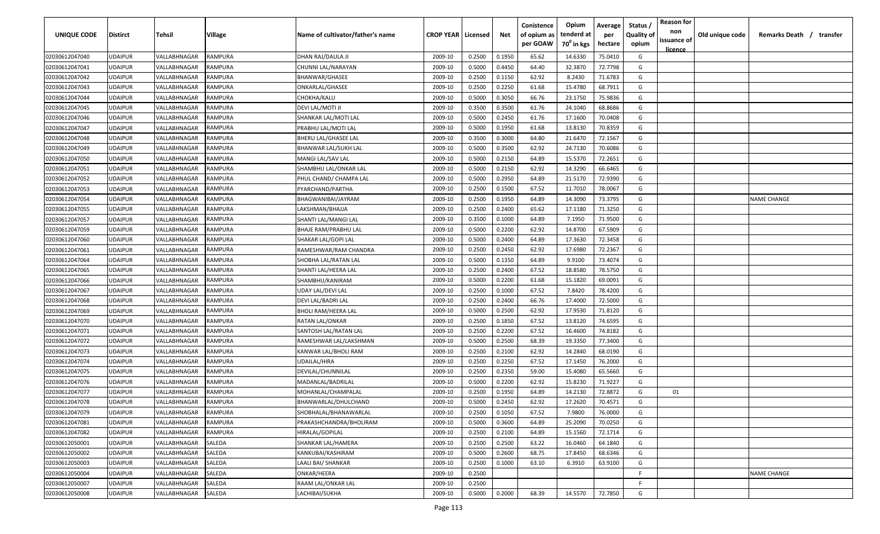| UNIQUE CODE | Distirct | Tehsil | Village | Name of cultivator/father's name | CROP YEAR | Licensed | Net | Conistence of opium as per GOAW | Opium tenderd at 70° in kgs | Average per hectare | Status / Quality of opium | Reason for non issuance of licence | Old unique code | Remarks Death / transfer |
|---|---|---|---|---|---|---|---|---|---|---|---|---|---|---|
| 02030612047040 | UDAIPUR | VALLABHNAGAR | RAMPURA | DHAN RAJ/DAULA JI | 2009-10 | 0.2500 | 0.1950 | 65.62 | 14.6330 | 75.0410 | G | | | |
| 02030612047041 | UDAIPUR | VALLABHNAGAR | RAMPURA | CHUNNI LAL/NARAYAN | 2009-10 | 0.5000 | 0.4450 | 64.40 | 32.3870 | 72.7798 | G | | | |
| 02030612047042 | UDAIPUR | VALLABHNAGAR | RAMPURA | BHANWAR/GHASEE | 2009-10 | 0.2500 | 0.1150 | 62.92 | 8.2430 | 71.6783 | G | | | |
| 02030612047043 | UDAIPUR | VALLABHNAGAR | RAMPURA | ONKARLAL/GHASEE | 2009-10 | 0.2500 | 0.2250 | 61.68 | 15.4780 | 68.7911 | G | | | |
| 02030612047044 | UDAIPUR | VALLABHNAGAR | RAMPURA | CHOKHA/KALU | 2009-10 | 0.5000 | 0.3050 | 66.76 | 23.1750 | 75.9836 | G | | | |
| 02030612047045 | UDAIPUR | VALLABHNAGAR | RAMPURA | DEVI LAL/MOTI JI | 2009-10 | 0.3500 | 0.3500 | 61.76 | 24.1040 | 68.8686 | G | | | |
| 02030612047046 | UDAIPUR | VALLABHNAGAR | RAMPURA | SHANKAR LAL/MOTI LAL | 2009-10 | 0.5000 | 0.2450 | 61.76 | 17.1600 | 70.0408 | G | | | |
| 02030612047047 | UDAIPUR | VALLABHNAGAR | RAMPURA | PRABHU LAL/MOTI LAL | 2009-10 | 0.5000 | 0.1950 | 61.68 | 13.8130 | 70.8359 | G | | | |
| 02030612047048 | UDAIPUR | VALLABHNAGAR | RAMPURA | BHERU LAL/GHASEE LAL | 2009-10 | 0.3500 | 0.3000 | 64.80 | 21.6470 | 72.1567 | G | | | |
| 02030612047049 | UDAIPUR | VALLABHNAGAR | RAMPURA | BHANWAR LAL/SUKH LAL | 2009-10 | 0.5000 | 0.3500 | 62.92 | 24.7130 | 70.6086 | G | | | |
| 02030612047050 | UDAIPUR | VALLABHNAGAR | RAMPURA | MANGI LAL/SAV LAL | 2009-10 | 0.5000 | 0.2150 | 64.89 | 15.5370 | 72.2651 | G | | | |
| 02030612047051 | UDAIPUR | VALLABHNAGAR | RAMPURA | SHAMBHU LAL/ONKAR LAL | 2009-10 | 0.5000 | 0.2150 | 62.92 | 14.3290 | 66.6465 | G | | | |
| 02030612047052 | UDAIPUR | VALLABHNAGAR | RAMPURA | PHUL CHAND/ CHAMPA LAL | 2009-10 | 0.5000 | 0.2950 | 64.89 | 21.5170 | 72.9390 | G | | | |
| 02030612047053 | UDAIPUR | VALLABHNAGAR | RAMPURA | PYARCHAND/PARTHA | 2009-10 | 0.2500 | 0.1500 | 67.52 | 11.7010 | 78.0067 | G | | | |
| 02030612047054 | UDAIPUR | VALLABHNAGAR | RAMPURA | BHAGWANIBAI/JAYRAM | 2009-10 | 0.2500 | 0.1950 | 64.89 | 14.3090 | 73.3795 | G | | | NAME CHANGE |
| 02030612047055 | UDAIPUR | VALLABHNAGAR | RAMPURA | LAKSHMAN/BHAJJA | 2009-10 | 0.2500 | 0.2400 | 65.62 | 17.1180 | 71.3250 | G | | | |
| 02030612047057 | UDAIPUR | VALLABHNAGAR | RAMPURA | SHANTI LAL/MANGI LAL | 2009-10 | 0.3500 | 0.1000 | 64.89 | 7.1950 | 71.9500 | G | | | |
| 02030612047059 | UDAIPUR | VALLABHNAGAR | RAMPURA | BHAJE RAM/PRABHU LAL | 2009-10 | 0.5000 | 0.2200 | 62.92 | 14.8700 | 67.5909 | G | | | |
| 02030612047060 | UDAIPUR | VALLABHNAGAR | RAMPURA | SHAKAR LAL/GOPI LAL | 2009-10 | 0.5000 | 0.2400 | 64.89 | 17.3630 | 72.3458 | G | | | |
| 02030612047061 | UDAIPUR | VALLABHNAGAR | RAMPURA | RAMESHWAR/RAM CHANDRA | 2009-10 | 0.2500 | 0.2450 | 62.92 | 17.6980 | 72.2367 | G | | | |
| 02030612047064 | UDAIPUR | VALLABHNAGAR | RAMPURA | SHOBHA LAL/RATAN LAL | 2009-10 | 0.5000 | 0.1350 | 64.89 | 9.9100 | 73.4074 | G | | | |
| 02030612047065 | UDAIPUR | VALLABHNAGAR | RAMPURA | SHANTI LAL/HEERA LAL | 2009-10 | 0.2500 | 0.2400 | 67.52 | 18.8580 | 78.5750 | G | | | |
| 02030612047066 | UDAIPUR | VALLABHNAGAR | RAMPURA | SHAMBHU/KANIRAM | 2009-10 | 0.5000 | 0.2200 | 61.68 | 15.1820 | 69.0091 | G | | | |
| 02030612047067 | UDAIPUR | VALLABHNAGAR | RAMPURA | UDAY LAL/DEVI LAL | 2009-10 | 0.2500 | 0.1000 | 67.52 | 7.8420 | 78.4200 | G | | | |
| 02030612047068 | UDAIPUR | VALLABHNAGAR | RAMPURA | DEVI LAL/BADRI LAL | 2009-10 | 0.2500 | 0.2400 | 66.76 | 17.4000 | 72.5000 | G | | | |
| 02030612047069 | UDAIPUR | VALLABHNAGAR | RAMPURA | BHOLI RAM/HEERA LAL | 2009-10 | 0.5000 | 0.2500 | 62.92 | 17.9530 | 71.8120 | G | | | |
| 02030612047070 | UDAIPUR | VALLABHNAGAR | RAMPURA | RATAN LAL/ONKAR | 2009-10 | 0.2500 | 0.1850 | 67.52 | 13.8120 | 74.6595 | G | | | |
| 02030612047071 | UDAIPUR | VALLABHNAGAR | RAMPURA | SANTOSH LAL/RATAN LAL | 2009-10 | 0.2500 | 0.2200 | 67.52 | 16.4600 | 74.8182 | G | | | |
| 02030612047072 | UDAIPUR | VALLABHNAGAR | RAMPURA | RAMESHWAR LAL/LAKSHMAN | 2009-10 | 0.5000 | 0.2500 | 68.39 | 19.3350 | 77.3400 | G | | | |
| 02030612047073 | UDAIPUR | VALLABHNAGAR | RAMPURA | KANWAR LAL/BHOLI RAM | 2009-10 | 0.2500 | 0.2100 | 62.92 | 14.2840 | 68.0190 | G | | | |
| 02030612047074 | UDAIPUR | VALLABHNAGAR | RAMPURA | UDAILAL/HIRA | 2009-10 | 0.2500 | 0.2250 | 67.52 | 17.1450 | 76.2000 | G | | | |
| 02030612047075 | UDAIPUR | VALLABHNAGAR | RAMPURA | DEVILAL/CHUNNILAL | 2009-10 | 0.2500 | 0.2350 | 59.00 | 15.4080 | 65.5660 | G | | | |
| 02030612047076 | UDAIPUR | VALLABHNAGAR | RAMPURA | MADANLAL/BADRILAL | 2009-10 | 0.5000 | 0.2200 | 62.92 | 15.8230 | 71.9227 | G | | | |
| 02030612047077 | UDAIPUR | VALLABHNAGAR | RAMPURA | MOHANLAL/CHAMPALAL | 2009-10 | 0.2500 | 0.1950 | 64.89 | 14.2130 | 72.8872 | G | 01 | | |
| 02030612047078 | UDAIPUR | VALLABHNAGAR | RAMPURA | BHANWARLAL/DHULCHAND | 2009-10 | 0.5000 | 0.2450 | 62.92 | 17.2620 | 70.4571 | G | | | |
| 02030612047079 | UDAIPUR | VALLABHNAGAR | RAMPURA | SHOBHALAL/BHANAWARLAL | 2009-10 | 0.2500 | 0.1050 | 67.52 | 7.9800 | 76.0000 | G | | | |
| 02030612047081 | UDAIPUR | VALLABHNAGAR | RAMPURA | PRAKASHCHANDRA/BHOLIRAM | 2009-10 | 0.5000 | 0.3600 | 64.89 | 25.2090 | 70.0250 | G | | | |
| 02030612047082 | UDAIPUR | VALLABHNAGAR | RAMPURA | HIRALAL/GOPILAL | 2009-10 | 0.2500 | 0.2100 | 64.89 | 15.1560 | 72.1714 | G | | | |
| 02030612050001 | UDAIPUR | VALLABHNAGAR | SALEDA | SHANKAR LAL/HAMERA | 2009-10 | 0.2500 | 0.2500 | 63.22 | 16.0460 | 64.1840 | G | | | |
| 02030612050002 | UDAIPUR | VALLABHNAGAR | SALEDA | KANKUBAI/KASHIRAM | 2009-10 | 0.5000 | 0.2600 | 68.75 | 17.8450 | 68.6346 | G | | | |
| 02030612050003 | UDAIPUR | VALLABHNAGAR | SALEDA | LAALI BAI/ SHANKAR | 2009-10 | 0.2500 | 0.1000 | 63.10 | 6.3910 | 63.9100 | G | | | |
| 02030612050004 | UDAIPUR | VALLABHNAGAR | SALEDA | ONKAR/HEERA | 2009-10 | 0.2500 | | | | | F | | | NAME CHANGE |
| 02030612050007 | UDAIPUR | VALLABHNAGAR | SALEDA | RAAM LAL/ONKAR LAL | 2009-10 | 0.2500 | | | | | F | | | |
| 02030612050008 | UDAIPUR | VALLABHNAGAR | SALEDA | LACHIBAI/SUKHA | 2009-10 | 0.5000 | 0.2000 | 68.39 | 14.5570 | 72.7850 | G | | | |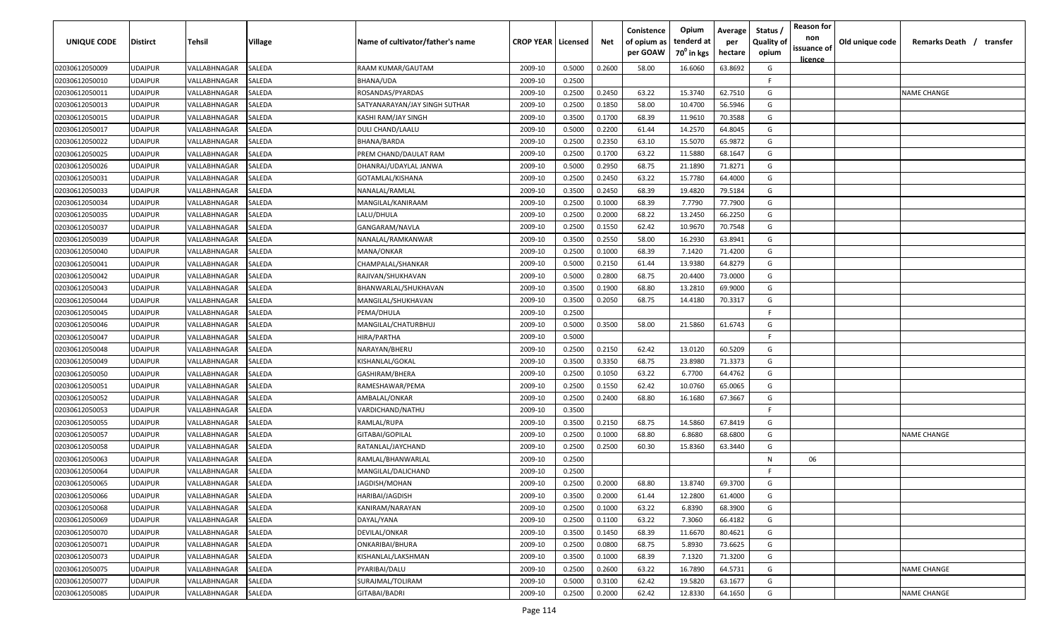| UNIQUE CODE | Distirct | Tehsil | Village | Name of cultivator/father's name | CROP YEAR | Licensed | Net | Conistence of opium as per GOAW | Opium tenderd at 70° in kgs | Average per hectare | Status / Quality of opium | Reason for non issuance of licence | Old unique code | Remarks Death / transfer |
|---|---|---|---|---|---|---|---|---|---|---|---|---|---|---|
| 02030612050009 | UDAIPUR | VALLABHNAGAR | SALEDA | RAAM KUMAR/GAUTAM | 2009-10 | 0.5000 | 0.2600 | 58.00 | 16.6060 | 63.8692 | G | | | |
| 02030612050010 | UDAIPUR | VALLABHNAGAR | SALEDA | BHANA/UDA | 2009-10 | 0.2500 | | | | | F | | | |
| 02030612050011 | UDAIPUR | VALLABHNAGAR | SALEDA | ROSANDAS/PYARDAS | 2009-10 | 0.2500 | 0.2450 | 63.22 | 15.3740 | 62.7510 | G | | | NAME CHANGE |
| 02030612050013 | UDAIPUR | VALLABHNAGAR | SALEDA | SATYANARAYAN/JAY SINGH SUTHAR | 2009-10 | 0.2500 | 0.1850 | 58.00 | 10.4700 | 56.5946 | G | | | |
| 02030612050015 | UDAIPUR | VALLABHNAGAR | SALEDA | KASHI RAM/JAY SINGH | 2009-10 | 0.3500 | 0.1700 | 68.39 | 11.9610 | 70.3588 | G | | | |
| 02030612050017 | UDAIPUR | VALLABHNAGAR | SALEDA | DULI CHAND/LAALU | 2009-10 | 0.5000 | 0.2200 | 61.44 | 14.2570 | 64.8045 | G | | | |
| 02030612050022 | UDAIPUR | VALLABHNAGAR | SALEDA | BHANA/BARDA | 2009-10 | 0.2500 | 0.2350 | 63.10 | 15.5070 | 65.9872 | G | | | |
| 02030612050025 | UDAIPUR | VALLABHNAGAR | SALEDA | PREM CHAND/DAULAT RAM | 2009-10 | 0.2500 | 0.1700 | 63.22 | 11.5880 | 68.1647 | G | | | |
| 02030612050026 | UDAIPUR | VALLABHNAGAR | SALEDA | DHANRAJ/UDAYLAL JANWA | 2009-10 | 0.5000 | 0.2950 | 68.75 | 21.1890 | 71.8271 | G | | | |
| 02030612050031 | UDAIPUR | VALLABHNAGAR | SALEDA | GOTAMLAL/KISHANA | 2009-10 | 0.2500 | 0.2450 | 63.22 | 15.7780 | 64.4000 | G | | | |
| 02030612050033 | UDAIPUR | VALLABHNAGAR | SALEDA | NANALAL/RAMLAL | 2009-10 | 0.3500 | 0.2450 | 68.39 | 19.4820 | 79.5184 | G | | | |
| 02030612050034 | UDAIPUR | VALLABHNAGAR | SALEDA | MANGILAL/KANIRAAM | 2009-10 | 0.2500 | 0.1000 | 68.39 | 7.7790 | 77.7900 | G | | | |
| 02030612050035 | UDAIPUR | VALLABHNAGAR | SALEDA | LALU/DHULA | 2009-10 | 0.2500 | 0.2000 | 68.22 | 13.2450 | 66.2250 | G | | | |
| 02030612050037 | UDAIPUR | VALLABHNAGAR | SALEDA | GANGARAM/NAVLA | 2009-10 | 0.2500 | 0.1550 | 62.42 | 10.9670 | 70.7548 | G | | | |
| 02030612050039 | UDAIPUR | VALLABHNAGAR | SALEDA | NANALAL/RAMKANWAR | 2009-10 | 0.3500 | 0.2550 | 58.00 | 16.2930 | 63.8941 | G | | | |
| 02030612050040 | UDAIPUR | VALLABHNAGAR | SALEDA | MANA/ONKAR | 2009-10 | 0.2500 | 0.1000 | 68.39 | 7.1420 | 71.4200 | G | | | |
| 02030612050041 | UDAIPUR | VALLABHNAGAR | SALEDA | CHAMPALAL/SHANKAR | 2009-10 | 0.5000 | 0.2150 | 61.44 | 13.9380 | 64.8279 | G | | | |
| 02030612050042 | UDAIPUR | VALLABHNAGAR | SALEDA | RAJIVAN/SHUKHAVAN | 2009-10 | 0.5000 | 0.2800 | 68.75 | 20.4400 | 73.0000 | G | | | |
| 02030612050043 | UDAIPUR | VALLABHNAGAR | SALEDA | BHANWARLAL/SHUKHAVAN | 2009-10 | 0.3500 | 0.1900 | 68.80 | 13.2810 | 69.9000 | G | | | |
| 02030612050044 | UDAIPUR | VALLABHNAGAR | SALEDA | MANGILAL/SHUKHAVAN | 2009-10 | 0.3500 | 0.2050 | 68.75 | 14.4180 | 70.3317 | G | | | |
| 02030612050045 | UDAIPUR | VALLABHNAGAR | SALEDA | PEMA/DHULA | 2009-10 | 0.2500 | | | | | F | | | |
| 02030612050046 | UDAIPUR | VALLABHNAGAR | SALEDA | MANGILAL/CHATURBHUJ | 2009-10 | 0.5000 | 0.3500 | 58.00 | 21.5860 | 61.6743 | G | | | |
| 02030612050047 | UDAIPUR | VALLABHNAGAR | SALEDA | HIRA/PARTHA | 2009-10 | 0.5000 | | | | | F | | | |
| 02030612050048 | UDAIPUR | VALLABHNAGAR | SALEDA | NARAYAN/BHERU | 2009-10 | 0.2500 | 0.2150 | 62.42 | 13.0120 | 60.5209 | G | | | |
| 02030612050049 | UDAIPUR | VALLABHNAGAR | SALEDA | KISHANLAL/GOKAL | 2009-10 | 0.3500 | 0.3350 | 68.75 | 23.8980 | 71.3373 | G | | | |
| 02030612050050 | UDAIPUR | VALLABHNAGAR | SALEDA | GASHIRAM/BHERA | 2009-10 | 0.2500 | 0.1050 | 63.22 | 6.7700 | 64.4762 | G | | | |
| 02030612050051 | UDAIPUR | VALLABHNAGAR | SALEDA | RAMESHAWAR/PEMA | 2009-10 | 0.2500 | 0.1550 | 62.42 | 10.0760 | 65.0065 | G | | | |
| 02030612050052 | UDAIPUR | VALLABHNAGAR | SALEDA | AMBALAL/ONKAR | 2009-10 | 0.2500 | 0.2400 | 68.80 | 16.1680 | 67.3667 | G | | | |
| 02030612050053 | UDAIPUR | VALLABHNAGAR | SALEDA | VARDICHAND/NATHU | 2009-10 | 0.3500 | | | | | F | | | |
| 02030612050055 | UDAIPUR | VALLABHNAGAR | SALEDA | RAMLAL/RUPA | 2009-10 | 0.3500 | 0.2150 | 68.75 | 14.5860 | 67.8419 | G | | | |
| 02030612050057 | UDAIPUR | VALLABHNAGAR | SALEDA | GITABAI/GOPILAL | 2009-10 | 0.2500 | 0.1000 | 68.80 | 6.8680 | 68.6800 | G | | | NAME CHANGE |
| 02030612050058 | UDAIPUR | VALLABHNAGAR | SALEDA | RATANLAL/JAYCHAND | 2009-10 | 0.2500 | 0.2500 | 60.30 | 15.8360 | 63.3440 | G | | | |
| 02030612050063 | UDAIPUR | VALLABHNAGAR | SALEDA | RAMLAL/BHANWARLAL | 2009-10 | 0.2500 | | | | | N | 06 | | |
| 02030612050064 | UDAIPUR | VALLABHNAGAR | SALEDA | MANGILAL/DALICHAND | 2009-10 | 0.2500 | | | | | F | | | |
| 02030612050065 | UDAIPUR | VALLABHNAGAR | SALEDA | JAGDISH/MOHAN | 2009-10 | 0.2500 | 0.2000 | 68.80 | 13.8740 | 69.3700 | G | | | |
| 02030612050066 | UDAIPUR | VALLABHNAGAR | SALEDA | HARIBAI/JAGDISH | 2009-10 | 0.3500 | 0.2000 | 61.44 | 12.2800 | 61.4000 | G | | | |
| 02030612050068 | UDAIPUR | VALLABHNAGAR | SALEDA | KANIRAM/NARAYAN | 2009-10 | 0.2500 | 0.1000 | 63.22 | 6.8390 | 68.3900 | G | | | |
| 02030612050069 | UDAIPUR | VALLABHNAGAR | SALEDA | DAYAL/YANA | 2009-10 | 0.2500 | 0.1100 | 63.22 | 7.3060 | 66.4182 | G | | | |
| 02030612050070 | UDAIPUR | VALLABHNAGAR | SALEDA | DEVILAL/ONKAR | 2009-10 | 0.3500 | 0.1450 | 68.39 | 11.6670 | 80.4621 | G | | | |
| 02030612050071 | UDAIPUR | VALLABHNAGAR | SALEDA | ONKARIBAI/BHURA | 2009-10 | 0.2500 | 0.0800 | 68.75 | 5.8930 | 73.6625 | G | | | |
| 02030612050073 | UDAIPUR | VALLABHNAGAR | SALEDA | KISHANLAL/LAKSHMAN | 2009-10 | 0.3500 | 0.1000 | 68.39 | 7.1320 | 71.3200 | G | | | |
| 02030612050075 | UDAIPUR | VALLABHNAGAR | SALEDA | PYARIBAI/DALU | 2009-10 | 0.2500 | 0.2600 | 63.22 | 16.7890 | 64.5731 | G | | | NAME CHANGE |
| 02030612050077 | UDAIPUR | VALLABHNAGAR | SALEDA | SURAJMAL/TOLIRAM | 2009-10 | 0.5000 | 0.3100 | 62.42 | 19.5820 | 63.1677 | G | | | |
| 02030612050085 | UDAIPUR | VALLABHNAGAR | SALEDA | GITABAI/BADRI | 2009-10 | 0.2500 | 0.2000 | 62.42 | 12.8330 | 64.1650 | G | | | NAME CHANGE |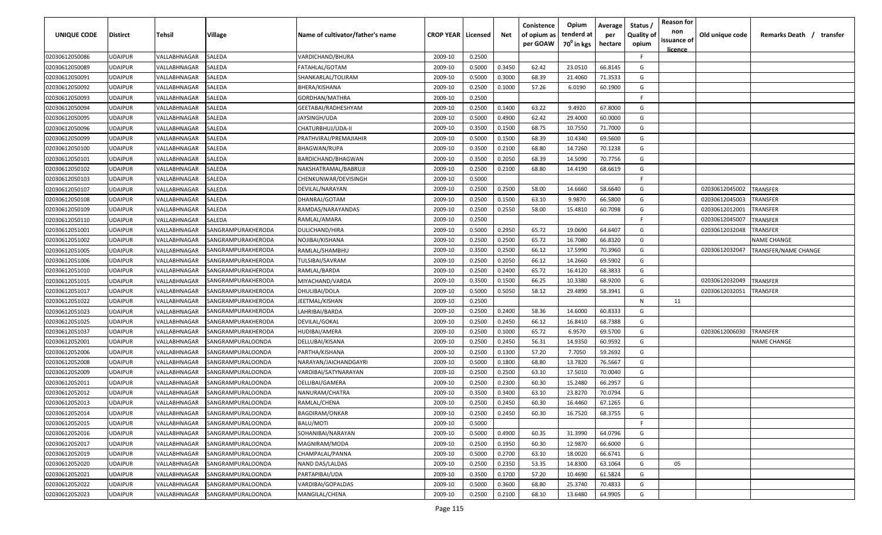| UNIQUE CODE | Distirct | Tehsil | Village | Name of cultivator/father's name | CROP YEAR | Licensed | Net | Conistence of opium as per GOAW | Opium tenderd at 70⁰ in kgs | Average per hectare | Status / Quality of opium | Reason for non issuance of licence | Old unique code | Remarks Death / transfer |
|---|---|---|---|---|---|---|---|---|---|---|---|---|---|---|
| 02030612050086 | UDAIPUR | VALLABHNAGAR | SALEDA | VARDICHAND/BHURA | 2009-10 | 0.2500 | | | | | F | | | |
| 02030612050089 | UDAIPUR | VALLABHNAGAR | SALEDA | FATAHLAL/GOTAM | 2009-10 | 0.5000 | 0.3450 | 62.42 | 23.0510 | 66.8145 | G | | | |
| 02030612050091 | UDAIPUR | VALLABHNAGAR | SALEDA | SHANKARLAL/TOLIRAM | 2009-10 | 0.5000 | 0.3000 | 68.39 | 21.4060 | 71.3533 | G | | | |
| 02030612050092 | UDAIPUR | VALLABHNAGAR | SALEDA | BHERA/KISHANA | 2009-10 | 0.2500 | 0.1000 | 57.26 | 6.0190 | 60.1900 | G | | | |
| 02030612050093 | UDAIPUR | VALLABHNAGAR | SALEDA | GORDHAN/MATHRA | 2009-10 | 0.2500 | | | | | F | | | |
| 02030612050094 | UDAIPUR | VALLABHNAGAR | SALEDA | GEETABAI/RADHESHYAM | 2009-10 | 0.2500 | 0.1400 | 63.22 | 9.4920 | 67.8000 | G | | | |
| 02030612050095 | UDAIPUR | VALLABHNAGAR | SALEDA | JAYSINGH/UDA | 2009-10 | 0.5000 | 0.4900 | 62.42 | 29.4000 | 60.0000 | G | | | |
| 02030612050096 | UDAIPUR | VALLABHNAGAR | SALEDA | CHATURBHUJ/UDA-II | 2009-10 | 0.3500 | 0.1500 | 68.75 | 10.7550 | 71.7000 | G | | | |
| 02030612050099 | UDAIPUR | VALLABHNAGAR | SALEDA | PRATHVIRAJ/PREMAJIAHIR | 2009-10 | 0.5000 | 0.1500 | 68.39 | 10.4340 | 69.5600 | G | | | |
| 02030612050100 | UDAIPUR | VALLABHNAGAR | SALEDA | BHAGWAN/RUPA | 2009-10 | 0.3500 | 0.2100 | 68.80 | 14.7260 | 70.1238 | G | | | |
| 02030612050101 | UDAIPUR | VALLABHNAGAR | SALEDA | BARDICHAND/BHAGWAN | 2009-10 | 0.3500 | 0.2050 | 68.39 | 14.5090 | 70.7756 | G | | | |
| 02030612050102 | UDAIPUR | VALLABHNAGAR | SALEDA | NAKSHATRAMAL/BABRUJI | 2009-10 | 0.2500 | 0.2100 | 68.80 | 14.4190 | 68.6619 | G | | | |
| 02030612050103 | UDAIPUR | VALLABHNAGAR | SALEDA | CHENKUNWAR/DEVISINGH | 2009-10 | 0.5000 | | | | | F | | | |
| 02030612050107 | UDAIPUR | VALLABHNAGAR | SALEDA | DEVILAL/NARAYAN | 2009-10 | 0.2500 | 0.2500 | 58.00 | 14.6660 | 58.6640 | G | | 02030612045002 | TRANSFER |
| 02030612050108 | UDAIPUR | VALLABHNAGAR | SALEDA | DHANRAJ/GOTAM | 2009-10 | 0.2500 | 0.1500 | 63.10 | 9.9870 | 66.5800 | G | | 02030612045003 | TRANSFER |
| 02030612050109 | UDAIPUR | VALLABHNAGAR | SALEDA | RAMDAS/NARAYANDAS | 2009-10 | 0.2500 | 0.2550 | 58.00 | 15.4810 | 60.7098 | G | | 02030612012001 | TRANSFER |
| 02030612050110 | UDAIPUR | VALLABHNAGAR | SALEDA | RAMLAL/AMARA | 2009-10 | 0.2500 | | | | | F | | 02030612045007 | TRANSFER |
| 02030612051001 | UDAIPUR | VALLABHNAGAR | SANGRAMPURAKHERODA | DULICHAND/HIRA | 2009-10 | 0.5000 | 0.2950 | 65.72 | 19.0690 | 64.6407 | G | | 02030612032048 | TRANSFER |
| 02030612051002 | UDAIPUR | VALLABHNAGAR | SANGRAMPURAKHERODA | NOJIBAI/KISHANA | 2009-10 | 0.2500 | 0.2500 | 65.72 | 16.7080 | 66.8320 | G | | | NAME CHANGE |
| 02030612051005 | UDAIPUR | VALLABHNAGAR | SANGRAMPURAKHERODA | RAMLAL/SHAMBHU | 2009-10 | 0.3500 | 0.2500 | 66.12 | 17.5990 | 70.3960 | G | | 02030612032047 | TRANSFER/NAME CHANGE |
| 02030612051006 | UDAIPUR | VALLABHNAGAR | SANGRAMPURAKHERODA | TULSIBAI/SAVRAM | 2009-10 | 0.2500 | 0.2050 | 66.12 | 14.2660 | 69.5902 | G | | | |
| 02030612051010 | UDAIPUR | VALLABHNAGAR | SANGRAMPURAKHERODA | RAMLAL/BARDA | 2009-10 | 0.2500 | 0.2400 | 65.72 | 16.4120 | 68.3833 | G | | | |
| 02030612051015 | UDAIPUR | VALLABHNAGAR | SANGRAMPURAKHERODA | MIYACHAND/VARDA | 2009-10 | 0.3500 | 0.1500 | 66.25 | 10.3380 | 68.9200 | G | | 02030612032049 | TRANSFER |
| 02030612051017 | UDAIPUR | VALLABHNAGAR | SANGRAMPURAKHERODA | DHULIBAI/DOLA | 2009-10 | 0.5000 | 0.5050 | 58.12 | 29.4890 | 58.3941 | G | | 02030612032051 | TRANSFER |
| 02030612051022 | UDAIPUR | VALLABHNAGAR | SANGRAMPURAKHERODA | JEETMAL/KISHAN | 2009-10 | 0.2500 | | | | | N | 11 | | |
| 02030612051023 | UDAIPUR | VALLABHNAGAR | SANGRAMPURAKHERODA | LAHRIBAI/BARDA | 2009-10 | 0.2500 | 0.2400 | 58.36 | 14.6000 | 60.8333 | G | | | |
| 02030612051025 | UDAIPUR | VALLABHNAGAR | SANGRAMPURAKHERODA | DEVILAL/GOKAL | 2009-10 | 0.2500 | 0.2450 | 66.12 | 16.8410 | 68.7388 | G | | | |
| 02030612051037 | UDAIPUR | VALLABHNAGAR | SANGRAMPURAKHERODA | HUDIBAI/AMERA | 2009-10 | 0.2500 | 0.1000 | 65.72 | 6.9570 | 69.5700 | G | | 02030612006030 | TRANSFER |
| 02030612052001 | UDAIPUR | VALLABHNAGAR | SANGRAMPURALOONDA | DELLUBAI/KISANA | 2009-10 | 0.2500 | 0.2450 | 56.31 | 14.9350 | 60.9592 | G | | | NAME CHANGE |
| 02030612052006 | UDAIPUR | VALLABHNAGAR | SANGRAMPURALOONDA | PARTHA/KISHANA | 2009-10 | 0.2500 | 0.1300 | 57.20 | 7.7050 | 59.2692 | G | | | |
| 02030612052008 | UDAIPUR | VALLABHNAGAR | SANGRAMPURALOONDA | NARAYAN/JAICHANDGAYRI | 2009-10 | 0.5000 | 0.1800 | 68.80 | 13.7820 | 76.5667 | G | | | |
| 02030612052009 | UDAIPUR | VALLABHNAGAR | SANGRAMPURALOONDA | VARDIBAI/SATYNARAYAN | 2009-10 | 0.2500 | 0.2500 | 63.10 | 17.5010 | 70.0040 | G | | | |
| 02030612052011 | UDAIPUR | VALLABHNAGAR | SANGRAMPURALOONDA | DELLIBAI/GAMERA | 2009-10 | 0.2500 | 0.2300 | 60.30 | 15.2480 | 66.2957 | G | | | |
| 02030612052012 | UDAIPUR | VALLABHNAGAR | SANGRAMPURALOONDA | NANURAM/CHATRA | 2009-10 | 0.3500 | 0.3400 | 63.10 | 23.8270 | 70.0794 | G | | | |
| 02030612052013 | UDAIPUR | VALLABHNAGAR | SANGRAMPURALOONDA | RAMLAL/CHENA | 2009-10 | 0.2500 | 0.2450 | 60.30 | 16.4460 | 67.1265 | G | | | |
| 02030612052014 | UDAIPUR | VALLABHNAGAR | SANGRAMPURALOONDA | BAGDIRAM/ONKAR | 2009-10 | 0.2500 | 0.2450 | 60.30 | 16.7520 | 68.3755 | G | | | |
| 02030612052015 | UDAIPUR | VALLABHNAGAR | SANGRAMPURALOONDA | BALU/MOTI | 2009-10 | 0.5000 | | | | | F | | | |
| 02030612052016 | UDAIPUR | VALLABHNAGAR | SANGRAMPURALOONDA | SOHANIBAI/NARAYAN | 2009-10 | 0.5000 | 0.4900 | 60.35 | 31.3990 | 64.0796 | G | | | |
| 02030612052017 | UDAIPUR | VALLABHNAGAR | SANGRAMPURALOONDA | MAGNIRAM/MODA | 2009-10 | 0.2500 | 0.1950 | 60.30 | 12.9870 | 66.6000 | G | | | |
| 02030612052019 | UDAIPUR | VALLABHNAGAR | SANGRAMPURALOONDA | CHAMPALAL/PANNA | 2009-10 | 0.5000 | 0.2700 | 63.10 | 18.0020 | 66.6741 | G | | | |
| 02030612052020 | UDAIPUR | VALLABHNAGAR | SANGRAMPURALOONDA | NAND DAS/LALDAS | 2009-10 | 0.2500 | 0.2350 | 53.35 | 14.8300 | 63.1064 | G | 05 | | |
| 02030612052021 | UDAIPUR | VALLABHNAGAR | SANGRAMPURALOONDA | PARTAPIBAI/UDA | 2009-10 | 0.3500 | 0.1700 | 57.20 | 10.4690 | 61.5824 | G | | | |
| 02030612052022 | UDAIPUR | VALLABHNAGAR | SANGRAMPURALOONDA | VARDIBAI/GOPALDAS | 2009-10 | 0.5000 | 0.3600 | 68.80 | 25.3740 | 70.4833 | G | | | |
| 02030612052023 | UDAIPUR | VALLABHNAGAR | SANGRAMPURALOONDA | MANGILAL/CHENA | 2009-10 | 0.2500 | 0.2100 | 68.10 | 13.6480 | 64.9905 | G | | | |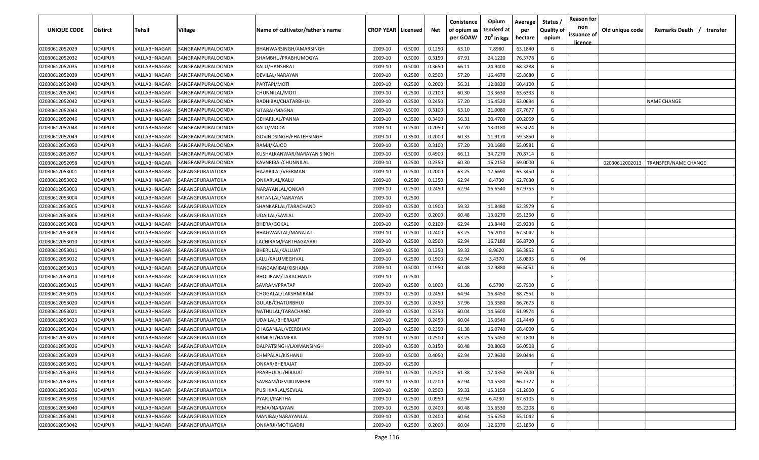| UNIQUE CODE | Distirct | Tehsil | Village | Name of cultivator/father's name | CROP YEAR | Licensed | Net | Conistence of opium as per GOAW | Opium tenderd at $70^0$ in kgs | Average per hectare | Status / Quality of opium | Reason for non issuance of licence | Old unique code | Remarks Death / transfer |
|---|---|---|---|---|---|---|---|---|---|---|---|---|---|---|
| 02030612052029 | UDAIPUR | VALLABHNAGAR | SANGRAMPURALOONDA | BHANWARSINGH/AMARSINGH | 2009-10 | 0.5000 | 0.1250 | 63.10 | 7.8980 | 63.1840 | G | | | |
| 02030612052032 | UDAIPUR | VALLABHNAGAR | SANGRAMPURALOONDA | SHAMBHU/PRABHUMOGYA | 2009-10 | 0.5000 | 0.3150 | 67.91 | 24.1220 | 76.5778 | G | | | |
| 02030612052035 | UDAIPUR | VALLABHNAGAR | SANGRAMPURALOONDA | KALU/HANSHRAJ | 2009-10 | 0.5000 | 0.3650 | 66.11 | 24.9400 | 68.3288 | G | | | |
| 02030612052039 | UDAIPUR | VALLABHNAGAR | SANGRAMPURALOONDA | DEVILAL/NARAYAN | 2009-10 | 0.2500 | 0.2500 | 57.20 | 16.4670 | 65.8680 | G | | | |
| 02030612052040 | UDAIPUR | VALLABHNAGAR | SANGRAMPURALOONDA | PARTAPI/MOTI | 2009-10 | 0.2500 | 0.2000 | 56.31 | 12.0820 | 60.4100 | G | | | |
| 02030612052041 | UDAIPUR | VALLABHNAGAR | SANGRAMPURALOONDA | CHUNNILAL/MOTI | 2009-10 | 0.2500 | 0.2100 | 60.30 | 13.3630 | 63.6333 | G | | | |
| 02030612052042 | UDAIPUR | VALLABHNAGAR | SANGRAMPURALOONDA | RADHIBAI/CHATARBHUJ | 2009-10 | 0.2500 | 0.2450 | 57.20 | 15.4520 | 63.0694 | G | | | NAME CHANGE |
| 02030612052043 | UDAIPUR | VALLABHNAGAR | SANGRAMPURALOONDA | SITABAI/MAGNA | 2009-10 | 0.5000 | 0.3100 | 63.10 | 21.0080 | 67.7677 | G | | | |
| 02030612052046 | UDAIPUR | VALLABHNAGAR | SANGRAMPURALOONDA | GEHARILAL/PANNA | 2009-10 | 0.3500 | 0.3400 | 56.31 | 20.4700 | 60.2059 | G | | | |
| 02030612052048 | UDAIPUR | VALLABHNAGAR | SANGRAMPURALOONDA | KALU/MODA | 2009-10 | 0.2500 | 0.2050 | 57.20 | 13.0180 | 63.5024 | G | | | |
| 02030612052049 | UDAIPUR | VALLABHNAGAR | SANGRAMPURALOONDA | GOVINDSINGH/FHATEHSINGH | 2009-10 | 0.3500 | 0.2000 | 60.33 | 11.9170 | 59.5850 | G | | | |
| 02030612052050 | UDAIPUR | VALLABHNAGAR | SANGRAMPURALOONDA | RAMJI/KAJOD | 2009-10 | 0.3500 | 0.3100 | 57.20 | 20.1680 | 65.0581 | G | | | |
| 02030612052057 | UDAIPUR | VALLABHNAGAR | SANGRAMPURALOONDA | KUSHALKANWAR/NARAYAN SINGH | 2009-10 | 0.5000 | 0.4900 | 66.11 | 34.7270 | 70.8714 | G | | | |
| 02030612052058 | UDAIPUR | VALLABHNAGAR | SANGRAMPURALOONDA | KAVNRIBAI/CHUNNILAL | 2009-10 | 0.2500 | 0.2350 | 60.30 | 16.2150 | 69.0000 | G | | 02030612002013 | TRANSFER/NAME CHANGE |
| 02030612053001 | UDAIPUR | VALLABHNAGAR | SARANGPURAJATOKA | HAZARILAL/VEERMAN | 2009-10 | 0.2500 | 0.2000 | 63.25 | 12.6690 | 63.3450 | G | | | |
| 02030612053002 | UDAIPUR | VALLABHNAGAR | SARANGPURAJATOKA | ONKARLAL/KALU | 2009-10 | 0.2500 | 0.1350 | 62.94 | 8.4730 | 62.7630 | G | | | |
| 02030612053003 | UDAIPUR | VALLABHNAGAR | SARANGPURAJATOKA | NARAYANLAL/ONKAR | 2009-10 | 0.2500 | 0.2450 | 62.94 | 16.6540 | 67.9755 | G | | | |
| 02030612053004 | UDAIPUR | VALLABHNAGAR | SARANGPURAJATOKA | RATANLAL/NARAYAN | 2009-10 | 0.2500 | | | | | F | | | |
| 02030612053005 | UDAIPUR | VALLABHNAGAR | SARANGPURAJATOKA | SHANKARLAL/TARACHAND | 2009-10 | 0.2500 | 0.1900 | 59.32 | 11.8480 | 62.3579 | G | | | |
| 02030612053006 | UDAIPUR | VALLABHNAGAR | SARANGPURAJATOKA | UDAILAL/SAVLAL | 2009-10 | 0.2500 | 0.2000 | 60.48 | 13.0270 | 65.1350 | G | | | |
| 02030612053008 | UDAIPUR | VALLABHNAGAR | SARANGPURAJATOKA | BHERA/GOKAL | 2009-10 | 0.2500 | 0.2100 | 62.94 | 13.8440 | 65.9238 | G | | | |
| 02030612053009 | UDAIPUR | VALLABHNAGAR | SARANGPURAJATOKA | BHAGWANLAL/MANAJAT | 2009-10 | 0.2500 | 0.2400 | 63.25 | 16.2010 | 67.5042 | G | | | |
| 02030612053010 | UDAIPUR | VALLABHNAGAR | SARANGPURAJATOKA | LACHIRAM/PARTHAGAYARI | 2009-10 | 0.2500 | 0.2500 | 62.94 | 16.7180 | 66.8720 | G | | | |
| 02030612053011 | UDAIPUR | VALLABHNAGAR | SARANGPURAJATOKA | BHERULAL/KALUJAT | 2009-10 | 0.2500 | 0.1350 | 59.32 | 8.9620 | 66.3852 | G | | | |
| 02030612053012 | UDAIPUR | VALLABHNAGAR | SARANGPURAJATOKA | LALU/KALUMEGHVAL | 2009-10 | 0.2500 | 0.1900 | 62.94 | 3.4370 | 18.0895 | G | 04 | | |
| 02030612053013 | UDAIPUR | VALLABHNAGAR | SARANGPURAJATOKA | HANGAMIBAI/KISHANA | 2009-10 | 0.5000 | 0.1950 | 60.48 | 12.9880 | 66.6051 | G | | | |
| 02030612053014 | UDAIPUR | VALLABHNAGAR | SARANGPURAJATOKA | BHOLIRAM/TARACHAND | 2009-10 | 0.2500 | | | | | F | | | |
| 02030612053015 | UDAIPUR | VALLABHNAGAR | SARANGPURAJATOKA | SAVRAM/PRATAP | 2009-10 | 0.2500 | 0.1000 | 61.38 | 6.5790 | 65.7900 | G | | | |
| 02030612053016 | UDAIPUR | VALLABHNAGAR | SARANGPURAJATOKA | CHOGALAL/LAKSHMIRAM | 2009-10 | 0.2500 | 0.2450 | 64.94 | 16.8450 | 68.7551 | G | | | |
| 02030612053020 | UDAIPUR | VALLABHNAGAR | SARANGPURAJATOKA | GULAB/CHATURBHUJ | 2009-10 | 0.2500 | 0.2450 | 57.96 | 16.3580 | 66.7673 | G | | | |
| 02030612053021 | UDAIPUR | VALLABHNAGAR | SARANGPURAJATOKA | NATHULAL/TARACHAND | 2009-10 | 0.2500 | 0.2350 | 60.04 | 14.5600 | 61.9574 | G | | | |
| 02030612053023 | UDAIPUR | VALLABHNAGAR | SARANGPURAJATOKA | UDAILAL/BHERAJAT | 2009-10 | 0.2500 | 0.2450 | 60.04 | 15.0540 | 61.4449 | G | | | |
| 02030612053024 | UDAIPUR | VALLABHNAGAR | SARANGPURAJATOKA | CHAGANLAL/VEERBHAN | 2009-10 | 0.2500 | 0.2350 | 61.38 | 16.0740 | 68.4000 | G | | | |
| 02030612053025 | UDAIPUR | VALLABHNAGAR | SARANGPURAJATOKA | RAMLAL/HAMERA | 2009-10 | 0.2500 | 0.2500 | 63.25 | 15.5450 | 62.1800 | G | | | |
| 02030612053026 | UDAIPUR | VALLABHNAGAR | SARANGPURAJATOKA | DALPATSINGH/LAXMANSINGH | 2009-10 | 0.3500 | 0.3150 | 60.48 | 20.8060 | 66.0508 | G | | | |
| 02030612053029 | UDAIPUR | VALLABHNAGAR | SARANGPURAJATOKA | CHMPALAL/KISHANJI | 2009-10 | 0.5000 | 0.4050 | 62.94 | 27.9630 | 69.0444 | G | | | |
| 02030612053031 | UDAIPUR | VALLABHNAGAR | SARANGPURAJATOKA | ONKAR/BHERAJAT | 2009-10 | 0.2500 | | | | | F | | | |
| 02030612053033 | UDAIPUR | VALLABHNAGAR | SARANGPURAJATOKA | PRABHULAL/HIRAJAT | 2009-10 | 0.2500 | 0.2500 | 61.38 | 17.4350 | 69.7400 | G | | | |
| 02030612053035 | UDAIPUR | VALLABHNAGAR | SARANGPURAJATOKA | SAVRAM/DEVJIKUMHAR | 2009-10 | 0.3500 | 0.2200 | 62.94 | 14.5580 | 66.1727 | G | | | |
| 02030612053036 | UDAIPUR | VALLABHNAGAR | SARANGPURAJATOKA | PUSHKARLAL/SEVLAL | 2009-10 | 0.2500 | 0.2500 | 59.32 | 15.3150 | 61.2600 | G | | | |
| 02030612053038 | UDAIPUR | VALLABHNAGAR | SARANGPURAJATOKA | PYARJI/PARTHA | 2009-10 | 0.2500 | 0.0950 | 62.94 | 6.4230 | 67.6105 | G | | | |
| 02030612053040 | UDAIPUR | VALLABHNAGAR | SARANGPURAJATOKA | PEMA/NARAYAN | 2009-10 | 0.2500 | 0.2400 | 60.48 | 15.6530 | 65.2208 | G | | | |
| 02030612053041 | UDAIPUR | VALLABHNAGAR | SARANGPURAJATOKA | MANIBAI/NARAYANLAL | 2009-10 | 0.2500 | 0.2400 | 60.64 | 15.6250 | 65.1042 | G | | | |
| 02030612053042 | UDAIPUR | VALLABHNAGAR | SARANGPURAJATOKA | ONKARJI/MOTIGADRI | 2009-10 | 0.2500 | 0.2000 | 60.04 | 12.6370 | 63.1850 | G | | | |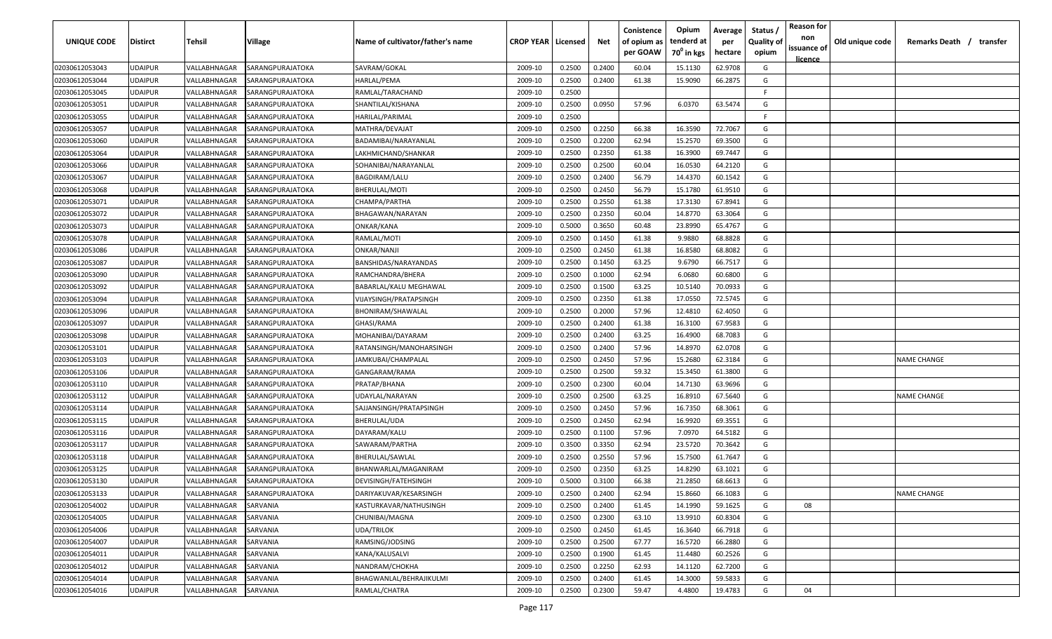| UNIQUE CODE | Distirct | Tehsil | Village | Name of cultivator/father's name | CROP YEAR | Licensed | Net | Conistence of opium as per GOAW | Opium tenderd at $70^0$ in kgs | Average per hectare | Status / Quality of opium | Reason for non issuance of licence | Old unique code | Remarks Death / transfer |
|---|---|---|---|---|---|---|---|---|---|---|---|---|---|---|
| 02030612053043 | UDAIPUR | VALLABHNAGAR | SARANGPURAJATOKA | SAVRAM/GOKAL | 2009-10 | 0.2500 | 0.2400 | 60.04 | 15.1130 | 62.9708 | G | | | |
| 02030612053044 | UDAIPUR | VALLABHNAGAR | SARANGPURAJATOKA | HARLAL/PEMA | 2009-10 | 0.2500 | 0.2400 | 61.38 | 15.9090 | 66.2875 | G | | | |
| 02030612053045 | UDAIPUR | VALLABHNAGAR | SARANGPURAJATOKA | RAMLAL/TARACHAND | 2009-10 | 0.2500 | | | | | F | | | |
| 02030612053051 | UDAIPUR | VALLABHNAGAR | SARANGPURAJATOKA | SHANTILAL/KISHANA | 2009-10 | 0.2500 | 0.0950 | 57.96 | 6.0370 | 63.5474 | G | | | |
| 02030612053055 | UDAIPUR | VALLABHNAGAR | SARANGPURAJATOKA | HARILAL/PARIMAL | 2009-10 | 0.2500 | | | | | F | | | |
| 02030612053057 | UDAIPUR | VALLABHNAGAR | SARANGPURAJATOKA | MATHRA/DEVAJAT | 2009-10 | 0.2500 | 0.2250 | 66.38 | 16.3590 | 72.7067 | G | | | |
| 02030612053060 | UDAIPUR | VALLABHNAGAR | SARANGPURAJATOKA | BADAMIBAI/NARAYANLAL | 2009-10 | 0.2500 | 0.2200 | 62.94 | 15.2570 | 69.3500 | G | | | |
| 02030612053064 | UDAIPUR | VALLABHNAGAR | SARANGPURAJATOKA | LAKHMICHAND/SHANKAR | 2009-10 | 0.2500 | 0.2350 | 61.38 | 16.3900 | 69.7447 | G | | | |
| 02030612053066 | UDAIPUR | VALLABHNAGAR | SARANGPURAJATOKA | SOHANIBAI/NARAYANLAL | 2009-10 | 0.2500 | 0.2500 | 60.04 | 16.0530 | 64.2120 | G | | | |
| 02030612053067 | UDAIPUR | VALLABHNAGAR | SARANGPURAJATOKA | BAGDIRAM/LALU | 2009-10 | 0.2500 | 0.2400 | 56.79 | 14.4370 | 60.1542 | G | | | |
| 02030612053068 | UDAIPUR | VALLABHNAGAR | SARANGPURAJATOKA | BHERULAL/MOTI | 2009-10 | 0.2500 | 0.2450 | 56.79 | 15.1780 | 61.9510 | G | | | |
| 02030612053071 | UDAIPUR | VALLABHNAGAR | SARANGPURAJATOKA | CHAMPA/PARTHA | 2009-10 | 0.2500 | 0.2550 | 61.38 | 17.3130 | 67.8941 | G | | | |
| 02030612053072 | UDAIPUR | VALLABHNAGAR | SARANGPURAJATOKA | BHAGAWAN/NARAYAN | 2009-10 | 0.2500 | 0.2350 | 60.04 | 14.8770 | 63.3064 | G | | | |
| 02030612053073 | UDAIPUR | VALLABHNAGAR | SARANGPURAJATOKA | ONKAR/KANA | 2009-10 | 0.5000 | 0.3650 | 60.48 | 23.8990 | 65.4767 | G | | | |
| 02030612053078 | UDAIPUR | VALLABHNAGAR | SARANGPURAJATOKA | RAMLAL/MOTI | 2009-10 | 0.2500 | 0.1450 | 61.38 | 9.9880 | 68.8828 | G | | | |
| 02030612053086 | UDAIPUR | VALLABHNAGAR | SARANGPURAJATOKA | ONKAR/NANJI | 2009-10 | 0.2500 | 0.2450 | 61.38 | 16.8580 | 68.8082 | G | | | |
| 02030612053087 | UDAIPUR | VALLABHNAGAR | SARANGPURAJATOKA | BANSHIDAS/NARAYANDAS | 2009-10 | 0.2500 | 0.1450 | 63.25 | 9.6790 | 66.7517 | G | | | |
| 02030612053090 | UDAIPUR | VALLABHNAGAR | SARANGPURAJATOKA | RAMCHANDRA/BHERA | 2009-10 | 0.2500 | 0.1000 | 62.94 | 6.0680 | 60.6800 | G | | | |
| 02030612053092 | UDAIPUR | VALLABHNAGAR | SARANGPURAJATOKA | BABARLAL/KALU MEGHAWAL | 2009-10 | 0.2500 | 0.1500 | 63.25 | 10.5140 | 70.0933 | G | | | |
| 02030612053094 | UDAIPUR | VALLABHNAGAR | SARANGPURAJATOKA | VIJAYSINGH/PRATAPSINGH | 2009-10 | 0.2500 | 0.2350 | 61.38 | 17.0550 | 72.5745 | G | | | |
| 02030612053096 | UDAIPUR | VALLABHNAGAR | SARANGPURAJATOKA | BHONIRAM/SHAWALAL | 2009-10 | 0.2500 | 0.2000 | 57.96 | 12.4810 | 62.4050 | G | | | |
| 02030612053097 | UDAIPUR | VALLABHNAGAR | SARANGPURAJATOKA | GHASI/RAMA | 2009-10 | 0.2500 | 0.2400 | 61.38 | 16.3100 | 67.9583 | G | | | |
| 02030612053098 | UDAIPUR | VALLABHNAGAR | SARANGPURAJATOKA | MOHANIBAI/DAYARAM | 2009-10 | 0.2500 | 0.2400 | 63.25 | 16.4900 | 68.7083 | G | | | |
| 02030612053101 | UDAIPUR | VALLABHNAGAR | SARANGPURAJATOKA | RATANSINGH/MANOHARSINGH | 2009-10 | 0.2500 | 0.2400 | 57.96 | 14.8970 | 62.0708 | G | | | |
| 02030612053103 | UDAIPUR | VALLABHNAGAR | SARANGPURAJATOKA | JAMKUBAI/CHAMPALAL | 2009-10 | 0.2500 | 0.2450 | 57.96 | 15.2680 | 62.3184 | G | | | NAME CHANGE |
| 02030612053106 | UDAIPUR | VALLABHNAGAR | SARANGPURAJATOKA | GANGARAM/RAMA | 2009-10 | 0.2500 | 0.2500 | 59.32 | 15.3450 | 61.3800 | G | | | |
| 02030612053110 | UDAIPUR | VALLABHNAGAR | SARANGPURAJATOKA | PRATAP/BHANA | 2009-10 | 0.2500 | 0.2300 | 60.04 | 14.7130 | 63.9696 | G | | | |
| 02030612053112 | UDAIPUR | VALLABHNAGAR | SARANGPURAJATOKA | UDAYLAL/NARAYAN | 2009-10 | 0.2500 | 0.2500 | 63.25 | 16.8910 | 67.5640 | G | | | NAME CHANGE |
| 02030612053114 | UDAIPUR | VALLABHNAGAR | SARANGPURAJATOKA | SAJJANSINGH/PRATAPSINGH | 2009-10 | 0.2500 | 0.2450 | 57.96 | 16.7350 | 68.3061 | G | | | |
| 02030612053115 | UDAIPUR | VALLABHNAGAR | SARANGPURAJATOKA | BHERULAL/UDA | 2009-10 | 0.2500 | 0.2450 | 62.94 | 16.9920 | 69.3551 | G | | | |
| 02030612053116 | UDAIPUR | VALLABHNAGAR | SARANGPURAJATOKA | DAYARAM/KALU | 2009-10 | 0.2500 | 0.1100 | 57.96 | 7.0970 | 64.5182 | G | | | |
| 02030612053117 | UDAIPUR | VALLABHNAGAR | SARANGPURAJATOKA | SAWARAM/PARTHA | 2009-10 | 0.3500 | 0.3350 | 62.94 | 23.5720 | 70.3642 | G | | | |
| 02030612053118 | UDAIPUR | VALLABHNAGAR | SARANGPURAJATOKA | BHERULAL/SAWLAL | 2009-10 | 0.2500 | 0.2550 | 57.96 | 15.7500 | 61.7647 | G | | | |
| 02030612053125 | UDAIPUR | VALLABHNAGAR | SARANGPURAJATOKA | BHANWARLAL/MAGANIRAM | 2009-10 | 0.2500 | 0.2350 | 63.25 | 14.8290 | 63.1021 | G | | | |
| 02030612053130 | UDAIPUR | VALLABHNAGAR | SARANGPURAJATOKA | DEVISINGH/FATEHSINGH | 2009-10 | 0.5000 | 0.3100 | 66.38 | 21.2850 | 68.6613 | G | | | |
| 02030612053133 | UDAIPUR | VALLABHNAGAR | SARANGPURAJATOKA | DARIYAKUVAR/KESARSINGH | 2009-10 | 0.2500 | 0.2400 | 62.94 | 15.8660 | 66.1083 | G | | | NAME CHANGE |
| 02030612054002 | UDAIPUR | VALLABHNAGAR | SARVANIA | KASTURKAVAR/NATHUSINGH | 2009-10 | 0.2500 | 0.2400 | 61.45 | 14.1990 | 59.1625 | G | 08 | | |
| 02030612054005 | UDAIPUR | VALLABHNAGAR | SARVANIA | CHUNIBAI/MAGNA | 2009-10 | 0.2500 | 0.2300 | 63.10 | 13.9910 | 60.8304 | G | | | |
| 02030612054006 | UDAIPUR | VALLABHNAGAR | SARVANIA | UDA/TRILOK | 2009-10 | 0.2500 | 0.2450 | 61.45 | 16.3640 | 66.7918 | G | | | |
| 02030612054007 | UDAIPUR | VALLABHNAGAR | SARVANIA | RAMSING/JODSING | 2009-10 | 0.2500 | 0.2500 | 67.77 | 16.5720 | 66.2880 | G | | | |
| 02030612054011 | UDAIPUR | VALLABHNAGAR | SARVANIA | KANA/KALUSALVI | 2009-10 | 0.2500 | 0.1900 | 61.45 | 11.4480 | 60.2526 | G | | | |
| 02030612054012 | UDAIPUR | VALLABHNAGAR | SARVANIA | NANDRAM/CHOKHA | 2009-10 | 0.2500 | 0.2250 | 62.93 | 14.1120 | 62.7200 | G | | | |
| 02030612054014 | UDAIPUR | VALLABHNAGAR | SARVANIA | BHAGWANLAL/BEHRAJIKULMI | 2009-10 | 0.2500 | 0.2400 | 61.45 | 14.3000 | 59.5833 | G | | | |
| 02030612054016 | UDAIPUR | VALLABHNAGAR | SARVANIA | RAMLAL/CHATRA | 2009-10 | 0.2500 | 0.2300 | 59.47 | 4.4800 | 19.4783 | G | 04 | | |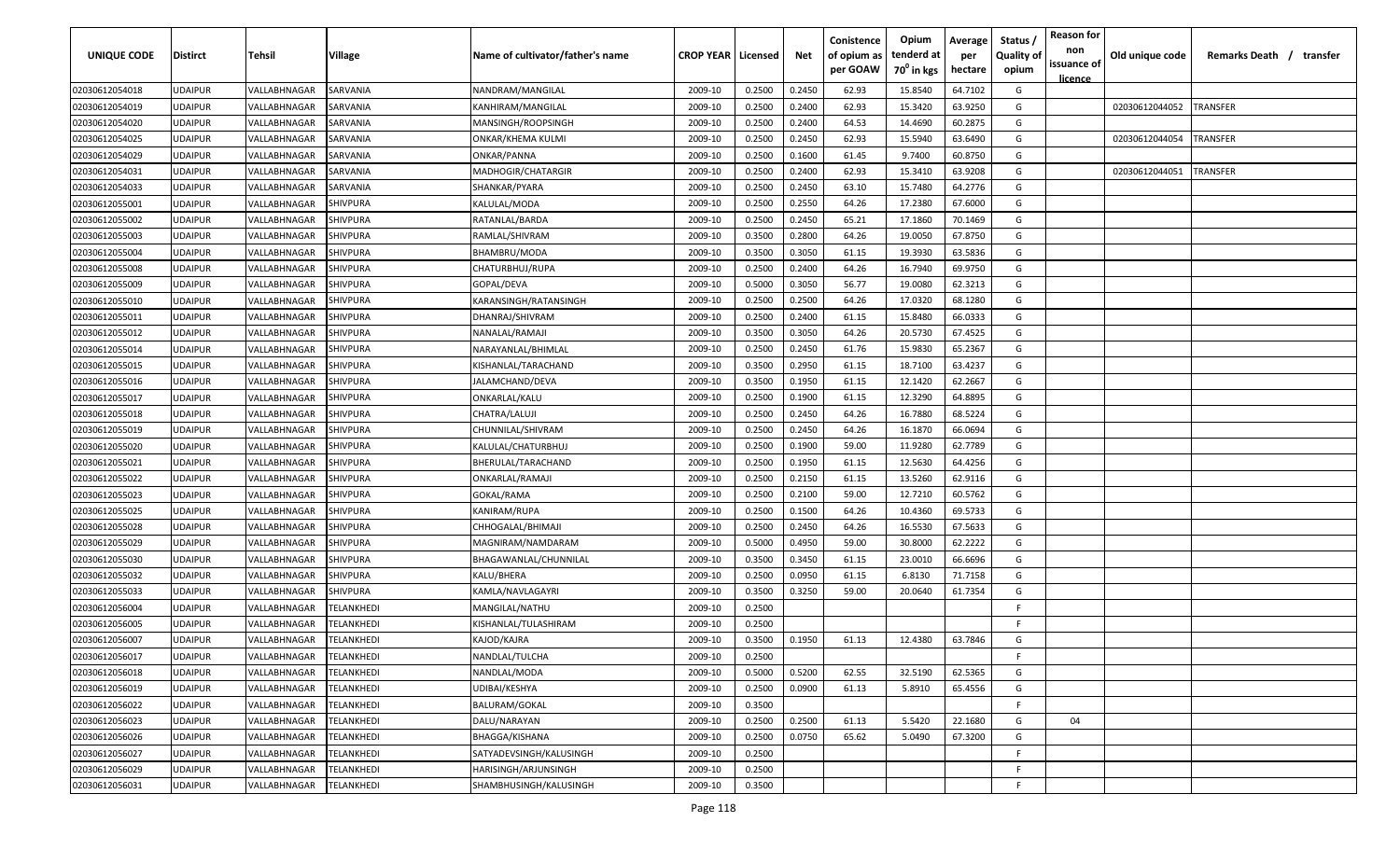| UNIQUE CODE | Distirct | Tehsil | Village | Name of cultivator/father's name | CROP YEAR | Licensed | Net | Conistence of opium as per GOAW | Opium tenderd at $70^0$ in kgs | Average per hectare | Status / Quality of opium | Reason for non issuance of licence | Old unique code | Remarks Death / transfer |
|---|---|---|---|---|---|---|---|---|---|---|---|---|---|---|
| 02030612054018 | UDAIPUR | VALLABHNAGAR | SARVANIA | NANDRAM/MANGILAL | 2009-10 | 0.2500 | 0.2450 | 62.93 | 15.8540 | 64.7102 | G | | | |
| 02030612054019 | UDAIPUR | VALLABHNAGAR | SARVANIA | KANHIRAM/MANGILAL | 2009-10 | 0.2500 | 0.2400 | 62.93 | 15.3420 | 63.9250 | G | | 02030612044052 | TRANSFER |
| 02030612054020 | UDAIPUR | VALLABHNAGAR | SARVANIA | MANSINGH/ROOPSINGH | 2009-10 | 0.2500 | 0.2400 | 64.53 | 14.4690 | 60.2875 | G | | | |
| 02030612054025 | UDAIPUR | VALLABHNAGAR | SARVANIA | ONKAR/KHEMA KULMI | 2009-10 | 0.2500 | 0.2450 | 62.93 | 15.5940 | 63.6490 | G | | 02030612044054 | TRANSFER |
| 02030612054029 | UDAIPUR | VALLABHNAGAR | SARVANIA | ONKAR/PANNA | 2009-10 | 0.2500 | 0.1600 | 61.45 | 9.7400 | 60.8750 | G | | | |
| 02030612054031 | UDAIPUR | VALLABHNAGAR | SARVANIA | MADHOGIR/CHATARGIR | 2009-10 | 0.2500 | 0.2400 | 62.93 | 15.3410 | 63.9208 | G | | 02030612044051 | TRANSFER |
| 02030612054033 | UDAIPUR | VALLABHNAGAR | SARVANIA | SHANKAR/PYARA | 2009-10 | 0.2500 | 0.2450 | 63.10 | 15.7480 | 64.2776 | G | | | |
| 02030612055001 | UDAIPUR | VALLABHNAGAR | SHIVPURA | KALULAL/MODA | 2009-10 | 0.2500 | 0.2550 | 64.26 | 17.2380 | 67.6000 | G | | | |
| 02030612055002 | UDAIPUR | VALLABHNAGAR | SHIVPURA | RATANLAL/BARDA | 2009-10 | 0.2500 | 0.2450 | 65.21 | 17.1860 | 70.1469 | G | | | |
| 02030612055003 | UDAIPUR | VALLABHNAGAR | SHIVPURA | RAMLAL/SHIVRAM | 2009-10 | 0.3500 | 0.2800 | 64.26 | 19.0050 | 67.8750 | G | | | |
| 02030612055004 | UDAIPUR | VALLABHNAGAR | SHIVPURA | BHAMBRU/MODA | 2009-10 | 0.3500 | 0.3050 | 61.15 | 19.3930 | 63.5836 | G | | | |
| 02030612055008 | UDAIPUR | VALLABHNAGAR | SHIVPURA | CHATURBHUJ/RUPA | 2009-10 | 0.2500 | 0.2400 | 64.26 | 16.7940 | 69.9750 | G | | | |
| 02030612055009 | UDAIPUR | VALLABHNAGAR | SHIVPURA | GOPAL/DEVA | 2009-10 | 0.5000 | 0.3050 | 56.77 | 19.0080 | 62.3213 | G | | | |
| 02030612055010 | UDAIPUR | VALLABHNAGAR | SHIVPURA | KARANSINGH/RATANSINGH | 2009-10 | 0.2500 | 0.2500 | 64.26 | 17.0320 | 68.1280 | G | | | |
| 02030612055011 | UDAIPUR | VALLABHNAGAR | SHIVPURA | DHANRAJ/SHIVRAM | 2009-10 | 0.2500 | 0.2400 | 61.15 | 15.8480 | 66.0333 | G | | | |
| 02030612055012 | UDAIPUR | VALLABHNAGAR | SHIVPURA | NANALAL/RAMAJI | 2009-10 | 0.3500 | 0.3050 | 64.26 | 20.5730 | 67.4525 | G | | | |
| 02030612055014 | UDAIPUR | VALLABHNAGAR | SHIVPURA | NARAYANLAL/BHIMLAL | 2009-10 | 0.2500 | 0.2450 | 61.76 | 15.9830 | 65.2367 | G | | | |
| 02030612055015 | UDAIPUR | VALLABHNAGAR | SHIVPURA | KISHANLAL/TARACHAND | 2009-10 | 0.3500 | 0.2950 | 61.15 | 18.7100 | 63.4237 | G | | | |
| 02030612055016 | UDAIPUR | VALLABHNAGAR | SHIVPURA | JALAMCHAND/DEVA | 2009-10 | 0.3500 | 0.1950 | 61.15 | 12.1420 | 62.2667 | G | | | |
| 02030612055017 | UDAIPUR | VALLABHNAGAR | SHIVPURA | ONKARLAL/KALU | 2009-10 | 0.2500 | 0.1900 | 61.15 | 12.3290 | 64.8895 | G | | | |
| 02030612055018 | UDAIPUR | VALLABHNAGAR | SHIVPURA | CHATRA/LALUJI | 2009-10 | 0.2500 | 0.2450 | 64.26 | 16.7880 | 68.5224 | G | | | |
| 02030612055019 | UDAIPUR | VALLABHNAGAR | SHIVPURA | CHUNNILAL/SHIVRAM | 2009-10 | 0.2500 | 0.2450 | 64.26 | 16.1870 | 66.0694 | G | | | |
| 02030612055020 | UDAIPUR | VALLABHNAGAR | SHIVPURA | KALULAL/CHATURBHUJ | 2009-10 | 0.2500 | 0.1900 | 59.00 | 11.9280 | 62.7789 | G | | | |
| 02030612055021 | UDAIPUR | VALLABHNAGAR | SHIVPURA | BHERULAL/TARACHAND | 2009-10 | 0.2500 | 0.1950 | 61.15 | 12.5630 | 64.4256 | G | | | |
| 02030612055022 | UDAIPUR | VALLABHNAGAR | SHIVPURA | ONKARLAL/RAMAJI | 2009-10 | 0.2500 | 0.2150 | 61.15 | 13.5260 | 62.9116 | G | | | |
| 02030612055023 | UDAIPUR | VALLABHNAGAR | SHIVPURA | GOKAL/RAMA | 2009-10 | 0.2500 | 0.2100 | 59.00 | 12.7210 | 60.5762 | G | | | |
| 02030612055025 | UDAIPUR | VALLABHNAGAR | SHIVPURA | KANIRAM/RUPA | 2009-10 | 0.2500 | 0.1500 | 64.26 | 10.4360 | 69.5733 | G | | | |
| 02030612055028 | UDAIPUR | VALLABHNAGAR | SHIVPURA | CHHOGALAL/BHIMAJI | 2009-10 | 0.2500 | 0.2450 | 64.26 | 16.5530 | 67.5633 | G | | | |
| 02030612055029 | UDAIPUR | VALLABHNAGAR | SHIVPURA | MAGNIRAM/NAMDARAM | 2009-10 | 0.5000 | 0.4950 | 59.00 | 30.8000 | 62.2222 | G | | | |
| 02030612055030 | UDAIPUR | VALLABHNAGAR | SHIVPURA | BHAGAWANLAL/CHUNNILAL | 2009-10 | 0.3500 | 0.3450 | 61.15 | 23.0010 | 66.6696 | G | | | |
| 02030612055032 | UDAIPUR | VALLABHNAGAR | SHIVPURA | KALU/BHERA | 2009-10 | 0.2500 | 0.0950 | 61.15 | 6.8130 | 71.7158 | G | | | |
| 02030612055033 | UDAIPUR | VALLABHNAGAR | SHIVPURA | KAMLA/NAVLAGAYRI | 2009-10 | 0.3500 | 0.3250 | 59.00 | 20.0640 | 61.7354 | G | | | |
| 02030612056004 | UDAIPUR | VALLABHNAGAR | TELANKHEDI | MANGILAL/NATHU | 2009-10 | 0.2500 | | | | | F | | | |
| 02030612056005 | UDAIPUR | VALLABHNAGAR | TELANKHEDI | KISHANLAL/TULASHIRAM | 2009-10 | 0.2500 | | | | | F | | | |
| 02030612056007 | UDAIPUR | VALLABHNAGAR | TELANKHEDI | KAJOD/KAJRA | 2009-10 | 0.3500 | 0.1950 | 61.13 | 12.4380 | 63.7846 | G | | | |
| 02030612056017 | UDAIPUR | VALLABHNAGAR | TELANKHEDI | NANDLAL/TULCHA | 2009-10 | 0.2500 | | | | | F | | | |
| 02030612056018 | UDAIPUR | VALLABHNAGAR | TELANKHEDI | NANDLAL/MODA | 2009-10 | 0.5000 | 0.5200 | 62.55 | 32.5190 | 62.5365 | G | | | |
| 02030612056019 | UDAIPUR | VALLABHNAGAR | TELANKHEDI | UDIBAI/KESHYA | 2009-10 | 0.2500 | 0.0900 | 61.13 | 5.8910 | 65.4556 | G | | | |
| 02030612056022 | UDAIPUR | VALLABHNAGAR | TELANKHEDI | BALURAM/GOKAL | 2009-10 | 0.3500 | | | | | F | | | |
| 02030612056023 | UDAIPUR | VALLABHNAGAR | TELANKHEDI | DALU/NARAYAN | 2009-10 | 0.2500 | 0.2500 | 61.13 | 5.5420 | 22.1680 | G | 04 | | |
| 02030612056026 | UDAIPUR | VALLABHNAGAR | TELANKHEDI | BHAGGA/KISHANA | 2009-10 | 0.2500 | 0.0750 | 65.62 | 5.0490 | 67.3200 | G | | | |
| 02030612056027 | UDAIPUR | VALLABHNAGAR | TELANKHEDI | SATYADEVSINGH/KALUSINGH | 2009-10 | 0.2500 | | | | | F | | | |
| 02030612056029 | UDAIPUR | VALLABHNAGAR | TELANKHEDI | HARISINGH/ARJUNSINGH | 2009-10 | 0.2500 | | | | | F | | | |
| 02030612056031 | UDAIPUR | VALLABHNAGAR | TELANKHEDI | SHAMBHUSINGH/KALUSINGH | 2009-10 | 0.3500 | | | | | F | | | |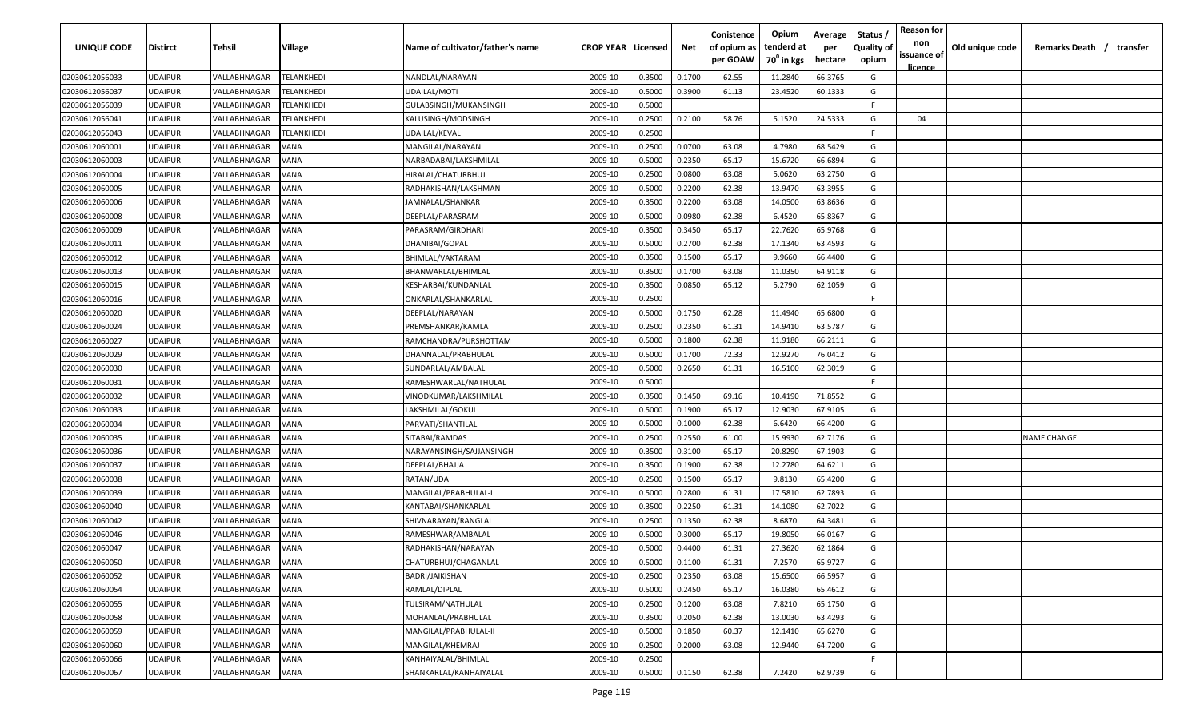| UNIQUE CODE | Distirct | Tehsil | Village | Name of cultivator/father's name | CROP YEAR | Licensed | Net | Conistence of opium as per GOAW | Opium tenderd at $70^0$ in kgs | Average per hectare | Status / Quality of opium | Reason for non issuance of licence | Old unique code | Remarks Death / transfer |
|---|---|---|---|---|---|---|---|---|---|---|---|---|---|---|
| 02030612056033 | UDAIPUR | VALLABHNAGAR | TELANKHEDI | NANDLAL/NARAYAN | 2009-10 | 0.3500 | 0.1700 | 62.55 | 11.2840 | 66.3765 | G | | | |
| 02030612056037 | UDAIPUR | VALLABHNAGAR | TELANKHEDI | UDAILAL/MOTI | 2009-10 | 0.5000 | 0.3900 | 61.13 | 23.4520 | 60.1333 | G | | | |
| 02030612056039 | UDAIPUR | VALLABHNAGAR | TELANKHEDI | GULABSINGH/MUKANSINGH | 2009-10 | 0.5000 | | | | | F | | | |
| 02030612056041 | UDAIPUR | VALLABHNAGAR | TELANKHEDI | KALUSINGH/MODSINGH | 2009-10 | 0.2500 | 0.2100 | 58.76 | 5.1520 | 24.5333 | G | 04 | | |
| 02030612056043 | UDAIPUR | VALLABHNAGAR | TELANKHEDI | UDAILAL/KEVAL | 2009-10 | 0.2500 | | | | | F | | | |
| 02030612060001 | UDAIPUR | VALLABHNAGAR | VANA | MANGILAL/NARAYAN | 2009-10 | 0.2500 | 0.0700 | 63.08 | 4.7980 | 68.5429 | G | | | |
| 02030612060003 | UDAIPUR | VALLABHNAGAR | VANA | NARBADABAI/LAKSHMILAL | 2009-10 | 0.5000 | 0.2350 | 65.17 | 15.6720 | 66.6894 | G | | | |
| 02030612060004 | UDAIPUR | VALLABHNAGAR | VANA | HIRALAL/CHATURBHUJ | 2009-10 | 0.2500 | 0.0800 | 63.08 | 5.0620 | 63.2750 | G | | | |
| 02030612060005 | UDAIPUR | VALLABHNAGAR | VANA | RADHAKISHAN/LAKSHMAN | 2009-10 | 0.5000 | 0.2200 | 62.38 | 13.9470 | 63.3955 | G | | | |
| 02030612060006 | UDAIPUR | VALLABHNAGAR | VANA | JAMNALAL/SHANKAR | 2009-10 | 0.3500 | 0.2200 | 63.08 | 14.0500 | 63.8636 | G | | | |
| 02030612060008 | UDAIPUR | VALLABHNAGAR | VANA | DEEPLAL/PARASRAM | 2009-10 | 0.5000 | 0.0980 | 62.38 | 6.4520 | 65.8367 | G | | | |
| 02030612060009 | UDAIPUR | VALLABHNAGAR | VANA | PARASRAM/GIRDHARI | 2009-10 | 0.3500 | 0.3450 | 65.17 | 22.7620 | 65.9768 | G | | | |
| 02030612060011 | UDAIPUR | VALLABHNAGAR | VANA | DHANIBAI/GOPAL | 2009-10 | 0.5000 | 0.2700 | 62.38 | 17.1340 | 63.4593 | G | | | |
| 02030612060012 | UDAIPUR | VALLABHNAGAR | VANA | BHIMLAL/VAKTARAM | 2009-10 | 0.3500 | 0.1500 | 65.17 | 9.9660 | 66.4400 | G | | | |
| 02030612060013 | UDAIPUR | VALLABHNAGAR | VANA | BHANWARLAL/BHIMLAL | 2009-10 | 0.3500 | 0.1700 | 63.08 | 11.0350 | 64.9118 | G | | | |
| 02030612060015 | UDAIPUR | VALLABHNAGAR | VANA | KESHARBAI/KUNDANLAL | 2009-10 | 0.3500 | 0.0850 | 65.12 | 5.2790 | 62.1059 | G | | | |
| 02030612060016 | UDAIPUR | VALLABHNAGAR | VANA | ONKARLAL/SHANKARLAL | 2009-10 | 0.2500 | | | | | F | | | |
| 02030612060020 | UDAIPUR | VALLABHNAGAR | VANA | DEEPLAL/NARAYAN | 2009-10 | 0.5000 | 0.1750 | 62.28 | 11.4940 | 65.6800 | G | | | |
| 02030612060024 | UDAIPUR | VALLABHNAGAR | VANA | PREMSHANKAR/KAMLA | 2009-10 | 0.2500 | 0.2350 | 61.31 | 14.9410 | 63.5787 | G | | | |
| 02030612060027 | UDAIPUR | VALLABHNAGAR | VANA | RAMCHANDRA/PURSHOTTAM | 2009-10 | 0.5000 | 0.1800 | 62.38 | 11.9180 | 66.2111 | G | | | |
| 02030612060029 | UDAIPUR | VALLABHNAGAR | VANA | DHANNALAL/PRABHULAL | 2009-10 | 0.5000 | 0.1700 | 72.33 | 12.9270 | 76.0412 | G | | | |
| 02030612060030 | UDAIPUR | VALLABHNAGAR | VANA | SUNDARLAL/AMBALAL | 2009-10 | 0.5000 | 0.2650 | 61.31 | 16.5100 | 62.3019 | G | | | |
| 02030612060031 | UDAIPUR | VALLABHNAGAR | VANA | RAMESHWARLAL/NATHULAL | 2009-10 | 0.5000 | | | | | F | | | |
| 02030612060032 | UDAIPUR | VALLABHNAGAR | VANA | VINODKUMAR/LAKSHMILAL | 2009-10 | 0.3500 | 0.1450 | 69.16 | 10.4190 | 71.8552 | G | | | |
| 02030612060033 | UDAIPUR | VALLABHNAGAR | VANA | LAKSHMILAL/GOKUL | 2009-10 | 0.5000 | 0.1900 | 65.17 | 12.9030 | 67.9105 | G | | | |
| 02030612060034 | UDAIPUR | VALLABHNAGAR | VANA | PARVATI/SHANTILAL | 2009-10 | 0.5000 | 0.1000 | 62.38 | 6.6420 | 66.4200 | G | | | |
| 02030612060035 | UDAIPUR | VALLABHNAGAR | VANA | SITABAI/RAMDAS | 2009-10 | 0.2500 | 0.2550 | 61.00 | 15.9930 | 62.7176 | G | | | NAME CHANGE |
| 02030612060036 | UDAIPUR | VALLABHNAGAR | VANA | NARAYANSINGH/SAJJANSINGH | 2009-10 | 0.3500 | 0.3100 | 65.17 | 20.8290 | 67.1903 | G | | | |
| 02030612060037 | UDAIPUR | VALLABHNAGAR | VANA | DEEPLAL/BHAJJA | 2009-10 | 0.3500 | 0.1900 | 62.38 | 12.2780 | 64.6211 | G | | | |
| 02030612060038 | UDAIPUR | VALLABHNAGAR | VANA | RATAN/UDA | 2009-10 | 0.2500 | 0.1500 | 65.17 | 9.8130 | 65.4200 | G | | | |
| 02030612060039 | UDAIPUR | VALLABHNAGAR | VANA | MANGILAL/PRABHULAL-I | 2009-10 | 0.5000 | 0.2800 | 61.31 | 17.5810 | 62.7893 | G | | | |
| 02030612060040 | UDAIPUR | VALLABHNAGAR | VANA | KANTABAI/SHANKARLAL | 2009-10 | 0.3500 | 0.2250 | 61.31 | 14.1080 | 62.7022 | G | | | |
| 02030612060042 | UDAIPUR | VALLABHNAGAR | VANA | SHIVNARAYAN/RANGLAL | 2009-10 | 0.2500 | 0.1350 | 62.38 | 8.6870 | 64.3481 | G | | | |
| 02030612060046 | UDAIPUR | VALLABHNAGAR | VANA | RAMESHWAR/AMBALAL | 2009-10 | 0.5000 | 0.3000 | 65.17 | 19.8050 | 66.0167 | G | | | |
| 02030612060047 | UDAIPUR | VALLABHNAGAR | VANA | RADHAKISHAN/NARAYAN | 2009-10 | 0.5000 | 0.4400 | 61.31 | 27.3620 | 62.1864 | G | | | |
| 02030612060050 | UDAIPUR | VALLABHNAGAR | VANA | CHATURBHUJ/CHAGANLAL | 2009-10 | 0.5000 | 0.1100 | 61.31 | 7.2570 | 65.9727 | G | | | |
| 02030612060052 | UDAIPUR | VALLABHNAGAR | VANA | BADRI/JAIKISHAN | 2009-10 | 0.2500 | 0.2350 | 63.08 | 15.6500 | 66.5957 | G | | | |
| 02030612060054 | UDAIPUR | VALLABHNAGAR | VANA | RAMLAL/DIPLAL | 2009-10 | 0.5000 | 0.2450 | 65.17 | 16.0380 | 65.4612 | G | | | |
| 02030612060055 | UDAIPUR | VALLABHNAGAR | VANA | TULSIRAM/NATHULAL | 2009-10 | 0.2500 | 0.1200 | 63.08 | 7.8210 | 65.1750 | G | | | |
| 02030612060058 | UDAIPUR | VALLABHNAGAR | VANA | MOHANLAL/PRABHULAL | 2009-10 | 0.3500 | 0.2050 | 62.38 | 13.0030 | 63.4293 | G | | | |
| 02030612060059 | UDAIPUR | VALLABHNAGAR | VANA | MANGILAL/PRABHULAL-II | 2009-10 | 0.5000 | 0.1850 | 60.37 | 12.1410 | 65.6270 | G | | | |
| 02030612060060 | UDAIPUR | VALLABHNAGAR | VANA | MANGILAL/KHEMRAJ | 2009-10 | 0.2500 | 0.2000 | 63.08 | 12.9440 | 64.7200 | G | | | |
| 02030612060066 | UDAIPUR | VALLABHNAGAR | VANA | KANHAIYALAL/BHIMLAL | 2009-10 | 0.2500 | | | | | F | | | |
| 02030612060067 | UDAIPUR | VALLABHNAGAR | VANA | SHANKARLAL/KANHAIYALAL | 2009-10 | 0.5000 | 0.1150 | 62.38 | 7.2420 | 62.9739 | G | | | |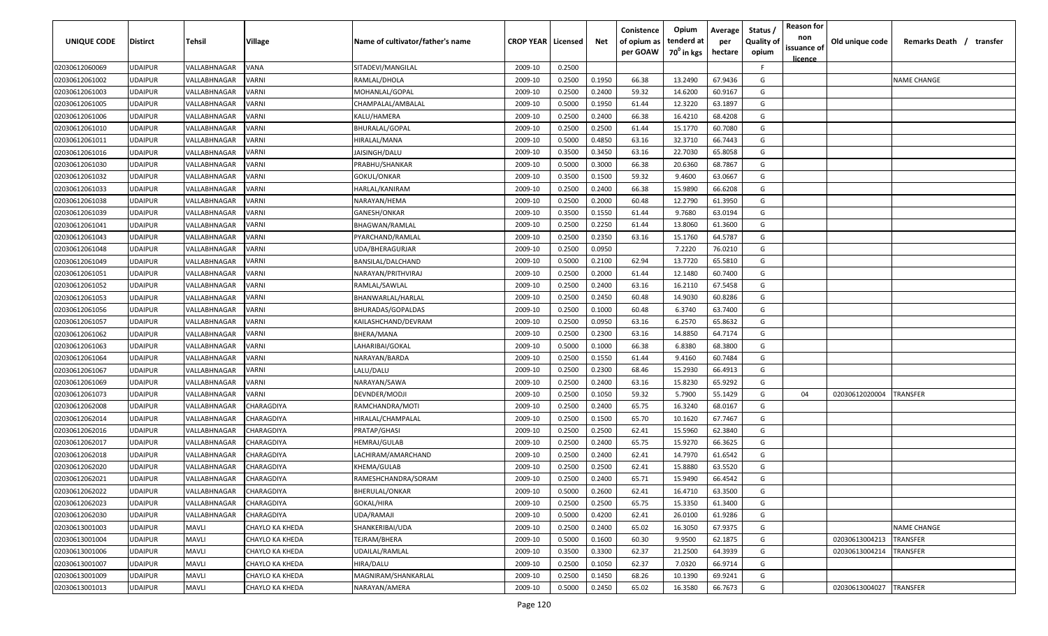| UNIQUE CODE | Distirct | Tehsil | Village | Name of cultivator/father's name | CROP YEAR | Licensed | Net | Conistence of opium as per GOAW | Opium tenderd at 70° in kgs | Average per hectare | Status / Quality of opium | Reason for non issuance of licence | Old unique code | Remarks Death / transfer |
|---|---|---|---|---|---|---|---|---|---|---|---|---|---|---|
| 02030612060069 | UDAIPUR | VALLABHNAGAR | VANA | SITADEVI/MANGILAL | 2009-10 | 0.2500 | | | | | F | | | |
| 02030612061002 | UDAIPUR | VALLABHNAGAR | VARNI | RAMLAL/DHOLA | 2009-10 | 0.2500 | 0.1950 | 66.38 | 13.2490 | 67.9436 | G | | | NAME CHANGE |
| 02030612061003 | UDAIPUR | VALLABHNAGAR | VARNI | MOHANLAL/GOPAL | 2009-10 | 0.2500 | 0.2400 | 59.32 | 14.6200 | 60.9167 | G | | | |
| 02030612061005 | UDAIPUR | VALLABHNAGAR | VARNI | CHAMPALAL/AMBALAL | 2009-10 | 0.5000 | 0.1950 | 61.44 | 12.3220 | 63.1897 | G | | | |
| 02030612061006 | UDAIPUR | VALLABHNAGAR | VARNI | KALU/HAMERA | 2009-10 | 0.2500 | 0.2400 | 66.38 | 16.4210 | 68.4208 | G | | | |
| 02030612061010 | UDAIPUR | VALLABHNAGAR | VARNI | BHURALAL/GOPAL | 2009-10 | 0.2500 | 0.2500 | 61.44 | 15.1770 | 60.7080 | G | | | |
| 02030612061011 | UDAIPUR | VALLABHNAGAR | VARNI | HIRALAL/MANA | 2009-10 | 0.5000 | 0.4850 | 63.16 | 32.3710 | 66.7443 | G | | | |
| 02030612061016 | UDAIPUR | VALLABHNAGAR | VARNI | JAISINGH/DALU | 2009-10 | 0.3500 | 0.3450 | 63.16 | 22.7030 | 65.8058 | G | | | |
| 02030612061030 | UDAIPUR | VALLABHNAGAR | VARNI | PRABHU/SHANKAR | 2009-10 | 0.5000 | 0.3000 | 66.38 | 20.6360 | 68.7867 | G | | | |
| 02030612061032 | UDAIPUR | VALLABHNAGAR | VARNI | GOKUL/ONKAR | 2009-10 | 0.3500 | 0.1500 | 59.32 | 9.4600 | 63.0667 | G | | | |
| 02030612061033 | UDAIPUR | VALLABHNAGAR | VARNI | HARLAL/KANIRAM | 2009-10 | 0.2500 | 0.2400 | 66.38 | 15.9890 | 66.6208 | G | | | |
| 02030612061038 | UDAIPUR | VALLABHNAGAR | VARNI | NARAYAN/HEMA | 2009-10 | 0.2500 | 0.2000 | 60.48 | 12.2790 | 61.3950 | G | | | |
| 02030612061039 | UDAIPUR | VALLABHNAGAR | VARNI | GANESH/ONKAR | 2009-10 | 0.3500 | 0.1550 | 61.44 | 9.7680 | 63.0194 | G | | | |
| 02030612061041 | UDAIPUR | VALLABHNAGAR | VARNI | BHAGWAN/RAMLAL | 2009-10 | 0.2500 | 0.2250 | 61.44 | 13.8060 | 61.3600 | G | | | |
| 02030612061043 | UDAIPUR | VALLABHNAGAR | VARNI | PYARCHAND/RAMLAL | 2009-10 | 0.2500 | 0.2350 | 63.16 | 15.1760 | 64.5787 | G | | | |
| 02030612061048 | UDAIPUR | VALLABHNAGAR | VARNI | UDA/BHERAGURJAR | 2009-10 | 0.2500 | 0.0950 | | 7.2220 | 76.0210 | G | | | |
| 02030612061049 | UDAIPUR | VALLABHNAGAR | VARNI | BANSILAL/DALCHAND | 2009-10 | 0.5000 | 0.2100 | 62.94 | 13.7720 | 65.5810 | G | | | |
| 02030612061051 | UDAIPUR | VALLABHNAGAR | VARNI | NARAYAN/PRITHVIRAJ | 2009-10 | 0.2500 | 0.2000 | 61.44 | 12.1480 | 60.7400 | G | | | |
| 02030612061052 | UDAIPUR | VALLABHNAGAR | VARNI | RAMLAL/SAWLAL | 2009-10 | 0.2500 | 0.2400 | 63.16 | 16.2110 | 67.5458 | G | | | |
| 02030612061053 | UDAIPUR | VALLABHNAGAR | VARNI | BHANWARLAL/HARLAL | 2009-10 | 0.2500 | 0.2450 | 60.48 | 14.9030 | 60.8286 | G | | | |
| 02030612061056 | UDAIPUR | VALLABHNAGAR | VARNI | BHURADAS/GOPALDAS | 2009-10 | 0.2500 | 0.1000 | 60.48 | 6.3740 | 63.7400 | G | | | |
| 02030612061057 | UDAIPUR | VALLABHNAGAR | VARNI | KAILASHCHAND/DEVRAM | 2009-10 | 0.2500 | 0.0950 | 63.16 | 6.2570 | 65.8632 | G | | | |
| 02030612061062 | UDAIPUR | VALLABHNAGAR | VARNI | BHERA/MANA | 2009-10 | 0.2500 | 0.2300 | 63.16 | 14.8850 | 64.7174 | G | | | |
| 02030612061063 | UDAIPUR | VALLABHNAGAR | VARNI | LAHARIBAI/GOKAL | 2009-10 | 0.5000 | 0.1000 | 66.38 | 6.8380 | 68.3800 | G | | | |
| 02030612061064 | UDAIPUR | VALLABHNAGAR | VARNI | NARAYAN/BARDA | 2009-10 | 0.2500 | 0.1550 | 61.44 | 9.4160 | 60.7484 | G | | | |
| 02030612061067 | UDAIPUR | VALLABHNAGAR | VARNI | LALU/DALU | 2009-10 | 0.2500 | 0.2300 | 68.46 | 15.2930 | 66.4913 | G | | | |
| 02030612061069 | UDAIPUR | VALLABHNAGAR | VARNI | NARAYAN/SAWA | 2009-10 | 0.2500 | 0.2400 | 63.16 | 15.8230 | 65.9292 | G | | | |
| 02030612061073 | UDAIPUR | VALLABHNAGAR | VARNI | DEVNDER/MODJI | 2009-10 | 0.2500 | 0.1050 | 59.32 | 5.7900 | 55.1429 | G | 04 | 02030612020004 | TRANSFER |
| 02030612062008 | UDAIPUR | VALLABHNAGAR | CHARAGDIYA | RAMCHANDRA/MOTI | 2009-10 | 0.2500 | 0.2400 | 65.75 | 16.3240 | 68.0167 | G | | | |
| 02030612062014 | UDAIPUR | VALLABHNAGAR | CHARAGDIYA | HIRALAL/CHAMPALAL | 2009-10 | 0.2500 | 0.1500 | 65.70 | 10.1620 | 67.7467 | G | | | |
| 02030612062016 | UDAIPUR | VALLABHNAGAR | CHARAGDIYA | PRATAP/GHASI | 2009-10 | 0.2500 | 0.2500 | 62.41 | 15.5960 | 62.3840 | G | | | |
| 02030612062017 | UDAIPUR | VALLABHNAGAR | CHARAGDIYA | HEMRAJ/GULAB | 2009-10 | 0.2500 | 0.2400 | 65.75 | 15.9270 | 66.3625 | G | | | |
| 02030612062018 | UDAIPUR | VALLABHNAGAR | CHARAGDIYA | LACHIRAM/AMARCHAND | 2009-10 | 0.2500 | 0.2400 | 62.41 | 14.7970 | 61.6542 | G | | | |
| 02030612062020 | UDAIPUR | VALLABHNAGAR | CHARAGDIYA | KHEMA/GULAB | 2009-10 | 0.2500 | 0.2500 | 62.41 | 15.8880 | 63.5520 | G | | | |
| 02030612062021 | UDAIPUR | VALLABHNAGAR | CHARAGDIYA | RAMESHCHANDRA/SORAM | 2009-10 | 0.2500 | 0.2400 | 65.71 | 15.9490 | 66.4542 | G | | | |
| 02030612062022 | UDAIPUR | VALLABHNAGAR | CHARAGDIYA | BHERULAL/ONKAR | 2009-10 | 0.5000 | 0.2600 | 62.41 | 16.4710 | 63.3500 | G | | | |
| 02030612062023 | UDAIPUR | VALLABHNAGAR | CHARAGDIYA | GOKAL/HIRA | 2009-10 | 0.2500 | 0.2500 | 65.75 | 15.3350 | 61.3400 | G | | | |
| 02030612062030 | UDAIPUR | VALLABHNAGAR | CHARAGDIYA | UDA/RAMAJI | 2009-10 | 0.5000 | 0.4200 | 62.41 | 26.0100 | 61.9286 | G | | | |
| 02030613001003 | UDAIPUR | MAVLI | CHAYLO KA KHEDA | SHANKERIBAI/UDA | 2009-10 | 0.2500 | 0.2400 | 65.02 | 16.3050 | 67.9375 | G | | | NAME CHANGE |
| 02030613001004 | UDAIPUR | MAVLI | CHAYLO KA KHEDA | TEJRAM/BHERA | 2009-10 | 0.5000 | 0.1600 | 60.30 | 9.9500 | 62.1875 | G | | 02030613004213 | TRANSFER |
| 02030613001006 | UDAIPUR | MAVLI | CHAYLO KA KHEDA | UDAILAL/RAMLAL | 2009-10 | 0.3500 | 0.3300 | 62.37 | 21.2500 | 64.3939 | G | | 02030613004214 | TRANSFER |
| 02030613001007 | UDAIPUR | MAVLI | CHAYLO KA KHEDA | HIRA/DALU | 2009-10 | 0.2500 | 0.1050 | 62.37 | 7.0320 | 66.9714 | G | | | |
| 02030613001009 | UDAIPUR | MAVLI | CHAYLO KA KHEDA | MAGNIRAM/SHANKARLAL | 2009-10 | 0.2500 | 0.1450 | 68.26 | 10.1390 | 69.9241 | G | | | |
| 02030613001013 | UDAIPUR | MAVLI | CHAYLO KA KHEDA | NARAYAN/AMERA | 2009-10 | 0.5000 | 0.2450 | 65.02 | 16.3580 | 66.7673 | G | | 02030613004027 | TRANSFER |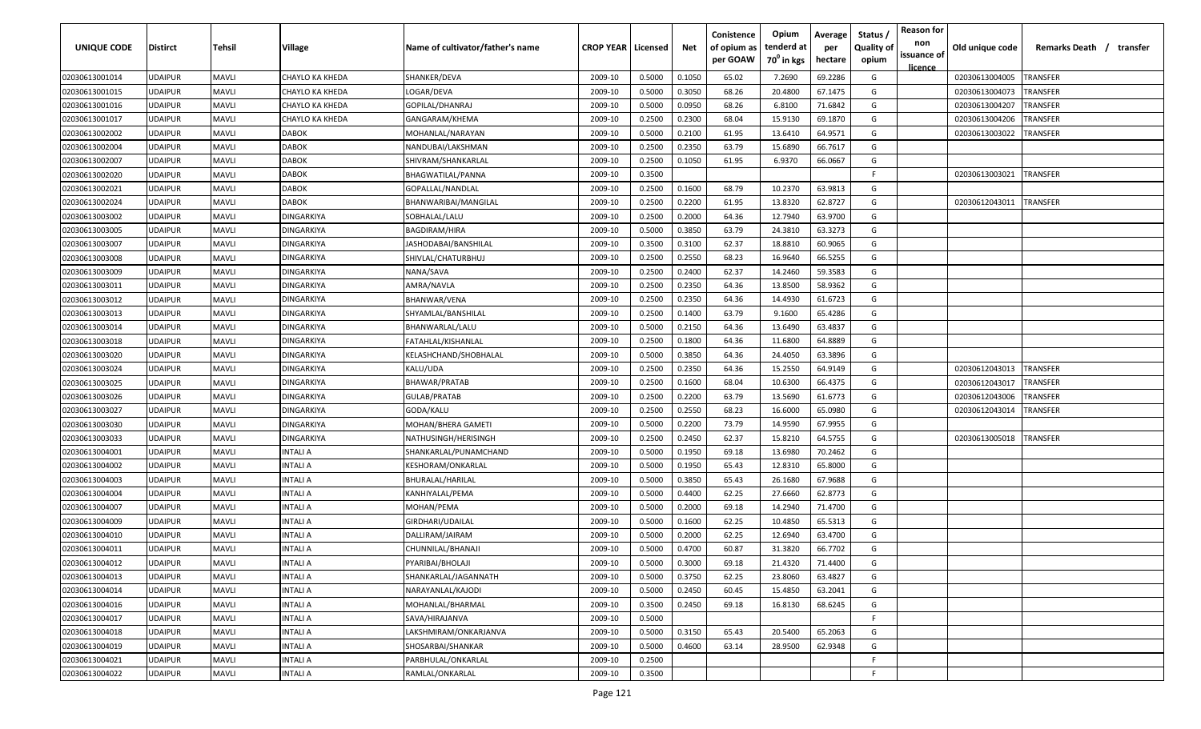| UNIQUE CODE | Distirct | Tehsil | Village | Name of cultivator/father's name | CROP YEAR | Licensed | Net | Conistence of opium as per GOAW | Opium tenderd at 70° in kgs | Average per hectare | Status / Quality of opium | Reason for non issuance of licence | Old unique code | Remarks Death / transfer |
|---|---|---|---|---|---|---|---|---|---|---|---|---|---|---|
| 02030613001014 | UDAIPUR | MAVLI | CHAYLO KA KHEDA | SHANKER/DEVA | 2009-10 | 0.5000 | 0.1050 | 65.02 | 7.2690 | 69.2286 | G | | 02030613004005 | TRANSFER |
| 02030613001015 | UDAIPUR | MAVLI | CHAYLO KA KHEDA | LOGAR/DEVA | 2009-10 | 0.5000 | 0.3050 | 68.26 | 20.4800 | 67.1475 | G | | 02030613004073 | TRANSFER |
| 02030613001016 | UDAIPUR | MAVLI | CHAYLO KA KHEDA | GOPILAL/DHANRAJ | 2009-10 | 0.5000 | 0.0950 | 68.26 | 6.8100 | 71.6842 | G | | 02030613004207 | TRANSFER |
| 02030613001017 | UDAIPUR | MAVLI | CHAYLO KA KHEDA | GANGARAM/KHEMA | 2009-10 | 0.2500 | 0.2300 | 68.04 | 15.9130 | 69.1870 | G | | 02030613004206 | TRANSFER |
| 02030613002002 | UDAIPUR | MAVLI | DABOK | MOHANLAL/NARAYAN | 2009-10 | 0.5000 | 0.2100 | 61.95 | 13.6410 | 64.9571 | G | | 02030613003022 | TRANSFER |
| 02030613002004 | UDAIPUR | MAVLI | DABOK | NANDUBAI/LAKSHMAN | 2009-10 | 0.2500 | 0.2350 | 63.79 | 15.6890 | 66.7617 | G | | | |
| 02030613002007 | UDAIPUR | MAVLI | DABOK | SHIVRAM/SHANKARLAL | 2009-10 | 0.2500 | 0.1050 | 61.95 | 6.9370 | 66.0667 | G | | | |
| 02030613002020 | UDAIPUR | MAVLI | DABOK | BHAGWATILAL/PANNA | 2009-10 | 0.3500 | | | | | F | | 02030613003021 | TRANSFER |
| 02030613002021 | UDAIPUR | MAVLI | DABOK | GOPALLAL/NANDLAL | 2009-10 | 0.2500 | 0.1600 | 68.79 | 10.2370 | 63.9813 | G | | | |
| 02030613002024 | UDAIPUR | MAVLI | DABOK | BHANWARIBAI/MANGILAL | 2009-10 | 0.2500 | 0.2200 | 61.95 | 13.8320 | 62.8727 | G | | 02030612043011 | TRANSFER |
| 02030613003002 | UDAIPUR | MAVLI | DINGARKIYA | SOBHALAL/LALU | 2009-10 | 0.2500 | 0.2000 | 64.36 | 12.7940 | 63.9700 | G | | | |
| 02030613003005 | UDAIPUR | MAVLI | DINGARKIYA | BAGDIRAM/HIRA | 2009-10 | 0.5000 | 0.3850 | 63.79 | 24.3810 | 63.3273 | G | | | |
| 02030613003007 | UDAIPUR | MAVLI | DINGARKIYA | JASHODABAI/BANSHILAL | 2009-10 | 0.3500 | 0.3100 | 62.37 | 18.8810 | 60.9065 | G | | | |
| 02030613003008 | UDAIPUR | MAVLI | DINGARKIYA | SHIVLAL/CHATURBHUJ | 2009-10 | 0.2500 | 0.2550 | 68.23 | 16.9640 | 66.5255 | G | | | |
| 02030613003009 | UDAIPUR | MAVLI | DINGARKIYA | NANA/SAVA | 2009-10 | 0.2500 | 0.2400 | 62.37 | 14.2460 | 59.3583 | G | | | |
| 02030613003011 | UDAIPUR | MAVLI | DINGARKIYA | AMRA/NAVLA | 2009-10 | 0.2500 | 0.2350 | 64.36 | 13.8500 | 58.9362 | G | | | |
| 02030613003012 | UDAIPUR | MAVLI | DINGARKIYA | BHANWAR/VENA | 2009-10 | 0.2500 | 0.2350 | 64.36 | 14.4930 | 61.6723 | G | | | |
| 02030613003013 | UDAIPUR | MAVLI | DINGARKIYA | SHYAMLAL/BANSHILAL | 2009-10 | 0.2500 | 0.1400 | 63.79 | 9.1600 | 65.4286 | G | | | |
| 02030613003014 | UDAIPUR | MAVLI | DINGARKIYA | BHANWARLAL/LALU | 2009-10 | 0.5000 | 0.2150 | 64.36 | 13.6490 | 63.4837 | G | | | |
| 02030613003018 | UDAIPUR | MAVLI | DINGARKIYA | FATAHLAL/KISHANLAL | 2009-10 | 0.2500 | 0.1800 | 64.36 | 11.6800 | 64.8889 | G | | | |
| 02030613003020 | UDAIPUR | MAVLI | DINGARKIYA | KELASHCHAND/SHOBHALAL | 2009-10 | 0.5000 | 0.3850 | 64.36 | 24.4050 | 63.3896 | G | | | |
| 02030613003024 | UDAIPUR | MAVLI | DINGARKIYA | KALU/UDA | 2009-10 | 0.2500 | 0.2350 | 64.36 | 15.2550 | 64.9149 | G | | 02030612043013 | TRANSFER |
| 02030613003025 | UDAIPUR | MAVLI | DINGARKIYA | BHAWAR/PRATAB | 2009-10 | 0.2500 | 0.1600 | 68.04 | 10.6300 | 66.4375 | G | | 02030612043017 | TRANSFER |
| 02030613003026 | UDAIPUR | MAVLI | DINGARKIYA | GULAB/PRATAB | 2009-10 | 0.2500 | 0.2200 | 63.79 | 13.5690 | 61.6773 | G | | 02030612043006 | TRANSFER |
| 02030613003027 | UDAIPUR | MAVLI | DINGARKIYA | GODA/KALU | 2009-10 | 0.2500 | 0.2550 | 68.23 | 16.6000 | 65.0980 | G | | 02030612043014 | TRANSFER |
| 02030613003030 | UDAIPUR | MAVLI | DINGARKIYA | MOHAN/BHERA GAMETI | 2009-10 | 0.5000 | 0.2200 | 73.79 | 14.9590 | 67.9955 | G | | | |
| 02030613003033 | UDAIPUR | MAVLI | DINGARKIYA | NATHUSINGH/HERISINGH | 2009-10 | 0.2500 | 0.2450 | 62.37 | 15.8210 | 64.5755 | G | | 02030613005018 | TRANSFER |
| 02030613004001 | UDAIPUR | MAVLI | INTALI A | SHANKARLAL/PUNAMCHAND | 2009-10 | 0.5000 | 0.1950 | 69.18 | 13.6980 | 70.2462 | G | | | |
| 02030613004002 | UDAIPUR | MAVLI | INTALI A | KESHORAM/ONKARLAL | 2009-10 | 0.5000 | 0.1950 | 65.43 | 12.8310 | 65.8000 | G | | | |
| 02030613004003 | UDAIPUR | MAVLI | INTALI A | BHURALAL/HARILAL | 2009-10 | 0.5000 | 0.3850 | 65.43 | 26.1680 | 67.9688 | G | | | |
| 02030613004004 | UDAIPUR | MAVLI | INTALI A | KANHIYALAL/PEMA | 2009-10 | 0.5000 | 0.4400 | 62.25 | 27.6660 | 62.8773 | G | | | |
| 02030613004007 | UDAIPUR | MAVLI | INTALI A | MOHAN/PEMA | 2009-10 | 0.5000 | 0.2000 | 69.18 | 14.2940 | 71.4700 | G | | | |
| 02030613004009 | UDAIPUR | MAVLI | INTALI A | GIRDHARI/UDAILAL | 2009-10 | 0.5000 | 0.1600 | 62.25 | 10.4850 | 65.5313 | G | | | |
| 02030613004010 | UDAIPUR | MAVLI | INTALI A | DALLIRAM/JAIRAM | 2009-10 | 0.5000 | 0.2000 | 62.25 | 12.6940 | 63.4700 | G | | | |
| 02030613004011 | UDAIPUR | MAVLI | INTALI A | CHUNNILAL/BHANAJI | 2009-10 | 0.5000 | 0.4700 | 60.87 | 31.3820 | 66.7702 | G | | | |
| 02030613004012 | UDAIPUR | MAVLI | INTALI A | PYARIBAI/BHOLAJI | 2009-10 | 0.5000 | 0.3000 | 69.18 | 21.4320 | 71.4400 | G | | | |
| 02030613004013 | UDAIPUR | MAVLI | INTALI A | SHANKARLAL/JAGANNATH | 2009-10 | 0.5000 | 0.3750 | 62.25 | 23.8060 | 63.4827 | G | | | |
| 02030613004014 | UDAIPUR | MAVLI | INTALI A | NARAYANLAL/KAJODI | 2009-10 | 0.5000 | 0.2450 | 60.45 | 15.4850 | 63.2041 | G | | | |
| 02030613004016 | UDAIPUR | MAVLI | INTALI A | MOHANLAL/BHARMAL | 2009-10 | 0.3500 | 0.2450 | 69.18 | 16.8130 | 68.6245 | G | | | |
| 02030613004017 | UDAIPUR | MAVLI | INTALI A | SAVA/HIRAJANVA | 2009-10 | 0.5000 | | | | | F | | | |
| 02030613004018 | UDAIPUR | MAVLI | INTALI A | LAKSHMIRAM/ONKARJANVA | 2009-10 | 0.5000 | 0.3150 | 65.43 | 20.5400 | 65.2063 | G | | | |
| 02030613004019 | UDAIPUR | MAVLI | INTALI A | SHOSARBAI/SHANKAR | 2009-10 | 0.5000 | 0.4600 | 63.14 | 28.9500 | 62.9348 | G | | | |
| 02030613004021 | UDAIPUR | MAVLI | INTALI A | PARBHULAL/ONKARLAL | 2009-10 | 0.2500 | | | | | F | | | |
| 02030613004022 | UDAIPUR | MAVLI | INTALI A | RAMLAL/ONKARLAL | 2009-10 | 0.3500 | | | | | F | | | |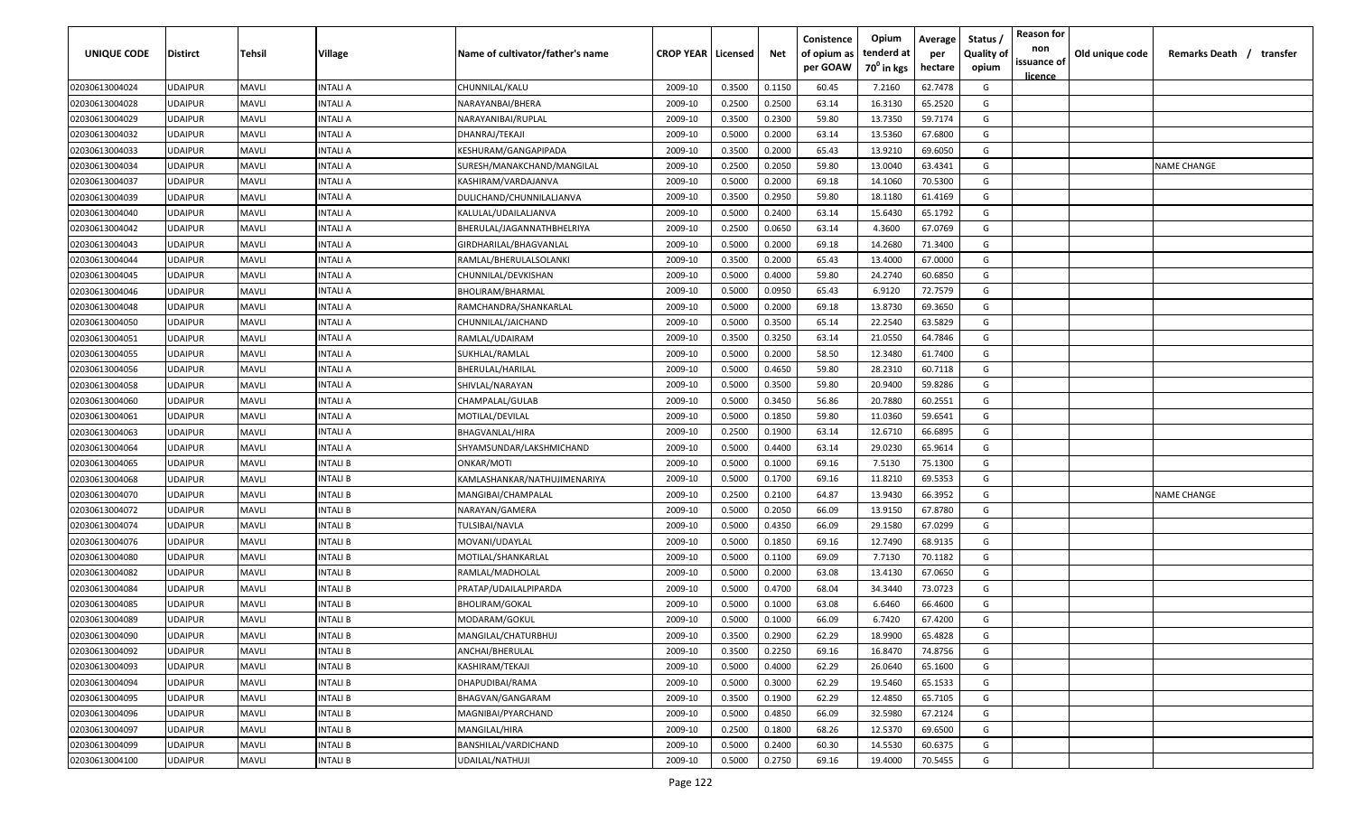| UNIQUE CODE | Distirct | Tehsil | Village | Name of cultivator/father's name | CROP YEAR | Licensed | Net | Conistence of opium as per GOAW | Opium tenderd at 70° in kgs | Average per hectare | Status / Quality of opium | Reason for non issuance of licence | Old unique code | Remarks Death / transfer |
|---|---|---|---|---|---|---|---|---|---|---|---|---|---|---|
| 02030613004024 | UDAIPUR | MAVLI | INTALI A | CHUNNILAL/KALU | 2009-10 | 0.3500 | 0.1150 | 60.45 | 7.2160 | 62.7478 | G | | | |
| 02030613004028 | UDAIPUR | MAVLI | INTALI A | NARAYANBAI/BHERA | 2009-10 | 0.2500 | 0.2500 | 63.14 | 16.3130 | 65.2520 | G | | | |
| 02030613004029 | UDAIPUR | MAVLI | INTALI A | NARAYANIBAI/RUPLAL | 2009-10 | 0.3500 | 0.2300 | 59.80 | 13.7350 | 59.7174 | G | | | |
| 02030613004032 | UDAIPUR | MAVLI | INTALI A | DHANRAJ/TEKAJI | 2009-10 | 0.5000 | 0.2000 | 63.14 | 13.5360 | 67.6800 | G | | | |
| 02030613004033 | UDAIPUR | MAVLI | INTALI A | KESHURAM/GANGAPIPADA | 2009-10 | 0.3500 | 0.2000 | 65.43 | 13.9210 | 69.6050 | G | | | |
| 02030613004034 | UDAIPUR | MAVLI | INTALI A | SURESH/MANAKCHAND/MANGILAL | 2009-10 | 0.2500 | 0.2050 | 59.80 | 13.0040 | 63.4341 | G | | | NAME CHANGE |
| 02030613004037 | UDAIPUR | MAVLI | INTALI A | KASHIRAM/VARDAJANVA | 2009-10 | 0.5000 | 0.2000 | 69.18 | 14.1060 | 70.5300 | G | | | |
| 02030613004039 | UDAIPUR | MAVLI | INTALI A | DULICHAND/CHUNNILALJANVA | 2009-10 | 0.3500 | 0.2950 | 59.80 | 18.1180 | 61.4169 | G | | | |
| 02030613004040 | UDAIPUR | MAVLI | INTALI A | KALULAL/UDAILALJANVA | 2009-10 | 0.5000 | 0.2400 | 63.14 | 15.6430 | 65.1792 | G | | | |
| 02030613004042 | UDAIPUR | MAVLI | INTALI A | BHERULAL/JAGANNATHBHELRIYA | 2009-10 | 0.2500 | 0.0650 | 63.14 | 4.3600 | 67.0769 | G | | | |
| 02030613004043 | UDAIPUR | MAVLI | INTALI A | GIRDHARILAL/BHAGVANLAL | 2009-10 | 0.5000 | 0.2000 | 69.18 | 14.2680 | 71.3400 | G | | | |
| 02030613004044 | UDAIPUR | MAVLI | INTALI A | RAMLAL/BHERULALSOLANKI | 2009-10 | 0.3500 | 0.2000 | 65.43 | 13.4000 | 67.0000 | G | | | |
| 02030613004045 | UDAIPUR | MAVLI | INTALI A | CHUNNILAL/DEVKISHAN | 2009-10 | 0.5000 | 0.4000 | 59.80 | 24.2740 | 60.6850 | G | | | |
| 02030613004046 | UDAIPUR | MAVLI | INTALI A | BHOLIRAM/BHARMAL | 2009-10 | 0.5000 | 0.0950 | 65.43 | 6.9120 | 72.7579 | G | | | |
| 02030613004048 | UDAIPUR | MAVLI | INTALI A | RAMCHANDRA/SHANKARLAL | 2009-10 | 0.5000 | 0.2000 | 69.18 | 13.8730 | 69.3650 | G | | | |
| 02030613004050 | UDAIPUR | MAVLI | INTALI A | CHUNNILAL/JAICHAND | 2009-10 | 0.5000 | 0.3500 | 65.14 | 22.2540 | 63.5829 | G | | | |
| 02030613004051 | UDAIPUR | MAVLI | INTALI A | RAMLAL/UDAIRAM | 2009-10 | 0.3500 | 0.3250 | 63.14 | 21.0550 | 64.7846 | G | | | |
| 02030613004055 | UDAIPUR | MAVLI | INTALI A | SUKHLAL/RAMLAL | 2009-10 | 0.5000 | 0.2000 | 58.50 | 12.3480 | 61.7400 | G | | | |
| 02030613004056 | UDAIPUR | MAVLI | INTALI A | BHERULAL/HARILAL | 2009-10 | 0.5000 | 0.4650 | 59.80 | 28.2310 | 60.7118 | G | | | |
| 02030613004058 | UDAIPUR | MAVLI | INTALI A | SHIVLAL/NARAYAN | 2009-10 | 0.5000 | 0.3500 | 59.80 | 20.9400 | 59.8286 | G | | | |
| 02030613004060 | UDAIPUR | MAVLI | INTALI A | CHAMPALAL/GULAB | 2009-10 | 0.5000 | 0.3450 | 56.86 | 20.7880 | 60.2551 | G | | | |
| 02030613004061 | UDAIPUR | MAVLI | INTALI A | MOTILAL/DEVILAL | 2009-10 | 0.5000 | 0.1850 | 59.80 | 11.0360 | 59.6541 | G | | | |
| 02030613004063 | UDAIPUR | MAVLI | INTALI A | BHAGVANLAL/HIRA | 2009-10 | 0.2500 | 0.1900 | 63.14 | 12.6710 | 66.6895 | G | | | |
| 02030613004064 | UDAIPUR | MAVLI | INTALI A | SHYAMSUNDAR/LAKSHMICHAND | 2009-10 | 0.5000 | 0.4400 | 63.14 | 29.0230 | 65.9614 | G | | | |
| 02030613004065 | UDAIPUR | MAVLI | INTALI B | ONKAR/MOTI | 2009-10 | 0.5000 | 0.1000 | 69.16 | 7.5130 | 75.1300 | G | | | |
| 02030613004068 | UDAIPUR | MAVLI | INTALI B | KAMLASHANKAR/NATHUJIMENARIYA | 2009-10 | 0.5000 | 0.1700 | 69.16 | 11.8210 | 69.5353 | G | | | |
| 02030613004070 | UDAIPUR | MAVLI | INTALI B | MANGIBAI/CHAMPALAL | 2009-10 | 0.2500 | 0.2100 | 64.87 | 13.9430 | 66.3952 | G | | | NAME CHANGE |
| 02030613004072 | UDAIPUR | MAVLI | INTALI B | NARAYAN/GAMERA | 2009-10 | 0.5000 | 0.2050 | 66.09 | 13.9150 | 67.8780 | G | | | |
| 02030613004074 | UDAIPUR | MAVLI | INTALI B | TULSIBAI/NAVLA | 2009-10 | 0.5000 | 0.4350 | 66.09 | 29.1580 | 67.0299 | G | | | |
| 02030613004076 | UDAIPUR | MAVLI | INTALI B | MOVANI/UDAYLAL | 2009-10 | 0.5000 | 0.1850 | 69.16 | 12.7490 | 68.9135 | G | | | |
| 02030613004080 | UDAIPUR | MAVLI | INTALI B | MOTILAL/SHANKARLAL | 2009-10 | 0.5000 | 0.1100 | 69.09 | 7.7130 | 70.1182 | G | | | |
| 02030613004082 | UDAIPUR | MAVLI | INTALI B | RAMLAL/MADHOLAL | 2009-10 | 0.5000 | 0.2000 | 63.08 | 13.4130 | 67.0650 | G | | | |
| 02030613004084 | UDAIPUR | MAVLI | INTALI B | PRATAP/UDAILALPIPARDA | 2009-10 | 0.5000 | 0.4700 | 68.04 | 34.3440 | 73.0723 | G | | | |
| 02030613004085 | UDAIPUR | MAVLI | INTALI B | BHOLIRAM/GOKAL | 2009-10 | 0.5000 | 0.1000 | 63.08 | 6.6460 | 66.4600 | G | | | |
| 02030613004089 | UDAIPUR | MAVLI | INTALI B | MODARAM/GOKUL | 2009-10 | 0.5000 | 0.1000 | 66.09 | 6.7420 | 67.4200 | G | | | |
| 02030613004090 | UDAIPUR | MAVLI | INTALI B | MANGILAL/CHATURBHUJ | 2009-10 | 0.3500 | 0.2900 | 62.29 | 18.9900 | 65.4828 | G | | | |
| 02030613004092 | UDAIPUR | MAVLI | INTALI B | ANCHAI/BHERULAL | 2009-10 | 0.3500 | 0.2250 | 69.16 | 16.8470 | 74.8756 | G | | | |
| 02030613004093 | UDAIPUR | MAVLI | INTALI B | KASHIRAM/TEKAJI | 2009-10 | 0.5000 | 0.4000 | 62.29 | 26.0640 | 65.1600 | G | | | |
| 02030613004094 | UDAIPUR | MAVLI | INTALI B | DHAPUDIBAI/RAMA | 2009-10 | 0.5000 | 0.3000 | 62.29 | 19.5460 | 65.1533 | G | | | |
| 02030613004095 | UDAIPUR | MAVLI | INTALI B | BHAGVAN/GANGARAM | 2009-10 | 0.3500 | 0.1900 | 62.29 | 12.4850 | 65.7105 | G | | | |
| 02030613004096 | UDAIPUR | MAVLI | INTALI B | MAGNIBAI/PYARCHAND | 2009-10 | 0.5000 | 0.4850 | 66.09 | 32.5980 | 67.2124 | G | | | |
| 02030613004097 | UDAIPUR | MAVLI | INTALI B | MANGILAL/HIRA | 2009-10 | 0.2500 | 0.1800 | 68.26 | 12.5370 | 69.6500 | G | | | |
| 02030613004099 | UDAIPUR | MAVLI | INTALI B | BANSHILAL/VARDICHAND | 2009-10 | 0.5000 | 0.2400 | 60.30 | 14.5530 | 60.6375 | G | | | |
| 02030613004100 | UDAIPUR | MAVLI | INTALI B | UDAILAL/NATHUJI | 2009-10 | 0.5000 | 0.2750 | 69.16 | 19.4000 | 70.5455 | G | | | |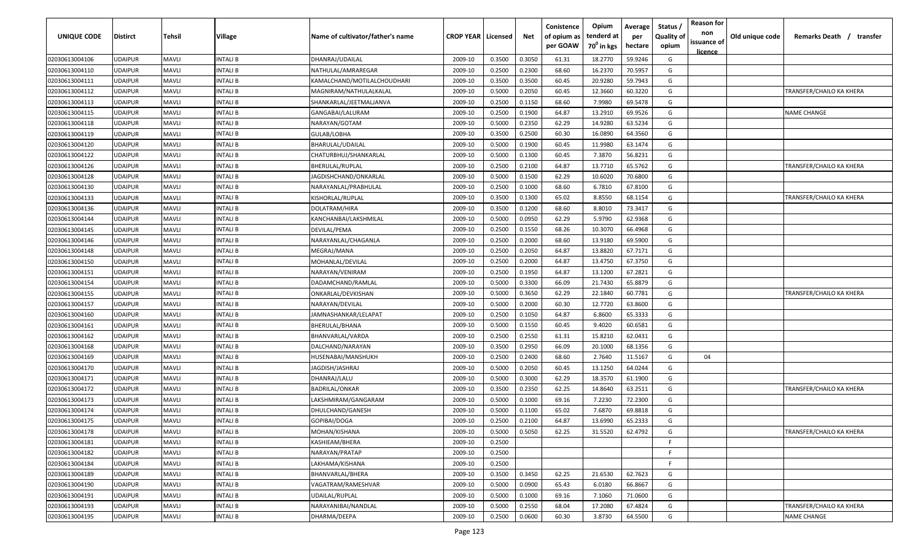| UNIQUE CODE | Distirct | Tehsil | Village | Name of cultivator/father's name | CROP YEAR | Licensed | Net | Conistence of opium as per GOAW | Opium tenderd at 70° in kgs | Average per hectare | Status / Quality of opium | Reason for non issuance of licence | Old unique code | Remarks Death / transfer |
|---|---|---|---|---|---|---|---|---|---|---|---|---|---|---|
| 02030613004106 | UDAIPUR | MAVLI | INTALI B | DHANRAJ/UDAILAL | 2009-10 | 0.3500 | 0.3050 | 61.31 | 18.2770 | 59.9246 | G | | | |
| 02030613004110 | UDAIPUR | MAVLI | INTALI B | NATHULAL/AMRAREGAR | 2009-10 | 0.2500 | 0.2300 | 68.60 | 16.2370 | 70.5957 | G | | | |
| 02030613004111 | UDAIPUR | MAVLI | INTALI B | KAMALCHAND/MOTILALCHOUDHARI | 2009-10 | 0.3500 | 0.3500 | 60.45 | 20.9280 | 59.7943 | G | | | |
| 02030613004112 | UDAIPUR | MAVLI | INTALI B | MAGNIRAM/NATHULALKALAL | 2009-10 | 0.5000 | 0.2050 | 60.45 | 12.3660 | 60.3220 | G | | | TRANSFER/CHAILO KA KHERA |
| 02030613004113 | UDAIPUR | MAVLI | INTALI B | SHANKARLAL/JEETMALJANVA | 2009-10 | 0.2500 | 0.1150 | 68.60 | 7.9980 | 69.5478 | G | | | |
| 02030613004115 | UDAIPUR | MAVLI | INTALI B | GANGABAI/LALURAM | 2009-10 | 0.2500 | 0.1900 | 64.87 | 13.2910 | 69.9526 | G | | | NAME CHANGE |
| 02030613004118 | UDAIPUR | MAVLI | INTALI B | NARAYAN/GOTAM | 2009-10 | 0.5000 | 0.2350 | 62.29 | 14.9280 | 63.5234 | G | | | |
| 02030613004119 | UDAIPUR | MAVLI | INTALI B | GULAB/LOBHA | 2009-10 | 0.3500 | 0.2500 | 60.30 | 16.0890 | 64.3560 | G | | | |
| 02030613004120 | UDAIPUR | MAVLI | INTALI B | BHARULAL/UDAILAL | 2009-10 | 0.5000 | 0.1900 | 60.45 | 11.9980 | 63.1474 | G | | | |
| 02030613004122 | UDAIPUR | MAVLI | INTALI B | CHATURBHUJ/SHANKARLAL | 2009-10 | 0.5000 | 0.1300 | 60.45 | 7.3870 | 56.8231 | G | | | |
| 02030613004126 | UDAIPUR | MAVLI | INTALI B | BHERULAL/RUPLAL | 2009-10 | 0.2500 | 0.2100 | 64.87 | 13.7710 | 65.5762 | G | | | TRANSFER/CHAILO KA KHERA |
| 02030613004128 | UDAIPUR | MAVLI | INTALI B | JAGDISHCHAND/ONKARLAL | 2009-10 | 0.5000 | 0.1500 | 62.29 | 10.6020 | 70.6800 | G | | | |
| 02030613004130 | UDAIPUR | MAVLI | INTALI B | NARAYANLAL/PRABHULAL | 2009-10 | 0.2500 | 0.1000 | 68.60 | 6.7810 | 67.8100 | G | | | |
| 02030613004133 | UDAIPUR | MAVLI | INTALI B | KISHORLAL/RUPLAL | 2009-10 | 0.3500 | 0.1300 | 65.02 | 8.8550 | 68.1154 | G | | | TRANSFER/CHAILO KA KHERA |
| 02030613004136 | UDAIPUR | MAVLI | INTALI B | DOLATRAM/HIRA | 2009-10 | 0.3500 | 0.1200 | 68.60 | 8.8010 | 73.3417 | G | | | |
| 02030613004144 | UDAIPUR | MAVLI | INTALI B | KANCHANBAI/LAKSHMILAL | 2009-10 | 0.5000 | 0.0950 | 62.29 | 5.9790 | 62.9368 | G | | | |
| 02030613004145 | UDAIPUR | MAVLI | INTALI B | DEVILAL/PEMA | 2009-10 | 0.2500 | 0.1550 | 68.26 | 10.3070 | 66.4968 | G | | | |
| 02030613004146 | UDAIPUR | MAVLI | INTALI B | NARAYANLAL/CHAGANLA | 2009-10 | 0.2500 | 0.2000 | 68.60 | 13.9180 | 69.5900 | G | | | |
| 02030613004148 | UDAIPUR | MAVLI | INTALI B | MEGRAJ/MANA | 2009-10 | 0.2500 | 0.2050 | 64.87 | 13.8820 | 67.7171 | G | | | |
| 02030613004150 | UDAIPUR | MAVLI | INTALI B | MOHANLAL/DEVILAL | 2009-10 | 0.2500 | 0.2000 | 64.87 | 13.4750 | 67.3750 | G | | | |
| 02030613004151 | UDAIPUR | MAVLI | INTALI B | NARAYAN/VENIRAM | 2009-10 | 0.2500 | 0.1950 | 64.87 | 13.1200 | 67.2821 | G | | | |
| 02030613004154 | UDAIPUR | MAVLI | INTALI B | DADAMCHAND/RAMLAL | 2009-10 | 0.5000 | 0.3300 | 66.09 | 21.7430 | 65.8879 | G | | | |
| 02030613004155 | UDAIPUR | MAVLI | INTALI B | ONKARLAL/DEVKISHAN | 2009-10 | 0.5000 | 0.3650 | 62.29 | 22.1840 | 60.7781 | G | | | TRANSFER/CHAILO KA KHERA |
| 02030613004157 | UDAIPUR | MAVLI | INTALI B | NARAYAN/DEVILAL | 2009-10 | 0.5000 | 0.2000 | 60.30 | 12.7720 | 63.8600 | G | | | |
| 02030613004160 | UDAIPUR | MAVLI | INTALI B | JAMNASHANKAR/LELAPAT | 2009-10 | 0.2500 | 0.1050 | 64.87 | 6.8600 | 65.3333 | G | | | |
| 02030613004161 | UDAIPUR | MAVLI | INTALI B | BHERULAL/BHANA | 2009-10 | 0.5000 | 0.1550 | 60.45 | 9.4020 | 60.6581 | G | | | |
| 02030613004162 | UDAIPUR | MAVLI | INTALI B | BHANVARLAL/VARDA | 2009-10 | 0.2500 | 0.2550 | 61.31 | 15.8210 | 62.0431 | G | | | |
| 02030613004168 | UDAIPUR | MAVLI | INTALI B | DALCHAND/NARAYAN | 2009-10 | 0.3500 | 0.2950 | 66.09 | 20.1000 | 68.1356 | G | | | |
| 02030613004169 | UDAIPUR | MAVLI | INTALI B | HUSENABAI/MANSHUKH | 2009-10 | 0.2500 | 0.2400 | 68.60 | 2.7640 | 11.5167 | G | 04 | | |
| 02030613004170 | UDAIPUR | MAVLI | INTALI B | JAGDISH/JASHRAJ | 2009-10 | 0.5000 | 0.2050 | 60.45 | 13.1250 | 64.0244 | G | | | |
| 02030613004171 | UDAIPUR | MAVLI | INTALI B | DHANRAJ/LALU | 2009-10 | 0.5000 | 0.3000 | 62.29 | 18.3570 | 61.1900 | G | | | |
| 02030613004172 | UDAIPUR | MAVLI | INTALI B | BADRILAL/ONKAR | 2009-10 | 0.3500 | 0.2350 | 62.25 | 14.8640 | 63.2511 | G | | | TRANSFER/CHAILO KA KHERA |
| 02030613004173 | UDAIPUR | MAVLI | INTALI B | LAKSHMIRAM/GANGARAM | 2009-10 | 0.5000 | 0.1000 | 69.16 | 7.2230 | 72.2300 | G | | | |
| 02030613004174 | UDAIPUR | MAVLI | INTALI B | DHULCHAND/GANESH | 2009-10 | 0.5000 | 0.1100 | 65.02 | 7.6870 | 69.8818 | G | | | |
| 02030613004175 | UDAIPUR | MAVLI | INTALI B | GOPIBAI/DOGA | 2009-10 | 0.2500 | 0.2100 | 64.87 | 13.6990 | 65.2333 | G | | | |
| 02030613004178 | UDAIPUR | MAVLI | INTALI B | MOHAN/KISHANA | 2009-10 | 0.5000 | 0.5050 | 62.25 | 31.5520 | 62.4792 | G | | | TRANSFER/CHAILO KA KHERA |
| 02030613004181 | UDAIPUR | MAVLI | INTALI B | KASHIEAM/BHERA | 2009-10 | 0.2500 | | | | | F | | | |
| 02030613004182 | UDAIPUR | MAVLI | INTALI B | NARAYAN/PRATAP | 2009-10 | 0.2500 | | | | | F | | | |
| 02030613004184 | UDAIPUR | MAVLI | INTALI B | LAKHAMA/KISHANA | 2009-10 | 0.2500 | | | | | F | | | |
| 02030613004189 | UDAIPUR | MAVLI | INTALI B | BHANVARLAL/BHERA | 2009-10 | 0.3500 | 0.3450 | 62.25 | 21.6530 | 62.7623 | G | | | |
| 02030613004190 | UDAIPUR | MAVLI | INTALI B | VAGATRAM/RAMESHVAR | 2009-10 | 0.5000 | 0.0900 | 65.43 | 6.0180 | 66.8667 | G | | | |
| 02030613004191 | UDAIPUR | MAVLI | INTALI B | UDAILAL/RUPLAL | 2009-10 | 0.5000 | 0.1000 | 69.16 | 7.1060 | 71.0600 | G | | | |
| 02030613004193 | UDAIPUR | MAVLI | INTALI B | NARAYANIBAI/NANDLAL | 2009-10 | 0.5000 | 0.2550 | 68.04 | 17.2080 | 67.4824 | G | | | TRANSFER/CHAILO KA KHERA |
| 02030613004195 | UDAIPUR | MAVLI | INTALI B | DHARMA/DEEPA | 2009-10 | 0.2500 | 0.0600 | 60.30 | 3.8730 | 64.5500 | G | | | NAME CHANGE |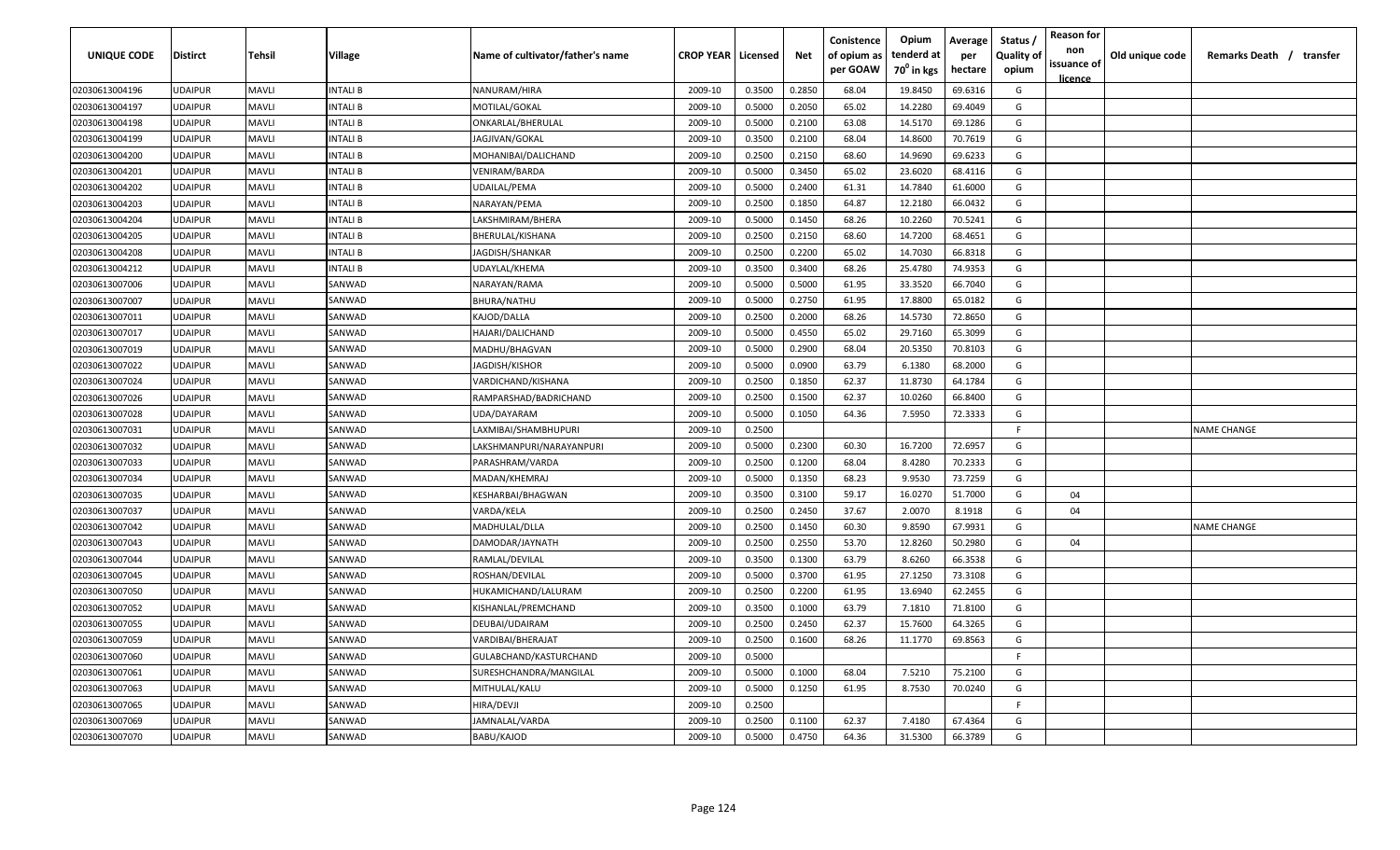| UNIQUE CODE | Distirct | Tehsil | Village | Name of cultivator/father's name | CROP YEAR | Licensed | Net | Conistence of opium as per GOAW | Opium tenderd at $70^0$ in kgs | Average per hectare | Status / Quality of opium | Reason for non issuance of licence | Old unique code | Remarks Death / transfer |
|---|---|---|---|---|---|---|---|---|---|---|---|---|---|---|
| 02030613004196 | UDAIPUR | MAVLI | INTALI B | NANURAM/HIRA | 2009-10 | 0.3500 | 0.2850 | 68.04 | 19.8450 | 69.6316 | G | | | |
| 02030613004197 | UDAIPUR | MAVLI | INTALI B | MOTILAL/GOKAL | 2009-10 | 0.5000 | 0.2050 | 65.02 | 14.2280 | 69.4049 | G | | | |
| 02030613004198 | UDAIPUR | MAVLI | INTALI B | ONKARLAL/BHERULAL | 2009-10 | 0.5000 | 0.2100 | 63.08 | 14.5170 | 69.1286 | G | | | |
| 02030613004199 | UDAIPUR | MAVLI | INTALI B | JAGJIVAN/GOKAL | 2009-10 | 0.3500 | 0.2100 | 68.04 | 14.8600 | 70.7619 | G | | | |
| 02030613004200 | UDAIPUR | MAVLI | INTALI B | MOHANIBAI/DALICHAND | 2009-10 | 0.2500 | 0.2150 | 68.60 | 14.9690 | 69.6233 | G | | | |
| 02030613004201 | UDAIPUR | MAVLI | INTALI B | VENIRAM/BARDA | 2009-10 | 0.5000 | 0.3450 | 65.02 | 23.6020 | 68.4116 | G | | | |
| 02030613004202 | UDAIPUR | MAVLI | INTALI B | UDAILAL/PEMA | 2009-10 | 0.5000 | 0.2400 | 61.31 | 14.7840 | 61.6000 | G | | | |
| 02030613004203 | UDAIPUR | MAVLI | INTALI B | NARAYAN/PEMA | 2009-10 | 0.2500 | 0.1850 | 64.87 | 12.2180 | 66.0432 | G | | | |
| 02030613004204 | UDAIPUR | MAVLI | INTALI B | LAKSHMIRAM/BHERA | 2009-10 | 0.5000 | 0.1450 | 68.26 | 10.2260 | 70.5241 | G | | | |
| 02030613004205 | UDAIPUR | MAVLI | INTALI B | BHERULAL/KISHANA | 2009-10 | 0.2500 | 0.2150 | 68.60 | 14.7200 | 68.4651 | G | | | |
| 02030613004208 | UDAIPUR | MAVLI | INTALI B | JAGDISH/SHANKAR | 2009-10 | 0.2500 | 0.2200 | 65.02 | 14.7030 | 66.8318 | G | | | |
| 02030613004212 | UDAIPUR | MAVLI | INTALI B | UDAYLAL/KHEMA | 2009-10 | 0.3500 | 0.3400 | 68.26 | 25.4780 | 74.9353 | G | | | |
| 02030613007006 | UDAIPUR | MAVLI | SANWAD | NARAYAN/RAMA | 2009-10 | 0.5000 | 0.5000 | 61.95 | 33.3520 | 66.7040 | G | | | |
| 02030613007007 | UDAIPUR | MAVLI | SANWAD | BHURA/NATHU | 2009-10 | 0.5000 | 0.2750 | 61.95 | 17.8800 | 65.0182 | G | | | |
| 02030613007011 | UDAIPUR | MAVLI | SANWAD | KAJOD/DALLA | 2009-10 | 0.2500 | 0.2000 | 68.26 | 14.5730 | 72.8650 | G | | | |
| 02030613007017 | UDAIPUR | MAVLI | SANWAD | HAJARI/DALICHAND | 2009-10 | 0.5000 | 0.4550 | 65.02 | 29.7160 | 65.3099 | G | | | |
| 02030613007019 | UDAIPUR | MAVLI | SANWAD | MADHU/BHAGVAN | 2009-10 | 0.5000 | 0.2900 | 68.04 | 20.5350 | 70.8103 | G | | | |
| 02030613007022 | UDAIPUR | MAVLI | SANWAD | JAGDISH/KISHOR | 2009-10 | 0.5000 | 0.0900 | 63.79 | 6.1380 | 68.2000 | G | | | |
| 02030613007024 | UDAIPUR | MAVLI | SANWAD | VARDICHAND/KISHANA | 2009-10 | 0.2500 | 0.1850 | 62.37 | 11.8730 | 64.1784 | G | | | |
| 02030613007026 | UDAIPUR | MAVLI | SANWAD | RAMPARSHAD/BADRICHAND | 2009-10 | 0.2500 | 0.1500 | 62.37 | 10.0260 | 66.8400 | G | | | |
| 02030613007028 | UDAIPUR | MAVLI | SANWAD | UDA/DAYARAM | 2009-10 | 0.5000 | 0.1050 | 64.36 | 7.5950 | 72.3333 | G | | | |
| 02030613007031 | UDAIPUR | MAVLI | SANWAD | LAXMIBAI/SHAMBHUPURI | 2009-10 | 0.2500 | | | | | F | | | NAME CHANGE |
| 02030613007032 | UDAIPUR | MAVLI | SANWAD | LAKSHMANPURI/NARAYANPURI | 2009-10 | 0.5000 | 0.2300 | 60.30 | 16.7200 | 72.6957 | G | | | |
| 02030613007033 | UDAIPUR | MAVLI | SANWAD | PARASHRAM/VARDA | 2009-10 | 0.2500 | 0.1200 | 68.04 | 8.4280 | 70.2333 | G | | | |
| 02030613007034 | UDAIPUR | MAVLI | SANWAD | MADAN/KHEMRAJ | 2009-10 | 0.5000 | 0.1350 | 68.23 | 9.9530 | 73.7259 | G | | | |
| 02030613007035 | UDAIPUR | MAVLI | SANWAD | KESHARBAI/BHAGWAN | 2009-10 | 0.3500 | 0.3100 | 59.17 | 16.0270 | 51.7000 | G | 04 | | |
| 02030613007037 | UDAIPUR | MAVLI | SANWAD | VARDA/KELA | 2009-10 | 0.2500 | 0.2450 | 37.67 | 2.0070 | 8.1918 | G | 04 | | |
| 02030613007042 | UDAIPUR | MAVLI | SANWAD | MADHULAL/DLLA | 2009-10 | 0.2500 | 0.1450 | 60.30 | 9.8590 | 67.9931 | G | | | NAME CHANGE |
| 02030613007043 | UDAIPUR | MAVLI | SANWAD | DAMODAR/JAYNATH | 2009-10 | 0.2500 | 0.2550 | 53.70 | 12.8260 | 50.2980 | G | 04 | | |
| 02030613007044 | UDAIPUR | MAVLI | SANWAD | RAMLAL/DEVILAL | 2009-10 | 0.3500 | 0.1300 | 63.79 | 8.6260 | 66.3538 | G | | | |
| 02030613007045 | UDAIPUR | MAVLI | SANWAD | ROSHAN/DEVILAL | 2009-10 | 0.5000 | 0.3700 | 61.95 | 27.1250 | 73.3108 | G | | | |
| 02030613007050 | UDAIPUR | MAVLI | SANWAD | HUKAMICHAND/LALURAM | 2009-10 | 0.2500 | 0.2200 | 61.95 | 13.6940 | 62.2455 | G | | | |
| 02030613007052 | UDAIPUR | MAVLI | SANWAD | KISHANLAL/PREMCHAND | 2009-10 | 0.3500 | 0.1000 | 63.79 | 7.1810 | 71.8100 | G | | | |
| 02030613007055 | UDAIPUR | MAVLI | SANWAD | DEUBAI/UDAIRAM | 2009-10 | 0.2500 | 0.2450 | 62.37 | 15.7600 | 64.3265 | G | | | |
| 02030613007059 | UDAIPUR | MAVLI | SANWAD | VARDIBAI/BHERAJAT | 2009-10 | 0.2500 | 0.1600 | 68.26 | 11.1770 | 69.8563 | G | | | |
| 02030613007060 | UDAIPUR | MAVLI | SANWAD | GULABCHAND/KASTURCHAND | 2009-10 | 0.5000 | | | | | F | | | |
| 02030613007061 | UDAIPUR | MAVLI | SANWAD | SURESHCHANDRA/MANGILAL | 2009-10 | 0.5000 | 0.1000 | 68.04 | 7.5210 | 75.2100 | G | | | |
| 02030613007063 | UDAIPUR | MAVLI | SANWAD | MITHULAL/KALU | 2009-10 | 0.5000 | 0.1250 | 61.95 | 8.7530 | 70.0240 | G | | | |
| 02030613007065 | UDAIPUR | MAVLI | SANWAD | HIRA/DEVJI | 2009-10 | 0.2500 | | | | | F | | | |
| 02030613007069 | UDAIPUR | MAVLI | SANWAD | JAMNALAL/VARDA | 2009-10 | 0.2500 | 0.1100 | 62.37 | 7.4180 | 67.4364 | G | | | |
| 02030613007070 | UDAIPUR | MAVLI | SANWAD | BABU/KAJOD | 2009-10 | 0.5000 | 0.4750 | 64.36 | 31.5300 | 66.3789 | G | | | |